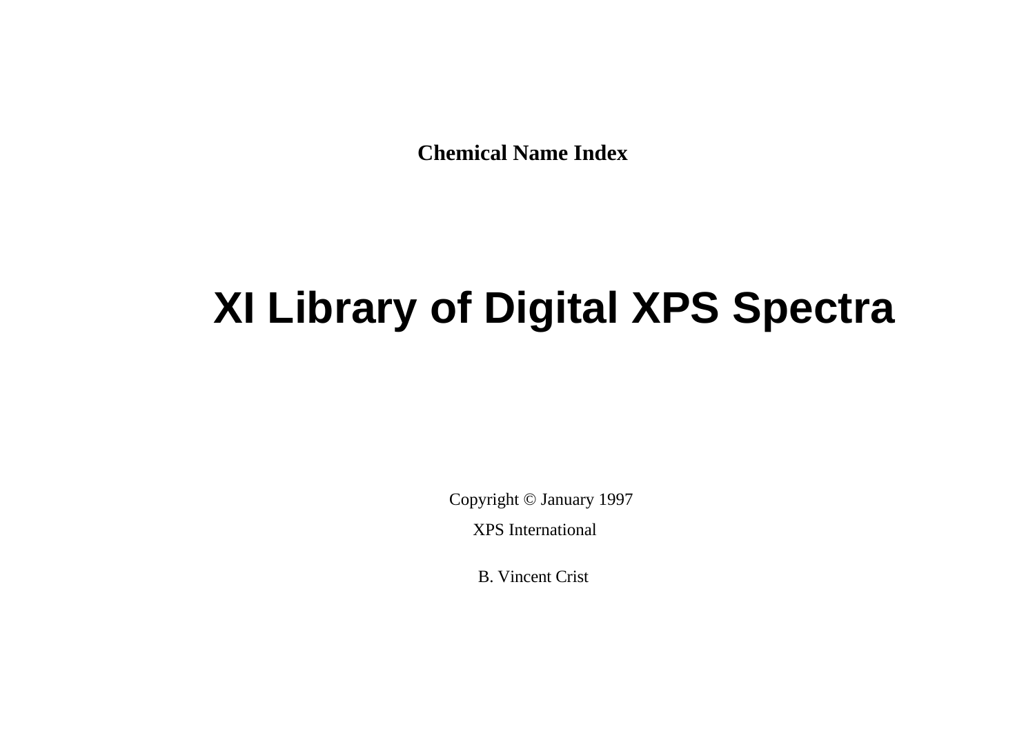**Chemical Name Index**

# XI Library of Digital XPS Spectra

Copyright © January 1997

XPS International

B. Vincent Crist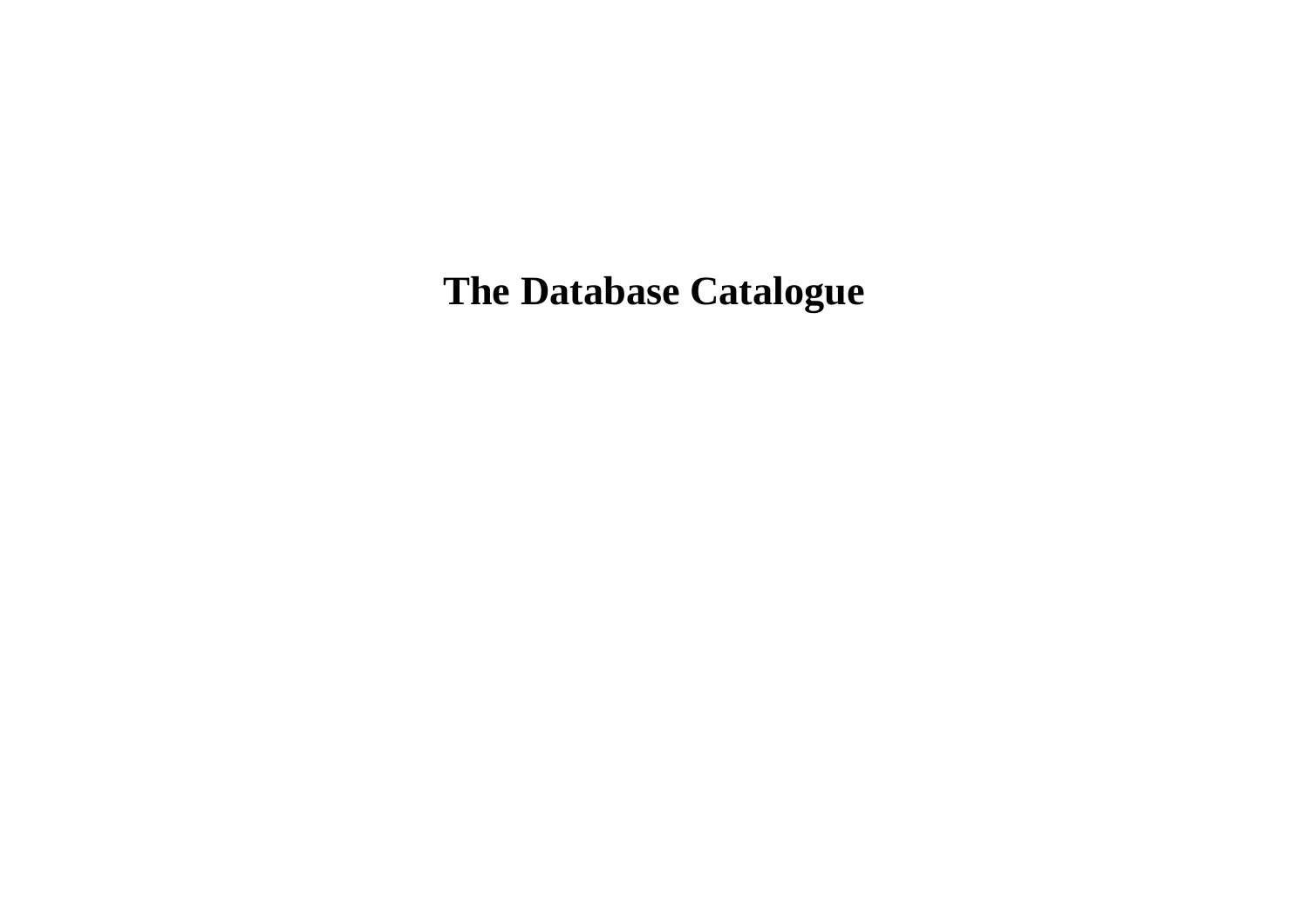# The Database Catalogue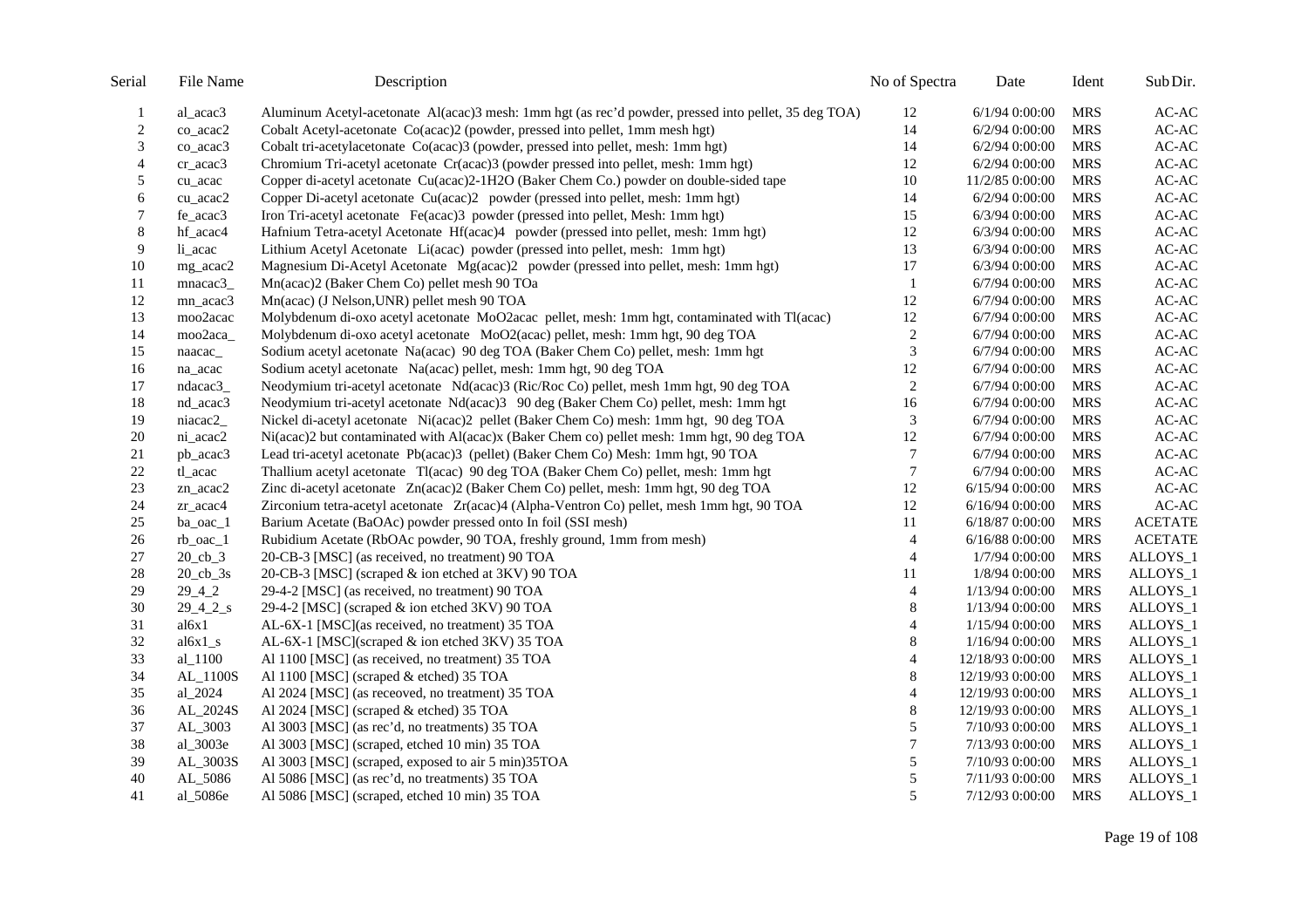| Serial | File Name | Description | No of Spectra | Date | Ident | Sub Dir. |
|---|---|---|---|---|---|---|
| 1 | al_acac3 | Aluminum Acetyl-acetonate Al(acac)3 mesh: 1mm hgt (as rec'd powder, pressed into pellet, 35 deg TOA) | 12 | 6/1/94 0:00:00 | MRS | AC-AC |
| 2 | co_acac2 | Cobalt Acetyl-acetonate Co(acac)2 (powder, pressed into pellet, 1mm mesh hgt) | 14 | 6/2/94 0:00:00 | MRS | AC-AC |
| 3 | co_acac3 | Cobalt tri-acetylacetonate Co(acac)3 (powder, pressed into pellet, mesh: 1mm hgt) | 14 | 6/2/94 0:00:00 | MRS | AC-AC |
| 4 | cr_acac3 | Chromium Tri-acetyl acetonate Cr(acac)3 (powder pressed into pellet, mesh: 1mm hgt) | 12 | 6/2/94 0:00:00 | MRS | AC-AC |
| 5 | cu_acac | Copper di-acetyl acetonate Cu(acac)2-1H2O (Baker Chem Co.) powder on double-sided tape | 10 | 11/2/85 0:00:00 | MRS | AC-AC |
| 6 | cu_acac2 | Copper Di-acetyl acetonate Cu(acac)2 powder (pressed into pellet, mesh: 1mm hgt) | 14 | 6/2/94 0:00:00 | MRS | AC-AC |
| 7 | fe_acac3 | Iron Tri-acetyl acetonate Fe(acac)3 powder (pressed into pellet, Mesh: 1mm hgt) | 15 | 6/3/94 0:00:00 | MRS | AC-AC |
| 8 | hf_acac4 | Hafnium Tetra-acetyl Acetonate Hf(acac)4 powder (pressed into pellet, mesh: 1mm hgt) | 12 | 6/3/94 0:00:00 | MRS | AC-AC |
| 9 | li_acac | Lithium Acetyl Acetonate Li(acac) powder (pressed into pellet, mesh: 1mm hgt) | 13 | 6/3/94 0:00:00 | MRS | AC-AC |
| 10 | mg_acac2 | Magnesium Di-Acetyl Acetonate Mg(acac)2 powder (pressed into pellet, mesh: 1mm hgt) | 17 | 6/3/94 0:00:00 | MRS | AC-AC |
| 11 | mnacac3_ | Mn(acac)2 (Baker Chem Co) pellet mesh 90 TOa | 1 | 6/7/94 0:00:00 | MRS | AC-AC |
| 12 | mn_acac3 | Mn(acac) (J Nelson,UNR) pellet mesh 90 TOA | 12 | 6/7/94 0:00:00 | MRS | AC-AC |
| 13 | moo2acac | Molybdenum di-oxo acetyl acetonate MoO2acac pellet, mesh: 1mm hgt, contaminated with Tl(acac) | 12 | 6/7/94 0:00:00 | MRS | AC-AC |
| 14 | moo2aca_ | Molybdenum di-oxo acetyl acetonate MoO2(acac) pellet, mesh: 1mm hgt, 90 deg TOA | 2 | 6/7/94 0:00:00 | MRS | AC-AC |
| 15 | naacac_ | Sodium acetyl acetonate Na(acac) 90 deg TOA (Baker Chem Co) pellet, mesh: 1mm hgt | 3 | 6/7/94 0:00:00 | MRS | AC-AC |
| 16 | na_acac | Sodium acetyl acetonate Na(acac) pellet, mesh: 1mm hgt, 90 deg TOA | 12 | 6/7/94 0:00:00 | MRS | AC-AC |
| 17 | ndacac3_ | Neodymium tri-acetyl acetonate Nd(acac)3 (Ric/Roc Co) pellet, mesh 1mm hgt, 90 deg TOA | 2 | 6/7/94 0:00:00 | MRS | AC-AC |
| 18 | nd_acac3 | Neodymium tri-acetyl acetonate Nd(acac)3 90 deg (Baker Chem Co) pellet, mesh: 1mm hgt | 16 | 6/7/94 0:00:00 | MRS | AC-AC |
| 19 | niacac2_ | Nickel di-acetyl acetonate Ni(acac)2 pellet (Baker Chem Co) mesh: 1mm hgt, 90 deg TOA | 3 | 6/7/94 0:00:00 | MRS | AC-AC |
| 20 | ni_acac2 | Ni(acac)2 but contaminated with Al(acac)x (Baker Chem co) pellet mesh: 1mm hgt, 90 deg TOA | 12 | 6/7/94 0:00:00 | MRS | AC-AC |
| 21 | pb_acac3 | Lead tri-acetyl acetonate Pb(acac)3 (pellet) (Baker Chem Co) Mesh: 1mm hgt, 90 TOA | 7 | 6/7/94 0:00:00 | MRS | AC-AC |
| 22 | tl_acac | Thallium acetyl acetonate Tl(acac) 90 deg TOA (Baker Chem Co) pellet, mesh: 1mm hgt | 7 | 6/7/94 0:00:00 | MRS | AC-AC |
| 23 | zn_acac2 | Zinc di-acetyl acetonate Zn(acac)2 (Baker Chem Co) pellet, mesh: 1mm hgt, 90 deg TOA | 12 | 6/15/94 0:00:00 | MRS | AC-AC |
| 24 | zr_acac4 | Zirconium tetra-acetyl acetonate Zr(acac)4 (Alpha-Ventron Co) pellet, mesh 1mm hgt, 90 TOA | 12 | 6/16/94 0:00:00 | MRS | AC-AC |
| 25 | ba_oac_1 | Barium Acetate (BaOAc) powder pressed onto In foil (SSI mesh) | 11 | 6/18/87 0:00:00 | MRS | ACETATE |
| 26 | rb_oac_1 | Rubidium Acetate (RbOAc powder, 90 TOA, freshly ground, 1mm from mesh) | 4 | 6/16/88 0:00:00 | MRS | ACETATE |
| 27 | 20_cb_3 | 20-CB-3 [MSC] (as received, no treatment) 90 TOA | 4 | 1/7/94 0:00:00 | MRS | ALLOYS_1 |
| 28 | 20_cb_3s | 20-CB-3 [MSC] (scraped & ion etched at 3KV) 90 TOA | 11 | 1/8/94 0:00:00 | MRS | ALLOYS_1 |
| 29 | 29_4_2 | 29-4-2 [MSC] (as received, no treatment) 90 TOA | 4 | 1/13/94 0:00:00 | MRS | ALLOYS_1 |
| 30 | 29_4_2_s | 29-4-2 [MSC] (scraped & ion etched 3KV) 90 TOA | 8 | 1/13/94 0:00:00 | MRS | ALLOYS_1 |
| 31 | al6x1 | AL-6X-1 [MSC](as received, no treatment) 35 TOA | 4 | 1/15/94 0:00:00 | MRS | ALLOYS_1 |
| 32 | al6x1_s | AL-6X-1 [MSC](scraped & ion etched 3KV) 35 TOA | 8 | 1/16/94 0:00:00 | MRS | ALLOYS_1 |
| 33 | al_1100 | Al 1100 [MSC] (as received, no treatment) 35 TOA | 4 | 12/18/93 0:00:00 | MRS | ALLOYS_1 |
| 34 | AL_1100S | Al 1100 [MSC] (scraped & etched) 35 TOA | 8 | 12/19/93 0:00:00 | MRS | ALLOYS_1 |
| 35 | al_2024 | Al 2024 [MSC] (as receoved, no treatment) 35 TOA | 4 | 12/19/93 0:00:00 | MRS | ALLOYS_1 |
| 36 | AL_2024S | Al 2024 [MSC] (scraped & etched) 35 TOA | 8 | 12/19/93 0:00:00 | MRS | ALLOYS_1 |
| 37 | AL_3003 | Al 3003 [MSC] (as rec'd, no treatments) 35 TOA | 5 | 7/10/93 0:00:00 | MRS | ALLOYS_1 |
| 38 | al_3003e | Al 3003 [MSC] (scraped, etched 10 min) 35 TOA | 7 | 7/13/93 0:00:00 | MRS | ALLOYS_1 |
| 39 | AL_3003S | Al 3003 [MSC] (scraped, exposed to air 5 min)35TOA | 5 | 7/10/93 0:00:00 | MRS | ALLOYS_1 |
| 40 | AL_5086 | Al 5086 [MSC] (as rec'd, no treatments) 35 TOA | 5 | 7/11/93 0:00:00 | MRS | ALLOYS_1 |
| 41 | al_5086e | Al 5086 [MSC] (scraped, etched 10 min) 35 TOA | 5 | 7/12/93 0:00:00 | MRS | ALLOYS_1 |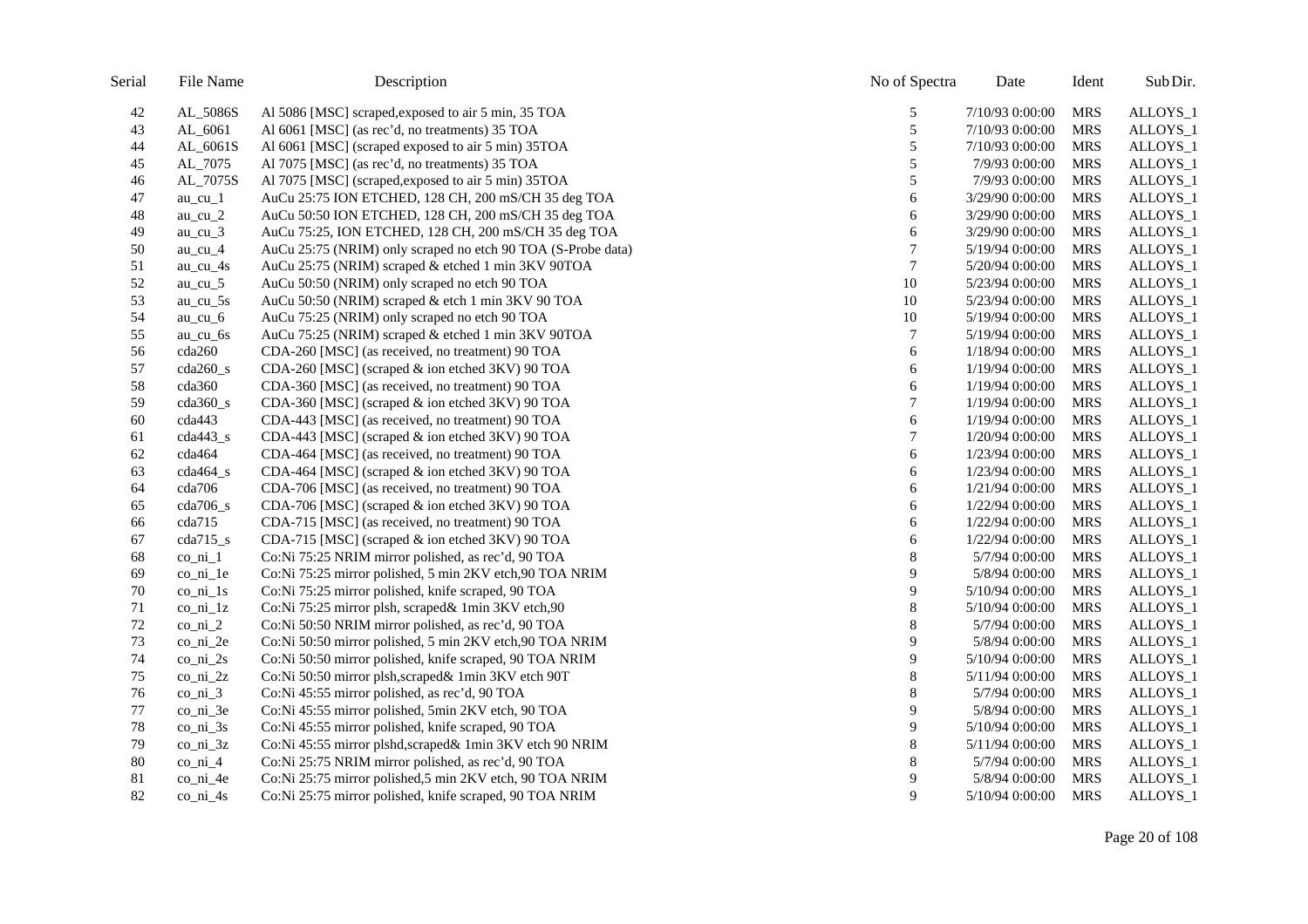| Serial | File Name | Description | No of Spectra | Date | Ident | Sub Dir. |
|---|---|---|---|---|---|---|
| 42 | AL_5086S | Al 5086 [MSC] scraped,exposed to air 5 min, 35 TOA | 5 | 7/10/93 0:00:00 | MRS | ALLOYS_1 |
| 43 | AL_6061 | Al 6061 [MSC] (as rec'd, no treatments) 35 TOA | 5 | 7/10/93 0:00:00 | MRS | ALLOYS_1 |
| 44 | AL_6061S | Al 6061 [MSC] (scraped exposed to air 5 min) 35TOA | 5 | 7/10/93 0:00:00 | MRS | ALLOYS_1 |
| 45 | AL_7075 | Al 7075 [MSC] (as rec'd, no treatments) 35 TOA | 5 | 7/9/93 0:00:00 | MRS | ALLOYS_1 |
| 46 | AL_7075S | Al 7075 [MSC] (scraped,exposed to air 5 min) 35TOA | 5 | 7/9/93 0:00:00 | MRS | ALLOYS_1 |
| 47 | au_cu_1 | AuCu 25:75 ION ETCHED, 128 CH, 200 mS/CH 35 deg TOA | 6 | 3/29/90 0:00:00 | MRS | ALLOYS_1 |
| 48 | au_cu_2 | AuCu 50:50 ION ETCHED, 128 CH, 200 mS/CH 35 deg TOA | 6 | 3/29/90 0:00:00 | MRS | ALLOYS_1 |
| 49 | au_cu_3 | AuCu 75:25, ION ETCHED, 128 CH, 200 mS/CH 35 deg TOA | 6 | 3/29/90 0:00:00 | MRS | ALLOYS_1 |
| 50 | au_cu_4 | AuCu 25:75 (NRIM) only scraped no etch 90 TOA (S-Probe data) | 7 | 5/19/94 0:00:00 | MRS | ALLOYS_1 |
| 51 | au_cu_4s | AuCu 25:75 (NRIM) scraped & etched 1 min 3KV 90TOA | 7 | 5/20/94 0:00:00 | MRS | ALLOYS_1 |
| 52 | au_cu_5 | AuCu 50:50 (NRIM) only scraped no etch 90 TOA | 10 | 5/23/94 0:00:00 | MRS | ALLOYS_1 |
| 53 | au_cu_5s | AuCu 50:50 (NRIM) scraped & etch 1 min 3KV 90 TOA | 10 | 5/23/94 0:00:00 | MRS | ALLOYS_1 |
| 54 | au_cu_6 | AuCu 75:25 (NRIM) only scraped no etch 90 TOA | 10 | 5/19/94 0:00:00 | MRS | ALLOYS_1 |
| 55 | au_cu_6s | AuCu 75:25 (NRIM) scraped & etched 1 min 3KV 90TOA | 7 | 5/19/94 0:00:00 | MRS | ALLOYS_1 |
| 56 | cda260 | CDA-260 [MSC] (as received, no treatment) 90 TOA | 6 | 1/18/94 0:00:00 | MRS | ALLOYS_1 |
| 57 | cda260_s | CDA-260 [MSC] (scraped & ion etched 3KV) 90 TOA | 6 | 1/19/94 0:00:00 | MRS | ALLOYS_1 |
| 58 | cda360 | CDA-360 [MSC] (as received, no treatment) 90 TOA | 6 | 1/19/94 0:00:00 | MRS | ALLOYS_1 |
| 59 | cda360_s | CDA-360 [MSC] (scraped & ion etched 3KV) 90 TOA | 7 | 1/19/94 0:00:00 | MRS | ALLOYS_1 |
| 60 | cda443 | CDA-443 [MSC] (as received, no treatment) 90 TOA | 6 | 1/19/94 0:00:00 | MRS | ALLOYS_1 |
| 61 | cda443_s | CDA-443 [MSC] (scraped & ion etched 3KV) 90 TOA | 7 | 1/20/94 0:00:00 | MRS | ALLOYS_1 |
| 62 | cda464 | CDA-464 [MSC] (as received, no treatment) 90 TOA | 6 | 1/23/94 0:00:00 | MRS | ALLOYS_1 |
| 63 | cda464_s | CDA-464 [MSC] (scraped & ion etched 3KV) 90 TOA | 6 | 1/23/94 0:00:00 | MRS | ALLOYS_1 |
| 64 | cda706 | CDA-706 [MSC] (as received, no treatment) 90 TOA | 6 | 1/21/94 0:00:00 | MRS | ALLOYS_1 |
| 65 | cda706_s | CDA-706 [MSC] (scraped & ion etched 3KV) 90 TOA | 6 | 1/22/94 0:00:00 | MRS | ALLOYS_1 |
| 66 | cda715 | CDA-715 [MSC] (as received, no treatment) 90 TOA | 6 | 1/22/94 0:00:00 | MRS | ALLOYS_1 |
| 67 | cda715_s | CDA-715 [MSC] (scraped & ion etched 3KV) 90 TOA | 6 | 1/22/94 0:00:00 | MRS | ALLOYS_1 |
| 68 | co_ni_1 | Co:Ni 75:25 NRIM mirror polished, as rec'd, 90 TOA | 8 | 5/7/94 0:00:00 | MRS | ALLOYS_1 |
| 69 | co_ni_1e | Co:Ni 75:25 mirror polished, 5 min 2KV etch,90 TOA NRIM | 9 | 5/8/94 0:00:00 | MRS | ALLOYS_1 |
| 70 | co_ni_1s | Co:Ni 75:25 mirror polished, knife scraped, 90 TOA | 9 | 5/10/94 0:00:00 | MRS | ALLOYS_1 |
| 71 | co_ni_1z | Co:Ni 75:25 mirror plsh, scraped& 1min 3KV etch,90 | 8 | 5/10/94 0:00:00 | MRS | ALLOYS_1 |
| 72 | co_ni_2 | Co:Ni 50:50 NRIM mirror polished, as rec'd, 90 TOA | 8 | 5/7/94 0:00:00 | MRS | ALLOYS_1 |
| 73 | co_ni_2e | Co:Ni 50:50 mirror polished, 5 min 2KV etch,90 TOA NRIM | 9 | 5/8/94 0:00:00 | MRS | ALLOYS_1 |
| 74 | co_ni_2s | Co:Ni 50:50 mirror polished, knife scraped, 90 TOA NRIM | 9 | 5/10/94 0:00:00 | MRS | ALLOYS_1 |
| 75 | co_ni_2z | Co:Ni 50:50 mirror plsh,scraped& 1min 3KV etch 90T | 8 | 5/11/94 0:00:00 | MRS | ALLOYS_1 |
| 76 | co_ni_3 | Co:Ni 45:55 mirror polished, as rec'd, 90 TOA | 8 | 5/7/94 0:00:00 | MRS | ALLOYS_1 |
| 77 | co_ni_3e | Co:Ni 45:55 mirror polished, 5min 2KV etch, 90 TOA | 9 | 5/8/94 0:00:00 | MRS | ALLOYS_1 |
| 78 | co_ni_3s | Co:Ni 45:55 mirror polished, knife scraped, 90 TOA | 9 | 5/10/94 0:00:00 | MRS | ALLOYS_1 |
| 79 | co_ni_3z | Co:Ni 45:55 mirror plshd,scraped& 1min 3KV etch 90 NRIM | 8 | 5/11/94 0:00:00 | MRS | ALLOYS_1 |
| 80 | co_ni_4 | Co:Ni 25:75 NRIM mirror polished, as rec'd, 90 TOA | 8 | 5/7/94 0:00:00 | MRS | ALLOYS_1 |
| 81 | co_ni_4e | Co:Ni 25:75 mirror polished,5 min 2KV etch, 90 TOA NRIM | 9 | 5/8/94 0:00:00 | MRS | ALLOYS_1 |
| 82 | co_ni_4s | Co:Ni 25:75 mirror polished, knife scraped, 90 TOA NRIM | 9 | 5/10/94 0:00:00 | MRS | ALLOYS_1 |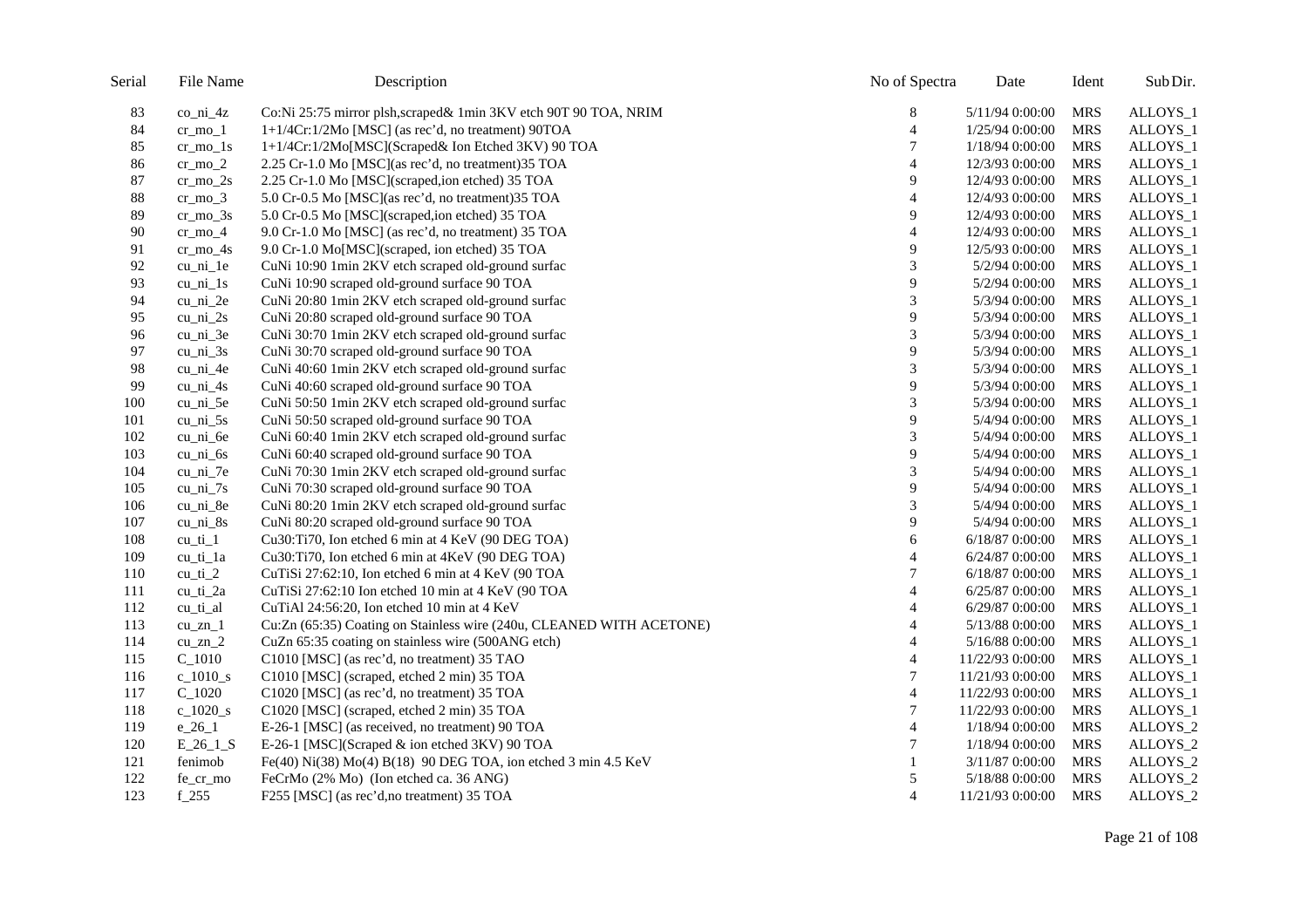| Serial | File Name | Description | No of Spectra | Date | Ident | Sub Dir. |
|---|---|---|---|---|---|---|
| 83 | co_ni_4z | Co:Ni 25:75 mirror plsh,scraped& 1min 3KV etch 90T 90 TOA, NRIM | 8 | 5/11/94 0:00:00 | MRS | ALLOYS_1 |
| 84 | cr_mo_1 | 1+1/4Cr:1/2Mo [MSC] (as rec'd, no treatment) 90TOA | 4 | 1/25/94 0:00:00 | MRS | ALLOYS_1 |
| 85 | cr_mo_1s | 1+1/4Cr:1/2Mo[MSC](Scraped& Ion Etched 3KV) 90 TOA | 7 | 1/18/94 0:00:00 | MRS | ALLOYS_1 |
| 86 | cr_mo_2 | 2.25 Cr-1.0 Mo [MSC](as rec'd, no treatment)35 TOA | 4 | 12/3/93 0:00:00 | MRS | ALLOYS_1 |
| 87 | cr_mo_2s | 2.25 Cr-1.0 Mo [MSC](scraped,ion etched) 35 TOA | 9 | 12/4/93 0:00:00 | MRS | ALLOYS_1 |
| 88 | cr_mo_3 | 5.0 Cr-0.5 Mo [MSC](as rec'd, no treatment)35 TOA | 4 | 12/4/93 0:00:00 | MRS | ALLOYS_1 |
| 89 | cr_mo_3s | 5.0 Cr-0.5 Mo [MSC](scraped,ion etched) 35 TOA | 9 | 12/4/93 0:00:00 | MRS | ALLOYS_1 |
| 90 | cr_mo_4 | 9.0 Cr-1.0 Mo [MSC] (as rec'd, no treatment) 35 TOA | 4 | 12/4/93 0:00:00 | MRS | ALLOYS_1 |
| 91 | cr_mo_4s | 9.0 Cr-1.0 Mo[MSC](scraped, ion etched) 35 TOA | 9 | 12/5/93 0:00:00 | MRS | ALLOYS_1 |
| 92 | cu_ni_1e | CuNi 10:90 1min 2KV etch scraped old-ground surfac | 3 | 5/2/94 0:00:00 | MRS | ALLOYS_1 |
| 93 | cu_ni_1s | CuNi 10:90 scraped old-ground surface 90 TOA | 9 | 5/2/94 0:00:00 | MRS | ALLOYS_1 |
| 94 | cu_ni_2e | CuNi 20:80 1min 2KV etch scraped old-ground surfac | 3 | 5/3/94 0:00:00 | MRS | ALLOYS_1 |
| 95 | cu_ni_2s | CuNi 20:80 scraped old-ground surface 90 TOA | 9 | 5/3/94 0:00:00 | MRS | ALLOYS_1 |
| 96 | cu_ni_3e | CuNi 30:70 1min 2KV etch scraped old-ground surfac | 3 | 5/3/94 0:00:00 | MRS | ALLOYS_1 |
| 97 | cu_ni_3s | CuNi 30:70 scraped old-ground surface 90 TOA | 9 | 5/3/94 0:00:00 | MRS | ALLOYS_1 |
| 98 | cu_ni_4e | CuNi 40:60 1min 2KV etch scraped old-ground surfac | 3 | 5/3/94 0:00:00 | MRS | ALLOYS_1 |
| 99 | cu_ni_4s | CuNi 40:60 scraped old-ground surface 90 TOA | 9 | 5/3/94 0:00:00 | MRS | ALLOYS_1 |
| 100 | cu_ni_5e | CuNi 50:50 1min 2KV etch scraped old-ground surfac | 3 | 5/3/94 0:00:00 | MRS | ALLOYS_1 |
| 101 | cu_ni_5s | CuNi 50:50 scraped old-ground surface 90 TOA | 9 | 5/4/94 0:00:00 | MRS | ALLOYS_1 |
| 102 | cu_ni_6e | CuNi 60:40 1min 2KV etch scraped old-ground surfac | 3 | 5/4/94 0:00:00 | MRS | ALLOYS_1 |
| 103 | cu_ni_6s | CuNi 60:40 scraped old-ground surface 90 TOA | 9 | 5/4/94 0:00:00 | MRS | ALLOYS_1 |
| 104 | cu_ni_7e | CuNi 70:30 1min 2KV etch scraped old-ground surfac | 3 | 5/4/94 0:00:00 | MRS | ALLOYS_1 |
| 105 | cu_ni_7s | CuNi 70:30 scraped old-ground surface 90 TOA | 9 | 5/4/94 0:00:00 | MRS | ALLOYS_1 |
| 106 | cu_ni_8e | CuNi 80:20 1min 2KV etch scraped old-ground surfac | 3 | 5/4/94 0:00:00 | MRS | ALLOYS_1 |
| 107 | cu_ni_8s | CuNi 80:20 scraped old-ground surface 90 TOA | 9 | 5/4/94 0:00:00 | MRS | ALLOYS_1 |
| 108 | cu_ti_1 | Cu30:Ti70, Ion etched 6 min at 4 KeV (90 DEG TOA) | 6 | 6/18/87 0:00:00 | MRS | ALLOYS_1 |
| 109 | cu_ti_1a | Cu30:Ti70, Ion etched 6 min at 4KeV (90 DEG TOA) | 4 | 6/24/87 0:00:00 | MRS | ALLOYS_1 |
| 110 | cu_ti_2 | CuTiSi 27:62:10, Ion etched 6 min at 4 KeV (90 TOA | 7 | 6/18/87 0:00:00 | MRS | ALLOYS_1 |
| 111 | cu_ti_2a | CuTiSi 27:62:10 Ion etched 10 min at 4 KeV (90 TOA | 4 | 6/25/87 0:00:00 | MRS | ALLOYS_1 |
| 112 | cu_ti_al | CuTiAl 24:56:20, Ion etched 10 min at 4 KeV | 4 | 6/29/87 0:00:00 | MRS | ALLOYS_1 |
| 113 | cu_zn_1 | Cu:Zn (65:35) Coating on Stainless wire (240u, CLEANED WITH ACETONE) | 4 | 5/13/88 0:00:00 | MRS | ALLOYS_1 |
| 114 | cu_zn_2 | CuZn 65:35 coating on stainless wire (500ANG etch) | 4 | 5/16/88 0:00:00 | MRS | ALLOYS_1 |
| 115 | C_1010 | C1010 [MSC] (as rec'd, no treatment) 35 TAO | 4 | 11/22/93 0:00:00 | MRS | ALLOYS_1 |
| 116 | c_1010_s | C1010 [MSC] (scraped, etched 2 min) 35 TOA | 7 | 11/21/93 0:00:00 | MRS | ALLOYS_1 |
| 117 | C_1020 | C1020 [MSC] (as rec'd, no treatment) 35 TOA | 4 | 11/22/93 0:00:00 | MRS | ALLOYS_1 |
| 118 | c_1020_s | C1020 [MSC] (scraped, etched 2 min) 35 TOA | 7 | 11/22/93 0:00:00 | MRS | ALLOYS_1 |
| 119 | e_26_1 | E-26-1 [MSC] (as received, no treatment) 90 TOA | 4 | 1/18/94 0:00:00 | MRS | ALLOYS_2 |
| 120 | E_26_1_S | E-26-1 [MSC](Scraped & ion etched 3KV) 90 TOA | 7 | 1/18/94 0:00:00 | MRS | ALLOYS_2 |
| 121 | fenimob | Fe(40) Ni(38) Mo(4) B(18) 90 DEG TOA, ion etched 3 min 4.5 KeV | 1 | 3/11/87 0:00:00 | MRS | ALLOYS_2 |
| 122 | fe_cr_mo | FeCrMo (2% Mo) (Ion etched ca. 36 ANG) | 5 | 5/18/88 0:00:00 | MRS | ALLOYS_2 |
| 123 | f_255 | F255 [MSC] (as rec'd,no treatment) 35 TOA | 4 | 11/21/93 0:00:00 | MRS | ALLOYS_2 |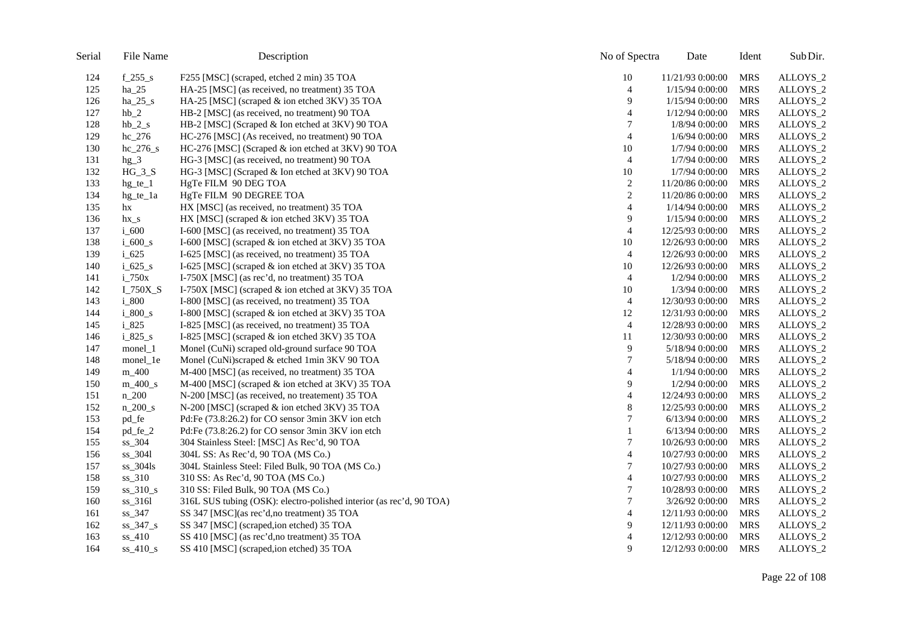| Serial | File Name | Description | No of Spectra | Date | Ident | Sub Dir. |
|---|---|---|---|---|---|---|
| 124 | f_255_s | F255 [MSC] (scraped, etched 2 min) 35 TOA | 10 | 11/21/93 0:00:00 | MRS | ALLOYS_2 |
| 125 | ha_25 | HA-25 [MSC] (as received, no treatment) 35 TOA | 4 | 1/15/94 0:00:00 | MRS | ALLOYS_2 |
| 126 | ha_25_s | HA-25 [MSC] (scraped & ion etched 3KV) 35 TOA | 9 | 1/15/94 0:00:00 | MRS | ALLOYS_2 |
| 127 | hb_2 | HB-2 [MSC] (as received, no treatment) 90 TOA | 4 | 1/12/94 0:00:00 | MRS | ALLOYS_2 |
| 128 | hb_2_s | HB-2 [MSC] (Scraped & Ion etched at 3KV) 90 TOA | 7 | 1/8/94 0:00:00 | MRS | ALLOYS_2 |
| 129 | hc_276 | HC-276 [MSC] (As received, no treatment) 90 TOA | 4 | 1/6/94 0:00:00 | MRS | ALLOYS_2 |
| 130 | hc_276_s | HC-276 [MSC] (Scraped & ion etched at 3KV) 90 TOA | 10 | 1/7/94 0:00:00 | MRS | ALLOYS_2 |
| 131 | hg_3 | HG-3 [MSC] (as received, no treatment) 90 TOA | 4 | 1/7/94 0:00:00 | MRS | ALLOYS_2 |
| 132 | HG_3_S | HG-3 [MSC] (Scraped & Ion etched at 3KV) 90 TOA | 10 | 1/7/94 0:00:00 | MRS | ALLOYS_2 |
| 133 | hg_te_1 | HgTe FILM 90 DEG TOA | 2 | 11/20/86 0:00:00 | MRS | ALLOYS_2 |
| 134 | hg_te_1a | HgTe FILM 90 DEGREE TOA | 2 | 11/20/86 0:00:00 | MRS | ALLOYS_2 |
| 135 | hx | HX [MSC] (as received, no treatment) 35 TOA | 4 | 1/14/94 0:00:00 | MRS | ALLOYS_2 |
| 136 | hx_s | HX [MSC] (scraped & ion etched 3KV) 35 TOA | 9 | 1/15/94 0:00:00 | MRS | ALLOYS_2 |
| 137 | i_600 | I-600 [MSC] (as received, no treatment) 35 TOA | 4 | 12/25/93 0:00:00 | MRS | ALLOYS_2 |
| 138 | i_600_s | I-600 [MSC] (scraped & ion etched at 3KV) 35 TOA | 10 | 12/26/93 0:00:00 | MRS | ALLOYS_2 |
| 139 | i_625 | I-625 [MSC] (as received, no treatment) 35 TOA | 4 | 12/26/93 0:00:00 | MRS | ALLOYS_2 |
| 140 | i_625_s | I-625 [MSC] (scraped & ion etched at 3KV) 35 TOA | 10 | 12/26/93 0:00:00 | MRS | ALLOYS_2 |
| 141 | i_750x | I-750X [MSC] (as rec'd, no treatment) 35 TOA | 4 | 1/2/94 0:00:00 | MRS | ALLOYS_2 |
| 142 | I_750X_S | I-750X [MSC] (scraped & ion etched at 3KV) 35 TOA | 10 | 1/3/94 0:00:00 | MRS | ALLOYS_2 |
| 143 | i_800 | I-800 [MSC] (as received, no treatment) 35 TOA | 4 | 12/30/93 0:00:00 | MRS | ALLOYS_2 |
| 144 | i_800_s | I-800 [MSC] (scraped & ion etched at 3KV) 35 TOA | 12 | 12/31/93 0:00:00 | MRS | ALLOYS_2 |
| 145 | i_825 | I-825 [MSC] (as received, no treatment) 35 TOA | 4 | 12/28/93 0:00:00 | MRS | ALLOYS_2 |
| 146 | i_825_s | I-825 [MSC] (scraped & ion etched 3KV) 35 TOA | 11 | 12/30/93 0:00:00 | MRS | ALLOYS_2 |
| 147 | monel_1 | Monel (CuNi) scraped old-ground surface 90 TOA | 9 | 5/18/94 0:00:00 | MRS | ALLOYS_2 |
| 148 | monel_1e | Monel (CuNi)scraped & etched 1min 3KV 90 TOA | 7 | 5/18/94 0:00:00 | MRS | ALLOYS_2 |
| 149 | m_400 | M-400 [MSC] (as received, no treatment) 35 TOA | 4 | 1/1/94 0:00:00 | MRS | ALLOYS_2 |
| 150 | m_400_s | M-400 [MSC] (scraped & ion etched at 3KV) 35 TOA | 9 | 1/2/94 0:00:00 | MRS | ALLOYS_2 |
| 151 | n_200 | N-200 [MSC] (as received, no treatement) 35 TOA | 4 | 12/24/93 0:00:00 | MRS | ALLOYS_2 |
| 152 | n_200_s | N-200 [MSC] (scraped & ion etched 3KV) 35 TOA | 8 | 12/25/93 0:00:00 | MRS | ALLOYS_2 |
| 153 | pd_fe | Pd:Fe (73.8:26.2) for CO sensor 3min 3KV ion etch | 7 | 6/13/94 0:00:00 | MRS | ALLOYS_2 |
| 154 | pd_fe_2 | Pd:Fe (73.8:26.2) for CO sensor 3min 3KV ion etch | 1 | 6/13/94 0:00:00 | MRS | ALLOYS_2 |
| 155 | ss_304 | 304 Stainless Steel: [MSC] As Rec'd, 90 TOA | 7 | 10/26/93 0:00:00 | MRS | ALLOYS_2 |
| 156 | ss_304l | 304L SS: As Rec'd, 90 TOA (MS Co.) | 4 | 10/27/93 0:00:00 | MRS | ALLOYS_2 |
| 157 | ss_304ls | 304L Stainless Steel: Filed Bulk, 90 TOA (MS Co.) | 7 | 10/27/93 0:00:00 | MRS | ALLOYS_2 |
| 158 | ss_310 | 310 SS: As Rec'd, 90 TOA (MS Co.) | 4 | 10/27/93 0:00:00 | MRS | ALLOYS_2 |
| 159 | ss_310_s | 310 SS: Filed Bulk, 90 TOA (MS Co.) | 7 | 10/28/93 0:00:00 | MRS | ALLOYS_2 |
| 160 | ss_316l | 316L SUS tubing (OSK): electro-polished interior (as rec'd, 90 TOA) | 7 | 3/26/92 0:00:00 | MRS | ALLOYS_2 |
| 161 | ss_347 | SS 347 [MSC](as rec'd,no treatment) 35 TOA | 4 | 12/11/93 0:00:00 | MRS | ALLOYS_2 |
| 162 | ss_347_s | SS 347 [MSC] (scraped,ion etched) 35 TOA | 9 | 12/11/93 0:00:00 | MRS | ALLOYS_2 |
| 163 | ss_410 | SS 410 [MSC] (as rec'd,no treatment) 35 TOA | 4 | 12/12/93 0:00:00 | MRS | ALLOYS_2 |
| 164 | ss_410_s | SS 410 [MSC] (scraped,ion etched) 35 TOA | 9 | 12/12/93 0:00:00 | MRS | ALLOYS_2 |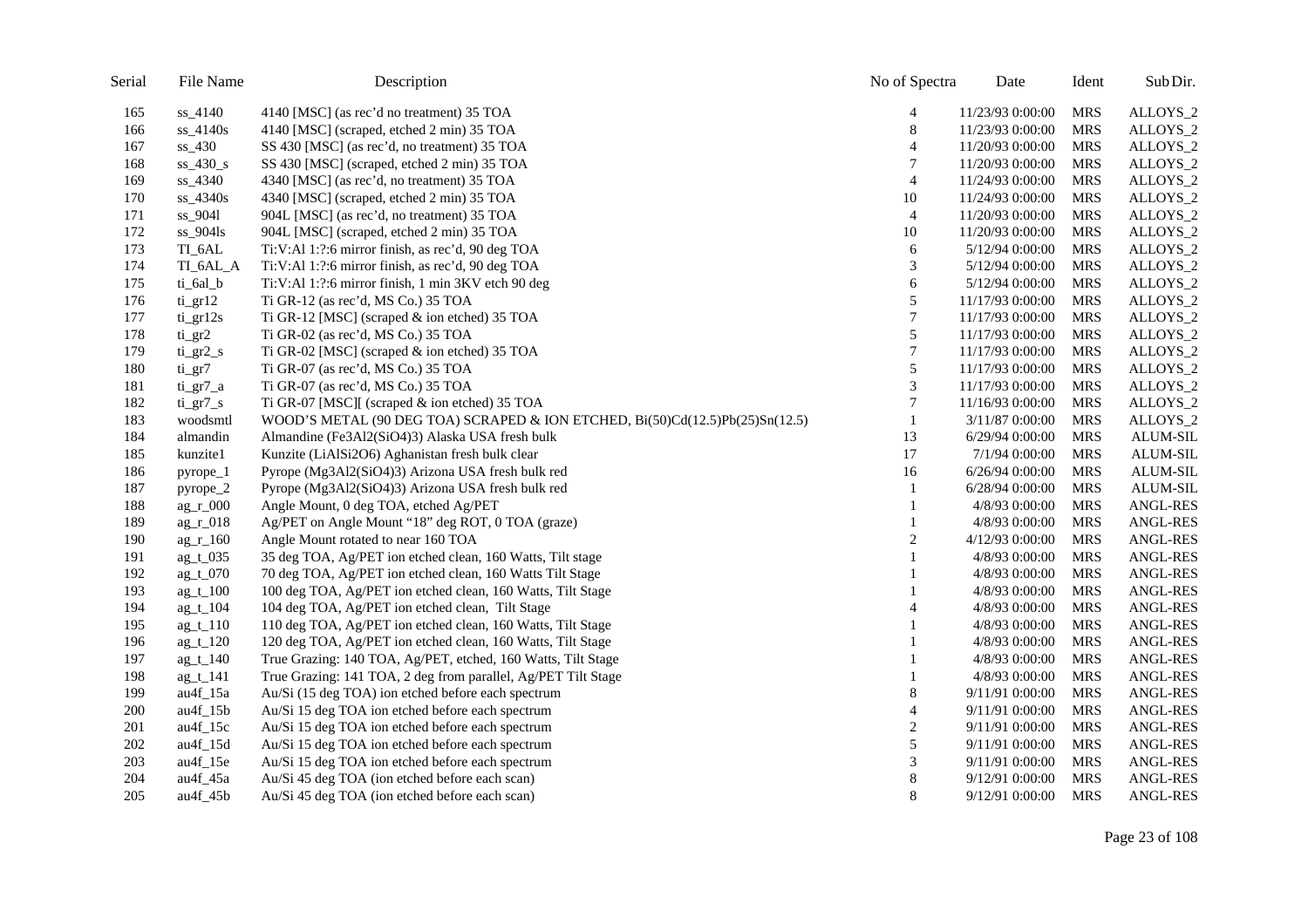| Serial | File Name | Description | No of Spectra | Date | Ident | Sub Dir. |
|---|---|---|---|---|---|---|
| 165 | ss_4140 | 4140 [MSC] (as rec'd no treatment) 35 TOA | 4 | 11/23/93 0:00:00 | MRS | ALLOYS_2 |
| 166 | ss_4140s | 4140 [MSC] (scraped, etched 2 min) 35 TOA | 8 | 11/23/93 0:00:00 | MRS | ALLOYS_2 |
| 167 | ss_430 | SS 430 [MSC] (as rec'd, no treatment) 35 TOA | 4 | 11/20/93 0:00:00 | MRS | ALLOYS_2 |
| 168 | ss_430_s | SS 430 [MSC] (scraped, etched 2 min) 35 TOA | 7 | 11/20/93 0:00:00 | MRS | ALLOYS_2 |
| 169 | ss_4340 | 4340 [MSC] (as rec'd, no treatment) 35 TOA | 4 | 11/24/93 0:00:00 | MRS | ALLOYS_2 |
| 170 | ss_4340s | 4340 [MSC] (scraped, etched 2 min) 35 TOA | 10 | 11/24/93 0:00:00 | MRS | ALLOYS_2 |
| 171 | ss_904l | 904L [MSC] (as rec'd, no treatment) 35 TOA | 4 | 11/20/93 0:00:00 | MRS | ALLOYS_2 |
| 172 | ss_904ls | 904L [MSC] (scraped, etched 2 min) 35 TOA | 10 | 11/20/93 0:00:00 | MRS | ALLOYS_2 |
| 173 | TI_6AL | Ti:V:Al 1:?:6 mirror finish, as rec'd, 90 deg TOA | 6 | 5/12/94 0:00:00 | MRS | ALLOYS_2 |
| 174 | TI_6AL_A | Ti:V:Al 1:?:6 mirror finish, as rec'd, 90 deg TOA | 3 | 5/12/94 0:00:00 | MRS | ALLOYS_2 |
| 175 | ti_6al_b | Ti:V:Al 1:?:6 mirror finish, 1 min 3KV etch 90 deg | 6 | 5/12/94 0:00:00 | MRS | ALLOYS_2 |
| 176 | ti_gr12 | Ti GR-12 (as rec'd, MS Co.) 35 TOA | 5 | 11/17/93 0:00:00 | MRS | ALLOYS_2 |
| 177 | ti_gr12s | Ti GR-12 [MSC] (scraped & ion etched) 35 TOA | 7 | 11/17/93 0:00:00 | MRS | ALLOYS_2 |
| 178 | ti_gr2 | Ti GR-02 (as rec'd, MS Co.) 35 TOA | 5 | 11/17/93 0:00:00 | MRS | ALLOYS_2 |
| 179 | ti_gr2_s | Ti GR-02 [MSC] (scraped & ion etched) 35 TOA | 7 | 11/17/93 0:00:00 | MRS | ALLOYS_2 |
| 180 | ti_gr7 | Ti GR-07 (as rec'd, MS Co.) 35 TOA | 5 | 11/17/93 0:00:00 | MRS | ALLOYS_2 |
| 181 | ti_gr7_a | Ti GR-07 (as rec'd, MS Co.) 35 TOA | 3 | 11/17/93 0:00:00 | MRS | ALLOYS_2 |
| 182 | ti_gr7_s | Ti GR-07 [MSC][ (scraped & ion etched) 35 TOA | 7 | 11/16/93 0:00:00 | MRS | ALLOYS_2 |
| 183 | woodsmtl | WOOD'S METAL (90 DEG TOA) SCRAPED & ION ETCHED, Bi(50)Cd(12.5)Pb(25)Sn(12.5) | 1 | 3/11/87 0:00:00 | MRS | ALLOYS_2 |
| 184 | almandin | Almandine (Fe3Al2(SiO4)3) Alaska USA fresh bulk | 13 | 6/29/94 0:00:00 | MRS | ALUM-SIL |
| 185 | kunzite1 | Kunzite (LiAlSi2O6) Aghanistan fresh bulk clear | 17 | 7/1/94 0:00:00 | MRS | ALUM-SIL |
| 186 | pyrope_1 | Pyrope (Mg3Al2(SiO4)3) Arizona USA fresh bulk red | 16 | 6/26/94 0:00:00 | MRS | ALUM-SIL |
| 187 | pyrope_2 | Pyrope (Mg3Al2(SiO4)3) Arizona USA fresh bulk red | 1 | 6/28/94 0:00:00 | MRS | ALUM-SIL |
| 188 | ag_r_000 | Angle Mount, 0 deg TOA, etched Ag/PET | 1 | 4/8/93 0:00:00 | MRS | ANGL-RES |
| 189 | ag_r_018 | Ag/PET on Angle Mount "18" deg ROT, 0 TOA (graze) | 1 | 4/8/93 0:00:00 | MRS | ANGL-RES |
| 190 | ag_r_160 | Angle Mount rotated to near 160 TOA | 2 | 4/12/93 0:00:00 | MRS | ANGL-RES |
| 191 | ag_t_035 | 35 deg TOA, Ag/PET ion etched clean, 160 Watts, Tilt stage | 1 | 4/8/93 0:00:00 | MRS | ANGL-RES |
| 192 | ag_t_070 | 70 deg TOA, Ag/PET ion etched clean, 160 Watts Tilt Stage | 1 | 4/8/93 0:00:00 | MRS | ANGL-RES |
| 193 | ag_t_100 | 100 deg TOA, Ag/PET ion etched clean, 160 Watts, Tilt Stage | 1 | 4/8/93 0:00:00 | MRS | ANGL-RES |
| 194 | ag_t_104 | 104 deg TOA, Ag/PET ion etched clean, Tilt Stage | 4 | 4/8/93 0:00:00 | MRS | ANGL-RES |
| 195 | ag_t_110 | 110 deg TOA, Ag/PET ion etched clean, 160 Watts, Tilt Stage | 1 | 4/8/93 0:00:00 | MRS | ANGL-RES |
| 196 | ag_t_120 | 120 deg TOA, Ag/PET ion etched clean, 160 Watts, Tilt Stage | 1 | 4/8/93 0:00:00 | MRS | ANGL-RES |
| 197 | ag_t_140 | True Grazing: 140 TOA, Ag/PET, etched, 160 Watts, Tilt Stage | 1 | 4/8/93 0:00:00 | MRS | ANGL-RES |
| 198 | ag_t_141 | True Grazing: 141 TOA, 2 deg from parallel, Ag/PET Tilt Stage | 1 | 4/8/93 0:00:00 | MRS | ANGL-RES |
| 199 | au4f_15a | Au/Si (15 deg TOA) ion etched before each spectrum | 8 | 9/11/91 0:00:00 | MRS | ANGL-RES |
| 200 | au4f_15b | Au/Si 15 deg TOA ion etched before each spectrum | 4 | 9/11/91 0:00:00 | MRS | ANGL-RES |
| 201 | au4f_15c | Au/Si 15 deg TOA ion etched before each spectrum | 2 | 9/11/91 0:00:00 | MRS | ANGL-RES |
| 202 | au4f_15d | Au/Si 15 deg TOA ion etched before each spectrum | 5 | 9/11/91 0:00:00 | MRS | ANGL-RES |
| 203 | au4f_15e | Au/Si 15 deg TOA ion etched before each spectrum | 3 | 9/11/91 0:00:00 | MRS | ANGL-RES |
| 204 | au4f_45a | Au/Si 45 deg TOA (ion etched before each scan) | 8 | 9/12/91 0:00:00 | MRS | ANGL-RES |
| 205 | au4f_45b | Au/Si 45 deg TOA (ion etched before each scan) | 8 | 9/12/91 0:00:00 | MRS | ANGL-RES |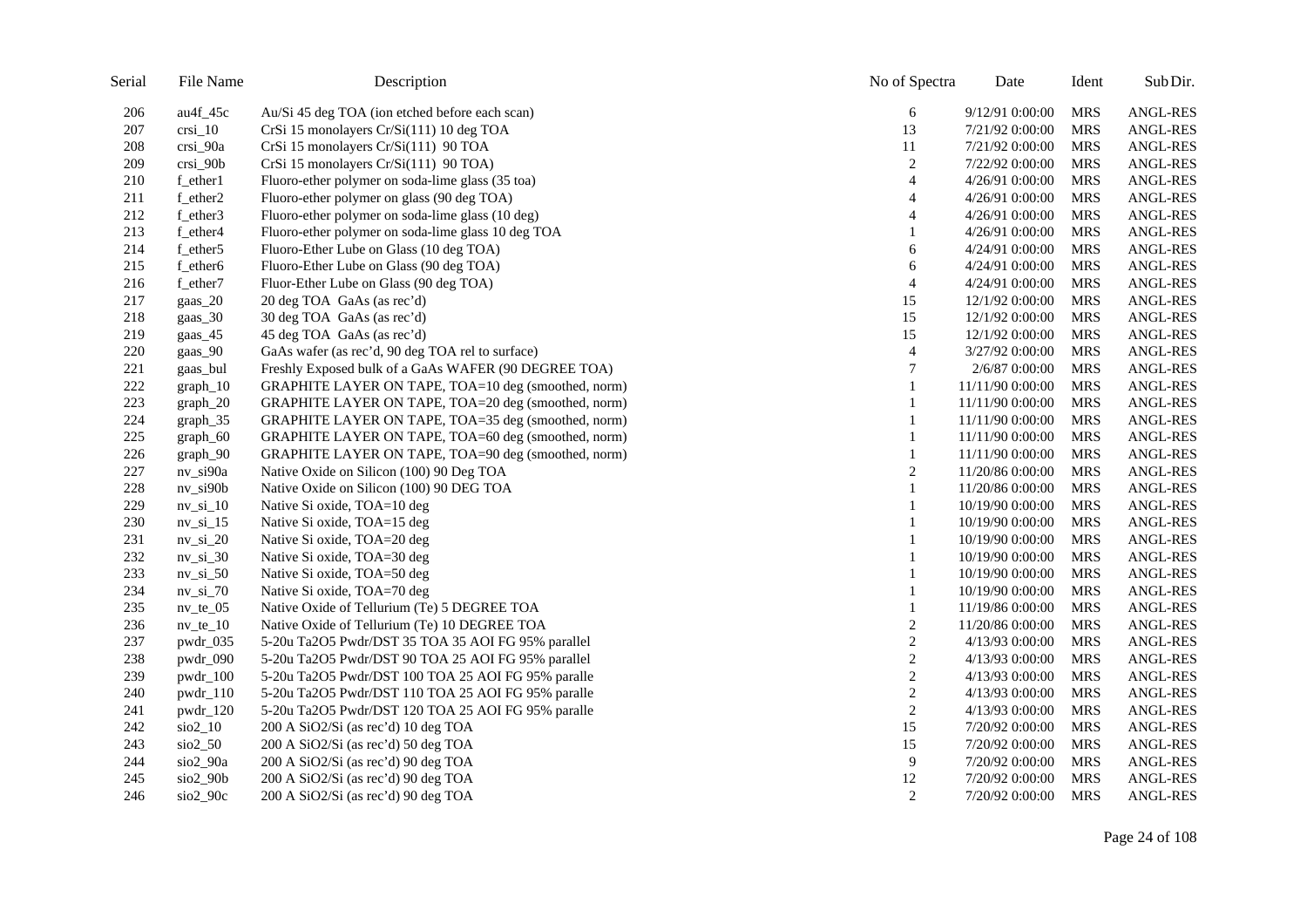| Serial | File Name | Description | No of Spectra | Date | Ident | Sub Dir. |
|---|---|---|---|---|---|---|
| 206 | au4f_45c | Au/Si 45 deg TOA (ion etched before each scan) | 6 | 9/12/91 0:00:00 | MRS | ANGL-RES |
| 207 | crsi_10 | CrSi 15 monolayers Cr/Si(111) 10 deg TOA | 13 | 7/21/92 0:00:00 | MRS | ANGL-RES |
| 208 | crsi_90a | CrSi 15 monolayers Cr/Si(111) 90 TOA | 11 | 7/21/92 0:00:00 | MRS | ANGL-RES |
| 209 | crsi_90b | CrSi 15 monolayers Cr/Si(111) 90 TOA) | 2 | 7/22/92 0:00:00 | MRS | ANGL-RES |
| 210 | f_ether1 | Fluoro-ether polymer on soda-lime glass (35 toa) | 4 | 4/26/91 0:00:00 | MRS | ANGL-RES |
| 211 | f_ether2 | Fluoro-ether polymer on glass (90 deg TOA) | 4 | 4/26/91 0:00:00 | MRS | ANGL-RES |
| 212 | f_ether3 | Fluoro-ether polymer on soda-lime glass (10 deg) | 4 | 4/26/91 0:00:00 | MRS | ANGL-RES |
| 213 | f_ether4 | Fluoro-ether polymer on soda-lime glass 10 deg TOA | 1 | 4/26/91 0:00:00 | MRS | ANGL-RES |
| 214 | f_ether5 | Fluoro-Ether Lube on Glass (10 deg TOA) | 6 | 4/24/91 0:00:00 | MRS | ANGL-RES |
| 215 | f_ether6 | Fluoro-Ether Lube on Glass (90 deg TOA) | 6 | 4/24/91 0:00:00 | MRS | ANGL-RES |
| 216 | f_ether7 | Fluor-Ether Lube on Glass (90 deg TOA) | 4 | 4/24/91 0:00:00 | MRS | ANGL-RES |
| 217 | gaas_20 | 20 deg TOA GaAs (as rec'd) | 15 | 12/1/92 0:00:00 | MRS | ANGL-RES |
| 218 | gaas_30 | 30 deg TOA GaAs (as rec'd) | 15 | 12/1/92 0:00:00 | MRS | ANGL-RES |
| 219 | gaas_45 | 45 deg TOA GaAs (as rec'd) | 15 | 12/1/92 0:00:00 | MRS | ANGL-RES |
| 220 | gaas_90 | GaAs wafer (as rec'd, 90 deg TOA rel to surface) | 4 | 3/27/92 0:00:00 | MRS | ANGL-RES |
| 221 | gaas_bul | Freshly Exposed bulk of a GaAs WAFER (90 DEGREE TOA) | 7 | 2/6/87 0:00:00 | MRS | ANGL-RES |
| 222 | graph_10 | GRAPHITE LAYER ON TAPE, TOA=10 deg (smoothed, norm) | 1 | 11/11/90 0:00:00 | MRS | ANGL-RES |
| 223 | graph_20 | GRAPHITE LAYER ON TAPE, TOA=20 deg (smoothed, norm) | 1 | 11/11/90 0:00:00 | MRS | ANGL-RES |
| 224 | graph_35 | GRAPHITE LAYER ON TAPE, TOA=35 deg (smoothed, norm) | 1 | 11/11/90 0:00:00 | MRS | ANGL-RES |
| 225 | graph_60 | GRAPHITE LAYER ON TAPE, TOA=60 deg (smoothed, norm) | 1 | 11/11/90 0:00:00 | MRS | ANGL-RES |
| 226 | graph_90 | GRAPHITE LAYER ON TAPE, TOA=90 deg (smoothed, norm) | 1 | 11/11/90 0:00:00 | MRS | ANGL-RES |
| 227 | nv_si90a | Native Oxide on Silicon (100) 90 Deg TOA | 2 | 11/20/86 0:00:00 | MRS | ANGL-RES |
| 228 | nv_si90b | Native Oxide on Silicon (100) 90 DEG TOA | 1 | 11/20/86 0:00:00 | MRS | ANGL-RES |
| 229 | nv_si_10 | Native Si oxide, TOA=10 deg | 1 | 10/19/90 0:00:00 | MRS | ANGL-RES |
| 230 | nv_si_15 | Native Si oxide, TOA=15 deg | 1 | 10/19/90 0:00:00 | MRS | ANGL-RES |
| 231 | nv_si_20 | Native Si oxide, TOA=20 deg | 1 | 10/19/90 0:00:00 | MRS | ANGL-RES |
| 232 | nv_si_30 | Native Si oxide, TOA=30 deg | 1 | 10/19/90 0:00:00 | MRS | ANGL-RES |
| 233 | nv_si_50 | Native Si oxide, TOA=50 deg | 1 | 10/19/90 0:00:00 | MRS | ANGL-RES |
| 234 | nv_si_70 | Native Si oxide, TOA=70 deg | 1 | 10/19/90 0:00:00 | MRS | ANGL-RES |
| 235 | nv_te_05 | Native Oxide of Tellurium (Te) 5 DEGREE TOA | 1 | 11/19/86 0:00:00 | MRS | ANGL-RES |
| 236 | nv_te_10 | Native Oxide of Tellurium (Te) 10 DEGREE TOA | 2 | 11/20/86 0:00:00 | MRS | ANGL-RES |
| 237 | pwdr_035 | 5-20u Ta2O5 Pwdr/DST 35 TOA 35 AOI FG 95% parallel | 2 | 4/13/93 0:00:00 | MRS | ANGL-RES |
| 238 | pwdr_090 | 5-20u Ta2O5 Pwdr/DST 90 TOA 25 AOI FG 95% parallel | 2 | 4/13/93 0:00:00 | MRS | ANGL-RES |
| 239 | pwdr_100 | 5-20u Ta2O5 Pwdr/DST 100 TOA 25 AOI FG 95% paralle | 2 | 4/13/93 0:00:00 | MRS | ANGL-RES |
| 240 | pwdr_110 | 5-20u Ta2O5 Pwdr/DST 110 TOA 25 AOI FG 95% paralle | 2 | 4/13/93 0:00:00 | MRS | ANGL-RES |
| 241 | pwdr_120 | 5-20u Ta2O5 Pwdr/DST 120 TOA 25 AOI FG 95% paralle | 2 | 4/13/93 0:00:00 | MRS | ANGL-RES |
| 242 | sio2_10 | 200 A SiO2/Si (as rec'd) 10 deg TOA | 15 | 7/20/92 0:00:00 | MRS | ANGL-RES |
| 243 | sio2_50 | 200 A SiO2/Si (as rec'd) 50 deg TOA | 15 | 7/20/92 0:00:00 | MRS | ANGL-RES |
| 244 | sio2_90a | 200 A SiO2/Si (as rec'd) 90 deg TOA | 9 | 7/20/92 0:00:00 | MRS | ANGL-RES |
| 245 | sio2_90b | 200 A SiO2/Si (as rec'd) 90 deg TOA | 12 | 7/20/92 0:00:00 | MRS | ANGL-RES |
| 246 | sio2_90c | 200 A SiO2/Si (as rec'd) 90 deg TOA | 2 | 7/20/92 0:00:00 | MRS | ANGL-RES |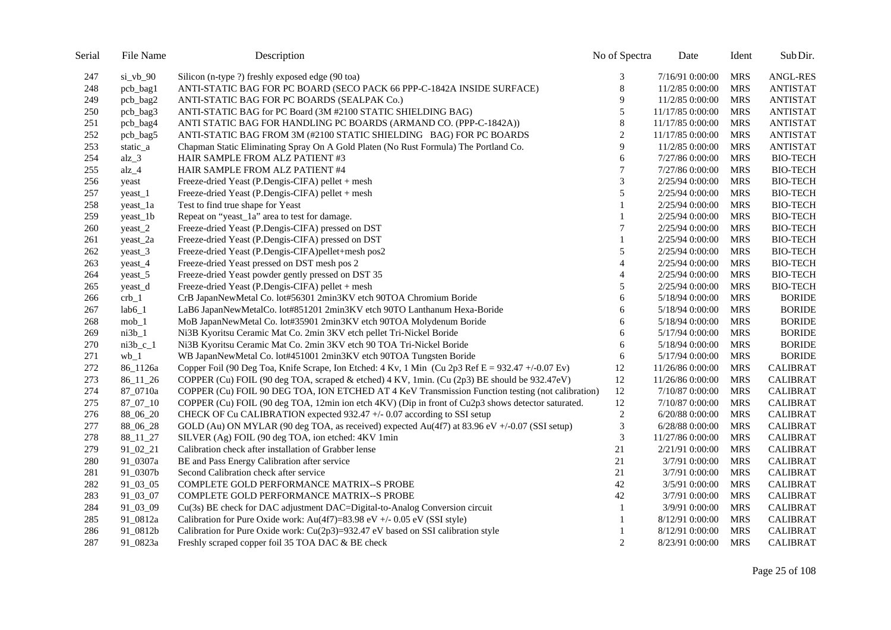| Serial | File Name | Description | No of Spectra | Date | Ident | Sub Dir. |
|---|---|---|---|---|---|---|
| 247 | si_vb_90 | Silicon (n-type ?) freshly exposed edge (90 toa) | 3 | 7/16/91 0:00:00 | MRS | ANGL-RES |
| 248 | pcb_bag1 | ANTI-STATIC BAG FOR PC BOARD (SECO PACK 66 PPP-C-1842A INSIDE SURFACE) | 8 | 11/2/85 0:00:00 | MRS | ANTISTAT |
| 249 | pcb_bag2 | ANTI-STATIC BAG FOR PC BOARDS (SEALPAK Co.) | 9 | 11/2/85 0:00:00 | MRS | ANTISTAT |
| 250 | pcb_bag3 | ANTI-STATIC BAG for PC Board (3M #2100 STATIC SHIELDING BAG) | 5 | 11/17/85 0:00:00 | MRS | ANTISTAT |
| 251 | pcb_bag4 | ANTI STATIC BAG FOR HANDLING PC BOARDS (ARMAND CO. (PPP-C-1842A)) | 8 | 11/17/85 0:00:00 | MRS | ANTISTAT |
| 252 | pcb_bag5 | ANTI-STATIC BAG FROM 3M (#2100 STATIC SHIELDING BAG) FOR PC BOARDS | 2 | 11/17/85 0:00:00 | MRS | ANTISTAT |
| 253 | static_a | Chapman Static Eliminating Spray On A Gold Platen (No Rust Formula) The Portland Co. | 9 | 11/2/85 0:00:00 | MRS | ANTISTAT |
| 254 | alz_3 | HAIR SAMPLE FROM ALZ PATIENT #3 | 6 | 7/27/86 0:00:00 | MRS | BIO-TECH |
| 255 | alz_4 | HAIR SAMPLE FROM ALZ PATIENT #4 | 7 | 7/27/86 0:00:00 | MRS | BIO-TECH |
| 256 | yeast | Freeze-dried Yeast (P.Dengis-CIFA) pellet + mesh | 3 | 2/25/94 0:00:00 | MRS | BIO-TECH |
| 257 | yeast_1 | Freeze-dried Yeast (P.Dengis-CIFA) pellet + mesh | 5 | 2/25/94 0:00:00 | MRS | BIO-TECH |
| 258 | yeast_1a | Test to find true shape for Yeast | 1 | 2/25/94 0:00:00 | MRS | BIO-TECH |
| 259 | yeast_1b | Repeat on "yeast_1a" area to test for damage. | 1 | 2/25/94 0:00:00 | MRS | BIO-TECH |
| 260 | yeast_2 | Freeze-dried Yeast (P.Dengis-CIFA) pressed on DST | 7 | 2/25/94 0:00:00 | MRS | BIO-TECH |
| 261 | yeast_2a | Freeze-dried Yeast (P.Dengis-CIFA) pressed on DST | 1 | 2/25/94 0:00:00 | MRS | BIO-TECH |
| 262 | yeast_3 | Freeze-dried Yeast (P.Dengis-CIFA)pellet+mesh pos2 | 5 | 2/25/94 0:00:00 | MRS | BIO-TECH |
| 263 | yeast_4 | Freeze-dried Yeast pressed on DST mesh pos 2 | 4 | 2/25/94 0:00:00 | MRS | BIO-TECH |
| 264 | yeast_5 | Freeze-dried Yeast powder gently pressed on DST 35 | 4 | 2/25/94 0:00:00 | MRS | BIO-TECH |
| 265 | yeast_d | Freeze-dried Yeast (P.Dengis-CIFA) pellet + mesh | 5 | 2/25/94 0:00:00 | MRS | BIO-TECH |
| 266 | crb_1 | CrB JapanNewMetal Co. lot#56301 2min3KV etch 90TOA Chromium Boride | 6 | 5/18/94 0:00:00 | MRS | BORIDE |
| 267 | lab6_1 | LaB6 JapanNewMetalCo. lot#851201 2min3KV etch 90TO Lanthanum Hexa-Boride | 6 | 5/18/94 0:00:00 | MRS | BORIDE |
| 268 | mob_1 | MoB JapanNewMetal Co. lot#35901 2min3KV etch 90TOA Molydenum Boride | 6 | 5/18/94 0:00:00 | MRS | BORIDE |
| 269 | ni3b_1 | Ni3B Kyoritsu Ceramic Mat Co. 2min 3KV etch pellet Tri-Nickel Boride | 6 | 5/17/94 0:00:00 | MRS | BORIDE |
| 270 | ni3b_c_1 | Ni3B Kyoritsu Ceramic Mat Co. 2min 3KV etch 90 TOA Tri-Nickel Boride | 6 | 5/18/94 0:00:00 | MRS | BORIDE |
| 271 | wb_1 | WB JapanNewMetal Co. lot#451001 2min3KV etch 90TOA Tungsten Boride | 6 | 5/17/94 0:00:00 | MRS | BORIDE |
| 272 | 86_1126a | Copper Foil (90 Deg Toa, Knife Scrape, Ion Etched: 4 Kv, 1 Min (Cu 2p3 Ref E = 932.47 +/-0.07 Ev) | 12 | 11/26/86 0:00:00 | MRS | CALIBRAT |
| 273 | 86_11_26 | COPPER (Cu) FOIL (90 deg TOA, scraped & etched) 4 KV, 1min. (Cu (2p3) BE should be 932.47eV) | 12 | 11/26/86 0:00:00 | MRS | CALIBRAT |
| 274 | 87_0710a | COPPER (Cu) FOIL 90 DEG TOA, ION ETCHED AT 4 KeV Transmission Function testing (not calibration) | 12 | 7/10/87 0:00:00 | MRS | CALIBRAT |
| 275 | 87_07_10 | COPPER (Cu) FOIL (90 deg TOA, 12min ion etch 4KV) (Dip in front of Cu2p3 shows detector saturated. | 12 | 7/10/87 0:00:00 | MRS | CALIBRAT |
| 276 | 88_06_20 | CHECK OF Cu CALIBRATION expected 932.47 +/- 0.07 according to SSI setup | 2 | 6/20/88 0:00:00 | MRS | CALIBRAT |
| 277 | 88_06_28 | GOLD (Au) ON MYLAR (90 deg TOA, as received) expected Au(4f7) at 83.96 eV +/-0.07 (SSI setup) | 3 | 6/28/88 0:00:00 | MRS | CALIBRAT |
| 278 | 88_11_27 | SILVER (Ag) FOIL (90 deg TOA, ion etched: 4KV 1min | 3 | 11/27/86 0:00:00 | MRS | CALIBRAT |
| 279 | 91_02_21 | Calibration check after installation of Grabber lense | 21 | 2/21/91 0:00:00 | MRS | CALIBRAT |
| 280 | 91_0307a | BE and Pass Energy Calibration after service | 21 | 3/7/91 0:00:00 | MRS | CALIBRAT |
| 281 | 91_0307b | Second Calibration check after service | 21 | 3/7/91 0:00:00 | MRS | CALIBRAT |
| 282 | 91_03_05 | COMPLETE GOLD PERFORMANCE MATRIX--S PROBE | 42 | 3/5/91 0:00:00 | MRS | CALIBRAT |
| 283 | 91_03_07 | COMPLETE GOLD PERFORMANCE MATRIX--S PROBE | 42 | 3/7/91 0:00:00 | MRS | CALIBRAT |
| 284 | 91_03_09 | Cu(3s) BE check for DAC adjustment DAC=Digital-to-Analog Conversion circuit | 1 | 3/9/91 0:00:00 | MRS | CALIBRAT |
| 285 | 91_0812a | Calibration for Pure Oxide work: Au(4f7)=83.98 eV +/- 0.05 eV (SSI style) | 1 | 8/12/91 0:00:00 | MRS | CALIBRAT |
| 286 | 91_0812b | Calibration for Pure Oxide work: Cu(2p3)=932.47 eV based on SSI calibration style | 1 | 8/12/91 0:00:00 | MRS | CALIBRAT |
| 287 | 91_0823a | Freshly scraped copper foil 35 TOA DAC & BE check | 2 | 8/23/91 0:00:00 | MRS | CALIBRAT |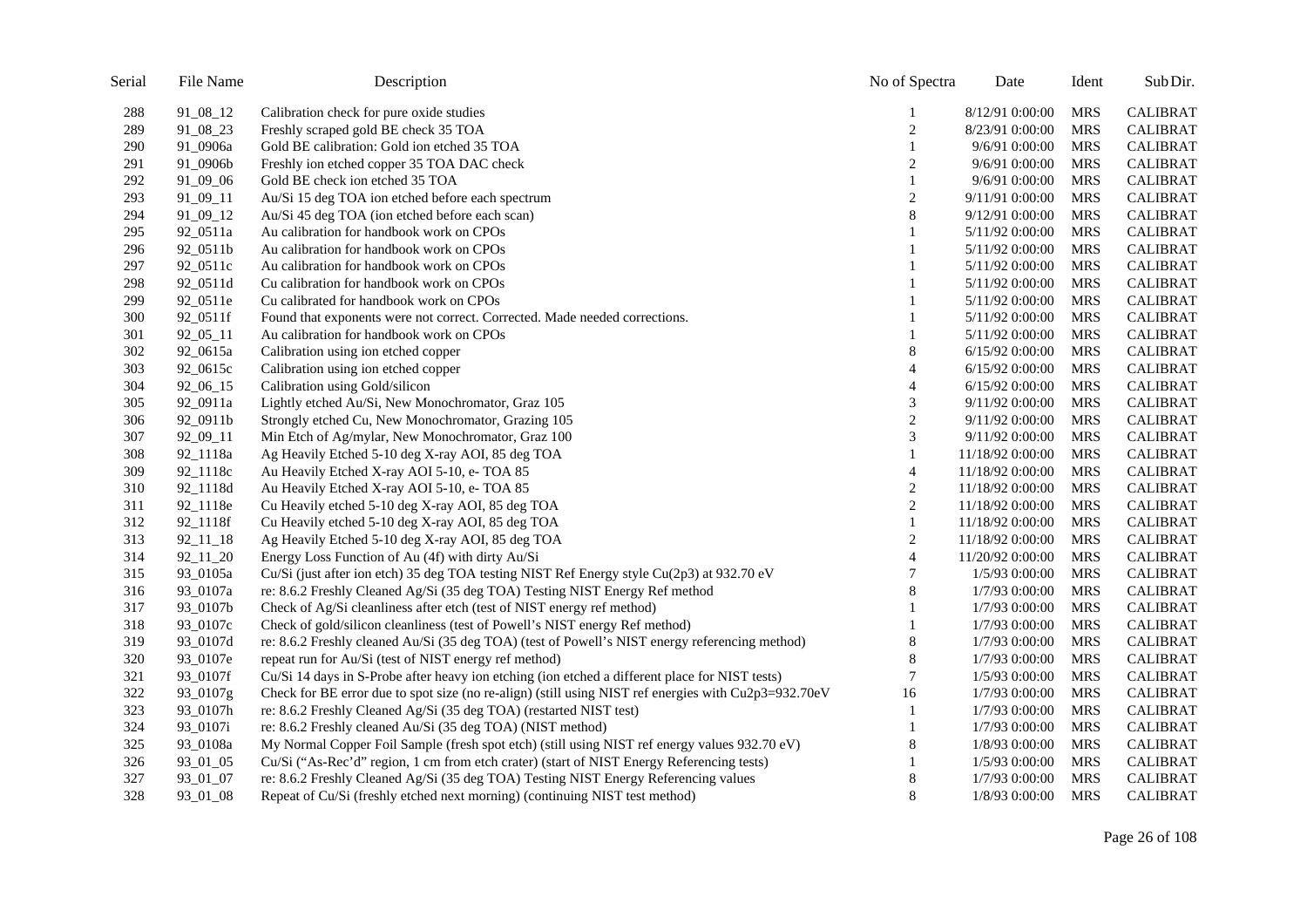| Serial | File Name | Description | No of Spectra | Date | Ident | Sub Dir. |
|---|---|---|---|---|---|---|
| 288 | 91_08_12 | Calibration check for pure oxide studies | 1 | 8/12/91 0:00:00 | MRS | CALIBRAT |
| 289 | 91_08_23 | Freshly scraped gold BE check 35 TOA | 2 | 8/23/91 0:00:00 | MRS | CALIBRAT |
| 290 | 91_0906a | Gold BE calibration: Gold ion etched 35 TOA | 1 | 9/6/91 0:00:00 | MRS | CALIBRAT |
| 291 | 91_0906b | Freshly ion etched copper 35 TOA DAC check | 2 | 9/6/91 0:00:00 | MRS | CALIBRAT |
| 292 | 91_09_06 | Gold BE check ion etched 35 TOA | 1 | 9/6/91 0:00:00 | MRS | CALIBRAT |
| 293 | 91_09_11 | Au/Si 15 deg TOA ion etched before each spectrum | 2 | 9/11/91 0:00:00 | MRS | CALIBRAT |
| 294 | 91_09_12 | Au/Si 45 deg TOA (ion etched before each scan) | 8 | 9/12/91 0:00:00 | MRS | CALIBRAT |
| 295 | 92_0511a | Au calibration for handbook work on CPOs | 1 | 5/11/92 0:00:00 | MRS | CALIBRAT |
| 296 | 92_0511b | Au calibration for handbook work on CPOs | 1 | 5/11/92 0:00:00 | MRS | CALIBRAT |
| 297 | 92_0511c | Au calibration for handbook work on CPOs | 1 | 5/11/92 0:00:00 | MRS | CALIBRAT |
| 298 | 92_0511d | Cu calibration for handbook work on CPOs | 1 | 5/11/92 0:00:00 | MRS | CALIBRAT |
| 299 | 92_0511e | Cu calibrated for handbook work on CPOs | 1 | 5/11/92 0:00:00 | MRS | CALIBRAT |
| 300 | 92_0511f | Found that exponents were not correct. Corrected. Made needed corrections. | 1 | 5/11/92 0:00:00 | MRS | CALIBRAT |
| 301 | 92_05_11 | Au calibration for handbook work on CPOs | 1 | 5/11/92 0:00:00 | MRS | CALIBRAT |
| 302 | 92_0615a | Calibration using ion etched copper | 8 | 6/15/92 0:00:00 | MRS | CALIBRAT |
| 303 | 92_0615c | Calibration using ion etched copper | 4 | 6/15/92 0:00:00 | MRS | CALIBRAT |
| 304 | 92_06_15 | Calibration using Gold/silicon | 4 | 6/15/92 0:00:00 | MRS | CALIBRAT |
| 305 | 92_0911a | Lightly etched Au/Si, New Monochromator, Graz 105 | 3 | 9/11/92 0:00:00 | MRS | CALIBRAT |
| 306 | 92_0911b | Strongly etched Cu, New Monochromator, Grazing 105 | 2 | 9/11/92 0:00:00 | MRS | CALIBRAT |
| 307 | 92_09_11 | Min Etch of Ag/mylar, New Monochromator, Graz 100 | 3 | 9/11/92 0:00:00 | MRS | CALIBRAT |
| 308 | 92_1118a | Ag Heavily Etched 5-10 deg X-ray AOI, 85 deg TOA | 1 | 11/18/92 0:00:00 | MRS | CALIBRAT |
| 309 | 92_1118c | Au Heavily Etched X-ray AOI 5-10, e- TOA 85 | 4 | 11/18/92 0:00:00 | MRS | CALIBRAT |
| 310 | 92_1118d | Au Heavily Etched X-ray AOI 5-10, e- TOA 85 | 2 | 11/18/92 0:00:00 | MRS | CALIBRAT |
| 311 | 92_1118e | Cu Heavily etched 5-10 deg X-ray AOI, 85 deg TOA | 2 | 11/18/92 0:00:00 | MRS | CALIBRAT |
| 312 | 92_1118f | Cu Heavily etched 5-10 deg X-ray AOI, 85 deg TOA | 1 | 11/18/92 0:00:00 | MRS | CALIBRAT |
| 313 | 92_11_18 | Ag Heavily Etched 5-10 deg X-ray AOI, 85 deg TOA | 2 | 11/18/92 0:00:00 | MRS | CALIBRAT |
| 314 | 92_11_20 | Energy Loss Function of Au (4f) with dirty Au/Si | 4 | 11/20/92 0:00:00 | MRS | CALIBRAT |
| 315 | 93_0105a | Cu/Si (just after ion etch) 35 deg TOA testing NIST Ref Energy style Cu(2p3) at 932.70 eV | 7 | 1/5/93 0:00:00 | MRS | CALIBRAT |
| 316 | 93_0107a | re: 8.6.2 Freshly Cleaned Ag/Si (35 deg TOA) Testing NIST Energy Ref method | 8 | 1/7/93 0:00:00 | MRS | CALIBRAT |
| 317 | 93_0107b | Check of Ag/Si cleanliness after etch (test of NIST energy ref method) | 1 | 1/7/93 0:00:00 | MRS | CALIBRAT |
| 318 | 93_0107c | Check of gold/silicon cleanliness (test of Powell's NIST energy Ref method) | 1 | 1/7/93 0:00:00 | MRS | CALIBRAT |
| 319 | 93_0107d | re: 8.6.2 Freshly cleaned Au/Si (35 deg TOA) (test of Powell's NIST energy referencing method) | 8 | 1/7/93 0:00:00 | MRS | CALIBRAT |
| 320 | 93_0107e | repeat run for Au/Si (test of NIST energy ref method) | 8 | 1/7/93 0:00:00 | MRS | CALIBRAT |
| 321 | 93_0107f | Cu/Si 14 days in S-Probe after heavy ion etching (ion etched a different place for NIST tests) | 7 | 1/5/93 0:00:00 | MRS | CALIBRAT |
| 322 | 93_0107g | Check for BE error due to spot size (no re-align) (still using NIST ref energies with Cu2p3=932.70eV | 16 | 1/7/93 0:00:00 | MRS | CALIBRAT |
| 323 | 93_0107h | re: 8.6.2 Freshly Cleaned Ag/Si (35 deg TOA) (restarted NIST test) | 1 | 1/7/93 0:00:00 | MRS | CALIBRAT |
| 324 | 93_0107i | re: 8.6.2 Freshly cleaned Au/Si (35 deg TOA) (NIST method) | 1 | 1/7/93 0:00:00 | MRS | CALIBRAT |
| 325 | 93_0108a | My Normal Copper Foil Sample (fresh spot etch) (still using NIST ref energy values 932.70 eV) | 8 | 1/8/93 0:00:00 | MRS | CALIBRAT |
| 326 | 93_01_05 | Cu/Si ("As-Rec'd" region, 1 cm from etch crater) (start of NIST Energy Referencing tests) | 1 | 1/5/93 0:00:00 | MRS | CALIBRAT |
| 327 | 93_01_07 | re: 8.6.2 Freshly Cleaned Ag/Si (35 deg TOA) Testing NIST Energy Referencing values | 8 | 1/7/93 0:00:00 | MRS | CALIBRAT |
| 328 | 93_01_08 | Repeat of Cu/Si (freshly etched next morning) (continuing NIST test method) | 8 | 1/8/93 0:00:00 | MRS | CALIBRAT |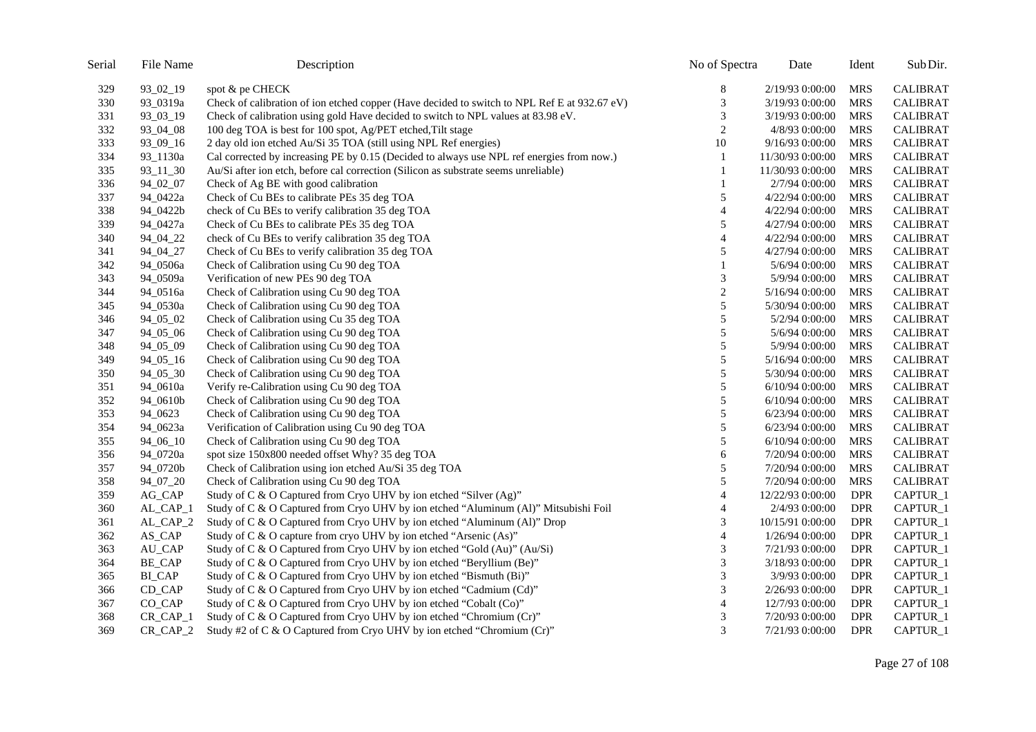| Serial | File Name | Description | No of Spectra | Date | Ident | Sub Dir. |
|---|---|---|---|---|---|---|
| 329 | 93_02_19 | spot & pe CHECK | 8 | 2/19/93 0:00:00 | MRS | CALIBRAT |
| 330 | 93_0319a | Check of calibration of ion etched copper (Have decided to switch to NPL Ref E at 932.67 eV) | 3 | 3/19/93 0:00:00 | MRS | CALIBRAT |
| 331 | 93_03_19 | Check of calibration using gold Have decided to switch to NPL values at 83.98 eV. | 3 | 3/19/93 0:00:00 | MRS | CALIBRAT |
| 332 | 93_04_08 | 100 deg TOA is best for 100 spot, Ag/PET etched,Tilt stage | 2 | 4/8/93 0:00:00 | MRS | CALIBRAT |
| 333 | 93_09_16 | 2 day old ion etched Au/Si 35 TOA (still using NPL Ref energies) | 10 | 9/16/93 0:00:00 | MRS | CALIBRAT |
| 334 | 93_1130a | Cal corrected by increasing PE by 0.15 (Decided to always use NPL ref energies from now.) | 1 | 11/30/93 0:00:00 | MRS | CALIBRAT |
| 335 | 93_11_30 | Au/Si after ion etch, before cal correction (Silicon as substrate seems unreliable) | 1 | 11/30/93 0:00:00 | MRS | CALIBRAT |
| 336 | 94_02_07 | Check of Ag BE with good calibration | 1 | 2/7/94 0:00:00 | MRS | CALIBRAT |
| 337 | 94_0422a | Check of Cu BEs to calibrate PEs 35 deg TOA | 5 | 4/22/94 0:00:00 | MRS | CALIBRAT |
| 338 | 94_0422b | check of Cu BEs to verify calibration 35 deg TOA | 4 | 4/22/94 0:00:00 | MRS | CALIBRAT |
| 339 | 94_0427a | Check of Cu BEs to calibrate PEs 35 deg TOA | 5 | 4/27/94 0:00:00 | MRS | CALIBRAT |
| 340 | 94_04_22 | check of Cu BEs to verify calibration 35 deg TOA | 4 | 4/22/94 0:00:00 | MRS | CALIBRAT |
| 341 | 94_04_27 | Check of Cu BEs to verify calibration 35 deg TOA | 5 | 4/27/94 0:00:00 | MRS | CALIBRAT |
| 342 | 94_0506a | Check of Calibration using Cu 90 deg TOA | 1 | 5/6/94 0:00:00 | MRS | CALIBRAT |
| 343 | 94_0509a | Verification of new PEs 90 deg TOA | 3 | 5/9/94 0:00:00 | MRS | CALIBRAT |
| 344 | 94_0516a | Check of Calibration using Cu 90 deg TOA | 2 | 5/16/94 0:00:00 | MRS | CALIBRAT |
| 345 | 94_0530a | Check of Calibration using Cu 90 deg TOA | 5 | 5/30/94 0:00:00 | MRS | CALIBRAT |
| 346 | 94_05_02 | Check of Calibration using Cu 35 deg TOA | 5 | 5/2/94 0:00:00 | MRS | CALIBRAT |
| 347 | 94_05_06 | Check of Calibration using Cu 90 deg TOA | 5 | 5/6/94 0:00:00 | MRS | CALIBRAT |
| 348 | 94_05_09 | Check of Calibration using Cu 90 deg TOA | 5 | 5/9/94 0:00:00 | MRS | CALIBRAT |
| 349 | 94_05_16 | Check of Calibration using Cu 90 deg TOA | 5 | 5/16/94 0:00:00 | MRS | CALIBRAT |
| 350 | 94_05_30 | Check of Calibration using Cu 90 deg TOA | 5 | 5/30/94 0:00:00 | MRS | CALIBRAT |
| 351 | 94_0610a | Verify re-Calibration using Cu 90 deg TOA | 5 | 6/10/94 0:00:00 | MRS | CALIBRAT |
| 352 | 94_0610b | Check of Calibration using Cu 90 deg TOA | 5 | 6/10/94 0:00:00 | MRS | CALIBRAT |
| 353 | 94_0623 | Check of Calibration using Cu 90 deg TOA | 5 | 6/23/94 0:00:00 | MRS | CALIBRAT |
| 354 | 94_0623a | Verification of Calibration using Cu 90 deg TOA | 5 | 6/23/94 0:00:00 | MRS | CALIBRAT |
| 355 | 94_06_10 | Check of Calibration using Cu 90 deg TOA | 5 | 6/10/94 0:00:00 | MRS | CALIBRAT |
| 356 | 94_0720a | spot size 150x800 needed offset Why? 35 deg TOA | 6 | 7/20/94 0:00:00 | MRS | CALIBRAT |
| 357 | 94_0720b | Check of Calibration using ion etched Au/Si 35 deg TOA | 5 | 7/20/94 0:00:00 | MRS | CALIBRAT |
| 358 | 94_07_20 | Check of Calibration using Cu 90 deg TOA | 5 | 7/20/94 0:00:00 | MRS | CALIBRAT |
| 359 | AG_CAP | Study of C & O Captured from Cryo UHV by ion etched "Silver (Ag)" | 4 | 12/22/93 0:00:00 | DPR | CAPTUR_1 |
| 360 | AL_CAP_1 | Study of C & O Captured from Cryo UHV by ion etched "Aluminum (Al)" Mitsubishi Foil | 4 | 2/4/93 0:00:00 | DPR | CAPTUR_1 |
| 361 | AL_CAP_2 | Study of C & O Captured from Cryo UHV by ion etched "Aluminum (Al)" Drop | 3 | 10/15/91 0:00:00 | DPR | CAPTUR_1 |
| 362 | AS_CAP | Study of C & O capture from cryo UHV by ion etched "Arsenic (As)" | 4 | 1/26/94 0:00:00 | DPR | CAPTUR_1 |
| 363 | AU_CAP | Study of C & O Captured from Cryo UHV by ion etched "Gold (Au)" (Au/Si) | 3 | 7/21/93 0:00:00 | DPR | CAPTUR_1 |
| 364 | BE_CAP | Study of C & O Captured from Cryo UHV by ion etched "Beryllium (Be)" | 3 | 3/18/93 0:00:00 | DPR | CAPTUR_1 |
| 365 | BI_CAP | Study of C & O Captured from Cryo UHV by ion etched "Bismuth (Bi)" | 3 | 3/9/93 0:00:00 | DPR | CAPTUR_1 |
| 366 | CD_CAP | Study of C & O Captured from Cryo UHV by ion etched "Cadmium (Cd)" | 3 | 2/26/93 0:00:00 | DPR | CAPTUR_1 |
| 367 | CO_CAP | Study of C & O Captured from Cryo UHV by ion etched "Cobalt (Co)" | 4 | 12/7/93 0:00:00 | DPR | CAPTUR_1 |
| 368 | CR_CAP_1 | Study of C & O Captured from Cryo UHV by ion etched "Chromium (Cr)" | 3 | 7/20/93 0:00:00 | DPR | CAPTUR_1 |
| 369 | CR_CAP_2 | Study #2 of C & O Captured from Cryo UHV by ion etched "Chromium (Cr)" | 3 | 7/21/93 0:00:00 | DPR | CAPTUR_1 |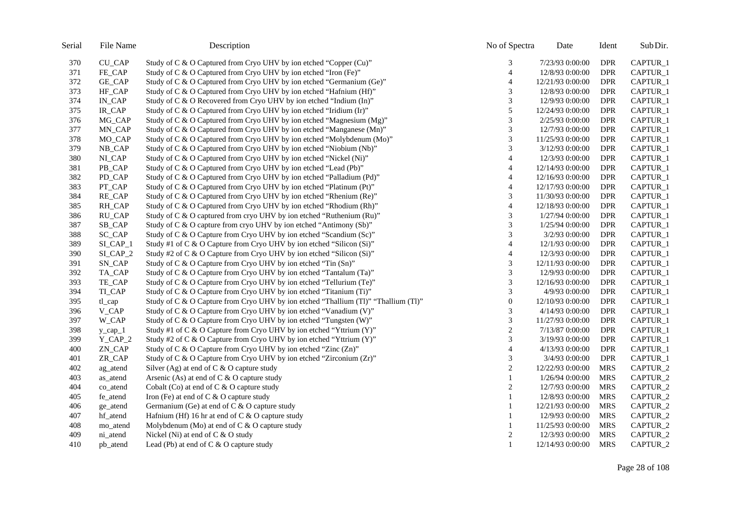| Serial | File Name | Description | No of Spectra | Date | Ident | Sub Dir. |
|---|---|---|---|---|---|---|
| 370 | CU_CAP | Study of C & O Captured from Cryo UHV by ion etched “Copper (Cu)” | 3 | 7/23/93 0:00:00 | DPR | CAPTUR_1 |
| 371 | FE_CAP | Study of C & O Captured from Cryo UHV by ion etched “Iron (Fe)” | 4 | 12/8/93 0:00:00 | DPR | CAPTUR_1 |
| 372 | GE_CAP | Study of C & O Captured from Cryo UHV by ion etched “Germanium (Ge)” | 4 | 12/21/93 0:00:00 | DPR | CAPTUR_1 |
| 373 | HF_CAP | Study of C & O Captured from Cryo UHV by ion etched “Hafnium (Hf)” | 3 | 12/8/93 0:00:00 | DPR | CAPTUR_1 |
| 374 | IN_CAP | Study of C & O Recovered from Cryo UHV by ion etched “Indium (In)” | 3 | 12/9/93 0:00:00 | DPR | CAPTUR_1 |
| 375 | IR_CAP | Study of C & O Captured from Cryo UHV by ion etched “Iridium (Ir)” | 5 | 12/24/93 0:00:00 | DPR | CAPTUR_1 |
| 376 | MG_CAP | Study of C & O Captured from Cryo UHV by ion etched “Magnesium (Mg)” | 3 | 2/25/93 0:00:00 | DPR | CAPTUR_1 |
| 377 | MN_CAP | Study of C & O Captured from Cryo UHV by ion etched “Manganese (Mn)” | 3 | 12/7/93 0:00:00 | DPR | CAPTUR_1 |
| 378 | MO_CAP | Study of C & O Captured from Cryo UHV by ion etched “Molybdenum (Mo)” | 3 | 11/25/93 0:00:00 | DPR | CAPTUR_1 |
| 379 | NB_CAP | Study of C & O Captured from Cryo UHV by ion etched “Niobium (Nb)” | 3 | 3/12/93 0:00:00 | DPR | CAPTUR_1 |
| 380 | NI_CAP | Study of C & O Captured from Cryo UHV by ion etched “Nickel (Ni)” | 4 | 12/3/93 0:00:00 | DPR | CAPTUR_1 |
| 381 | PB_CAP | Study of C & O Captured from Cryo UHV by ion etched “Lead (Pb)” | 4 | 12/14/93 0:00:00 | DPR | CAPTUR_1 |
| 382 | PD_CAP | Study of C & O Captured from Cryo UHV by ion etched “Palladium (Pd)” | 4 | 12/16/93 0:00:00 | DPR | CAPTUR_1 |
| 383 | PT_CAP | Study of C & O Captured from Cryo UHV by ion etched “Platinum (Pt)” | 4 | 12/17/93 0:00:00 | DPR | CAPTUR_1 |
| 384 | RE_CAP | Study of C & O Captured from Cryo UHV by ion etched “Rhenium (Re)” | 3 | 11/30/93 0:00:00 | DPR | CAPTUR_1 |
| 385 | RH_CAP | Study of C & O Captured from Cryo UHV by ion etched “Rhodium (Rh)” | 4 | 12/18/93 0:00:00 | DPR | CAPTUR_1 |
| 386 | RU_CAP | Study of C & O captured from cryo UHV by ion etched “Ruthenium (Ru)” | 3 | 1/27/94 0:00:00 | DPR | CAPTUR_1 |
| 387 | SB_CAP | Study of C & O capture from cryo UHV by ion etched “Antimony (Sb)” | 3 | 1/25/94 0:00:00 | DPR | CAPTUR_1 |
| 388 | SC_CAP | Study of C & O Captured from Cryo UHV by ion etched “Scandium (Sc)” | 3 | 3/2/93 0:00:00 | DPR | CAPTUR_1 |
| 389 | SI_CAP_1 | Study #1 of C & O Capture from Cryo UHV by ion etched “Silicon (Si)” | 4 | 12/1/93 0:00:00 | DPR | CAPTUR_1 |
| 390 | SI_CAP_2 | Study #2 of C & O Capture from Cryo UHV by ion etched “Silicon (Si)” | 4 | 12/3/93 0:00:00 | DPR | CAPTUR_1 |
| 391 | SN_CAP | Study of C & O Capture from Cryo UHV by ion etched “Tin (Sn)” | 3 | 12/11/93 0:00:00 | DPR | CAPTUR_1 |
| 392 | TA_CAP | Study of C & O Capture from Cryo UHV by ion etched “Tantalum (Ta)” | 3 | 12/9/93 0:00:00 | DPR | CAPTUR_1 |
| 393 | TE_CAP | Study of C & O Capture from Cryo UHV by ion etched “Tellurium (Te)” | 3 | 12/16/93 0:00:00 | DPR | CAPTUR_1 |
| 394 | TI_CAP | Study of C & O Capture from Cryo UHV by ion etched “Titanium (Ti)” | 3 | 4/9/93 0:00:00 | DPR | CAPTUR_1 |
| 395 | tl_cap | Study of C & O Capture from Cryo UHV by ion etched “Thallium (Tl)” “Thallium (Tl)” | 0 | 12/10/93 0:00:00 | DPR | CAPTUR_1 |
| 396 | V_CAP | Study of C & O Capture from Cryo UHV by ion etched “Vanadium (V)” | 3 | 4/14/93 0:00:00 | DPR | CAPTUR_1 |
| 397 | W_CAP | Study of C & O Capture from Cryo UHV by ion etched “Tungsten (W)” | 3 | 11/27/93 0:00:00 | DPR | CAPTUR_1 |
| 398 | y_cap_1 | Study #1 of C & O Capture from Cryo UHV by ion etched “Yttrium (Y)” | 2 | 7/13/87 0:00:00 | DPR | CAPTUR_1 |
| 399 | Y_CAP_2 | Study #2 of C & O Capture from Cryo UHV by ion etched “Yttrium (Y)” | 3 | 3/19/93 0:00:00 | DPR | CAPTUR_1 |
| 400 | ZN_CAP | Study of C & O Capture from Cryo UHV by ion etched “Zinc (Zn)” | 4 | 4/13/93 0:00:00 | DPR | CAPTUR_1 |
| 401 | ZR_CAP | Study of C & O Capture from Cryo UHV by ion etched “Zirconium (Zr)” | 3 | 3/4/93 0:00:00 | DPR | CAPTUR_1 |
| 402 | ag_atend | Silver (Ag) at end of C & O capture study | 2 | 12/22/93 0:00:00 | MRS | CAPTUR_2 |
| 403 | as_atend | Arsenic (As) at end of C & O capture study | 1 | 1/26/94 0:00:00 | MRS | CAPTUR_2 |
| 404 | co_atend | Cobalt (Co) at end of C & O capture study | 2 | 12/7/93 0:00:00 | MRS | CAPTUR_2 |
| 405 | fe_atend | Iron (Fe) at end of C & O capture study | 1 | 12/8/93 0:00:00 | MRS | CAPTUR_2 |
| 406 | ge_atend | Germanium (Ge) at end of C & O capture study | 1 | 12/21/93 0:00:00 | MRS | CAPTUR_2 |
| 407 | hf_atend | Hafnium (Hf) 16 hr at end of C & O capture study | 1 | 12/9/93 0:00:00 | MRS | CAPTUR_2 |
| 408 | mo_atend | Molybdenum (Mo) at end of C & O capture study | 1 | 11/25/93 0:00:00 | MRS | CAPTUR_2 |
| 409 | ni_atend | Nickel (Ni) at end of C & O study | 2 | 12/3/93 0:00:00 | MRS | CAPTUR_2 |
| 410 | pb_atend | Lead (Pb) at end of C & O capture study | 1 | 12/14/93 0:00:00 | MRS | CAPTUR_2 |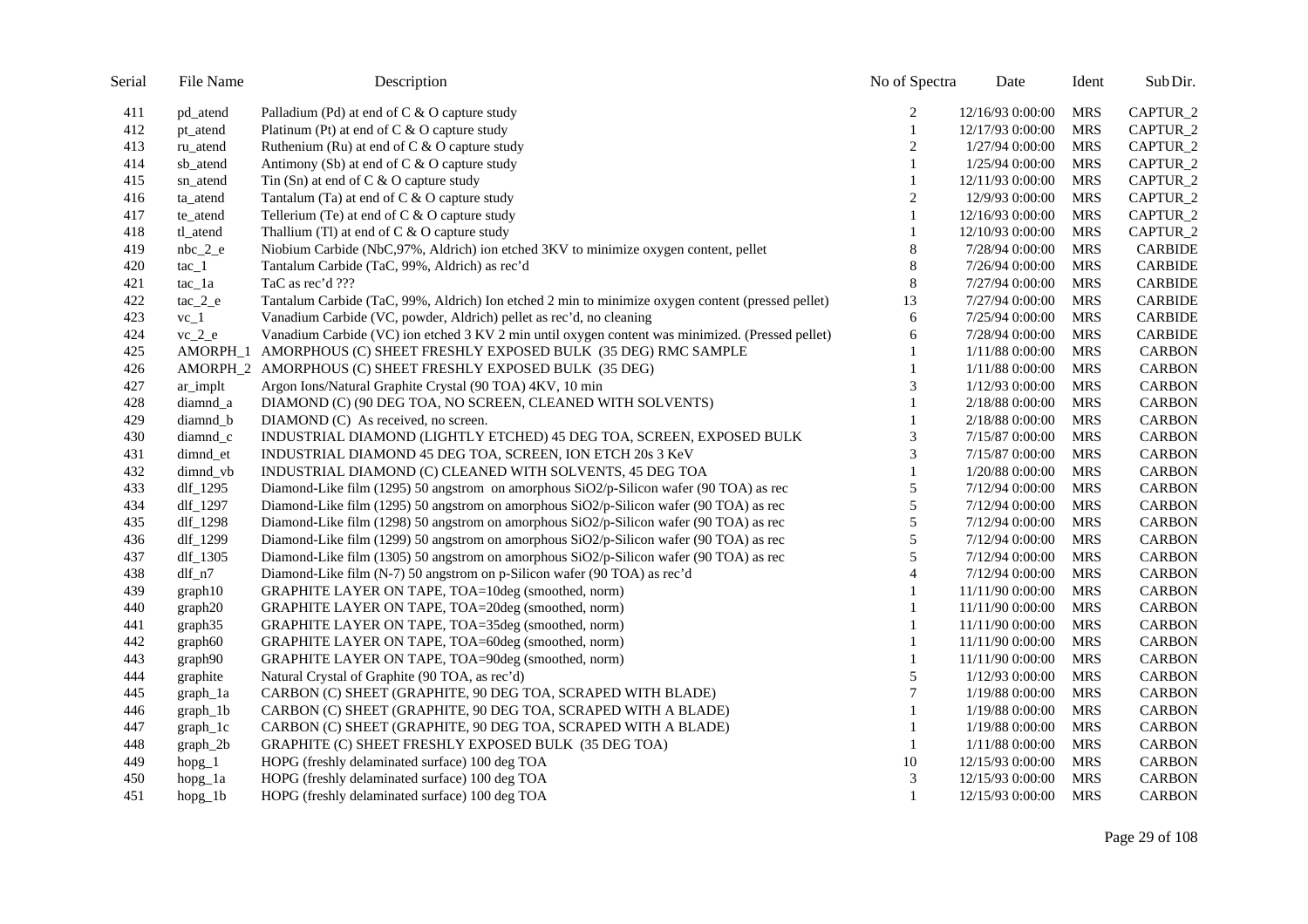| Serial | File Name | Description | No of Spectra | Date | Ident | Sub Dir. |
|---|---|---|---|---|---|---|
| 411 | pd_atend | Palladium (Pd) at end of C & O capture study | 2 | 12/16/93 0:00:00 | MRS | CAPTUR_2 |
| 412 | pt_atend | Platinum (Pt) at end of C & O capture study | 1 | 12/17/93 0:00:00 | MRS | CAPTUR_2 |
| 413 | ru_atend | Ruthenium (Ru) at end of C & O capture study | 2 | 1/27/94 0:00:00 | MRS | CAPTUR_2 |
| 414 | sb_atend | Antimony (Sb) at end of C & O capture study | 1 | 1/25/94 0:00:00 | MRS | CAPTUR_2 |
| 415 | sn_atend | Tin (Sn) at end of C & O capture study | 1 | 12/11/93 0:00:00 | MRS | CAPTUR_2 |
| 416 | ta_atend | Tantalum (Ta) at end of C & O capture study | 2 | 12/9/93 0:00:00 | MRS | CAPTUR_2 |
| 417 | te_atend | Tellerium (Te) at end of C & O capture study | 1 | 12/16/93 0:00:00 | MRS | CAPTUR_2 |
| 418 | tl_atend | Thallium (Tl) at end of C & O capture study | 1 | 12/10/93 0:00:00 | MRS | CAPTUR_2 |
| 419 | nbc_2_e | Niobium Carbide (NbC,97%, Aldrich) ion etched 3KV to minimize oxygen content, pellet | 8 | 7/28/94 0:00:00 | MRS | CARBIDE |
| 420 | tac_1 | Tantalum Carbide (TaC, 99%, Aldrich) as rec'd | 8 | 7/26/94 0:00:00 | MRS | CARBIDE |
| 421 | tac_1a | TaC as rec'd ??? | 8 | 7/27/94 0:00:00 | MRS | CARBIDE |
| 422 | tac_2_e | Tantalum Carbide (TaC, 99%, Aldrich) Ion etched 2 min to minimize oxygen content (pressed pellet) | 13 | 7/27/94 0:00:00 | MRS | CARBIDE |
| 423 | vc_1 | Vanadium Carbide (VC, powder, Aldrich) pellet as rec'd, no cleaning | 6 | 7/25/94 0:00:00 | MRS | CARBIDE |
| 424 | vc_2_e | Vanadium Carbide (VC) ion etched 3 KV 2 min until oxygen content was minimized. (Pressed pellet) | 6 | 7/28/94 0:00:00 | MRS | CARBIDE |
| 425 | AMORPH_1 | AMORPHOUS (C) SHEET FRESHLY EXPOSED BULK (35 DEG) RMC SAMPLE | 1 | 1/11/88 0:00:00 | MRS | CARBON |
| 426 | AMORPH_2 | AMORPHOUS (C) SHEET FRESHLY EXPOSED BULK (35 DEG) | 1 | 1/11/88 0:00:00 | MRS | CARBON |
| 427 | ar_implt | Argon Ions/Natural Graphite Crystal (90 TOA) 4KV, 10 min | 3 | 1/12/93 0:00:00 | MRS | CARBON |
| 428 | diamnd_a | DIAMOND (C) (90 DEG TOA, NO SCREEN, CLEANED WITH SOLVENTS) | 1 | 2/18/88 0:00:00 | MRS | CARBON |
| 429 | diamnd_b | DIAMOND (C) As received, no screen. | 1 | 2/18/88 0:00:00 | MRS | CARBON |
| 430 | diamnd_c | INDUSTRIAL DIAMOND (LIGHTLY ETCHED) 45 DEG TOA, SCREEN, EXPOSED BULK | 3 | 7/15/87 0:00:00 | MRS | CARBON |
| 431 | dimnd_et | INDUSTRIAL DIAMOND 45 DEG TOA, SCREEN, ION ETCH 20s 3 KeV | 3 | 7/15/87 0:00:00 | MRS | CARBON |
| 432 | dimnd_vb | INDUSTRIAL DIAMOND (C) CLEANED WITH SOLVENTS, 45 DEG TOA | 1 | 1/20/88 0:00:00 | MRS | CARBON |
| 433 | dlf_1295 | Diamond-Like film (1295) 50 angstrom on amorphous SiO2/p-Silicon wafer (90 TOA) as rec | 5 | 7/12/94 0:00:00 | MRS | CARBON |
| 434 | dlf_1297 | Diamond-Like film (1295) 50 angstrom on amorphous SiO2/p-Silicon wafer (90 TOA) as rec | 5 | 7/12/94 0:00:00 | MRS | CARBON |
| 435 | dlf_1298 | Diamond-Like film (1298) 50 angstrom on amorphous SiO2/p-Silicon wafer (90 TOA) as rec | 5 | 7/12/94 0:00:00 | MRS | CARBON |
| 436 | dlf_1299 | Diamond-Like film (1299) 50 angstrom on amorphous SiO2/p-Silicon wafer (90 TOA) as rec | 5 | 7/12/94 0:00:00 | MRS | CARBON |
| 437 | dlf_1305 | Diamond-Like film (1305) 50 angstrom on amorphous SiO2/p-Silicon wafer (90 TOA) as rec | 5 | 7/12/94 0:00:00 | MRS | CARBON |
| 438 | dlf_n7 | Diamond-Like film (N-7) 50 angstrom on p-Silicon wafer (90 TOA) as rec'd | 4 | 7/12/94 0:00:00 | MRS | CARBON |
| 439 | graph10 | GRAPHITE LAYER ON TAPE, TOA=10deg (smoothed, norm) | 1 | 11/11/90 0:00:00 | MRS | CARBON |
| 440 | graph20 | GRAPHITE LAYER ON TAPE, TOA=20deg (smoothed, norm) | 1 | 11/11/90 0:00:00 | MRS | CARBON |
| 441 | graph35 | GRAPHITE LAYER ON TAPE, TOA=35deg (smoothed, norm) | 1 | 11/11/90 0:00:00 | MRS | CARBON |
| 442 | graph60 | GRAPHITE LAYER ON TAPE, TOA=60deg (smoothed, norm) | 1 | 11/11/90 0:00:00 | MRS | CARBON |
| 443 | graph90 | GRAPHITE LAYER ON TAPE, TOA=90deg (smoothed, norm) | 1 | 11/11/90 0:00:00 | MRS | CARBON |
| 444 | graphite | Natural Crystal of Graphite (90 TOA, as rec'd) | 5 | 1/12/93 0:00:00 | MRS | CARBON |
| 445 | graph_1a | CARBON (C) SHEET (GRAPHITE, 90 DEG TOA, SCRAPED WITH BLADE) | 7 | 1/19/88 0:00:00 | MRS | CARBON |
| 446 | graph_1b | CARBON (C) SHEET (GRAPHITE, 90 DEG TOA, SCRAPED WITH A BLADE) | 1 | 1/19/88 0:00:00 | MRS | CARBON |
| 447 | graph_1c | CARBON (C) SHEET (GRAPHITE, 90 DEG TOA, SCRAPED WITH A BLADE) | 1 | 1/19/88 0:00:00 | MRS | CARBON |
| 448 | graph_2b | GRAPHITE (C) SHEET FRESHLY EXPOSED BULK (35 DEG TOA) | 1 | 1/11/88 0:00:00 | MRS | CARBON |
| 449 | hopg_1 | HOPG (freshly delaminated surface) 100 deg TOA | 10 | 12/15/93 0:00:00 | MRS | CARBON |
| 450 | hopg_1a | HOPG (freshly delaminated surface) 100 deg TOA | 3 | 12/15/93 0:00:00 | MRS | CARBON |
| 451 | hopg_1b | HOPG (freshly delaminated surface) 100 deg TOA | 1 | 12/15/93 0:00:00 | MRS | CARBON |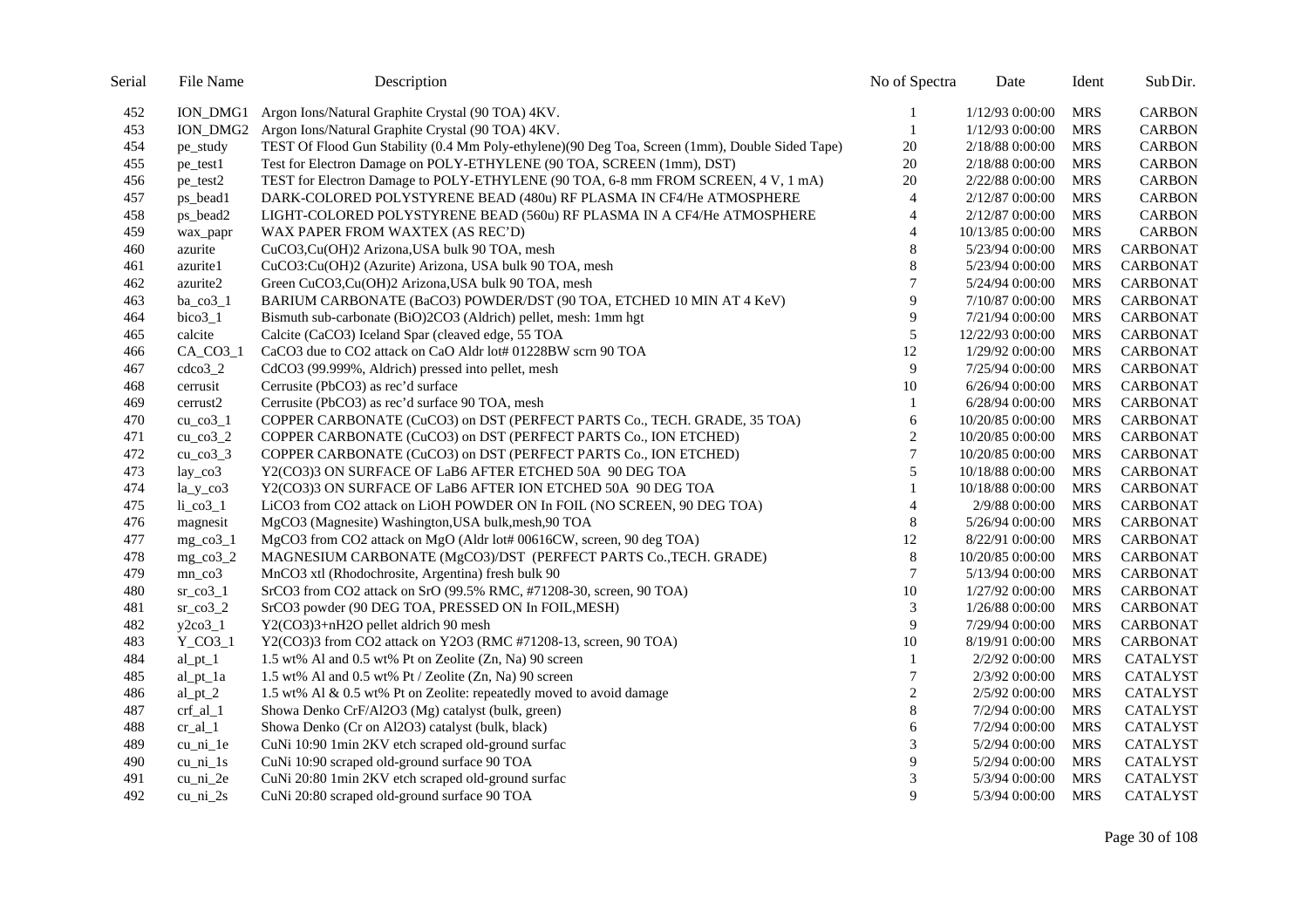| Serial | File Name | Description | No of Spectra | Date | Ident | Sub Dir. |
|---|---|---|---|---|---|---|
| 452 | ION_DMG1 | Argon Ions/Natural Graphite Crystal (90 TOA) 4KV. | 1 | 1/12/93 0:00:00 | MRS | CARBON |
| 453 | ION_DMG2 | Argon Ions/Natural Graphite Crystal (90 TOA) 4KV. | 1 | 1/12/93 0:00:00 | MRS | CARBON |
| 454 | pe_study | TEST Of Flood Gun Stability (0.4 Mm Poly-ethylene)(90 Deg Toa, Screen (1mm), Double Sided Tape) | 20 | 2/18/88 0:00:00 | MRS | CARBON |
| 455 | pe_test1 | Test for Electron Damage on POLY-ETHYLENE (90 TOA, SCREEN (1mm), DST) | 20 | 2/18/88 0:00:00 | MRS | CARBON |
| 456 | pe_test2 | TEST for Electron Damage to POLY-ETHYLENE (90 TOA, 6-8 mm FROM SCREEN, 4 V, 1 mA) | 20 | 2/22/88 0:00:00 | MRS | CARBON |
| 457 | ps_bead1 | DARK-COLORED POLYSTYRENE BEAD (480u) RF PLASMA IN CF4/He ATMOSPHERE | 4 | 2/12/87 0:00:00 | MRS | CARBON |
| 458 | ps_bead2 | LIGHT-COLORED POLYSTYRENE BEAD (560u) RF PLASMA IN A CF4/He ATMOSPHERE | 4 | 2/12/87 0:00:00 | MRS | CARBON |
| 459 | wax_papr | WAX PAPER FROM WAXTEX (AS REC'D) | 4 | 10/13/85 0:00:00 | MRS | CARBON |
| 460 | azurite | CuCO3,Cu(OH)2 Arizona,USA bulk 90 TOA, mesh | 8 | 5/23/94 0:00:00 | MRS | CARBONAT |
| 461 | azurite1 | CuCO3:Cu(OH)2 (Azurite) Arizona, USA bulk 90 TOA, mesh | 8 | 5/23/94 0:00:00 | MRS | CARBONAT |
| 462 | azurite2 | Green CuCO3,Cu(OH)2 Arizona,USA bulk 90 TOA, mesh | 7 | 5/24/94 0:00:00 | MRS | CARBONAT |
| 463 | ba_co3_1 | BARIUM CARBONATE (BaCO3) POWDER/DST (90 TOA, ETCHED 10 MIN AT 4 KeV) | 9 | 7/10/87 0:00:00 | MRS | CARBONAT |
| 464 | bico3_1 | Bismuth sub-carbonate (BiO)2CO3 (Aldrich) pellet, mesh: 1mm hgt | 9 | 7/21/94 0:00:00 | MRS | CARBONAT |
| 465 | calcite | Calcite (CaCO3) Iceland Spar (cleaved edge, 55 TOA | 5 | 12/22/93 0:00:00 | MRS | CARBONAT |
| 466 | CA_CO3_1 | CaCO3 due to CO2 attack on CaO Aldr lot# 01228BW scrn 90 TOA | 12 | 1/29/92 0:00:00 | MRS | CARBONAT |
| 467 | cdco3_2 | CdCO3 (99.999%, Aldrich) pressed into pellet, mesh | 9 | 7/25/94 0:00:00 | MRS | CARBONAT |
| 468 | cerrusit | Cerrusite (PbCO3) as rec'd surface | 10 | 6/26/94 0:00:00 | MRS | CARBONAT |
| 469 | cerrust2 | Cerrusite (PbCO3) as rec'd surface 90 TOA, mesh | 1 | 6/28/94 0:00:00 | MRS | CARBONAT |
| 470 | cu_co3_1 | COPPER CARBONATE (CuCO3) on DST (PERFECT PARTS Co., TECH. GRADE, 35 TOA) | 6 | 10/20/85 0:00:00 | MRS | CARBONAT |
| 471 | cu_co3_2 | COPPER CARBONATE (CuCO3) on DST (PERFECT PARTS Co., ION ETCHED) | 2 | 10/20/85 0:00:00 | MRS | CARBONAT |
| 472 | cu_co3_3 | COPPER CARBONATE (CuCO3) on DST (PERFECT PARTS Co., ION ETCHED) | 7 | 10/20/85 0:00:00 | MRS | CARBONAT |
| 473 | lay_co3 | Y2(CO3)3 ON SURFACE OF LaB6 AFTER ETCHED 50A 90 DEG TOA | 5 | 10/18/88 0:00:00 | MRS | CARBONAT |
| 474 | la_y_co3 | Y2(CO3)3 ON SURFACE OF LaB6 AFTER ION ETCHED 50A 90 DEG TOA | 1 | 10/18/88 0:00:00 | MRS | CARBONAT |
| 475 | li_co3_1 | LiCO3 from CO2 attack on LiOH POWDER ON In FOIL (NO SCREEN, 90 DEG TOA) | 4 | 2/9/88 0:00:00 | MRS | CARBONAT |
| 476 | magnesit | MgCO3 (Magnesite) Washington,USA bulk,mesh,90 TOA | 8 | 5/26/94 0:00:00 | MRS | CARBONAT |
| 477 | mg_co3_1 | MgCO3 from CO2 attack on MgO (Aldr lot# 00616CW, screen, 90 deg TOA) | 12 | 8/22/91 0:00:00 | MRS | CARBONAT |
| 478 | mg_co3_2 | MAGNESIUM CARBONATE (MgCO3)/DST (PERFECT PARTS Co.,TECH. GRADE) | 8 | 10/20/85 0:00:00 | MRS | CARBONAT |
| 479 | mn_co3 | MnCO3 xtl (Rhodochrosite, Argentina) fresh bulk 90 | 7 | 5/13/94 0:00:00 | MRS | CARBONAT |
| 480 | sr_co3_1 | SrCO3 from CO2 attack on SrO (99.5% RMC, #71208-30, screen, 90 TOA) | 10 | 1/27/92 0:00:00 | MRS | CARBONAT |
| 481 | sr_co3_2 | SrCO3 powder (90 DEG TOA, PRESSED ON In FOIL,MESH) | 3 | 1/26/88 0:00:00 | MRS | CARBONAT |
| 482 | y2co3_1 | Y2(CO3)3+nH2O pellet aldrich 90 mesh | 9 | 7/29/94 0:00:00 | MRS | CARBONAT |
| 483 | Y_CO3_1 | Y2(CO3)3 from CO2 attack on Y2O3 (RMC #71208-13, screen, 90 TOA) | 10 | 8/19/91 0:00:00 | MRS | CARBONAT |
| 484 | al_pt_1 | 1.5 wt% Al and 0.5 wt% Pt on Zeolite (Zn, Na) 90 screen | 1 | 2/2/92 0:00:00 | MRS | CATALYST |
| 485 | al_pt_1a | 1.5 wt% Al and 0.5 wt% Pt / Zeolite (Zn, Na) 90 screen | 7 | 2/3/92 0:00:00 | MRS | CATALYST |
| 486 | al_pt_2 | 1.5 wt% Al & 0.5 wt% Pt on Zeolite: repeatedly moved to avoid damage | 2 | 2/5/92 0:00:00 | MRS | CATALYST |
| 487 | crf_al_1 | Showa Denko CrF/Al2O3 (Mg) catalyst (bulk, green) | 8 | 7/2/94 0:00:00 | MRS | CATALYST |
| 488 | cr_al_1 | Showa Denko (Cr on Al2O3) catalyst (bulk, black) | 6 | 7/2/94 0:00:00 | MRS | CATALYST |
| 489 | cu_ni_1e | CuNi 10:90 1min 2KV etch scraped old-ground surfac | 3 | 5/2/94 0:00:00 | MRS | CATALYST |
| 490 | cu_ni_1s | CuNi 10:90 scraped old-ground surface 90 TOA | 9 | 5/2/94 0:00:00 | MRS | CATALYST |
| 491 | cu_ni_2e | CuNi 20:80 1min 2KV etch scraped old-ground surfac | 3 | 5/3/94 0:00:00 | MRS | CATALYST |
| 492 | cu_ni_2s | CuNi 20:80 scraped old-ground surface 90 TOA | 9 | 5/3/94 0:00:00 | MRS | CATALYST |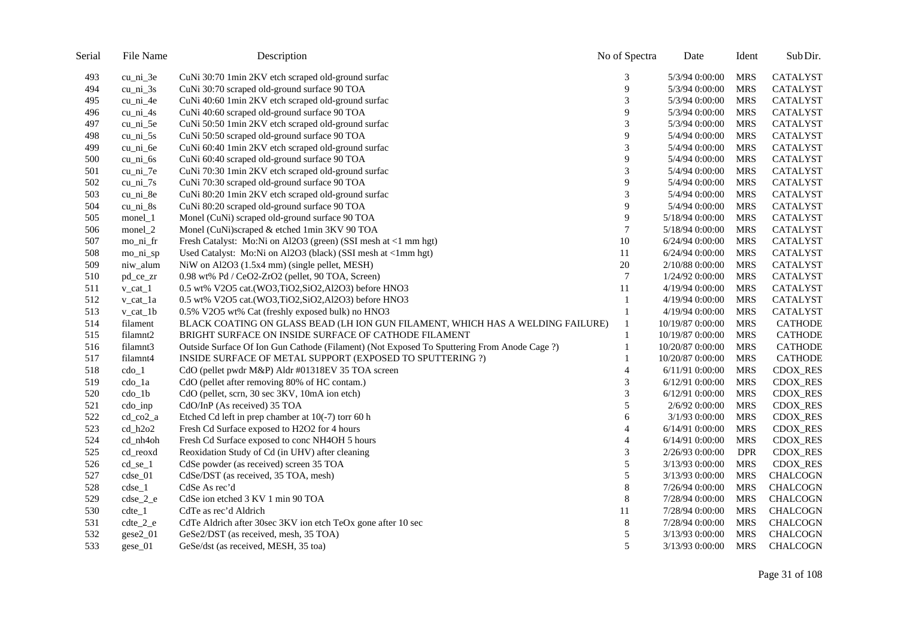| Serial | File Name | Description | No of Spectra | Date | Ident | Sub Dir. |
|---|---|---|---|---|---|---|
| 493 | cu_ni_3e | CuNi 30:70 1min 2KV etch scraped old-ground surfac | 3 | 5/3/94 0:00:00 | MRS | CATALYST |
| 494 | cu_ni_3s | CuNi 30:70 scraped old-ground surface 90 TOA | 9 | 5/3/94 0:00:00 | MRS | CATALYST |
| 495 | cu_ni_4e | CuNi 40:60 1min 2KV etch scraped old-ground surfac | 3 | 5/3/94 0:00:00 | MRS | CATALYST |
| 496 | cu_ni_4s | CuNi 40:60 scraped old-ground surface 90 TOA | 9 | 5/3/94 0:00:00 | MRS | CATALYST |
| 497 | cu_ni_5e | CuNi 50:50 1min 2KV etch scraped old-ground surfac | 3 | 5/3/94 0:00:00 | MRS | CATALYST |
| 498 | cu_ni_5s | CuNi 50:50 scraped old-ground surface 90 TOA | 9 | 5/4/94 0:00:00 | MRS | CATALYST |
| 499 | cu_ni_6e | CuNi 60:40 1min 2KV etch scraped old-ground surfac | 3 | 5/4/94 0:00:00 | MRS | CATALYST |
| 500 | cu_ni_6s | CuNi 60:40 scraped old-ground surface 90 TOA | 9 | 5/4/94 0:00:00 | MRS | CATALYST |
| 501 | cu_ni_7e | CuNi 70:30 1min 2KV etch scraped old-ground surfac | 3 | 5/4/94 0:00:00 | MRS | CATALYST |
| 502 | cu_ni_7s | CuNi 70:30 scraped old-ground surface 90 TOA | 9 | 5/4/94 0:00:00 | MRS | CATALYST |
| 503 | cu_ni_8e | CuNi 80:20 1min 2KV etch scraped old-ground surfac | 3 | 5/4/94 0:00:00 | MRS | CATALYST |
| 504 | cu_ni_8s | CuNi 80:20 scraped old-ground surface 90 TOA | 9 | 5/4/94 0:00:00 | MRS | CATALYST |
| 505 | monel_1 | Monel (CuNi) scraped old-ground surface 90 TOA | 9 | 5/18/94 0:00:00 | MRS | CATALYST |
| 506 | monel_2 | Monel (CuNi)scraped & etched 1min 3KV 90 TOA | 7 | 5/18/94 0:00:00 | MRS | CATALYST |
| 507 | mo_ni_fr | Fresh Catalyst: Mo:Ni on $Al_2O_3$ (green) (SSI mesh at <1 mm hgt) | 10 | 6/24/94 0:00:00 | MRS | CATALYST |
| 508 | mo_ni_sp | Used Catalyst: Mo:Ni on $Al_2O_3$ (black) (SSI mesh at <1mm hgt) | 11 | 6/24/94 0:00:00 | MRS | CATALYST |
| 509 | niw_alum | NiW on $Al_2O_3$ (1.5x4 mm) (single pellet, MESH) | 20 | 2/10/88 0:00:00 | MRS | CATALYST |
| 510 | pd_ce_zr | 0.98 wt% Pd / $CeO_2$-$ZrO_2$ (pellet, 90 TOA, Screen) | 7 | 1/24/92 0:00:00 | MRS | CATALYST |
| 511 | v_cat_1 | 0.5 wt% $V_2O_5$ cat.($WO_3$,$TiO_2$,$SiO_2$,$Al_2O_3$) before $HNO_3$ | 11 | 4/19/94 0:00:00 | MRS | CATALYST |
| 512 | v_cat_1a | 0.5 wt% $V_2O_5$ cat.($WO_3$,$TiO_2$,$SiO_2$,$Al_2O_3$) before $HNO_3$ | 1 | 4/19/94 0:00:00 | MRS | CATALYST |
| 513 | v_cat_1b | 0.5% $V_2O_5$ wt% Cat (freshly exposed bulk) no $HNO_3$ | 1 | 4/19/94 0:00:00 | MRS | CATALYST |
| 514 | filament | BLACK COATING ON GLASS BEAD (LH ION GUN FILAMENT, WHICH HAS A WELDING FAILURE) | 1 | 10/19/87 0:00:00 | MRS | CATHODE |
| 515 | filamnt2 | BRIGHT SURFACE ON INSIDE SURFACE OF CATHODE FILAMENT | 1 | 10/19/87 0:00:00 | MRS | CATHODE |
| 516 | filamnt3 | Outside Surface Of Ion Gun Cathode (Filament) (Not Exposed To Sputtering From Anode Cage ?) | 1 | 10/20/87 0:00:00 | MRS | CATHODE |
| 517 | filamnt4 | INSIDE SURFACE OF METAL SUPPORT (EXPOSED TO SPUTTERING ?) | 1 | 10/20/87 0:00:00 | MRS | CATHODE |
| 518 | cdo_1 | CdO (pellet pwdr M&P) Aldr #01318EV 35 TOA screen | 4 | 6/11/91 0:00:00 | MRS | CDOX_RES |
| 519 | cdo_1a | CdO (pellet after removing 80% of HC contam.) | 3 | 6/12/91 0:00:00 | MRS | CDOX_RES |
| 520 | cdo_1b | CdO (pellet, scrn, 30 sec 3KV, 10mA ion etch) | 3 | 6/12/91 0:00:00 | MRS | CDOX_RES |
| 521 | cdo_inp | CdO/InP (As received) 35 TOA | 5 | 2/6/92 0:00:00 | MRS | CDOX_RES |
| 522 | cd_co2_a | Etched Cd left in prep chamber at 10(-7) torr 60 h | 6 | 3/1/93 0:00:00 | MRS | CDOX_RES |
| 523 | cd_h2o2 | Fresh Cd Surface exposed to $H_2O_2$ for 4 hours | 4 | 6/14/91 0:00:00 | MRS | CDOX_RES |
| 524 | cd_nh4oh | Fresh Cd Surface exposed to conc $NH_4OH$ 5 hours | 4 | 6/14/91 0:00:00 | MRS | CDOX_RES |
| 525 | cd_reoxd | Reoxidation Study of Cd (in UHV) after cleaning | 3 | 2/26/93 0:00:00 | DPR | CDOX_RES |
| 526 | cd_se_1 | CdSe powder (as received) screen 35 TOA | 5 | 3/13/93 0:00:00 | MRS | CDOX_RES |
| 527 | cdse_01 | CdSe/DST (as received, 35 TOA, mesh) | 5 | 3/13/93 0:00:00 | MRS | CHALCOGN |
| 528 | cdse_1 | CdSe As rec'd | 8 | 7/26/94 0:00:00 | MRS | CHALCOGN |
| 529 | cdse_2_e | CdSe ion etched 3 KV 1 min 90 TOA | 8 | 7/28/94 0:00:00 | MRS | CHALCOGN |
| 530 | cdte_1 | CdTe as rec'd Aldrich | 11 | 7/28/94 0:00:00 | MRS | CHALCOGN |
| 531 | cdte_2_e | CdTe Aldrich after 30sec 3KV ion etch TeOx gone after 10 sec | 8 | 7/28/94 0:00:00 | MRS | CHALCOGN |
| 532 | gese2_01 | $GeSe_2$/DST (as received, mesh, 35 TOA) | 5 | 3/13/93 0:00:00 | MRS | CHALCOGN |
| 533 | gese_01 | GeSe/dst (as received, MESH, 35 toa) | 5 | 3/13/93 0:00:00 | MRS | CHALCOGN |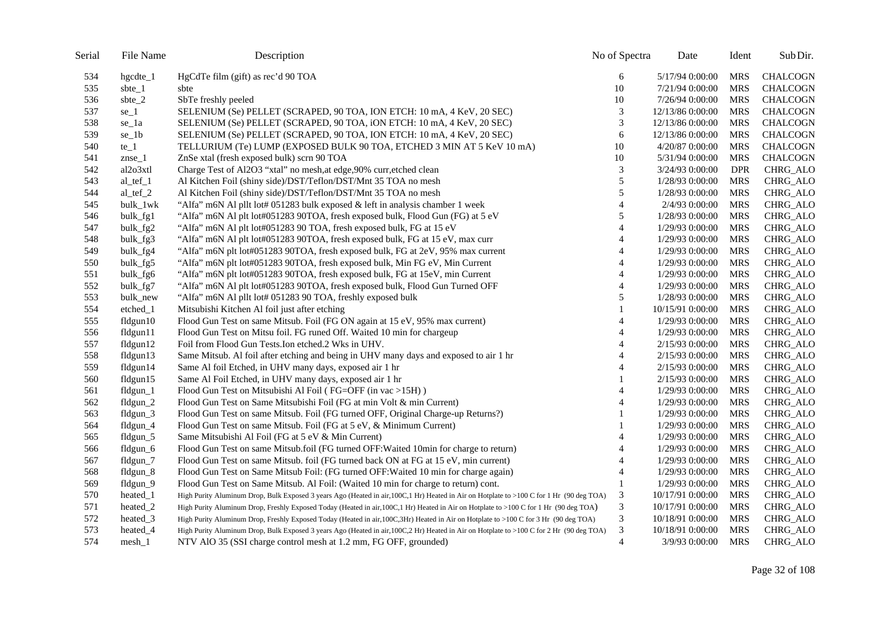| Serial | File Name | Description | No of Spectra | Date | Ident | Sub Dir. |
|---|---|---|---|---|---|---|
| 534 | hgcdte_1 | HgCdTe film (gift) as rec'd 90 TOA | 6 | 5/17/94 0:00:00 | MRS | CHALCOGN |
| 535 | sbte_1 | sbte | 10 | 7/21/94 0:00:00 | MRS | CHALCOGN |
| 536 | sbte_2 | SbTe freshly peeled | 10 | 7/26/94 0:00:00 | MRS | CHALCOGN |
| 537 | se_1 | SELENIUM (Se) PELLET (SCRAPED, 90 TOA, ION ETCH: 10 mA, 4 KeV, 20 SEC) | 3 | 12/13/86 0:00:00 | MRS | CHALCOGN |
| 538 | se_1a | SELENIUM (Se) PELLET (SCRAPED, 90 TOA, iON ETCH: 10 mA, 4 KeV, 20 SEC) | 3 | 12/13/86 0:00:00 | MRS | CHALCOGN |
| 539 | se_1b | SELENIUM (Se) PELLET (SCRAPED, 90 TOA, ION ETCH: 10 mA, 4 KeV, 20 SEC) | 6 | 12/13/86 0:00:00 | MRS | CHALCOGN |
| 540 | te_1 | TELLURIUM (Te) LUMP (EXPOSED BULK 90 TOA, ETCHED 3 MIN AT 5 KeV 10 mA) | 10 | 4/20/87 0:00:00 | MRS | CHALCOGN |
| 541 | znse_1 | ZnSe xtal (fresh exposed bulk) scrn 90 TOA | 10 | 5/31/94 0:00:00 | MRS | CHALCOGN |
| 542 | al2o3xtl | Charge Test of Al2O3 "xtal" no mesh,at edge,90% curr,etched clean | 3 | 3/24/93 0:00:00 | DPR | CHRG_ALO |
| 543 | al_tef_1 | Al Kitchen Foil (shiny side)/DST/Teflon/DST/Mnt 35 TOA no mesh | 5 | 1/28/93 0:00:00 | MRS | CHRG_ALO |
| 544 | al_tef_2 | Al Kitchen Foil (shiny side)/DST/Teflon/DST/Mnt 35 TOA no mesh | 5 | 1/28/93 0:00:00 | MRS | CHRG_ALO |
| 545 | bulk_1wk | "Alfa" m6N Al pllt lot# 051283 bulk exposed & left in analysis chamber 1 week | 4 | 2/4/93 0:00:00 | MRS | CHRG_ALO |
| 546 | bulk_fg1 | "Alfa" m6N Al plt lot#051283 90TOA, fresh exposed bulk, Flood Gun (FG) at 5 eV | 5 | 1/28/93 0:00:00 | MRS | CHRG_ALO |
| 547 | bulk_fg2 | "Alfa" m6N Al plt lot#051283 90 TOA, fresh exposed bulk, FG at 15 eV | 4 | 1/29/93 0:00:00 | MRS | CHRG_ALO |
| 548 | bulk_fg3 | "Alfa" m6N Al plt lot#051283 90TOA, fresh exposed bulk, FG at 15 eV, max curr | 4 | 1/29/93 0:00:00 | MRS | CHRG_ALO |
| 549 | bulk_fg4 | "Alfa" m6N plt lot#051283 90TOA, fresh exposed bulk, FG at 2eV, 95% max current | 4 | 1/29/93 0:00:00 | MRS | CHRG_ALO |
| 550 | bulk_fg5 | "Alfa" m6N plt lot#051283 90TOA, fresh exposed bulk, Min FG eV, Min Current | 4 | 1/29/93 0:00:00 | MRS | CHRG_ALO |
| 551 | bulk_fg6 | "Alfa" m6N plt lot#051283 90TOA, fresh exposed bulk, FG at 15eV, min Current | 4 | 1/29/93 0:00:00 | MRS | CHRG_ALO |
| 552 | bulk_fg7 | "Alfa" m6N Al plt lot#051283 90TOA, fresh exposed bulk, Flood Gun Turned OFF | 4 | 1/29/93 0:00:00 | MRS | CHRG_ALO |
| 553 | bulk_new | "Alfa" m6N Al pllt lot# 051283 90 TOA, freshly exposed bulk | 5 | 1/28/93 0:00:00 | MRS | CHRG_ALO |
| 554 | etched_1 | Mitsubishi Kitchen Al foil just after etching | 1 | 10/15/91 0:00:00 | MRS | CHRG_ALO |
| 555 | fldgun10 | Flood Gun Test on same Mitsub. Foil (FG ON again at 15 eV, 95% max current) | 4 | 1/29/93 0:00:00 | MRS | CHRG_ALO |
| 556 | fldgun11 | Flood Gun Test on Mitsu foil. FG runed Off. Waited 10 min for chargeup | 4 | 1/29/93 0:00:00 | MRS | CHRG_ALO |
| 557 | fldgun12 | Foil from Flood Gun Tests.Ion etched.2 Wks in UHV. | 4 | 2/15/93 0:00:00 | MRS | CHRG_ALO |
| 558 | fldgun13 | Same Mitsub. Al foil after etching and being in UHV many days and exposed to air 1 hr | 4 | 2/15/93 0:00:00 | MRS | CHRG_ALO |
| 559 | fldgun14 | Same Al foil Etched, in UHV many days, exposed air 1 hr | 4 | 2/15/93 0:00:00 | MRS | CHRG_ALO |
| 560 | fldgun15 | Same Al Foil Etched, in UHV many days, exposed air 1 hr | 1 | 2/15/93 0:00:00 | MRS | CHRG_ALO |
| 561 | fldgun_1 | Flood Gun Test on Mitsubishi Al Foil ( FG=OFF (in vac >15H) ) | 4 | 1/29/93 0:00:00 | MRS | CHRG_ALO |
| 562 | fldgun_2 | Flood Gun Test on Same Mitsubishi Foil (FG at min Volt & min Current) | 4 | 1/29/93 0:00:00 | MRS | CHRG_ALO |
| 563 | fldgun_3 | Flood Gun Test on same Mitsub. Foil (FG turned OFF, Original Charge-up Returns?) | 1 | 1/29/93 0:00:00 | MRS | CHRG_ALO |
| 564 | fldgun_4 | Flood Gun Test on same Mitsub. Foil (FG at 5 eV, & Minimum Current) | 1 | 1/29/93 0:00:00 | MRS | CHRG_ALO |
| 565 | fldgun_5 | Same Mitsubishi Al Foil (FG at 5 eV & Min Current) | 4 | 1/29/93 0:00:00 | MRS | CHRG_ALO |
| 566 | fldgun_6 | Flood Gun Test on same Mitsub.foil (FG turned OFF:Waited 10min for charge to return) | 4 | 1/29/93 0:00:00 | MRS | CHRG_ALO |
| 567 | fldgun_7 | Flood Gun Test on same Mitsub. foil (FG turned back ON at FG at 15 eV, min current) | 4 | 1/29/93 0:00:00 | MRS | CHRG_ALO |
| 568 | fldgun_8 | Flood Gun Test on Same Mitsub Foil: (FG turned OFF:Waited 10 min for charge again) | 4 | 1/29/93 0:00:00 | MRS | CHRG_ALO |
| 569 | fldgun_9 | Flood Gun Test on Same Mitsub. Al Foil: (Waited 10 min for charge to return) cont. | 1 | 1/29/93 0:00:00 | MRS | CHRG_ALO |
| 570 | heated_1 | High Purity Aluminum Drop, Bulk Exposed 3 years Ago (Heated in air,100C,1 Hr) Heated in Air on Hotplate to >100 C for 1 Hr (90 deg TOA) | 3 | 10/17/91 0:00:00 | MRS | CHRG_ALO |
| 571 | heated_2 | High Purity Aluminum Drop, Freshly Exposed Today (Heated in air,100C,1 Hr) Heated in Air on Hotplate to >100 C for 1 Hr (90 deg TOA) | 3 | 10/17/91 0:00:00 | MRS | CHRG_ALO |
| 572 | heated_3 | High Purity Aluminum Drop, Freshly Exposed Today (Heated in air,100C,3Hr) Heated in Air on Hotplate to >100 C for 3 Hr (90 deg TOA) | 3 | 10/18/91 0:00:00 | MRS | CHRG_ALO |
| 573 | heated_4 | High Purity Aluminum Drop, Bulk Exposed 3 years Ago (Heated in air,100C,2 Hr) Heated in Air on Hotplate to >100 C for 2 Hr (90 deg TOA) | 3 | 10/18/91 0:00:00 | MRS | CHRG_ALO |
| 574 | mesh_1 | NTV AlO 35 (SSI charge control mesh at 1.2 mm, FG OFF, grounded) | 4 | 3/9/93 0:00:00 | MRS | CHRG_ALO |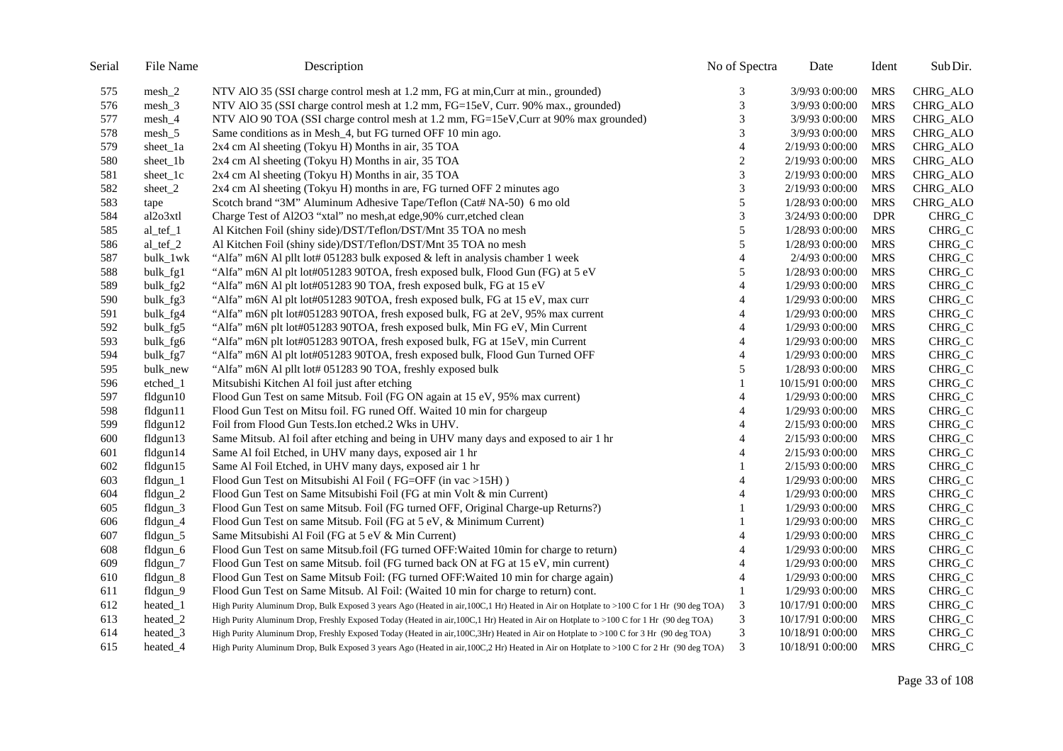| Serial | File Name | Description | No of Spectra | Date | Ident | Sub Dir. |
|---|---|---|---|---|---|---|
| 575 | mesh_2 | NTV AlO 35 (SSI charge control mesh at 1.2 mm, FG at min,Curr at min., grounded) | 3 | 3/9/93 0:00:00 | MRS | CHRG_ALO |
| 576 | mesh_3 | NTV AlO 35 (SSI charge control mesh at 1.2 mm, FG=15eV, Curr. 90% max., grounded) | 3 | 3/9/93 0:00:00 | MRS | CHRG_ALO |
| 577 | mesh_4 | NTV AlO 90 TOA (SSI charge control mesh at 1.2 mm, FG=15eV,Curr at 90% max grounded) | 3 | 3/9/93 0:00:00 | MRS | CHRG_ALO |
| 578 | mesh_5 | Same conditions as in Mesh_4, but FG turned OFF 10 min ago. | 3 | 3/9/93 0:00:00 | MRS | CHRG_ALO |
| 579 | sheet_1a | 2x4 cm Al sheeting (Tokyu H) Months in air, 35 TOA | 4 | 2/19/93 0:00:00 | MRS | CHRG_ALO |
| 580 | sheet_1b | 2x4 cm Al sheeting (Tokyu H) Months in air, 35 TOA | 2 | 2/19/93 0:00:00 | MRS | CHRG_ALO |
| 581 | sheet_1c | 2x4 cm Al sheeting (Tokyu H) Months in air, 35 TOA | 3 | 2/19/93 0:00:00 | MRS | CHRG_ALO |
| 582 | sheet_2 | 2x4 cm Al sheeting (Tokyu H) months in are, FG turned OFF 2 minutes ago | 3 | 2/19/93 0:00:00 | MRS | CHRG_ALO |
| 583 | tape | Scotch brand "3M" Aluminum Adhesive Tape/Teflon (Cat# NA-50) 6 mo old | 5 | 1/28/93 0:00:00 | MRS | CHRG_ALO |
| 584 | al2o3xtl | Charge Test of Al2O3 "xtal" no mesh,at edge,90% curr,etched clean | 3 | 3/24/93 0:00:00 | DPR | CHRG_C |
| 585 | al_tef_1 | Al Kitchen Foil (shiny side)/DST/Teflon/DST/Mnt 35 TOA no mesh | 5 | 1/28/93 0:00:00 | MRS | CHRG_C |
| 586 | al_tef_2 | Al Kitchen Foil (shiny side)/DST/Teflon/DST/Mnt 35 TOA no mesh | 5 | 1/28/93 0:00:00 | MRS | CHRG_C |
| 587 | bulk_1wk | "Alfa" m6N Al pllt lot# 051283 bulk exposed & left in analysis chamber 1 week | 4 | 2/4/93 0:00:00 | MRS | CHRG_C |
| 588 | bulk_fg1 | "Alfa" m6N Al plt lot#051283 90TOA, fresh exposed bulk, Flood Gun (FG) at 5 eV | 5 | 1/28/93 0:00:00 | MRS | CHRG_C |
| 589 | bulk_fg2 | "Alfa" m6N Al plt lot#051283 90 TOA, fresh exposed bulk, FG at 15 eV | 4 | 1/29/93 0:00:00 | MRS | CHRG_C |
| 590 | bulk_fg3 | "Alfa" m6N Al plt lot#051283 90TOA, fresh exposed bulk, FG at 15 eV, max curr | 4 | 1/29/93 0:00:00 | MRS | CHRG_C |
| 591 | bulk_fg4 | "Alfa" m6N plt lot#051283 90TOA, fresh exposed bulk, FG at 2eV, 95% max current | 4 | 1/29/93 0:00:00 | MRS | CHRG_C |
| 592 | bulk_fg5 | "Alfa" m6N plt lot#051283 90TOA, fresh exposed bulk, Min FG eV, Min Current | 4 | 1/29/93 0:00:00 | MRS | CHRG_C |
| 593 | bulk_fg6 | "Alfa" m6N plt lot#051283 90TOA, fresh exposed bulk, FG at 15eV, min current | 4 | 1/29/93 0:00:00 | MRS | CHRG_C |
| 594 | bulk_fg7 | "Alfa" m6N Al plt lot#051283 90TOA, fresh exposed bulk, Flood Gun Turned OFF | 4 | 1/29/93 0:00:00 | MRS | CHRG_C |
| 595 | bulk_new | "Alfa" m6N Al pllt lot# 051283 90 TOA, freshly exposed bulk | 5 | 1/28/93 0:00:00 | MRS | CHRG_C |
| 596 | etched_1 | Mitsubishi Kitchen Al foil just after etching | 1 | 10/15/91 0:00:00 | MRS | CHRG_C |
| 597 | fldgun10 | Flood Gun Test on same Mitsub. Foil (FG ON again at 15 eV, 95% max current) | 4 | 1/29/93 0:00:00 | MRS | CHRG_C |
| 598 | fldgun11 | Flood Gun Test on Mitsu foil. FG runed Off. Waited 10 min for chargeup | 4 | 1/29/93 0:00:00 | MRS | CHRG_C |
| 599 | fldgun12 | Foil from Flood Gun Tests.Ion etched.2 Wks in UHV. | 4 | 2/15/93 0:00:00 | MRS | CHRG_C |
| 600 | fldgun13 | Same Mitsub. Al foil after etching and being in UHV many days and exposed to air 1 hr | 4 | 2/15/93 0:00:00 | MRS | CHRG_C |
| 601 | fldgun14 | Same Al foil Etched, in UHV many days, exposed air 1 hr | 4 | 2/15/93 0:00:00 | MRS | CHRG_C |
| 602 | fldgun15 | Same Al Foil Etched, in UHV many days, exposed air 1 hr | 1 | 2/15/93 0:00:00 | MRS | CHRG_C |
| 603 | fldgun_1 | Flood Gun Test on Mitsubishi Al Foil ( FG=OFF (in vac >15H) ) | 4 | 1/29/93 0:00:00 | MRS | CHRG_C |
| 604 | fldgun_2 | Flood Gun Test on Same Mitsubishi Foil (FG at min Volt & min Current) | 4 | 1/29/93 0:00:00 | MRS | CHRG_C |
| 605 | fldgun_3 | Flood Gun Test on same Mitsub. Foil (FG turned OFF, Original Charge-up Returns?) | 1 | 1/29/93 0:00:00 | MRS | CHRG_C |
| 606 | fldgun_4 | Flood Gun Test on same Mitsub. Foil (FG at 5 eV, & Minimum Current) | 1 | 1/29/93 0:00:00 | MRS | CHRG_C |
| 607 | fldgun_5 | Same Mitsubishi Al Foil (FG at 5 eV & Min Current) | 4 | 1/29/93 0:00:00 | MRS | CHRG_C |
| 608 | fldgun_6 | Flood Gun Test on same Mitsub.foil (FG turned OFF:Waited 10min for charge to return) | 4 | 1/29/93 0:00:00 | MRS | CHRG_C |
| 609 | fldgun_7 | Flood Gun Test on same Mitsub. foil (FG turned back ON at FG at 15 eV, min current) | 4 | 1/29/93 0:00:00 | MRS | CHRG_C |
| 610 | fldgun_8 | Flood Gun Test on Same Mitsub Foil: (FG turned OFF:Waited 10 min for charge again) | 4 | 1/29/93 0:00:00 | MRS | CHRG_C |
| 611 | fldgun_9 | Flood Gun Test on Same Mitsub. Al Foil: (Waited 10 min for charge to return) cont. | 1 | 1/29/93 0:00:00 | MRS | CHRG_C |
| 612 | heated_1 | High Purity Aluminum Drop, Bulk Exposed 3 years Ago (Heated in air,100C,1 Hr) Heated in Air on Hotplate to >100 C for 1 Hr (90 deg TOA) | 3 | 10/17/91 0:00:00 | MRS | CHRG_C |
| 613 | heated_2 | High Purity Aluminum Drop, Freshly Exposed Today (Heated in air,100C,1 Hr) Heated in Air on Hotplate to >100 C for 1 Hr (90 deg TOA) | 3 | 10/17/91 0:00:00 | MRS | CHRG_C |
| 614 | heated_3 | High Purity Aluminum Drop, Freshly Exposed Today (Heated in air,100C,3Hr) Heated in Air on Hotplate to >100 C for 3 Hr (90 deg TOA) | 3 | 10/18/91 0:00:00 | MRS | CHRG_C |
| 615 | heated_4 | High Purity Aluminum Drop, Bulk Exposed 3 years Ago (Heated in air,100C,2 Hr) Heated in Air on Hotplate to >100 C for 2 Hr (90 deg TOA) | 3 | 10/18/91 0:00:00 | MRS | CHRG_C |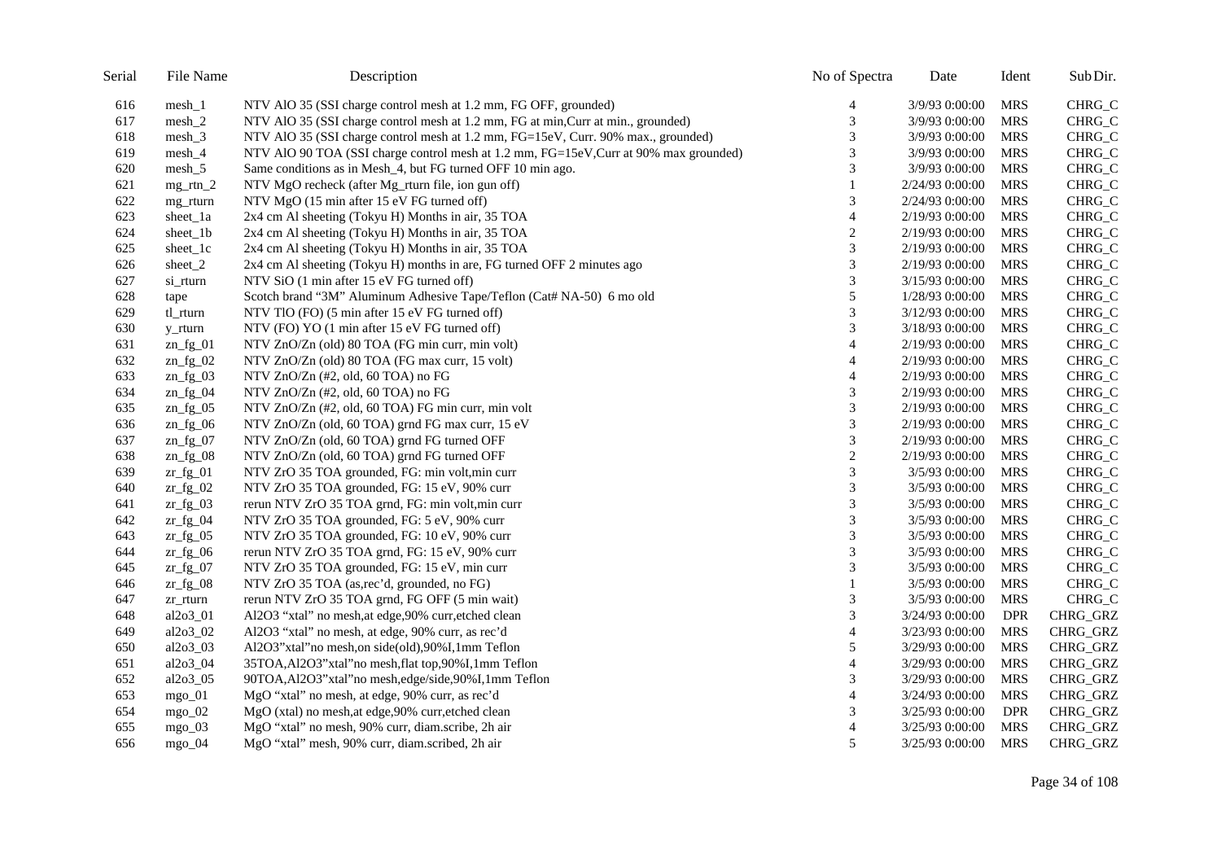| Serial | File Name | Description | No of Spectra | Date | Ident | Sub Dir. |
|---|---|---|---|---|---|---|
| 616 | mesh_1 | NTV AlO 35 (SSI charge control mesh at 1.2 mm, FG OFF, grounded) | 4 | 3/9/93 0:00:00 | MRS | CHRG_C |
| 617 | mesh_2 | NTV AlO 35 (SSI charge control mesh at 1.2 mm, FG at min,Curr at min., grounded) | 3 | 3/9/93 0:00:00 | MRS | CHRG_C |
| 618 | mesh_3 | NTV AlO 35 (SSI charge control mesh at 1.2 mm, FG=15eV, Curr. 90% max., grounded) | 3 | 3/9/93 0:00:00 | MRS | CHRG_C |
| 619 | mesh_4 | NTV AlO 90 TOA (SSI charge control mesh at 1.2 mm, FG=15eV,Curr at 90% max grounded) | 3 | 3/9/93 0:00:00 | MRS | CHRG_C |
| 620 | mesh_5 | Same conditions as in Mesh_4, but FG turned OFF 10 min ago. | 3 | 3/9/93 0:00:00 | MRS | CHRG_C |
| 621 | mg_rtn_2 | NTV MgO recheck (after Mg_rturn file, ion gun off) | 1 | 2/24/93 0:00:00 | MRS | CHRG_C |
| 622 | mg_rturn | NTV MgO (15 min after 15 eV FG turned off) | 3 | 2/24/93 0:00:00 | MRS | CHRG_C |
| 623 | sheet_1a | 2x4 cm Al sheeting (Tokyu H) Months in air, 35 TOA | 4 | 2/19/93 0:00:00 | MRS | CHRG_C |
| 624 | sheet_1b | 2x4 cm Al sheeting (Tokyu H) Months in air, 35 TOA | 2 | 2/19/93 0:00:00 | MRS | CHRG_C |
| 625 | sheet_1c | 2x4 cm Al sheeting (Tokyu H) Months in air, 35 TOA | 3 | 2/19/93 0:00:00 | MRS | CHRG_C |
| 626 | sheet_2 | 2x4 cm Al sheeting (Tokyu H) months in are, FG turned OFF 2 minutes ago | 3 | 2/19/93 0:00:00 | MRS | CHRG_C |
| 627 | si_rturn | NTV SiO (1 min after 15 eV FG turned off) | 3 | 3/15/93 0:00:00 | MRS | CHRG_C |
| 628 | tape | Scotch brand "3M" Aluminum Adhesive Tape/Teflon (Cat# NA-50) 6 mo old | 5 | 1/28/93 0:00:00 | MRS | CHRG_C |
| 629 | tl_rturn | NTV TlO (FO) (5 min after 15 eV FG turned off) | 3 | 3/12/93 0:00:00 | MRS | CHRG_C |
| 630 | y_rturn | NTV (FO) YO (1 min after 15 eV FG turned off) | 3 | 3/18/93 0:00:00 | MRS | CHRG_C |
| 631 | zn_fg_01 | NTV ZnO/Zn (old) 80 TOA (FG min curr, min volt) | 4 | 2/19/93 0:00:00 | MRS | CHRG_C |
| 632 | zn_fg_02 | NTV ZnO/Zn (old) 80 TOA (FG max curr, 15 volt) | 4 | 2/19/93 0:00:00 | MRS | CHRG_C |
| 633 | zn_fg_03 | NTV ZnO/Zn (#2, old, 60 TOA) no FG | 4 | 2/19/93 0:00:00 | MRS | CHRG_C |
| 634 | zn_fg_04 | NTV ZnO/Zn (#2, old, 60 TOA) no FG | 3 | 2/19/93 0:00:00 | MRS | CHRG_C |
| 635 | zn_fg_05 | NTV ZnO/Zn (#2, old, 60 TOA) FG min curr, min volt | 3 | 2/19/93 0:00:00 | MRS | CHRG_C |
| 636 | zn_fg_06 | NTV ZnO/Zn (old, 60 TOA) grnd FG max curr, 15 eV | 3 | 2/19/93 0:00:00 | MRS | CHRG_C |
| 637 | zn_fg_07 | NTV ZnO/Zn (old, 60 TOA) grnd FG turned OFF | 3 | 2/19/93 0:00:00 | MRS | CHRG_C |
| 638 | zn_fg_08 | NTV ZnO/Zn (old, 60 TOA) grnd FG turned OFF | 2 | 2/19/93 0:00:00 | MRS | CHRG_C |
| 639 | zr_fg_01 | NTV ZrO 35 TOA grounded, FG: min volt,min curr | 3 | 3/5/93 0:00:00 | MRS | CHRG_C |
| 640 | zr_fg_02 | NTV ZrO 35 TOA grounded, FG: 15 eV, 90% curr | 3 | 3/5/93 0:00:00 | MRS | CHRG_C |
| 641 | zr_fg_03 | rerun NTV ZrO 35 TOA grnd, FG: min volt,min curr | 3 | 3/5/93 0:00:00 | MRS | CHRG_C |
| 642 | zr_fg_04 | NTV ZrO 35 TOA grounded, FG: 5 eV, 90% curr | 3 | 3/5/93 0:00:00 | MRS | CHRG_C |
| 643 | zr_fg_05 | NTV ZrO 35 TOA grounded, FG: 10 eV, 90% curr | 3 | 3/5/93 0:00:00 | MRS | CHRG_C |
| 644 | zr_fg_06 | rerun NTV ZrO 35 TOA grnd, FG: 15 eV, 90% curr | 3 | 3/5/93 0:00:00 | MRS | CHRG_C |
| 645 | zr_fg_07 | NTV ZrO 35 TOA grounded, FG: 15 eV, min curr | 3 | 3/5/93 0:00:00 | MRS | CHRG_C |
| 646 | zr_fg_08 | NTV ZrO 35 TOA (as,rec'd, grounded, no FG) | 1 | 3/5/93 0:00:00 | MRS | CHRG_C |
| 647 | zr_rturn | rerun NTV ZrO 35 TOA grnd, FG OFF (5 min wait) | 3 | 3/5/93 0:00:00 | MRS | CHRG_C |
| 648 | al2o3_01 | Al2O3 "xtal" no mesh,at edge,90% curr,etched clean | 3 | 3/24/93 0:00:00 | DPR | CHRG_GRZ |
| 649 | al2o3_02 | Al2O3 "xtal" no mesh, at edge, 90% curr, as rec'd | 4 | 3/23/93 0:00:00 | MRS | CHRG_GRZ |
| 650 | al2o3_03 | Al2O3"xtal"no mesh,on side(old),90%I,1mm Teflon | 5 | 3/29/93 0:00:00 | MRS | CHRG_GRZ |
| 651 | al2o3_04 | 35TOA,Al2O3"xtal"no mesh,flat top,90%I,1mm Teflon | 4 | 3/29/93 0:00:00 | MRS | CHRG_GRZ |
| 652 | al2o3_05 | 90TOA,Al2O3"xtal"no mesh,edge/side,90%I,1mm Teflon | 3 | 3/29/93 0:00:00 | MRS | CHRG_GRZ |
| 653 | mgo_01 | MgO "xtal" no mesh, at edge, 90% curr, as rec'd | 4 | 3/24/93 0:00:00 | MRS | CHRG_GRZ |
| 654 | mgo_02 | MgO (xtal) no mesh,at edge,90% curr,etched clean | 3 | 3/25/93 0:00:00 | DPR | CHRG_GRZ |
| 655 | mgo_03 | MgO "xtal" no mesh, 90% curr, diam.scribe, 2h air | 4 | 3/25/93 0:00:00 | MRS | CHRG_GRZ |
| 656 | mgo_04 | MgO "xtal" mesh, 90% curr, diam.scribed, 2h air | 5 | 3/25/93 0:00:00 | MRS | CHRG_GRZ |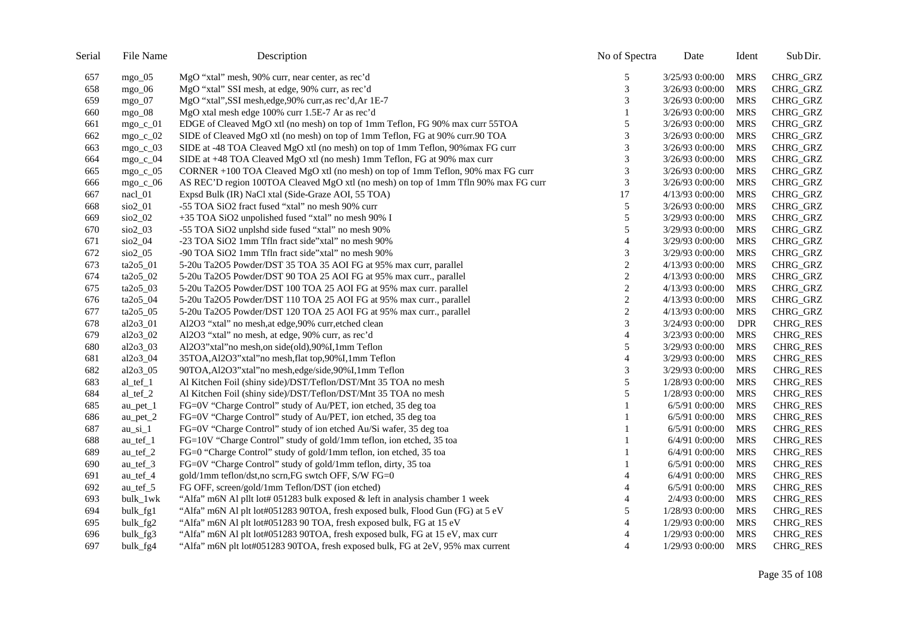| Serial | File Name | Description | No of Spectra | Date | Ident | Sub Dir. |
|---|---|---|---|---|---|---|
| 657 | mgo_05 | MgO “xtal” mesh, 90% curr, near center, as rec’d | 5 | 3/25/93 0:00:00 | MRS | CHRG_GRZ |
| 658 | mgo_06 | MgO “xtal” SSI mesh, at edge, 90% curr, as rec’d | 3 | 3/26/93 0:00:00 | MRS | CHRG_GRZ |
| 659 | mgo_07 | MgO “xtal”,SSI mesh,edge,90% curr,as rec’d,Ar 1E-7 | 3 | 3/26/93 0:00:00 | MRS | CHRG_GRZ |
| 660 | mgo_08 | MgO xtal mesh edge 100% curr 1.5E-7 Ar as rec’d | 1 | 3/26/93 0:00:00 | MRS | CHRG_GRZ |
| 661 | mgo_c_01 | EDGE of Cleaved MgO xtl (no mesh) on top of 1mm Teflon, FG 90% max curr 55TOA | 5 | 3/26/93 0:00:00 | MRS | CHRG_GRZ |
| 662 | mgo_c_02 | SIDE of Cleaved MgO xtl (no mesh) on top of 1mm Teflon, FG at 90% curr.90 TOA | 3 | 3/26/93 0:00:00 | MRS | CHRG_GRZ |
| 663 | mgo_c_03 | SIDE at -48 TOA Cleaved MgO xtl (no mesh) on top of 1mm Teflon, 90%max FG curr | 3 | 3/26/93 0:00:00 | MRS | CHRG_GRZ |
| 664 | mgo_c_04 | SIDE at +48 TOA Cleaved MgO xtl (no mesh) 1mm Teflon, FG at 90% max curr | 3 | 3/26/93 0:00:00 | MRS | CHRG_GRZ |
| 665 | mgo_c_05 | CORNER +100 TOA Cleaved MgO xtl (no mesh) on top of 1mm Teflon, 90% max FG curr | 3 | 3/26/93 0:00:00 | MRS | CHRG_GRZ |
| 666 | mgo_c_06 | AS REC’D region 100TOA Cleaved MgO xtl (no mesh) on top of 1mm Tfln 90% max FG curr | 3 | 3/26/93 0:00:00 | MRS | CHRG_GRZ |
| 667 | nacl_01 | Expsd Bulk (IR) NaCl xtal (Side-Graze AOI, 55 TOA) | 17 | 4/13/93 0:00:00 | MRS | CHRG_GRZ |
| 668 | sio2_01 | -55 TOA SiO2 fract fused “xtal” no mesh 90% curr | 5 | 3/26/93 0:00:00 | MRS | CHRG_GRZ |
| 669 | sio2_02 | +35 TOA SiO2 unpolished fused “xtal” no mesh 90% I | 5 | 3/29/93 0:00:00 | MRS | CHRG_GRZ |
| 670 | sio2_03 | -55 TOA SiO2 unplshd side fused “xtal” no mesh 90% | 5 | 3/29/93 0:00:00 | MRS | CHRG_GRZ |
| 671 | sio2_04 | -23 TOA SiO2 1mm Tfln fract side”xtal” no mesh 90% | 4 | 3/29/93 0:00:00 | MRS | CHRG_GRZ |
| 672 | sio2_05 | -90 TOA SiO2 1mm Tfln fract side”xtal” no mesh 90% | 3 | 3/29/93 0:00:00 | MRS | CHRG_GRZ |
| 673 | ta2o5_01 | 5-20u Ta2O5 Powder/DST 35 TOA 35 AOI FG at 95% max curr, parallel | 2 | 4/13/93 0:00:00 | MRS | CHRG_GRZ |
| 674 | ta2o5_02 | 5-20u Ta2O5 Powder/DST 90 TOA 25 AOI FG at 95% max curr., parallel | 2 | 4/13/93 0:00:00 | MRS | CHRG_GRZ |
| 675 | ta2o5_03 | 5-20u Ta2O5 Powder/DST 100 TOA 25 AOI FG at 95% max curr. parallel | 2 | 4/13/93 0:00:00 | MRS | CHRG_GRZ |
| 676 | ta2o5_04 | 5-20u Ta2O5 Powder/DST 110 TOA 25 AOI FG at 95% max curr., parallel | 2 | 4/13/93 0:00:00 | MRS | CHRG_GRZ |
| 677 | ta2o5_05 | 5-20u Ta2O5 Powder/DST 120 TOA 25 AOI FG at 95% max curr., parallel | 2 | 4/13/93 0:00:00 | MRS | CHRG_GRZ |
| 678 | al2o3_01 | Al2O3 “xtal” no mesh,at edge,90% curr,etched clean | 3 | 3/24/93 0:00:00 | DPR | CHRG_RES |
| 679 | al2o3_02 | Al2O3 “xtal” no mesh, at edge, 90% curr, as rec’d | 4 | 3/23/93 0:00:00 | MRS | CHRG_RES |
| 680 | al2o3_03 | Al2O3”xtal”no mesh,on side(old),90%I,1mm Teflon | 5 | 3/29/93 0:00:00 | MRS | CHRG_RES |
| 681 | al2o3_04 | 35TOA,Al2O3”xtal”no mesh,flat top,90%I,1mm Teflon | 4 | 3/29/93 0:00:00 | MRS | CHRG_RES |
| 682 | al2o3_05 | 90TOA,Al2O3”xtal”no mesh,edge/side,90%I,1mm Teflon | 3 | 3/29/93 0:00:00 | MRS | CHRG_RES |
| 683 | al_tef_1 | Al Kitchen Foil (shiny side)/DST/Teflon/DST/Mnt 35 TOA no mesh | 5 | 1/28/93 0:00:00 | MRS | CHRG_RES |
| 684 | al_tef_2 | Al Kitchen Foil (shiny side)/DST/Teflon/DST/Mnt 35 TOA no mesh | 5 | 1/28/93 0:00:00 | MRS | CHRG_RES |
| 685 | au_pet_1 | FG=0V “Charge Control” study of Au/PET, ion etched, 35 deg toa | 1 | 6/5/91 0:00:00 | MRS | CHRG_RES |
| 686 | au_pet_2 | FG=0V “Charge Control” study of Au/PET, ion etched, 35 deg toa | 1 | 6/5/91 0:00:00 | MRS | CHRG_RES |
| 687 | au_si_1 | FG=0V “Charge Control” study of ion etched Au/Si wafer, 35 deg toa | 1 | 6/5/91 0:00:00 | MRS | CHRG_RES |
| 688 | au_tef_1 | FG=10V “Charge Control” study of gold/1mm teflon, ion etched, 35 toa | 1 | 6/4/91 0:00:00 | MRS | CHRG_RES |
| 689 | au_tef_2 | FG=0 “Charge Control” study of gold/1mm teflon, ion etched, 35 toa | 1 | 6/4/91 0:00:00 | MRS | CHRG_RES |
| 690 | au_tef_3 | FG=0V “Charge Control” study of gold/1mm teflon, dirty, 35 toa | 1 | 6/5/91 0:00:00 | MRS | CHRG_RES |
| 691 | au_tef_4 | gold/1mm teflon/dst,no scrn,FG swtch OFF, S/W FG=0 | 4 | 6/4/91 0:00:00 | MRS | CHRG_RES |
| 692 | au_tef_5 | FG OFF, screen/gold/1mm Teflon/DST (ion etched) | 4 | 6/5/91 0:00:00 | MRS | CHRG_RES |
| 693 | bulk_1wk | “Alfa” m6N Al pllt lot# 051283 bulk exposed & left in analysis chamber 1 week | 4 | 2/4/93 0:00:00 | MRS | CHRG_RES |
| 694 | bulk_fg1 | “Alfa” m6N Al plt lot#051283 90TOA, fresh exposed bulk, Flood Gun (FG) at 5 eV | 5 | 1/28/93 0:00:00 | MRS | CHRG_RES |
| 695 | bulk_fg2 | “Alfa” m6N Al plt lot#051283 90 TOA, fresh exposed bulk, FG at 15 eV | 4 | 1/29/93 0:00:00 | MRS | CHRG_RES |
| 696 | bulk_fg3 | “Alfa” m6N Al plt lot#051283 90TOA, fresh exposed bulk, FG at 15 eV, max curr | 4 | 1/29/93 0:00:00 | MRS | CHRG_RES |
| 697 | bulk_fg4 | “Alfa” m6N plt lot#051283 90TOA, fresh exposed bulk, FG at 2eV, 95% max current | 4 | 1/29/93 0:00:00 | MRS | CHRG_RES |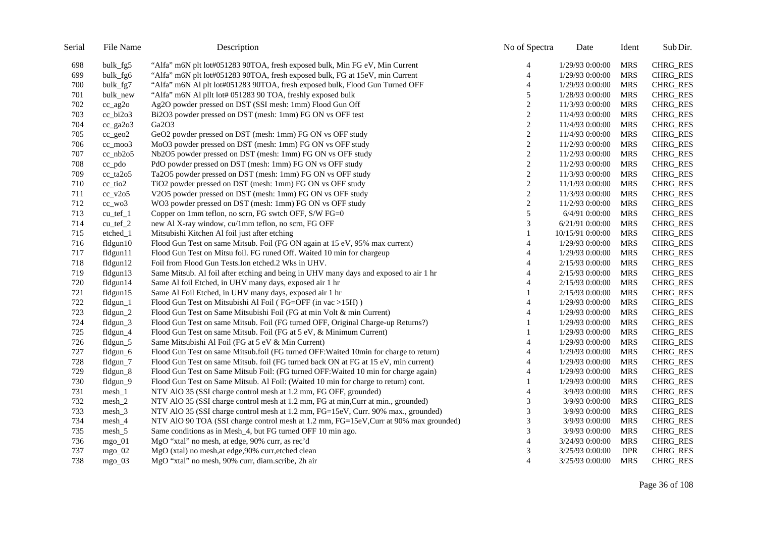| Serial | File Name | Description | No of Spectra | Date | Ident | Sub Dir. |
|---|---|---|---|---|---|---|
| 698 | bulk_fg5 | "Alfa" m6N plt lot#051283 90TOA, fresh exposed bulk, Min FG eV, Min Current | 4 | 1/29/93 0:00:00 | MRS | CHRG_RES |
| 699 | bulk_fg6 | "Alfa" m6N plt lot#051283 90TOA, fresh exposed bulk, FG at 15eV, min Current | 4 | 1/29/93 0:00:00 | MRS | CHRG_RES |
| 700 | bulk_fg7 | "Alfa" m6N Al plt lot#051283 90TOA, fresh exposed bulk, Flood Gun Turned OFF | 4 | 1/29/93 0:00:00 | MRS | CHRG_RES |
| 701 | bulk_new | "Alfa" m6N Al pllt lot# 051283 90 TOA, freshly exposed bulk | 5 | 1/28/93 0:00:00 | MRS | CHRG_RES |
| 702 | cc_ag2o | Ag2O powder pressed on DST (SSI mesh: 1mm) Flood Gun Off | 2 | 11/3/93 0:00:00 | MRS | CHRG_RES |
| 703 | cc_bi2o3 | Bi2O3 powder pressed on DST (mesh: 1mm) FG ON vs OFF test | 2 | 11/4/93 0:00:00 | MRS | CHRG_RES |
| 704 | cc_ga2o3 | Ga2O3 | 2 | 11/4/93 0:00:00 | MRS | CHRG_RES |
| 705 | cc_geo2 | GeO2 powder pressed on DST (mesh: 1mm) FG ON vs OFF study | 2 | 11/4/93 0:00:00 | MRS | CHRG_RES |
| 706 | cc_moo3 | MoO3 powder pressed on DST (mesh: 1mm) FG ON vs OFF study | 2 | 11/2/93 0:00:00 | MRS | CHRG_RES |
| 707 | cc_nb2o5 | Nb2O5 powder pressed on DST (mesh: 1mm) FG ON vs OFF study | 2 | 11/2/93 0:00:00 | MRS | CHRG_RES |
| 708 | cc_pdo | PdO powder pressed on DST (mesh: 1mm) FG ON vs OFF study | 2 | 11/2/93 0:00:00 | MRS | CHRG_RES |
| 709 | cc_ta2o5 | Ta2O5 powder pressed on DST (mesh: 1mm) FG ON vs OFF study | 2 | 11/3/93 0:00:00 | MRS | CHRG_RES |
| 710 | cc_tio2 | TiO2 powder pressed on DST (mesh: 1mm) FG ON vs OFF study | 2 | 11/1/93 0:00:00 | MRS | CHRG_RES |
| 711 | cc_v2o5 | V2O5 powder pressed on DST (mesh: 1mm) FG ON vs OFF study | 2 | 11/3/93 0:00:00 | MRS | CHRG_RES |
| 712 | cc_wo3 | WO3 powder pressed on DST (mesh: 1mm) FG ON vs OFF study | 2 | 11/2/93 0:00:00 | MRS | CHRG_RES |
| 713 | cu_tef_1 | Copper on 1mm teflon, no scrn, FG swtch OFF, S/W FG=0 | 5 | 6/4/91 0:00:00 | MRS | CHRG_RES |
| 714 | cu_tef_2 | new Al X-ray window, cu/1mm teflon, no scrn, FG OFF | 3 | 6/21/91 0:00:00 | MRS | CHRG_RES |
| 715 | etched_1 | Mitsubishi Kitchen Al foil just after etching | 1 | 10/15/91 0:00:00 | MRS | CHRG_RES |
| 716 | fldgun10 | Flood Gun Test on same Mitsub. Foil (FG ON again at 15 eV, 95% max current) | 4 | 1/29/93 0:00:00 | MRS | CHRG_RES |
| 717 | fldgun11 | Flood Gun Test on Mitsu foil. FG runed Off. Waited 10 min for chargeup | 4 | 1/29/93 0:00:00 | MRS | CHRG_RES |
| 718 | fldgun12 | Foil from Flood Gun Tests.Ion etched.2 Wks in UHV. | 4 | 2/15/93 0:00:00 | MRS | CHRG_RES |
| 719 | fldgun13 | Same Mitsub. Al foil after etching and being in UHV many days and exposed to air 1 hr | 4 | 2/15/93 0:00:00 | MRS | CHRG_RES |
| 720 | fldgun14 | Same Al foil Etched, in UHV many days, exposed air 1 hr | 4 | 2/15/93 0:00:00 | MRS | CHRG_RES |
| 721 | fldgun15 | Same Al Foil Etched, in UHV many days, exposed air 1 hr | 1 | 2/15/93 0:00:00 | MRS | CHRG_RES |
| 722 | fldgun_1 | Flood Gun Test on Mitsubishi Al Foil ( FG=OFF (in vac >15H) ) | 4 | 1/29/93 0:00:00 | MRS | CHRG_RES |
| 723 | fldgun_2 | Flood Gun Test on Same Mitsubishi Foil (FG at min Volt & min Current) | 4 | 1/29/93 0:00:00 | MRS | CHRG_RES |
| 724 | fldgun_3 | Flood Gun Test on same Mitsub. Foil (FG turned OFF, Original Charge-up Returns?) | 1 | 1/29/93 0:00:00 | MRS | CHRG_RES |
| 725 | fldgun_4 | Flood Gun Test on same Mitsub. Foil (FG at 5 eV, & Minimum Current) | 1 | 1/29/93 0:00:00 | MRS | CHRG_RES |
| 726 | fldgun_5 | Same Mitsubishi Al Foil (FG at 5 eV & Min Current) | 4 | 1/29/93 0:00:00 | MRS | CHRG_RES |
| 727 | fldgun_6 | Flood Gun Test on same Mitsub.foil (FG turned OFF:Waited 10min for charge to return) | 4 | 1/29/93 0:00:00 | MRS | CHRG_RES |
| 728 | fldgun_7 | Flood Gun Test on same Mitsub. foil (FG turned back ON at FG at 15 eV, min current) | 4 | 1/29/93 0:00:00 | MRS | CHRG_RES |
| 729 | fldgun_8 | Flood Gun Test on Same Mitsub Foil: (FG turned OFF:Waited 10 min for charge again) | 4 | 1/29/93 0:00:00 | MRS | CHRG_RES |
| 730 | fldgun_9 | Flood Gun Test on Same Mitsub. Al Foil: (Waited 10 min for charge to return) cont. | 1 | 1/29/93 0:00:00 | MRS | CHRG_RES |
| 731 | mesh_1 | NTV AlO 35 (SSI charge control mesh at 1.2 mm, FG OFF, grounded) | 4 | 3/9/93 0:00:00 | MRS | CHRG_RES |
| 732 | mesh_2 | NTV AlO 35 (SSI charge control mesh at 1.2 mm, FG at min,Curr at min., grounded) | 3 | 3/9/93 0:00:00 | MRS | CHRG_RES |
| 733 | mesh_3 | NTV AlO 35 (SSI charge control mesh at 1.2 mm, FG=15eV, Curr. 90% max., grounded) | 3 | 3/9/93 0:00:00 | MRS | CHRG_RES |
| 734 | mesh_4 | NTV AlO 90 TOA (SSI charge control mesh at 1.2 mm, FG=15eV,Curr at 90% max grounded) | 3 | 3/9/93 0:00:00 | MRS | CHRG_RES |
| 735 | mesh_5 | Same conditions as in Mesh_4, but FG turned OFF 10 min ago. | 3 | 3/9/93 0:00:00 | MRS | CHRG_RES |
| 736 | mgo_01 | MgO "xtal" no mesh, at edge, 90% curr, as rec'd | 4 | 3/24/93 0:00:00 | MRS | CHRG_RES |
| 737 | mgo_02 | MgO (xtal) no mesh,at edge,90% curr,etched clean | 3 | 3/25/93 0:00:00 | DPR | CHRG_RES |
| 738 | mgo_03 | MgO "xtal" no mesh, 90% curr, diam.scribe, 2h air | 4 | 3/25/93 0:00:00 | MRS | CHRG_RES |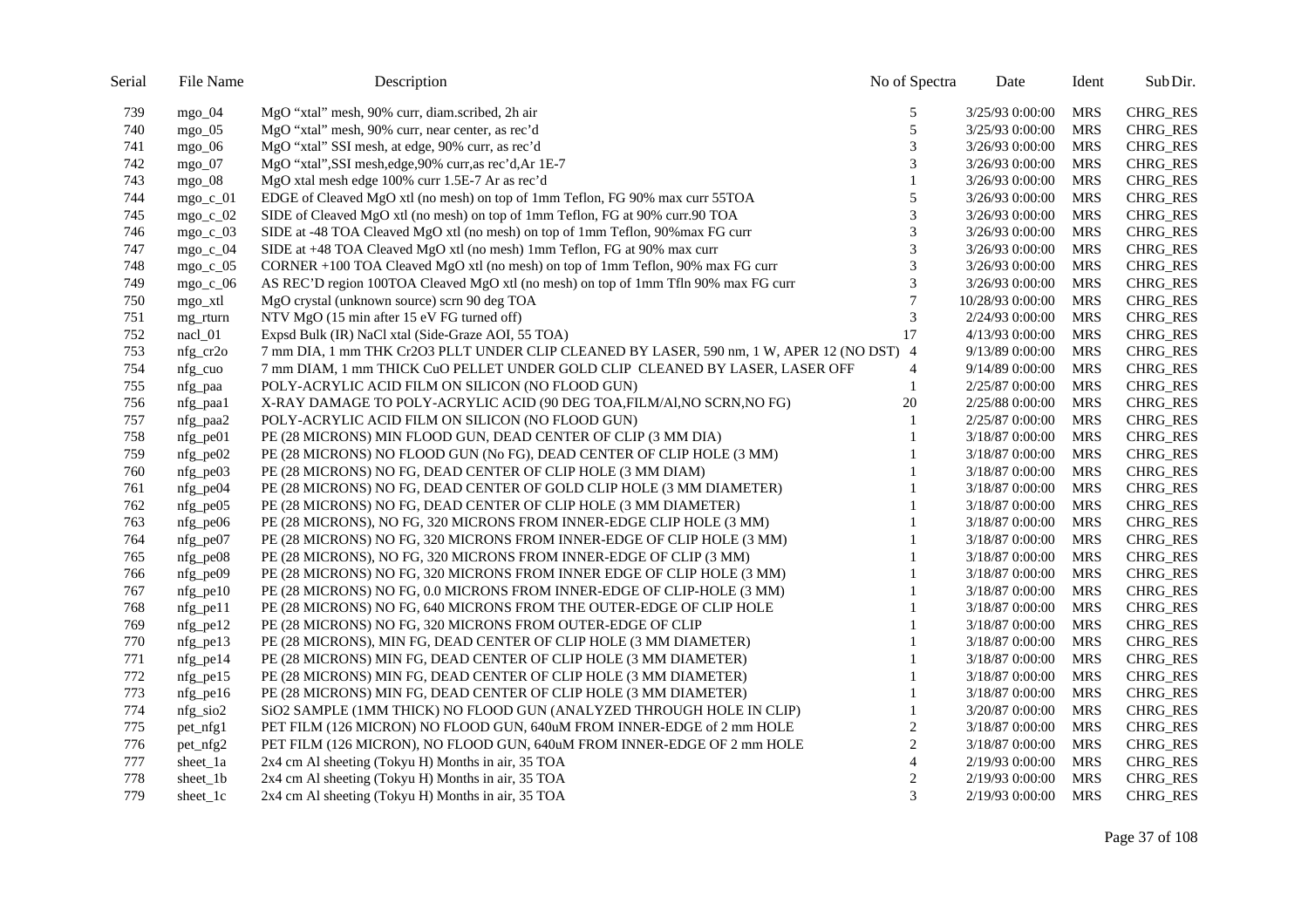| Serial | File Name | Description | No of Spectra | Date | Ident | Sub Dir. |
|---|---|---|---|---|---|---|
| 739 | mgo_04 | MgO "xtal" mesh, 90% curr, diam.scribed, 2h air | 5 | 3/25/93 0:00:00 | MRS | CHRG_RES |
| 740 | mgo_05 | MgO "xtal" mesh, 90% curr, near center, as rec'd | 5 | 3/25/93 0:00:00 | MRS | CHRG_RES |
| 741 | mgo_06 | MgO "xtal" SSI mesh, at edge, 90% curr, as rec'd | 3 | 3/26/93 0:00:00 | MRS | CHRG_RES |
| 742 | mgo_07 | MgO "xtal",SSI mesh,edge,90% curr,as rec'd,Ar 1E-7 | 3 | 3/26/93 0:00:00 | MRS | CHRG_RES |
| 743 | mgo_08 | MgO xtal mesh edge 100% curr 1.5E-7 Ar as rec'd | 1 | 3/26/93 0:00:00 | MRS | CHRG_RES |
| 744 | mgo_c_01 | EDGE of Cleaved MgO xtl (no mesh) on top of 1mm Teflon, FG 90% max curr 55TOA | 5 | 3/26/93 0:00:00 | MRS | CHRG_RES |
| 745 | mgo_c_02 | SIDE of Cleaved MgO xtl (no mesh) on top of 1mm Teflon, FG at 90% curr.90 TOA | 3 | 3/26/93 0:00:00 | MRS | CHRG_RES |
| 746 | mgo_c_03 | SIDE at -48 TOA Cleaved MgO xtl (no mesh) on top of 1mm Teflon, 90%max FG curr | 3 | 3/26/93 0:00:00 | MRS | CHRG_RES |
| 747 | mgo_c_04 | SIDE at +48 TOA Cleaved MgO xtl (no mesh) 1mm Teflon, FG at 90% max curr | 3 | 3/26/93 0:00:00 | MRS | CHRG_RES |
| 748 | mgo_c_05 | CORNER +100 TOA Cleaved MgO xtl (no mesh) on top of 1mm Teflon, 90% max FG curr | 3 | 3/26/93 0:00:00 | MRS | CHRG_RES |
| 749 | mgo_c_06 | AS REC'D region 100TOA Cleaved MgO xtl (no mesh) on top of 1mm Tfln 90% max FG curr | 3 | 3/26/93 0:00:00 | MRS | CHRG_RES |
| 750 | mgo_xtl | MgO crystal (unknown source) scrn 90 deg TOA | 7 | 10/28/93 0:00:00 | MRS | CHRG_RES |
| 751 | mg_rturn | NTV MgO (15 min after 15 eV FG turned off) | 3 | 2/24/93 0:00:00 | MRS | CHRG_RES |
| 752 | nacl_01 | Expsd Bulk (IR) NaCl xtal (Side-Graze AOI, 55 TOA) | 17 | 4/13/93 0:00:00 | MRS | CHRG_RES |
| 753 | nfg_cr2o | 7 mm DIA, 1 mm THK Cr2O3 PLLT UNDER CLIP CLEANED BY LASER, 590 nm, 1 W, APER 12 (NO DST) | 4 | 9/13/89 0:00:00 | MRS | CHRG_RES |
| 754 | nfg_cuo | 7 mm DIAM, 1 mm THICK CuO PELLET UNDER GOLD CLIP CLEANED BY LASER, LASER OFF | 4 | 9/14/89 0:00:00 | MRS | CHRG_RES |
| 755 | nfg_paa | POLY-ACRYLIC ACID FILM ON SILICON (NO FLOOD GUN) | 1 | 2/25/87 0:00:00 | MRS | CHRG_RES |
| 756 | nfg_paa1 | X-RAY DAMAGE TO POLY-ACRYLIC ACID (90 DEG TOA,FILM/Al,NO SCRN,NO FG) | 20 | 2/25/88 0:00:00 | MRS | CHRG_RES |
| 757 | nfg_paa2 | POLY-ACRYLIC ACID FILM ON SILICON (NO FLOOD GUN) | 1 | 2/25/87 0:00:00 | MRS | CHRG_RES |
| 758 | nfg_pe01 | PE (28 MICRONS) MIN FLOOD GUN, DEAD CENTER OF CLIP (3 MM DIA) | 1 | 3/18/87 0:00:00 | MRS | CHRG_RES |
| 759 | nfg_pe02 | PE (28 MICRONS) NO FLOOD GUN (No FG), DEAD CENTER OF CLIP HOLE (3 MM) | 1 | 3/18/87 0:00:00 | MRS | CHRG_RES |
| 760 | nfg_pe03 | PE (28 MICRONS) NO FG, DEAD CENTER OF CLIP HOLE (3 MM DIAM) | 1 | 3/18/87 0:00:00 | MRS | CHRG_RES |
| 761 | nfg_pe04 | PE (28 MICRONS) NO FG, DEAD CENTER OF GOLD CLIP HOLE (3 MM DIAMETER) | 1 | 3/18/87 0:00:00 | MRS | CHRG_RES |
| 762 | nfg_pe05 | PE (28 MICRONS) NO FG, DEAD CENTER OF CLIP HOLE (3 MM DIAMETER) | 1 | 3/18/87 0:00:00 | MRS | CHRG_RES |
| 763 | nfg_pe06 | PE (28 MICRONS), NO FG, 320 MICRONS FROM INNER-EDGE CLIP HOLE (3 MM) | 1 | 3/18/87 0:00:00 | MRS | CHRG_RES |
| 764 | nfg_pe07 | PE (28 MICRONS) NO FG, 320 MICRONS FROM INNER-EDGE OF CLIP HOLE (3 MM) | 1 | 3/18/87 0:00:00 | MRS | CHRG_RES |
| 765 | nfg_pe08 | PE (28 MICRONS), NO FG, 320 MICRONS FROM INNER-EDGE OF CLIP (3 MM) | 1 | 3/18/87 0:00:00 | MRS | CHRG_RES |
| 766 | nfg_pe09 | PE (28 MICRONS) NO FG, 320 MICRONS FROM INNER EDGE OF CLIP HOLE (3 MM) | 1 | 3/18/87 0:00:00 | MRS | CHRG_RES |
| 767 | nfg_pe10 | PE (28 MICRONS) NO FG, 0.0 MICRONS FROM INNER-EDGE OF CLIP-HOLE (3 MM) | 1 | 3/18/87 0:00:00 | MRS | CHRG_RES |
| 768 | nfg_pe11 | PE (28 MICRONS) NO FG, 640 MICRONS FROM THE OUTER-EDGE OF CLIP HOLE | 1 | 3/18/87 0:00:00 | MRS | CHRG_RES |
| 769 | nfg_pe12 | PE (28 MICRONS) NO FG, 320 MICRONS FROM OUTER-EDGE OF CLIP | 1 | 3/18/87 0:00:00 | MRS | CHRG_RES |
| 770 | nfg_pe13 | PE (28 MICRONS), MIN FG, DEAD CENTER OF CLIP HOLE (3 MM DIAMETER) | 1 | 3/18/87 0:00:00 | MRS | CHRG_RES |
| 771 | nfg_pe14 | PE (28 MICRONS) MIN FG, DEAD CENTER OF CLIP HOLE (3 MM DIAMETER) | 1 | 3/18/87 0:00:00 | MRS | CHRG_RES |
| 772 | nfg_pe15 | PE (28 MICRONS) MIN FG, DEAD CENTER OF CLIP HOLE (3 MM DIAMETER) | 1 | 3/18/87 0:00:00 | MRS | CHRG_RES |
| 773 | nfg_pe16 | PE (28 MICRONS) MIN FG, DEAD CENTER OF CLIP HOLE (3 MM DIAMETER) | 1 | 3/18/87 0:00:00 | MRS | CHRG_RES |
| 774 | nfg_sio2 | SiO2 SAMPLE (1MM THICK) NO FLOOD GUN (ANALYZED THROUGH HOLE IN CLIP) | 1 | 3/20/87 0:00:00 | MRS | CHRG_RES |
| 775 | pet_nfg1 | PET FILM (126 MICRON) NO FLOOD GUN, 640uM FROM INNER-EDGE of 2 mm HOLE | 2 | 3/18/87 0:00:00 | MRS | CHRG_RES |
| 776 | pet_nfg2 | PET FILM (126 MICRON), NO FLOOD GUN, 640uM FROM INNER-EDGE OF 2 mm HOLE | 2 | 3/18/87 0:00:00 | MRS | CHRG_RES |
| 777 | sheet_1a | 2x4 cm Al sheeting (Tokyu H) Months in air, 35 TOA | 4 | 2/19/93 0:00:00 | MRS | CHRG_RES |
| 778 | sheet_1b | 2x4 cm Al sheeting (Tokyu H) Months in air, 35 TOA | 2 | 2/19/93 0:00:00 | MRS | CHRG_RES |
| 779 | sheet_1c | 2x4 cm Al sheeting (Tokyu H) Months in air, 35 TOA | 3 | 2/19/93 0:00:00 | MRS | CHRG_RES |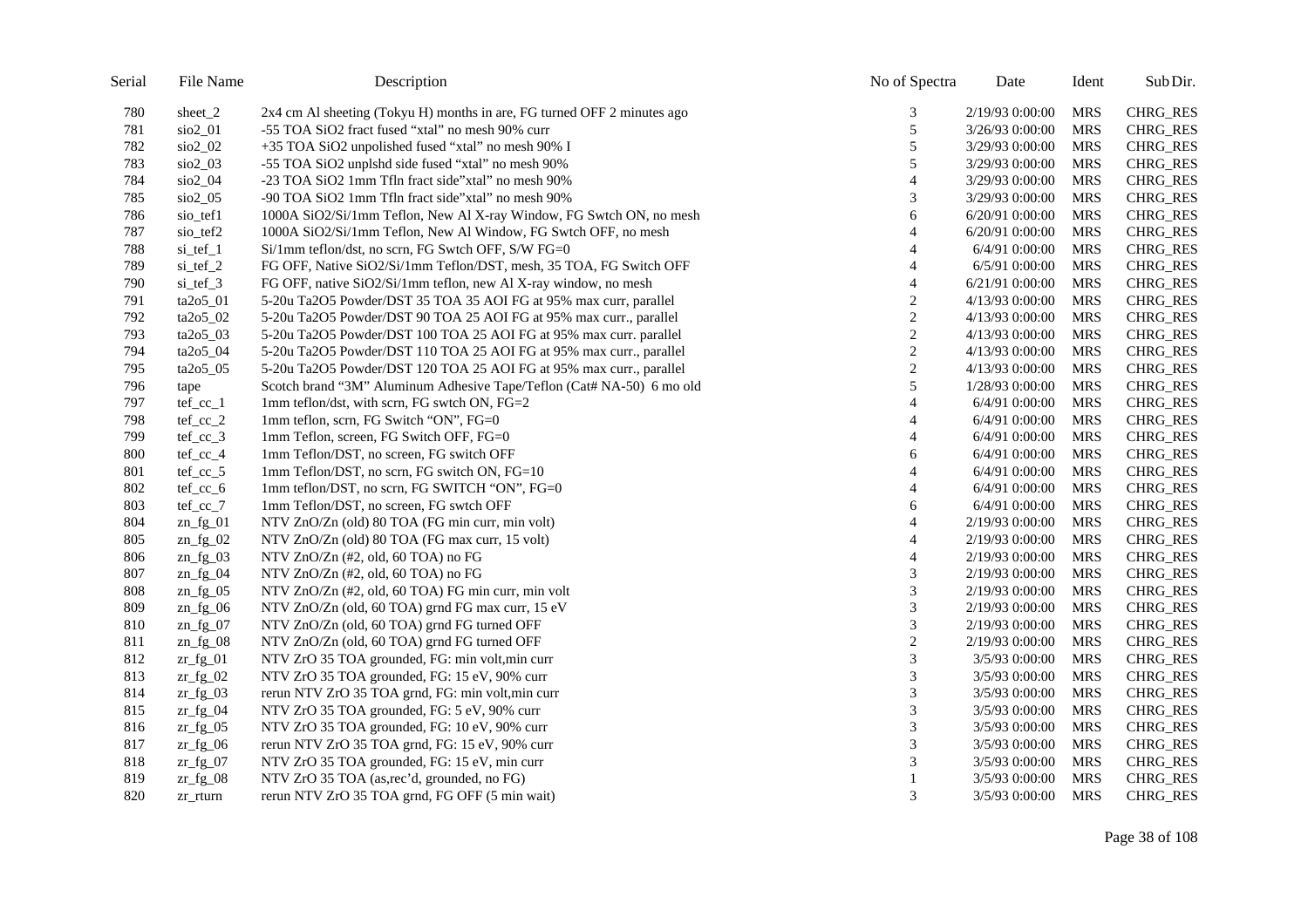| Serial | File Name | Description | No of Spectra | Date | Ident | Sub Dir. |
|---|---|---|---|---|---|---|
| 780 | sheet_2 | 2x4 cm Al sheeting (Tokyu H) months in are, FG turned OFF 2 minutes ago | 3 | 2/19/93 0:00:00 | MRS | CHRG_RES |
| 781 | sio2_01 | -55 TOA SiO2 fract fused "xtal" no mesh 90% curr | 5 | 3/26/93 0:00:00 | MRS | CHRG_RES |
| 782 | sio2_02 | +35 TOA SiO2 unpolished fused "xtal" no mesh 90% I | 5 | 3/29/93 0:00:00 | MRS | CHRG_RES |
| 783 | sio2_03 | -55 TOA SiO2 unplshd side fused "xtal" no mesh 90% | 5 | 3/29/93 0:00:00 | MRS | CHRG_RES |
| 784 | sio2_04 | -23 TOA SiO2 1mm Tfln fract side"xtal" no mesh 90% | 4 | 3/29/93 0:00:00 | MRS | CHRG_RES |
| 785 | sio2_05 | -90 TOA SiO2 1mm Tfln fract side"xtal" no mesh 90% | 3 | 3/29/93 0:00:00 | MRS | CHRG_RES |
| 786 | sio_tef1 | 1000A SiO2/Si/1mm Teflon, New Al X-ray Window, FG Swtch ON, no mesh | 6 | 6/20/91 0:00:00 | MRS | CHRG_RES |
| 787 | sio_tef2 | 1000A SiO2/Si/1mm Teflon, New Al Window, FG Swtch OFF, no mesh | 4 | 6/20/91 0:00:00 | MRS | CHRG_RES |
| 788 | si_tef_1 | Si/1mm teflon/dst, no scrn, FG Swtch OFF, S/W FG=0 | 4 | 6/4/91 0:00:00 | MRS | CHRG_RES |
| 789 | si_tef_2 | FG OFF, Native SiO2/Si/1mm Teflon/DST, mesh, 35 TOA, FG Switch OFF | 4 | 6/5/91 0:00:00 | MRS | CHRG_RES |
| 790 | si_tef_3 | FG OFF, native SiO2/Si/1mm teflon, new Al X-ray window, no mesh | 4 | 6/21/91 0:00:00 | MRS | CHRG_RES |
| 791 | ta2o5_01 | 5-20u Ta2O5 Powder/DST 35 TOA 35 AOI FG at 95% max curr, parallel | 2 | 4/13/93 0:00:00 | MRS | CHRG_RES |
| 792 | ta2o5_02 | 5-20u Ta2O5 Powder/DST 90 TOA 25 AOI FG at 95% max curr., parallel | 2 | 4/13/93 0:00:00 | MRS | CHRG_RES |
| 793 | ta2o5_03 | 5-20u Ta2O5 Powder/DST 100 TOA 25 AOI FG at 95% max curr. parallel | 2 | 4/13/93 0:00:00 | MRS | CHRG_RES |
| 794 | ta2o5_04 | 5-20u Ta2O5 Powder/DST 110 TOA 25 AOI FG at 95% max curr., parallel | 2 | 4/13/93 0:00:00 | MRS | CHRG_RES |
| 795 | ta2o5_05 | 5-20u Ta2O5 Powder/DST 120 TOA 25 AOI FG at 95% max curr., parallel | 2 | 4/13/93 0:00:00 | MRS | CHRG_RES |
| 796 | tape | Scotch brand "3M" Aluminum Adhesive Tape/Teflon (Cat# NA-50) 6 mo old | 5 | 1/28/93 0:00:00 | MRS | CHRG_RES |
| 797 | tef_cc_1 | 1mm teflon/dst, with scrn, FG swtch ON, FG=2 | 4 | 6/4/91 0:00:00 | MRS | CHRG_RES |
| 798 | tef_cc_2 | 1mm teflon, scrn, FG Switch "ON", FG=0 | 4 | 6/4/91 0:00:00 | MRS | CHRG_RES |
| 799 | tef_cc_3 | 1mm Teflon, screen, FG Switch OFF, FG=0 | 4 | 6/4/91 0:00:00 | MRS | CHRG_RES |
| 800 | tef_cc_4 | 1mm Teflon/DST, no screen, FG switch OFF | 6 | 6/4/91 0:00:00 | MRS | CHRG_RES |
| 801 | tef_cc_5 | 1mm Teflon/DST, no scrn, FG switch ON, FG=10 | 4 | 6/4/91 0:00:00 | MRS | CHRG_RES |
| 802 | tef_cc_6 | 1mm teflon/DST, no scrn, FG SWITCH "ON", FG=0 | 4 | 6/4/91 0:00:00 | MRS | CHRG_RES |
| 803 | tef_cc_7 | 1mm Teflon/DST, no screen, FG swtch OFF | 6 | 6/4/91 0:00:00 | MRS | CHRG_RES |
| 804 | zn_fg_01 | NTV ZnO/Zn (old) 80 TOA (FG min curr, min volt) | 4 | 2/19/93 0:00:00 | MRS | CHRG_RES |
| 805 | zn_fg_02 | NTV ZnO/Zn (old) 80 TOA (FG max curr, 15 volt) | 4 | 2/19/93 0:00:00 | MRS | CHRG_RES |
| 806 | zn_fg_03 | NTV ZnO/Zn (#2, old, 60 TOA) no FG | 4 | 2/19/93 0:00:00 | MRS | CHRG_RES |
| 807 | zn_fg_04 | NTV ZnO/Zn (#2, old, 60 TOA) no FG | 3 | 2/19/93 0:00:00 | MRS | CHRG_RES |
| 808 | zn_fg_05 | NTV ZnO/Zn (#2, old, 60 TOA) FG min curr, min volt | 3 | 2/19/93 0:00:00 | MRS | CHRG_RES |
| 809 | zn_fg_06 | NTV ZnO/Zn (old, 60 TOA) grnd FG max curr, 15 eV | 3 | 2/19/93 0:00:00 | MRS | CHRG_RES |
| 810 | zn_fg_07 | NTV ZnO/Zn (old, 60 TOA) grnd FG turned OFF | 3 | 2/19/93 0:00:00 | MRS | CHRG_RES |
| 811 | zn_fg_08 | NTV ZnO/Zn (old, 60 TOA) grnd FG turned OFF | 2 | 2/19/93 0:00:00 | MRS | CHRG_RES |
| 812 | zr_fg_01 | NTV ZrO 35 TOA grounded, FG: min volt,min curr | 3 | 3/5/93 0:00:00 | MRS | CHRG_RES |
| 813 | zr_fg_02 | NTV ZrO 35 TOA grounded, FG: 15 eV, 90% curr | 3 | 3/5/93 0:00:00 | MRS | CHRG_RES |
| 814 | zr_fg_03 | rerun NTV ZrO 35 TOA grnd, FG: min volt,min curr | 3 | 3/5/93 0:00:00 | MRS | CHRG_RES |
| 815 | zr_fg_04 | NTV ZrO 35 TOA grounded, FG: 5 eV, 90% curr | 3 | 3/5/93 0:00:00 | MRS | CHRG_RES |
| 816 | zr_fg_05 | NTV ZrO 35 TOA grounded, FG: 10 eV, 90% curr | 3 | 3/5/93 0:00:00 | MRS | CHRG_RES |
| 817 | zr_fg_06 | rerun NTV ZrO 35 TOA grnd, FG: 15 eV, 90% curr | 3 | 3/5/93 0:00:00 | MRS | CHRG_RES |
| 818 | zr_fg_07 | NTV ZrO 35 TOA grounded, FG: 15 eV, min curr | 3 | 3/5/93 0:00:00 | MRS | CHRG_RES |
| 819 | zr_fg_08 | NTV ZrO 35 TOA (as,rec'd, grounded, no FG) | 1 | 3/5/93 0:00:00 | MRS | CHRG_RES |
| 820 | zr_rturn | rerun NTV ZrO 35 TOA grnd, FG OFF (5 min wait) | 3 | 3/5/93 0:00:00 | MRS | CHRG_RES |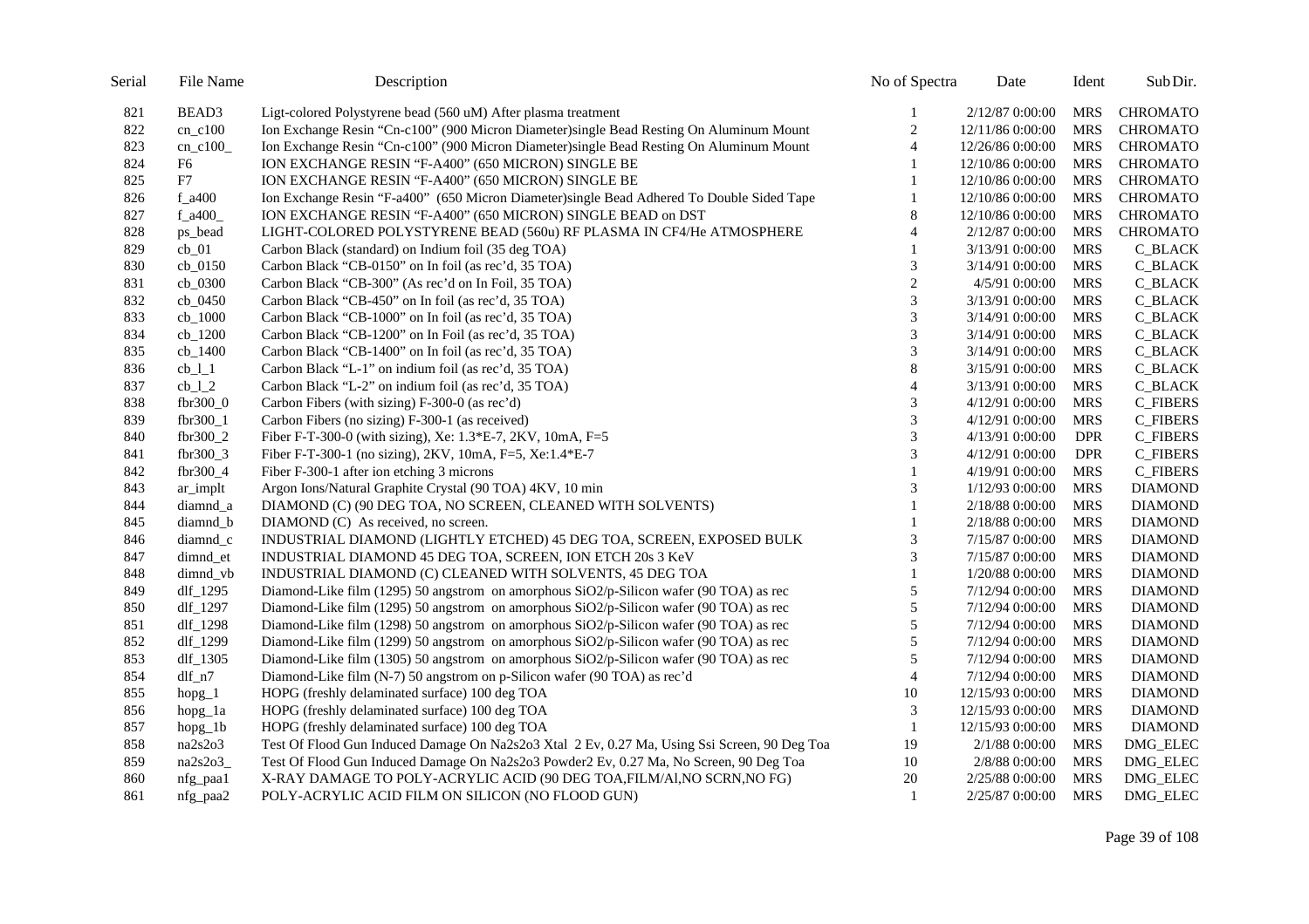| Serial | File Name | Description | No of Spectra | Date | Ident | Sub Dir. |
|---|---|---|---|---|---|---|
| 821 | BEAD3 | Ligt-colored Polystyrene bead (560 uM) After plasma treatment | 1 | 2/12/87 0:00:00 | MRS | CHROMATO |
| 822 | cn_c100 | Ion Exchange Resin "Cn-c100" (900 Micron Diameter)single Bead Resting On Aluminum Mount | 2 | 12/11/86 0:00:00 | MRS | CHROMATO |
| 823 | cn_c100_ | Ion Exchange Resin "Cn-c100" (900 Micron Diameter)single Bead Resting On Aluminum Mount | 4 | 12/26/86 0:00:00 | MRS | CHROMATO |
| 824 | F6 | ION EXCHANGE RESIN "F-A400" (650 MICRON) SINGLE BE | 1 | 12/10/86 0:00:00 | MRS | CHROMATO |
| 825 | F7 | ION EXCHANGE RESIN "F-A400" (650 MICRON) SINGLE BE | 1 | 12/10/86 0:00:00 | MRS | CHROMATO |
| 826 | f_a400 | Ion Exchange Resin "F-a400" (650 Micron Diameter)single Bead Adhered To Double Sided Tape | 1 | 12/10/86 0:00:00 | MRS | CHROMATO |
| 827 | f_a400_ | ION EXCHANGE RESIN "F-A400" (650 MICRON) SINGLE BEAD on DST | 8 | 12/10/86 0:00:00 | MRS | CHROMATO |
| 828 | ps_bead | LIGHT-COLORED POLYSTYRENE BEAD (560u) RF PLASMA IN CF4/He ATMOSPHERE | 4 | 2/12/87 0:00:00 | MRS | CHROMATO |
| 829 | cb_01 | Carbon Black (standard) on Indium foil (35 deg TOA) | 1 | 3/13/91 0:00:00 | MRS | C_BLACK |
| 830 | cb_0150 | Carbon Black "CB-0150" on In foil (as rec'd, 35 TOA) | 3 | 3/14/91 0:00:00 | MRS | C_BLACK |
| 831 | cb_0300 | Carbon Black "CB-300" (As rec'd on In Foil, 35 TOA) | 2 | 4/5/91 0:00:00 | MRS | C_BLACK |
| 832 | cb_0450 | Carbon Black "CB-450" on In foil (as rec'd, 35 TOA) | 3 | 3/13/91 0:00:00 | MRS | C_BLACK |
| 833 | cb_1000 | Carbon Black "CB-1000" on In foil (as rec'd, 35 TOA) | 3 | 3/14/91 0:00:00 | MRS | C_BLACK |
| 834 | cb_1200 | Carbon Black "CB-1200" on In Foil (as rec'd, 35 TOA) | 3 | 3/14/91 0:00:00 | MRS | C_BLACK |
| 835 | cb_1400 | Carbon Black "CB-1400" on In foil (as rec'd, 35 TOA) | 3 | 3/14/91 0:00:00 | MRS | C_BLACK |
| 836 | cb_l_1 | Carbon Black "L-1" on indium foil (as rec'd, 35 TOA) | 8 | 3/15/91 0:00:00 | MRS | C_BLACK |
| 837 | cb_l_2 | Carbon Black "L-2" on indium foil (as rec'd, 35 TOA) | 4 | 3/13/91 0:00:00 | MRS | C_BLACK |
| 838 | fbr300_0 | Carbon Fibers (with sizing) F-300-0 (as rec'd) | 3 | 4/12/91 0:00:00 | MRS | C_FIBERS |
| 839 | fbr300_1 | Carbon Fibers (no sizing) F-300-1 (as received) | 3 | 4/12/91 0:00:00 | MRS | C_FIBERS |
| 840 | fbr300_2 | Fiber F-T-300-0 (with sizing), Xe: 1.3*E-7, 2KV, 10mA, F=5 | 3 | 4/13/91 0:00:00 | DPR | C_FIBERS |
| 841 | fbr300_3 | Fiber F-T-300-1 (no sizing), 2KV, 10mA, F=5, Xe:1.4*E-7 | 3 | 4/12/91 0:00:00 | DPR | C_FIBERS |
| 842 | fbr300_4 | Fiber F-300-1 after ion etching 3 microns | 1 | 4/19/91 0:00:00 | MRS | C_FIBERS |
| 843 | ar_implt | Argon Ions/Natural Graphite Crystal (90 TOA) 4KV, 10 min | 3 | 1/12/93 0:00:00 | MRS | DIAMOND |
| 844 | diamnd_a | DIAMOND (C) (90 DEG TOA, NO SCREEN, CLEANED WITH SOLVENTS) | 1 | 2/18/88 0:00:00 | MRS | DIAMOND |
| 845 | diamnd_b | DIAMOND (C) As received, no screen. | 1 | 2/18/88 0:00:00 | MRS | DIAMOND |
| 846 | diamnd_c | INDUSTRIAL DIAMOND (LIGHTLY ETCHED) 45 DEG TOA, SCREEN, EXPOSED BULK | 3 | 7/15/87 0:00:00 | MRS | DIAMOND |
| 847 | dimnd_et | INDUSTRIAL DIAMOND 45 DEG TOA, SCREEN, ION ETCH 20s 3 KeV | 3 | 7/15/87 0:00:00 | MRS | DIAMOND |
| 848 | dimnd_vb | INDUSTRIAL DIAMOND (C) CLEANED WITH SOLVENTS, 45 DEG TOA | 1 | 1/20/88 0:00:00 | MRS | DIAMOND |
| 849 | dlf_1295 | Diamond-Like film (1295) 50 angstrom on amorphous SiO2/p-Silicon wafer (90 TOA) as rec | 5 | 7/12/94 0:00:00 | MRS | DIAMOND |
| 850 | dlf_1297 | Diamond-Like film (1295) 50 angstrom on amorphous SiO2/p-Silicon wafer (90 TOA) as rec | 5 | 7/12/94 0:00:00 | MRS | DIAMOND |
| 851 | dlf_1298 | Diamond-Like film (1298) 50 angstrom on amorphous SiO2/p-Silicon wafer (90 TOA) as rec | 5 | 7/12/94 0:00:00 | MRS | DIAMOND |
| 852 | dlf_1299 | Diamond-Like film (1299) 50 angstrom on amorphous SiO2/p-Silicon wafer (90 TOA) as rec | 5 | 7/12/94 0:00:00 | MRS | DIAMOND |
| 853 | dlf_1305 | Diamond-Like film (1305) 50 angstrom on amorphous SiO2/p-Silicon wafer (90 TOA) as rec | 5 | 7/12/94 0:00:00 | MRS | DIAMOND |
| 854 | dlf_n7 | Diamond-Like film (N-7) 50 angstrom on p-Silicon wafer (90 TOA) as rec'd | 4 | 7/12/94 0:00:00 | MRS | DIAMOND |
| 855 | hopg_1 | HOPG (freshly delaminated surface) 100 deg TOA | 10 | 12/15/93 0:00:00 | MRS | DIAMOND |
| 856 | hopg_1a | HOPG (freshly delaminated surface) 100 deg TOA | 3 | 12/15/93 0:00:00 | MRS | DIAMOND |
| 857 | hopg_1b | HOPG (freshly delaminated surface) 100 deg TOA | 1 | 12/15/93 0:00:00 | MRS | DIAMOND |
| 858 | na2s2o3 | Test Of Flood Gun Induced Damage On Na2s2o3 Xtal 2 Ev, 0.27 Ma, Using Ssi Screen, 90 Deg Toa | 19 | 2/1/88 0:00:00 | MRS | DMG_ELEC |
| 859 | na2s2o3_ | Test Of Flood Gun Induced Damage On Na2s2o3 Powder2 Ev, 0.27 Ma, No Screen, 90 Deg Toa | 10 | 2/8/88 0:00:00 | MRS | DMG_ELEC |
| 860 | nfg_paa1 | X-RAY DAMAGE TO POLY-ACRYLIC ACID (90 DEG TOA,FILM/Al,NO SCRN,NO FG) | 20 | 2/25/88 0:00:00 | MRS | DMG_ELEC |
| 861 | nfg_paa2 | POLY-ACRYLIC ACID FILM ON SILICON (NO FLOOD GUN) | 1 | 2/25/87 0:00:00 | MRS | DMG_ELEC |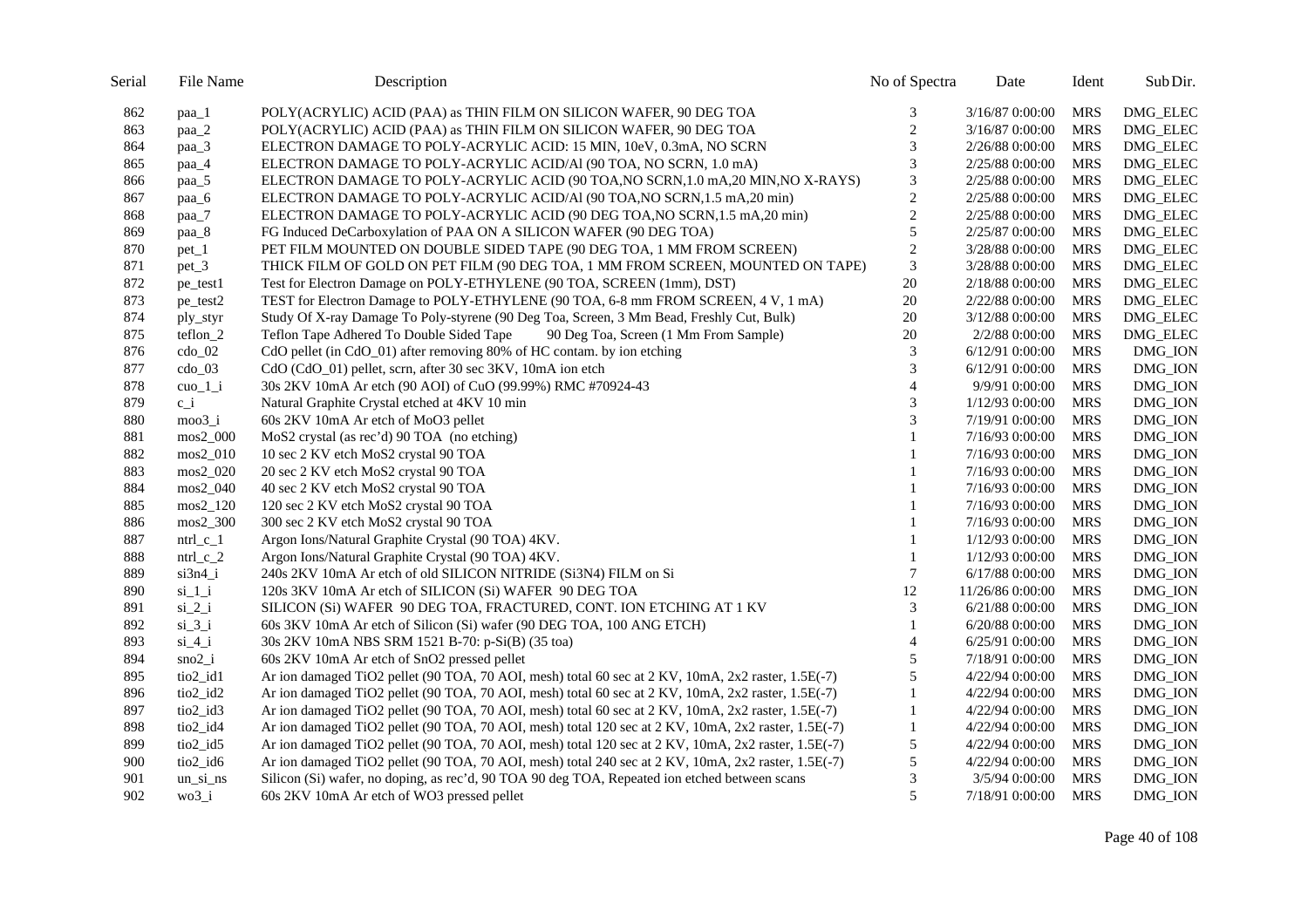| Serial | File Name | Description | No of Spectra | Date | Ident | Sub Dir. |
|---|---|---|---|---|---|---|
| 862 | paa_1 | POLY(ACRYLIC) ACID (PAA) as THIN FILM ON SILICON WAFER, 90 DEG TOA | 3 | 3/16/87 0:00:00 | MRS | DMG_ELEC |
| 863 | paa_2 | POLY(ACRYLIC) ACID (PAA) as THIN FILM ON SILICON WAFER, 90 DEG TOA | 2 | 3/16/87 0:00:00 | MRS | DMG_ELEC |
| 864 | paa_3 | ELECTRON DAMAGE TO POLY-ACRYLIC ACID: 15 MIN, 10eV, 0.3mA, NO SCRN | 3 | 2/26/88 0:00:00 | MRS | DMG_ELEC |
| 865 | paa_4 | ELECTRON DAMAGE TO POLY-ACRYLIC ACID/Al (90 TOA, NO SCRN, 1.0 mA) | 3 | 2/25/88 0:00:00 | MRS | DMG_ELEC |
| 866 | paa_5 | ELECTRON DAMAGE TO POLY-ACRYLIC ACID (90 TOA,NO SCRN,1.0 mA,20 MIN,NO X-RAYS) | 3 | 2/25/88 0:00:00 | MRS | DMG_ELEC |
| 867 | paa_6 | ELECTRON DAMAGE TO POLY-ACRYLIC ACID/Al (90 TOA,NO SCRN,1.5 mA,20 min) | 2 | 2/25/88 0:00:00 | MRS | DMG_ELEC |
| 868 | paa_7 | ELECTRON DAMAGE TO POLY-ACRYLIC ACID (90 DEG TOA,NO SCRN,1.5 mA,20 min) | 2 | 2/25/88 0:00:00 | MRS | DMG_ELEC |
| 869 | paa_8 | FG Induced DeCarboxylation of PAA ON A SILICON WAFER (90 DEG TOA) | 5 | 2/25/87 0:00:00 | MRS | DMG_ELEC |
| 870 | pet_1 | PET FILM MOUNTED ON DOUBLE SIDED TAPE (90 DEG TOA, 1 MM FROM SCREEN) | 2 | 3/28/88 0:00:00 | MRS | DMG_ELEC |
| 871 | pet_3 | THICK FILM OF GOLD ON PET FILM (90 DEG TOA, 1 MM FROM SCREEN, MOUNTED ON TAPE) | 3 | 3/28/88 0:00:00 | MRS | DMG_ELEC |
| 872 | pe_test1 | Test for Electron Damage on POLY-ETHYLENE (90 TOA, SCREEN (1mm), DST) | 20 | 2/18/88 0:00:00 | MRS | DMG_ELEC |
| 873 | pe_test2 | TEST for Electron Damage to POLY-ETHYLENE (90 TOA, 6-8 mm FROM SCREEN, 4 V, 1 mA) | 20 | 2/22/88 0:00:00 | MRS | DMG_ELEC |
| 874 | ply_styr | Study Of X-ray Damage To Poly-styrene (90 Deg Toa, Screen, 3 Mm Bead, Freshly Cut, Bulk) | 20 | 3/12/88 0:00:00 | MRS | DMG_ELEC |
| 875 | teflon_2 | Teflon Tape Adhered To Double Sided Tape 90 Deg Toa, Screen (1 Mm From Sample) | 20 | 2/2/88 0:00:00 | MRS | DMG_ELEC |
| 876 | cdo_02 | CdO pellet (in CdO_01) after removing 80% of HC contam. by ion etching | 3 | 6/12/91 0:00:00 | MRS | DMG_ION |
| 877 | cdo_03 | CdO (CdO_01) pellet, scrn, after 30 sec 3KV, 10mA ion etch | 3 | 6/12/91 0:00:00 | MRS | DMG_ION |
| 878 | cuo_1_i | 30s 2KV 10mA Ar etch (90 AOI) of CuO (99.99%) RMC #70924-43 | 4 | 9/9/91 0:00:00 | MRS | DMG_ION |
| 879 | c_i | Natural Graphite Crystal etched at 4KV 10 min | 3 | 1/12/93 0:00:00 | MRS | DMG_ION |
| 880 | moo3_i | 60s 2KV 10mA Ar etch of MoO3 pellet | 3 | 7/19/91 0:00:00 | MRS | DMG_ION |
| 881 | mos2_000 | MoS2 crystal (as rec'd) 90 TOA (no etching) | 1 | 7/16/93 0:00:00 | MRS | DMG_ION |
| 882 | mos2_010 | 10 sec 2 KV etch MoS2 crystal 90 TOA | 1 | 7/16/93 0:00:00 | MRS | DMG_ION |
| 883 | mos2_020 | 20 sec 2 KV etch MoS2 crystal 90 TOA | 1 | 7/16/93 0:00:00 | MRS | DMG_ION |
| 884 | mos2_040 | 40 sec 2 KV etch MoS2 crystal 90 TOA | 1 | 7/16/93 0:00:00 | MRS | DMG_ION |
| 885 | mos2_120 | 120 sec 2 KV etch MoS2 crystal 90 TOA | 1 | 7/16/93 0:00:00 | MRS | DMG_ION |
| 886 | mos2_300 | 300 sec 2 KV etch MoS2 crystal 90 TOA | 1 | 7/16/93 0:00:00 | MRS | DMG_ION |
| 887 | ntrl_c_1 | Argon Ions/Natural Graphite Crystal (90 TOA) 4KV. | 1 | 1/12/93 0:00:00 | MRS | DMG_ION |
| 888 | ntrl_c_2 | Argon Ions/Natural Graphite Crystal (90 TOA) 4KV. | 1 | 1/12/93 0:00:00 | MRS | DMG_ION |
| 889 | si3n4_i | 240s 2KV 10mA Ar etch of old SILICON NITRIDE (Si3N4) FILM on Si | 7 | 6/17/88 0:00:00 | MRS | DMG_ION |
| 890 | si_1_i | 120s 3KV 10mA Ar etch of SILICON (Si) WAFER 90 DEG TOA | 12 | 11/26/86 0:00:00 | MRS | DMG_ION |
| 891 | si_2_i | SILICON (Si) WAFER 90 DEG TOA, FRACTURED, CONT. ION ETCHING AT 1 KV | 3 | 6/21/88 0:00:00 | MRS | DMG_ION |
| 892 | si_3_i | 60s 3KV 10mA Ar etch of Silicon (Si) wafer (90 DEG TOA, 100 ANG ETCH) | 1 | 6/20/88 0:00:00 | MRS | DMG_ION |
| 893 | si_4_i | 30s 2KV 10mA NBS SRM 1521 B-70: p-Si(B) (35 toa) | 4 | 6/25/91 0:00:00 | MRS | DMG_ION |
| 894 | sno2_i | 60s 2KV 10mA Ar etch of SnO2 pressed pellet | 5 | 7/18/91 0:00:00 | MRS | DMG_ION |
| 895 | tio2_id1 | Ar ion damaged TiO2 pellet (90 TOA, 70 AOI, mesh) total 60 sec at 2 KV, 10mA, 2x2 raster, 1.5E(-7) | 5 | 4/22/94 0:00:00 | MRS | DMG_ION |
| 896 | tio2_id2 | Ar ion damaged TiO2 pellet (90 TOA, 70 AOI, mesh) total 60 sec at 2 KV, 10mA, 2x2 raster, 1.5E(-7) | 1 | 4/22/94 0:00:00 | MRS | DMG_ION |
| 897 | tio2_id3 | Ar ion damaged TiO2 pellet (90 TOA, 70 AOI, mesh) total 60 sec at 2 KV, 10mA, 2x2 raster, 1.5E(-7) | 1 | 4/22/94 0:00:00 | MRS | DMG_ION |
| 898 | tio2_id4 | Ar ion damaged TiO2 pellet (90 TOA, 70 AOI, mesh) total 120 sec at 2 KV, 10mA, 2x2 raster, 1.5E(-7) | 1 | 4/22/94 0:00:00 | MRS | DMG_ION |
| 899 | tio2_id5 | Ar ion damaged TiO2 pellet (90 TOA, 70 AOI, mesh) total 120 sec at 2 KV, 10mA, 2x2 raster, 1.5E(-7) | 5 | 4/22/94 0:00:00 | MRS | DMG_ION |
| 900 | tio2_id6 | Ar ion damaged TiO2 pellet (90 TOA, 70 AOI, mesh) total 240 sec at 2 KV, 10mA, 2x2 raster, 1.5E(-7) | 5 | 4/22/94 0:00:00 | MRS | DMG_ION |
| 901 | un_si_ns | Silicon (Si) wafer, no doping, as rec'd, 90 TOA 90 deg TOA, Repeated ion etched between scans | 3 | 3/5/94 0:00:00 | MRS | DMG_ION |
| 902 | wo3_i | 60s 2KV 10mA Ar etch of WO3 pressed pellet | 5 | 7/18/91 0:00:00 | MRS | DMG_ION |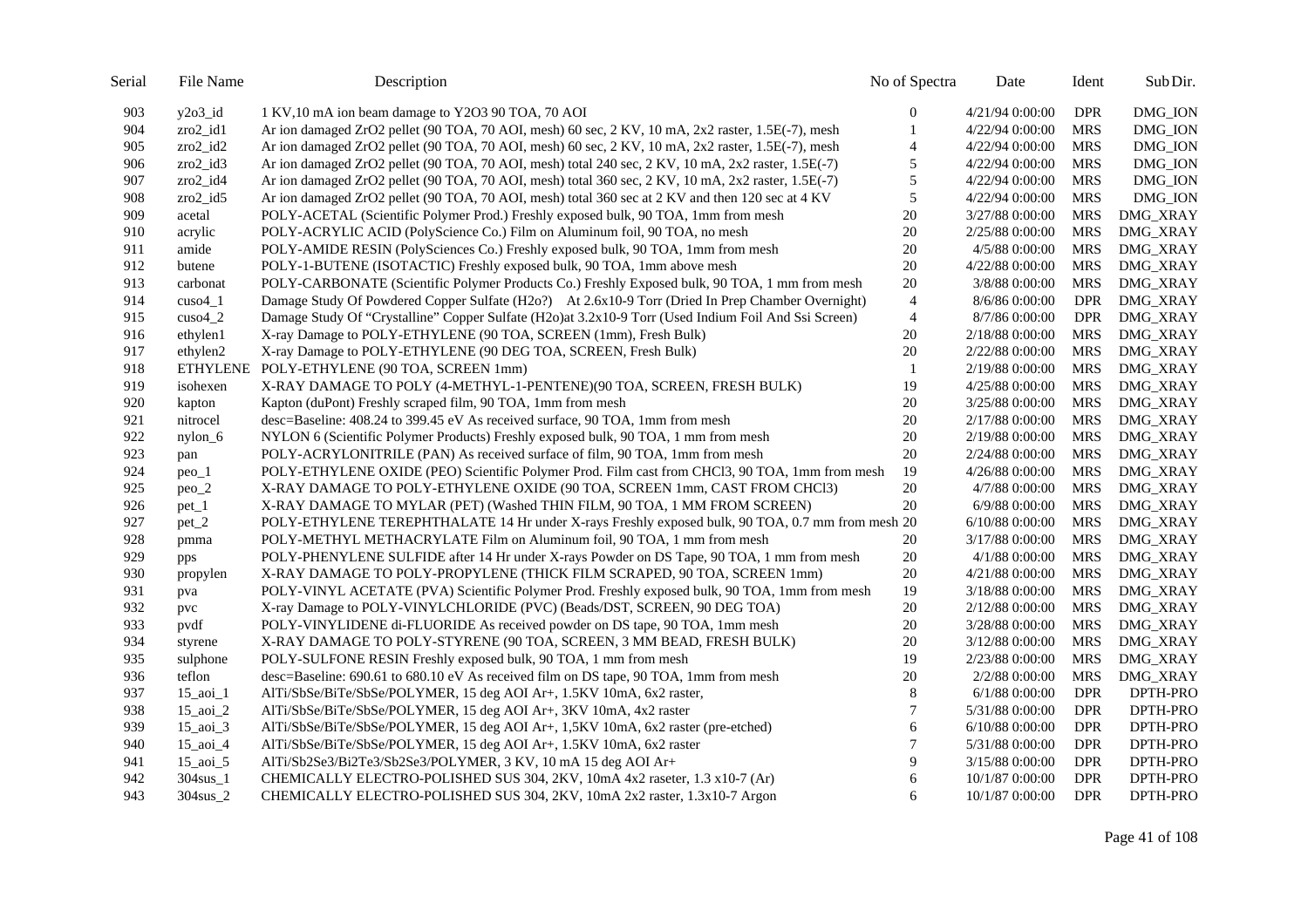| Serial | File Name | Description | No of Spectra | Date | Ident | Sub Dir. |
|---|---|---|---|---|---|---|
| 903 | y2o3_id | 1 KV,10 mA ion beam damage to Y2O3 90 TOA, 70 AOI | 0 | 4/21/94 0:00:00 | DPR | DMG_ION |
| 904 | zro2_id1 | Ar ion damaged ZrO2 pellet (90 TOA, 70 AOI, mesh) 60 sec, 2 KV, 10 mA, 2x2 raster, 1.5E(-7), mesh | 1 | 4/22/94 0:00:00 | MRS | DMG_ION |
| 905 | zro2_id2 | Ar ion damaged ZrO2 pellet (90 TOA, 70 AOI, mesh) 60 sec, 2 KV, 10 mA, 2x2 raster, 1.5E(-7), mesh | 4 | 4/22/94 0:00:00 | MRS | DMG_ION |
| 906 | zro2_id3 | Ar ion damaged ZrO2 pellet (90 TOA, 70 AOI, mesh) total 240 sec, 2 KV, 10 mA, 2x2 raster, 1.5E(-7) | 5 | 4/22/94 0:00:00 | MRS | DMG_ION |
| 907 | zro2_id4 | Ar ion damaged ZrO2 pellet (90 TOA, 70 AOI, mesh) total 360 sec, 2 KV, 10 mA, 2x2 raster, 1.5E(-7) | 5 | 4/22/94 0:00:00 | MRS | DMG_ION |
| 908 | zro2_id5 | Ar ion damaged ZrO2 pellet (90 TOA, 70 AOI, mesh) total 360 sec at 2 KV and then 120 sec at 4 KV | 5 | 4/22/94 0:00:00 | MRS | DMG_ION |
| 909 | acetal | POLY-ACETAL (Scientific Polymer Prod.) Freshly exposed bulk, 90 TOA, 1mm from mesh | 20 | 3/27/88 0:00:00 | MRS | DMG_XRAY |
| 910 | acrylic | POLY-ACRYLIC ACID (PolyScience Co.) Film on Aluminum foil, 90 TOA, no mesh | 20 | 2/25/88 0:00:00 | MRS | DMG_XRAY |
| 911 | amide | POLY-AMIDE RESIN (PolySciences Co.) Freshly exposed bulk, 90 TOA, 1mm from mesh | 20 | 4/5/88 0:00:00 | MRS | DMG_XRAY |
| 912 | butene | POLY-1-BUTENE (ISOTACTIC) Freshly exposed bulk, 90 TOA, 1mm above mesh | 20 | 4/22/88 0:00:00 | MRS | DMG_XRAY |
| 913 | carbonat | POLY-CARBONATE (Scientific Polymer Products Co.) Freshly Exposed bulk, 90 TOA, 1 mm from mesh | 20 | 3/8/88 0:00:00 | MRS | DMG_XRAY |
| 914 | cuso4_1 | Damage Study Of Powdered Copper Sulfate (H2o?) At 2.6x10-9 Torr (Dried In Prep Chamber Overnight) | 4 | 8/6/86 0:00:00 | DPR | DMG_XRAY |
| 915 | cuso4_2 | Damage Study Of “Crystalline” Copper Sulfate (H2o)at 3.2x10-9 Torr (Used Indium Foil And Ssi Screen) | 4 | 8/7/86 0:00:00 | DPR | DMG_XRAY |
| 916 | ethylen1 | X-ray Damage to POLY-ETHYLENE (90 TOA, SCREEN (1mm), Fresh Bulk) | 20 | 2/18/88 0:00:00 | MRS | DMG_XRAY |
| 917 | ethylen2 | X-ray Damage to POLY-ETHYLENE (90 DEG TOA, SCREEN, Fresh Bulk) | 20 | 2/22/88 0:00:00 | MRS | DMG_XRAY |
| 918 | ETHYLENE | POLY-ETHYLENE (90 TOA, SCREEN 1mm) | 1 | 2/19/88 0:00:00 | MRS | DMG_XRAY |
| 919 | isohexen | X-RAY DAMAGE TO POLY (4-METHYL-1-PENTENE)(90 TOA, SCREEN, FRESH BULK) | 19 | 4/25/88 0:00:00 | MRS | DMG_XRAY |
| 920 | kapton | Kapton (duPont) Freshly scraped film, 90 TOA, 1mm from mesh | 20 | 3/25/88 0:00:00 | MRS | DMG_XRAY |
| 921 | nitrocel | desc=Baseline: 408.24 to 399.45 eV As received surface, 90 TOA, 1mm from mesh | 20 | 2/17/88 0:00:00 | MRS | DMG_XRAY |
| 922 | nylon_6 | NYLON 6 (Scientific Polymer Products) Freshly exposed bulk, 90 TOA, 1 mm from mesh | 20 | 2/19/88 0:00:00 | MRS | DMG_XRAY |
| 923 | pan | POLY-ACRYLONITRILE (PAN) As received surface of film, 90 TOA, 1mm from mesh | 20 | 2/24/88 0:00:00 | MRS | DMG_XRAY |
| 924 | peo_1 | POLY-ETHYLENE OXIDE (PEO) Scientific Polymer Prod. Film cast from CHCl3, 90 TOA, 1mm from mesh | 19 | 4/26/88 0:00:00 | MRS | DMG_XRAY |
| 925 | peo_2 | X-RAY DAMAGE TO POLY-ETHYLENE OXIDE (90 TOA, SCREEN 1mm, CAST FROM CHCl3) | 20 | 4/7/88 0:00:00 | MRS | DMG_XRAY |
| 926 | pet_1 | X-RAY DAMAGE TO MYLAR (PET) (Washed THIN FILM, 90 TOA, 1 MM FROM SCREEN) | 20 | 6/9/88 0:00:00 | MRS | DMG_XRAY |
| 927 | pet_2 | POLY-ETHYLENE TEREPHTHALATE 14 Hr under X-rays Freshly exposed bulk, 90 TOA, 0.7 mm from mesh | 20 | 6/10/88 0:00:00 | MRS | DMG_XRAY |
| 928 | pmma | POLY-METHYL METHACRYLATE Film on Aluminum foil, 90 TOA, 1 mm from mesh | 20 | 3/17/88 0:00:00 | MRS | DMG_XRAY |
| 929 | pps | POLY-PHENYLENE SULFIDE after 14 Hr under X-rays Powder on DS Tape, 90 TOA, 1 mm from mesh | 20 | 4/1/88 0:00:00 | MRS | DMG_XRAY |
| 930 | propylen | X-RAY DAMAGE TO POLY-PROPYLENE (THICK FILM SCRAPED, 90 TOA, SCREEN 1mm) | 20 | 4/21/88 0:00:00 | MRS | DMG_XRAY |
| 931 | pva | POLY-VINYL ACETATE (PVA) Scientific Polymer Prod. Freshly exposed bulk, 90 TOA, 1mm from mesh | 19 | 3/18/88 0:00:00 | MRS | DMG_XRAY |
| 932 | pvc | X-ray Damage to POLY-VINYLCHLORIDE (PVC) (Beads/DST, SCREEN, 90 DEG TOA) | 20 | 2/12/88 0:00:00 | MRS | DMG_XRAY |
| 933 | pvdf | POLY-VINYLIDENE di-FLUORIDE As received powder on DS tape, 90 TOA, 1mm mesh | 20 | 3/28/88 0:00:00 | MRS | DMG_XRAY |
| 934 | styrene | X-RAY DAMAGE TO POLY-STYRENE (90 TOA, SCREEN, 3 MM BEAD, FRESH BULK) | 20 | 3/12/88 0:00:00 | MRS | DMG_XRAY |
| 935 | sulphone | POLY-SULFONE RESIN Freshly exposed bulk, 90 TOA, 1 mm from mesh | 19 | 2/23/88 0:00:00 | MRS | DMG_XRAY |
| 936 | teflon | desc=Baseline: 690.61 to 680.10 eV As received film on DS tape, 90 TOA, 1mm from mesh | 20 | 2/2/88 0:00:00 | MRS | DMG_XRAY |
| 937 | 15_aoi_1 | AlTi/SbSe/BiTe/SbSe/POLYMER, 15 deg AOI Ar+, 1.5KV 10mA, 6x2 raster, | 8 | 6/1/88 0:00:00 | DPR | DPTH-PRO |
| 938 | 15_aoi_2 | AlTi/SbSe/BiTe/SbSe/POLYMER, 15 deg AOI Ar+, 3KV 10mA, 4x2 raster | 7 | 5/31/88 0:00:00 | DPR | DPTH-PRO |
| 939 | 15_aoi_3 | AlTi/SbSe/BiTe/SbSe/POLYMER, 15 deg AOI Ar+, 1,5KV 10mA, 6x2 raster (pre-etched) | 6 | 6/10/88 0:00:00 | DPR | DPTH-PRO |
| 940 | 15_aoi_4 | AlTi/SbSe/BiTe/SbSe/POLYMER, 15 deg AOI Ar+, 1.5KV 10mA, 6x2 raster | 7 | 5/31/88 0:00:00 | DPR | DPTH-PRO |
| 941 | 15_aoi_5 | AlTi/Sb2Se3/Bi2Te3/Sb2Se3/POLYMER, 3 KV, 10 mA 15 deg AOI Ar+ | 9 | 3/15/88 0:00:00 | DPR | DPTH-PRO |
| 942 | 304sus_1 | CHEMICALLY ELECTRO-POLISHED SUS 304, 2KV, 10mA 4x2 raseter, 1.3 x10-7 (Ar) | 6 | 10/1/87 0:00:00 | DPR | DPTH-PRO |
| 943 | 304sus_2 | CHEMICALLY ELECTRO-POLISHED SUS 304, 2KV, 10mA 2x2 raster, 1.3x10-7 Argon | 6 | 10/1/87 0:00:00 | DPR | DPTH-PRO |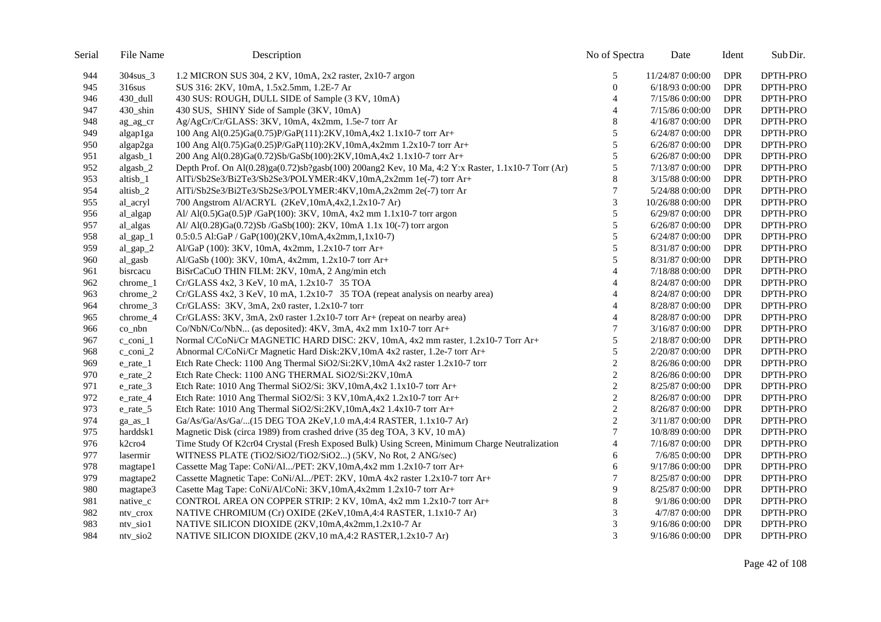| Serial | File Name | Description | No of Spectra | Date | Ident | Sub Dir. |
|---|---|---|---|---|---|---|
| 944 | 304sus_3 | 1.2 MICRON SUS 304, 2 KV, 10mA, 2x2 raster, 2x10-7 argon | 5 | 11/24/87 0:00:00 | DPR | DPTH-PRO |
| 945 | 316sus | SUS 316: 2KV, 10mA, 1.5x2.5mm, 1.2E-7 Ar | 0 | 6/18/93 0:00:00 | DPR | DPTH-PRO |
| 946 | 430_dull | 430 SUS: ROUGH, DULL SIDE of Sample (3 KV, 10mA) | 4 | 7/15/86 0:00:00 | DPR | DPTH-PRO |
| 947 | 430_shin | 430 SUS, SHINY Side of Sample (3KV, 10mA) | 4 | 7/15/86 0:00:00 | DPR | DPTH-PRO |
| 948 | ag_ag_cr | Ag/AgCr/Cr/GLASS: 3KV, 10mA, 4x2mm, 1.5e-7 torr Ar | 8 | 4/16/87 0:00:00 | DPR | DPTH-PRO |
| 949 | algap1ga | 100 Ang Al(0.25)Ga(0.75)P/GaP(111):2KV,10mA,4x2 1.1x10-7 torr Ar+ | 5 | 6/24/87 0:00:00 | DPR | DPTH-PRO |
| 950 | algap2ga | 100 Ang Al(0.75)Ga(0.25)P/GaP(110):2KV,10mA,4x2mm 1.2x10-7 torr Ar+ | 5 | 6/26/87 0:00:00 | DPR | DPTH-PRO |
| 951 | algasb_1 | 200 Ang Al(0.28)Ga(0.72)Sb/GaSb(100):2KV,10mA,4x2 1.1x10-7 torr Ar+ | 5 | 6/26/87 0:00:00 | DPR | DPTH-PRO |
| 952 | algasb_2 | Depth Prof. On Al(0.28)ga(0.72)sb?gasb(100) 200ang2 Kev, 10 Ma, 4:2 Y:x Raster, 1.1x10-7 Torr (Ar) | 5 | 7/13/87 0:00:00 | DPR | DPTH-PRO |
| 953 | altisb_1 | AlTi/Sb2Se3/Bi2Te3/Sb2Se3/POLYMER:4KV,10mA,2x2mm 1e(-7) torr Ar+ | 8 | 3/15/88 0:00:00 | DPR | DPTH-PRO |
| 954 | altisb_2 | AlTi/Sb2Se3/Bi2Te3/Sb2Se3/POLYMER:4KV,10mA,2x2mm 2e(-7) torr Ar | 7 | 5/24/88 0:00:00 | DPR | DPTH-PRO |
| 955 | al_acryl | 700 Angstrom Al/ACRYL (2KeV,10mA,4x2,1.2x10-7 Ar) | 3 | 10/26/88 0:00:00 | DPR | DPTH-PRO |
| 956 | al_algap | Al/ Al(0.5)Ga(0.5)P /GaP(100): 3KV, 10mA, 4x2 mm 1.1x10-7 torr argon | 5 | 6/29/87 0:00:00 | DPR | DPTH-PRO |
| 957 | al_algas | Al/ Al(0.28)Ga(0.72)Sb /GaSb(100): 2KV, 10mA 1.1x 10(-7) torr argon | 5 | 6/26/87 0:00:00 | DPR | DPTH-PRO |
| 958 | al_gap_1 | 0.5:0.5 Al:GaP / GaP(100)(2KV,10mA,4x2mm,1,1x10-7) | 5 | 6/24/87 0:00:00 | DPR | DPTH-PRO |
| 959 | al_gap_2 | Al/GaP (100): 3KV, 10mA, 4x2mm, 1.2x10-7 torr Ar+ | 5 | 8/31/87 0:00:00 | DPR | DPTH-PRO |
| 960 | al_gasb | Al/GaSb (100): 3KV, 10mA, 4x2mm, 1.2x10-7 torr Ar+ | 5 | 8/31/87 0:00:00 | DPR | DPTH-PRO |
| 961 | bisrcacu | BiSrCaCuO THIN FILM: 2KV, 10mA, 2 Ang/min etch | 4 | 7/18/88 0:00:00 | DPR | DPTH-PRO |
| 962 | chrome_1 | Cr/GLASS 4x2, 3 KeV, 10 mA, 1.2x10-7 35 TOA | 4 | 8/24/87 0:00:00 | DPR | DPTH-PRO |
| 963 | chrome_2 | Cr/GLASS 4x2, 3 KeV, 10 mA, 1.2x10-7 35 TOA (repeat analysis on nearby area) | 4 | 8/24/87 0:00:00 | DPR | DPTH-PRO |
| 964 | chrome_3 | Cr/GLASS: 3KV, 3mA, 2x0 raster, 1.2x10-7 torr | 4 | 8/28/87 0:00:00 | DPR | DPTH-PRO |
| 965 | chrome_4 | Cr/GLASS: 3KV, 3mA, 2x0 raster 1.2x10-7 torr Ar+ (repeat on nearby area) | 4 | 8/28/87 0:00:00 | DPR | DPTH-PRO |
| 966 | co_nbn | Co/NbN/Co/NbN... (as deposited): 4KV, 3mA, 4x2 mm 1x10-7 torr Ar+ | 7 | 3/16/87 0:00:00 | DPR | DPTH-PRO |
| 967 | c_coni_1 | Normal C/CoNi/Cr MAGNETIC HARD DISC: 2KV, 10mA, 4x2 mm raster, 1.2x10-7 Torr Ar+ | 5 | 2/18/87 0:00:00 | DPR | DPTH-PRO |
| 968 | c_coni_2 | Abnormal C/CoNi/Cr Magnetic Hard Disk:2KV,10mA 4x2 raster, 1.2e-7 torr Ar+ | 5 | 2/20/87 0:00:00 | DPR | DPTH-PRO |
| 969 | e_rate_1 | Etch Rate Check: 1100 Ang Thermal SiO2/Si:2KV,10mA 4x2 raster 1.2x10-7 torr | 2 | 8/26/86 0:00:00 | DPR | DPTH-PRO |
| 970 | e_rate_2 | Etch Rate Check: 1100 ANG THERMAL SiO2/Si:2KV,10mA | 2 | 8/26/86 0:00:00 | DPR | DPTH-PRO |
| 971 | e_rate_3 | Etch Rate: 1010 Ang Thermal SiO2/Si: 3KV,10mA,4x2 1.1x10-7 torr Ar+ | 2 | 8/25/87 0:00:00 | DPR | DPTH-PRO |
| 972 | e_rate_4 | Etch Rate: 1010 Ang Thermal SiO2/Si: 3 KV,10mA,4x2 1.2x10-7 torr Ar+ | 2 | 8/26/87 0:00:00 | DPR | DPTH-PRO |
| 973 | e_rate_5 | Etch Rate: 1010 Ang Thermal SiO2/Si:2KV,10mA,4x2 1.4x10-7 torr Ar+ | 2 | 8/26/87 0:00:00 | DPR | DPTH-PRO |
| 974 | ga_as_1 | Ga/As/Ga/As/Ga/...(15 DEG TOA 2KeV,1.0 mA,4:4 RASTER, 1.1x10-7 Ar) | 2 | 3/11/87 0:00:00 | DPR | DPTH-PRO |
| 975 | harddsk1 | Magnetic Disk (circa 1989) from crashed drive (35 deg TOA, 3 KV, 10 mA) | 7 | 10/8/89 0:00:00 | DPR | DPTH-PRO |
| 976 | k2cro4 | Time Study Of K2cr04 Crystal (Fresh Exposed Bulk) Using Screen, Minimum Charge Neutralization | 4 | 7/16/87 0:00:00 | DPR | DPTH-PRO |
| 977 | lasermir | WITNESS PLATE (TiO2/SiO2/TiO2/SiO2...) (5KV, No Rot, 2 ANG/sec) | 6 | 7/6/85 0:00:00 | DPR | DPTH-PRO |
| 978 | magtape1 | Cassette Mag Tape: CoNi/Al.../PET: 2KV,10mA,4x2 mm 1.2x10-7 torr Ar+ | 6 | 9/17/86 0:00:00 | DPR | DPTH-PRO |
| 979 | magtape2 | Cassette Magnetic Tape: CoNi/Al.../PET: 2KV, 10mA 4x2 raster 1.2x10-7 torr Ar+ | 7 | 8/25/87 0:00:00 | DPR | DPTH-PRO |
| 980 | magtape3 | Casette Mag Tape: CoNi/Al/CoNi: 3KV,10mA,4x2mm 1.2x10-7 torr Ar+ | 9 | 8/25/87 0:00:00 | DPR | DPTH-PRO |
| 981 | native_c | CONTROL AREA ON COPPER STRIP: 2 KV, 10mA, 4x2 mm 1.2x10-7 torr Ar+ | 8 | 9/1/86 0:00:00 | DPR | DPTH-PRO |
| 982 | ntv_crox | NATIVE CHROMIUM (Cr) OXIDE (2KeV,10mA,4:4 RASTER, 1.1x10-7 Ar) | 3 | 4/7/87 0:00:00 | DPR | DPTH-PRO |
| 983 | ntv_sio1 | NATIVE SILICON DIOXIDE (2KV,10mA,4x2mm,1.2x10-7 Ar | 3 | 9/16/86 0:00:00 | DPR | DPTH-PRO |
| 984 | ntv_sio2 | NATIVE SILICON DIOXIDE (2KV,10 mA,4:2 RASTER,1.2x10-7 Ar) | 3 | 9/16/86 0:00:00 | DPR | DPTH-PRO |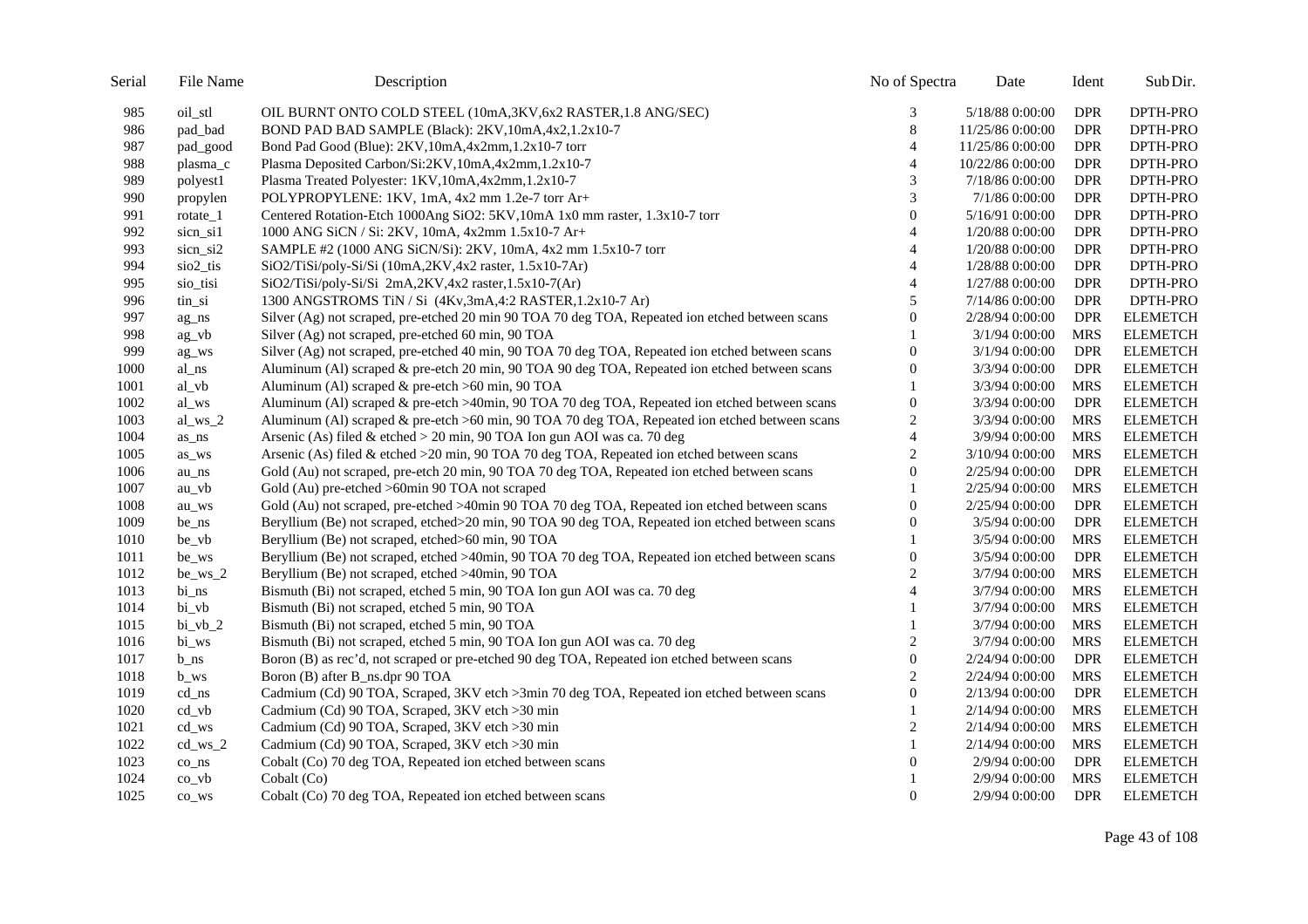| Serial | File Name | Description | No of Spectra | Date | Ident | Sub Dir. |
|---|---|---|---|---|---|---|
| 985 | oil_stl | OIL BURNT ONTO COLD STEEL (10mA,3KV,6x2 RASTER,1.8 ANG/SEC) | 3 | 5/18/88 0:00:00 | DPR | DPTH-PRO |
| 986 | pad_bad | BOND PAD BAD SAMPLE (Black): 2KV,10mA,4x2,1.2x10-7 | 8 | 11/25/86 0:00:00 | DPR | DPTH-PRO |
| 987 | pad_good | Bond Pad Good (Blue): 2KV,10mA,4x2mm,1.2x10-7 torr | 4 | 11/25/86 0:00:00 | DPR | DPTH-PRO |
| 988 | plasma_c | Plasma Deposited Carbon/Si:2KV,10mA,4x2mm,1.2x10-7 | 4 | 10/22/86 0:00:00 | DPR | DPTH-PRO |
| 989 | polyest1 | Plasma Treated Polyester: 1KV,10mA,4x2mm,1.2x10-7 | 3 | 7/18/86 0:00:00 | DPR | DPTH-PRO |
| 990 | propylen | POLYPROPYLENE: 1KV, 1mA, 4x2 mm 1.2e-7 torr Ar+ | 3 | 7/1/86 0:00:00 | DPR | DPTH-PRO |
| 991 | rotate_1 | Centered Rotation-Etch 1000Ang SiO2: 5KV,10mA 1x0 mm raster, 1.3x10-7 torr | 0 | 5/16/91 0:00:00 | DPR | DPTH-PRO |
| 992 | sicn_si1 | 1000 ANG SiCN / Si: 2KV, 10mA, 4x2mm 1.5x10-7 Ar+ | 4 | 1/20/88 0:00:00 | DPR | DPTH-PRO |
| 993 | sicn_si2 | SAMPLE #2 (1000 ANG SiCN/Si): 2KV, 10mA, 4x2 mm 1.5x10-7 torr | 4 | 1/20/88 0:00:00 | DPR | DPTH-PRO |
| 994 | sio2_tis | SiO2/TiSi/poly-Si/Si (10mA,2KV,4x2 raster, 1.5x10-7Ar) | 4 | 1/28/88 0:00:00 | DPR | DPTH-PRO |
| 995 | sio_tisi | SiO2/TiSi/poly-Si/Si 2mA,2KV,4x2 raster,1.5x10-7(Ar) | 4 | 1/27/88 0:00:00 | DPR | DPTH-PRO |
| 996 | tin_si | 1300 ANGSTROMS TiN / Si (4Kv,3mA,4:2 RASTER,1.2x10-7 Ar) | 5 | 7/14/86 0:00:00 | DPR | DPTH-PRO |
| 997 | ag_ns | Silver (Ag) not scraped, pre-etched 20 min 90 TOA 70 deg TOA, Repeated ion etched between scans | 0 | 2/28/94 0:00:00 | DPR | ELEMETCH |
| 998 | ag_vb | Silver (Ag) not scraped, pre-etched 60 min, 90 TOA | 1 | 3/1/94 0:00:00 | MRS | ELEMETCH |
| 999 | ag_ws | Silver (Ag) not scraped, pre-etched 40 min, 90 TOA 70 deg TOA, Repeated ion etched between scans | 0 | 3/1/94 0:00:00 | DPR | ELEMETCH |
| 1000 | al_ns | Aluminum (Al) scraped & pre-etch 20 min, 90 TOA 90 deg TOA, Repeated ion etched between scans | 0 | 3/3/94 0:00:00 | DPR | ELEMETCH |
| 1001 | al_vb | Aluminum (Al) scraped & pre-etch >60 min, 90 TOA | 1 | 3/3/94 0:00:00 | MRS | ELEMETCH |
| 1002 | al_ws | Aluminum (Al) scraped & pre-etch >40min, 90 TOA 70 deg TOA, Repeated ion etched between scans | 0 | 3/3/94 0:00:00 | DPR | ELEMETCH |
| 1003 | al_ws_2 | Aluminum (Al) scraped & pre-etch >60 min, 90 TOA 70 deg TOA, Repeated ion etched between scans | 2 | 3/3/94 0:00:00 | MRS | ELEMETCH |
| 1004 | as_ns | Arsenic (As) filed & etched > 20 min, 90 TOA Ion gun AOI was ca. 70 deg | 4 | 3/9/94 0:00:00 | MRS | ELEMETCH |
| 1005 | as_ws | Arsenic (As) filed & etched >20 min, 90 TOA 70 deg TOA, Repeated ion etched between scans | 2 | 3/10/94 0:00:00 | MRS | ELEMETCH |
| 1006 | au_ns | Gold (Au) not scraped, pre-etch 20 min, 90 TOA 70 deg TOA, Repeated ion etched between scans | 0 | 2/25/94 0:00:00 | DPR | ELEMETCH |
| 1007 | au_vb | Gold (Au) pre-etched >60min 90 TOA not scraped | 1 | 2/25/94 0:00:00 | MRS | ELEMETCH |
| 1008 | au_ws | Gold (Au) not scraped, pre-etched >40min 90 TOA 70 deg TOA, Repeated ion etched between scans | 0 | 2/25/94 0:00:00 | DPR | ELEMETCH |
| 1009 | be_ns | Beryllium (Be) not scraped, etched>20 min, 90 TOA 90 deg TOA, Repeated ion etched between scans | 0 | 3/5/94 0:00:00 | DPR | ELEMETCH |
| 1010 | be_vb | Beryllium (Be) not scraped, etched>60 min, 90 TOA | 1 | 3/5/94 0:00:00 | MRS | ELEMETCH |
| 1011 | be_ws | Beryllium (Be) not scraped, etched >40min, 90 TOA 70 deg TOA, Repeated ion etched between scans | 0 | 3/5/94 0:00:00 | DPR | ELEMETCH |
| 1012 | be_ws_2 | Beryllium (Be) not scraped, etched >40min, 90 TOA | 2 | 3/7/94 0:00:00 | MRS | ELEMETCH |
| 1013 | bi_ns | Bismuth (Bi) not scraped, etched 5 min, 90 TOA Ion gun AOI was ca. 70 deg | 4 | 3/7/94 0:00:00 | MRS | ELEMETCH |
| 1014 | bi_vb | Bismuth (Bi) not scraped, etched 5 min, 90 TOA | 1 | 3/7/94 0:00:00 | MRS | ELEMETCH |
| 1015 | bi_vb_2 | Bismuth (Bi) not scraped, etched 5 min, 90 TOA | 1 | 3/7/94 0:00:00 | MRS | ELEMETCH |
| 1016 | bi_ws | Bismuth (Bi) not scraped, etched 5 min, 90 TOA Ion gun AOI was ca. 70 deg | 2 | 3/7/94 0:00:00 | MRS | ELEMETCH |
| 1017 | b_ns | Boron (B) as rec'd, not scraped or pre-etched 90 deg TOA, Repeated ion etched between scans | 0 | 2/24/94 0:00:00 | DPR | ELEMETCH |
| 1018 | b_ws | Boron (B) after B_ns.dpr 90 TOA | 2 | 2/24/94 0:00:00 | MRS | ELEMETCH |
| 1019 | cd_ns | Cadmium (Cd) 90 TOA, Scraped, 3KV etch >3min 70 deg TOA, Repeated ion etched between scans | 0 | 2/13/94 0:00:00 | DPR | ELEMETCH |
| 1020 | cd_vb | Cadmium (Cd) 90 TOA, Scraped, 3KV etch >30 min | 1 | 2/14/94 0:00:00 | MRS | ELEMETCH |
| 1021 | cd_ws | Cadmium (Cd) 90 TOA, Scraped, 3KV etch >30 min | 2 | 2/14/94 0:00:00 | MRS | ELEMETCH |
| 1022 | cd_ws_2 | Cadmium (Cd) 90 TOA, Scraped, 3KV etch >30 min | 1 | 2/14/94 0:00:00 | MRS | ELEMETCH |
| 1023 | co_ns | Cobalt (Co) 70 deg TOA, Repeated ion etched between scans | 0 | 2/9/94 0:00:00 | DPR | ELEMETCH |
| 1024 | co_vb | Cobalt (Co) | 1 | 2/9/94 0:00:00 | MRS | ELEMETCH |
| 1025 | co_ws | Cobalt (Co) 70 deg TOA, Repeated ion etched between scans | 0 | 2/9/94 0:00:00 | DPR | ELEMETCH |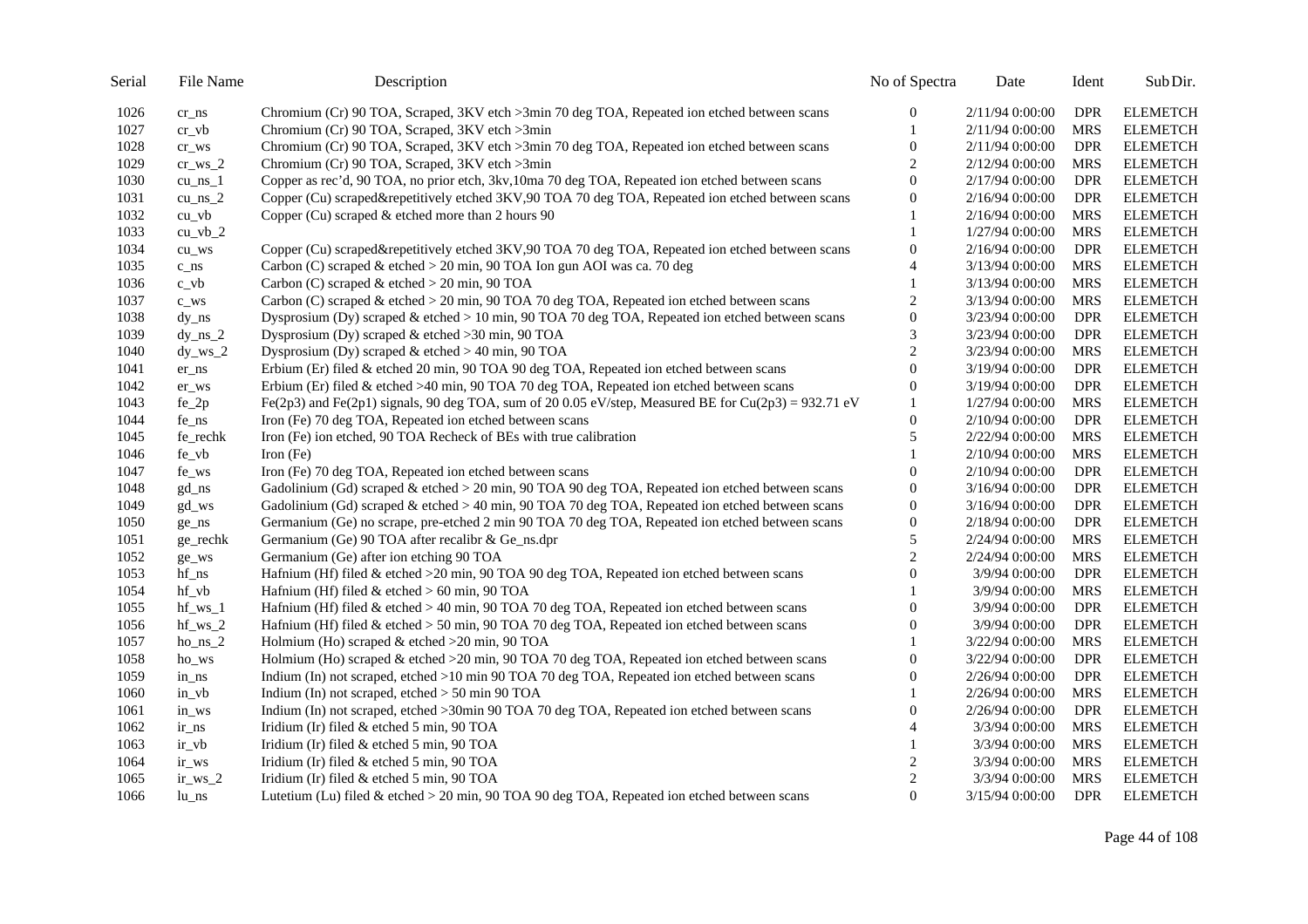| Serial | File Name | Description | No of Spectra | Date | Ident | Sub Dir. |
|---|---|---|---|---|---|---|
| 1026 | cr_ns | Chromium (Cr) 90 TOA, Scraped, 3KV etch >3min 70 deg TOA, Repeated ion etched between scans | 0 | 2/11/94 0:00:00 | DPR | ELEMETCH |
| 1027 | cr_vb | Chromium (Cr) 90 TOA, Scraped, 3KV etch >3min | 1 | 2/11/94 0:00:00 | MRS | ELEMETCH |
| 1028 | cr_ws | Chromium (Cr) 90 TOA, Scraped, 3KV etch >3min 70 deg TOA, Repeated ion etched between scans | 0 | 2/11/94 0:00:00 | DPR | ELEMETCH |
| 1029 | cr_ws_2 | Chromium (Cr) 90 TOA, Scraped, 3KV etch >3min | 2 | 2/12/94 0:00:00 | MRS | ELEMETCH |
| 1030 | cu_ns_1 | Copper as rec'd, 90 TOA, no prior etch, 3kv,10ma 70 deg TOA, Repeated ion etched between scans | 0 | 2/17/94 0:00:00 | DPR | ELEMETCH |
| 1031 | cu_ns_2 | Copper (Cu) scraped&repetitively etched 3KV,90 TOA 70 deg TOA, Repeated ion etched between scans | 0 | 2/16/94 0:00:00 | DPR | ELEMETCH |
| 1032 | cu_vb | Copper (Cu) scraped & etched more than 2 hours 90 | 1 | 2/16/94 0:00:00 | MRS | ELEMETCH |
| 1033 | cu_vb_2 | | 1 | 1/27/94 0:00:00 | MRS | ELEMETCH |
| 1034 | cu_ws | Copper (Cu) scraped&repetitively etched 3KV,90 TOA 70 deg TOA, Repeated ion etched between scans | 0 | 2/16/94 0:00:00 | DPR | ELEMETCH |
| 1035 | c_ns | Carbon (C) scraped & etched > 20 min, 90 TOA Ion gun AOI was ca. 70 deg | 4 | 3/13/94 0:00:00 | MRS | ELEMETCH |
| 1036 | c_vb | Carbon (C) scraped & etched > 20 min, 90 TOA | 1 | 3/13/94 0:00:00 | MRS | ELEMETCH |
| 1037 | c_ws | Carbon (C) scraped & etched > 20 min, 90 TOA 70 deg TOA, Repeated ion etched between scans | 2 | 3/13/94 0:00:00 | MRS | ELEMETCH |
| 1038 | dy_ns | Dysprosium (Dy) scraped & etched > 10 min, 90 TOA 70 deg TOA, Repeated ion etched between scans | 0 | 3/23/94 0:00:00 | DPR | ELEMETCH |
| 1039 | dy_ns_2 | Dysprosium (Dy) scraped & etched >30 min, 90 TOA | 3 | 3/23/94 0:00:00 | DPR | ELEMETCH |
| 1040 | dy_ws_2 | Dysprosium (Dy) scraped & etched > 40 min, 90 TOA | 2 | 3/23/94 0:00:00 | MRS | ELEMETCH |
| 1041 | er_ns | Erbium (Er) filed & etched 20 min, 90 TOA 90 deg TOA, Repeated ion etched between scans | 0 | 3/19/94 0:00:00 | DPR | ELEMETCH |
| 1042 | er_ws | Erbium (Er) filed & etched >40 min, 90 TOA 70 deg TOA, Repeated ion etched between scans | 0 | 3/19/94 0:00:00 | DPR | ELEMETCH |
| 1043 | fe_2p | Fe(2p3) and Fe(2p1) signals, 90 deg TOA, sum of 20 0.05 eV/step, Measured BE for Cu(2p3) = 932.71 eV | 1 | 1/27/94 0:00:00 | MRS | ELEMETCH |
| 1044 | fe_ns | Iron (Fe) 70 deg TOA, Repeated ion etched between scans | 0 | 2/10/94 0:00:00 | DPR | ELEMETCH |
| 1045 | fe_rechk | Iron (Fe) ion etched, 90 TOA Recheck of BEs with true calibration | 5 | 2/22/94 0:00:00 | MRS | ELEMETCH |
| 1046 | fe_vb | Iron (Fe) | 1 | 2/10/94 0:00:00 | MRS | ELEMETCH |
| 1047 | fe_ws | Iron (Fe) 70 deg TOA, Repeated ion etched between scans | 0 | 2/10/94 0:00:00 | DPR | ELEMETCH |
| 1048 | gd_ns | Gadolinium (Gd) scraped & etched > 20 min, 90 TOA 90 deg TOA, Repeated ion etched between scans | 0 | 3/16/94 0:00:00 | DPR | ELEMETCH |
| 1049 | gd_ws | Gadolinium (Gd) scraped & etched > 40 min, 90 TOA 70 deg TOA, Repeated ion etched between scans | 0 | 3/16/94 0:00:00 | DPR | ELEMETCH |
| 1050 | ge_ns | Germanium (Ge) no scrape, pre-etched 2 min 90 TOA 70 deg TOA, Repeated ion etched between scans | 0 | 2/18/94 0:00:00 | DPR | ELEMETCH |
| 1051 | ge_rechk | Germanium (Ge) 90 TOA after recalibr & Ge_ns.dpr | 5 | 2/24/94 0:00:00 | MRS | ELEMETCH |
| 1052 | ge_ws | Germanium (Ge) after ion etching 90 TOA | 2 | 2/24/94 0:00:00 | MRS | ELEMETCH |
| 1053 | hf_ns | Hafnium (Hf) filed & etched >20 min, 90 TOA 90 deg TOA, Repeated ion etched between scans | 0 | 3/9/94 0:00:00 | DPR | ELEMETCH |
| 1054 | hf_vb | Hafnium (Hf) filed & etched > 60 min, 90 TOA | 1 | 3/9/94 0:00:00 | MRS | ELEMETCH |
| 1055 | hf_ws_1 | Hafnium (Hf) filed & etched > 40 min, 90 TOA 70 deg TOA, Repeated ion etched between scans | 0 | 3/9/94 0:00:00 | DPR | ELEMETCH |
| 1056 | hf_ws_2 | Hafnium (Hf) filed & etched > 50 min, 90 TOA 70 deg TOA, Repeated ion etched between scans | 0 | 3/9/94 0:00:00 | DPR | ELEMETCH |
| 1057 | ho_ns_2 | Holmium (Ho) scraped & etched >20 min, 90 TOA | 1 | 3/22/94 0:00:00 | MRS | ELEMETCH |
| 1058 | ho_ws | Holmium (Ho) scraped & etched >20 min, 90 TOA 70 deg TOA, Repeated ion etched between scans | 0 | 3/22/94 0:00:00 | DPR | ELEMETCH |
| 1059 | in_ns | Indium (In) not scraped, etched >10 min 90 TOA 70 deg TOA, Repeated ion etched between scans | 0 | 2/26/94 0:00:00 | DPR | ELEMETCH |
| 1060 | in_vb | Indium (In) not scraped, etched > 50 min 90 TOA | 1 | 2/26/94 0:00:00 | MRS | ELEMETCH |
| 1061 | in_ws | Indium (In) not scraped, etched >30min 90 TOA 70 deg TOA, Repeated ion etched between scans | 0 | 2/26/94 0:00:00 | DPR | ELEMETCH |
| 1062 | ir_ns | Iridium (Ir) filed & etched 5 min, 90 TOA | 4 | 3/3/94 0:00:00 | MRS | ELEMETCH |
| 1063 | ir_vb | Iridium (Ir) filed & etched 5 min, 90 TOA | 1 | 3/3/94 0:00:00 | MRS | ELEMETCH |
| 1064 | ir_ws | Iridium (Ir) filed & etched 5 min, 90 TOA | 2 | 3/3/94 0:00:00 | MRS | ELEMETCH |
| 1065 | ir_ws_2 | Iridium (Ir) filed & etched 5 min, 90 TOA | 2 | 3/3/94 0:00:00 | MRS | ELEMETCH |
| 1066 | lu_ns | Lutetium (Lu) filed & etched > 20 min, 90 TOA 90 deg TOA, Repeated ion etched between scans | 0 | 3/15/94 0:00:00 | DPR | ELEMETCH |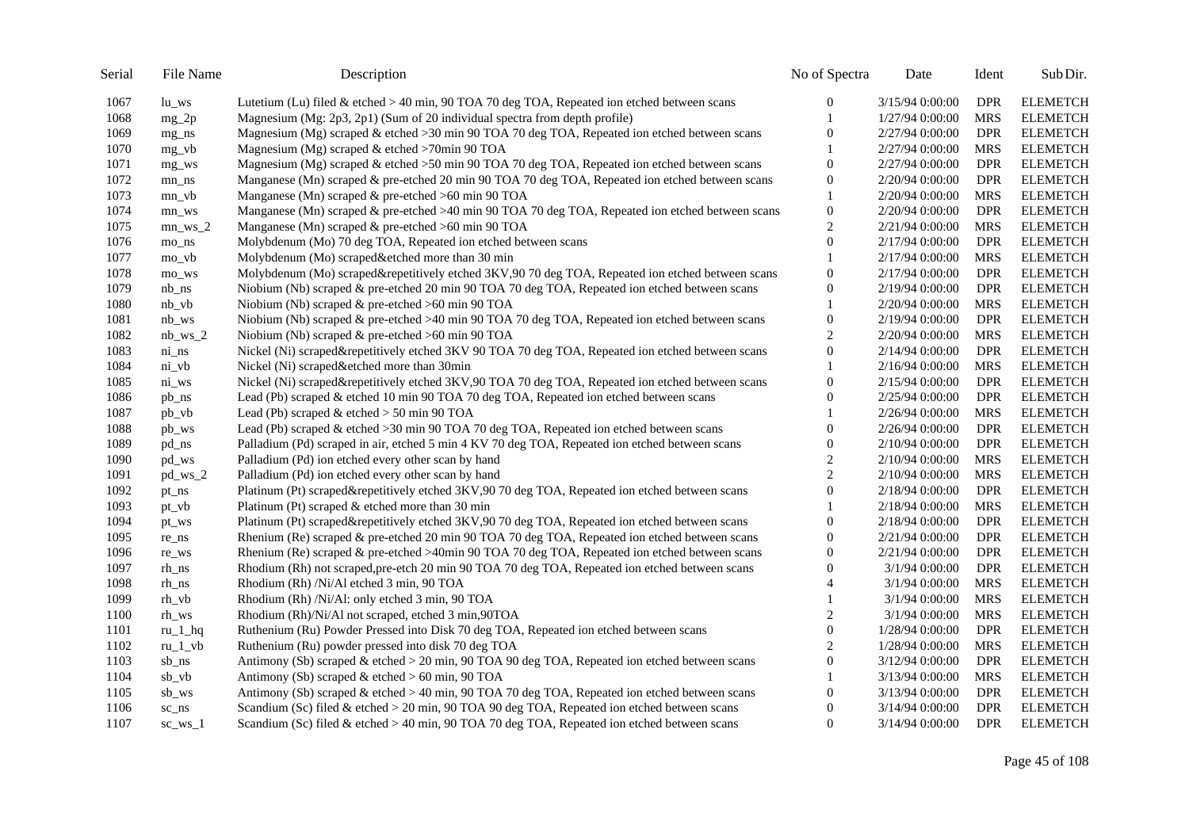| Serial | File Name | Description | No of Spectra | Date | Ident | Sub Dir. |
|---|---|---|---|---|---|---|
| 1067 | lu_ws | Lutetium (Lu) filed & etched > 40 min, 90 TOA 70 deg TOA, Repeated ion etched between scans | 0 | 3/15/94 0:00:00 | DPR | ELEMETCH |
| 1068 | mg_2p | Magnesium (Mg: 2p3, 2p1) (Sum of 20 individual spectra from depth profile) | 1 | 1/27/94 0:00:00 | MRS | ELEMETCH |
| 1069 | mg_ns | Magnesium (Mg) scraped & etched >30 min 90 TOA 70 deg TOA, Repeated ion etched between scans | 0 | 2/27/94 0:00:00 | DPR | ELEMETCH |
| 1070 | mg_vb | Magnesium (Mg) scraped & etched >70min 90 TOA | 1 | 2/27/94 0:00:00 | MRS | ELEMETCH |
| 1071 | mg_ws | Magnesium (Mg) scraped & etched >50 min 90 TOA 70 deg TOA, Repeated ion etched between scans | 0 | 2/27/94 0:00:00 | DPR | ELEMETCH |
| 1072 | mn_ns | Manganese (Mn) scraped & pre-etched 20 min 90 TOA 70 deg TOA, Repeated ion etched between scans | 0 | 2/20/94 0:00:00 | DPR | ELEMETCH |
| 1073 | mn_vb | Manganese (Mn) scraped & pre-etched >60 min 90 TOA | 1 | 2/20/94 0:00:00 | MRS | ELEMETCH |
| 1074 | mn_ws | Manganese (Mn) scraped & pre-etched >40 min 90 TOA 70 deg TOA, Repeated ion etched between scans | 0 | 2/20/94 0:00:00 | DPR | ELEMETCH |
| 1075 | mn_ws_2 | Manganese (Mn) scraped & pre-etched >60 min 90 TOA | 2 | 2/21/94 0:00:00 | MRS | ELEMETCH |
| 1076 | mo_ns | Molybdenum (Mo) 70 deg TOA, Repeated ion etched between scans | 0 | 2/17/94 0:00:00 | DPR | ELEMETCH |
| 1077 | mo_vb | Molybdenum (Mo) scraped&etched more than 30 min | 1 | 2/17/94 0:00:00 | MRS | ELEMETCH |
| 1078 | mo_ws | Molybdenum (Mo) scraped&repetitively etched 3KV,90 70 deg TOA, Repeated ion etched between scans | 0 | 2/17/94 0:00:00 | DPR | ELEMETCH |
| 1079 | nb_ns | Niobium (Nb) scraped & pre-etched 20 min 90 TOA 70 deg TOA, Repeated ion etched between scans | 0 | 2/19/94 0:00:00 | DPR | ELEMETCH |
| 1080 | nb_vb | Niobium (Nb) scraped & pre-etched >60 min 90 TOA | 1 | 2/20/94 0:00:00 | MRS | ELEMETCH |
| 1081 | nb_ws | Niobium (Nb) scraped & pre-etched >40 min 90 TOA 70 deg TOA, Repeated ion etched between scans | 0 | 2/19/94 0:00:00 | DPR | ELEMETCH |
| 1082 | nb_ws_2 | Niobium (Nb) scraped & pre-etched >60 min 90 TOA | 2 | 2/20/94 0:00:00 | MRS | ELEMETCH |
| 1083 | ni_ns | Nickel (Ni) scraped&repetitively etched 3KV 90 TOA 70 deg TOA, Repeated ion etched between scans | 0 | 2/14/94 0:00:00 | DPR | ELEMETCH |
| 1084 | ni_vb | Nickel (Ni) scraped&etched more than 30min | 1 | 2/16/94 0:00:00 | MRS | ELEMETCH |
| 1085 | ni_ws | Nickel (Ni) scraped&repetitively etched 3KV,90 TOA 70 deg TOA, Repeated ion etched between scans | 0 | 2/15/94 0:00:00 | DPR | ELEMETCH |
| 1086 | pb_ns | Lead (Pb) scraped & etched 10 min 90 TOA 70 deg TOA, Repeated ion etched between scans | 0 | 2/25/94 0:00:00 | DPR | ELEMETCH |
| 1087 | pb_vb | Lead (Pb) scraped & etched > 50 min 90 TOA | 1 | 2/26/94 0:00:00 | MRS | ELEMETCH |
| 1088 | pb_ws | Lead (Pb) scraped & etched >30 min 90 TOA 70 deg TOA, Repeated ion etched between scans | 0 | 2/26/94 0:00:00 | DPR | ELEMETCH |
| 1089 | pd_ns | Palladium (Pd) scraped in air, etched 5 min 4 KV 70 deg TOA, Repeated ion etched between scans | 0 | 2/10/94 0:00:00 | DPR | ELEMETCH |
| 1090 | pd_ws | Palladium (Pd) ion etched every other scan by hand | 2 | 2/10/94 0:00:00 | MRS | ELEMETCH |
| 1091 | pd_ws_2 | Palladium (Pd) ion etched every other scan by hand | 2 | 2/10/94 0:00:00 | MRS | ELEMETCH |
| 1092 | pt_ns | Platinum (Pt) scraped&repetitively etched 3KV,90 70 deg TOA, Repeated ion etched between scans | 0 | 2/18/94 0:00:00 | DPR | ELEMETCH |
| 1093 | pt_vb | Platinum (Pt) scraped & etched more than 30 min | 1 | 2/18/94 0:00:00 | MRS | ELEMETCH |
| 1094 | pt_ws | Platinum (Pt) scraped&repetitively etched 3KV,90 70 deg TOA, Repeated ion etched between scans | 0 | 2/18/94 0:00:00 | DPR | ELEMETCH |
| 1095 | re_ns | Rhenium (Re) scraped & pre-etched 20 min 90 TOA 70 deg TOA, Repeated ion etched between scans | 0 | 2/21/94 0:00:00 | DPR | ELEMETCH |
| 1096 | re_ws | Rhenium (Re) scraped & pre-etched >40min 90 TOA 70 deg TOA, Repeated ion etched between scans | 0 | 2/21/94 0:00:00 | DPR | ELEMETCH |
| 1097 | rh_ns | Rhodium (Rh) not scraped,pre-etch 20 min 90 TOA 70 deg TOA, Repeated ion etched between scans | 0 | 3/1/94 0:00:00 | DPR | ELEMETCH |
| 1098 | rh_ns | Rhodium (Rh) /Ni/Al etched 3 min, 90 TOA | 4 | 3/1/94 0:00:00 | MRS | ELEMETCH |
| 1099 | rh_vb | Rhodium (Rh) /Ni/Al: only etched 3 min, 90 TOA | 1 | 3/1/94 0:00:00 | MRS | ELEMETCH |
| 1100 | rh_ws | Rhodium (Rh)/Ni/Al not scraped, etched 3 min,90TOA | 2 | 3/1/94 0:00:00 | MRS | ELEMETCH |
| 1101 | ru_1_hq | Ruthenium (Ru) Powder Pressed into Disk 70 deg TOA, Repeated ion etched between scans | 0 | 1/28/94 0:00:00 | DPR | ELEMETCH |
| 1102 | ru_1_vb | Ruthenium (Ru) powder pressed into disk 70 deg TOA | 2 | 1/28/94 0:00:00 | MRS | ELEMETCH |
| 1103 | sb_ns | Antimony (Sb) scraped & etched > 20 min, 90 TOA 90 deg TOA, Repeated ion etched between scans | 0 | 3/12/94 0:00:00 | DPR | ELEMETCH |
| 1104 | sb_vb | Antimony (Sb) scraped & etched > 60 min, 90 TOA | 1 | 3/13/94 0:00:00 | MRS | ELEMETCH |
| 1105 | sb_ws | Antimony (Sb) scraped & etched > 40 min, 90 TOA 70 deg TOA, Repeated ion etched between scans | 0 | 3/13/94 0:00:00 | DPR | ELEMETCH |
| 1106 | sc_ns | Scandium (Sc) filed & etched > 20 min, 90 TOA 90 deg TOA, Repeated ion etched between scans | 0 | 3/14/94 0:00:00 | DPR | ELEMETCH |
| 1107 | sc_ws_1 | Scandium (Sc) filed & etched > 40 min, 90 TOA 70 deg TOA, Repeated ion etched between scans | 0 | 3/14/94 0:00:00 | DPR | ELEMETCH |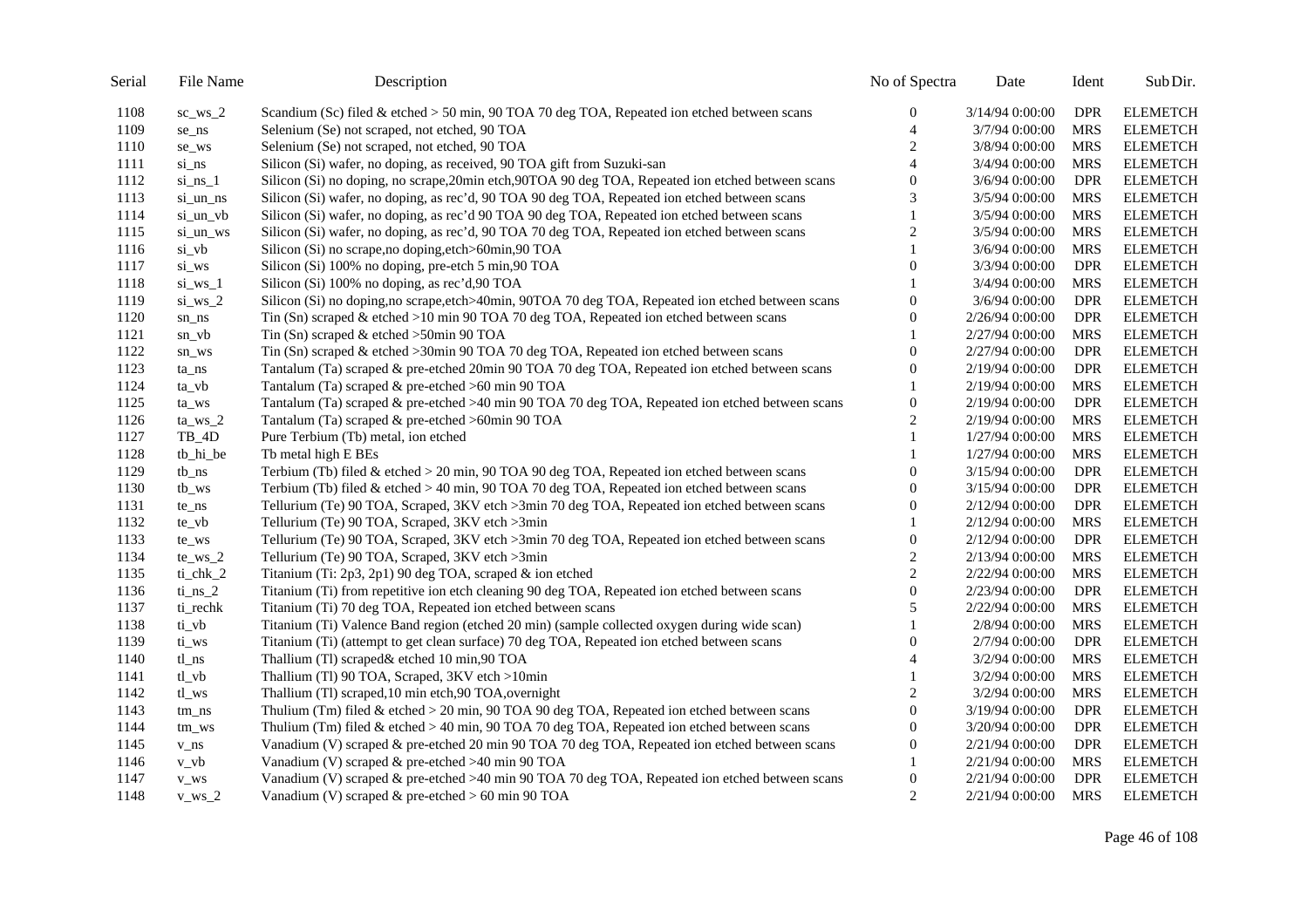| Serial | File Name | Description | No of Spectra | Date | Ident | Sub Dir. |
| --- | --- | --- | --- | --- | --- | --- |
| 1108 | sc_ws_2 | Scandium (Sc) filed & etched > 50 min, 90 TOA 70 deg TOA, Repeated ion etched between scans | 0 | 3/14/94 0:00:00 | DPR | ELEMETCH |
| 1109 | se_ns | Selenium (Se) not scraped, not etched, 90 TOA | 4 | 3/7/94 0:00:00 | MRS | ELEMETCH |
| 1110 | se_ws | Selenium (Se) not scraped, not etched, 90 TOA | 2 | 3/8/94 0:00:00 | MRS | ELEMETCH |
| 1111 | si_ns | Silicon (Si) wafer, no doping, as received, 90 TOA gift from Suzuki-san | 4 | 3/4/94 0:00:00 | MRS | ELEMETCH |
| 1112 | si_ns_1 | Silicon (Si) no doping, no scrape,20min etch,90TOA 90 deg TOA, Repeated ion etched between scans | 0 | 3/6/94 0:00:00 | DPR | ELEMETCH |
| 1113 | si_un_ns | Silicon (Si) wafer, no doping, as rec'd, 90 TOA 90 deg TOA, Repeated ion etched between scans | 3 | 3/5/94 0:00:00 | MRS | ELEMETCH |
| 1114 | si_un_vb | Silicon (Si) wafer, no doping, as rec'd 90 TOA 90 deg TOA, Repeated ion etched between scans | 1 | 3/5/94 0:00:00 | MRS | ELEMETCH |
| 1115 | si_un_ws | Silicon (Si) wafer, no doping, as rec'd, 90 TOA 70 deg TOA, Repeated ion etched between scans | 2 | 3/5/94 0:00:00 | MRS | ELEMETCH |
| 1116 | si_vb | Silicon (Si) no scrape,no doping,etch>60min,90 TOA | 1 | 3/6/94 0:00:00 | MRS | ELEMETCH |
| 1117 | si_ws | Silicon (Si) 100% no doping, pre-etch 5 min,90 TOA | 0 | 3/3/94 0:00:00 | DPR | ELEMETCH |
| 1118 | si_ws_1 | Silicon (Si) 100% no doping, as rec'd,90 TOA | 1 | 3/4/94 0:00:00 | MRS | ELEMETCH |
| 1119 | si_ws_2 | Silicon (Si) no doping,no scrape,etch>40min, 90TOA 70 deg TOA, Repeated ion etched between scans | 0 | 3/6/94 0:00:00 | DPR | ELEMETCH |
| 1120 | sn_ns | Tin (Sn) scraped & etched >10 min 90 TOA 70 deg TOA, Repeated ion etched between scans | 0 | 2/26/94 0:00:00 | DPR | ELEMETCH |
| 1121 | sn_vb | Tin (Sn) scraped & etched >50min 90 TOA | 1 | 2/27/94 0:00:00 | MRS | ELEMETCH |
| 1122 | sn_ws | Tin (Sn) scraped & etched >30min 90 TOA 70 deg TOA, Repeated ion etched between scans | 0 | 2/27/94 0:00:00 | DPR | ELEMETCH |
| 1123 | ta_ns | Tantalum (Ta) scraped & pre-etched 20min 90 TOA 70 deg TOA, Repeated ion etched between scans | 0 | 2/19/94 0:00:00 | DPR | ELEMETCH |
| 1124 | ta_vb | Tantalum (Ta) scraped & pre-etched >60 min 90 TOA | 1 | 2/19/94 0:00:00 | MRS | ELEMETCH |
| 1125 | ta_ws | Tantalum (Ta) scraped & pre-etched >40 min 90 TOA 70 deg TOA, Repeated ion etched between scans | 0 | 2/19/94 0:00:00 | DPR | ELEMETCH |
| 1126 | ta_ws_2 | Tantalum (Ta) scraped & pre-etched >60min 90 TOA | 2 | 2/19/94 0:00:00 | MRS | ELEMETCH |
| 1127 | TB_4D | Pure Terbium (Tb) metal, ion etched | 1 | 1/27/94 0:00:00 | MRS | ELEMETCH |
| 1128 | tb_hi_be | Tb metal high E BEs | 1 | 1/27/94 0:00:00 | MRS | ELEMETCH |
| 1129 | tb_ns | Terbium (Tb) filed & etched > 20 min, 90 TOA 90 deg TOA, Repeated ion etched between scans | 0 | 3/15/94 0:00:00 | DPR | ELEMETCH |
| 1130 | tb_ws | Terbium (Tb) filed & etched > 40 min, 90 TOA 70 deg TOA, Repeated ion etched between scans | 0 | 3/15/94 0:00:00 | DPR | ELEMETCH |
| 1131 | te_ns | Tellurium (Te) 90 TOA, Scraped, 3KV etch >3min 70 deg TOA, Repeated ion etched between scans | 0 | 2/12/94 0:00:00 | DPR | ELEMETCH |
| 1132 | te_vb | Tellurium (Te) 90 TOA, Scraped, 3KV etch >3min | 1 | 2/12/94 0:00:00 | MRS | ELEMETCH |
| 1133 | te_ws | Tellurium (Te) 90 TOA, Scraped, 3KV etch >3min 70 deg TOA, Repeated ion etched between scans | 0 | 2/12/94 0:00:00 | DPR | ELEMETCH |
| 1134 | te_ws_2 | Tellurium (Te) 90 TOA, Scraped, 3KV etch >3min | 2 | 2/13/94 0:00:00 | MRS | ELEMETCH |
| 1135 | ti_chk_2 | Titanium (Ti: 2p3, 2p1) 90 deg TOA, scraped & ion etched | 2 | 2/22/94 0:00:00 | MRS | ELEMETCH |
| 1136 | ti_ns_2 | Titanium (Ti) from repetitive ion etch cleaning 90 deg TOA, Repeated ion etched between scans | 0 | 2/23/94 0:00:00 | DPR | ELEMETCH |
| 1137 | ti_rechk | Titanium (Ti) 70 deg TOA, Repeated ion etched between scans | 5 | 2/22/94 0:00:00 | MRS | ELEMETCH |
| 1138 | ti_vb | Titanium (Ti) Valence Band region (etched 20 min) (sample collected oxygen during wide scan) | 1 | 2/8/94 0:00:00 | MRS | ELEMETCH |
| 1139 | ti_ws | Titanium (Ti) (attempt to get clean surface) 70 deg TOA, Repeated ion etched between scans | 0 | 2/7/94 0:00:00 | DPR | ELEMETCH |
| 1140 | tl_ns | Thallium (Tl) scraped& etched 10 min,90 TOA | 4 | 3/2/94 0:00:00 | MRS | ELEMETCH |
| 1141 | tl_vb | Thallium (Tl) 90 TOA, Scraped, 3KV etch >10min | 1 | 3/2/94 0:00:00 | MRS | ELEMETCH |
| 1142 | tl_ws | Thallium (Tl) scraped,10 min etch,90 TOA,overnight | 2 | 3/2/94 0:00:00 | MRS | ELEMETCH |
| 1143 | tm_ns | Thulium (Tm) filed & etched > 20 min, 90 TOA 90 deg TOA, Repeated ion etched between scans | 0 | 3/19/94 0:00:00 | DPR | ELEMETCH |
| 1144 | tm_ws | Thulium (Tm) filed & etched > 40 min, 90 TOA 70 deg TOA, Repeated ion etched between scans | 0 | 3/20/94 0:00:00 | DPR | ELEMETCH |
| 1145 | v_ns | Vanadium (V) scraped & pre-etched 20 min 90 TOA 70 deg TOA, Repeated ion etched between scans | 0 | 2/21/94 0:00:00 | DPR | ELEMETCH |
| 1146 | v_vb | Vanadium (V) scraped & pre-etched >40 min 90 TOA | 1 | 2/21/94 0:00:00 | MRS | ELEMETCH |
| 1147 | v_ws | Vanadium (V) scraped & pre-etched >40 min 90 TOA 70 deg TOA, Repeated ion etched between scans | 0 | 2/21/94 0:00:00 | DPR | ELEMETCH |
| 1148 | v_ws_2 | Vanadium (V) scraped & pre-etched > 60 min 90 TOA | 2 | 2/21/94 0:00:00 | MRS | ELEMETCH |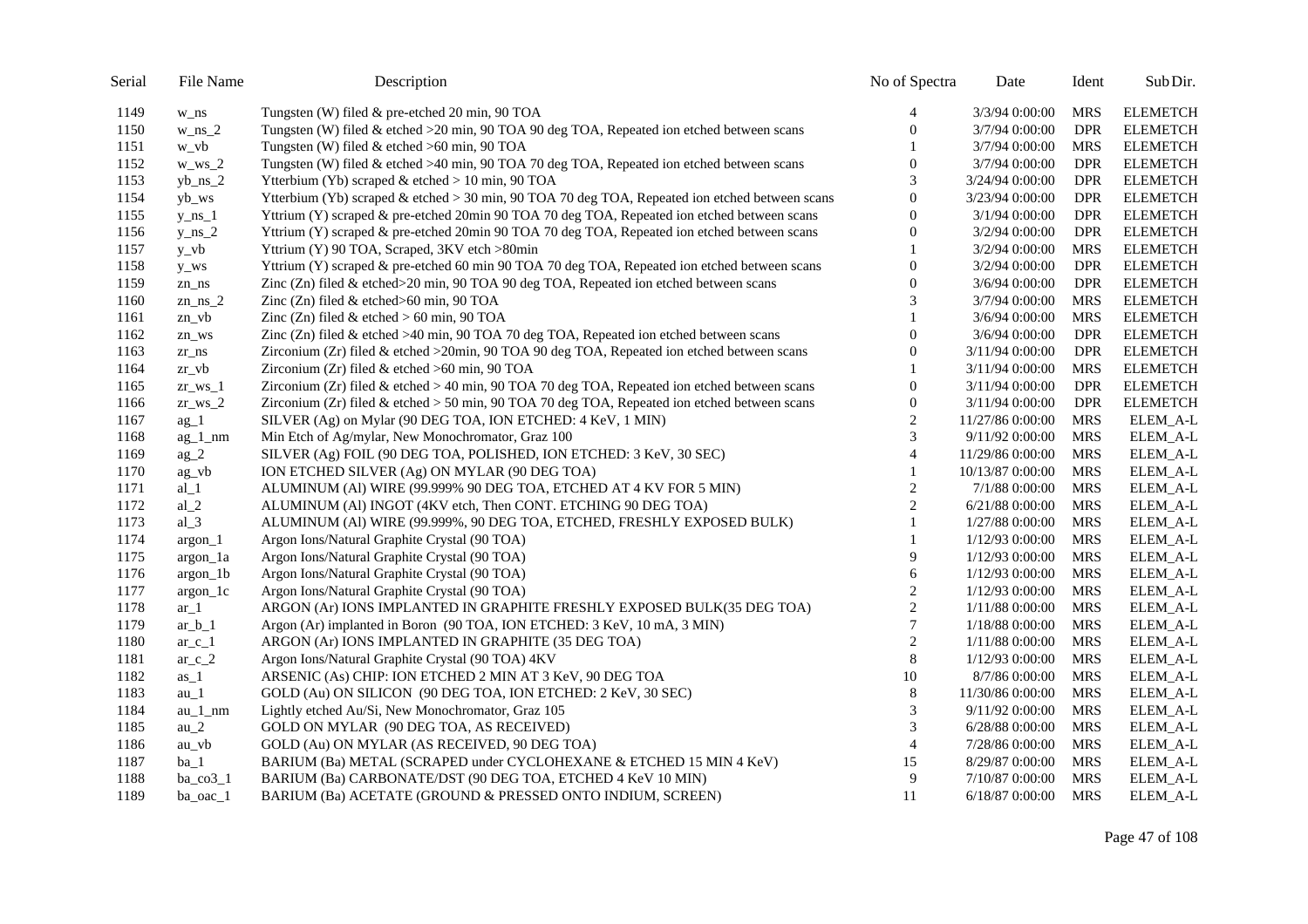| Serial | File Name | Description | No of Spectra | Date | Ident | Sub Dir. |
|---|---|---|---|---|---|---|
| 1149 | w_ns | Tungsten (W) filed & pre-etched 20 min, 90 TOA | 4 | 3/3/94 0:00:00 | MRS | ELEMETCH |
| 1150 | w_ns_2 | Tungsten (W) filed & etched >20 min, 90 TOA 90 deg TOA, Repeated ion etched between scans | 0 | 3/7/94 0:00:00 | DPR | ELEMETCH |
| 1151 | w_vb | Tungsten (W) filed & etched >60 min, 90 TOA | 1 | 3/7/94 0:00:00 | MRS | ELEMETCH |
| 1152 | w_ws_2 | Tungsten (W) filed & etched >40 min, 90 TOA 70 deg TOA, Repeated ion etched between scans | 0 | 3/7/94 0:00:00 | DPR | ELEMETCH |
| 1153 | yb_ns_2 | Ytterbium (Yb) scraped & etched > 10 min, 90 TOA | 3 | 3/24/94 0:00:00 | DPR | ELEMETCH |
| 1154 | yb_ws | Ytterbium (Yb) scraped & etched > 30 min, 90 TOA 70 deg TOA, Repeated ion etched between scans | 0 | 3/23/94 0:00:00 | DPR | ELEMETCH |
| 1155 | y_ns_1 | Yttrium (Y) scraped & pre-etched 20min 90 TOA 70 deg TOA, Repeated ion etched between scans | 0 | 3/1/94 0:00:00 | DPR | ELEMETCH |
| 1156 | y_ns_2 | Yttrium (Y) scraped & pre-etched 20min 90 TOA 70 deg TOA, Repeated ion etched between scans | 0 | 3/2/94 0:00:00 | DPR | ELEMETCH |
| 1157 | y_vb | Yttrium (Y) 90 TOA, Scraped, 3KV etch >80min | 1 | 3/2/94 0:00:00 | MRS | ELEMETCH |
| 1158 | y_ws | Yttrium (Y) scraped & pre-etched 60 min 90 TOA 70 deg TOA, Repeated ion etched between scans | 0 | 3/2/94 0:00:00 | DPR | ELEMETCH |
| 1159 | zn_ns | Zinc (Zn) filed & etched>20 min, 90 TOA 90 deg TOA, Repeated ion etched between scans | 0 | 3/6/94 0:00:00 | DPR | ELEMETCH |
| 1160 | zn_ns_2 | Zinc (Zn) filed & etched>60 min, 90 TOA | 3 | 3/7/94 0:00:00 | MRS | ELEMETCH |
| 1161 | zn_vb | Zinc (Zn) filed & etched > 60 min, 90 TOA | 1 | 3/6/94 0:00:00 | MRS | ELEMETCH |
| 1162 | zn_ws | Zinc (Zn) filed & etched >40 min, 90 TOA 70 deg TOA, Repeated ion etched between scans | 0 | 3/6/94 0:00:00 | DPR | ELEMETCH |
| 1163 | zr_ns | Zirconium (Zr) filed & etched >20min, 90 TOA 90 deg TOA, Repeated ion etched between scans | 0 | 3/11/94 0:00:00 | DPR | ELEMETCH |
| 1164 | zr_vb | Zirconium (Zr) filed & etched >60 min, 90 TOA | 1 | 3/11/94 0:00:00 | MRS | ELEMETCH |
| 1165 | zr_ws_1 | Zirconium (Zr) filed & etched > 40 min, 90 TOA 70 deg TOA, Repeated ion etched between scans | 0 | 3/11/94 0:00:00 | DPR | ELEMETCH |
| 1166 | zr_ws_2 | Zirconium (Zr) filed & etched > 50 min, 90 TOA 70 deg TOA, Repeated ion etched between scans | 0 | 3/11/94 0:00:00 | DPR | ELEMETCH |
| 1167 | ag_1 | SILVER (Ag) on Mylar (90 DEG TOA, ION ETCHED: 4 KeV, 1 MIN) | 2 | 11/27/86 0:00:00 | MRS | ELEM_A-L |
| 1168 | ag_1_nm | Min Etch of Ag/mylar, New Monochromator, Graz 100 | 3 | 9/11/92 0:00:00 | MRS | ELEM_A-L |
| 1169 | ag_2 | SILVER (Ag) FOIL (90 DEG TOA, POLISHED, ION ETCHED: 3 KeV, 30 SEC) | 4 | 11/29/86 0:00:00 | MRS | ELEM_A-L |
| 1170 | ag_vb | ION ETCHED SILVER (Ag) ON MYLAR (90 DEG TOA) | 1 | 10/13/87 0:00:00 | MRS | ELEM_A-L |
| 1171 | al_1 | ALUMINUM (Al) WIRE (99.999% 90 DEG TOA, ETCHED AT 4 KV FOR 5 MIN) | 2 | 7/1/88 0:00:00 | MRS | ELEM_A-L |
| 1172 | al_2 | ALUMINUM (Al) INGOT (4KV etch, Then CONT. ETCHING 90 DEG TOA) | 2 | 6/21/88 0:00:00 | MRS | ELEM_A-L |
| 1173 | al_3 | ALUMINUM (Al) WIRE (99.999%, 90 DEG TOA, ETCHED, FRESHLY EXPOSED BULK) | 1 | 1/27/88 0:00:00 | MRS | ELEM_A-L |
| 1174 | argon_1 | Argon Ions/Natural Graphite Crystal (90 TOA) | 1 | 1/12/93 0:00:00 | MRS | ELEM_A-L |
| 1175 | argon_1a | Argon Ions/Natural Graphite Crystal (90 TOA) | 9 | 1/12/93 0:00:00 | MRS | ELEM_A-L |
| 1176 | argon_1b | Argon Ions/Natural Graphite Crystal (90 TOA) | 6 | 1/12/93 0:00:00 | MRS | ELEM_A-L |
| 1177 | argon_1c | Argon Ions/Natural Graphite Crystal (90 TOA) | 2 | 1/12/93 0:00:00 | MRS | ELEM_A-L |
| 1178 | ar_1 | ARGON (Ar) IONS IMPLANTED IN GRAPHITE FRESHLY EXPOSED BULK(35 DEG TOA) | 2 | 1/11/88 0:00:00 | MRS | ELEM_A-L |
| 1179 | ar_b_1 | Argon (Ar) implanted in Boron (90 TOA, ION ETCHED: 3 KeV, 10 mA, 3 MIN) | 7 | 1/18/88 0:00:00 | MRS | ELEM_A-L |
| 1180 | ar_c_1 | ARGON (Ar) IONS IMPLANTED IN GRAPHITE (35 DEG TOA) | 2 | 1/11/88 0:00:00 | MRS | ELEM_A-L |
| 1181 | ar_c_2 | Argon Ions/Natural Graphite Crystal (90 TOA) 4KV | 8 | 1/12/93 0:00:00 | MRS | ELEM_A-L |
| 1182 | as_1 | ARSENIC (As) CHIP: ION ETCHED 2 MIN AT 3 KeV, 90 DEG TOA | 10 | 8/7/86 0:00:00 | MRS | ELEM_A-L |
| 1183 | au_1 | GOLD (Au) ON SILICON (90 DEG TOA, ION ETCHED: 2 KeV, 30 SEC) | 8 | 11/30/86 0:00:00 | MRS | ELEM_A-L |
| 1184 | au_1_nm | Lightly etched Au/Si, New Monochromator, Graz 105 | 3 | 9/11/92 0:00:00 | MRS | ELEM_A-L |
| 1185 | au_2 | GOLD ON MYLAR (90 DEG TOA, AS RECEIVED) | 3 | 6/28/88 0:00:00 | MRS | ELEM_A-L |
| 1186 | au_vb | GOLD (Au) ON MYLAR (AS RECEIVED, 90 DEG TOA) | 4 | 7/28/86 0:00:00 | MRS | ELEM_A-L |
| 1187 | ba_1 | BARIUM (Ba) METAL (SCRAPED under CYCLOHEXANE & ETCHED 15 MIN 4 KeV) | 15 | 8/29/87 0:00:00 | MRS | ELEM_A-L |
| 1188 | ba_co3_1 | BARIUM (Ba) CARBONATE/DST (90 DEG TOA, ETCHED 4 KeV 10 MIN) | 9 | 7/10/87 0:00:00 | MRS | ELEM_A-L |
| 1189 | ba_oac_1 | BARIUM (Ba) ACETATE (GROUND & PRESSED ONTO INDIUM, SCREEN) | 11 | 6/18/87 0:00:00 | MRS | ELEM_A-L |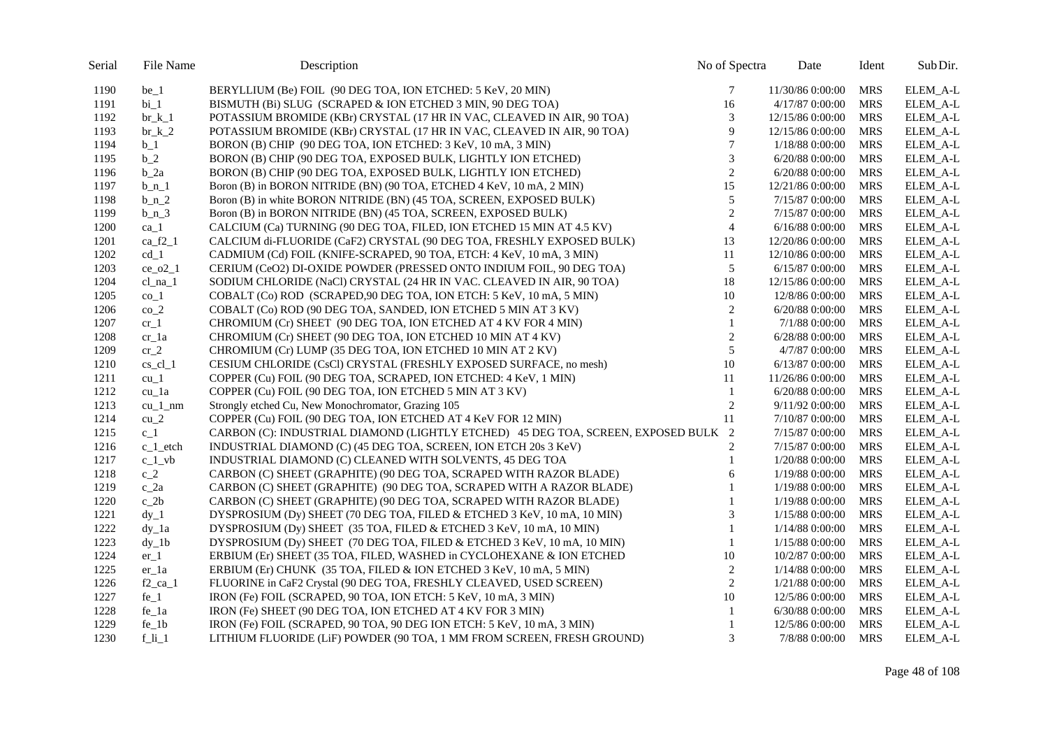| Serial | File Name | Description | No of Spectra | Date | Ident | Sub Dir. |
|---|---|---|---|---|---|---|
| 1190 | be_1 | BERYLLIUM (Be) FOIL (90 DEG TOA, ION ETCHED: 5 KeV, 20 MIN) | 7 | 11/30/86 0:00:00 | MRS | ELEM_A-L |
| 1191 | bi_1 | BISMUTH (Bi) SLUG (SCRAPED & ION ETCHED 3 MIN, 90 DEG TOA) | 16 | 4/17/87 0:00:00 | MRS | ELEM_A-L |
| 1192 | br_k_1 | POTASSIUM BROMIDE (KBr) CRYSTAL (17 HR IN VAC, CLEAVED IN AIR, 90 TOA) | 3 | 12/15/86 0:00:00 | MRS | ELEM_A-L |
| 1193 | br_k_2 | POTASSIUM BROMIDE (KBr) CRYSTAL (17 HR IN VAC, CLEAVED IN AIR, 90 TOA) | 9 | 12/15/86 0:00:00 | MRS | ELEM_A-L |
| 1194 | b_1 | BORON (B) CHIP (90 DEG TOA, ION ETCHED: 3 KeV, 10 mA, 3 MIN) | 7 | 1/18/88 0:00:00 | MRS | ELEM_A-L |
| 1195 | b_2 | BORON (B) CHIP (90 DEG TOA, EXPOSED BULK, LIGHTLY ION ETCHED) | 3 | 6/20/88 0:00:00 | MRS | ELEM_A-L |
| 1196 | b_2a | BORON (B) CHIP (90 DEG TOA, EXPOSED BULK, LIGHTLY ION ETCHED) | 2 | 6/20/88 0:00:00 | MRS | ELEM_A-L |
| 1197 | b_n_1 | Boron (B) in BORON NITRIDE (BN) (90 TOA, ETCHED 4 KeV, 10 mA, 2 MIN) | 15 | 12/21/86 0:00:00 | MRS | ELEM_A-L |
| 1198 | b_n_2 | Boron (B) in white BORON NITRIDE (BN) (45 TOA, SCREEN, EXPOSED BULK) | 5 | 7/15/87 0:00:00 | MRS | ELEM_A-L |
| 1199 | b_n_3 | Boron (B) in BORON NITRIDE (BN) (45 TOA, SCREEN, EXPOSED BULK) | 2 | 7/15/87 0:00:00 | MRS | ELEM_A-L |
| 1200 | ca_1 | CALCIUM (Ca) TURNING (90 DEG TOA, FILED, ION ETCHED 15 MIN AT 4.5 KV) | 4 | 6/16/88 0:00:00 | MRS | ELEM_A-L |
| 1201 | ca_f2_1 | CALCIUM di-FLUORIDE (CaF2) CRYSTAL (90 DEG TOA, FRESHLY EXPOSED BULK) | 13 | 12/20/86 0:00:00 | MRS | ELEM_A-L |
| 1202 | cd_1 | CADMIUM (Cd) FOIL (KNIFE-SCRAPED, 90 TOA, ETCH: 4 KeV, 10 mA, 3 MIN) | 11 | 12/10/86 0:00:00 | MRS | ELEM_A-L |
| 1203 | ce_o2_1 | CERIUM (CeO2) DI-OXIDE POWDER (PRESSED ONTO INDIUM FOIL, 90 DEG TOA) | 5 | 6/15/87 0:00:00 | MRS | ELEM_A-L |
| 1204 | cl_na_1 | SODIUM CHLORIDE (NaCl) CRYSTAL (24 HR IN VAC. CLEAVED IN AIR, 90 TOA) | 18 | 12/15/86 0:00:00 | MRS | ELEM_A-L |
| 1205 | co_1 | COBALT (Co) ROD (SCRAPED,90 DEG TOA, ION ETCH: 5 KeV, 10 mA, 5 MIN) | 10 | 12/8/86 0:00:00 | MRS | ELEM_A-L |
| 1206 | co_2 | COBALT (Co) ROD (90 DEG TOA, SANDED, ION ETCHED 5 MIN AT 3 KV) | 2 | 6/20/88 0:00:00 | MRS | ELEM_A-L |
| 1207 | cr_1 | CHROMIUM (Cr) SHEET (90 DEG TOA, ION ETCHED AT 4 KV FOR 4 MIN) | 1 | 7/1/88 0:00:00 | MRS | ELEM_A-L |
| 1208 | cr_1a | CHROMIUM (Cr) SHEET (90 DEG TOA, ION ETCHED 10 MIN AT 4 KV) | 2 | 6/28/88 0:00:00 | MRS | ELEM_A-L |
| 1209 | cr_2 | CHROMIUM (Cr) LUMP (35 DEG TOA, ION ETCHED 10 MIN AT 2 KV) | 5 | 4/7/87 0:00:00 | MRS | ELEM_A-L |
| 1210 | cs_cl_1 | CESIUM CHLORIDE (CsCl) CRYSTAL (FRESHLY EXPOSED SURFACE, no mesh) | 10 | 6/13/87 0:00:00 | MRS | ELEM_A-L |
| 1211 | cu_1 | COPPER (Cu) FOIL (90 DEG TOA, SCRAPED, ION ETCHED: 4 KeV, 1 MIN) | 11 | 11/26/86 0:00:00 | MRS | ELEM_A-L |
| 1212 | cu_1a | COPPER (Cu) FOIL (90 DEG TOA, ION ETCHED 5 MIN AT 3 KV) | 1 | 6/20/88 0:00:00 | MRS | ELEM_A-L |
| 1213 | cu_1_nm | Strongly etched Cu, New Monochromator, Grazing 105 | 2 | 9/11/92 0:00:00 | MRS | ELEM_A-L |
| 1214 | cu_2 | COPPER (Cu) FOIL (90 DEG TOA, ION ETCHED AT 4 KeV FOR 12 MIN) | 11 | 7/10/87 0:00:00 | MRS | ELEM_A-L |
| 1215 | c_1 | CARBON (C): INDUSTRIAL DIAMOND (LIGHTLY ETCHED) 45 DEG TOA, SCREEN, EXPOSED BULK | 2 | 7/15/87 0:00:00 | MRS | ELEM_A-L |
| 1216 | c_1_etch | INDUSTRIAL DIAMOND (C) (45 DEG TOA, SCREEN, ION ETCH 20s 3 KeV) | 2 | 7/15/87 0:00:00 | MRS | ELEM_A-L |
| 1217 | c_1_vb | INDUSTRIAL DIAMOND (C) CLEANED WITH SOLVENTS, 45 DEG TOA | 1 | 1/20/88 0:00:00 | MRS | ELEM_A-L |
| 1218 | c_2 | CARBON (C) SHEET (GRAPHITE) (90 DEG TOA, SCRAPED WITH RAZOR BLADE) | 6 | 1/19/88 0:00:00 | MRS | ELEM_A-L |
| 1219 | c_2a | CARBON (C) SHEET (GRAPHITE) (90 DEG TOA, SCRAPED WITH A RAZOR BLADE) | 1 | 1/19/88 0:00:00 | MRS | ELEM_A-L |
| 1220 | c_2b | CARBON (C) SHEET (GRAPHITE) (90 DEG TOA, SCRAPED WITH RAZOR BLADE) | 1 | 1/19/88 0:00:00 | MRS | ELEM_A-L |
| 1221 | dy_1 | DYSPROSIUM (Dy) SHEET (70 DEG TOA, FILED & ETCHED 3 KeV, 10 mA, 10 MIN) | 3 | 1/15/88 0:00:00 | MRS | ELEM_A-L |
| 1222 | dy_1a | DYSPROSIUM (Dy) SHEET (35 TOA, FILED & ETCHED 3 KeV, 10 mA, 10 MIN) | 1 | 1/14/88 0:00:00 | MRS | ELEM_A-L |
| 1223 | dy_1b | DYSPROSIUM (Dy) SHEET (70 DEG TOA, FILED & ETCHED 3 KeV, 10 mA, 10 MIN) | 1 | 1/15/88 0:00:00 | MRS | ELEM_A-L |
| 1224 | er_1 | ERBIUM (Er) SHEET (35 TOA, FILED, WASHED in CYCLOHEXANE & ION ETCHED | 10 | 10/2/87 0:00:00 | MRS | ELEM_A-L |
| 1225 | er_1a | ERBIUM (Er) CHUNK (35 TOA, FILED & ION ETCHED 3 KeV, 10 mA, 5 MIN) | 2 | 1/14/88 0:00:00 | MRS | ELEM_A-L |
| 1226 | f2_ca_1 | FLUORINE in CaF2 Crystal (90 DEG TOA, FRESHLY CLEAVED, USED SCREEN) | 2 | 1/21/88 0:00:00 | MRS | ELEM_A-L |
| 1227 | fe_1 | IRON (Fe) FOIL (SCRAPED, 90 TOA, ION ETCH: 5 KeV, 10 mA, 3 MIN) | 10 | 12/5/86 0:00:00 | MRS | ELEM_A-L |
| 1228 | fe_1a | IRON (Fe) SHEET (90 DEG TOA, ION ETCHED AT 4 KV FOR 3 MIN) | 1 | 6/30/88 0:00:00 | MRS | ELEM_A-L |
| 1229 | fe_1b | IRON (Fe) FOIL (SCRAPED, 90 TOA, 90 DEG ION ETCH: 5 KeV, 10 mA, 3 MIN) | 1 | 12/5/86 0:00:00 | MRS | ELEM_A-L |
| 1230 | f_li_1 | LITHIUM FLUORIDE (LiF) POWDER (90 TOA, 1 MM FROM SCREEN, FRESH GROUND) | 3 | 7/8/88 0:00:00 | MRS | ELEM_A-L |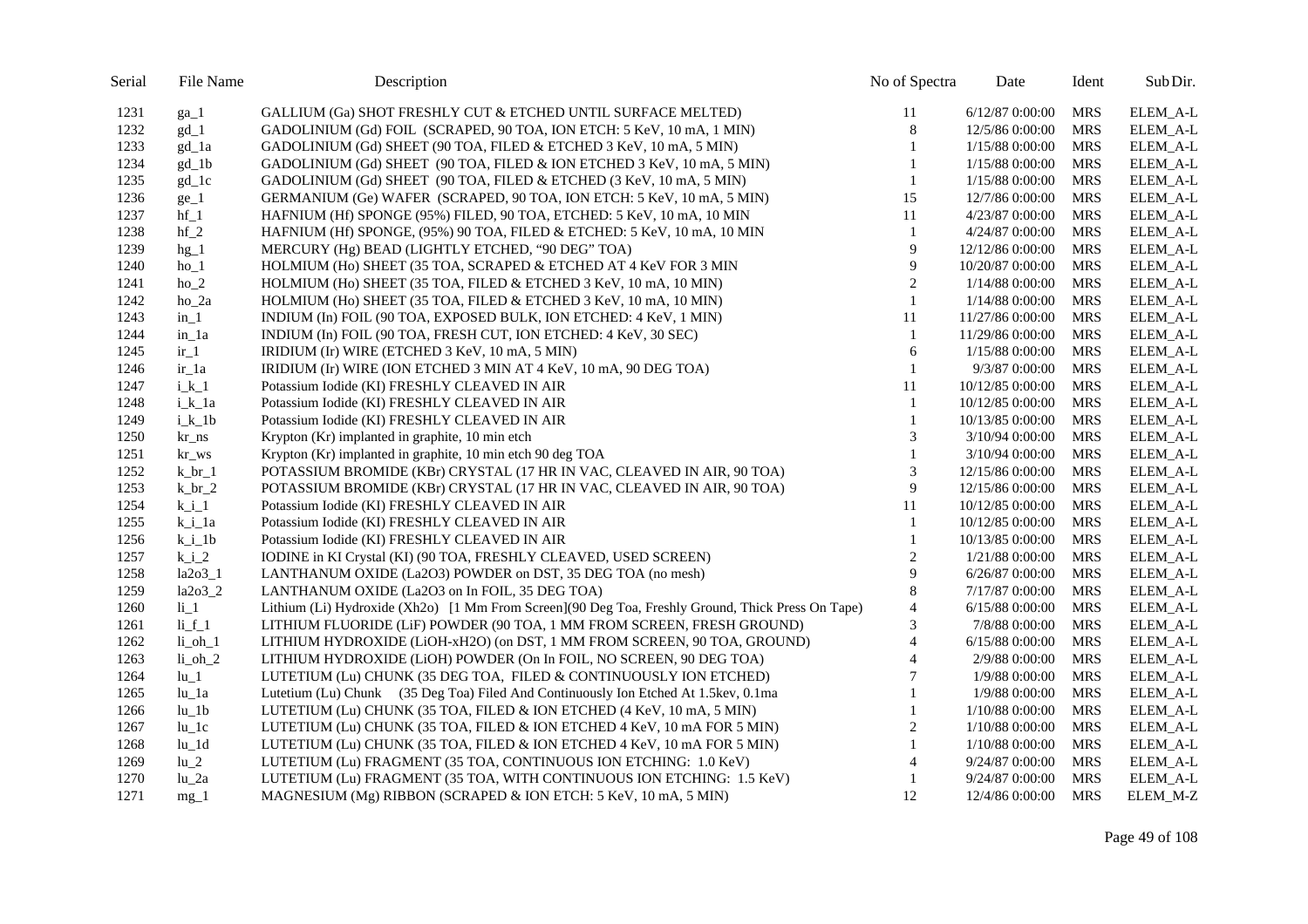| Serial | File Name | Description | No of Spectra | Date | Ident | Sub Dir. |
|---|---|---|---|---|---|---|
| 1231 | ga_1 | GALLIUM (Ga) SHOT FRESHLY CUT & ETCHED UNTIL SURFACE MELTED) | 11 | 6/12/87 0:00:00 | MRS | ELEM_A-L |
| 1232 | gd_1 | GADOLINIUM (Gd) FOIL (SCRAPED, 90 TOA, ION ETCH: 5 KeV, 10 mA, 1 MIN) | 8 | 12/5/86 0:00:00 | MRS | ELEM_A-L |
| 1233 | gd_1a | GADOLINIUM (Gd) SHEET (90 TOA, FILED & ETCHED 3 KeV, 10 mA, 5 MIN) | 1 | 1/15/88 0:00:00 | MRS | ELEM_A-L |
| 1234 | gd_1b | GADOLINIUM (Gd) SHEET (90 TOA, FILED & ION ETCHED 3 KeV, 10 mA, 5 MIN) | 1 | 1/15/88 0:00:00 | MRS | ELEM_A-L |
| 1235 | gd_1c | GADOLINIUM (Gd) SHEET (90 TOA, FILED & ETCHED (3 KeV, 10 mA, 5 MIN) | 1 | 1/15/88 0:00:00 | MRS | ELEM_A-L |
| 1236 | ge_1 | GERMANIUM (Ge) WAFER (SCRAPED, 90 TOA, ION ETCH: 5 KeV, 10 mA, 5 MIN) | 15 | 12/7/86 0:00:00 | MRS | ELEM_A-L |
| 1237 | hf_1 | HAFNIUM (Hf) SPONGE (95%) FILED, 90 TOA, ETCHED: 5 KeV, 10 mA, 10 MIN | 11 | 4/23/87 0:00:00 | MRS | ELEM_A-L |
| 1238 | hf_2 | HAFNIUM (Hf) SPONGE, (95%) 90 TOA, FILED & ETCHED: 5 KeV, 10 mA, 10 MIN | 1 | 4/24/87 0:00:00 | MRS | ELEM_A-L |
| 1239 | hg_1 | MERCURY (Hg) BEAD (LIGHTLY ETCHED, "90 DEG" TOA) | 9 | 12/12/86 0:00:00 | MRS | ELEM_A-L |
| 1240 | ho_1 | HOLMIUM (Ho) SHEET (35 TOA, SCRAPED & ETCHED AT 4 KeV FOR 3 MIN | 9 | 10/20/87 0:00:00 | MRS | ELEM_A-L |
| 1241 | ho_2 | HOLMIUM (Ho) SHEET (35 TOA, FILED & ETCHED 3 KeV, 10 mA, 10 MIN) | 2 | 1/14/88 0:00:00 | MRS | ELEM_A-L |
| 1242 | ho_2a | HOLMIUM (Ho) SHEET (35 TOA, FILED & ETCHED 3 KeV, 10 mA, 10 MIN) | 1 | 1/14/88 0:00:00 | MRS | ELEM_A-L |
| 1243 | in_1 | INDIUM (In) FOIL (90 TOA, EXPOSED BULK, ION ETCHED: 4 KeV, 1 MIN) | 11 | 11/27/86 0:00:00 | MRS | ELEM_A-L |
| 1244 | in_1a | INDIUM (In) FOIL (90 TOA, FRESH CUT, ION ETCHED: 4 KeV, 30 SEC) | 1 | 11/29/86 0:00:00 | MRS | ELEM_A-L |
| 1245 | ir_1 | IRIDIUM (Ir) WIRE (ETCHED 3 KeV, 10 mA, 5 MIN) | 6 | 1/15/88 0:00:00 | MRS | ELEM_A-L |
| 1246 | ir_1a | IRIDIUM (Ir) WIRE (ION ETCHED 3 MIN AT 4 KeV, 10 mA, 90 DEG TOA) | 1 | 9/3/87 0:00:00 | MRS | ELEM_A-L |
| 1247 | i_k_1 | Potassium Iodide (KI) FRESHLY CLEAVED IN AIR | 11 | 10/12/85 0:00:00 | MRS | ELEM_A-L |
| 1248 | i_k_1a | Potassium Iodide (KI) FRESHLY CLEAVED IN AIR | 1 | 10/12/85 0:00:00 | MRS | ELEM_A-L |
| 1249 | i_k_1b | Potassium Iodide (KI) FRESHLY CLEAVED IN AIR | 1 | 10/13/85 0:00:00 | MRS | ELEM_A-L |
| 1250 | kr_ns | Krypton (Kr) implanted in graphite, 10 min etch | 3 | 3/10/94 0:00:00 | MRS | ELEM_A-L |
| 1251 | kr_ws | Krypton (Kr) implanted in graphite, 10 min etch 90 deg TOA | 1 | 3/10/94 0:00:00 | MRS | ELEM_A-L |
| 1252 | k_br_1 | POTASSIUM BROMIDE (KBr) CRYSTAL (17 HR IN VAC, CLEAVED IN AIR, 90 TOA) | 3 | 12/15/86 0:00:00 | MRS | ELEM_A-L |
| 1253 | k_br_2 | POTASSIUM BROMIDE (KBr) CRYSTAL (17 HR IN VAC, CLEAVED IN AIR, 90 TOA) | 9 | 12/15/86 0:00:00 | MRS | ELEM_A-L |
| 1254 | k_i_1 | Potassium Iodide (KI) FRESHLY CLEAVED IN AIR | 11 | 10/12/85 0:00:00 | MRS | ELEM_A-L |
| 1255 | k_i_1a | Potassium Iodide (KI) FRESHLY CLEAVED IN AIR | 1 | 10/12/85 0:00:00 | MRS | ELEM_A-L |
| 1256 | k_i_1b | Potassium Iodide (KI) FRESHLY CLEAVED IN AIR | 1 | 10/13/85 0:00:00 | MRS | ELEM_A-L |
| 1257 | k_i_2 | IODINE in KI Crystal (KI) (90 TOA, FRESHLY CLEAVED, USED SCREEN) | 2 | 1/21/88 0:00:00 | MRS | ELEM_A-L |
| 1258 | la2o3_1 | LANTHANUM OXIDE (La2O3) POWDER on DST, 35 DEG TOA (no mesh) | 9 | 6/26/87 0:00:00 | MRS | ELEM_A-L |
| 1259 | la2o3_2 | LANTHANUM OXIDE (La2O3 on In FOIL, 35 DEG TOA) | 8 | 7/17/87 0:00:00 | MRS | ELEM_A-L |
| 1260 | li_1 | Lithium (Li) Hydroxide (Xh2o) [1 Mm From Screen](90 Deg Toa, Freshly Ground, Thick Press On Tape) | 4 | 6/15/88 0:00:00 | MRS | ELEM_A-L |
| 1261 | li_f_1 | LITHIUM FLUORIDE (LiF) POWDER (90 TOA, 1 MM FROM SCREEN, FRESH GROUND) | 3 | 7/8/88 0:00:00 | MRS | ELEM_A-L |
| 1262 | li_oh_1 | LITHIUM HYDROXIDE (LiOH-xH2O) (on DST, 1 MM FROM SCREEN, 90 TOA, GROUND) | 4 | 6/15/88 0:00:00 | MRS | ELEM_A-L |
| 1263 | li_oh_2 | LITHIUM HYDROXIDE (LiOH) POWDER (On In FOIL, NO SCREEN, 90 DEG TOA) | 4 | 2/9/88 0:00:00 | MRS | ELEM_A-L |
| 1264 | lu_1 | LUTETIUM (Lu) CHUNK (35 DEG TOA, FILED & CONTINUOUSLY ION ETCHED) | 7 | 1/9/88 0:00:00 | MRS | ELEM_A-L |
| 1265 | lu_1a | Lutetium (Lu) Chunk (35 Deg Toa) Filed And Continuously Ion Etched At 1.5kev, 0.1ma | 1 | 1/9/88 0:00:00 | MRS | ELEM_A-L |
| 1266 | lu_1b | LUTETIUM (Lu) CHUNK (35 TOA, FILED & ION ETCHED (4 KeV, 10 mA, 5 MIN) | 1 | 1/10/88 0:00:00 | MRS | ELEM_A-L |
| 1267 | lu_1c | LUTETIUM (Lu) CHUNK (35 TOA, FILED & ION ETCHED 4 KeV, 10 mA FOR 5 MIN) | 2 | 1/10/88 0:00:00 | MRS | ELEM_A-L |
| 1268 | lu_1d | LUTETIUM (Lu) CHUNK (35 TOA, FILED & ION ETCHED 4 KeV, 10 mA FOR 5 MIN) | 1 | 1/10/88 0:00:00 | MRS | ELEM_A-L |
| 1269 | lu_2 | LUTETIUM (Lu) FRAGMENT (35 TOA, CONTINUOUS ION ETCHING: 1.0 KeV) | 4 | 9/24/87 0:00:00 | MRS | ELEM_A-L |
| 1270 | lu_2a | LUTETIUM (Lu) FRAGMENT (35 TOA, WITH CONTINUOUS ION ETCHING: 1.5 KeV) | 1 | 9/24/87 0:00:00 | MRS | ELEM_A-L |
| 1271 | mg_1 | MAGNESIUM (Mg) RIBBON (SCRAPED & ION ETCH: 5 KeV, 10 mA, 5 MIN) | 12 | 12/4/86 0:00:00 | MRS | ELEM_M-Z |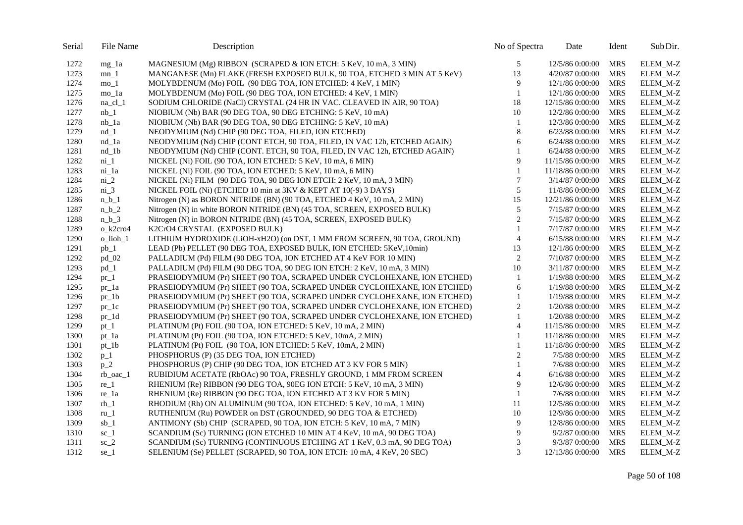| Serial | File Name | Description | No of Spectra | Date | Ident | Sub Dir. |
|---|---|---|---|---|---|---|
| 1272 | mg_1a | MAGNESIUM (Mg) RIBBON (SCRAPED & ION ETCH: 5 KeV, 10 mA, 3 MIN) | 5 | 12/5/86 0:00:00 | MRS | ELEM_M-Z |
| 1273 | mn_1 | MANGANESE (Mn) FLAKE (FRESH EXPOSED BULK, 90 TOA, ETCHED 3 MIN AT 5 KeV) | 13 | 4/20/87 0:00:00 | MRS | ELEM_M-Z |
| 1274 | mo_1 | MOLYBDENUM (Mo) FOIL (90 DEG TOA, ION ETCHED: 4 KeV, 1 MIN) | 9 | 12/1/86 0:00:00 | MRS | ELEM_M-Z |
| 1275 | mo_1a | MOLYBDENUM (Mo) FOIL (90 DEG TOA, ION ETCHED: 4 KeV, 1 MIN) | 1 | 12/1/86 0:00:00 | MRS | ELEM_M-Z |
| 1276 | na_cl_1 | SODIUM CHLORIDE (NaCl) CRYSTAL (24 HR IN VAC. CLEAVED IN AIR, 90 TOA) | 18 | 12/15/86 0:00:00 | MRS | ELEM_M-Z |
| 1277 | nb_1 | NIOBIUM (Nb) BAR (90 DEG TOA, 90 DEG ETCHING: 5 KeV, 10 mA) | 10 | 12/2/86 0:00:00 | MRS | ELEM_M-Z |
| 1278 | nb_1a | NIOBIUM (Nb) BAR (90 DEG TOA, 90 DEG ETCHING: 5 KeV, 10 mA) | 1 | 12/3/86 0:00:00 | MRS | ELEM_M-Z |
| 1279 | nd_1 | NEODYMIUM (Nd) CHIP (90 DEG TOA, FILED, ION ETCHED) | 8 | 6/23/88 0:00:00 | MRS | ELEM_M-Z |
| 1280 | nd_1a | NEODYMIUM (Nd) CHIP (CONT ETCH, 90 TOA, FILED, IN VAC 12h, ETCHED AGAIN) | 6 | 6/24/88 0:00:00 | MRS | ELEM_M-Z |
| 1281 | nd_1b | NEODYMIUM (Nd) CHIP (CONT. ETCH, 90 TOA, FILED, IN VAC 12h, ETCHED AGAIN) | 1 | 6/24/88 0:00:00 | MRS | ELEM_M-Z |
| 1282 | ni_1 | NICKEL (Ni) FOIL (90 TOA, ION ETCHED: 5 KeV, 10 mA, 6 MIN) | 9 | 11/15/86 0:00:00 | MRS | ELEM_M-Z |
| 1283 | ni_1a | NICKEL (Ni) FOIL (90 TOA, ION ETCHED: 5 KeV, 10 mA, 6 MIN) | 1 | 11/18/86 0:00:00 | MRS | ELEM_M-Z |
| 1284 | ni_2 | NICKEL (Ni) FILM (90 DEG TOA, 90 DEG ION ETCH: 2 KeV, 10 mA, 3 MIN) | 7 | 3/14/87 0:00:00 | MRS | ELEM_M-Z |
| 1285 | ni_3 | NICKEL FOIL (Ni) (ETCHED 10 min at 3KV & KEPT AT 10(-9) 3 DAYS) | 5 | 11/8/86 0:00:00 | MRS | ELEM_M-Z |
| 1286 | n_b_1 | Nitrogen (N) as BORON NITRIDE (BN) (90 TOA, ETCHED 4 KeV, 10 mA, 2 MIN) | 15 | 12/21/86 0:00:00 | MRS | ELEM_M-Z |
| 1287 | n_b_2 | Nitrogen (N) in white BORON NITRIDE (BN) (45 TOA, SCREEN, EXPOSED BULK) | 5 | 7/15/87 0:00:00 | MRS | ELEM_M-Z |
| 1288 | n_b_3 | Nitrogen (N) in BORON NITRIDE (BN) (45 TOA, SCREEN, EXPOSED BULK) | 2 | 7/15/87 0:00:00 | MRS | ELEM_M-Z |
| 1289 | o_k2cro4 | K2CrO4 CRYSTAL (EXPOSED BULK) | 1 | 7/17/87 0:00:00 | MRS | ELEM_M-Z |
| 1290 | o_lioh_1 | LITHIUM HYDROXIDE (LiOH-xH2O) (on DST, 1 MM FROM SCREEN, 90 TOA, GROUND) | 4 | 6/15/88 0:00:00 | MRS | ELEM_M-Z |
| 1291 | pb_1 | LEAD (Pb) PELLET (90 DEG TOA, EXPOSED BULK, ION ETCHED: 5KeV,10min) | 13 | 12/1/86 0:00:00 | MRS | ELEM_M-Z |
| 1292 | pd_02 | PALLADIUM (Pd) FILM (90 DEG TOA, ION ETCHED AT 4 KeV FOR 10 MIN) | 2 | 7/10/87 0:00:00 | MRS | ELEM_M-Z |
| 1293 | pd_1 | PALLADIUM (Pd) FILM (90 DEG TOA, 90 DEG ION ETCH: 2 KeV, 10 mA, 3 MIN) | 10 | 3/11/87 0:00:00 | MRS | ELEM_M-Z |
| 1294 | pr_1 | PRASEIODYMIUM (Pr) SHEET (90 TOA, SCRAPED UNDER CYCLOHEXANE, ION ETCHED) | 1 | 1/19/88 0:00:00 | MRS | ELEM_M-Z |
| 1295 | pr_1a | PRASEIODYMIUM (Pr) SHEET (90 TOA, SCRAPED UNDER CYCLOHEXANE, ION ETCHED) | 6 | 1/19/88 0:00:00 | MRS | ELEM_M-Z |
| 1296 | pr_1b | PRASEIODYMIUM (Pr) SHEET (90 TOA, SCRAPED UNDER CYCLOHEXANE, ION ETCHED) | 1 | 1/19/88 0:00:00 | MRS | ELEM_M-Z |
| 1297 | pr_1c | PRASEIODYMIUM (Pr) SHEET (90 TOA, SCRAPED UNDER CYCLOHEXANE, ION ETCHED) | 2 | 1/20/88 0:00:00 | MRS | ELEM_M-Z |
| 1298 | pr_1d | PRASEIODYMIUM (Pr) SHEET (90 TOA, SCRAPED UNDER CYCLOHEXANE, ION ETCHED) | 1 | 1/20/88 0:00:00 | MRS | ELEM_M-Z |
| 1299 | pt_1 | PLATINUM (Pt) FOIL (90 TOA, ION ETCHED: 5 KeV, 10 mA, 2 MIN) | 4 | 11/15/86 0:00:00 | MRS | ELEM_M-Z |
| 1300 | pt_1a | PLATINUM (Pt) FOIL (90 TOA, ION ETCHED: 5 KeV, 10mA, 2 MIN) | 1 | 11/18/86 0:00:00 | MRS | ELEM_M-Z |
| 1301 | pt_1b | PLATINUM (Pt) FOIL (90 TOA, ION ETCHED: 5 KeV, 10mA, 2 MIN) | 1 | 11/18/86 0:00:00 | MRS | ELEM_M-Z |
| 1302 | p_1 | PHOSPHORUS (P) (35 DEG TOA, ION ETCHED) | 2 | 7/5/88 0:00:00 | MRS | ELEM_M-Z |
| 1303 | p_2 | PHOSPHORUS (P) CHIP (90 DEG TOA, ION ETCHED AT 3 KV FOR 5 MIN) | 1 | 7/6/88 0:00:00 | MRS | ELEM_M-Z |
| 1304 | rb_oac_1 | RUBIDIUM ACETATE (RbOAc) 90 TOA, FRESHLY GROUND, 1 MM FROM SCREEN | 4 | 6/16/88 0:00:00 | MRS | ELEM_M-Z |
| 1305 | re_1 | RHENIUM (Re) RIBBON (90 DEG TOA, 90EG ION ETCH: 5 KeV, 10 mA, 3 MIN) | 9 | 12/6/86 0:00:00 | MRS | ELEM_M-Z |
| 1306 | re_1a | RHENIUM (Re) RIBBON (90 DEG TOA, ION ETCHED AT 3 KV FOR 5 MIN) | 1 | 7/6/88 0:00:00 | MRS | ELEM_M-Z |
| 1307 | rh_1 | RHODIUM (Rh) ON ALUMINUM (90 TOA, ION ETCHED: 5 KeV, 10 mA, 1 MIN) | 11 | 12/5/86 0:00:00 | MRS | ELEM_M-Z |
| 1308 | ru_1 | RUTHENIUM (Ru) POWDER on DST (GROUNDED, 90 DEG TOA & ETCHED) | 10 | 12/9/86 0:00:00 | MRS | ELEM_M-Z |
| 1309 | sb_1 | ANTIMONY (Sb) CHIP (SCRAPED, 90 TOA, ION ETCH: 5 KeV, 10 mA, 7 MIN) | 9 | 12/8/86 0:00:00 | MRS | ELEM_M-Z |
| 1310 | sc_1 | SCANDIUM (Sc) TURNING (ION ETCHED 10 MIN AT 4 KeV, 10 mA, 90 DEG TOA) | 9 | 9/2/87 0:00:00 | MRS | ELEM_M-Z |
| 1311 | sc_2 | SCANDIUM (Sc) TURNING (CONTINUOUS ETCHING AT 1 KeV, 0.3 mA, 90 DEG TOA) | 3 | 9/3/87 0:00:00 | MRS | ELEM_M-Z |
| 1312 | se_1 | SELENIUM (Se) PELLET (SCRAPED, 90 TOA, ION ETCH: 10 mA, 4 KeV, 20 SEC) | 3 | 12/13/86 0:00:00 | MRS | ELEM_M-Z |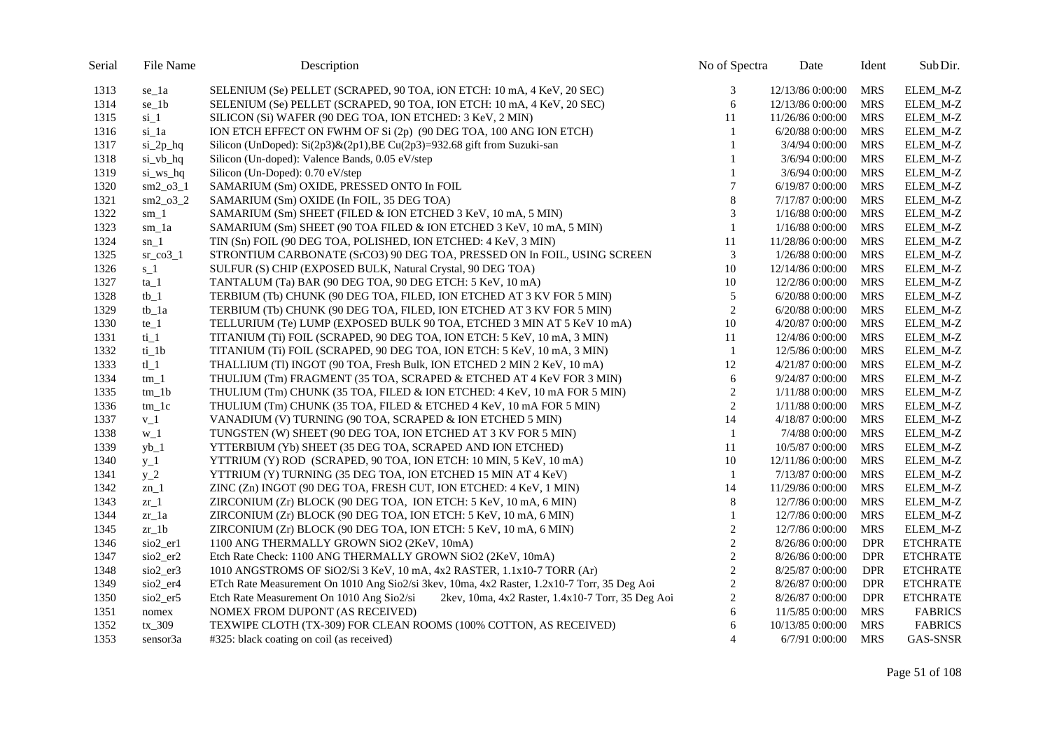| Serial | File Name | Description | No of Spectra | Date | Ident | Sub Dir. |
|---|---|---|---|---|---|---|
| 1313 | se_1a | SELENIUM (Se) PELLET (SCRAPED, 90 TOA, iON ETCH: 10 mA, 4 KeV, 20 SEC) | 3 | 12/13/86 0:00:00 | MRS | ELEM_M-Z |
| 1314 | se_1b | SELENIUM (Se) PELLET (SCRAPED, 90 TOA, ION ETCH: 10 mA, 4 KeV, 20 SEC) | 6 | 12/13/86 0:00:00 | MRS | ELEM_M-Z |
| 1315 | si_1 | SILICON (Si) WAFER (90 DEG TOA, ION ETCHED: 3 KeV, 2 MIN) | 11 | 11/26/86 0:00:00 | MRS | ELEM_M-Z |
| 1316 | si_1a | ION ETCH EFFECT ON FWHM OF Si (2p) (90 DEG TOA, 100 ANG ION ETCH) | 1 | 6/20/88 0:00:00 | MRS | ELEM_M-Z |
| 1317 | si_2p_hq | Silicon (UnDoped): Si(2p3)&(2p1),BE Cu(2p3)=932.68 gift from Suzuki-san | 1 | 3/4/94 0:00:00 | MRS | ELEM_M-Z |
| 1318 | si_vb_hq | Silicon (Un-doped): Valence Bands, 0.05 eV/step | 1 | 3/6/94 0:00:00 | MRS | ELEM_M-Z |
| 1319 | si_ws_hq | Silicon (Un-Doped): 0.70 eV/step | 1 | 3/6/94 0:00:00 | MRS | ELEM_M-Z |
| 1320 | sm2_o3_1 | SAMARIUM (Sm) OXIDE, PRESSED ONTO In FOIL | 7 | 6/19/87 0:00:00 | MRS | ELEM_M-Z |
| 1321 | sm2_o3_2 | SAMARIUM (Sm) OXIDE (In FOIL, 35 DEG TOA) | 8 | 7/17/87 0:00:00 | MRS | ELEM_M-Z |
| 1322 | sm_1 | SAMARIUM (Sm) SHEET (FILED & ION ETCHED 3 KeV, 10 mA, 5 MIN) | 3 | 1/16/88 0:00:00 | MRS | ELEM_M-Z |
| 1323 | sm_1a | SAMARIUM (Sm) SHEET (90 TOA FILED & ION ETCHED 3 KeV, 10 mA, 5 MIN) | 1 | 1/16/88 0:00:00 | MRS | ELEM_M-Z |
| 1324 | sn_1 | TIN (Sn) FOIL (90 DEG TOA, POLISHED, ION ETCHED: 4 KeV, 3 MIN) | 11 | 11/28/86 0:00:00 | MRS | ELEM_M-Z |
| 1325 | sr_co3_1 | STRONTIUM CARBONATE (SrCO3) 90 DEG TOA, PRESSED ON In FOIL, USING SCREEN | 3 | 1/26/88 0:00:00 | MRS | ELEM_M-Z |
| 1326 | s_1 | SULFUR (S) CHIP (EXPOSED BULK, Natural Crystal, 90 DEG TOA) | 10 | 12/14/86 0:00:00 | MRS | ELEM_M-Z |
| 1327 | ta_1 | TANTALUM (Ta) BAR (90 DEG TOA, 90 DEG ETCH: 5 KeV, 10 mA) | 10 | 12/2/86 0:00:00 | MRS | ELEM_M-Z |
| 1328 | tb_1 | TERBIUM (Tb) CHUNK (90 DEG TOA, FILED, ION ETCHED AT 3 KV FOR 5 MIN) | 5 | 6/20/88 0:00:00 | MRS | ELEM_M-Z |
| 1329 | tb_1a | TERBIUM (Tb) CHUNK (90 DEG TOA, FILED, ION ETCHED AT 3 KV FOR 5 MIN) | 2 | 6/20/88 0:00:00 | MRS | ELEM_M-Z |
| 1330 | te_1 | TELLURIUM (Te) LUMP (EXPOSED BULK 90 TOA, ETCHED 3 MIN AT 5 KeV 10 mA) | 10 | 4/20/87 0:00:00 | MRS | ELEM_M-Z |
| 1331 | ti_1 | TITANIUM (Ti) FOIL (SCRAPED, 90 DEG TOA, ION ETCH: 5 KeV, 10 mA, 3 MIN) | 11 | 12/4/86 0:00:00 | MRS | ELEM_M-Z |
| 1332 | ti_1b | TITANIUM (Ti) FOIL (SCRAPED, 90 DEG TOA, ION ETCH: 5 KeV, 10 mA, 3 MIN) | 1 | 12/5/86 0:00:00 | MRS | ELEM_M-Z |
| 1333 | tl_1 | THALLIUM (Tl) INGOT (90 TOA, Fresh Bulk, ION ETCHED 2 MIN 2 KeV, 10 mA) | 12 | 4/21/87 0:00:00 | MRS | ELEM_M-Z |
| 1334 | tm_1 | THULIUM (Tm) FRAGMENT (35 TOA, SCRAPED & ETCHED AT 4 KeV FOR 3 MIN) | 6 | 9/24/87 0:00:00 | MRS | ELEM_M-Z |
| 1335 | tm_1b | THULIUM (Tm) CHUNK (35 TOA, FILED & ION ETCHED: 4 KeV, 10 mA FOR 5 MIN) | 2 | 1/11/88 0:00:00 | MRS | ELEM_M-Z |
| 1336 | tm_1c | THULIUM (Tm) CHUNK (35 TOA, FILED & ETCHED 4 KeV, 10 mA FOR 5 MIN) | 2 | 1/11/88 0:00:00 | MRS | ELEM_M-Z |
| 1337 | v_1 | VANADIUM (V) TURNING (90 TOA, SCRAPED & ION ETCHED 5 MIN) | 14 | 4/18/87 0:00:00 | MRS | ELEM_M-Z |
| 1338 | w_1 | TUNGSTEN (W) SHEET (90 DEG TOA, ION ETCHED AT 3 KV FOR 5 MIN) | 1 | 7/4/88 0:00:00 | MRS | ELEM_M-Z |
| 1339 | yb_1 | YTTERBIUM (Yb) SHEET (35 DEG TOA, SCRAPED AND ION ETCHED) | 11 | 10/5/87 0:00:00 | MRS | ELEM_M-Z |
| 1340 | y_1 | YTTRIUM (Y) ROD (SCRAPED, 90 TOA, ION ETCH: 10 MIN, 5 KeV, 10 mA) | 10 | 12/11/86 0:00:00 | MRS | ELEM_M-Z |
| 1341 | y_2 | YTTRIUM (Y) TURNING (35 DEG TOA, ION ETCHED 15 MIN AT 4 KeV) | 1 | 7/13/87 0:00:00 | MRS | ELEM_M-Z |
| 1342 | zn_1 | ZINC (Zn) INGOT (90 DEG TOA, FRESH CUT, ION ETCHED: 4 KeV, 1 MIN) | 14 | 11/29/86 0:00:00 | MRS | ELEM_M-Z |
| 1343 | zr_1 | ZIRCONIUM (Zr) BLOCK (90 DEG TOA, ION ETCH: 5 KeV, 10 mA, 6 MIN) | 8 | 12/7/86 0:00:00 | MRS | ELEM_M-Z |
| 1344 | zr_1a | ZIRCONIUM (Zr) BLOCK (90 DEG TOA, ION ETCH: 5 KeV, 10 mA, 6 MIN) | 1 | 12/7/86 0:00:00 | MRS | ELEM_M-Z |
| 1345 | zr_1b | ZIRCONIUM (Zr) BLOCK (90 DEG TOA, ION ETCH: 5 KeV, 10 mA, 6 MIN) | 2 | 12/7/86 0:00:00 | MRS | ELEM_M-Z |
| 1346 | sio2_er1 | 1100 ANG THERMALLY GROWN SiO2 (2KeV, 10mA) | 2 | 8/26/86 0:00:00 | DPR | ETCHRATE |
| 1347 | sio2_er2 | Etch Rate Check: 1100 ANG THERMALLY GROWN SiO2 (2KeV, 10mA) | 2 | 8/26/86 0:00:00 | DPR | ETCHRATE |
| 1348 | sio2_er3 | 1010 ANGSTROMS OF SiO2/Si 3 KeV, 10 mA, 4x2 RASTER, 1.1x10-7 TORR (Ar) | 2 | 8/25/87 0:00:00 | DPR | ETCHRATE |
| 1349 | sio2_er4 | ETch Rate Measurement On 1010 Ang Sio2/si 3kev, 10ma, 4x2 Raster, 1.2x10-7 Torr, 35 Deg Aoi | 2 | 8/26/87 0:00:00 | DPR | ETCHRATE |
| 1350 | sio2_er5 | Etch Rate Measurement On 1010 Ang Sio2/si 2kev, 10ma, 4x2 Raster, 1.4x10-7 Torr, 35 Deg Aoi | 2 | 8/26/87 0:00:00 | DPR | ETCHRATE |
| 1351 | nomex | NOMEX FROM DUPONT (AS RECEIVED) | 6 | 11/5/85 0:00:00 | MRS | FABRICS |
| 1352 | tx_309 | TEXWIPE CLOTH (TX-309) FOR CLEAN ROOMS (100% COTTON, AS RECEIVED) | 6 | 10/13/85 0:00:00 | MRS | FABRICS |
| 1353 | sensor3a | #325: black coating on coil (as received) | 4 | 6/7/91 0:00:00 | MRS | GAS-SNSR |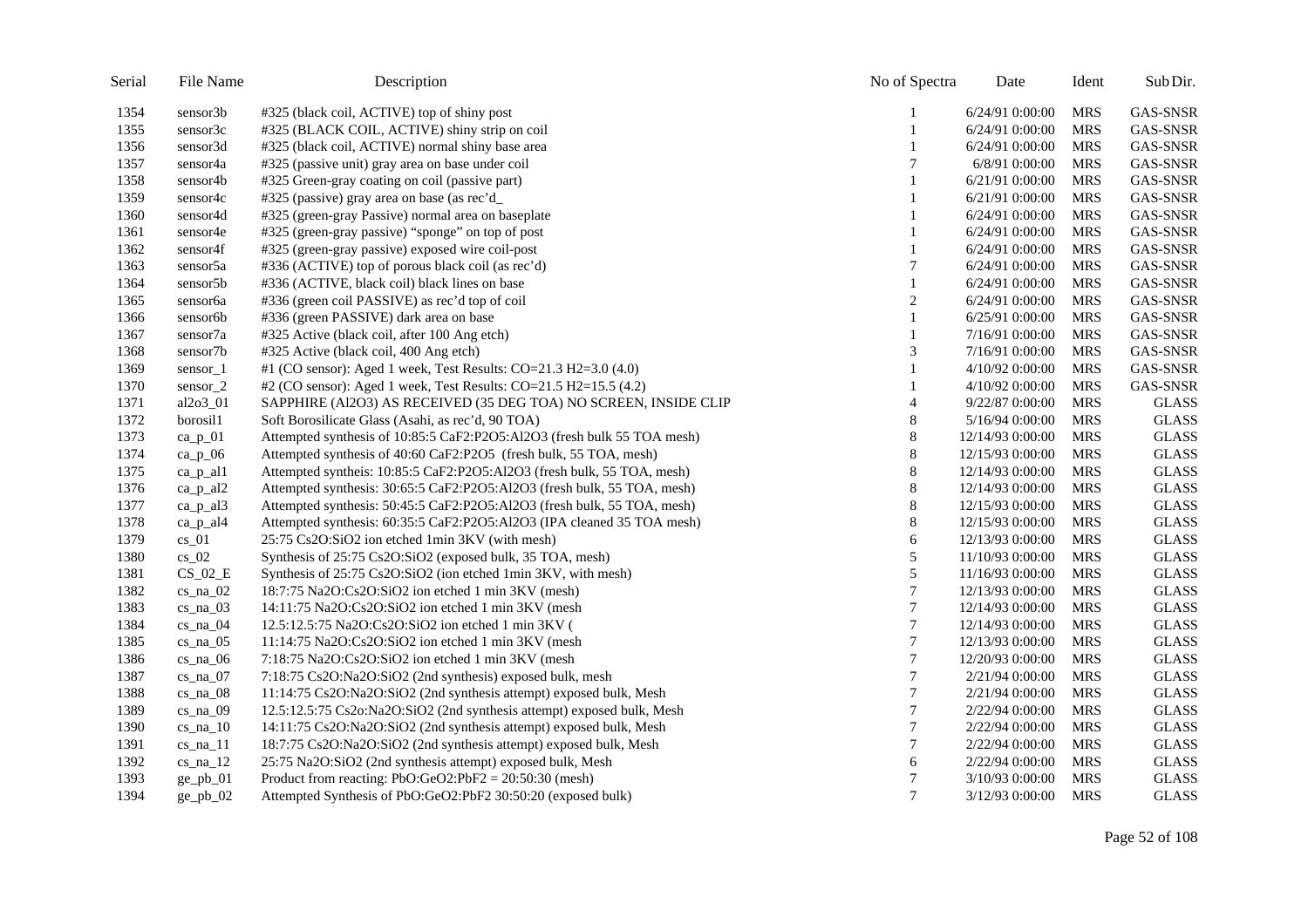| Serial | File Name | Description | No of Spectra | Date | Ident | Sub Dir. |
|---|---|---|---|---|---|---|
| 1354 | sensor3b | #325 (black coil, ACTIVE) top of shiny post | 1 | 6/24/91 0:00:00 | MRS | GAS-SNSR |
| 1355 | sensor3c | #325 (BLACK COIL, ACTIVE) shiny strip on coil | 1 | 6/24/91 0:00:00 | MRS | GAS-SNSR |
| 1356 | sensor3d | #325 (black coil, ACTIVE) normal shiny base area | 1 | 6/24/91 0:00:00 | MRS | GAS-SNSR |
| 1357 | sensor4a | #325 (passive unit) gray area on base under coil | 7 | 6/8/91 0:00:00 | MRS | GAS-SNSR |
| 1358 | sensor4b | #325 Green-gray coating on coil (passive part) | 1 | 6/21/91 0:00:00 | MRS | GAS-SNSR |
| 1359 | sensor4c | #325 (passive) gray area on base (as rec'd_ | 1 | 6/21/91 0:00:00 | MRS | GAS-SNSR |
| 1360 | sensor4d | #325 (green-gray Passive) normal area on baseplate | 1 | 6/24/91 0:00:00 | MRS | GAS-SNSR |
| 1361 | sensor4e | #325 (green-gray passive) "sponge" on top of post | 1 | 6/24/91 0:00:00 | MRS | GAS-SNSR |
| 1362 | sensor4f | #325 (green-gray passive) exposed wire coil-post | 1 | 6/24/91 0:00:00 | MRS | GAS-SNSR |
| 1363 | sensor5a | #336 (ACTIVE) top of porous black coil (as rec'd) | 7 | 6/24/91 0:00:00 | MRS | GAS-SNSR |
| 1364 | sensor5b | #336 (ACTIVE, black coil) black lines on base | 1 | 6/24/91 0:00:00 | MRS | GAS-SNSR |
| 1365 | sensor6a | #336 (green coil PASSIVE) as rec'd top of coil | 2 | 6/24/91 0:00:00 | MRS | GAS-SNSR |
| 1366 | sensor6b | #336 (green PASSIVE) dark area on base | 1 | 6/25/91 0:00:00 | MRS | GAS-SNSR |
| 1367 | sensor7a | #325 Active (black coil, after 100 Ang etch) | 1 | 7/16/91 0:00:00 | MRS | GAS-SNSR |
| 1368 | sensor7b | #325 Active (black coil, 400 Ang etch) | 3 | 7/16/91 0:00:00 | MRS | GAS-SNSR |
| 1369 | sensor_1 | #1 (CO sensor): Aged 1 week, Test Results: CO=21.3 H2=3.0 (4.0) | 1 | 4/10/92 0:00:00 | MRS | GAS-SNSR |
| 1370 | sensor_2 | #2 (CO sensor): Aged 1 week, Test Results: CO=21.5 H2=15.5 (4.2) | 1 | 4/10/92 0:00:00 | MRS | GAS-SNSR |
| 1371 | al2o3_01 | SAPPHIRE (Al2O3) AS RECEIVED (35 DEG TOA) NO SCREEN, INSIDE CLIP | 4 | 9/22/87 0:00:00 | MRS | GLASS |
| 1372 | borosil1 | Soft Borosilicate Glass (Asahi, as rec'd, 90 TOA) | 8 | 5/16/94 0:00:00 | MRS | GLASS |
| 1373 | ca_p_01 | Attempted synthesis of 10:85:5 CaF2:P2O5:Al2O3 (fresh bulk 55 TOA mesh) | 8 | 12/14/93 0:00:00 | MRS | GLASS |
| 1374 | ca_p_06 | Attempted synthesis of 40:60 CaF2:P2O5 (fresh bulk, 55 TOA, mesh) | 8 | 12/15/93 0:00:00 | MRS | GLASS |
| 1375 | ca_p_al1 | Attempted syntheis: 10:85:5 CaF2:P2O5:Al2O3 (fresh bulk, 55 TOA, mesh) | 8 | 12/14/93 0:00:00 | MRS | GLASS |
| 1376 | ca_p_al2 | Attempted synthesis: 30:65:5 CaF2:P2O5:Al2O3 (fresh bulk, 55 TOA, mesh) | 8 | 12/14/93 0:00:00 | MRS | GLASS |
| 1377 | ca_p_al3 | Attempted synthesis: 50:45:5 CaF2:P2O5:Al2O3 (fresh bulk, 55 TOA, mesh) | 8 | 12/15/93 0:00:00 | MRS | GLASS |
| 1378 | ca_p_al4 | Attempted synthesis: 60:35:5 CaF2:P2O5:Al2O3 (IPA cleaned 35 TOA mesh) | 8 | 12/15/93 0:00:00 | MRS | GLASS |
| 1379 | cs_01 | 25:75 Cs2O:SiO2 ion etched 1min 3KV (with mesh) | 6 | 12/13/93 0:00:00 | MRS | GLASS |
| 1380 | cs_02 | Synthesis of 25:75 Cs2O:SiO2 (exposed bulk, 35 TOA, mesh) | 5 | 11/10/93 0:00:00 | MRS | GLASS |
| 1381 | CS_02_E | Synthesis of 25:75 Cs2O:SiO2 (ion etched 1min 3KV, with mesh) | 5 | 11/16/93 0:00:00 | MRS | GLASS |
| 1382 | cs_na_02 | 18:7:75 Na2O:Cs2O:SiO2 ion etched 1 min 3KV (mesh) | 7 | 12/13/93 0:00:00 | MRS | GLASS |
| 1383 | cs_na_03 | 14:11:75 Na2O:Cs2O:SiO2 ion etched 1 min 3KV (mesh | 7 | 12/14/93 0:00:00 | MRS | GLASS |
| 1384 | cs_na_04 | 12.5:12.5:75 Na2O:Cs2O:SiO2 ion etched 1 min 3KV ( | 7 | 12/14/93 0:00:00 | MRS | GLASS |
| 1385 | cs_na_05 | 11:14:75 Na2O:Cs2O:SiO2 ion etched 1 min 3KV (mesh | 7 | 12/13/93 0:00:00 | MRS | GLASS |
| 1386 | cs_na_06 | 7:18:75 Na2O:Cs2O:SiO2 ion etched 1 min 3KV (mesh | 7 | 12/20/93 0:00:00 | MRS | GLASS |
| 1387 | cs_na_07 | 7:18:75 Cs2O:Na2O:SiO2 (2nd synthesis) exposed bulk, mesh | 7 | 2/21/94 0:00:00 | MRS | GLASS |
| 1388 | cs_na_08 | 11:14:75 Cs2O:Na2O:SiO2 (2nd synthesis attempt) exposed bulk, Mesh | 7 | 2/21/94 0:00:00 | MRS | GLASS |
| 1389 | cs_na_09 | 12.5:12.5:75 Cs2o:Na2O:SiO2 (2nd synthesis attempt) exposed bulk, Mesh | 7 | 2/22/94 0:00:00 | MRS | GLASS |
| 1390 | cs_na_10 | 14:11:75 Cs2O:Na2O:SiO2 (2nd synthesis attempt) exposed bulk, Mesh | 7 | 2/22/94 0:00:00 | MRS | GLASS |
| 1391 | cs_na_11 | 18:7:75 Cs2O:Na2O:SiO2 (2nd synthesis attempt) exposed bulk, Mesh | 7 | 2/22/94 0:00:00 | MRS | GLASS |
| 1392 | cs_na_12 | 25:75 Na2O:SiO2 (2nd synthesis attempt) exposed bulk, Mesh | 6 | 2/22/94 0:00:00 | MRS | GLASS |
| 1393 | ge_pb_01 | Product from reacting: PbO:GeO2:PbF2 = 20:50:30 (mesh) | 7 | 3/10/93 0:00:00 | MRS | GLASS |
| 1394 | ge_pb_02 | Attempted Synthesis of PbO:GeO2:PbF2 30:50:20 (exposed bulk) | 7 | 3/12/93 0:00:00 | MRS | GLASS |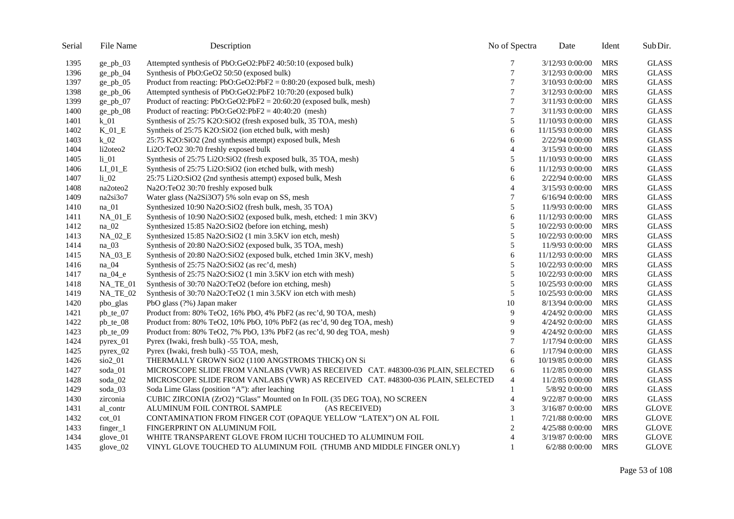| Serial | File Name | Description | No of Spectra | Date | Ident | Sub Dir. |
|---|---|---|---|---|---|---|
| 1395 | ge_pb_03 | Attempted synthesis of PbO:GeO2:PbF2 40:50:10 (exposed bulk) | 7 | 3/12/93 0:00:00 | MRS | GLASS |
| 1396 | ge_pb_04 | Synthesis of PbO:GeO2 50:50 (exposed bulk) | 7 | 3/12/93 0:00:00 | MRS | GLASS |
| 1397 | ge_pb_05 | Product from reacting: PbO:GeO2:PbF2 = 0:80:20 (exposed bulk, mesh) | 7 | 3/10/93 0:00:00 | MRS | GLASS |
| 1398 | ge_pb_06 | Attempted synthesis of PbO:GeO2:PbF2 10:70:20 (exposed bulk) | 7 | 3/12/93 0:00:00 | MRS | GLASS |
| 1399 | ge_pb_07 | Product of reacting: PbO:GeO2:PbF2 = 20:60:20 (exposed bulk, mesh) | 7 | 3/11/93 0:00:00 | MRS | GLASS |
| 1400 | ge_pb_08 | Product of reacting: PbO:GeO2:PbF2 = 40:40:20 (mesh) | 7 | 3/11/93 0:00:00 | MRS | GLASS |
| 1401 | k_01 | Synthesis of 25:75 K2O:SiO2 (fresh exposed bulk, 35 TOA, mesh) | 5 | 11/10/93 0:00:00 | MRS | GLASS |
| 1402 | K_01_E | Syntheis of 25:75 K2O:SiO2 (ion etched bulk, with mesh) | 6 | 11/15/93 0:00:00 | MRS | GLASS |
| 1403 | k_02 | 25:75 K2O:SiO2 (2nd synthesis attempt) exposed bulk, Mesh | 6 | 2/22/94 0:00:00 | MRS | GLASS |
| 1404 | li2oteo2 | Li2O:TeO2 30:70 freshly exposed bulk | 4 | 3/15/93 0:00:00 | MRS | GLASS |
| 1405 | li_01 | Synthesis of 25:75 Li2O:SiO2 (fresh exposed bulk, 35 TOA, mesh) | 5 | 11/10/93 0:00:00 | MRS | GLASS |
| 1406 | LI_01_E | Synthesis of 25:75 Li2O:SiO2 (ion etched bulk, with mesh) | 6 | 11/12/93 0:00:00 | MRS | GLASS |
| 1407 | li_02 | 25:75 Li2O:SiO2 (2nd synthesis attempt) exposed bulk, Mesh | 6 | 2/22/94 0:00:00 | MRS | GLASS |
| 1408 | na2oteo2 | Na2O:TeO2 30:70 freshly exposed bulk | 4 | 3/15/93 0:00:00 | MRS | GLASS |
| 1409 | na2si3o7 | Water glass (Na2Si3O7) 5% soln evap on SS, mesh | 7 | 6/16/94 0:00:00 | MRS | GLASS |
| 1410 | na_01 | Synthesized 10:90 Na2O:SiO2 (fresh bulk, mesh, 35 TOA) | 5 | 11/9/93 0:00:00 | MRS | GLASS |
| 1411 | NA_01_E | Synthesis of 10:90 Na2O:SiO2 (exposed bulk, mesh, etched: 1 min 3KV) | 6 | 11/12/93 0:00:00 | MRS | GLASS |
| 1412 | na_02 | Synthesized 15:85 Na2O:SiO2 (before ion etching, mesh) | 5 | 10/22/93 0:00:00 | MRS | GLASS |
| 1413 | NA_02_E | Synthesized 15:85 Na2O:SiO2 (1 min 3.5KV ion etch, mesh) | 5 | 10/22/93 0:00:00 | MRS | GLASS |
| 1414 | na_03 | Synthesis of 20:80 Na2O:SiO2 (exposed bulk, 35 TOA, mesh) | 5 | 11/9/93 0:00:00 | MRS | GLASS |
| 1415 | NA_03_E | Synthesis of 20:80 Na2O:SiO2 (exposed bulk, etched 1min 3KV, mesh) | 6 | 11/12/93 0:00:00 | MRS | GLASS |
| 1416 | na_04 | Synthesis of 25:75 Na2O:SiO2 (as rec'd, mesh) | 5 | 10/22/93 0:00:00 | MRS | GLASS |
| 1417 | na_04_e | Synthesis of 25:75 Na2O:SiO2 (1 min 3.5KV ion etch with mesh) | 5 | 10/22/93 0:00:00 | MRS | GLASS |
| 1418 | NA_TE_01 | Synthesis of 30:70 Na2O:TeO2 (before ion etching, mesh) | 5 | 10/25/93 0:00:00 | MRS | GLASS |
| 1419 | NA_TE_02 | Synthesis of 30:70 Na2O:TeO2 (1 min 3.5KV ion etch with mesh) | 5 | 10/25/93 0:00:00 | MRS | GLASS |
| 1420 | pbo_glas | PbO glass (?%) Japan maker | 10 | 8/13/94 0:00:00 | MRS | GLASS |
| 1421 | pb_te_07 | Product from: 80% TeO2, 16% PbO, 4% PbF2 (as rec'd, 90 TOA, mesh) | 9 | 4/24/92 0:00:00 | MRS | GLASS |
| 1422 | pb_te_08 | Product from: 80% TeO2, 10% PbO, 10% PbF2 (as rec'd, 90 deg TOA, mesh) | 9 | 4/24/92 0:00:00 | MRS | GLASS |
| 1423 | pb_te_09 | Product from: 80% TeO2, 7% PbO, 13% PbF2 (as rec'd, 90 deg TOA, mesh) | 9 | 4/24/92 0:00:00 | MRS | GLASS |
| 1424 | pyrex_01 | Pyrex (Iwaki, fresh bulk) -55 TOA, mesh, | 7 | 1/17/94 0:00:00 | MRS | GLASS |
| 1425 | pyrex_02 | Pyrex (Iwaki, fresh bulk) -55 TOA, mesh, | 6 | 1/17/94 0:00:00 | MRS | GLASS |
| 1426 | sio2_01 | THERMALLY GROWN SiO2 (1100 ANGSTROMS THICK) ON Si | 6 | 10/19/85 0:00:00 | MRS | GLASS |
| 1427 | soda_01 | MICROSCOPE SLIDE FROM VANLABS (VWR) AS RECEIVED CAT. #48300-036 PLAIN, SELECTED | 6 | 11/2/85 0:00:00 | MRS | GLASS |
| 1428 | soda_02 | MICROSCOPE SLIDE FROM VANLABS (VWR) AS RECEIVED CAT. #48300-036 PLAIN, SELECTED | 4 | 11/2/85 0:00:00 | MRS | GLASS |
| 1429 | soda_03 | Soda Lime Glass (position "A"): after leaching | 1 | 5/8/92 0:00:00 | MRS | GLASS |
| 1430 | zirconia | CUBIC ZIRCONIA (ZrO2) "Glass" Mounted on In FOIL (35 DEG TOA), NO SCREEN | 4 | 9/22/87 0:00:00 | MRS | GLASS |
| 1431 | al_contr | ALUMINUM FOIL CONTROL SAMPLE (AS RECEIVED) | 3 | 3/16/87 0:00:00 | MRS | GLOVE |
| 1432 | cot_01 | CONTAMINATION FROM FINGER COT (OPAQUE YELLOW "LATEX") ON AL FOIL | 1 | 7/21/88 0:00:00 | MRS | GLOVE |
| 1433 | finger_1 | FINGERPRINT ON ALUMINUM FOIL | 2 | 4/25/88 0:00:00 | MRS | GLOVE |
| 1434 | glove_01 | WHITE TRANSPARENT GLOVE FROM IUCHI TOUCHED TO ALUMINUM FOIL | 4 | 3/19/87 0:00:00 | MRS | GLOVE |
| 1435 | glove_02 | VINYL GLOVE TOUCHED TO ALUMINUM FOIL (THUMB AND MIDDLE FINGER ONLY) | 1 | 6/2/88 0:00:00 | MRS | GLOVE |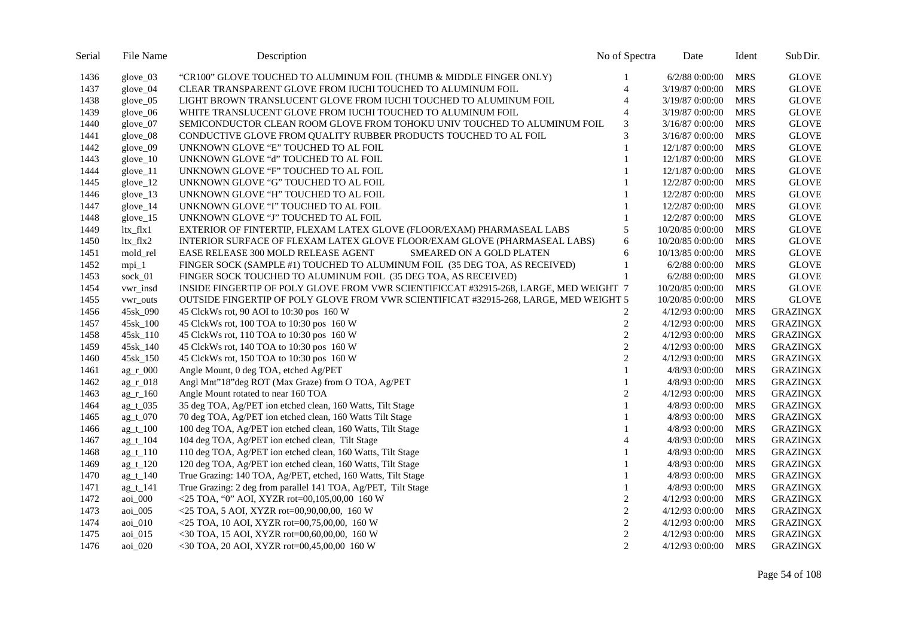| Serial | File Name | Description | No of Spectra | Date | Ident | Sub Dir. |
|---|---|---|---|---|---|---|
| 1436 | glove_03 | "CR100" GLOVE TOUCHED TO ALUMINUM FOIL (THUMB & MIDDLE FINGER ONLY) | 1 | 6/2/88 0:00:00 | MRS | GLOVE |
| 1437 | glove_04 | CLEAR TRANSPARENT GLOVE FROM IUCHI TOUCHED TO ALUMINUM FOIL | 4 | 3/19/87 0:00:00 | MRS | GLOVE |
| 1438 | glove_05 | LIGHT BROWN TRANSLUCENT GLOVE FROM IUCHI TOUCHED TO ALUMINUM FOIL | 4 | 3/19/87 0:00:00 | MRS | GLOVE |
| 1439 | glove_06 | WHITE TRANSLUCENT GLOVE FROM IUCHI TOUCHED TO ALUMINUM FOIL | 4 | 3/19/87 0:00:00 | MRS | GLOVE |
| 1440 | glove_07 | SEMICONDUCTOR CLEAN ROOM GLOVE FROM TOHOKU UNIV TOUCHED TO ALUMINUM FOIL | 3 | 3/16/87 0:00:00 | MRS | GLOVE |
| 1441 | glove_08 | CONDUCTIVE GLOVE FROM QUALITY RUBBER PRODUCTS TOUCHED TO AL FOIL | 3 | 3/16/87 0:00:00 | MRS | GLOVE |
| 1442 | glove_09 | UNKNOWN GLOVE "E" TOUCHED TO AL FOIL | 1 | 12/1/87 0:00:00 | MRS | GLOVE |
| 1443 | glove_10 | UNKNOWN GLOVE "d" TOUCHED TO AL FOIL | 1 | 12/1/87 0:00:00 | MRS | GLOVE |
| 1444 | glove_11 | UNKNOWN GLOVE "F" TOUCHED TO AL FOIL | 1 | 12/1/87 0:00:00 | MRS | GLOVE |
| 1445 | glove_12 | UNKNOWN GLOVE "G" TOUCHED TO AL FOIL | 1 | 12/2/87 0:00:00 | MRS | GLOVE |
| 1446 | glove_13 | UNKNOWN GLOVE "H" TOUCHED TO AL FOIL | 1 | 12/2/87 0:00:00 | MRS | GLOVE |
| 1447 | glove_14 | UNKNOWN GLOVE "I" TOUCHED TO AL FOIL | 1 | 12/2/87 0:00:00 | MRS | GLOVE |
| 1448 | glove_15 | UNKNOWN GLOVE "J" TOUCHED TO AL FOIL | 1 | 12/2/87 0:00:00 | MRS | GLOVE |
| 1449 | ltx_flx1 | EXTERIOR OF FINTERTIP, FLEXAM LATEX GLOVE (FLOOR/EXAM) PHARMASEAL LABS | 5 | 10/20/85 0:00:00 | MRS | GLOVE |
| 1450 | ltx_flx2 | INTERIOR SURFACE OF FLEXAM LATEX GLOVE FLOOR/EXAM GLOVE (PHARMASEAL LABS) | 6 | 10/20/85 0:00:00 | MRS | GLOVE |
| 1451 | mold_rel | EASE RELEASE 300 MOLD RELEASE AGENT SMEARED ON A GOLD PLATEN | 6 | 10/13/85 0:00:00 | MRS | GLOVE |
| 1452 | mpi_1 | FINGER SOCK (SAMPLE #1) TOUCHED TO ALUMINUM FOIL (35 DEG TOA, AS RECEIVED) | 1 | 6/2/88 0:00:00 | MRS | GLOVE |
| 1453 | sock_01 | FINGER SOCK TOUCHED TO ALUMINUM FOIL (35 DEG TOA, AS RECEIVED) | 1 | 6/2/88 0:00:00 | MRS | GLOVE |
| 1454 | vwr_insd | INSIDE FINGERTIP OF POLY GLOVE FROM VWR SCIENTIFICCAT #32915-268, LARGE, MED WEIGHT | 7 | 10/20/85 0:00:00 | MRS | GLOVE |
| 1455 | vwr_outs | OUTSIDE FINGERTIP OF POLY GLOVE FROM VWR SCIENTIFICAT #32915-268, LARGE, MED WEIGHT | 5 | 10/20/85 0:00:00 | MRS | GLOVE |
| 1456 | 45sk_090 | 45 ClckWs rot, 90 AOI to 10:30 pos 160 W | 2 | 4/12/93 0:00:00 | MRS | GRAZINGX |
| 1457 | 45sk_100 | 45 ClckWs rot, 100 TOA to 10:30 pos 160 W | 2 | 4/12/93 0:00:00 | MRS | GRAZINGX |
| 1458 | 45sk_110 | 45 ClckWs rot, 110 TOA to 10:30 pos 160 W | 2 | 4/12/93 0:00:00 | MRS | GRAZINGX |
| 1459 | 45sk_140 | 45 ClckWs rot, 140 TOA to 10:30 pos 160 W | 2 | 4/12/93 0:00:00 | MRS | GRAZINGX |
| 1460 | 45sk_150 | 45 ClckWs rot, 150 TOA to 10:30 pos 160 W | 2 | 4/12/93 0:00:00 | MRS | GRAZINGX |
| 1461 | ag_r_000 | Angle Mount, 0 deg TOA, etched Ag/PET | 1 | 4/8/93 0:00:00 | MRS | GRAZINGX |
| 1462 | ag_r_018 | Angl Mnt"18"deg ROT (Max Graze) from O TOA, Ag/PET | 1 | 4/8/93 0:00:00 | MRS | GRAZINGX |
| 1463 | ag_r_160 | Angle Mount rotated to near 160 TOA | 2 | 4/12/93 0:00:00 | MRS | GRAZINGX |
| 1464 | ag_t_035 | 35 deg TOA, Ag/PET ion etched clean, 160 Watts, Tilt Stage | 1 | 4/8/93 0:00:00 | MRS | GRAZINGX |
| 1465 | ag_t_070 | 70 deg TOA, Ag/PET ion etched clean, 160 Watts Tilt Stage | 1 | 4/8/93 0:00:00 | MRS | GRAZINGX |
| 1466 | ag_t_100 | 100 deg TOA, Ag/PET ion etched clean, 160 Watts, Tilt Stage | 1 | 4/8/93 0:00:00 | MRS | GRAZINGX |
| 1467 | ag_t_104 | 104 deg TOA, Ag/PET ion etched clean, Tilt Stage | 4 | 4/8/93 0:00:00 | MRS | GRAZINGX |
| 1468 | ag_t_110 | 110 deg TOA, Ag/PET ion etched clean, 160 Watts, Tilt Stage | 1 | 4/8/93 0:00:00 | MRS | GRAZINGX |
| 1469 | ag_t_120 | 120 deg TOA, Ag/PET ion etched clean, 160 Watts, Tilt Stage | 1 | 4/8/93 0:00:00 | MRS | GRAZINGX |
| 1470 | ag_t_140 | True Grazing: 140 TOA, Ag/PET, etched, 160 Watts, Tilt Stage | 1 | 4/8/93 0:00:00 | MRS | GRAZINGX |
| 1471 | ag_t_141 | True Grazing: 2 deg from parallel 141 TOA, Ag/PET, Tilt Stage | 1 | 4/8/93 0:00:00 | MRS | GRAZINGX |
| 1472 | aoi_000 | <25 TOA, "0" AOI, XYZR rot=00,105,00,00 160 W | 2 | 4/12/93 0:00:00 | MRS | GRAZINGX |
| 1473 | aoi_005 | <25 TOA, 5 AOI, XYZR rot=00,90,00,00, 160 W | 2 | 4/12/93 0:00:00 | MRS | GRAZINGX |
| 1474 | aoi_010 | <25 TOA, 10 AOI, XYZR rot=00,75,00,00, 160 W | 2 | 4/12/93 0:00:00 | MRS | GRAZINGX |
| 1475 | aoi_015 | <30 TOA, 15 AOI, XYZR rot=00,60,00,00, 160 W | 2 | 4/12/93 0:00:00 | MRS | GRAZINGX |
| 1476 | aoi_020 | <30 TOA, 20 AOI, XYZR rot=00,45,00,00 160 W | 2 | 4/12/93 0:00:00 | MRS | GRAZINGX |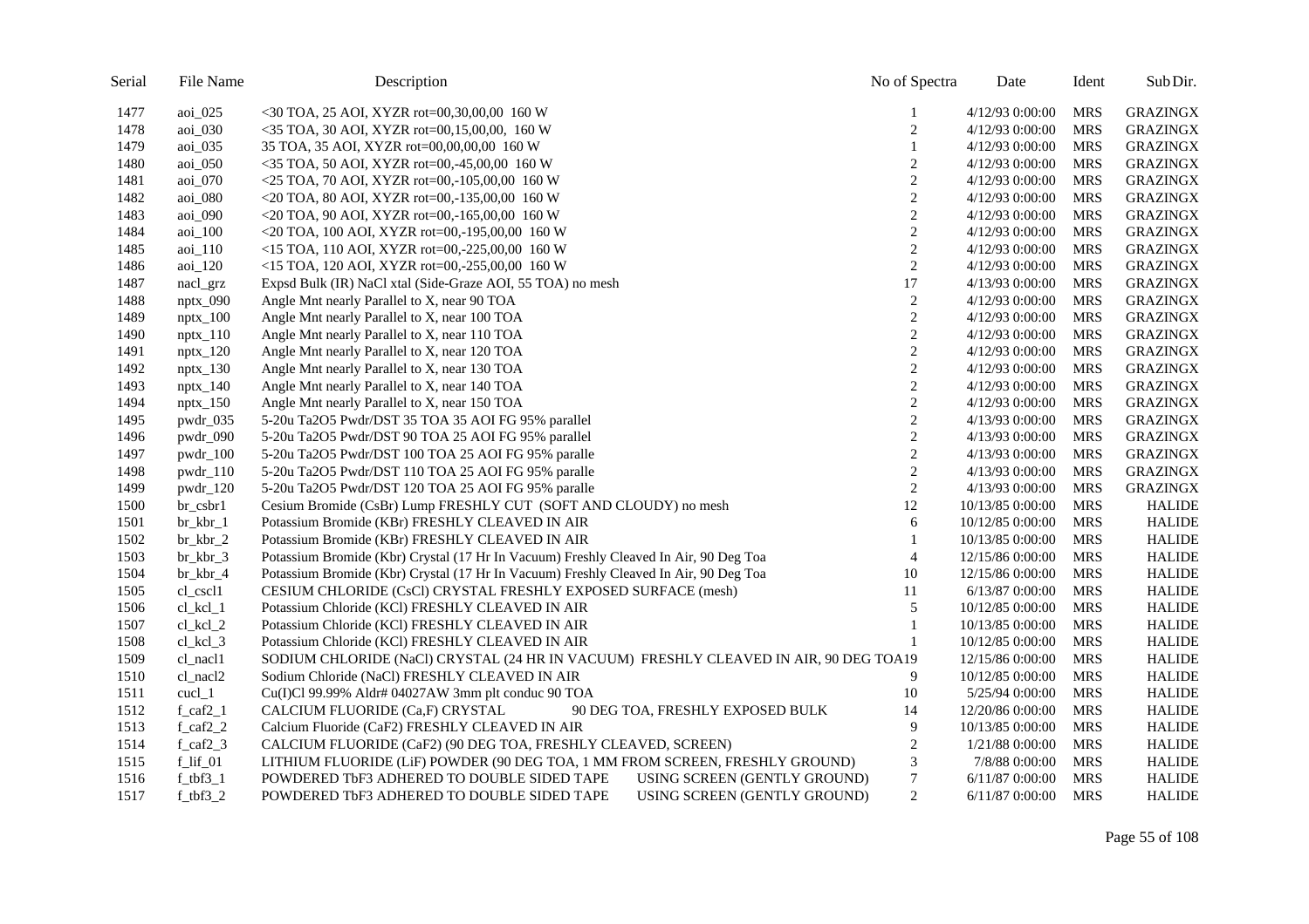| Serial | File Name | Description | No of Spectra | Date | Ident | Sub Dir. |
|---|---|---|---|---|---|---|
| 1477 | aoi_025 | <30 TOA, 25 AOI, XYZR rot=00,30,00,00 160 W | 1 | 4/12/93 0:00:00 | MRS | GRAZINGX |
| 1478 | aoi_030 | <35 TOA, 30 AOI, XYZR rot=00,15,00,00, 160 W | 2 | 4/12/93 0:00:00 | MRS | GRAZINGX |
| 1479 | aoi_035 | 35 TOA, 35 AOI, XYZR rot=00,00,00,00 160 W | 1 | 4/12/93 0:00:00 | MRS | GRAZINGX |
| 1480 | aoi_050 | <35 TOA, 50 AOI, XYZR rot=00,-45,00,00 160 W | 2 | 4/12/93 0:00:00 | MRS | GRAZINGX |
| 1481 | aoi_070 | <25 TOA, 70 AOI, XYZR rot=00,-105,00,00 160 W | 2 | 4/12/93 0:00:00 | MRS | GRAZINGX |
| 1482 | aoi_080 | <20 TOA, 80 AOI, XYZR rot=00,-135,00,00 160 W | 2 | 4/12/93 0:00:00 | MRS | GRAZINGX |
| 1483 | aoi_090 | <20 TOA, 90 AOI, XYZR rot=00,-165,00,00 160 W | 2 | 4/12/93 0:00:00 | MRS | GRAZINGX |
| 1484 | aoi_100 | <20 TOA, 100 AOI, XYZR rot=00,-195,00,00 160 W | 2 | 4/12/93 0:00:00 | MRS | GRAZINGX |
| 1485 | aoi_110 | <15 TOA, 110 AOI, XYZR rot=00,-225,00,00 160 W | 2 | 4/12/93 0:00:00 | MRS | GRAZINGX |
| 1486 | aoi_120 | <15 TOA, 120 AOI, XYZR rot=00,-255,00,00 160 W | 2 | 4/12/93 0:00:00 | MRS | GRAZINGX |
| 1487 | nacl_grz | Expsd Bulk (IR) NaCl xtal (Side-Graze AOI, 55 TOA) no mesh | 17 | 4/13/93 0:00:00 | MRS | GRAZINGX |
| 1488 | nptx_090 | Angle Mnt nearly Parallel to X, near 90 TOA | 2 | 4/12/93 0:00:00 | MRS | GRAZINGX |
| 1489 | nptx_100 | Angle Mnt nearly Parallel to X, near 100 TOA | 2 | 4/12/93 0:00:00 | MRS | GRAZINGX |
| 1490 | nptx_110 | Angle Mnt nearly Parallel to X, near 110 TOA | 2 | 4/12/93 0:00:00 | MRS | GRAZINGX |
| 1491 | nptx_120 | Angle Mnt nearly Parallel to X, near 120 TOA | 2 | 4/12/93 0:00:00 | MRS | GRAZINGX |
| 1492 | nptx_130 | Angle Mnt nearly Parallel to X, near 130 TOA | 2 | 4/12/93 0:00:00 | MRS | GRAZINGX |
| 1493 | nptx_140 | Angle Mnt nearly Parallel to X, near 140 TOA | 2 | 4/12/93 0:00:00 | MRS | GRAZINGX |
| 1494 | nptx_150 | Angle Mnt nearly Parallel to X, near 150 TOA | 2 | 4/12/93 0:00:00 | MRS | GRAZINGX |
| 1495 | pwdr_035 | 5-20u Ta2O5 Pwdr/DST 35 TOA 35 AOI FG 95% parallel | 2 | 4/13/93 0:00:00 | MRS | GRAZINGX |
| 1496 | pwdr_090 | 5-20u Ta2O5 Pwdr/DST 90 TOA 25 AOI FG 95% parallel | 2 | 4/13/93 0:00:00 | MRS | GRAZINGX |
| 1497 | pwdr_100 | 5-20u Ta2O5 Pwdr/DST 100 TOA 25 AOI FG 95% paralle | 2 | 4/13/93 0:00:00 | MRS | GRAZINGX |
| 1498 | pwdr_110 | 5-20u Ta2O5 Pwdr/DST 110 TOA 25 AOI FG 95% paralle | 2 | 4/13/93 0:00:00 | MRS | GRAZINGX |
| 1499 | pwdr_120 | 5-20u Ta2O5 Pwdr/DST 120 TOA 25 AOI FG 95% paralle | 2 | 4/13/93 0:00:00 | MRS | GRAZINGX |
| 1500 | br_csbr1 | Cesium Bromide (CsBr) Lump FRESHLY CUT (SOFT AND CLOUDY) no mesh | 12 | 10/13/85 0:00:00 | MRS | HALIDE |
| 1501 | br_kbr_1 | Potassium Bromide (KBr) FRESHLY CLEAVED IN AIR | 6 | 10/12/85 0:00:00 | MRS | HALIDE |
| 1502 | br_kbr_2 | Potassium Bromide (KBr) FRESHLY CLEAVED IN AIR | 1 | 10/13/85 0:00:00 | MRS | HALIDE |
| 1503 | br_kbr_3 | Potassium Bromide (Kbr) Crystal (17 Hr In Vacuum) Freshly Cleaved In Air, 90 Deg Toa | 4 | 12/15/86 0:00:00 | MRS | HALIDE |
| 1504 | br_kbr_4 | Potassium Bromide (Kbr) Crystal (17 Hr In Vacuum) Freshly Cleaved In Air, 90 Deg Toa | 10 | 12/15/86 0:00:00 | MRS | HALIDE |
| 1505 | cl_cscl1 | CESIUM CHLORIDE (CsCl) CRYSTAL FRESHLY EXPOSED SURFACE (mesh) | 11 | 6/13/87 0:00:00 | MRS | HALIDE |
| 1506 | cl_kcl_1 | Potassium Chloride (KCl) FRESHLY CLEAVED IN AIR | 5 | 10/12/85 0:00:00 | MRS | HALIDE |
| 1507 | cl_kcl_2 | Potassium Chloride (KCl) FRESHLY CLEAVED IN AIR | 1 | 10/13/85 0:00:00 | MRS | HALIDE |
| 1508 | cl_kcl_3 | Potassium Chloride (KCl) FRESHLY CLEAVED IN AIR | 1 | 10/12/85 0:00:00 | MRS | HALIDE |
| 1509 | cl_nacl1 | SODIUM CHLORIDE (NaCl) CRYSTAL (24 HR IN VACUUM) FRESHLY CLEAVED IN AIR, 90 DEG TOA | 19 | 12/15/86 0:00:00 | MRS | HALIDE |
| 1510 | cl_nacl2 | Sodium Chloride (NaCl) FRESHLY CLEAVED IN AIR | 9 | 10/12/85 0:00:00 | MRS | HALIDE |
| 1511 | cucl_1 | Cu(I)Cl 99.99% Aldr# 04027AW 3mm plt conduc 90 TOA | 10 | 5/25/94 0:00:00 | MRS | HALIDE |
| 1512 | f_caf2_1 | CALCIUM FLUORIDE (Ca,F) CRYSTAL 90 DEG TOA, FRESHLY EXPOSED BULK | 14 | 12/20/86 0:00:00 | MRS | HALIDE |
| 1513 | f_caf2_2 | Calcium Fluoride (CaF2) FRESHLY CLEAVED IN AIR | 9 | 10/13/85 0:00:00 | MRS | HALIDE |
| 1514 | f_caf2_3 | CALCIUM FLUORIDE (CaF2) (90 DEG TOA, FRESHLY CLEAVED, SCREEN) | 2 | 1/21/88 0:00:00 | MRS | HALIDE |
| 1515 | f_lif_01 | LITHIUM FLUORIDE (LiF) POWDER (90 DEG TOA, 1 MM FROM SCREEN, FRESHLY GROUND) | 3 | 7/8/88 0:00:00 | MRS | HALIDE |
| 1516 | f_tbf3_1 | POWDERED TbF3 ADHERED TO DOUBLE SIDED TAPE USING SCREEN (GENTLY GROUND) | 7 | 6/11/87 0:00:00 | MRS | HALIDE |
| 1517 | f_tbf3_2 | POWDERED TbF3 ADHERED TO DOUBLE SIDED TAPE USING SCREEN (GENTLY GROUND) | 2 | 6/11/87 0:00:00 | MRS | HALIDE |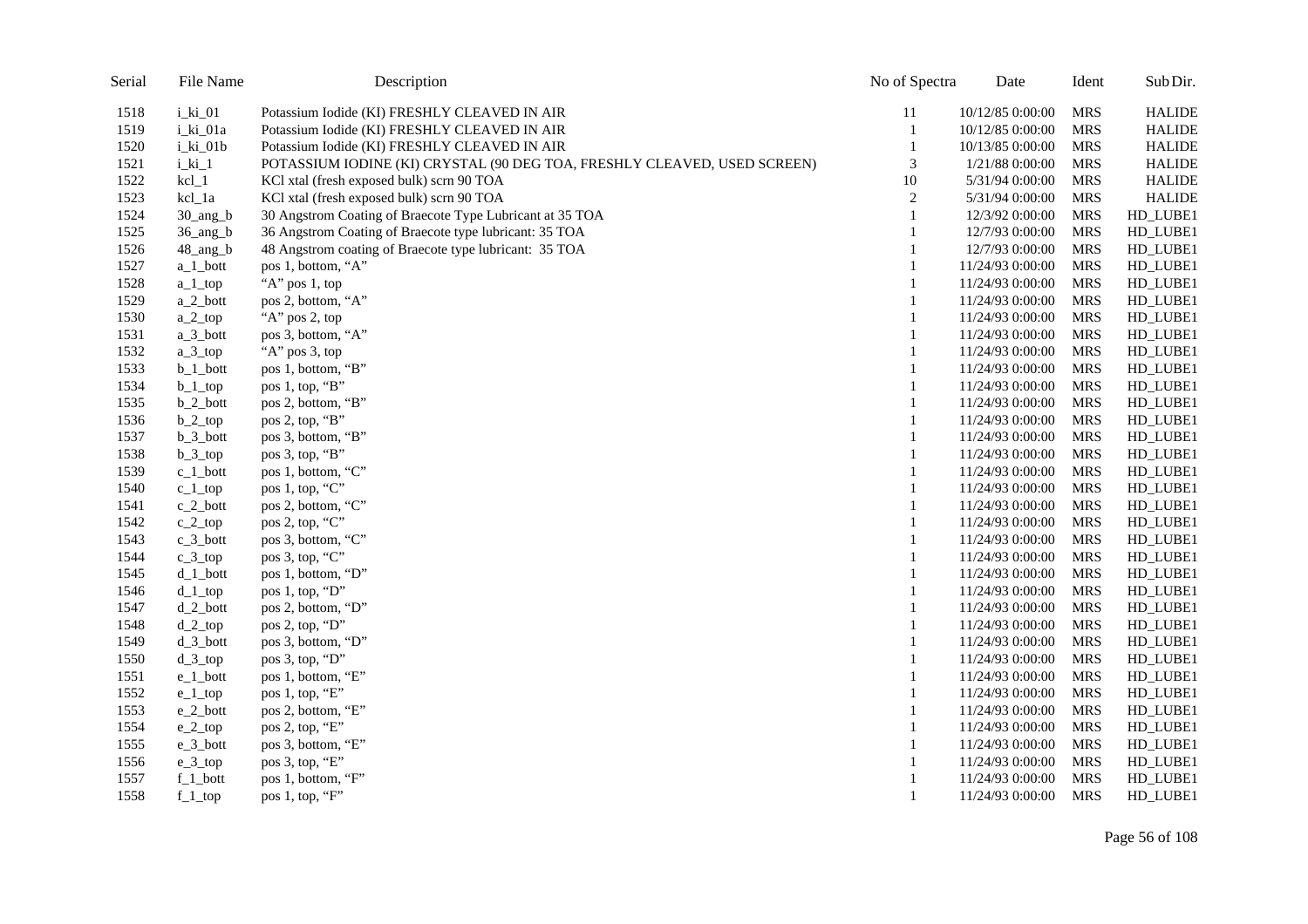| Serial | File Name | Description | No of Spectra | Date | Ident | Sub Dir. |
|---|---|---|---|---|---|---|
| 1518 | i_ki_01 | Potassium Iodide (KI) FRESHLY CLEAVED IN AIR | 11 | 10/12/85 0:00:00 | MRS | HALIDE |
| 1519 | i_ki_01a | Potassium Iodide (KI) FRESHLY CLEAVED IN AIR | 1 | 10/12/85 0:00:00 | MRS | HALIDE |
| 1520 | i_ki_01b | Potassium Iodide (KI) FRESHLY CLEAVED IN AIR | 1 | 10/13/85 0:00:00 | MRS | HALIDE |
| 1521 | i_ki_1 | POTASSIUM IODINE (KI) CRYSTAL (90 DEG TOA, FRESHLY CLEAVED, USED SCREEN) | 3 | 1/21/88 0:00:00 | MRS | HALIDE |
| 1522 | kcl_1 | KCl xtal (fresh exposed bulk) scrn 90 TOA | 10 | 5/31/94 0:00:00 | MRS | HALIDE |
| 1523 | kcl_1a | KCl xtal (fresh exposed bulk) scrn 90 TOA | 2 | 5/31/94 0:00:00 | MRS | HALIDE |
| 1524 | 30_ang_b | 30 Angstrom Coating of Braecote Type Lubricant at 35 TOA | 1 | 12/3/92 0:00:00 | MRS | HD_LUBE1 |
| 1525 | 36_ang_b | 36 Angstrom Coating of Braecote type lubricant: 35 TOA | 1 | 12/7/93 0:00:00 | MRS | HD_LUBE1 |
| 1526 | 48_ang_b | 48 Angstrom coating of Braecote type lubricant: 35 TOA | 1 | 12/7/93 0:00:00 | MRS | HD_LUBE1 |
| 1527 | a_1_bott | pos 1, bottom, “A” | 1 | 11/24/93 0:00:00 | MRS | HD_LUBE1 |
| 1528 | a_1_top | “A” pos 1, top | 1 | 11/24/93 0:00:00 | MRS | HD_LUBE1 |
| 1529 | a_2_bott | pos 2, bottom, “A” | 1 | 11/24/93 0:00:00 | MRS | HD_LUBE1 |
| 1530 | a_2_top | “A” pos 2, top | 1 | 11/24/93 0:00:00 | MRS | HD_LUBE1 |
| 1531 | a_3_bott | pos 3, bottom, “A” | 1 | 11/24/93 0:00:00 | MRS | HD_LUBE1 |
| 1532 | a_3_top | “A” pos 3, top | 1 | 11/24/93 0:00:00 | MRS | HD_LUBE1 |
| 1533 | b_1_bott | pos 1, bottom, “B” | 1 | 11/24/93 0:00:00 | MRS | HD_LUBE1 |
| 1534 | b_1_top | pos 1, top, “B” | 1 | 11/24/93 0:00:00 | MRS | HD_LUBE1 |
| 1535 | b_2_bott | pos 2, bottom, “B” | 1 | 11/24/93 0:00:00 | MRS | HD_LUBE1 |
| 1536 | b_2_top | pos 2, top, “B” | 1 | 11/24/93 0:00:00 | MRS | HD_LUBE1 |
| 1537 | b_3_bott | pos 3, bottom, “B” | 1 | 11/24/93 0:00:00 | MRS | HD_LUBE1 |
| 1538 | b_3_top | pos 3, top, “B” | 1 | 11/24/93 0:00:00 | MRS | HD_LUBE1 |
| 1539 | c_1_bott | pos 1, bottom, “C” | 1 | 11/24/93 0:00:00 | MRS | HD_LUBE1 |
| 1540 | c_1_top | pos 1, top, “C” | 1 | 11/24/93 0:00:00 | MRS | HD_LUBE1 |
| 1541 | c_2_bott | pos 2, bottom, “C” | 1 | 11/24/93 0:00:00 | MRS | HD_LUBE1 |
| 1542 | c_2_top | pos 2, top, “C” | 1 | 11/24/93 0:00:00 | MRS | HD_LUBE1 |
| 1543 | c_3_bott | pos 3, bottom, “C” | 1 | 11/24/93 0:00:00 | MRS | HD_LUBE1 |
| 1544 | c_3_top | pos 3, top, “C” | 1 | 11/24/93 0:00:00 | MRS | HD_LUBE1 |
| 1545 | d_1_bott | pos 1, bottom, “D” | 1 | 11/24/93 0:00:00 | MRS | HD_LUBE1 |
| 1546 | d_1_top | pos 1, top, “D” | 1 | 11/24/93 0:00:00 | MRS | HD_LUBE1 |
| 1547 | d_2_bott | pos 2, bottom, “D” | 1 | 11/24/93 0:00:00 | MRS | HD_LUBE1 |
| 1548 | d_2_top | pos 2, top, “D” | 1 | 11/24/93 0:00:00 | MRS | HD_LUBE1 |
| 1549 | d_3_bott | pos 3, bottom, “D” | 1 | 11/24/93 0:00:00 | MRS | HD_LUBE1 |
| 1550 | d_3_top | pos 3, top, “D” | 1 | 11/24/93 0:00:00 | MRS | HD_LUBE1 |
| 1551 | e_1_bott | pos 1, bottom, “E” | 1 | 11/24/93 0:00:00 | MRS | HD_LUBE1 |
| 1552 | e_1_top | pos 1, top, “E” | 1 | 11/24/93 0:00:00 | MRS | HD_LUBE1 |
| 1553 | e_2_bott | pos 2, bottom, “E” | 1 | 11/24/93 0:00:00 | MRS | HD_LUBE1 |
| 1554 | e_2_top | pos 2, top, “E” | 1 | 11/24/93 0:00:00 | MRS | HD_LUBE1 |
| 1555 | e_3_bott | pos 3, bottom, “E” | 1 | 11/24/93 0:00:00 | MRS | HD_LUBE1 |
| 1556 | e_3_top | pos 3, top, “E” | 1 | 11/24/93 0:00:00 | MRS | HD_LUBE1 |
| 1557 | f_1_bott | pos 1, bottom, “F” | 1 | 11/24/93 0:00:00 | MRS | HD_LUBE1 |
| 1558 | f_1_top | pos 1, top, “F” | 1 | 11/24/93 0:00:00 | MRS | HD_LUBE1 |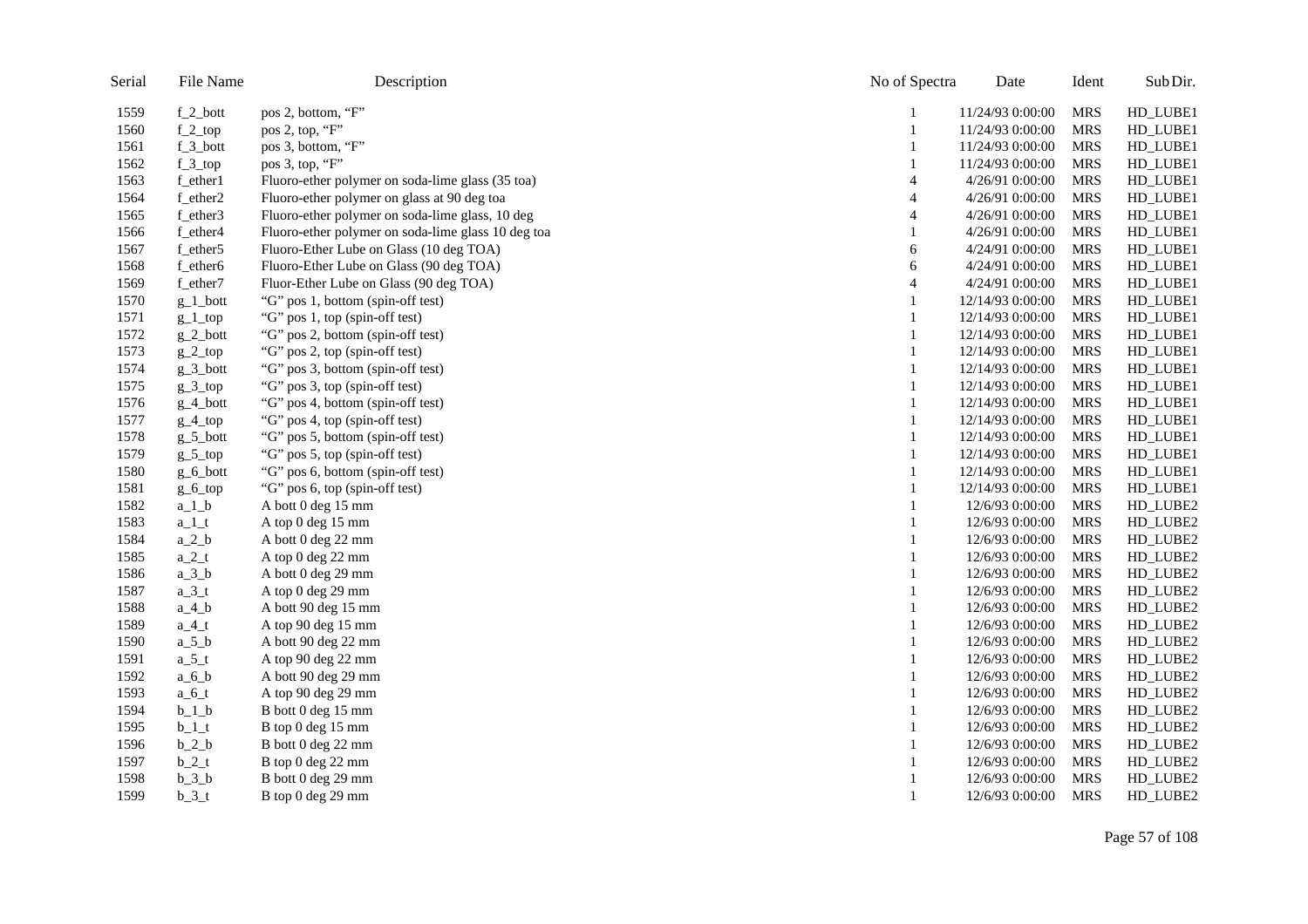| Serial | File Name | Description | No of Spectra | Date | Ident | Sub Dir. |
| --- | --- | --- | --- | --- | --- | --- |
| 1559 | f_2_bott | pos 2, bottom, “F” | 1 | 11/24/93 0:00:00 | MRS | HD_LUBE1 |
| 1560 | f_2_top | pos 2, top, “F” | 1 | 11/24/93 0:00:00 | MRS | HD_LUBE1 |
| 1561 | f_3_bott | pos 3, bottom, “F” | 1 | 11/24/93 0:00:00 | MRS | HD_LUBE1 |
| 1562 | f_3_top | pos 3, top, “F” | 1 | 11/24/93 0:00:00 | MRS | HD_LUBE1 |
| 1563 | f_ether1 | Fluoro-ether polymer on soda-lime glass (35 toa) | 4 | 4/26/91 0:00:00 | MRS | HD_LUBE1 |
| 1564 | f_ether2 | Fluoro-ether polymer on glass at 90 deg toa | 4 | 4/26/91 0:00:00 | MRS | HD_LUBE1 |
| 1565 | f_ether3 | Fluoro-ether polymer on soda-lime glass, 10 deg | 4 | 4/26/91 0:00:00 | MRS | HD_LUBE1 |
| 1566 | f_ether4 | Fluoro-ether polymer on soda-lime glass 10 deg toa | 1 | 4/26/91 0:00:00 | MRS | HD_LUBE1 |
| 1567 | f_ether5 | Fluoro-Ether Lube on Glass (10 deg TOA) | 6 | 4/24/91 0:00:00 | MRS | HD_LUBE1 |
| 1568 | f_ether6 | Fluoro-Ether Lube on Glass (90 deg TOA) | 6 | 4/24/91 0:00:00 | MRS | HD_LUBE1 |
| 1569 | f_ether7 | Fluor-Ether Lube on Glass (90 deg TOA) | 4 | 4/24/91 0:00:00 | MRS | HD_LUBE1 |
| 1570 | g_1_bott | “G” pos 1, bottom (spin-off test) | 1 | 12/14/93 0:00:00 | MRS | HD_LUBE1 |
| 1571 | g_1_top | “G” pos 1, top (spin-off test) | 1 | 12/14/93 0:00:00 | MRS | HD_LUBE1 |
| 1572 | g_2_bott | “G” pos 2, bottom (spin-off test) | 1 | 12/14/93 0:00:00 | MRS | HD_LUBE1 |
| 1573 | g_2_top | “G” pos 2, top (spin-off test) | 1 | 12/14/93 0:00:00 | MRS | HD_LUBE1 |
| 1574 | g_3_bott | “G” pos 3, bottom (spin-off test) | 1 | 12/14/93 0:00:00 | MRS | HD_LUBE1 |
| 1575 | g_3_top | “G” pos 3, top (spin-off test) | 1 | 12/14/93 0:00:00 | MRS | HD_LUBE1 |
| 1576 | g_4_bott | “G” pos 4, bottom (spin-off test) | 1 | 12/14/93 0:00:00 | MRS | HD_LUBE1 |
| 1577 | g_4_top | “G” pos 4, top (spin-off test) | 1 | 12/14/93 0:00:00 | MRS | HD_LUBE1 |
| 1578 | g_5_bott | “G” pos 5, bottom (spin-off test) | 1 | 12/14/93 0:00:00 | MRS | HD_LUBE1 |
| 1579 | g_5_top | “G” pos 5, top (spin-off test) | 1 | 12/14/93 0:00:00 | MRS | HD_LUBE1 |
| 1580 | g_6_bott | “G” pos 6, bottom (spin-off test) | 1 | 12/14/93 0:00:00 | MRS | HD_LUBE1 |
| 1581 | g_6_top | “G” pos 6, top (spin-off test) | 1 | 12/14/93 0:00:00 | MRS | HD_LUBE1 |
| 1582 | a_1_b | A bott 0 deg 15 mm | 1 | 12/6/93 0:00:00 | MRS | HD_LUBE2 |
| 1583 | a_1_t | A top 0 deg 15 mm | 1 | 12/6/93 0:00:00 | MRS | HD_LUBE2 |
| 1584 | a_2_b | A bott 0 deg 22 mm | 1 | 12/6/93 0:00:00 | MRS | HD_LUBE2 |
| 1585 | a_2_t | A top 0 deg 22 mm | 1 | 12/6/93 0:00:00 | MRS | HD_LUBE2 |
| 1586 | a_3_b | A bott 0 deg 29 mm | 1 | 12/6/93 0:00:00 | MRS | HD_LUBE2 |
| 1587 | a_3_t | A top 0 deg 29 mm | 1 | 12/6/93 0:00:00 | MRS | HD_LUBE2 |
| 1588 | a_4_b | A bott 90 deg 15 mm | 1 | 12/6/93 0:00:00 | MRS | HD_LUBE2 |
| 1589 | a_4_t | A top 90 deg 15 mm | 1 | 12/6/93 0:00:00 | MRS | HD_LUBE2 |
| 1590 | a_5_b | A bott 90 deg 22 mm | 1 | 12/6/93 0:00:00 | MRS | HD_LUBE2 |
| 1591 | a_5_t | A top 90 deg 22 mm | 1 | 12/6/93 0:00:00 | MRS | HD_LUBE2 |
| 1592 | a_6_b | A bott 90 deg 29 mm | 1 | 12/6/93 0:00:00 | MRS | HD_LUBE2 |
| 1593 | a_6_t | A top 90 deg 29 mm | 1 | 12/6/93 0:00:00 | MRS | HD_LUBE2 |
| 1594 | b_1_b | B bott 0 deg 15 mm | 1 | 12/6/93 0:00:00 | MRS | HD_LUBE2 |
| 1595 | b_1_t | B top 0 deg 15 mm | 1 | 12/6/93 0:00:00 | MRS | HD_LUBE2 |
| 1596 | b_2_b | B bott 0 deg 22 mm | 1 | 12/6/93 0:00:00 | MRS | HD_LUBE2 |
| 1597 | b_2_t | B top 0 deg 22 mm | 1 | 12/6/93 0:00:00 | MRS | HD_LUBE2 |
| 1598 | b_3_b | B bott 0 deg 29 mm | 1 | 12/6/93 0:00:00 | MRS | HD_LUBE2 |
| 1599 | b_3_t | B top 0 deg 29 mm | 1 | 12/6/93 0:00:00 | MRS | HD_LUBE2 |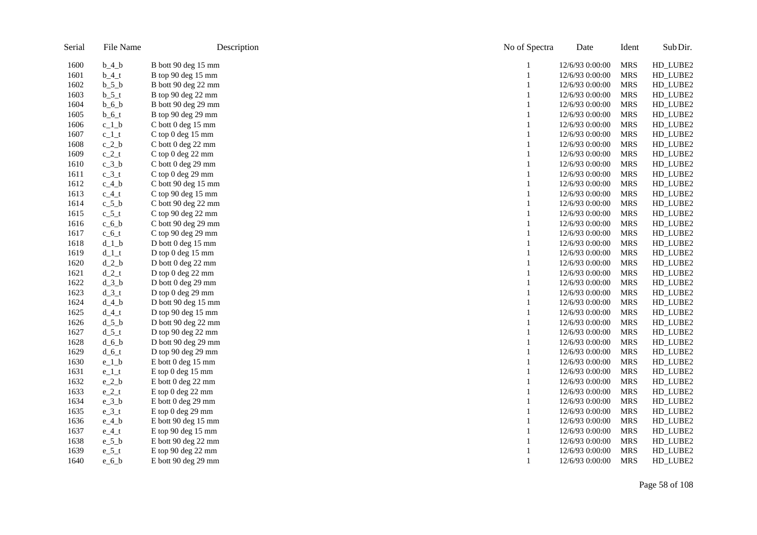| Serial | File Name | Description | No of Spectra | Date | Ident | Sub Dir. |
|---|---|---|---|---|---|---|
| 1600 | b_4_b | B bott 90 deg 15 mm | 1 | 12/6/93 0:00:00 | MRS | HD_LUBE2 |
| 1601 | b_4_t | B top 90 deg 15 mm | 1 | 12/6/93 0:00:00 | MRS | HD_LUBE2 |
| 1602 | b_5_b | B bott 90 deg 22 mm | 1 | 12/6/93 0:00:00 | MRS | HD_LUBE2 |
| 1603 | b_5_t | B top 90 deg 22 mm | 1 | 12/6/93 0:00:00 | MRS | HD_LUBE2 |
| 1604 | b_6_b | B bott 90 deg 29 mm | 1 | 12/6/93 0:00:00 | MRS | HD_LUBE2 |
| 1605 | b_6_t | B top 90 deg 29 mm | 1 | 12/6/93 0:00:00 | MRS | HD_LUBE2 |
| 1606 | c_1_b | C bott 0 deg 15 mm | 1 | 12/6/93 0:00:00 | MRS | HD_LUBE2 |
| 1607 | c_1_t | C top 0 deg 15 mm | 1 | 12/6/93 0:00:00 | MRS | HD_LUBE2 |
| 1608 | c_2_b | C bott 0 deg 22 mm | 1 | 12/6/93 0:00:00 | MRS | HD_LUBE2 |
| 1609 | c_2_t | C top 0 deg 22 mm | 1 | 12/6/93 0:00:00 | MRS | HD_LUBE2 |
| 1610 | c_3_b | C bott 0 deg 29 mm | 1 | 12/6/93 0:00:00 | MRS | HD_LUBE2 |
| 1611 | c_3_t | C top 0 deg 29 mm | 1 | 12/6/93 0:00:00 | MRS | HD_LUBE2 |
| 1612 | c_4_b | C bott 90 deg 15 mm | 1 | 12/6/93 0:00:00 | MRS | HD_LUBE2 |
| 1613 | c_4_t | C top 90 deg 15 mm | 1 | 12/6/93 0:00:00 | MRS | HD_LUBE2 |
| 1614 | c_5_b | C bott 90 deg 22 mm | 1 | 12/6/93 0:00:00 | MRS | HD_LUBE2 |
| 1615 | c_5_t | C top 90 deg 22 mm | 1 | 12/6/93 0:00:00 | MRS | HD_LUBE2 |
| 1616 | c_6_b | C bott 90 deg 29 mm | 1 | 12/6/93 0:00:00 | MRS | HD_LUBE2 |
| 1617 | c_6_t | C top 90 deg 29 mm | 1 | 12/6/93 0:00:00 | MRS | HD_LUBE2 |
| 1618 | d_1_b | D bott 0 deg 15 mm | 1 | 12/6/93 0:00:00 | MRS | HD_LUBE2 |
| 1619 | d_1_t | D top 0 deg 15 mm | 1 | 12/6/93 0:00:00 | MRS | HD_LUBE2 |
| 1620 | d_2_b | D bott 0 deg 22 mm | 1 | 12/6/93 0:00:00 | MRS | HD_LUBE2 |
| 1621 | d_2_t | D top 0 deg 22 mm | 1 | 12/6/93 0:00:00 | MRS | HD_LUBE2 |
| 1622 | d_3_b | D bott 0 deg 29 mm | 1 | 12/6/93 0:00:00 | MRS | HD_LUBE2 |
| 1623 | d_3_t | D top 0 deg 29 mm | 1 | 12/6/93 0:00:00 | MRS | HD_LUBE2 |
| 1624 | d_4_b | D bott 90 deg 15 mm | 1 | 12/6/93 0:00:00 | MRS | HD_LUBE2 |
| 1625 | d_4_t | D top 90 deg 15 mm | 1 | 12/6/93 0:00:00 | MRS | HD_LUBE2 |
| 1626 | d_5_b | D bott 90 deg 22 mm | 1 | 12/6/93 0:00:00 | MRS | HD_LUBE2 |
| 1627 | d_5_t | D top 90 deg 22 mm | 1 | 12/6/93 0:00:00 | MRS | HD_LUBE2 |
| 1628 | d_6_b | D bott 90 deg 29 mm | 1 | 12/6/93 0:00:00 | MRS | HD_LUBE2 |
| 1629 | d_6_t | D top 90 deg 29 mm | 1 | 12/6/93 0:00:00 | MRS | HD_LUBE2 |
| 1630 | e_1_b | E bott 0 deg 15 mm | 1 | 12/6/93 0:00:00 | MRS | HD_LUBE2 |
| 1631 | e_1_t | E top 0 deg 15 mm | 1 | 12/6/93 0:00:00 | MRS | HD_LUBE2 |
| 1632 | e_2_b | E bott 0 deg 22 mm | 1 | 12/6/93 0:00:00 | MRS | HD_LUBE2 |
| 1633 | e_2_t | E top 0 deg 22 mm | 1 | 12/6/93 0:00:00 | MRS | HD_LUBE2 |
| 1634 | e_3_b | E bott 0 deg 29 mm | 1 | 12/6/93 0:00:00 | MRS | HD_LUBE2 |
| 1635 | e_3_t | E top 0 deg 29 mm | 1 | 12/6/93 0:00:00 | MRS | HD_LUBE2 |
| 1636 | e_4_b | E bott 90 deg 15 mm | 1 | 12/6/93 0:00:00 | MRS | HD_LUBE2 |
| 1637 | e_4_t | E top 90 deg 15 mm | 1 | 12/6/93 0:00:00 | MRS | HD_LUBE2 |
| 1638 | e_5_b | E bott 90 deg 22 mm | 1 | 12/6/93 0:00:00 | MRS | HD_LUBE2 |
| 1639 | e_5_t | E top 90 deg 22 mm | 1 | 12/6/93 0:00:00 | MRS | HD_LUBE2 |
| 1640 | e_6_b | E bott 90 deg 29 mm | 1 | 12/6/93 0:00:00 | MRS | HD_LUBE2 |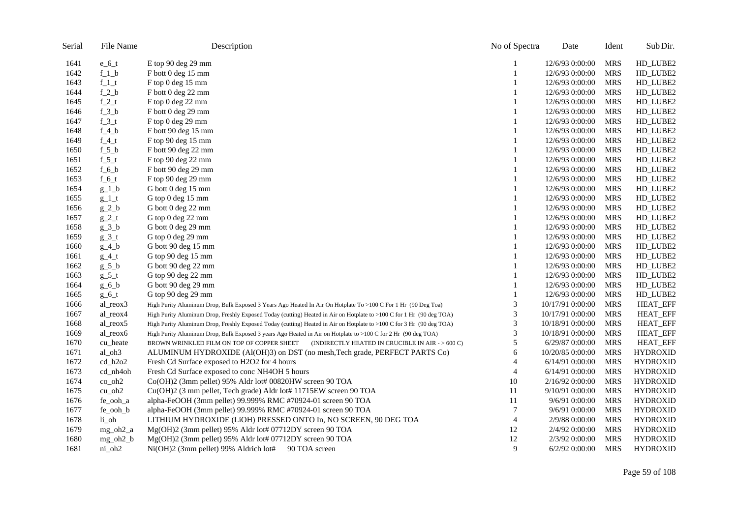| Serial | File Name | Description | No of Spectra | Date | Ident | Sub Dir. |
|---|---|---|---|---|---|---|
| 1641 | e_6_t | E top 90 deg 29 mm | 1 | 12/6/93 0:00:00 | MRS | HD_LUBE2 |
| 1642 | f_1_b | F bott 0 deg 15 mm | 1 | 12/6/93 0:00:00 | MRS | HD_LUBE2 |
| 1643 | f_1_t | F top 0 deg 15 mm | 1 | 12/6/93 0:00:00 | MRS | HD_LUBE2 |
| 1644 | f_2_b | F bott 0 deg 22 mm | 1 | 12/6/93 0:00:00 | MRS | HD_LUBE2 |
| 1645 | f_2_t | F top 0 deg 22 mm | 1 | 12/6/93 0:00:00 | MRS | HD_LUBE2 |
| 1646 | f_3_b | F bott 0 deg 29 mm | 1 | 12/6/93 0:00:00 | MRS | HD_LUBE2 |
| 1647 | f_3_t | F top 0 deg 29 mm | 1 | 12/6/93 0:00:00 | MRS | HD_LUBE2 |
| 1648 | f_4_b | F bott 90 deg 15 mm | 1 | 12/6/93 0:00:00 | MRS | HD_LUBE2 |
| 1649 | f_4_t | F top 90 deg 15 mm | 1 | 12/6/93 0:00:00 | MRS | HD_LUBE2 |
| 1650 | f_5_b | F bott 90 deg 22 mm | 1 | 12/6/93 0:00:00 | MRS | HD_LUBE2 |
| 1651 | f_5_t | F top 90 deg 22 mm | 1 | 12/6/93 0:00:00 | MRS | HD_LUBE2 |
| 1652 | f_6_b | F bott 90 deg 29 mm | 1 | 12/6/93 0:00:00 | MRS | HD_LUBE2 |
| 1653 | f_6_t | F top 90 deg 29 mm | 1 | 12/6/93 0:00:00 | MRS | HD_LUBE2 |
| 1654 | g_1_b | G bott 0 deg 15 mm | 1 | 12/6/93 0:00:00 | MRS | HD_LUBE2 |
| 1655 | g_1_t | G top 0 deg 15 mm | 1 | 12/6/93 0:00:00 | MRS | HD_LUBE2 |
| 1656 | g_2_b | G bott 0 deg 22 mm | 1 | 12/6/93 0:00:00 | MRS | HD_LUBE2 |
| 1657 | g_2_t | G top 0 deg 22 mm | 1 | 12/6/93 0:00:00 | MRS | HD_LUBE2 |
| 1658 | g_3_b | G bott 0 deg 29 mm | 1 | 12/6/93 0:00:00 | MRS | HD_LUBE2 |
| 1659 | g_3_t | G top 0 deg 29 mm | 1 | 12/6/93 0:00:00 | MRS | HD_LUBE2 |
| 1660 | g_4_b | G bott 90 deg 15 mm | 1 | 12/6/93 0:00:00 | MRS | HD_LUBE2 |
| 1661 | g_4_t | G top 90 deg 15 mm | 1 | 12/6/93 0:00:00 | MRS | HD_LUBE2 |
| 1662 | g_5_b | G bott 90 deg 22 mm | 1 | 12/6/93 0:00:00 | MRS | HD_LUBE2 |
| 1663 | g_5_t | G top 90 deg 22 mm | 1 | 12/6/93 0:00:00 | MRS | HD_LUBE2 |
| 1664 | g_6_b | G bott 90 deg 29 mm | 1 | 12/6/93 0:00:00 | MRS | HD_LUBE2 |
| 1665 | g_6_t | G top 90 deg 29 mm | 1 | 12/6/93 0:00:00 | MRS | HD_LUBE2 |
| 1666 | al_reox3 | High Purity Aluminum Drop, Bulk Exposed 3 Years Ago Heated In Air On Hotplate To >100 C For 1 Hr (90 Deg Toa) | 3 | 10/17/91 0:00:00 | MRS | HEAT_EFF |
| 1667 | al_reox4 | High Purity Aluminum Drop, Freshly Exposed Today (cutting) Heated in Air on Hotplate to >100 C for 1 Hr (90 deg TOA) | 3 | 10/17/91 0:00:00 | MRS | HEAT_EFF |
| 1668 | al_reox5 | High Purity Aluminum Drop, Freshly Exposed Today (cutting) Heated in Air on Hotplate to >100 C for 3 Hr (90 deg TOA) | 3 | 10/18/91 0:00:00 | MRS | HEAT_EFF |
| 1669 | al_reox6 | High Purity Aluminum Drop, Bulk Exposed 3 years Ago Heated in Air on Hotplate to >100 C for 2 Hr (90 deg TOA) | 3 | 10/18/91 0:00:00 | MRS | HEAT_EFF |
| 1670 | cu_heate | BROWN WRINKLED FILM ON TOP OF COPPER SHEET (INDIRECTLY HEATED IN CRUCIBLE IN AIR - > 600 C) | 5 | 6/29/87 0:00:00 | MRS | HEAT_EFF |
| 1671 | al_oh3 | ALUMINUM HYDROXIDE ($Al(OH)_3$) on DST (no mesh,Tech grade, PERFECT PARTS Co) | 6 | 10/20/85 0:00:00 | MRS | HYDROXID |
| 1672 | cd_h2o2 | Fresh Cd Surface exposed to $H_2O_2$ for 4 hours | 4 | 6/14/91 0:00:00 | MRS | HYDROXID |
| 1673 | cd_nh4oh | Fresh Cd Surface exposed to conc $NH_4OH$ 5 hours | 4 | 6/14/91 0:00:00 | MRS | HYDROXID |
| 1674 | co_oh2 | $Co(OH)_2$ (3mm pellet) 95% Aldr lot# 00820HW screen 90 TOA | 10 | 2/16/92 0:00:00 | MRS | HYDROXID |
| 1675 | cu_oh2 | $Cu(OH)_2$ (3 mm pellet, Tech grade) Aldr lot# 11715EW screen 90 TOA | 11 | 9/10/91 0:00:00 | MRS | HYDROXID |
| 1676 | fe_ooh_a | alpha-FeOOH (3mm pellet) 99.999% RMC #70924-01 screen 90 TOA | 11 | 9/6/91 0:00:00 | MRS | HYDROXID |
| 1677 | fe_ooh_b | alpha-FeOOH (3mm pellet) 99.999% RMC #70924-01 screen 90 TOA | 7 | 9/6/91 0:00:00 | MRS | HYDROXID |
| 1678 | li_oh | LITHIUM HYDROXIDE (LiOH) PRESSED ONTO In, NO SCREEN, 90 DEG TOA | 4 | 2/9/88 0:00:00 | MRS | HYDROXID |
| 1679 | mg_oh2_a | $Mg(OH)_2$ (3mm pellet) 95% Aldr lot# 07712DY screen 90 TOA | 12 | 2/4/92 0:00:00 | MRS | HYDROXID |
| 1680 | mg_oh2_b | $Mg(OH)_2$ (3mm pellet) 95% Aldr lot# 07712DY screen 90 TOA | 12 | 2/3/92 0:00:00 | MRS | HYDROXID |
| 1681 | ni_oh2 | $Ni(OH)_2$ (3mm pellet) 99% Aldrich lot# 90 TOA screen | 9 | 6/2/92 0:00:00 | MRS | HYDROXID |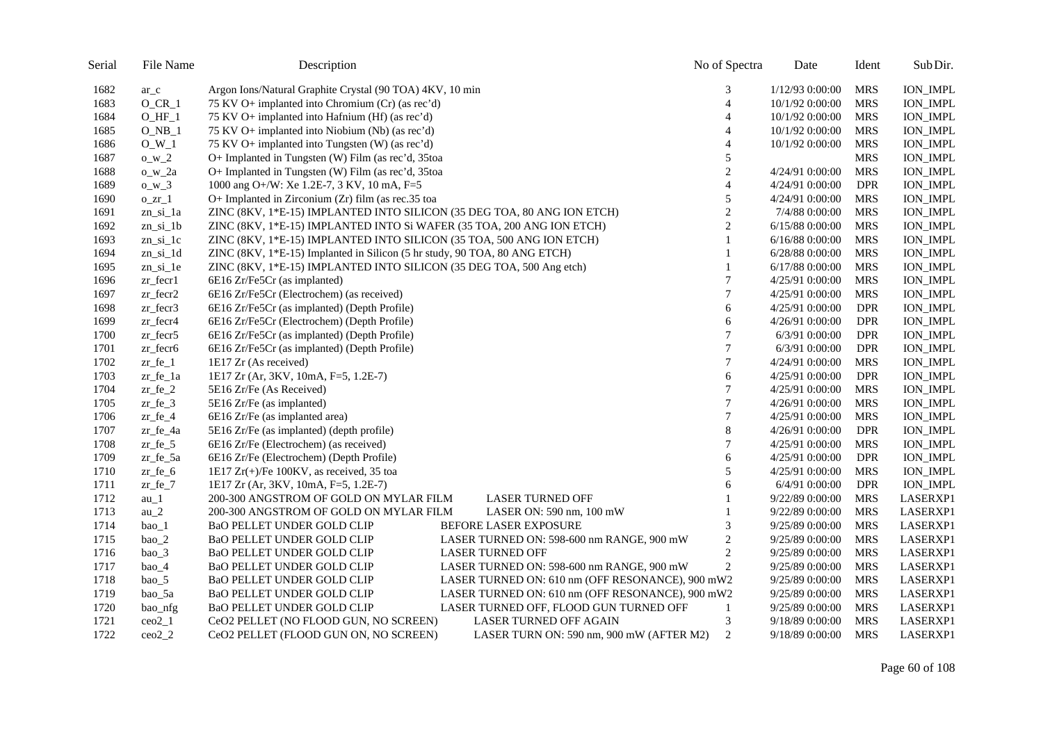| Serial | File Name | Description | No of Spectra | Date | Ident | Sub Dir. |
|---|---|---|---|---|---|---|
| 1682 | ar_c | Argon Ions/Natural Graphite Crystal (90 TOA) 4KV, 10 min | 3 | 1/12/93 0:00:00 | MRS | ION_IMPL |
| 1683 | O_CR_1 | 75 KV O+ implanted into Chromium (Cr) (as rec'd) | 4 | 10/1/92 0:00:00 | MRS | ION_IMPL |
| 1684 | O_HF_1 | 75 KV O+ implanted into Hafnium (Hf) (as rec'd) | 4 | 10/1/92 0:00:00 | MRS | ION_IMPL |
| 1685 | O_NB_1 | 75 KV O+ implanted into Niobium (Nb) (as rec'd) | 4 | 10/1/92 0:00:00 | MRS | ION_IMPL |
| 1686 | O_W_1 | 75 KV O+ implanted into Tungsten (W) (as rec'd) | 4 | 10/1/92 0:00:00 | MRS | ION_IMPL |
| 1687 | o_w_2 | O+ Implanted in Tungsten (W) Film (as rec'd, 35toa | 5 | | MRS | ION_IMPL |
| 1688 | o_w_2a | O+ Implanted in Tungsten (W) Film (as rec'd, 35toa | 2 | 4/24/91 0:00:00 | MRS | ION_IMPL |
| 1689 | o_w_3 | 1000 ang O+/W: Xe 1.2E-7, 3 KV, 10 mA, F=5 | 4 | 4/24/91 0:00:00 | DPR | ION_IMPL |
| 1690 | o_zr_1 | O+ Implanted in Zirconium (Zr) film (as rec.35 toa | 5 | 4/24/91 0:00:00 | MRS | ION_IMPL |
| 1691 | zn_si_1a | ZINC (8KV, 1*E-15) IMPLANTED INTO SILICON (35 DEG TOA, 80 ANG ION ETCH) | 2 | 7/4/88 0:00:00 | MRS | ION_IMPL |
| 1692 | zn_si_1b | ZINC (8KV, 1*E-15) IMPLANTED INTO Si WAFER (35 TOA, 200 ANG ION ETCH) | 2 | 6/15/88 0:00:00 | MRS | ION_IMPL |
| 1693 | zn_si_1c | ZINC (8KV, 1*E-15) IMPLANTED INTO SILICON (35 TOA, 500 ANG ION ETCH) | 1 | 6/16/88 0:00:00 | MRS | ION_IMPL |
| 1694 | zn_si_1d | ZINC (8KV, 1*E-15) Implanted in Silicon (5 hr study, 90 TOA, 80 ANG ETCH) | 1 | 6/28/88 0:00:00 | MRS | ION_IMPL |
| 1695 | zn_si_1e | ZINC (8KV, 1*E-15) IMPLANTED INTO SILICON (35 DEG TOA, 500 Ang etch) | 1 | 6/17/88 0:00:00 | MRS | ION_IMPL |
| 1696 | zr_fecr1 | 6E16 Zr/Fe5Cr (as implanted) | 7 | 4/25/91 0:00:00 | MRS | ION_IMPL |
| 1697 | zr_fecr2 | 6E16 Zr/Fe5Cr (Electrochem) (as received) | 7 | 4/25/91 0:00:00 | MRS | ION_IMPL |
| 1698 | zr_fecr3 | 6E16 Zr/Fe5Cr (as implanted) (Depth Profile) | 6 | 4/25/91 0:00:00 | DPR | ION_IMPL |
| 1699 | zr_fecr4 | 6E16 Zr/Fe5Cr (Electrochem) (Depth Profile) | 6 | 4/26/91 0:00:00 | DPR | ION_IMPL |
| 1700 | zr_fecr5 | 6E16 Zr/Fe5Cr (as implanted) (Depth Profile) | 7 | 6/3/91 0:00:00 | DPR | ION_IMPL |
| 1701 | zr_fecr6 | 6E16 Zr/Fe5Cr (as implanted) (Depth Profile) | 7 | 6/3/91 0:00:00 | DPR | ION_IMPL |
| 1702 | zr_fe_1 | 1E17 Zr (As received) | 7 | 4/24/91 0:00:00 | MRS | ION_IMPL |
| 1703 | zr_fe_1a | 1E17 Zr (Ar, 3KV, 10mA, F=5, 1.2E-7) | 6 | 4/25/91 0:00:00 | DPR | ION_IMPL |
| 1704 | zr_fe_2 | 5E16 Zr/Fe (As Received) | 7 | 4/25/91 0:00:00 | MRS | ION_IMPL |
| 1705 | zr_fe_3 | 5E16 Zr/Fe (as implanted) | 7 | 4/26/91 0:00:00 | MRS | ION_IMPL |
| 1706 | zr_fe_4 | 6E16 Zr/Fe (as implanted area) | 7 | 4/25/91 0:00:00 | MRS | ION_IMPL |
| 1707 | zr_fe_4a | 5E16 Zr/Fe (as implanted) (depth profile) | 8 | 4/26/91 0:00:00 | DPR | ION_IMPL |
| 1708 | zr_fe_5 | 6E16 Zr/Fe (Electrochem) (as received) | 7 | 4/25/91 0:00:00 | MRS | ION_IMPL |
| 1709 | zr_fe_5a | 6E16 Zr/Fe (Electrochem) (Depth Profile) | 6 | 4/25/91 0:00:00 | DPR | ION_IMPL |
| 1710 | zr_fe_6 | 1E17 Zr(+)/Fe 100KV, as received, 35 toa | 5 | 4/25/91 0:00:00 | MRS | ION_IMPL |
| 1711 | zr_fe_7 | 1E17 Zr (Ar, 3KV, 10mA, F=5, 1.2E-7) | 6 | 6/4/91 0:00:00 | DPR | ION_IMPL |
| 1712 | au_1 | 200-300 ANGSTROM OF GOLD ON MYLAR FILM LASER TURNED OFF | 1 | 9/22/89 0:00:00 | MRS | LASERXP1 |
| 1713 | au_2 | 200-300 ANGSTROM OF GOLD ON MYLAR FILM LASER ON: 590 nm, 100 mW | 1 | 9/22/89 0:00:00 | MRS | LASERXP1 |
| 1714 | bao_1 | BaO PELLET UNDER GOLD CLIP BEFORE LASER EXPOSURE | 3 | 9/25/89 0:00:00 | MRS | LASERXP1 |
| 1715 | bao_2 | BaO PELLET UNDER GOLD CLIP LASER TURNED ON: 598-600 nm RANGE, 900 mW | 2 | 9/25/89 0:00:00 | MRS | LASERXP1 |
| 1716 | bao_3 | BaO PELLET UNDER GOLD CLIP LASER TURNED OFF | 2 | 9/25/89 0:00:00 | MRS | LASERXP1 |
| 1717 | bao_4 | BaO PELLET UNDER GOLD CLIP LASER TURNED ON: 598-600 nm RANGE, 900 mW | 2 | 9/25/89 0:00:00 | MRS | LASERXP1 |
| 1718 | bao_5 | BaO PELLET UNDER GOLD CLIP LASER TURNED ON: 610 nm (OFF RESONANCE), 900 mW | 2 | 9/25/89 0:00:00 | MRS | LASERXP1 |
| 1719 | bao_5a | BaO PELLET UNDER GOLD CLIP LASER TURNED ON: 610 nm (OFF RESONANCE), 900 mW | 2 | 9/25/89 0:00:00 | MRS | LASERXP1 |
| 1720 | bao_nfg | BaO PELLET UNDER GOLD CLIP LASER TURNED OFF, FLOOD GUN TURNED OFF | 1 | 9/25/89 0:00:00 | MRS | LASERXP1 |
| 1721 | ceo2_1 | CeO2 PELLET (NO FLOOD GUN, NO SCREEN) LASER TURNED OFF AGAIN | 3 | 9/18/89 0:00:00 | MRS | LASERXP1 |
| 1722 | ceo2_2 | CeO2 PELLET (FLOOD GUN ON, NO SCREEN) LASER TURN ON: 590 nm, 900 mW (AFTER M2) | 2 | 9/18/89 0:00:00 | MRS | LASERXP1 |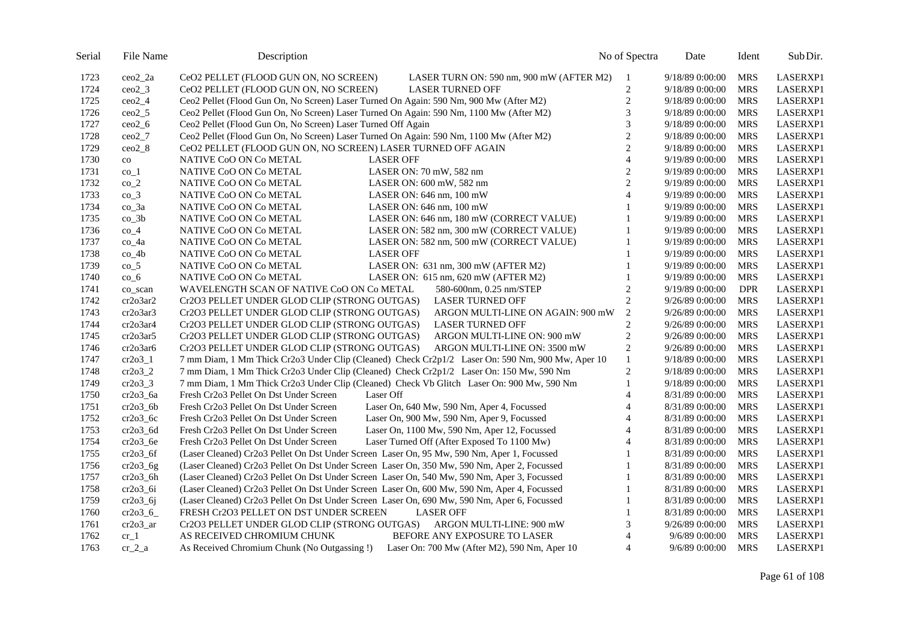| Serial | File Name | Description | No of Spectra | Date | Ident | Sub Dir. |
|---|---|---|---|---|---|---|
| 1723 | ceo2_2a | CeO2 PELLET (FLOOD GUN ON, NO SCREEN) LASER TURN ON: 590 nm, 900 mW (AFTER M2) | 1 | 9/18/89 0:00:00 | MRS | LASERXP1 |
| 1724 | ceo2_3 | CeO2 PELLET (FLOOD GUN ON, NO SCREEN) LASER TURNED OFF | 2 | 9/18/89 0:00:00 | MRS | LASERXP1 |
| 1725 | ceo2_4 | Ceo2 Pellet (Flood Gun On, No Screen) Laser Turned On Again: 590 Nm, 900 Mw (After M2) | 2 | 9/18/89 0:00:00 | MRS | LASERXP1 |
| 1726 | ceo2_5 | Ceo2 Pellet (Flood Gun On, No Screen) Laser Turned On Again: 590 Nm, 1100 Mw (After M2) | 3 | 9/18/89 0:00:00 | MRS | LASERXP1 |
| 1727 | ceo2_6 | Ceo2 Pellet (Flood Gun On, No Screen) Laser Turned Off Again | 3 | 9/18/89 0:00:00 | MRS | LASERXP1 |
| 1728 | ceo2_7 | Ceo2 Pellet (Flood Gun On, No Screen) Laser Turned On Again: 590 Nm, 1100 Mw (After M2) | 2 | 9/18/89 0:00:00 | MRS | LASERXP1 |
| 1729 | ceo2_8 | CeO2 PELLET (FLOOD GUN ON, NO SCREEN) LASER TURNED OFF AGAIN | 2 | 9/18/89 0:00:00 | MRS | LASERXP1 |
| 1730 | co | NATIVE CoO ON Co METAL LASER OFF | 4 | 9/19/89 0:00:00 | MRS | LASERXP1 |
| 1731 | co_1 | NATIVE CoO ON Co METAL LASER ON: 70 mW, 582 nm | 2 | 9/19/89 0:00:00 | MRS | LASERXP1 |
| 1732 | co_2 | NATIVE CoO ON Co METAL LASER ON: 600 mW, 582 nm | 2 | 9/19/89 0:00:00 | MRS | LASERXP1 |
| 1733 | co_3 | NATIVE CoO ON Co METAL LASER ON: 646 nm, 100 mW | 4 | 9/19/89 0:00:00 | MRS | LASERXP1 |
| 1734 | co_3a | NATIVE CoO ON Co METAL LASER ON: 646 nm, 100 mW | 1 | 9/19/89 0:00:00 | MRS | LASERXP1 |
| 1735 | co_3b | NATIVE CoO ON Co METAL LASER ON: 646 nm, 180 mW (CORRECT VALUE) | 1 | 9/19/89 0:00:00 | MRS | LASERXP1 |
| 1736 | co_4 | NATIVE CoO ON Co METAL LASER ON: 582 nm, 300 mW (CORRECT VALUE) | 1 | 9/19/89 0:00:00 | MRS | LASERXP1 |
| 1737 | co_4a | NATIVE CoO ON Co METAL LASER ON: 582 nm, 500 mW (CORRECT VALUE) | 1 | 9/19/89 0:00:00 | MRS | LASERXP1 |
| 1738 | co_4b | NATIVE CoO ON Co METAL LASER OFF | 1 | 9/19/89 0:00:00 | MRS | LASERXP1 |
| 1739 | co_5 | NATIVE CoO ON Co METAL LASER ON: 631 nm, 300 mW (AFTER M2) | 1 | 9/19/89 0:00:00 | MRS | LASERXP1 |
| 1740 | co_6 | NATIVE CoO ON Co METAL LASER ON: 615 nm, 620 mW (AFTER M2) | 1 | 9/19/89 0:00:00 | MRS | LASERXP1 |
| 1741 | co_scan | WAVELENGTH SCAN OF NATIVE CoO ON Co METAL 580-600nm, 0.25 nm/STEP | 2 | 9/19/89 0:00:00 | DPR | LASERXP1 |
| 1742 | cr2o3ar2 | Cr2O3 PELLET UNDER GLOD CLIP (STRONG OUTGAS) LASER TURNED OFF | 2 | 9/26/89 0:00:00 | MRS | LASERXP1 |
| 1743 | cr2o3ar3 | Cr2O3 PELLET UNDER GLOD CLIP (STRONG OUTGAS) ARGON MULTI-LINE ON AGAIN: 900 mW | 2 | 9/26/89 0:00:00 | MRS | LASERXP1 |
| 1744 | cr2o3ar4 | Cr2O3 PELLET UNDER GLOD CLIP (STRONG OUTGAS) LASER TURNED OFF | 2 | 9/26/89 0:00:00 | MRS | LASERXP1 |
| 1745 | cr2o3ar5 | Cr2O3 PELLET UNDER GLOD CLIP (STRONG OUTGAS) ARGON MULTI-LINE ON: 900 mW | 2 | 9/26/89 0:00:00 | MRS | LASERXP1 |
| 1746 | cr2o3ar6 | Cr2O3 PELLET UNDER GLOD CLIP (STRONG OUTGAS) ARGON MULTI-LINE ON: 3500 mW | 2 | 9/26/89 0:00:00 | MRS | LASERXP1 |
| 1747 | cr2o3_1 | 7 mm Diam, 1 Mm Thick Cr2o3 Under Clip (Cleaned) Check Cr2p1/2 Laser On: 590 Nm, 900 Mw, Aper 10 | 1 | 9/18/89 0:00:00 | MRS | LASERXP1 |
| 1748 | cr2o3_2 | 7 mm Diam, 1 Mm Thick Cr2o3 Under Clip (Cleaned) Check Cr2p1/2 Laser On: 150 Mw, 590 Nm | 2 | 9/18/89 0:00:00 | MRS | LASERXP1 |
| 1749 | cr2o3_3 | 7 mm Diam, 1 Mm Thick Cr2o3 Under Clip (Cleaned) Check Vb Glitch Laser On: 900 Mw, 590 Nm | 1 | 9/18/89 0:00:00 | MRS | LASERXP1 |
| 1750 | cr2o3_6a | Fresh Cr2o3 Pellet On Dst Under Screen Laser Off | 4 | 8/31/89 0:00:00 | MRS | LASERXP1 |
| 1751 | cr2o3_6b | Fresh Cr2o3 Pellet On Dst Under Screen Laser On, 640 Mw, 590 Nm, Aper 4, Focussed | 4 | 8/31/89 0:00:00 | MRS | LASERXP1 |
| 1752 | cr2o3_6c | Fresh Cr2o3 Pellet On Dst Under Screen Laser On, 900 Mw, 590 Nm, Aper 9, Focussed | 4 | 8/31/89 0:00:00 | MRS | LASERXP1 |
| 1753 | cr2o3_6d | Fresh Cr2o3 Pellet On Dst Under Screen Laser On, 1100 Mw, 590 Nm, Aper 12, Focussed | 4 | 8/31/89 0:00:00 | MRS | LASERXP1 |
| 1754 | cr2o3_6e | Fresh Cr2o3 Pellet On Dst Under Screen Laser Turned Off (After Exposed To 1100 Mw) | 4 | 8/31/89 0:00:00 | MRS | LASERXP1 |
| 1755 | cr2o3_6f | (Laser Cleaned) Cr2o3 Pellet On Dst Under Screen Laser On, 95 Mw, 590 Nm, Aper 1, Focussed | 1 | 8/31/89 0:00:00 | MRS | LASERXP1 |
| 1756 | cr2o3_6g | (Laser Cleaned) Cr2o3 Pellet On Dst Under Screen Laser On, 350 Mw, 590 Nm, Aper 2, Focussed | 1 | 8/31/89 0:00:00 | MRS | LASERXP1 |
| 1757 | cr2o3_6h | (Laser Cleaned) Cr2o3 Pellet On Dst Under Screen Laser On, 540 Mw, 590 Nm, Aper 3, Focussed | 1 | 8/31/89 0:00:00 | MRS | LASERXP1 |
| 1758 | cr2o3_6i | (Laser Cleaned) Cr2o3 Pellet On Dst Under Screen Laser On, 600 Mw, 590 Nm, Aper 4, Focussed | 1 | 8/31/89 0:00:00 | MRS | LASERXP1 |
| 1759 | cr2o3_6j | (Laser Cleaned) Cr2o3 Pellet On Dst Under Screen Laser On, 690 Mw, 590 Nm, Aper 6, Focussed | 1 | 8/31/89 0:00:00 | MRS | LASERXP1 |
| 1760 | cr2o3_6_ | FRESH Cr2O3 PELLET ON DST UNDER SCREEN LASER OFF | 1 | 8/31/89 0:00:00 | MRS | LASERXP1 |
| 1761 | cr2o3_ar | Cr2O3 PELLET UNDER GLOD CLIP (STRONG OUTGAS) ARGON MULTI-LINE: 900 mW | 3 | 9/26/89 0:00:00 | MRS | LASERXP1 |
| 1762 | cr_1 | AS RECEIVED CHROMIUM CHUNK BEFORE ANY EXPOSURE TO LASER | 4 | 9/6/89 0:00:00 | MRS | LASERXP1 |
| 1763 | cr_2_a | As Received Chromium Chunk (No Outgassing !) Laser On: 700 Mw (After M2), 590 Nm, Aper 10 | 4 | 9/6/89 0:00:00 | MRS | LASERXP1 |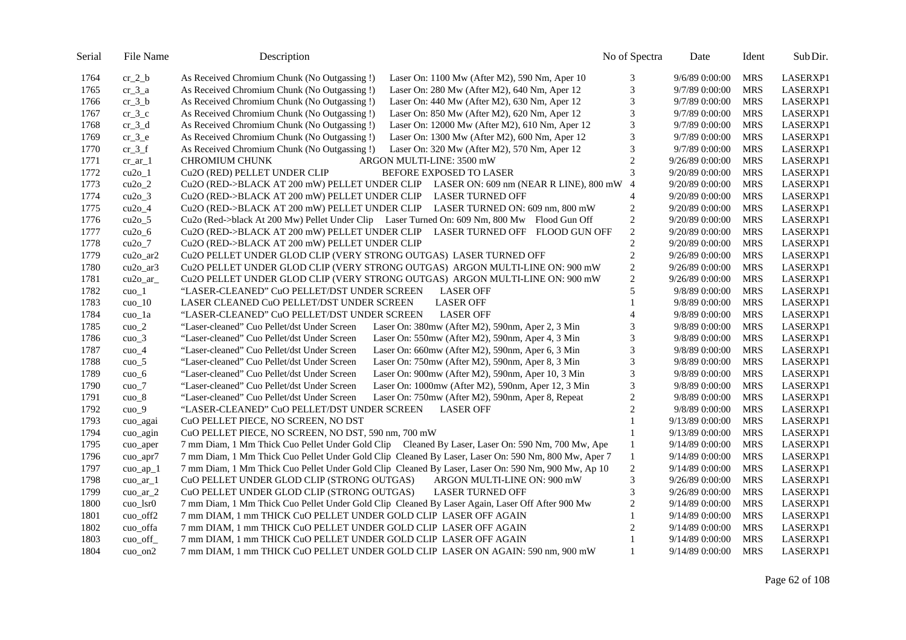| Serial | File Name | Description | No of Spectra | Date | Ident | Sub Dir. |
|---|---|---|---|---|---|---|
| 1764 | cr_2_b | As Received Chromium Chunk (No Outgassing !)    Laser On: 1100 Mw (After M2), 590 Nm, Aper 10 | 3 | 9/6/89 0:00:00 | MRS | LASERXP1 |
| 1765 | cr_3_a | As Received Chromium Chunk (No Outgassing !)    Laser On: 280 Mw (After M2), 640 Nm, Aper 12 | 3 | 9/7/89 0:00:00 | MRS | LASERXP1 |
| 1766 | cr_3_b | As Received Chromium Chunk (No Outgassing !)    Laser On: 440 Mw (After M2), 630 Nm, Aper 12 | 3 | 9/7/89 0:00:00 | MRS | LASERXP1 |
| 1767 | cr_3_c | As Received Chromium Chunk (No Outgassing !)    Laser On: 850 Mw (After M2), 620 Nm, Aper 12 | 3 | 9/7/89 0:00:00 | MRS | LASERXP1 |
| 1768 | cr_3_d | As Received Chromium Chunk (No Outgassing !)    Laser On: 12000 Mw (After M2), 610 Nm, Aper 12 | 3 | 9/7/89 0:00:00 | MRS | LASERXP1 |
| 1769 | cr_3_e | As Received Chromium Chunk (No Outgassing !)    Laser On: 1300 Mw (After M2), 600 Nm, Aper 12 | 3 | 9/7/89 0:00:00 | MRS | LASERXP1 |
| 1770 | cr_3_f | As Received Chromium Chunk (No Outgassing !)    Laser On: 320 Mw (After M2), 570 Nm, Aper 12 | 3 | 9/7/89 0:00:00 | MRS | LASERXP1 |
| 1771 | cr_ar_1 | CHROMIUM CHUNK    ARGON MULTI-LINE: 3500 mW | 2 | 9/26/89 0:00:00 | MRS | LASERXP1 |
| 1772 | cu2o_1 | Cu2O (RED) PELLET UNDER CLIP    BEFORE EXPOSED TO LASER | 3 | 9/20/89 0:00:00 | MRS | LASERXP1 |
| 1773 | cu2o_2 | Cu2O (RED->BLACK AT 200 mW) PELLET UNDER CLIP    LASER ON: 609 nm (NEAR R LINE), 800 mW | 4 | 9/20/89 0:00:00 | MRS | LASERXP1 |
| 1774 | cu2o_3 | Cu2O (RED->BLACK AT 200 mW) PELLET UNDER CLIP    LASER TURNED OFF | 4 | 9/20/89 0:00:00 | MRS | LASERXP1 |
| 1775 | cu2o_4 | Cu2O (RED->BLACK AT 200 mW) PELLET UNDER CLIP    LASER TURNED ON: 609 nm, 800 mW | 2 | 9/20/89 0:00:00 | MRS | LASERXP1 |
| 1776 | cu2o_5 | Cu2o (Red->black At 200 Mw) Pellet Under Clip    Laser Turned On: 609 Nm, 800 Mw    Flood Gun Off | 2 | 9/20/89 0:00:00 | MRS | LASERXP1 |
| 1777 | cu2o_6 | Cu2O (RED->BLACK AT 200 mW) PELLET UNDER CLIP    LASER TURNED OFF    FLOOD GUN OFF | 2 | 9/20/89 0:00:00 | MRS | LASERXP1 |
| 1778 | cu2o_7 | Cu2O (RED->BLACK AT 200 mW) PELLET UNDER CLIP | 2 | 9/20/89 0:00:00 | MRS | LASERXP1 |
| 1779 | cu2o_ar2 | Cu2O PELLET UNDER GLOD CLIP (VERY STRONG OUTGAS)  LASER TURNED OFF | 2 | 9/26/89 0:00:00 | MRS | LASERXP1 |
| 1780 | cu2o_ar3 | Cu2O PELLET UNDER GLOD CLIP (VERY STRONG OUTGAS)  ARGON MULTI-LINE ON: 900 mW | 2 | 9/26/89 0:00:00 | MRS | LASERXP1 |
| 1781 | cu2o_ar_ | Cu2O PELLET UNDER GLOD CLIP (VERY STRONG OUTGAS)  ARGON MULTI-LINE ON: 900 mW | 2 | 9/26/89 0:00:00 | MRS | LASERXP1 |
| 1782 | cuo_1 | "LASER-CLEANED" CuO PELLET/DST UNDER SCREEN    LASER OFF | 5 | 9/8/89 0:00:00 | MRS | LASERXP1 |
| 1783 | cuo_10 | LASER CLEANED CuO PELLET/DST UNDER SCREEN    LASER OFF | 1 | 9/8/89 0:00:00 | MRS | LASERXP1 |
| 1784 | cuo_1a | "LASER-CLEANED" CuO PELLET/DST UNDER SCREEN    LASER OFF | 4 | 9/8/89 0:00:00 | MRS | LASERXP1 |
| 1785 | cuo_2 | "Laser-cleaned" Cuo Pellet/dst Under Screen    Laser On: 380mw (After M2), 590nm, Aper 2, 3 Min | 3 | 9/8/89 0:00:00 | MRS | LASERXP1 |
| 1786 | cuo_3 | "Laser-cleaned" Cuo Pellet/dst Under Screen    Laser On: 550mw (After M2), 590nm, Aper 4, 3 Min | 3 | 9/8/89 0:00:00 | MRS | LASERXP1 |
| 1787 | cuo_4 | "Laser-cleaned" Cuo Pellet/dst Under Screen    Laser On: 660mw (After M2), 590nm, Aper 6, 3 Min | 3 | 9/8/89 0:00:00 | MRS | LASERXP1 |
| 1788 | cuo_5 | "Laser-cleaned" Cuo Pellet/dst Under Screen    Laser On: 750mw (After M2), 590nm, Aper 8, 3 Min | 3 | 9/8/89 0:00:00 | MRS | LASERXP1 |
| 1789 | cuo_6 | "Laser-cleaned" Cuo Pellet/dst Under Screen    Laser On: 900mw (After M2), 590nm, Aper 10, 3 Min | 3 | 9/8/89 0:00:00 | MRS | LASERXP1 |
| 1790 | cuo_7 | "Laser-cleaned" Cuo Pellet/dst Under Screen    Laser On: 1000mw (After M2), 590nm, Aper 12, 3 Min | 3 | 9/8/89 0:00:00 | MRS | LASERXP1 |
| 1791 | cuo_8 | "Laser-cleaned" Cuo Pellet/dst Under Screen    Laser On: 750mw (After M2), 590nm, Aper 8, Repeat | 2 | 9/8/89 0:00:00 | MRS | LASERXP1 |
| 1792 | cuo_9 | "LASER-CLEANED" CuO PELLET/DST UNDER SCREEN    LASER OFF | 2 | 9/8/89 0:00:00 | MRS | LASERXP1 |
| 1793 | cuo_agai | CuO PELLET PIECE, NO SCREEN, NO DST | 1 | 9/13/89 0:00:00 | MRS | LASERXP1 |
| 1794 | cuo_agin | CuO PELLET PIECE, NO SCREEN, NO DST, 590 nm, 700 mW | 1 | 9/13/89 0:00:00 | MRS | LASERXP1 |
| 1795 | cuo_aper | 7 mm Diam, 1 Mm Thick Cuo Pellet Under Gold Clip    Cleaned By Laser, Laser On: 590 Nm, 700 Mw, Ape | 1 | 9/14/89 0:00:00 | MRS | LASERXP1 |
| 1796 | cuo_apr7 | 7 mm Diam, 1 Mm Thick Cuo Pellet Under Gold Clip  Cleaned By Laser, Laser On: 590 Nm, 800 Mw, Aper 7 | 1 | 9/14/89 0:00:00 | MRS | LASERXP1 |
| 1797 | cuo_ap_1 | 7 mm Diam, 1 Mm Thick Cuo Pellet Under Gold Clip  Cleaned By Laser, Laser On: 590 Nm, 900 Mw, Ap 10 | 2 | 9/14/89 0:00:00 | MRS | LASERXP1 |
| 1798 | cuo_ar_1 | CuO PELLET UNDER GLOD CLIP (STRONG OUTGAS)    ARGON MULTI-LINE ON: 900 mW | 3 | 9/26/89 0:00:00 | MRS | LASERXP1 |
| 1799 | cuo_ar_2 | CuO PELLET UNDER GLOD CLIP (STRONG OUTGAS)    LASER TURNED OFF | 3 | 9/26/89 0:00:00 | MRS | LASERXP1 |
| 1800 | cuo_lsr0 | 7 mm Diam, 1 Mm Thick Cuo Pellet Under Gold Clip  Cleaned By Laser Again, Laser Off After 900 Mw | 2 | 9/14/89 0:00:00 | MRS | LASERXP1 |
| 1801 | cuo_off2 | 7 mm DIAM, 1 mm THICK CuO PELLET UNDER GOLD CLIP  LASER OFF AGAIN | 1 | 9/14/89 0:00:00 | MRS | LASERXP1 |
| 1802 | cuo_offa | 7 mm DIAM, 1 mm THICK CuO PELLET UNDER GOLD CLIP  LASER OFF AGAIN | 2 | 9/14/89 0:00:00 | MRS | LASERXP1 |
| 1803 | cuo_off_ | 7 mm DIAM, 1 mm THICK CuO PELLET UNDER GOLD CLIP  LASER OFF AGAIN | 1 | 9/14/89 0:00:00 | MRS | LASERXP1 |
| 1804 | cuo_on2 | 7 mm DIAM, 1 mm THICK CuO PELLET UNDER GOLD CLIP  LASER ON AGAIN: 590 nm, 900 mW | 1 | 9/14/89 0:00:00 | MRS | LASERXP1 |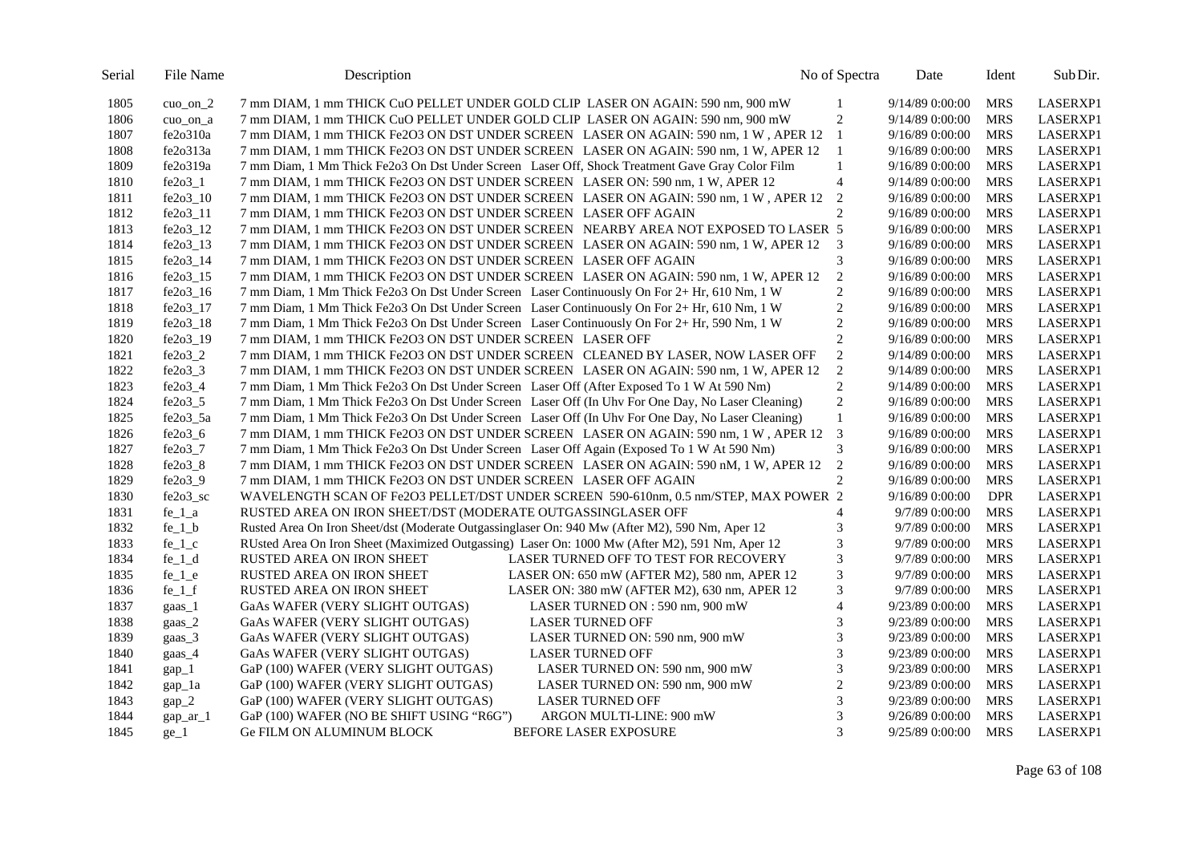| Serial | File Name | Description | No of Spectra | Date | Ident | Sub Dir. |
|---|---|---|---|---|---|---|
| 1805 | cuo_on_2 | 7 mm DIAM, 1 mm THICK CuO PELLET UNDER GOLD CLIP LASER ON AGAIN: 590 nm, 900 mW | 1 | 9/14/89 0:00:00 | MRS | LASERXP1 |
| 1806 | cuo_on_a | 7 mm DIAM, 1 mm THICK CuO PELLET UNDER GOLD CLIP LASER ON AGAIN: 590 nm, 900 mW | 2 | 9/14/89 0:00:00 | MRS | LASERXP1 |
| 1807 | fe2o310a | 7 mm DIAM, 1 mm THICK Fe2O3 ON DST UNDER SCREEN LASER ON AGAIN: 590 nm, 1 W , APER 12 | 1 | 9/16/89 0:00:00 | MRS | LASERXP1 |
| 1808 | fe2o313a | 7 mm DIAM, 1 mm THICK Fe2O3 ON DST UNDER SCREEN LASER ON AGAIN: 590 nm, 1 W, APER 12 | 1 | 9/16/89 0:00:00 | MRS | LASERXP1 |
| 1809 | fe2o319a | 7 mm Diam, 1 Mm Thick Fe2o3 On Dst Under Screen Laser Off, Shock Treatment Gave Gray Color Film | 1 | 9/16/89 0:00:00 | MRS | LASERXP1 |
| 1810 | fe2o3_1 | 7 mm DIAM, 1 mm THICK Fe2O3 ON DST UNDER SCREEN LASER ON: 590 nm, 1 W, APER 12 | 4 | 9/14/89 0:00:00 | MRS | LASERXP1 |
| 1811 | fe2o3_10 | 7 mm DIAM, 1 mm THICK Fe2O3 ON DST UNDER SCREEN LASER ON AGAIN: 590 nm, 1 W , APER 12 | 2 | 9/16/89 0:00:00 | MRS | LASERXP1 |
| 1812 | fe2o3_11 | 7 mm DIAM, 1 mm THICK Fe2O3 ON DST UNDER SCREEN LASER OFF AGAIN | 2 | 9/16/89 0:00:00 | MRS | LASERXP1 |
| 1813 | fe2o3_12 | 7 mm DIAM, 1 mm THICK Fe2O3 ON DST UNDER SCREEN NEARBY AREA NOT EXPOSED TO LASER | 5 | 9/16/89 0:00:00 | MRS | LASERXP1 |
| 1814 | fe2o3_13 | 7 mm DIAM, 1 mm THICK Fe2O3 ON DST UNDER SCREEN LASER ON AGAIN: 590 nm, 1 W, APER 12 | 3 | 9/16/89 0:00:00 | MRS | LASERXP1 |
| 1815 | fe2o3_14 | 7 mm DIAM, 1 mm THICK Fe2O3 ON DST UNDER SCREEN LASER OFF AGAIN | 3 | 9/16/89 0:00:00 | MRS | LASERXP1 |
| 1816 | fe2o3_15 | 7 mm DIAM, 1 mm THICK Fe2O3 ON DST UNDER SCREEN LASER ON AGAIN: 590 nm, 1 W, APER 12 | 2 | 9/16/89 0:00:00 | MRS | LASERXP1 |
| 1817 | fe2o3_16 | 7 mm Diam, 1 Mm Thick Fe2o3 On Dst Under Screen Laser Continuously On For 2+ Hr, 610 Nm, 1 W | 2 | 9/16/89 0:00:00 | MRS | LASERXP1 |
| 1818 | fe2o3_17 | 7 mm Diam, 1 Mm Thick Fe2o3 On Dst Under Screen Laser Continuously On For 2+ Hr, 610 Nm, 1 W | 2 | 9/16/89 0:00:00 | MRS | LASERXP1 |
| 1819 | fe2o3_18 | 7 mm Diam, 1 Mm Thick Fe2o3 On Dst Under Screen Laser Continuously On For 2+ Hr, 590 Nm, 1 W | 2 | 9/16/89 0:00:00 | MRS | LASERXP1 |
| 1820 | fe2o3_19 | 7 mm DIAM, 1 mm THICK Fe2O3 ON DST UNDER SCREEN LASER OFF | 2 | 9/16/89 0:00:00 | MRS | LASERXP1 |
| 1821 | fe2o3_2 | 7 mm DIAM, 1 mm THICK Fe2O3 ON DST UNDER SCREEN CLEANED BY LASER, NOW LASER OFF | 2 | 9/14/89 0:00:00 | MRS | LASERXP1 |
| 1822 | fe2o3_3 | 7 mm DIAM, 1 mm THICK Fe2O3 ON DST UNDER SCREEN LASER ON AGAIN: 590 nm, 1 W, APER 12 | 2 | 9/14/89 0:00:00 | MRS | LASERXP1 |
| 1823 | fe2o3_4 | 7 mm Diam, 1 Mm Thick Fe2o3 On Dst Under Screen Laser Off (After Exposed To 1 W At 590 Nm) | 2 | 9/14/89 0:00:00 | MRS | LASERXP1 |
| 1824 | fe2o3_5 | 7 mm Diam, 1 Mm Thick Fe2o3 On Dst Under Screen Laser Off (In Uhv For One Day, No Laser Cleaning) | 2 | 9/16/89 0:00:00 | MRS | LASERXP1 |
| 1825 | fe2o3_5a | 7 mm Diam, 1 Mm Thick Fe2o3 On Dst Under Screen Laser Off (In Uhv For One Day, No Laser Cleaning) | 1 | 9/16/89 0:00:00 | MRS | LASERXP1 |
| 1826 | fe2o3_6 | 7 mm DIAM, 1 mm THICK Fe2O3 ON DST UNDER SCREEN LASER ON AGAIN: 590 nm, 1 W , APER 12 | 3 | 9/16/89 0:00:00 | MRS | LASERXP1 |
| 1827 | fe2o3_7 | 7 mm Diam, 1 Mm Thick Fe2o3 On Dst Under Screen Laser Off Again (Exposed To 1 W At 590 Nm) | 3 | 9/16/89 0:00:00 | MRS | LASERXP1 |
| 1828 | fe2o3_8 | 7 mm DIAM, 1 mm THICK Fe2O3 ON DST UNDER SCREEN LASER ON AGAIN: 590 nM, 1 W, APER 12 | 2 | 9/16/89 0:00:00 | MRS | LASERXP1 |
| 1829 | fe2o3_9 | 7 mm DIAM, 1 mm THICK Fe2O3 ON DST UNDER SCREEN LASER OFF AGAIN | 2 | 9/16/89 0:00:00 | MRS | LASERXP1 |
| 1830 | fe2o3_sc | WAVELENGTH SCAN OF Fe2O3 PELLET/DST UNDER SCREEN 590-610nm, 0.5 nm/STEP, MAX POWER | 2 | 9/16/89 0:00:00 | DPR | LASERXP1 |
| 1831 | fe_1_a | RUSTED AREA ON IRON SHEET/DST (MODERATE OUTGASSINGLASER OFF | 4 | 9/7/89 0:00:00 | MRS | LASERXP1 |
| 1832 | fe_1_b | Rusted Area On Iron Sheet/dst (Moderate Outgassinglaser On: 940 Mw (After M2), 590 Nm, Aper 12 | 3 | 9/7/89 0:00:00 | MRS | LASERXP1 |
| 1833 | fe_1_c | RUsted Area On Iron Sheet (Maximized Outgassing) Laser On: 1000 Mw (After M2), 591 Nm, Aper 12 | 3 | 9/7/89 0:00:00 | MRS | LASERXP1 |
| 1834 | fe_1_d | RUSTED AREA ON IRON SHEET LASER TURNED OFF TO TEST FOR RECOVERY | 3 | 9/7/89 0:00:00 | MRS | LASERXP1 |
| 1835 | fe_1_e | RUSTED AREA ON IRON SHEET LASER ON: 650 mW (AFTER M2), 580 nm, APER 12 | 3 | 9/7/89 0:00:00 | MRS | LASERXP1 |
| 1836 | fe_1_f | RUSTED AREA ON IRON SHEET LASER ON: 380 mW (AFTER M2), 630 nm, APER 12 | 3 | 9/7/89 0:00:00 | MRS | LASERXP1 |
| 1837 | gaas_1 | GaAs WAFER (VERY SLIGHT OUTGAS) LASER TURNED ON : 590 nm, 900 mW | 4 | 9/23/89 0:00:00 | MRS | LASERXP1 |
| 1838 | gaas_2 | GaAs WAFER (VERY SLIGHT OUTGAS) LASER TURNED OFF | 3 | 9/23/89 0:00:00 | MRS | LASERXP1 |
| 1839 | gaas_3 | GaAs WAFER (VERY SLIGHT OUTGAS) LASER TURNED ON: 590 nm, 900 mW | 3 | 9/23/89 0:00:00 | MRS | LASERXP1 |
| 1840 | gaas_4 | GaAs WAFER (VERY SLIGHT OUTGAS) LASER TURNED OFF | 3 | 9/23/89 0:00:00 | MRS | LASERXP1 |
| 1841 | gap_1 | GaP (100) WAFER (VERY SLIGHT OUTGAS) LASER TURNED ON: 590 nm, 900 mW | 3 | 9/23/89 0:00:00 | MRS | LASERXP1 |
| 1842 | gap_1a | GaP (100) WAFER (VERY SLIGHT OUTGAS) LASER TURNED ON: 590 nm, 900 mW | 2 | 9/23/89 0:00:00 | MRS | LASERXP1 |
| 1843 | gap_2 | GaP (100) WAFER (VERY SLIGHT OUTGAS) LASER TURNED OFF | 3 | 9/23/89 0:00:00 | MRS | LASERXP1 |
| 1844 | gap_ar_1 | GaP (100) WAFER (NO BE SHIFT USING "R6G") ARGON MULTI-LINE: 900 mW | 3 | 9/26/89 0:00:00 | MRS | LASERXP1 |
| 1845 | ge_1 | Ge FILM ON ALUMINUM BLOCK BEFORE LASER EXPOSURE | 3 | 9/25/89 0:00:00 | MRS | LASERXP1 |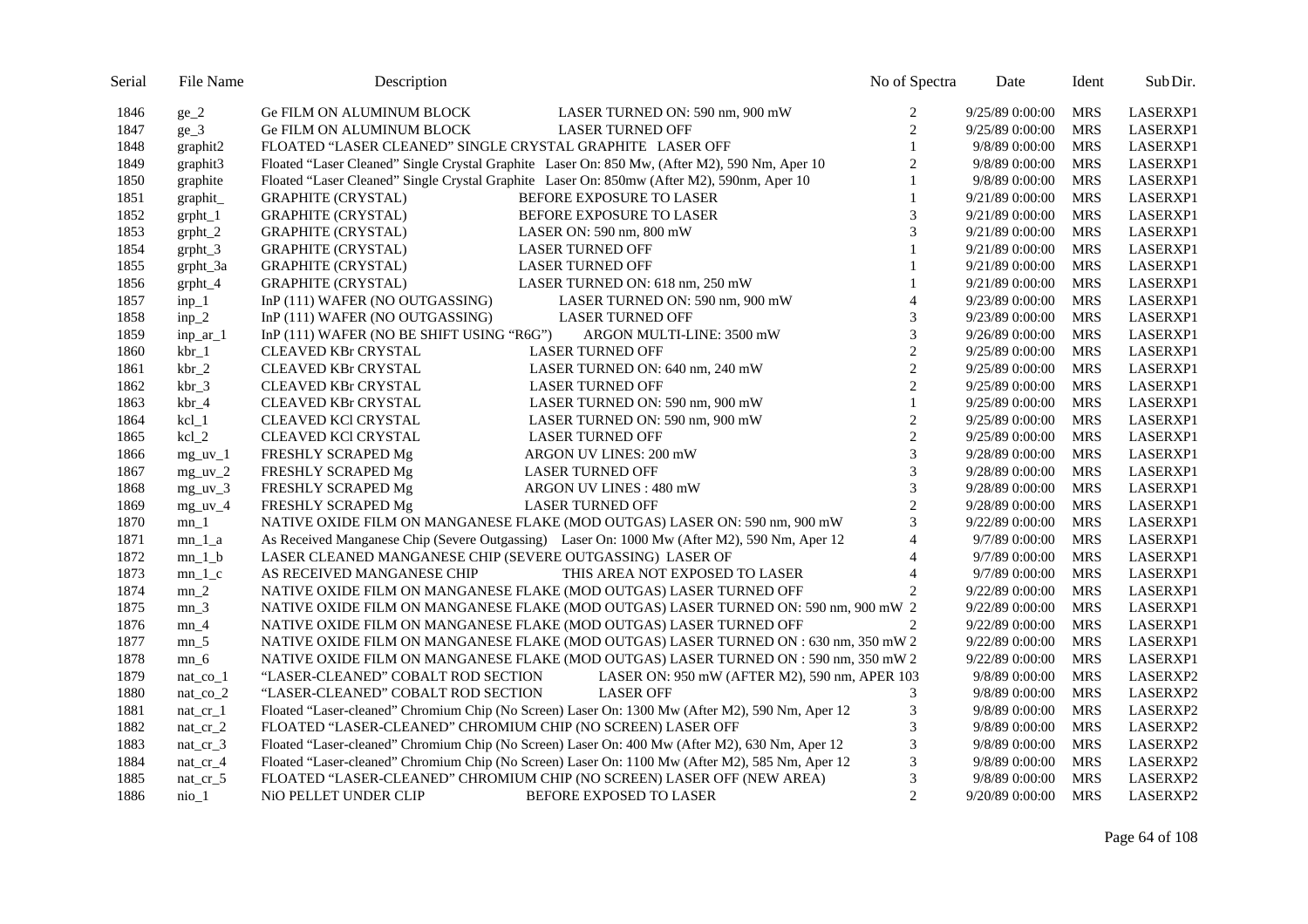| Serial | File Name | Description | No of Spectra | Date | Ident | Sub Dir. |
|---|---|---|---|---|---|---|
| 1846 | ge_2 | Ge FILM ON ALUMINUM BLOCK LASER TURNED ON: 590 nm, 900 mW | 2 | 9/25/89 0:00:00 | MRS | LASERXP1 |
| 1847 | ge_3 | Ge FILM ON ALUMINUM BLOCK LASER TURNED OFF | 2 | 9/25/89 0:00:00 | MRS | LASERXP1 |
| 1848 | graphit2 | FLOATED "LASER CLEANED" SINGLE CRYSTAL GRAPHITE LASER OFF | 1 | 9/8/89 0:00:00 | MRS | LASERXP1 |
| 1849 | graphit3 | Floated "Laser Cleaned" Single Crystal Graphite Laser On: 850 Mw, (After M2), 590 Nm, Aper 10 | 2 | 9/8/89 0:00:00 | MRS | LASERXP1 |
| 1850 | graphite | Floated "Laser Cleaned" Single Crystal Graphite Laser On: 850mw (After M2), 590nm, Aper 10 | 1 | 9/8/89 0:00:00 | MRS | LASERXP1 |
| 1851 | graphit_ | GRAPHITE (CRYSTAL) BEFORE EXPOSURE TO LASER | 1 | 9/21/89 0:00:00 | MRS | LASERXP1 |
| 1852 | grpht_1 | GRAPHITE (CRYSTAL) BEFORE EXPOSURE TO LASER | 3 | 9/21/89 0:00:00 | MRS | LASERXP1 |
| 1853 | grpht_2 | GRAPHITE (CRYSTAL) LASER ON: 590 nm, 800 mW | 3 | 9/21/89 0:00:00 | MRS | LASERXP1 |
| 1854 | grpht_3 | GRAPHITE (CRYSTAL) LASER TURNED OFF | 1 | 9/21/89 0:00:00 | MRS | LASERXP1 |
| 1855 | grpht_3a | GRAPHITE (CRYSTAL) LASER TURNED OFF | 1 | 9/21/89 0:00:00 | MRS | LASERXP1 |
| 1856 | grpht_4 | GRAPHITE (CRYSTAL) LASER TURNED ON: 618 nm, 250 mW | 1 | 9/21/89 0:00:00 | MRS | LASERXP1 |
| 1857 | inp_1 | InP (111) WAFER (NO OUTGASSING) LASER TURNED ON: 590 nm, 900 mW | 4 | 9/23/89 0:00:00 | MRS | LASERXP1 |
| 1858 | inp_2 | InP (111) WAFER (NO OUTGASSING) LASER TURNED OFF | 3 | 9/23/89 0:00:00 | MRS | LASERXP1 |
| 1859 | inp_ar_1 | InP (111) WAFER (NO BE SHIFT USING "R6G") ARGON MULTI-LINE: 3500 mW | 3 | 9/26/89 0:00:00 | MRS | LASERXP1 |
| 1860 | kbr_1 | CLEAVED KBr CRYSTAL LASER TURNED OFF | 2 | 9/25/89 0:00:00 | MRS | LASERXP1 |
| 1861 | kbr_2 | CLEAVED KBr CRYSTAL LASER TURNED ON: 640 nm, 240 mW | 2 | 9/25/89 0:00:00 | MRS | LASERXP1 |
| 1862 | kbr_3 | CLEAVED KBr CRYSTAL LASER TURNED OFF | 2 | 9/25/89 0:00:00 | MRS | LASERXP1 |
| 1863 | kbr_4 | CLEAVED KBr CRYSTAL LASER TURNED ON: 590 nm, 900 mW | 1 | 9/25/89 0:00:00 | MRS | LASERXP1 |
| 1864 | kcl_1 | CLEAVED KCl CRYSTAL LASER TURNED ON: 590 nm, 900 mW | 2 | 9/25/89 0:00:00 | MRS | LASERXP1 |
| 1865 | kcl_2 | CLEAVED KCl CRYSTAL LASER TURNED OFF | 2 | 9/25/89 0:00:00 | MRS | LASERXP1 |
| 1866 | mg_uv_1 | FRESHLY SCRAPED Mg ARGON UV LINES: 200 mW | 3 | 9/28/89 0:00:00 | MRS | LASERXP1 |
| 1867 | mg_uv_2 | FRESHLY SCRAPED Mg LASER TURNED OFF | 3 | 9/28/89 0:00:00 | MRS | LASERXP1 |
| 1868 | mg_uv_3 | FRESHLY SCRAPED Mg ARGON UV LINES : 480 mW | 3 | 9/28/89 0:00:00 | MRS | LASERXP1 |
| 1869 | mg_uv_4 | FRESHLY SCRAPED Mg LASER TURNED OFF | 2 | 9/28/89 0:00:00 | MRS | LASERXP1 |
| 1870 | mn_1 | NATIVE OXIDE FILM ON MANGANESE FLAKE (MOD OUTGAS) LASER ON: 590 nm, 900 mW | 3 | 9/22/89 0:00:00 | MRS | LASERXP1 |
| 1871 | mn_1_a | As Received Manganese Chip (Severe Outgassing) Laser On: 1000 Mw (After M2), 590 Nm, Aper 12 | 4 | 9/7/89 0:00:00 | MRS | LASERXP1 |
| 1872 | mn_1_b | LASER CLEANED MANGANESE CHIP (SEVERE OUTGASSING) LASER OF | 4 | 9/7/89 0:00:00 | MRS | LASERXP1 |
| 1873 | mn_1_c | AS RECEIVED MANGANESE CHIP THIS AREA NOT EXPOSED TO LASER | 4 | 9/7/89 0:00:00 | MRS | LASERXP1 |
| 1874 | mn_2 | NATIVE OXIDE FILM ON MANGANESE FLAKE (MOD OUTGAS) LASER TURNED OFF | 2 | 9/22/89 0:00:00 | MRS | LASERXP1 |
| 1875 | mn_3 | NATIVE OXIDE FILM ON MANGANESE FLAKE (MOD OUTGAS) LASER TURNED ON: 590 nm, 900 mW | 2 | 9/22/89 0:00:00 | MRS | LASERXP1 |
| 1876 | mn_4 | NATIVE OXIDE FILM ON MANGANESE FLAKE (MOD OUTGAS) LASER TURNED OFF | 2 | 9/22/89 0:00:00 | MRS | LASERXP1 |
| 1877 | mn_5 | NATIVE OXIDE FILM ON MANGANESE FLAKE (MOD OUTGAS) LASER TURNED ON : 630 nm, 350 mW | 2 | 9/22/89 0:00:00 | MRS | LASERXP1 |
| 1878 | mn_6 | NATIVE OXIDE FILM ON MANGANESE FLAKE (MOD OUTGAS) LASER TURNED ON : 590 nm, 350 mW | 2 | 9/22/89 0:00:00 | MRS | LASERXP1 |
| 1879 | nat_co_1 | "LASER-CLEANED" COBALT ROD SECTION LASER ON: 950 mW (AFTER M2), 590 nm, APER 10 | 3 | 9/8/89 0:00:00 | MRS | LASERXP2 |
| 1880 | nat_co_2 | "LASER-CLEANED" COBALT ROD SECTION LASER OFF | 3 | 9/8/89 0:00:00 | MRS | LASERXP2 |
| 1881 | nat_cr_1 | Floated "Laser-cleaned" Chromium Chip (No Screen) Laser On: 1300 Mw (After M2), 590 Nm, Aper 12 | 3 | 9/8/89 0:00:00 | MRS | LASERXP2 |
| 1882 | nat_cr_2 | FLOATED "LASER-CLEANED" CHROMIUM CHIP (NO SCREEN) LASER OFF | 3 | 9/8/89 0:00:00 | MRS | LASERXP2 |
| 1883 | nat_cr_3 | Floated "Laser-cleaned" Chromium Chip (No Screen) Laser On: 400 Mw (After M2), 630 Nm, Aper 12 | 3 | 9/8/89 0:00:00 | MRS | LASERXP2 |
| 1884 | nat_cr_4 | Floated "Laser-cleaned" Chromium Chip (No Screen) Laser On: 1100 Mw (After M2), 585 Nm, Aper 12 | 3 | 9/8/89 0:00:00 | MRS | LASERXP2 |
| 1885 | nat_cr_5 | FLOATED "LASER-CLEANED" CHROMIUM CHIP (NO SCREEN) LASER OFF (NEW AREA) | 3 | 9/8/89 0:00:00 | MRS | LASERXP2 |
| 1886 | nio_1 | NiO PELLET UNDER CLIP BEFORE EXPOSED TO LASER | 2 | 9/20/89 0:00:00 | MRS | LASERXP2 |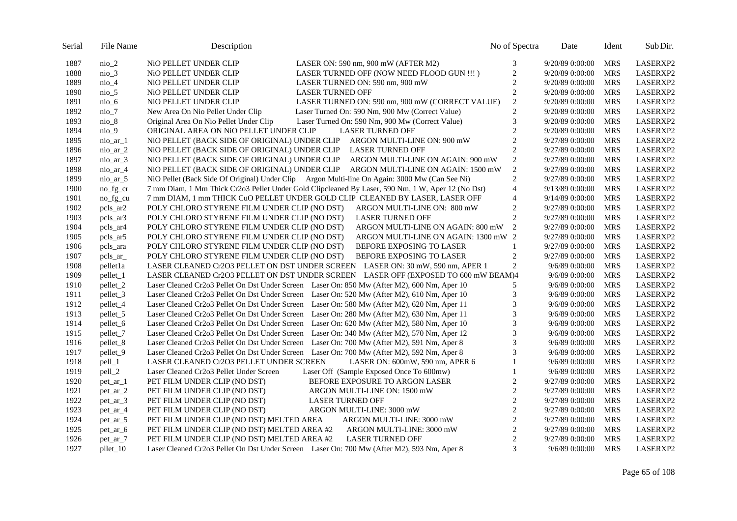| Serial | File Name | Description | No of Spectra | Date | Ident | Sub Dir. |
|---|---|---|---|---|---|---|
| 1887 | nio_2 | NiO PELLET UNDER CLIP LASER ON: 590 nm, 900 mW (AFTER M2) | 3 | 9/20/89 0:00:00 | MRS | LASERXP2 |
| 1888 | nio_3 | NiO PELLET UNDER CLIP LASER TURNED OFF (NOW NEED FLOOD GUN !!! ) | 2 | 9/20/89 0:00:00 | MRS | LASERXP2 |
| 1889 | nio_4 | NiO PELLET UNDER CLIP LASER TURNED ON: 590 nm, 900 mW | 2 | 9/20/89 0:00:00 | MRS | LASERXP2 |
| 1890 | nio_5 | NiO PELLET UNDER CLIP LASER TURNED OFF | 2 | 9/20/89 0:00:00 | MRS | LASERXP2 |
| 1891 | nio_6 | NiO PELLET UNDER CLIP LASER TURNED ON: 590 nm, 900 mW (CORRECT VALUE) | 2 | 9/20/89 0:00:00 | MRS | LASERXP2 |
| 1892 | nio_7 | New Area On Nio Pellet Under Clip Laser Turned On: 590 Nm, 900 Mw (Correct Value) | 2 | 9/20/89 0:00:00 | MRS | LASERXP2 |
| 1893 | nio_8 | Original Area On Nio Pellet Under Clip Laser Turned On: 590 Nm, 900 Mw (Correct Value) | 3 | 9/20/89 0:00:00 | MRS | LASERXP2 |
| 1894 | nio_9 | ORIGINAL AREA ON NiO PELLET UNDER CLIP LASER TURNED OFF | 2 | 9/20/89 0:00:00 | MRS | LASERXP2 |
| 1895 | nio_ar_1 | NiO PELLET (BACK SIDE OF ORIGINAL) UNDER CLIP ARGON MULTI-LINE ON: 900 mW | 2 | 9/27/89 0:00:00 | MRS | LASERXP2 |
| 1896 | nio_ar_2 | NiO PELLET (BACK SIDE OF ORIGINAL) UNDER CLIP LASER TURNED OFF | 2 | 9/27/89 0:00:00 | MRS | LASERXP2 |
| 1897 | nio_ar_3 | NiO PELLET (BACK SIDE OF ORIGINAL) UNDER CLIP ARGON MULTI-LINE ON AGAIN: 900 mW | 2 | 9/27/89 0:00:00 | MRS | LASERXP2 |
| 1898 | nio_ar_4 | NiO PELLET (BACK SIDE OF ORIGINAL) UNDER CLIP ARGON MULTI-LINE ON AGAIN: 1500 mW | 2 | 9/27/89 0:00:00 | MRS | LASERXP2 |
| 1899 | nio_ar_5 | NiO Pellet (Back Side Of Original) Under Clip Argon Multi-line On Again: 3000 Mw (Can See Ni) | 2 | 9/27/89 0:00:00 | MRS | LASERXP2 |
| 1900 | no_fg_cr | 7 mm Diam, 1 Mm Thick Cr2o3 Pellet Under Gold Clipcleaned By Laser, 590 Nm, 1 W, Aper 12 (No Dst) | 4 | 9/13/89 0:00:00 | MRS | LASERXP2 |
| 1901 | no_fg_cu | 7 mm DIAM, 1 mm THICK CuO PELLET UNDER GOLD CLIP CLEANED BY LASER, LASER OFF | 4 | 9/14/89 0:00:00 | MRS | LASERXP2 |
| 1902 | pcls_ar2 | POLY CHLORO STYRENE FILM UNDER CLIP (NO DST) ARGON MULTI-LINE ON: 800 mW | 2 | 9/27/89 0:00:00 | MRS | LASERXP2 |
| 1903 | pcls_ar3 | POLY CHLORO STYRENE FILM UNDER CLIP (NO DST) LASER TURNED OFF | 2 | 9/27/89 0:00:00 | MRS | LASERXP2 |
| 1904 | pcls_ar4 | POLY CHLORO STYRENE FILM UNDER CLIP (NO DST) ARGON MULTI-LINE ON AGAIN: 800 mW | 2 | 9/27/89 0:00:00 | MRS | LASERXP2 |
| 1905 | pcls_ar5 | POLY CHLORO STYRENE FILM UNDER CLIP (NO DST) ARGON MULTI-LINE ON AGAIN: 1300 mW | 2 | 9/27/89 0:00:00 | MRS | LASERXP2 |
| 1906 | pcls_ara | POLY CHLORO STYRENE FILM UNDER CLIP (NO DST) BEFORE EXPOSING TO LASER | 1 | 9/27/89 0:00:00 | MRS | LASERXP2 |
| 1907 | pcls_ar_ | POLY CHLORO STYRENE FILM UNDER CLIP (NO DST) BEFORE EXPOSING TO LASER | 2 | 9/27/89 0:00:00 | MRS | LASERXP2 |
| 1908 | pellet1a | LASER CLEANED Cr2O3 PELLET ON DST UNDER SCREEN LASER ON: 30 mW, 590 nm, APER 1 | 2 | 9/6/89 0:00:00 | MRS | LASERXP2 |
| 1909 | pellet_1 | LASER CLEANED Cr2O3 PELLET ON DST UNDER SCREEN LASER OFF (EXPOSED TO 600 mW BEAM) | 4 | 9/6/89 0:00:00 | MRS | LASERXP2 |
| 1910 | pellet_2 | Laser Cleaned Cr2o3 Pellet On Dst Under Screen Laser On: 850 Mw (After M2), 600 Nm, Aper 10 | 5 | 9/6/89 0:00:00 | MRS | LASERXP2 |
| 1911 | pellet_3 | Laser Cleaned Cr2o3 Pellet On Dst Under Screen Laser On: 520 Mw (After M2), 610 Nm, Aper 10 | 3 | 9/6/89 0:00:00 | MRS | LASERXP2 |
| 1912 | pellet_4 | Laser Cleaned Cr2o3 Pellet On Dst Under Screen Laser On: 580 Mw (After M2), 620 Nm, Aper 11 | 3 | 9/6/89 0:00:00 | MRS | LASERXP2 |
| 1913 | pellet_5 | Laser Cleaned Cr2o3 Pellet On Dst Under Screen Laser On: 280 Mw (After M2), 630 Nm, Aper 11 | 3 | 9/6/89 0:00:00 | MRS | LASERXP2 |
| 1914 | pellet_6 | Laser Cleaned Cr2o3 Pellet On Dst Under Screen Laser On: 620 Mw (After M2), 580 Nm, Aper 10 | 3 | 9/6/89 0:00:00 | MRS | LASERXP2 |
| 1915 | pellet_7 | Laser Cleaned Cr2o3 Pellet On Dst Under Screen Laser On: 340 Mw (After M2), 570 Nm, Aper 12 | 3 | 9/6/89 0:00:00 | MRS | LASERXP2 |
| 1916 | pellet_8 | Laser Cleaned Cr2o3 Pellet On Dst Under Screen Laser On: 700 Mw (After M2), 591 Nm, Aper 8 | 3 | 9/6/89 0:00:00 | MRS | LASERXP2 |
| 1917 | pellet_9 | Laser Cleaned Cr2o3 Pellet On Dst Under Screen Laser On: 700 Mw (After M2), 592 Nm, Aper 8 | 3 | 9/6/89 0:00:00 | MRS | LASERXP2 |
| 1918 | pell_1 | LASER CLEANED Cr2O3 PELLET UNDER SCREEN LASER ON: 600mW, 590 nm, APER 6 | 1 | 9/6/89 0:00:00 | MRS | LASERXP2 |
| 1919 | pell_2 | Laser Cleaned Cr2o3 Pellet Under Screen Laser Off (Sample Exposed Once To 600mw) | 1 | 9/6/89 0:00:00 | MRS | LASERXP2 |
| 1920 | pet_ar_1 | PET FILM UNDER CLIP (NO DST) BEFORE EXPOSURE TO ARGON LASER | 2 | 9/27/89 0:00:00 | MRS | LASERXP2 |
| 1921 | pet_ar_2 | PET FILM UNDER CLIP (NO DST) ARGON MULTI-LINE ON: 1500 mW | 2 | 9/27/89 0:00:00 | MRS | LASERXP2 |
| 1922 | pet_ar_3 | PET FILM UNDER CLIP (NO DST) LASER TURNED OFF | 2 | 9/27/89 0:00:00 | MRS | LASERXP2 |
| 1923 | pet_ar_4 | PET FILM UNDER CLIP (NO DST) ARGON MULTI-LINE: 3000 mW | 2 | 9/27/89 0:00:00 | MRS | LASERXP2 |
| 1924 | pet_ar_5 | PET FILM UNDER CLIP (NO DST) MELTED AREA ARGON MULTI-LINE: 3000 mW | 2 | 9/27/89 0:00:00 | MRS | LASERXP2 |
| 1925 | pet_ar_6 | PET FILM UNDER CLIP (NO DST) MELTED AREA #2 ARGON MULTI-LINE: 3000 mW | 2 | 9/27/89 0:00:00 | MRS | LASERXP2 |
| 1926 | pet_ar_7 | PET FILM UNDER CLIP (NO DST) MELTED AREA #2 LASER TURNED OFF | 2 | 9/27/89 0:00:00 | MRS | LASERXP2 |
| 1927 | pllet_10 | Laser Cleaned Cr2o3 Pellet On Dst Under Screen Laser On: 700 Mw (After M2), 593 Nm, Aper 8 | 3 | 9/6/89 0:00:00 | MRS | LASERXP2 |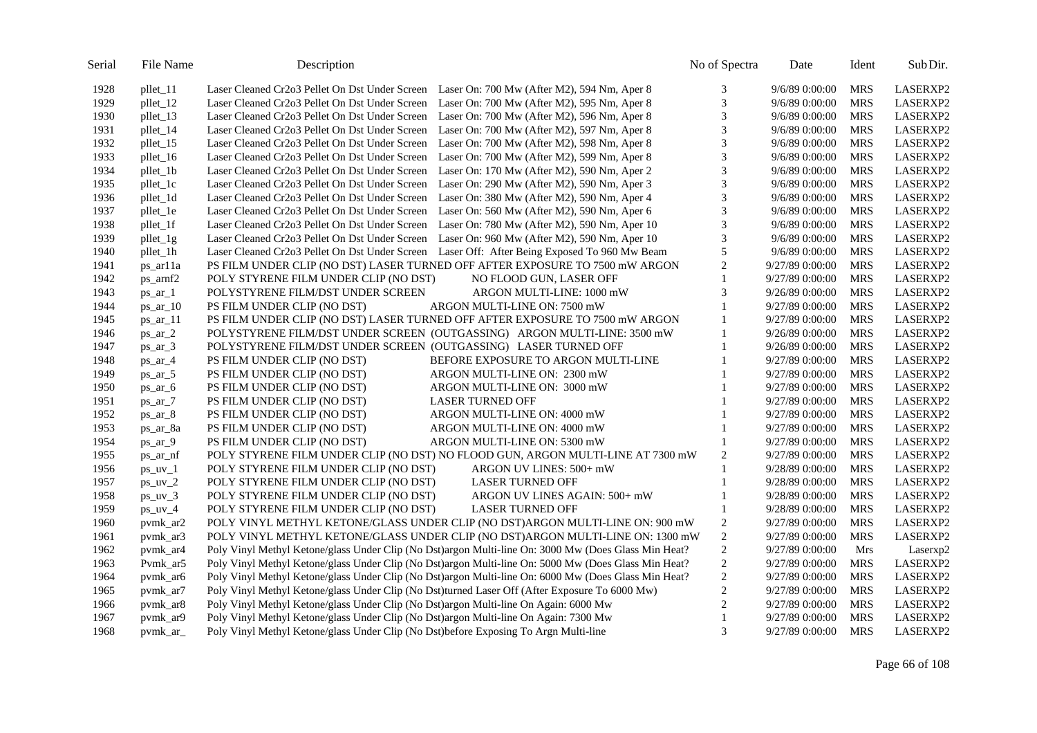| Serial | File Name | Description | No of Spectra | Date | Ident | Sub Dir. |
|---|---|---|---|---|---|---|
| 1928 | pllet_11 | Laser Cleaned Cr2o3 Pellet On Dst Under Screen Laser On: 700 Mw (After M2), 594 Nm, Aper 8 | 3 | 9/6/89 0:00:00 | MRS | LASERXP2 |
| 1929 | pllet_12 | Laser Cleaned Cr2o3 Pellet On Dst Under Screen Laser On: 700 Mw (After M2), 595 Nm, Aper 8 | 3 | 9/6/89 0:00:00 | MRS | LASERXP2 |
| 1930 | pllet_13 | Laser Cleaned Cr2o3 Pellet On Dst Under Screen Laser On: 700 Mw (After M2), 596 Nm, Aper 8 | 3 | 9/6/89 0:00:00 | MRS | LASERXP2 |
| 1931 | pllet_14 | Laser Cleaned Cr2o3 Pellet On Dst Under Screen Laser On: 700 Mw (After M2), 597 Nm, Aper 8 | 3 | 9/6/89 0:00:00 | MRS | LASERXP2 |
| 1932 | pllet_15 | Laser Cleaned Cr2o3 Pellet On Dst Under Screen Laser On: 700 Mw (After M2), 598 Nm, Aper 8 | 3 | 9/6/89 0:00:00 | MRS | LASERXP2 |
| 1933 | pllet_16 | Laser Cleaned Cr2o3 Pellet On Dst Under Screen Laser On: 700 Mw (After M2), 599 Nm, Aper 8 | 3 | 9/6/89 0:00:00 | MRS | LASERXP2 |
| 1934 | pllet_1b | Laser Cleaned Cr2o3 Pellet On Dst Under Screen Laser On: 170 Mw (After M2), 590 Nm, Aper 2 | 3 | 9/6/89 0:00:00 | MRS | LASERXP2 |
| 1935 | pllet_1c | Laser Cleaned Cr2o3 Pellet On Dst Under Screen Laser On: 290 Mw (After M2), 590 Nm, Aper 3 | 3 | 9/6/89 0:00:00 | MRS | LASERXP2 |
| 1936 | pllet_1d | Laser Cleaned Cr2o3 Pellet On Dst Under Screen Laser On: 380 Mw (After M2), 590 Nm, Aper 4 | 3 | 9/6/89 0:00:00 | MRS | LASERXP2 |
| 1937 | pllet_1e | Laser Cleaned Cr2o3 Pellet On Dst Under Screen Laser On: 560 Mw (After M2), 590 Nm, Aper 6 | 3 | 9/6/89 0:00:00 | MRS | LASERXP2 |
| 1938 | pllet_1f | Laser Cleaned Cr2o3 Pellet On Dst Under Screen Laser On: 780 Mw (After M2), 590 Nm, Aper 10 | 3 | 9/6/89 0:00:00 | MRS | LASERXP2 |
| 1939 | pllet_1g | Laser Cleaned Cr2o3 Pellet On Dst Under Screen Laser On: 960 Mw (After M2), 590 Nm, Aper 10 | 3 | 9/6/89 0:00:00 | MRS | LASERXP2 |
| 1940 | pllet_1h | Laser Cleaned Cr2o3 Pellet On Dst Under Screen Laser Off: After Being Exposed To 960 Mw Beam | 5 | 9/6/89 0:00:00 | MRS | LASERXP2 |
| 1941 | ps_ar11a | PS FILM UNDER CLIP (NO DST) LASER TURNED OFF AFTER EXPOSURE TO 7500 mW ARGON | 2 | 9/27/89 0:00:00 | MRS | LASERXP2 |
| 1942 | ps_arnf2 | POLY STYRENE FILM UNDER CLIP (NO DST) NO FLOOD GUN, LASER OFF | 1 | 9/27/89 0:00:00 | MRS | LASERXP2 |
| 1943 | ps_ar_1 | POLYSTYRENE FILM/DST UNDER SCREEN ARGON MULTI-LINE: 1000 mW | 3 | 9/26/89 0:00:00 | MRS | LASERXP2 |
| 1944 | ps_ar_10 | PS FILM UNDER CLIP (NO DST) ARGON MULTI-LINE ON: 7500 mW | 1 | 9/27/89 0:00:00 | MRS | LASERXP2 |
| 1945 | ps_ar_11 | PS FILM UNDER CLIP (NO DST) LASER TURNED OFF AFTER EXPOSURE TO 7500 mW ARGON | 1 | 9/27/89 0:00:00 | MRS | LASERXP2 |
| 1946 | ps_ar_2 | POLYSTYRENE FILM/DST UNDER SCREEN (OUTGASSING) ARGON MULTI-LINE: 3500 mW | 1 | 9/26/89 0:00:00 | MRS | LASERXP2 |
| 1947 | ps_ar_3 | POLYSTYRENE FILM/DST UNDER SCREEN (OUTGASSING) LASER TURNED OFF | 1 | 9/26/89 0:00:00 | MRS | LASERXP2 |
| 1948 | ps_ar_4 | PS FILM UNDER CLIP (NO DST) BEFORE EXPOSURE TO ARGON MULTI-LINE | 1 | 9/27/89 0:00:00 | MRS | LASERXP2 |
| 1949 | ps_ar_5 | PS FILM UNDER CLIP (NO DST) ARGON MULTI-LINE ON: 2300 mW | 1 | 9/27/89 0:00:00 | MRS | LASERXP2 |
| 1950 | ps_ar_6 | PS FILM UNDER CLIP (NO DST) ARGON MULTI-LINE ON: 3000 mW | 1 | 9/27/89 0:00:00 | MRS | LASERXP2 |
| 1951 | ps_ar_7 | PS FILM UNDER CLIP (NO DST) LASER TURNED OFF | 1 | 9/27/89 0:00:00 | MRS | LASERXP2 |
| 1952 | ps_ar_8 | PS FILM UNDER CLIP (NO DST) ARGON MULTI-LINE ON: 4000 mW | 1 | 9/27/89 0:00:00 | MRS | LASERXP2 |
| 1953 | ps_ar_8a | PS FILM UNDER CLIP (NO DST) ARGON MULTI-LINE ON: 4000 mW | 1 | 9/27/89 0:00:00 | MRS | LASERXP2 |
| 1954 | ps_ar_9 | PS FILM UNDER CLIP (NO DST) ARGON MULTI-LINE ON: 5300 mW | 1 | 9/27/89 0:00:00 | MRS | LASERXP2 |
| 1955 | ps_ar_nf | POLY STYRENE FILM UNDER CLIP (NO DST) NO FLOOD GUN, ARGON MULTI-LINE AT 7300 mW | 2 | 9/27/89 0:00:00 | MRS | LASERXP2 |
| 1956 | ps_uv_1 | POLY STYRENE FILM UNDER CLIP (NO DST) ARGON UV LINES: 500+ mW | 1 | 9/28/89 0:00:00 | MRS | LASERXP2 |
| 1957 | ps_uv_2 | POLY STYRENE FILM UNDER CLIP (NO DST) LASER TURNED OFF | 1 | 9/28/89 0:00:00 | MRS | LASERXP2 |
| 1958 | ps_uv_3 | POLY STYRENE FILM UNDER CLIP (NO DST) ARGON UV LINES AGAIN: 500+ mW | 1 | 9/28/89 0:00:00 | MRS | LASERXP2 |
| 1959 | ps_uv_4 | POLY STYRENE FILM UNDER CLIP (NO DST) LASER TURNED OFF | 1 | 9/28/89 0:00:00 | MRS | LASERXP2 |
| 1960 | pvmk_ar2 | POLY VINYL METHYL KETONE/GLASS UNDER CLIP (NO DST)ARGON MULTI-LINE ON: 900 mW | 2 | 9/27/89 0:00:00 | MRS | LASERXP2 |
| 1961 | pvmk_ar3 | POLY VINYL METHYL KETONE/GLASS UNDER CLIP (NO DST)ARGON MULTI-LINE ON: 1300 mW | 2 | 9/27/89 0:00:00 | MRS | LASERXP2 |
| 1962 | pvmk_ar4 | Poly Vinyl Methyl Ketone/glass Under Clip (No Dst)argon Multi-line On: 3000 Mw (Does Glass Min Heat? | 2 | 9/27/89 0:00:00 | Mrs | Laserxp2 |
| 1963 | Pvmk_ar5 | Poly Vinyl Methyl Ketone/glass Under Clip (No Dst)argon Multi-line On: 5000 Mw (Does Glass Min Heat? | 2 | 9/27/89 0:00:00 | MRS | LASERXP2 |
| 1964 | pvmk_ar6 | Poly Vinyl Methyl Ketone/glass Under Clip (No Dst)argon Multi-line On: 6000 Mw (Does Glass Min Heat? | 2 | 9/27/89 0:00:00 | MRS | LASERXP2 |
| 1965 | pvmk_ar7 | Poly Vinyl Methyl Ketone/glass Under Clip (No Dst)turned Laser Off (After Exposure To 6000 Mw) | 2 | 9/27/89 0:00:00 | MRS | LASERXP2 |
| 1966 | pvmk_ar8 | Poly Vinyl Methyl Ketone/glass Under Clip (No Dst)argon Multi-line On Again: 6000 Mw | 2 | 9/27/89 0:00:00 | MRS | LASERXP2 |
| 1967 | pvmk_ar9 | Poly Vinyl Methyl Ketone/glass Under Clip (No Dst)argon Multi-line On Again: 7300 Mw | 1 | 9/27/89 0:00:00 | MRS | LASERXP2 |
| 1968 | pvmk_ar_ | Poly Vinyl Methyl Ketone/glass Under Clip (No Dst)before Exposing To Argn Multi-line | 3 | 9/27/89 0:00:00 | MRS | LASERXP2 |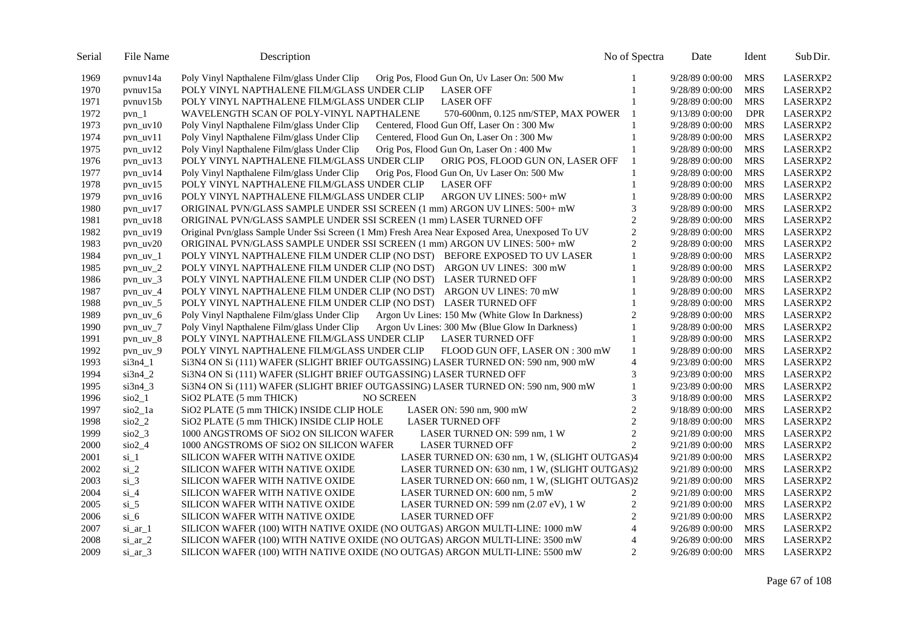| Serial | File Name | Description | No of Spectra | Date | Ident | Sub Dir. |
|---|---|---|---|---|---|---|
| 1969 | pvnuv14a | Poly Vinyl Napthalene Film/glass Under Clip Orig Pos, Flood Gun On, Uv Laser On: 500 Mw | 1 | 9/28/89 0:00:00 | MRS | LASERXP2 |
| 1970 | pvnuv15a | POLY VINYL NAPTHALENE FILM/GLASS UNDER CLIP LASER OFF | 1 | 9/28/89 0:00:00 | MRS | LASERXP2 |
| 1971 | pvnuv15b | POLY VINYL NAPTHALENE FILM/GLASS UNDER CLIP LASER OFF | 1 | 9/28/89 0:00:00 | MRS | LASERXP2 |
| 1972 | pvn_1 | WAVELENGTH SCAN OF POLY-VINYL NAPTHALENE 570-600nm, 0.125 nm/STEP, MAX POWER | 1 | 9/13/89 0:00:00 | DPR | LASERXP2 |
| 1973 | pvn_uv10 | Poly Vinyl Napthalene Film/glass Under Clip Centered, Flood Gun Off, Laser On : 300 Mw | 1 | 9/28/89 0:00:00 | MRS | LASERXP2 |
| 1974 | pvn_uv11 | Poly Vinyl Napthalene Film/glass Under Clip Centered, Flood Gun On, Laser On : 300 Mw | 1 | 9/28/89 0:00:00 | MRS | LASERXP2 |
| 1975 | pvn_uv12 | Poly Vinyl Napthalene Film/glass Under Clip Orig Pos, Flood Gun On, Laser On : 400 Mw | 1 | 9/28/89 0:00:00 | MRS | LASERXP2 |
| 1976 | pvn_uv13 | POLY VINYL NAPTHALENE FILM/GLASS UNDER CLIP ORIG POS, FLOOD GUN ON, LASER OFF | 1 | 9/28/89 0:00:00 | MRS | LASERXP2 |
| 1977 | pvn_uv14 | Poly Vinyl Napthalene Film/glass Under Clip Orig Pos, Flood Gun On, Uv Laser On: 500 Mw | 1 | 9/28/89 0:00:00 | MRS | LASERXP2 |
| 1978 | pvn_uv15 | POLY VINYL NAPTHALENE FILM/GLASS UNDER CLIP LASER OFF | 1 | 9/28/89 0:00:00 | MRS | LASERXP2 |
| 1979 | pvn_uv16 | POLY VINYL NAPTHALENE FILM/GLASS UNDER CLIP ARGON UV LINES: 500+ mW | 1 | 9/28/89 0:00:00 | MRS | LASERXP2 |
| 1980 | pvn_uv17 | ORIGINAL PVN/GLASS SAMPLE UNDER SSI SCREEN (1 mm) ARGON UV LINES: 500+ mW | 3 | 9/28/89 0:00:00 | MRS | LASERXP2 |
| 1981 | pvn_uv18 | ORIGINAL PVN/GLASS SAMPLE UNDER SSI SCREEN (1 mm) LASER TURNED OFF | 2 | 9/28/89 0:00:00 | MRS | LASERXP2 |
| 1982 | pvn_uv19 | Original Pvn/glass Sample Under Ssi Screen (1 Mm) Fresh Area Near Exposed Area, Unexposed To UV | 2 | 9/28/89 0:00:00 | MRS | LASERXP2 |
| 1983 | pvn_uv20 | ORIGINAL PVN/GLASS SAMPLE UNDER SSI SCREEN (1 mm) ARGON UV LINES: 500+ mW | 2 | 9/28/89 0:00:00 | MRS | LASERXP2 |
| 1984 | pvn_uv_1 | POLY VINYL NAPTHALENE FILM UNDER CLIP (NO DST) BEFORE EXPOSED TO UV LASER | 1 | 9/28/89 0:00:00 | MRS | LASERXP2 |
| 1985 | pvn_uv_2 | POLY VINYL NAPTHALENE FILM UNDER CLIP (NO DST) ARGON UV LINES: 300 mW | 1 | 9/28/89 0:00:00 | MRS | LASERXP2 |
| 1986 | pvn_uv_3 | POLY VINYL NAPTHALENE FILM UNDER CLIP (NO DST) LASER TURNED OFF | 1 | 9/28/89 0:00:00 | MRS | LASERXP2 |
| 1987 | pvn_uv_4 | POLY VINYL NAPTHALENE FILM UNDER CLIP (NO DST) ARGON UV LINES: 70 mW | 1 | 9/28/89 0:00:00 | MRS | LASERXP2 |
| 1988 | pvn_uv_5 | POLY VINYL NAPTHALENE FILM UNDER CLIP (NO DST) LASER TURNED OFF | 1 | 9/28/89 0:00:00 | MRS | LASERXP2 |
| 1989 | pvn_uv_6 | Poly Vinyl Napthalene Film/glass Under Clip Argon Uv Lines: 150 Mw (White Glow In Darkness) | 2 | 9/28/89 0:00:00 | MRS | LASERXP2 |
| 1990 | pvn_uv_7 | Poly Vinyl Napthalene Film/glass Under Clip Argon Uv Lines: 300 Mw (Blue Glow In Darkness) | 1 | 9/28/89 0:00:00 | MRS | LASERXP2 |
| 1991 | pvn_uv_8 | POLY VINYL NAPTHALENE FILM/GLASS UNDER CLIP LASER TURNED OFF | 1 | 9/28/89 0:00:00 | MRS | LASERXP2 |
| 1992 | pvn_uv_9 | POLY VINYL NAPTHALENE FILM/GLASS UNDER CLIP FLOOD GUN OFF, LASER ON : 300 mW | 1 | 9/28/89 0:00:00 | MRS | LASERXP2 |
| 1993 | si3n4_1 | Si3N4 ON Si (111) WAFER (SLIGHT BRIEF OUTGASSING) LASER TURNED ON: 590 nm, 900 mW | 4 | 9/23/89 0:00:00 | MRS | LASERXP2 |
| 1994 | si3n4_2 | Si3N4 ON Si (111) WAFER (SLIGHT BRIEF OUTGASSING) LASER TURNED OFF | 3 | 9/23/89 0:00:00 | MRS | LASERXP2 |
| 1995 | si3n4_3 | Si3N4 ON Si (111) WAFER (SLIGHT BRIEF OUTGASSING) LASER TURNED ON: 590 nm, 900 mW | 1 | 9/23/89 0:00:00 | MRS | LASERXP2 |
| 1996 | sio2_1 | SiO2 PLATE (5 mm THICK) NO SCREEN | 3 | 9/18/89 0:00:00 | MRS | LASERXP2 |
| 1997 | sio2_1a | SiO2 PLATE (5 mm THICK) INSIDE CLIP HOLE LASER ON: 590 nm, 900 mW | 2 | 9/18/89 0:00:00 | MRS | LASERXP2 |
| 1998 | sio2_2 | SiO2 PLATE (5 mm THICK) INSIDE CLIP HOLE LASER TURNED OFF | 2 | 9/18/89 0:00:00 | MRS | LASERXP2 |
| 1999 | sio2_3 | 1000 ANGSTROMS OF SiO2 ON SILICON WAFER LASER TURNED ON: 599 nm, 1 W | 2 | 9/21/89 0:00:00 | MRS | LASERXP2 |
| 2000 | sio2_4 | 1000 ANGSTROMS OF SiO2 ON SILICON WAFER LASER TURNED OFF | 2 | 9/21/89 0:00:00 | MRS | LASERXP2 |
| 2001 | si_1 | SILICON WAFER WITH NATIVE OXIDE LASER TURNED ON: 630 nm, 1 W, (SLIGHT OUTGAS) | 4 | 9/21/89 0:00:00 | MRS | LASERXP2 |
| 2002 | si_2 | SILICON WAFER WITH NATIVE OXIDE LASER TURNED ON: 630 nm, 1 W, (SLIGHT OUTGAS) | 2 | 9/21/89 0:00:00 | MRS | LASERXP2 |
| 2003 | si_3 | SILICON WAFER WITH NATIVE OXIDE LASER TURNED ON: 660 nm, 1 W, (SLIGHT OUTGAS) | 2 | 9/21/89 0:00:00 | MRS | LASERXP2 |
| 2004 | si_4 | SILICON WAFER WITH NATIVE OXIDE LASER TURNED ON: 600 nm, 5 mW | 2 | 9/21/89 0:00:00 | MRS | LASERXP2 |
| 2005 | si_5 | SILICON WAFER WITH NATIVE OXIDE LASER TURNED ON: 599 nm (2.07 eV), 1 W | 2 | 9/21/89 0:00:00 | MRS | LASERXP2 |
| 2006 | si_6 | SILICON WAFER WITH NATIVE OXIDE LASER TURNED OFF | 2 | 9/21/89 0:00:00 | MRS | LASERXP2 |
| 2007 | si_ar_1 | SILICON WAFER (100) WITH NATIVE OXIDE (NO OUTGAS) ARGON MULTI-LINE: 1000 mW | 4 | 9/26/89 0:00:00 | MRS | LASERXP2 |
| 2008 | si_ar_2 | SILICON WAFER (100) WITH NATIVE OXIDE (NO OUTGAS) ARGON MULTI-LINE: 3500 mW | 4 | 9/26/89 0:00:00 | MRS | LASERXP2 |
| 2009 | si_ar_3 | SILICON WAFER (100) WITH NATIVE OXIDE (NO OUTGAS) ARGON MULTI-LINE: 5500 mW | 2 | 9/26/89 0:00:00 | MRS | LASERXP2 |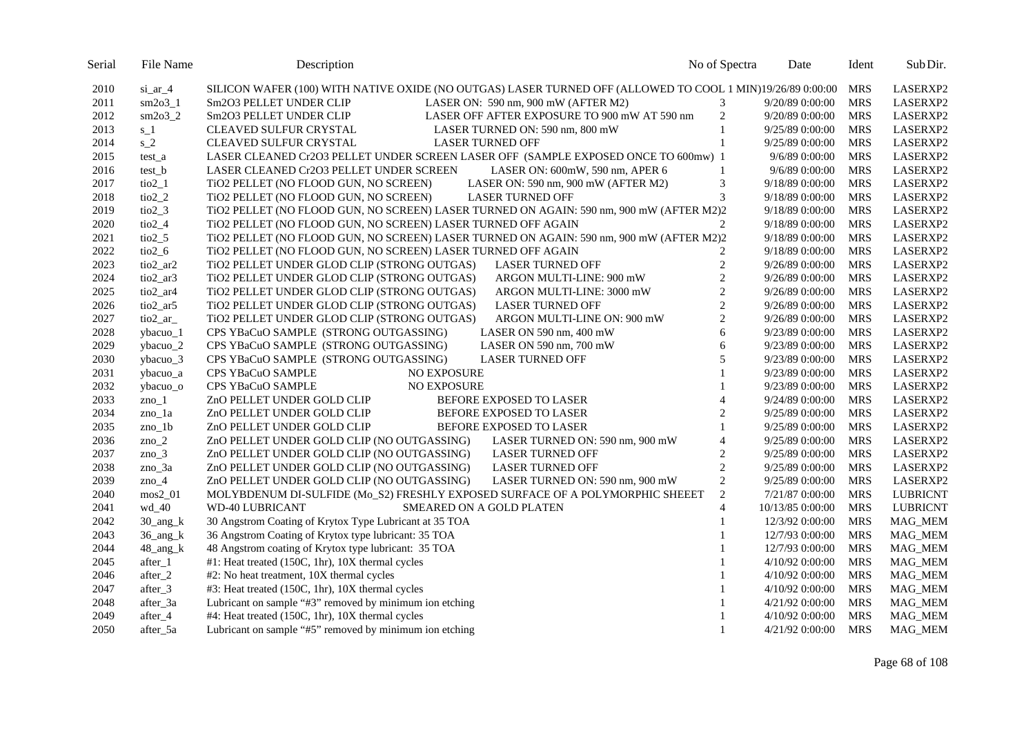| Serial | File Name | Description | No of Spectra | Date | Ident | Sub Dir. |
|---|---|---|---|---|---|---|
| 2010 | si_ar_4 | SILICON WAFER (100) WITH NATIVE OXIDE (NO OUTGAS) LASER TURNED OFF (ALLOWED TO COOL 1 MIN) | 1 | 9/26/89 0:00:00 | MRS | LASERXP2 |
| 2011 | sm2o3_1 | Sm2O3 PELLET UNDER CLIP LASER ON: 590 nm, 900 mW (AFTER M2) | 3 | 9/20/89 0:00:00 | MRS | LASERXP2 |
| 2012 | sm2o3_2 | Sm2O3 PELLET UNDER CLIP LASER OFF AFTER EXPOSURE TO 900 mW AT 590 nm | 2 | 9/20/89 0:00:00 | MRS | LASERXP2 |
| 2013 | s_1 | CLEAVED SULFUR CRYSTAL LASER TURNED ON: 590 nm, 800 mW | 1 | 9/25/89 0:00:00 | MRS | LASERXP2 |
| 2014 | s_2 | CLEAVED SULFUR CRYSTAL LASER TURNED OFF | 1 | 9/25/89 0:00:00 | MRS | LASERXP2 |
| 2015 | test_a | LASER CLEANED Cr2O3 PELLET UNDER SCREEN LASER OFF (SAMPLE EXPOSED ONCE TO 600mw) | 1 | 9/6/89 0:00:00 | MRS | LASERXP2 |
| 2016 | test_b | LASER CLEANED Cr2O3 PELLET UNDER SCREEN LASER ON: 600mW, 590 nm, APER 6 | 1 | 9/6/89 0:00:00 | MRS | LASERXP2 |
| 2017 | tio2_1 | TiO2 PELLET (NO FLOOD GUN, NO SCREEN) LASER ON: 590 nm, 900 mW (AFTER M2) | 3 | 9/18/89 0:00:00 | MRS | LASERXP2 |
| 2018 | tio2_2 | TiO2 PELLET (NO FLOOD GUN, NO SCREEN) LASER TURNED OFF | 3 | 9/18/89 0:00:00 | MRS | LASERXP2 |
| 2019 | tio2_3 | TiO2 PELLET (NO FLOOD GUN, NO SCREEN) LASER TURNED ON AGAIN: 590 nm, 900 mW (AFTER M2) | 2 | 9/18/89 0:00:00 | MRS | LASERXP2 |
| 2020 | tio2_4 | TiO2 PELLET (NO FLOOD GUN, NO SCREEN) LASER TURNED OFF AGAIN | 2 | 9/18/89 0:00:00 | MRS | LASERXP2 |
| 2021 | tio2_5 | TiO2 PELLET (NO FLOOD GUN, NO SCREEN) LASER TURNED ON AGAIN: 590 nm, 900 mW (AFTER M2) | 2 | 9/18/89 0:00:00 | MRS | LASERXP2 |
| 2022 | tio2_6 | TiO2 PELLET (NO FLOOD GUN, NO SCREEN) LASER TURNED OFF AGAIN | 2 | 9/18/89 0:00:00 | MRS | LASERXP2 |
| 2023 | tio2_ar2 | TiO2 PELLET UNDER GLOD CLIP (STRONG OUTGAS) LASER TURNED OFF | 2 | 9/26/89 0:00:00 | MRS | LASERXP2 |
| 2024 | tio2_ar3 | TiO2 PELLET UNDER GLOD CLIP (STRONG OUTGAS) ARGON MULTI-LINE: 900 mW | 2 | 9/26/89 0:00:00 | MRS | LASERXP2 |
| 2025 | tio2_ar4 | TiO2 PELLET UNDER GLOD CLIP (STRONG OUTGAS) ARGON MULTI-LINE: 3000 mW | 2 | 9/26/89 0:00:00 | MRS | LASERXP2 |
| 2026 | tio2_ar5 | TiO2 PELLET UNDER GLOD CLIP (STRONG OUTGAS) LASER TURNED OFF | 2 | 9/26/89 0:00:00 | MRS | LASERXP2 |
| 2027 | tio2_ar_ | TiO2 PELLET UNDER GLOD CLIP (STRONG OUTGAS) ARGON MULTI-LINE ON: 900 mW | 2 | 9/26/89 0:00:00 | MRS | LASERXP2 |
| 2028 | ybacuo_1 | CPS YBaCuO SAMPLE (STRONG OUTGASSING) LASER ON 590 nm, 400 mW | 6 | 9/23/89 0:00:00 | MRS | LASERXP2 |
| 2029 | ybacuo_2 | CPS YBaCuO SAMPLE (STRONG OUTGASSING) LASER ON 590 nm, 700 mW | 6 | 9/23/89 0:00:00 | MRS | LASERXP2 |
| 2030 | ybacuo_3 | CPS YBaCuO SAMPLE (STRONG OUTGASSING) LASER TURNED OFF | 5 | 9/23/89 0:00:00 | MRS | LASERXP2 |
| 2031 | ybacuo_a | CPS YBaCuO SAMPLE NO EXPOSURE | 1 | 9/23/89 0:00:00 | MRS | LASERXP2 |
| 2032 | ybacuo_o | CPS YBaCuO SAMPLE NO EXPOSURE | 1 | 9/23/89 0:00:00 | MRS | LASERXP2 |
| 2033 | zno_1 | ZnO PELLET UNDER GOLD CLIP BEFORE EXPOSED TO LASER | 4 | 9/24/89 0:00:00 | MRS | LASERXP2 |
| 2034 | zno_1a | ZnO PELLET UNDER GOLD CLIP BEFORE EXPOSED TO LASER | 2 | 9/25/89 0:00:00 | MRS | LASERXP2 |
| 2035 | zno_1b | ZnO PELLET UNDER GOLD CLIP BEFORE EXPOSED TO LASER | 1 | 9/25/89 0:00:00 | MRS | LASERXP2 |
| 2036 | zno_2 | ZnO PELLET UNDER GOLD CLIP (NO OUTGASSING) LASER TURNED ON: 590 nm, 900 mW | 4 | 9/25/89 0:00:00 | MRS | LASERXP2 |
| 2037 | zno_3 | ZnO PELLET UNDER GOLD CLIP (NO OUTGASSING) LASER TURNED OFF | 2 | 9/25/89 0:00:00 | MRS | LASERXP2 |
| 2038 | zno_3a | ZnO PELLET UNDER GOLD CLIP (NO OUTGASSING) LASER TURNED OFF | 2 | 9/25/89 0:00:00 | MRS | LASERXP2 |
| 2039 | zno_4 | ZnO PELLET UNDER GOLD CLIP (NO OUTGASSING) LASER TURNED ON: 590 nm, 900 mW | 2 | 9/25/89 0:00:00 | MRS | LASERXP2 |
| 2040 | mos2_01 | MOLYBDENUM DI-SULFIDE (Mo_S2) FRESHLY EXPOSED SURFACE OF A POLYMORPHIC SHEEET | 2 | 7/21/87 0:00:00 | MRS | LUBRICNT |
| 2041 | wd_40 | WD-40 LUBRICANT SMEARED ON A GOLD PLATEN | 4 | 10/13/85 0:00:00 | MRS | LUBRICNT |
| 2042 | 30_ang_k | 30 Angstrom Coating of Krytox Type Lubricant at 35 TOA | 1 | 12/3/92 0:00:00 | MRS | MAG_MEM |
| 2043 | 36_ang_k | 36 Angstrom Coating of Krytox type lubricant: 35 TOA | 1 | 12/7/93 0:00:00 | MRS | MAG_MEM |
| 2044 | 48_ang_k | 48 Angstrom coating of Krytox type lubricant: 35 TOA | 1 | 12/7/93 0:00:00 | MRS | MAG_MEM |
| 2045 | after_1 | #1: Heat treated (150C, 1hr), 10X thermal cycles | 1 | 4/10/92 0:00:00 | MRS | MAG_MEM |
| 2046 | after_2 | #2: No heat treatment, 10X thermal cycles | 1 | 4/10/92 0:00:00 | MRS | MAG_MEM |
| 2047 | after_3 | #3: Heat treated (150C, 1hr), 10X thermal cycles | 1 | 4/10/92 0:00:00 | MRS | MAG_MEM |
| 2048 | after_3a | Lubricant on sample "#3" removed by minimum ion etching | 1 | 4/21/92 0:00:00 | MRS | MAG_MEM |
| 2049 | after_4 | #4: Heat treated (150C, 1hr), 10X thermal cycles | 1 | 4/10/92 0:00:00 | MRS | MAG_MEM |
| 2050 | after_5a | Lubricant on sample "#5" removed by minimum ion etching | 1 | 4/21/92 0:00:00 | MRS | MAG_MEM |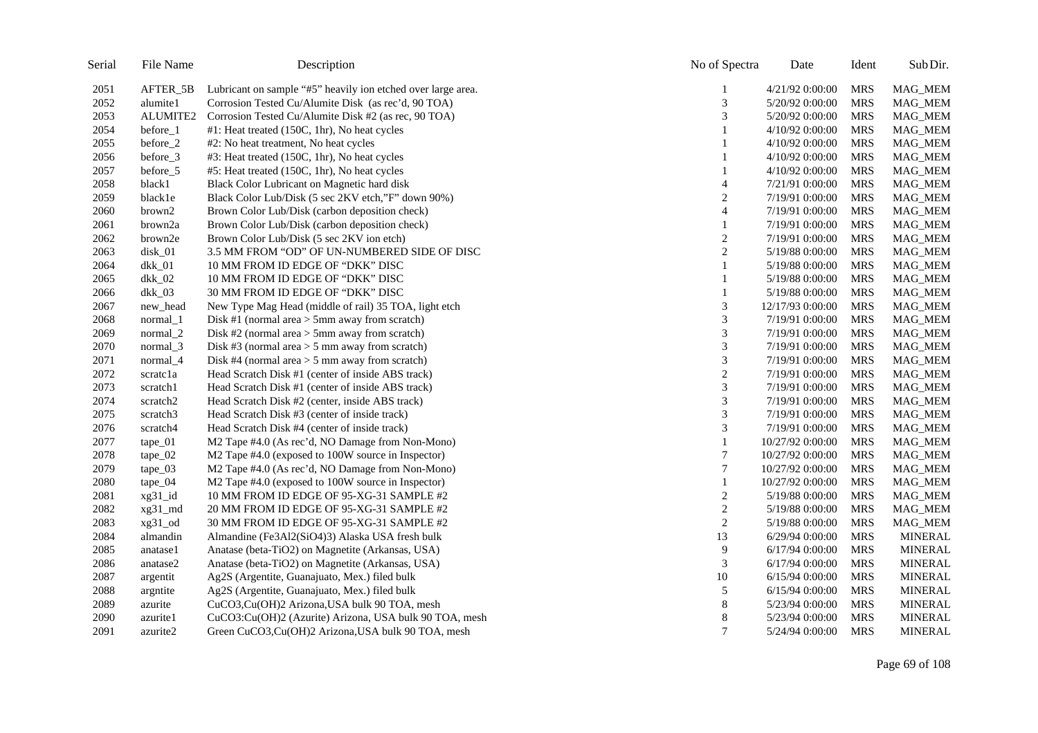| Serial | File Name | Description | No of Spectra | Date | Ident | Sub Dir. |
|---|---|---|---|---|---|---|
| 2051 | AFTER_5B | Lubricant on sample "#5" heavily ion etched over large area. | 1 | 4/21/92 0:00:00 | MRS | MAG_MEM |
| 2052 | alumite1 | Corrosion Tested Cu/Alumite Disk (as rec'd, 90 TOA) | 3 | 5/20/92 0:00:00 | MRS | MAG_MEM |
| 2053 | ALUMITE2 | Corrosion Tested Cu/Alumite Disk #2 (as rec, 90 TOA) | 3 | 5/20/92 0:00:00 | MRS | MAG_MEM |
| 2054 | before_1 | #1: Heat treated (150C, 1hr), No heat cycles | 1 | 4/10/92 0:00:00 | MRS | MAG_MEM |
| 2055 | before_2 | #2: No heat treatment, No heat cycles | 1 | 4/10/92 0:00:00 | MRS | MAG_MEM |
| 2056 | before_3 | #3: Heat treated (150C, 1hr), No heat cycles | 1 | 4/10/92 0:00:00 | MRS | MAG_MEM |
| 2057 | before_5 | #5: Heat treated (150C, 1hr), No heat cycles | 1 | 4/10/92 0:00:00 | MRS | MAG_MEM |
| 2058 | black1 | Black Color Lubricant on Magnetic hard disk | 4 | 7/21/91 0:00:00 | MRS | MAG_MEM |
| 2059 | black1e | Black Color Lub/Disk (5 sec 2KV etch,"F" down 90%) | 2 | 7/19/91 0:00:00 | MRS | MAG_MEM |
| 2060 | brown2 | Brown Color Lub/Disk (carbon deposition check) | 4 | 7/19/91 0:00:00 | MRS | MAG_MEM |
| 2061 | brown2a | Brown Color Lub/Disk (carbon deposition check) | 1 | 7/19/91 0:00:00 | MRS | MAG_MEM |
| 2062 | brown2e | Brown Color Lub/Disk (5 sec 2KV ion etch) | 2 | 7/19/91 0:00:00 | MRS | MAG_MEM |
| 2063 | disk_01 | 3.5 MM FROM "OD" OF UN-NUMBERED SIDE OF DISC | 2 | 5/19/88 0:00:00 | MRS | MAG_MEM |
| 2064 | dkk_01 | 10 MM FROM ID EDGE OF "DKK" DISC | 1 | 5/19/88 0:00:00 | MRS | MAG_MEM |
| 2065 | dkk_02 | 10 MM FROM ID EDGE OF "DKK" DISC | 1 | 5/19/88 0:00:00 | MRS | MAG_MEM |
| 2066 | dkk_03 | 30 MM FROM ID EDGE OF "DKK" DISC | 1 | 5/19/88 0:00:00 | MRS | MAG_MEM |
| 2067 | new_head | New Type Mag Head (middle of rail) 35 TOA, light etch | 3 | 12/17/93 0:00:00 | MRS | MAG_MEM |
| 2068 | normal_1 | Disk #1 (normal area > 5mm away from scratch) | 3 | 7/19/91 0:00:00 | MRS | MAG_MEM |
| 2069 | normal_2 | Disk #2 (normal area > 5mm away from scratch) | 3 | 7/19/91 0:00:00 | MRS | MAG_MEM |
| 2070 | normal_3 | Disk #3 (normal area > 5 mm away from scratch) | 3 | 7/19/91 0:00:00 | MRS | MAG_MEM |
| 2071 | normal_4 | Disk #4 (normal area > 5 mm away from scratch) | 3 | 7/19/91 0:00:00 | MRS | MAG_MEM |
| 2072 | scratc1a | Head Scratch Disk #1 (center of inside ABS track) | 2 | 7/19/91 0:00:00 | MRS | MAG_MEM |
| 2073 | scratch1 | Head Scratch Disk #1 (center of inside ABS track) | 3 | 7/19/91 0:00:00 | MRS | MAG_MEM |
| 2074 | scratch2 | Head Scratch Disk #2 (center, inside ABS track) | 3 | 7/19/91 0:00:00 | MRS | MAG_MEM |
| 2075 | scratch3 | Head Scratch Disk #3 (center of inside track) | 3 | 7/19/91 0:00:00 | MRS | MAG_MEM |
| 2076 | scratch4 | Head Scratch Disk #4 (center of inside track) | 3 | 7/19/91 0:00:00 | MRS | MAG_MEM |
| 2077 | tape_01 | M2 Tape #4.0 (As rec'd, NO Damage from Non-Mono) | 1 | 10/27/92 0:00:00 | MRS | MAG_MEM |
| 2078 | tape_02 | M2 Tape #4.0 (exposed to 100W source in Inspector) | 7 | 10/27/92 0:00:00 | MRS | MAG_MEM |
| 2079 | tape_03 | M2 Tape #4.0 (As rec'd, NO Damage from Non-Mono) | 7 | 10/27/92 0:00:00 | MRS | MAG_MEM |
| 2080 | tape_04 | M2 Tape #4.0 (exposed to 100W source in Inspector) | 1 | 10/27/92 0:00:00 | MRS | MAG_MEM |
| 2081 | xg31_id | 10 MM FROM ID EDGE OF 95-XG-31 SAMPLE #2 | 2 | 5/19/88 0:00:00 | MRS | MAG_MEM |
| 2082 | xg31_md | 20 MM FROM ID EDGE OF 95-XG-31 SAMPLE #2 | 2 | 5/19/88 0:00:00 | MRS | MAG_MEM |
| 2083 | xg31_od | 30 MM FROM ID EDGE OF 95-XG-31 SAMPLE #2 | 2 | 5/19/88 0:00:00 | MRS | MAG_MEM |
| 2084 | almandin | Almandine (Fe3Al2(SiO4)3) Alaska USA fresh bulk | 13 | 6/29/94 0:00:00 | MRS | MINERAL |
| 2085 | anatase1 | Anatase (beta-TiO2) on Magnetite (Arkansas, USA) | 9 | 6/17/94 0:00:00 | MRS | MINERAL |
| 2086 | anatase2 | Anatase (beta-TiO2) on Magnetite (Arkansas, USA) | 3 | 6/17/94 0:00:00 | MRS | MINERAL |
| 2087 | argentit | Ag2S (Argentite, Guanajuato, Mex.) filed bulk | 10 | 6/15/94 0:00:00 | MRS | MINERAL |
| 2088 | argntite | Ag2S (Argentite, Guanajuato, Mex.) filed bulk | 5 | 6/15/94 0:00:00 | MRS | MINERAL |
| 2089 | azurite | CuCO3,Cu(OH)2 Arizona,USA bulk 90 TOA, mesh | 8 | 5/23/94 0:00:00 | MRS | MINERAL |
| 2090 | azurite1 | CuCO3:Cu(OH)2 (Azurite) Arizona, USA bulk 90 TOA, mesh | 8 | 5/23/94 0:00:00 | MRS | MINERAL |
| 2091 | azurite2 | Green CuCO3,Cu(OH)2 Arizona,USA bulk 90 TOA, mesh | 7 | 5/24/94 0:00:00 | MRS | MINERAL |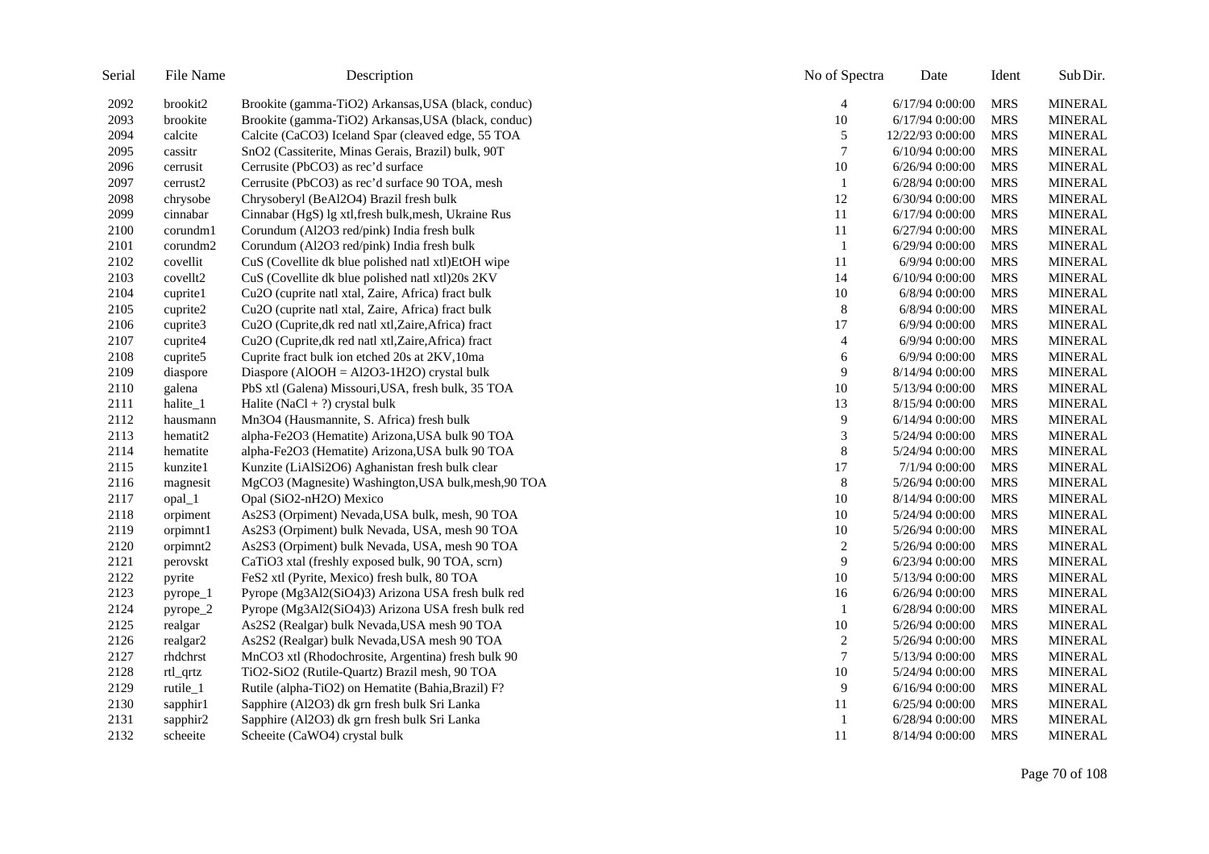| Serial | File Name | Description | No of Spectra | Date | Ident | Sub Dir. |
|---|---|---|---|---|---|---|
| 2092 | brookit2 | Brookite (gamma-$TiO_2$) Arkansas,USA (black, conduc) | 4 | 6/17/94 0:00:00 | MRS | MINERAL |
| 2093 | brookite | Brookite (gamma-$TiO_2$) Arkansas,USA (black, conduc) | 10 | 6/17/94 0:00:00 | MRS | MINERAL |
| 2094 | calcite | Calcite ($CaCO_3$) Iceland Spar (cleaved edge, 55 TOA | 5 | 12/22/93 0:00:00 | MRS | MINERAL |
| 2095 | cassitr | $SnO_2$ (Cassiterite, Minas Gerais, Brazil) bulk, 90T | 7 | 6/10/94 0:00:00 | MRS | MINERAL |
| 2096 | cerrusit | Cerrusite ($PbCO_3$) as rec'd surface | 10 | 6/26/94 0:00:00 | MRS | MINERAL |
| 2097 | cerrust2 | Cerrusite ($PbCO_3$) as rec'd surface 90 TOA, mesh | 1 | 6/28/94 0:00:00 | MRS | MINERAL |
| 2098 | chrysobe | Chrysoberyl ($BeAl_2O_4$) Brazil fresh bulk | 12 | 6/30/94 0:00:00 | MRS | MINERAL |
| 2099 | cinnabar | Cinnabar (HgS) lg xtl,fresh bulk,mesh, Ukraine Rus | 11 | 6/17/94 0:00:00 | MRS | MINERAL |
| 2100 | corundm1 | Corundum ($Al_2O_3$ red/pink) India fresh bulk | 11 | 6/27/94 0:00:00 | MRS | MINERAL |
| 2101 | corundm2 | Corundum ($Al_2O_3$ red/pink) India fresh bulk | 1 | 6/29/94 0:00:00 | MRS | MINERAL |
| 2102 | covellit | CuS (Covellite dk blue polished natl xtl)EtOH wipe | 11 | 6/9/94 0:00:00 | MRS | MINERAL |
| 2103 | covellt2 | CuS (Covellite dk blue polished natl xtl)20s 2KV | 14 | 6/10/94 0:00:00 | MRS | MINERAL |
| 2104 | cuprite1 | $Cu_2O$ (cuprite natl xtal, Zaire, Africa) fract bulk | 10 | 6/8/94 0:00:00 | MRS | MINERAL |
| 2105 | cuprite2 | $Cu_2O$ (cuprite natl xtal, Zaire, Africa) fract bulk | 8 | 6/8/94 0:00:00 | MRS | MINERAL |
| 2106 | cuprite3 | $Cu_2O$ (Cuprite,dk red natl xtl,Zaire,Africa) fract | 17 | 6/9/94 0:00:00 | MRS | MINERAL |
| 2107 | cuprite4 | $Cu_2O$ (Cuprite,dk red natl xtl,Zaire,Africa) fract | 4 | 6/9/94 0:00:00 | MRS | MINERAL |
| 2108 | cuprite5 | Cuprite fract bulk ion etched 20s at 2KV,10ma | 6 | 6/9/94 0:00:00 | MRS | MINERAL |
| 2109 | diaspore | Diaspore (AlOOH = $Al_2O_3$-$1H_2O$) crystal bulk | 9 | 8/14/94 0:00:00 | MRS | MINERAL |
| 2110 | galena | PbS xtl (Galena) Missouri,USA, fresh bulk, 35 TOA | 10 | 5/13/94 0:00:00 | MRS | MINERAL |
| 2111 | halite_1 | Halite (NaCl + ?) crystal bulk | 13 | 8/15/94 0:00:00 | MRS | MINERAL |
| 2112 | hausmann | $Mn_3O_4$ (Hausmannite, S. Africa) fresh bulk | 9 | 6/14/94 0:00:00 | MRS | MINERAL |
| 2113 | hematit2 | alpha-$Fe_2O_3$ (Hematite) Arizona,USA bulk 90 TOA | 3 | 5/24/94 0:00:00 | MRS | MINERAL |
| 2114 | hematite | alpha-$Fe_2O_3$ (Hematite) Arizona,USA bulk 90 TOA | 8 | 5/24/94 0:00:00 | MRS | MINERAL |
| 2115 | kunzite1 | Kunzite ($LiAlSi_2O_6$) Aghanistan fresh bulk clear | 17 | 7/1/94 0:00:00 | MRS | MINERAL |
| 2116 | magnesit | $MgCO_3$ (Magnesite) Washington,USA bulk,mesh,90 TOA | 8 | 5/26/94 0:00:00 | MRS | MINERAL |
| 2117 | opal_1 | Opal ($SiO_2$-$nH_2O$) Mexico | 10 | 8/14/94 0:00:00 | MRS | MINERAL |
| 2118 | orpiment | $As_2S_3$ (Orpiment) Nevada,USA bulk, mesh, 90 TOA | 10 | 5/24/94 0:00:00 | MRS | MINERAL |
| 2119 | orpimnt1 | $As_2S_3$ (Orpiment) bulk Nevada, USA, mesh 90 TOA | 10 | 5/26/94 0:00:00 | MRS | MINERAL |
| 2120 | orpimnt2 | $As_2S_3$ (Orpiment) bulk Nevada, USA, mesh 90 TOA | 2 | 5/26/94 0:00:00 | MRS | MINERAL |
| 2121 | perovskt | $CaTiO_3$ xtal (freshly exposed bulk, 90 TOA, scrn) | 9 | 6/23/94 0:00:00 | MRS | MINERAL |
| 2122 | pyrite | $FeS_2$ xtl (Pyrite, Mexico) fresh bulk, 80 TOA | 10 | 5/13/94 0:00:00 | MRS | MINERAL |
| 2123 | pyrope_1 | Pyrope ($Mg_3Al_2(SiO_4)_3$) Arizona USA fresh bulk red | 16 | 6/26/94 0:00:00 | MRS | MINERAL |
| 2124 | pyrope_2 | Pyrope ($Mg_3Al_2(SiO_4)_3$) Arizona USA fresh bulk red | 1 | 6/28/94 0:00:00 | MRS | MINERAL |
| 2125 | realgar | $As_2S_2$ (Realgar) bulk Nevada,USA mesh 90 TOA | 10 | 5/26/94 0:00:00 | MRS | MINERAL |
| 2126 | realgar2 | $As_2S_2$ (Realgar) bulk Nevada,USA mesh 90 TOA | 2 | 5/26/94 0:00:00 | MRS | MINERAL |
| 2127 | rhdchrst | $MnCO_3$ xtl (Rhodochrosite, Argentina) fresh bulk 90 | 7 | 5/13/94 0:00:00 | MRS | MINERAL |
| 2128 | rtl_qrtz | $TiO_2$-$SiO_2$ (Rutile-Quartz) Brazil mesh, 90 TOA | 10 | 5/24/94 0:00:00 | MRS | MINERAL |
| 2129 | rutile_1 | Rutile (alpha-$TiO_2$) on Hematite (Bahia,Brazil) F? | 9 | 6/16/94 0:00:00 | MRS | MINERAL |
| 2130 | sapphir1 | Sapphire ($Al_2O_3$) dk grn fresh bulk Sri Lanka | 11 | 6/25/94 0:00:00 | MRS | MINERAL |
| 2131 | sapphir2 | Sapphire ($Al_2O_3$) dk grn fresh bulk Sri Lanka | 1 | 6/28/94 0:00:00 | MRS | MINERAL |
| 2132 | scheeite | Scheeite ($CaWO_4$) crystal bulk | 11 | 8/14/94 0:00:00 | MRS | MINERAL |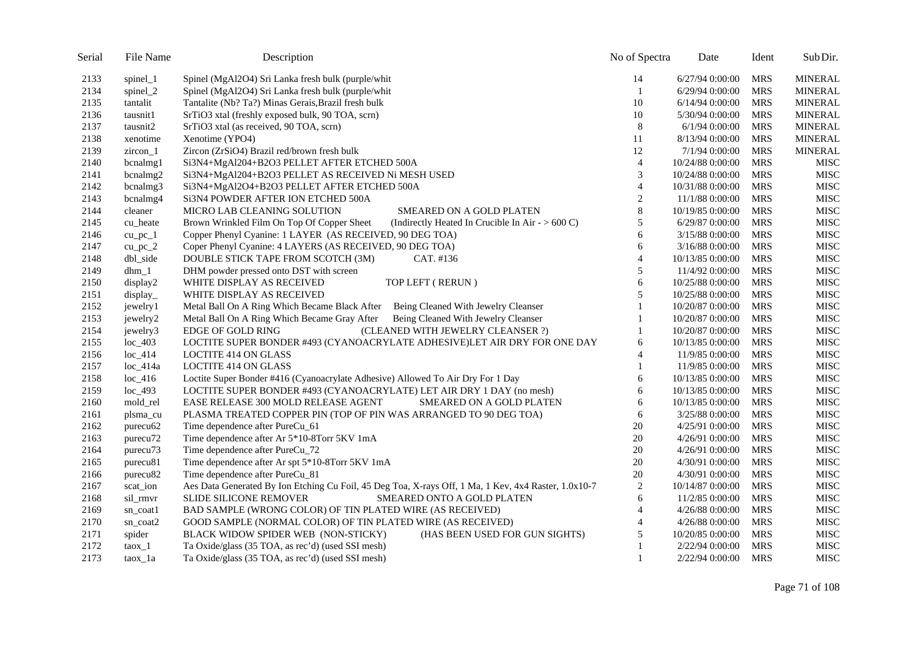| Serial | File Name | Description | No of Spectra | Date | Ident | Sub Dir. |
|---|---|---|---|---|---|---|
| 2133 | spinel_1 | Spinel (MgAl2O4) Sri Lanka fresh bulk (purple/whit | 14 | 6/27/94 0:00:00 | MRS | MINERAL |
| 2134 | spinel_2 | Spinel (MgAl2O4) Sri Lanka fresh bulk (purple/whit | 1 | 6/29/94 0:00:00 | MRS | MINERAL |
| 2135 | tantalit | Tantalite (Nb? Ta?) Minas Gerais,Brazil fresh bulk | 10 | 6/14/94 0:00:00 | MRS | MINERAL |
| 2136 | tausnit1 | SrTiO3 xtal (freshly exposed bulk, 90 TOA, scrn) | 10 | 5/30/94 0:00:00 | MRS | MINERAL |
| 2137 | tausnit2 | SrTiO3 xtal (as received, 90 TOA, scrn) | 8 | 6/1/94 0:00:00 | MRS | MINERAL |
| 2138 | xenotime | Xenotime (YPO4) | 11 | 8/13/94 0:00:00 | MRS | MINERAL |
| 2139 | zircon_1 | Zircon (ZrSiO4) Brazil red/brown fresh bulk | 12 | 7/1/94 0:00:00 | MRS | MINERAL |
| 2140 | bcnalmg1 | Si3N4+MgAl204+B2O3 PELLET AFTER ETCHED 500A | 4 | 10/24/88 0:00:00 | MRS | MISC |
| 2141 | bcnalmg2 | Si3N4+MgAl204+B2O3 PELLET AS RECEIVED Ni MESH USED | 3 | 10/24/88 0:00:00 | MRS | MISC |
| 2142 | bcnalmg3 | Si3N4+MgAl2O4+B2O3 PELLET AFTER ETCHED 500A | 4 | 10/31/88 0:00:00 | MRS | MISC |
| 2143 | bcnalmg4 | Si3N4 POWDER AFTER ION ETCHED 500A | 2 | 11/1/88 0:00:00 | MRS | MISC |
| 2144 | cleaner | MICRO LAB CLEANING SOLUTION SMEARED ON A GOLD PLATEN | 8 | 10/19/85 0:00:00 | MRS | MISC |
| 2145 | cu_heate | Brown Wrinkled Film On Top Of Copper Sheet (Indirectly Heated In Crucible In Air - > 600 C) | 5 | 6/29/87 0:00:00 | MRS | MISC |
| 2146 | cu_pc_1 | Copper Phenyl Cyanine: 1 LAYER (AS RECEIVED, 90 DEG TOA) | 6 | 3/15/88 0:00:00 | MRS | MISC |
| 2147 | cu_pc_2 | Coper Phenyl Cyanine: 4 LAYERS (AS RECEIVED, 90 DEG TOA) | 6 | 3/16/88 0:00:00 | MRS | MISC |
| 2148 | dbl_side | DOUBLE STICK TAPE FROM SCOTCH (3M) CAT. #136 | 4 | 10/13/85 0:00:00 | MRS | MISC |
| 2149 | dhm_1 | DHM powder pressed onto DST with screen | 5 | 11/4/92 0:00:00 | MRS | MISC |
| 2150 | display2 | WHITE DISPLAY AS RECEIVED TOP LEFT ( RERUN ) | 6 | 10/25/88 0:00:00 | MRS | MISC |
| 2151 | display_ | WHITE DISPLAY AS RECEIVED | 5 | 10/25/88 0:00:00 | MRS | MISC |
| 2152 | jewelry1 | Metal Ball On A Ring Which Became Black After Being Cleaned With Jewelry Cleanser | 1 | 10/20/87 0:00:00 | MRS | MISC |
| 2153 | jewelry2 | Metal Ball On A Ring Which Became Gray After Being Cleaned With Jewelry Cleanser | 1 | 10/20/87 0:00:00 | MRS | MISC |
| 2154 | jewelry3 | EDGE OF GOLD RING (CLEANED WITH JEWELRY CLEANSER ?) | 1 | 10/20/87 0:00:00 | MRS | MISC |
| 2155 | loc_403 | LOCTITE SUPER BONDER #493 (CYANOACRYLATE ADHESIVE)LET AIR DRY FOR ONE DAY | 6 | 10/13/85 0:00:00 | MRS | MISC |
| 2156 | loc_414 | LOCTITE 414 ON GLASS | 4 | 11/9/85 0:00:00 | MRS | MISC |
| 2157 | loc_414a | LOCTITE 414 ON GLASS | 1 | 11/9/85 0:00:00 | MRS | MISC |
| 2158 | loc_416 | Loctite Super Bonder #416 (Cyanoacrylate Adhesive) Allowed To Air Dry For 1 Day | 6 | 10/13/85 0:00:00 | MRS | MISC |
| 2159 | loc_493 | LOCTITE SUPER BONDER #493 (CYANOACRYLATE) LET AIR DRY 1 DAY (no mesh) | 6 | 10/13/85 0:00:00 | MRS | MISC |
| 2160 | mold_rel | EASE RELEASE 300 MOLD RELEASE AGENT SMEARED ON A GOLD PLATEN | 6 | 10/13/85 0:00:00 | MRS | MISC |
| 2161 | plsma_cu | PLASMA TREATED COPPER PIN (TOP OF PIN WAS ARRANGED TO 90 DEG TOA) | 6 | 3/25/88 0:00:00 | MRS | MISC |
| 2162 | purecu62 | Time dependence after PureCu_61 | 20 | 4/25/91 0:00:00 | MRS | MISC |
| 2163 | purecu72 | Time dependence after Ar 5*10-8Torr 5KV 1mA | 20 | 4/26/91 0:00:00 | MRS | MISC |
| 2164 | purecu73 | Time dependence after PureCu_72 | 20 | 4/26/91 0:00:00 | MRS | MISC |
| 2165 | purecu81 | Time dependence after Ar spt 5*10-8Torr 5KV 1mA | 20 | 4/30/91 0:00:00 | MRS | MISC |
| 2166 | purecu82 | Time dependence after PureCu_81 | 20 | 4/30/91 0:00:00 | MRS | MISC |
| 2167 | scat_ion | Aes Data Generated By Ion Etching Cu Foil, 45 Deg Toa, X-rays Off, 1 Ma, 1 Kev, 4x4 Raster, 1.0x10-7 | 2 | 10/14/87 0:00:00 | MRS | MISC |
| 2168 | sil_rmvr | SLIDE SILICONE REMOVER SMEARED ONTO A GOLD PLATEN | 6 | 11/2/85 0:00:00 | MRS | MISC |
| 2169 | sn_coat1 | BAD SAMPLE (WRONG COLOR) OF TIN PLATED WIRE (AS RECEIVED) | 4 | 4/26/88 0:00:00 | MRS | MISC |
| 2170 | sn_coat2 | GOOD SAMPLE (NORMAL COLOR) OF TIN PLATED WIRE (AS RECEIVED) | 4 | 4/26/88 0:00:00 | MRS | MISC |
| 2171 | spider | BLACK WIDOW SPIDER WEB (NON-STICKY) (HAS BEEN USED FOR GUN SIGHTS) | 5 | 10/20/85 0:00:00 | MRS | MISC |
| 2172 | taox_1 | Ta Oxide/glass (35 TOA, as rec'd) (used SSI mesh) | 1 | 2/22/94 0:00:00 | MRS | MISC |
| 2173 | taox_1a | Ta Oxide/glass (35 TOA, as rec'd) (used SSI mesh) | 1 | 2/22/94 0:00:00 | MRS | MISC |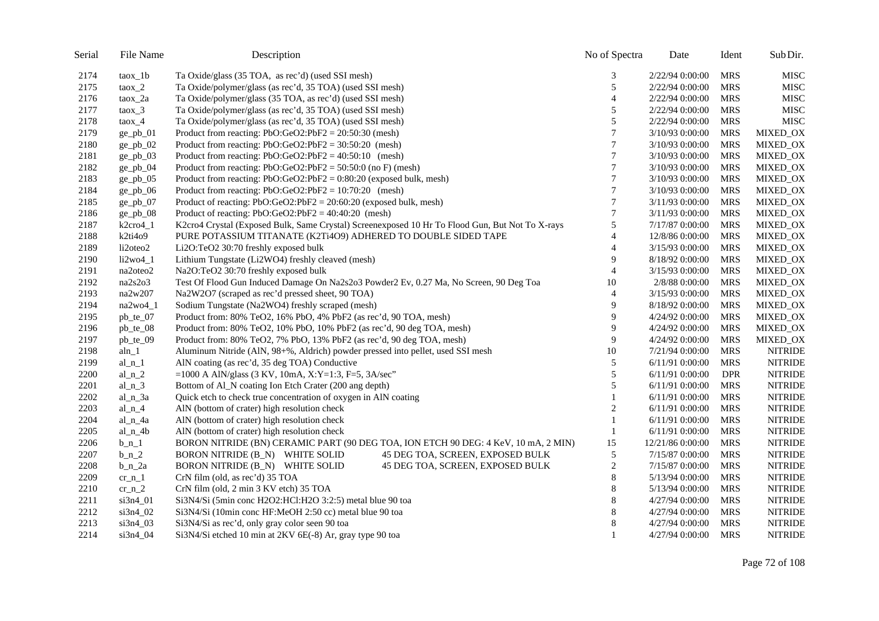| Serial | File Name | Description | No of Spectra | Date | Ident | Sub Dir. |
|---|---|---|---|---|---|---|
| 2174 | taox_1b | Ta Oxide/glass (35 TOA, as rec'd) (used SSI mesh) | 3 | 2/22/94 0:00:00 | MRS | MISC |
| 2175 | taox_2 | Ta Oxide/polymer/glass (as rec'd, 35 TOA) (used SSI mesh) | 5 | 2/22/94 0:00:00 | MRS | MISC |
| 2176 | taox_2a | Ta Oxide/polymer/glass (35 TOA, as rec'd) (used SSI mesh) | 4 | 2/22/94 0:00:00 | MRS | MISC |
| 2177 | taox_3 | Ta Oxide/polymer/glass (as rec'd, 35 TOA) (used SSI mesh) | 5 | 2/22/94 0:00:00 | MRS | MISC |
| 2178 | taox_4 | Ta Oxide/polymer/glass (as rec'd, 35 TOA) (used SSI mesh) | 5 | 2/22/94 0:00:00 | MRS | MISC |
| 2179 | ge_pb_01 | Product from reacting: PbO:GeO2:PbF2 = 20:50:30 (mesh) | 7 | 3/10/93 0:00:00 | MRS | MIXED_OX |
| 2180 | ge_pb_02 | Product from reacting: PbO:GeO2:PbF2 = 30:50:20 (mesh) | 7 | 3/10/93 0:00:00 | MRS | MIXED_OX |
| 2181 | ge_pb_03 | Product from reacting: PbO:GeO2:PbF2 = 40:50:10 (mesh) | 7 | 3/10/93 0:00:00 | MRS | MIXED_OX |
| 2182 | ge_pb_04 | Product from reacting: PbO:GeO2:PbF2 = 50:50:0 (no F) (mesh) | 7 | 3/10/93 0:00:00 | MRS | MIXED_OX |
| 2183 | ge_pb_05 | Product from reacting: PbO:GeO2:PbF2 = 0:80:20 (exposed bulk, mesh) | 7 | 3/10/93 0:00:00 | MRS | MIXED_OX |
| 2184 | ge_pb_06 | Product from reacting: PbO:GeO2:PbF2 = 10:70:20 (mesh) | 7 | 3/10/93 0:00:00 | MRS | MIXED_OX |
| 2185 | ge_pb_07 | Product of reacting: PbO:GeO2:PbF2 = 20:60:20 (exposed bulk, mesh) | 7 | 3/11/93 0:00:00 | MRS | MIXED_OX |
| 2186 | ge_pb_08 | Product of reacting: PbO:GeO2:PbF2 = 40:40:20 (mesh) | 7 | 3/11/93 0:00:00 | MRS | MIXED_OX |
| 2187 | k2cro4_1 | K2cro4 Crystal (Exposed Bulk, Same Crystal) Screenexposed 10 Hr To Flood Gun, But Not To X-rays | 5 | 7/17/87 0:00:00 | MRS | MIXED_OX |
| 2188 | k2ti4o9 | PURE POTASSIUM TITANATE (K2Ti4O9) ADHERED TO DOUBLE SIDED TAPE | 4 | 12/8/86 0:00:00 | MRS | MIXED_OX |
| 2189 | li2oteo2 | Li2O:TeO2 30:70 freshly exposed bulk | 4 | 3/15/93 0:00:00 | MRS | MIXED_OX |
| 2190 | li2wo4_1 | Lithium Tungstate (Li2WO4) freshly cleaved (mesh) | 9 | 8/18/92 0:00:00 | MRS | MIXED_OX |
| 2191 | na2oteo2 | Na2O:TeO2 30:70 freshly exposed bulk | 4 | 3/15/93 0:00:00 | MRS | MIXED_OX |
| 2192 | na2s2o3 | Test Of Flood Gun Induced Damage On Na2s2o3 Powder2 Ev, 0.27 Ma, No Screen, 90 Deg Toa | 10 | 2/8/88 0:00:00 | MRS | MIXED_OX |
| 2193 | na2w207 | Na2W2O7 (scraped as rec'd pressed sheet, 90 TOA) | 4 | 3/15/93 0:00:00 | MRS | MIXED_OX |
| 2194 | na2wo4_1 | Sodium Tungstate (Na2WO4) freshly scraped (mesh) | 9 | 8/18/92 0:00:00 | MRS | MIXED_OX |
| 2195 | pb_te_07 | Product from: 80% TeO2, 16% PbO, 4% PbF2 (as rec'd, 90 TOA, mesh) | 9 | 4/24/92 0:00:00 | MRS | MIXED_OX |
| 2196 | pb_te_08 | Product from: 80% TeO2, 10% PbO, 10% PbF2 (as rec'd, 90 deg TOA, mesh) | 9 | 4/24/92 0:00:00 | MRS | MIXED_OX |
| 2197 | pb_te_09 | Product from: 80% TeO2, 7% PbO, 13% PbF2 (as rec'd, 90 deg TOA, mesh) | 9 | 4/24/92 0:00:00 | MRS | MIXED_OX |
| 2198 | aln_1 | Aluminum Nitride (AlN, 98+%, Aldrich) powder pressed into pellet, used SSI mesh | 10 | 7/21/94 0:00:00 | MRS | NITRIDE |
| 2199 | al_n_1 | AlN coating (as rec'd, 35 deg TOA) Conductive | 5 | 6/11/91 0:00:00 | MRS | NITRIDE |
| 2200 | al_n_2 | =1000 A AlN/glass (3 KV, 10mA, X:Y=1:3, F=5, 3A/sec" | 5 | 6/11/91 0:00:00 | DPR | NITRIDE |
| 2201 | al_n_3 | Bottom of Al_N coating Ion Etch Crater (200 ang depth) | 5 | 6/11/91 0:00:00 | MRS | NITRIDE |
| 2202 | al_n_3a | Quick etch to check true concentration of oxygen in AlN coating | 1 | 6/11/91 0:00:00 | MRS | NITRIDE |
| 2203 | al_n_4 | AlN (bottom of crater) high resolution check | 2 | 6/11/91 0:00:00 | MRS | NITRIDE |
| 2204 | al_n_4a | AlN (bottom of crater) high resolution check | 1 | 6/11/91 0:00:00 | MRS | NITRIDE |
| 2205 | al_n_4b | AlN (bottom of crater) high resolution check | 1 | 6/11/91 0:00:00 | MRS | NITRIDE |
| 2206 | b_n_1 | BORON NITRIDE (BN) CERAMIC PART (90 DEG TOA, ION ETCH 90 DEG: 4 KeV, 10 mA, 2 MIN) | 15 | 12/21/86 0:00:00 | MRS | NITRIDE |
| 2207 | b_n_2 | BORON NITRIDE (B_N) WHITE SOLID 45 DEG TOA, SCREEN, EXPOSED BULK | 5 | 7/15/87 0:00:00 | MRS | NITRIDE |
| 2208 | b_n_2a | BORON NITRIDE (B_N) WHITE SOLID 45 DEG TOA, SCREEN, EXPOSED BULK | 2 | 7/15/87 0:00:00 | MRS | NITRIDE |
| 2209 | cr_n_1 | CrN film (old, as rec'd) 35 TOA | 8 | 5/13/94 0:00:00 | MRS | NITRIDE |
| 2210 | cr_n_2 | CrN film (old, 2 min 3 KV etch) 35 TOA | 8 | 5/13/94 0:00:00 | MRS | NITRIDE |
| 2211 | si3n4_01 | Si3N4/Si (5min conc H2O2:HCl:H2O 3:2:5) metal blue 90 toa | 8 | 4/27/94 0:00:00 | MRS | NITRIDE |
| 2212 | si3n4_02 | Si3N4/Si (10min conc HF:MeOH 2:50 cc) metal blue 90 toa | 8 | 4/27/94 0:00:00 | MRS | NITRIDE |
| 2213 | si3n4_03 | Si3N4/Si as rec'd, only gray color seen 90 toa | 8 | 4/27/94 0:00:00 | MRS | NITRIDE |
| 2214 | si3n4_04 | Si3N4/Si etched 10 min at 2KV 6E(-8) Ar, gray type 90 toa | 1 | 4/27/94 0:00:00 | MRS | NITRIDE |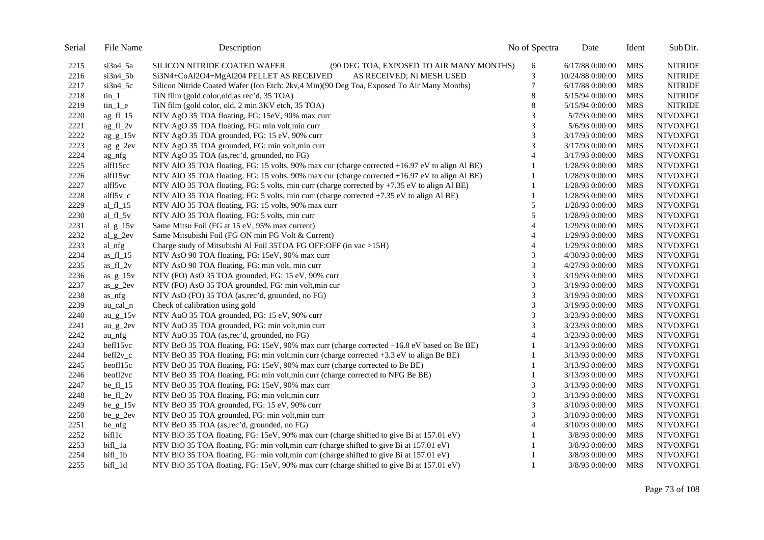| Serial | File Name | Description | No of Spectra | Date | Ident | Sub Dir. |
|---|---|---|---|---|---|---|
| 2215 | si3n4_5a | SILICON NITRIDE COATED WAFER (90 DEG TOA, EXPOSED TO AIR MANY MONTHS) | 6 | 6/17/88 0:00:00 | MRS | NITRIDE |
| 2216 | si3n4_5b | Si3N4+CoAl2O4+MgAl204 PELLET AS RECEIVED AS RECEIVED; Ni MESH USED | 3 | 10/24/88 0:00:00 | MRS | NITRIDE |
| 2217 | si3n4_5c | Silicon Nitride Coated Wafer (Ion Etch: 2kv,4 Min)(90 Deg Toa, Exposed To Air Many Months) | 7 | 6/17/88 0:00:00 | MRS | NITRIDE |
| 2218 | tin_1 | TiN film (gold color,old,as rec'd, 35 TOA) | 8 | 5/15/94 0:00:00 | MRS | NITRIDE |
| 2219 | tin_1_e | TiN film (gold color, old, 2 min 3KV etch, 35 TOA) | 8 | 5/15/94 0:00:00 | MRS | NITRIDE |
| 2220 | ag_fl_15 | NTV AgO 35 TOA floating, FG: 15eV, 90% max curr | 3 | 5/7/93 0:00:00 | MRS | NTVOXFG1 |
| 2221 | ag_fl_2v | NTV AgO 35 TOA floating, FG: min volt,min curr | 3 | 5/6/93 0:00:00 | MRS | NTVOXFG1 |
| 2222 | ag_g_15v | NTV AgO 35 TOA grounded, FG: 15 eV, 90% curr | 3 | 3/17/93 0:00:00 | MRS | NTVOXFG1 |
| 2223 | ag_g_2ev | NTV AgO 35 TOA grounded, FG: min volt,min curr | 3 | 3/17/93 0:00:00 | MRS | NTVOXFG1 |
| 2224 | ag_nfg | NTV AgO 35 TOA (as,rec'd, grounded, no FG) | 4 | 3/17/93 0:00:00 | MRS | NTVOXFG1 |
| 2225 | alfl15cc | NTV AlO 35 TOA floating, FG: 15 volts, 90% max cur (charge corrected +16.97 eV to align Al BE) | 1 | 1/28/93 0:00:00 | MRS | NTVOXFG1 |
| 2226 | alfl15vc | NTV AlO 35 TOA floating, FG: 15 volts, 90% max cur (charge corrected +16.97 eV to align Al BE) | 1 | 1/28/93 0:00:00 | MRS | NTVOXFG1 |
| 2227 | alfl5vc | NTV AlO 35 TOA floating, FG: 5 volts, min curr (charge corrected by +7.35 eV to align Al BE) | 1 | 1/28/93 0:00:00 | MRS | NTVOXFG1 |
| 2228 | alfl5v_c | NTV AlO 35 TOA floating, FG: 5 volts, min curr (charge corrected +7.35 eV to align Al BE) | 1 | 1/28/93 0:00:00 | MRS | NTVOXFG1 |
| 2229 | al_fl_15 | NTV AlO 35 TOA floating, FG: 15 volts, 90% max curr | 5 | 1/28/93 0:00:00 | MRS | NTVOXFG1 |
| 2230 | al_fl_5v | NTV AlO 35 TOA floating, FG: 5 volts, min curr | 5 | 1/28/93 0:00:00 | MRS | NTVOXFG1 |
| 2231 | al_g_15v | Same Mitsu Foil (FG at 15 eV, 95% max current) | 4 | 1/29/93 0:00:00 | MRS | NTVOXFG1 |
| 2232 | al_g_2ev | Same Mitsubishi Foil (FG ON min FG Volt & Current) | 4 | 1/29/93 0:00:00 | MRS | NTVOXFG1 |
| 2233 | al_nfg | Charge study of Mitsubishi Al Foil 35TOA FG OFF:OFF (in vac >15H) | 4 | 1/29/93 0:00:00 | MRS | NTVOXFG1 |
| 2234 | as_fl_15 | NTV AsO 90 TOA floating, FG: 15eV, 90% max curr | 3 | 4/30/93 0:00:00 | MRS | NTVOXFG1 |
| 2235 | as_fl_2v | NTV AsO 90 TOA floating, FG: min volt, min curr | 3 | 4/27/93 0:00:00 | MRS | NTVOXFG1 |
| 2236 | as_g_15v | NTV (FO) AsO 35 TOA grounded, FG: 15 eV, 90% curr | 3 | 3/19/93 0:00:00 | MRS | NTVOXFG1 |
| 2237 | as_g_2ev | NTV (FO) AsO 35 TOA grounded, FG: min volt,min cur | 3 | 3/19/93 0:00:00 | MRS | NTVOXFG1 |
| 2238 | as_nfg | NTV AsO (FO) 35 TOA (as,rec'd, grounded, no FG) | 3 | 3/19/93 0:00:00 | MRS | NTVOXFG1 |
| 2239 | au_cal_n | Check of calibration using gold | 3 | 3/19/93 0:00:00 | MRS | NTVOXFG1 |
| 2240 | au_g_15v | NTV AuO 35 TOA grounded, FG: 15 eV, 90% curr | 3 | 3/23/93 0:00:00 | MRS | NTVOXFG1 |
| 2241 | au_g_2ev | NTV AuO 35 TOA grounded, FG: min volt,min curr | 3 | 3/23/93 0:00:00 | MRS | NTVOXFG1 |
| 2242 | au_nfg | NTV AuO 35 TOA (as,rec'd, grounded, no FG) | 4 | 3/23/93 0:00:00 | MRS | NTVOXFG1 |
| 2243 | befl15vc | NTV BeO 35 TOA floating, FG: 15eV, 90% max curr (charge corrected +16.8 eV based on Be BE) | 1 | 3/13/93 0:00:00 | MRS | NTVOXFG1 |
| 2244 | befl2v_c | NTV BeO 35 TOA floating, FG: min volt,min curr (charge corrected +3.3 eV to align Be BE) | 1 | 3/13/93 0:00:00 | MRS | NTVOXFG1 |
| 2245 | beofl15c | NTV BeO 35 TOA floating, FG: 15eV, 90% max curr (charge corrected to Be BE) | 1 | 3/13/93 0:00:00 | MRS | NTVOXFG1 |
| 2246 | beofl2vc | NTV BeO 35 TOA floating, FG: min volt,min curr (charge corrected to NFG Be BE) | 1 | 3/13/93 0:00:00 | MRS | NTVOXFG1 |
| 2247 | be_fl_15 | NTV BeO 35 TOA floating, FG: 15eV, 90% max curr | 3 | 3/13/93 0:00:00 | MRS | NTVOXFG1 |
| 2248 | be_fl_2v | NTV BeO 35 TOA floating, FG: min volt,min curr | 3 | 3/13/93 0:00:00 | MRS | NTVOXFG1 |
| 2249 | be_g_15v | NTV BeO 35 TOA grounded, FG: 15 eV, 90% curr | 3 | 3/10/93 0:00:00 | MRS | NTVOXFG1 |
| 2250 | be_g_2ev | NTV BeO 35 TOA grounded, FG: min volt,min curr | 3 | 3/10/93 0:00:00 | MRS | NTVOXFG1 |
| 2251 | be_nfg | NTV BeO 35 TOA (as,rec'd, grounded, no FG) | 4 | 3/10/93 0:00:00 | MRS | NTVOXFG1 |
| 2252 | bifl1c | NTV BiO 35 TOA floating, FG: 15eV, 90% max curr (charge shifted to give Bi at 157.01 eV) | 1 | 3/8/93 0:00:00 | MRS | NTVOXFG1 |
| 2253 | bifl_1a | NTV BiO 35 TOA floating, FG: min volt,min curr (charge shifted to give Bi at 157.01 eV) | 1 | 3/8/93 0:00:00 | MRS | NTVOXFG1 |
| 2254 | bifl_1b | NTV BiO 35 TOA floating, FG: min volt,min curr (charge shifted to give Bi at 157.01 eV) | 1 | 3/8/93 0:00:00 | MRS | NTVOXFG1 |
| 2255 | bifl_1d | NTV BiO 35 TOA floating, FG: 15eV, 90% max curr (charge shifted to give Bi at 157.01 eV) | 1 | 3/8/93 0:00:00 | MRS | NTVOXFG1 |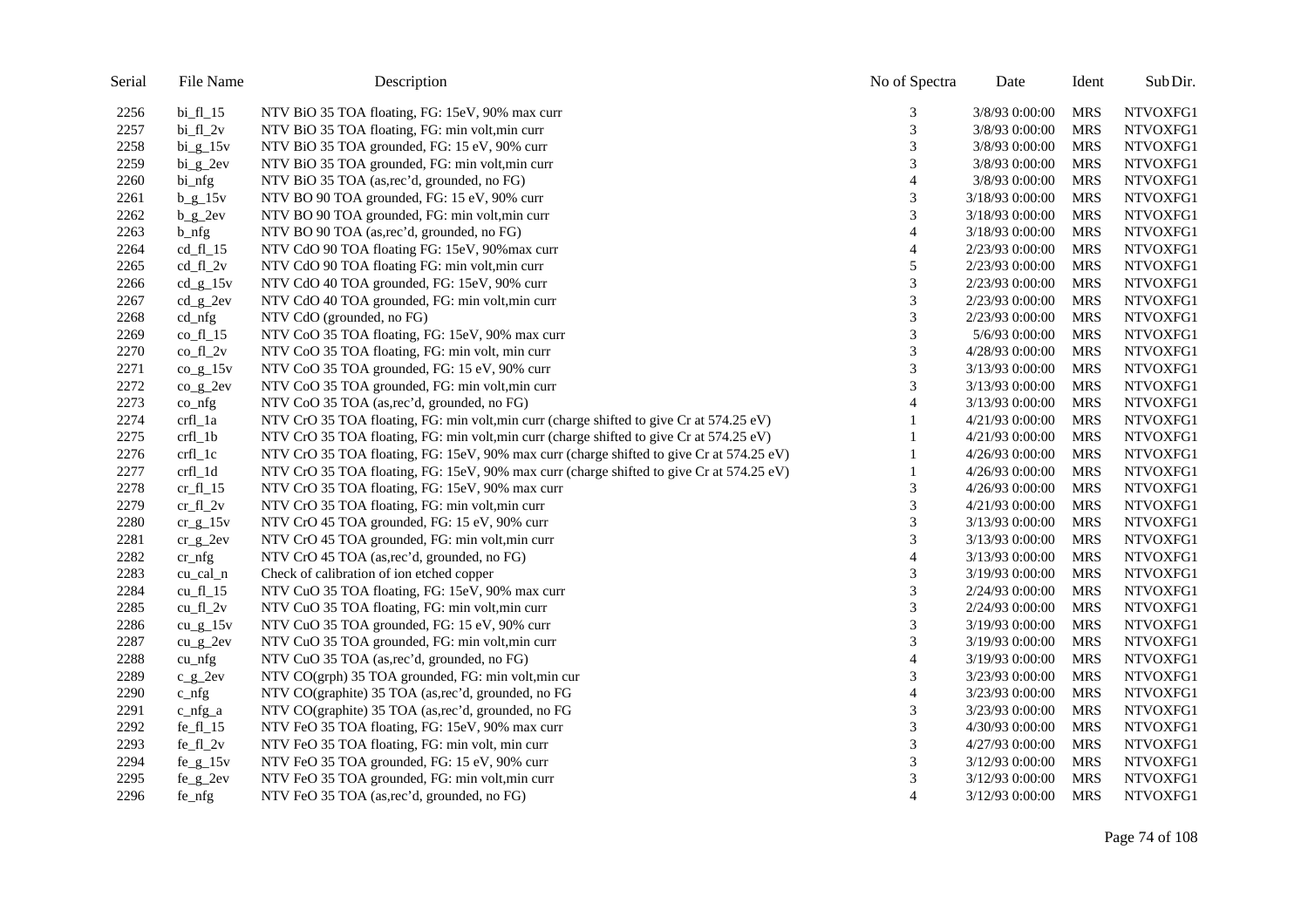| Serial | File Name | Description | No of Spectra | Date | Ident | Sub Dir. |
|---|---|---|---|---|---|---|
| 2256 | bi_fl_15 | NTV BiO 35 TOA floating, FG: 15eV, 90% max curr | 3 | 3/8/93 0:00:00 | MRS | NTVOXFG1 |
| 2257 | bi_fl_2v | NTV BiO 35 TOA floating, FG: min volt,min curr | 3 | 3/8/93 0:00:00 | MRS | NTVOXFG1 |
| 2258 | bi_g_15v | NTV BiO 35 TOA grounded, FG: 15 eV, 90% curr | 3 | 3/8/93 0:00:00 | MRS | NTVOXFG1 |
| 2259 | bi_g_2ev | NTV BiO 35 TOA grounded, FG: min volt,min curr | 3 | 3/8/93 0:00:00 | MRS | NTVOXFG1 |
| 2260 | bi_nfg | NTV BiO 35 TOA (as,rec'd, grounded, no FG) | 4 | 3/8/93 0:00:00 | MRS | NTVOXFG1 |
| 2261 | b_g_15v | NTV BO 90 TOA grounded, FG: 15 eV, 90% curr | 3 | 3/18/93 0:00:00 | MRS | NTVOXFG1 |
| 2262 | b_g_2ev | NTV BO 90 TOA grounded, FG: min volt,min curr | 3 | 3/18/93 0:00:00 | MRS | NTVOXFG1 |
| 2263 | b_nfg | NTV BO 90 TOA (as,rec'd, grounded, no FG) | 4 | 3/18/93 0:00:00 | MRS | NTVOXFG1 |
| 2264 | cd_fl_15 | NTV CdO 90 TOA floating FG: 15eV, 90%max curr | 4 | 2/23/93 0:00:00 | MRS | NTVOXFG1 |
| 2265 | cd_fl_2v | NTV CdO 90 TOA floating FG: min volt,min curr | 5 | 2/23/93 0:00:00 | MRS | NTVOXFG1 |
| 2266 | cd_g_15v | NTV CdO 40 TOA grounded, FG: 15eV, 90% curr | 3 | 2/23/93 0:00:00 | MRS | NTVOXFG1 |
| 2267 | cd_g_2ev | NTV CdO 40 TOA grounded, FG: min volt,min curr | 3 | 2/23/93 0:00:00 | MRS | NTVOXFG1 |
| 2268 | cd_nfg | NTV CdO (grounded, no FG) | 3 | 2/23/93 0:00:00 | MRS | NTVOXFG1 |
| 2269 | co_fl_15 | NTV CoO 35 TOA floating, FG: 15eV, 90% max curr | 3 | 5/6/93 0:00:00 | MRS | NTVOXFG1 |
| 2270 | co_fl_2v | NTV CoO 35 TOA floating, FG: min volt, min curr | 3 | 4/28/93 0:00:00 | MRS | NTVOXFG1 |
| 2271 | co_g_15v | NTV CoO 35 TOA grounded, FG: 15 eV, 90% curr | 3 | 3/13/93 0:00:00 | MRS | NTVOXFG1 |
| 2272 | co_g_2ev | NTV CoO 35 TOA grounded, FG: min volt,min curr | 3 | 3/13/93 0:00:00 | MRS | NTVOXFG1 |
| 2273 | co_nfg | NTV CoO 35 TOA (as,rec'd, grounded, no FG) | 4 | 3/13/93 0:00:00 | MRS | NTVOXFG1 |
| 2274 | crfl_1a | NTV CrO 35 TOA floating, FG: min volt,min curr (charge shifted to give Cr at 574.25 eV) | 1 | 4/21/93 0:00:00 | MRS | NTVOXFG1 |
| 2275 | crfl_1b | NTV CrO 35 TOA floating, FG: min volt,min curr (charge shifted to give Cr at 574.25 eV) | 1 | 4/21/93 0:00:00 | MRS | NTVOXFG1 |
| 2276 | crfl_1c | NTV CrO 35 TOA floating, FG: 15eV, 90% max curr (charge shifted to give Cr at 574.25 eV) | 1 | 4/26/93 0:00:00 | MRS | NTVOXFG1 |
| 2277 | crfl_1d | NTV CrO 35 TOA floating, FG: 15eV, 90% max curr (charge shifted to give Cr at 574.25 eV) | 1 | 4/26/93 0:00:00 | MRS | NTVOXFG1 |
| 2278 | cr_fl_15 | NTV CrO 35 TOA floating, FG: 15eV, 90% max curr | 3 | 4/26/93 0:00:00 | MRS | NTVOXFG1 |
| 2279 | cr_fl_2v | NTV CrO 35 TOA floating, FG: min volt,min curr | 3 | 4/21/93 0:00:00 | MRS | NTVOXFG1 |
| 2280 | cr_g_15v | NTV CrO 45 TOA grounded, FG: 15 eV, 90% curr | 3 | 3/13/93 0:00:00 | MRS | NTVOXFG1 |
| 2281 | cr_g_2ev | NTV CrO 45 TOA grounded, FG: min volt,min curr | 3 | 3/13/93 0:00:00 | MRS | NTVOXFG1 |
| 2282 | cr_nfg | NTV CrO 45 TOA (as,rec'd, grounded, no FG) | 4 | 3/13/93 0:00:00 | MRS | NTVOXFG1 |
| 2283 | cu_cal_n | Check of calibration of ion etched copper | 3 | 3/19/93 0:00:00 | MRS | NTVOXFG1 |
| 2284 | cu_fl_15 | NTV CuO 35 TOA floating, FG: 15eV, 90% max curr | 3 | 2/24/93 0:00:00 | MRS | NTVOXFG1 |
| 2285 | cu_fl_2v | NTV CuO 35 TOA floating, FG: min volt,min curr | 3 | 2/24/93 0:00:00 | MRS | NTVOXFG1 |
| 2286 | cu_g_15v | NTV CuO 35 TOA grounded, FG: 15 eV, 90% curr | 3 | 3/19/93 0:00:00 | MRS | NTVOXFG1 |
| 2287 | cu_g_2ev | NTV CuO 35 TOA grounded, FG: min volt,min curr | 3 | 3/19/93 0:00:00 | MRS | NTVOXFG1 |
| 2288 | cu_nfg | NTV CuO 35 TOA (as,rec'd, grounded, no FG) | 4 | 3/19/93 0:00:00 | MRS | NTVOXFG1 |
| 2289 | c_g_2ev | NTV CO(grph) 35 TOA grounded, FG: min volt,min cur | 3 | 3/23/93 0:00:00 | MRS | NTVOXFG1 |
| 2290 | c_nfg | NTV CO(graphite) 35 TOA (as,rec'd, grounded, no FG | 4 | 3/23/93 0:00:00 | MRS | NTVOXFG1 |
| 2291 | c_nfg_a | NTV CO(graphite) 35 TOA (as,rec'd, grounded, no FG | 3 | 3/23/93 0:00:00 | MRS | NTVOXFG1 |
| 2292 | fe_fl_15 | NTV FeO 35 TOA floating, FG: 15eV, 90% max curr | 3 | 4/30/93 0:00:00 | MRS | NTVOXFG1 |
| 2293 | fe_fl_2v | NTV FeO 35 TOA floating, FG: min volt, min curr | 3 | 4/27/93 0:00:00 | MRS | NTVOXFG1 |
| 2294 | fe_g_15v | NTV FeO 35 TOA grounded, FG: 15 eV, 90% curr | 3 | 3/12/93 0:00:00 | MRS | NTVOXFG1 |
| 2295 | fe_g_2ev | NTV FeO 35 TOA grounded, FG: min volt,min curr | 3 | 3/12/93 0:00:00 | MRS | NTVOXFG1 |
| 2296 | fe_nfg | NTV FeO 35 TOA (as,rec'd, grounded, no FG) | 4 | 3/12/93 0:00:00 | MRS | NTVOXFG1 |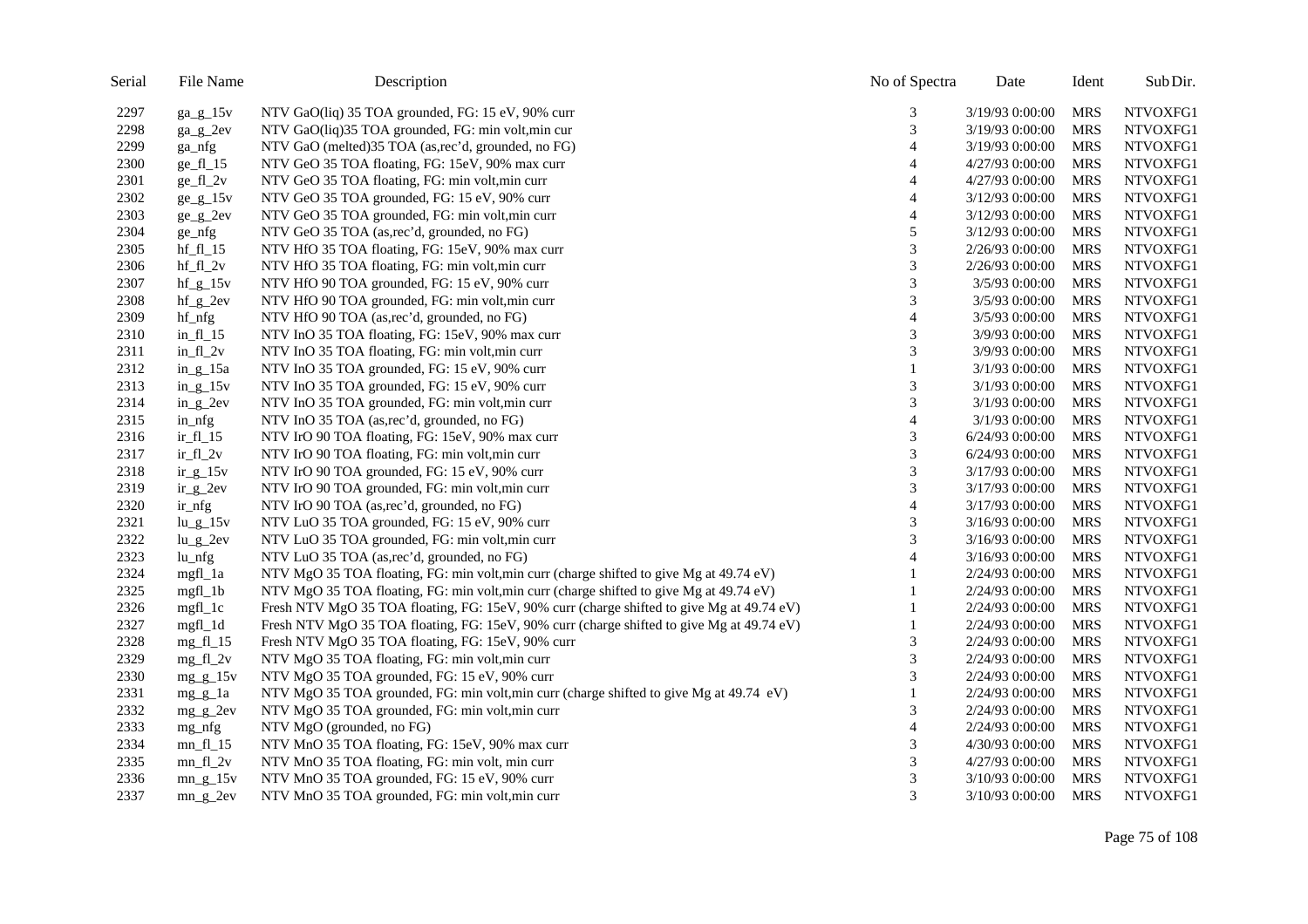| Serial | File Name | Description | No of Spectra | Date | Ident | Sub Dir. |
|---|---|---|---|---|---|---|
| 2297 | ga_g_15v | NTV GaO(liq) 35 TOA grounded, FG: 15 eV, 90% curr | 3 | 3/19/93 0:00:00 | MRS | NTVOXFG1 |
| 2298 | ga_g_2ev | NTV GaO(liq)35 TOA grounded, FG: min volt,min cur | 3 | 3/19/93 0:00:00 | MRS | NTVOXFG1 |
| 2299 | ga_nfg | NTV GaO (melted)35 TOA (as,rec'd, grounded, no FG) | 4 | 3/19/93 0:00:00 | MRS | NTVOXFG1 |
| 2300 | ge_fl_15 | NTV GeO 35 TOA floating, FG: 15eV, 90% max curr | 4 | 4/27/93 0:00:00 | MRS | NTVOXFG1 |
| 2301 | ge_fl_2v | NTV GeO 35 TOA floating, FG: min volt,min curr | 4 | 4/27/93 0:00:00 | MRS | NTVOXFG1 |
| 2302 | ge_g_15v | NTV GeO 35 TOA grounded, FG: 15 eV, 90% curr | 4 | 3/12/93 0:00:00 | MRS | NTVOXFG1 |
| 2303 | ge_g_2ev | NTV GeO 35 TOA grounded, FG: min volt,min curr | 4 | 3/12/93 0:00:00 | MRS | NTVOXFG1 |
| 2304 | ge_nfg | NTV GeO 35 TOA (as,rec'd, grounded, no FG) | 5 | 3/12/93 0:00:00 | MRS | NTVOXFG1 |
| 2305 | hf_fl_15 | NTV HfO 35 TOA floating, FG: 15eV, 90% max curr | 3 | 2/26/93 0:00:00 | MRS | NTVOXFG1 |
| 2306 | hf_fl_2v | NTV HfO 35 TOA floating, FG: min volt,min curr | 3 | 2/26/93 0:00:00 | MRS | NTVOXFG1 |
| 2307 | hf_g_15v | NTV HfO 90 TOA grounded, FG: 15 eV, 90% curr | 3 | 3/5/93 0:00:00 | MRS | NTVOXFG1 |
| 2308 | hf_g_2ev | NTV HfO 90 TOA grounded, FG: min volt,min curr | 3 | 3/5/93 0:00:00 | MRS | NTVOXFG1 |
| 2309 | hf_nfg | NTV HfO 90 TOA (as,rec'd, grounded, no FG) | 4 | 3/5/93 0:00:00 | MRS | NTVOXFG1 |
| 2310 | in_fl_15 | NTV InO 35 TOA floating, FG: 15eV, 90% max curr | 3 | 3/9/93 0:00:00 | MRS | NTVOXFG1 |
| 2311 | in_fl_2v | NTV InO 35 TOA floating, FG: min volt,min curr | 3 | 3/9/93 0:00:00 | MRS | NTVOXFG1 |
| 2312 | in_g_15a | NTV InO 35 TOA grounded, FG: 15 eV, 90% curr | 1 | 3/1/93 0:00:00 | MRS | NTVOXFG1 |
| 2313 | in_g_15v | NTV InO 35 TOA grounded, FG: 15 eV, 90% curr | 3 | 3/1/93 0:00:00 | MRS | NTVOXFG1 |
| 2314 | in_g_2ev | NTV InO 35 TOA grounded, FG: min volt,min curr | 3 | 3/1/93 0:00:00 | MRS | NTVOXFG1 |
| 2315 | in_nfg | NTV InO 35 TOA (as,rec'd, grounded, no FG) | 4 | 3/1/93 0:00:00 | MRS | NTVOXFG1 |
| 2316 | ir_fl_15 | NTV IrO 90 TOA floating, FG: 15eV, 90% max curr | 3 | 6/24/93 0:00:00 | MRS | NTVOXFG1 |
| 2317 | ir_fl_2v | NTV IrO 90 TOA floating, FG: min volt,min curr | 3 | 6/24/93 0:00:00 | MRS | NTVOXFG1 |
| 2318 | ir_g_15v | NTV IrO 90 TOA grounded, FG: 15 eV, 90% curr | 3 | 3/17/93 0:00:00 | MRS | NTVOXFG1 |
| 2319 | ir_g_2ev | NTV IrO 90 TOA grounded, FG: min volt,min curr | 3 | 3/17/93 0:00:00 | MRS | NTVOXFG1 |
| 2320 | ir_nfg | NTV IrO 90 TOA (as,rec'd, grounded, no FG) | 4 | 3/17/93 0:00:00 | MRS | NTVOXFG1 |
| 2321 | lu_g_15v | NTV LuO 35 TOA grounded, FG: 15 eV, 90% curr | 3 | 3/16/93 0:00:00 | MRS | NTVOXFG1 |
| 2322 | lu_g_2ev | NTV LuO 35 TOA grounded, FG: min volt,min curr | 3 | 3/16/93 0:00:00 | MRS | NTVOXFG1 |
| 2323 | lu_nfg | NTV LuO 35 TOA (as,rec'd, grounded, no FG) | 4 | 3/16/93 0:00:00 | MRS | NTVOXFG1 |
| 2324 | mgfl_1a | NTV MgO 35 TOA floating, FG: min volt,min curr (charge shifted to give Mg at 49.74 eV) | 1 | 2/24/93 0:00:00 | MRS | NTVOXFG1 |
| 2325 | mgfl_1b | NTV MgO 35 TOA floating, FG: min volt,min curr (charge shifted to give Mg at 49.74 eV) | 1 | 2/24/93 0:00:00 | MRS | NTVOXFG1 |
| 2326 | mgfl_1c | Fresh NTV MgO 35 TOA floating, FG: 15eV, 90% curr (charge shifted to give Mg at 49.74 eV) | 1 | 2/24/93 0:00:00 | MRS | NTVOXFG1 |
| 2327 | mgfl_1d | Fresh NTV MgO 35 TOA floating, FG: 15eV, 90% curr (charge shifted to give Mg at 49.74 eV) | 1 | 2/24/93 0:00:00 | MRS | NTVOXFG1 |
| 2328 | mg_fl_15 | Fresh NTV MgO 35 TOA floating, FG: 15eV, 90% curr | 3 | 2/24/93 0:00:00 | MRS | NTVOXFG1 |
| 2329 | mg_fl_2v | NTV MgO 35 TOA floating, FG: min volt,min curr | 3 | 2/24/93 0:00:00 | MRS | NTVOXFG1 |
| 2330 | mg_g_15v | NTV MgO 35 TOA grounded, FG: 15 eV, 90% curr | 3 | 2/24/93 0:00:00 | MRS | NTVOXFG1 |
| 2331 | mg_g_1a | NTV MgO 35 TOA grounded, FG: min volt,min curr (charge shifted to give Mg at 49.74 eV) | 1 | 2/24/93 0:00:00 | MRS | NTVOXFG1 |
| 2332 | mg_g_2ev | NTV MgO 35 TOA grounded, FG: min volt,min curr | 3 | 2/24/93 0:00:00 | MRS | NTVOXFG1 |
| 2333 | mg_nfg | NTV MgO (grounded, no FG) | 4 | 2/24/93 0:00:00 | MRS | NTVOXFG1 |
| 2334 | mn_fl_15 | NTV MnO 35 TOA floating, FG: 15eV, 90% max curr | 3 | 4/30/93 0:00:00 | MRS | NTVOXFG1 |
| 2335 | mn_fl_2v | NTV MnO 35 TOA floating, FG: min volt, min curr | 3 | 4/27/93 0:00:00 | MRS | NTVOXFG1 |
| 2336 | mn_g_15v | NTV MnO 35 TOA grounded, FG: 15 eV, 90% curr | 3 | 3/10/93 0:00:00 | MRS | NTVOXFG1 |
| 2337 | mn_g_2ev | NTV MnO 35 TOA grounded, FG: min volt,min curr | 3 | 3/10/93 0:00:00 | MRS | NTVOXFG1 |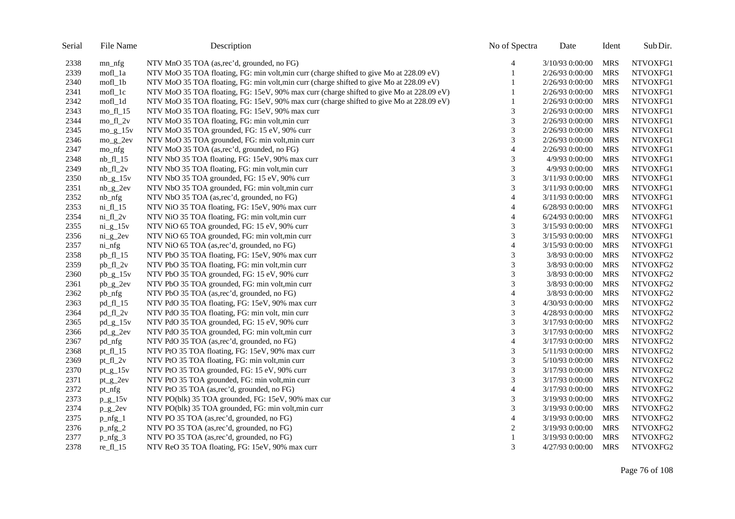| Serial | File Name | Description | No of Spectra | Date | Ident | Sub Dir. |
|---|---|---|---|---|---|---|
| 2338 | mn_nfg | NTV MnO 35 TOA (as,rec'd, grounded, no FG) | 4 | 3/10/93 0:00:00 | MRS | NTVOXFG1 |
| 2339 | mofl_1a | NTV MoO 35 TOA floating, FG: min volt,min curr (charge shifted to give Mo at 228.09 eV) | 1 | 2/26/93 0:00:00 | MRS | NTVOXFG1 |
| 2340 | mofl_1b | NTV MoO 35 TOA floating, FG: min volt,min curr (charge shifted to give Mo at 228.09 eV) | 1 | 2/26/93 0:00:00 | MRS | NTVOXFG1 |
| 2341 | mofl_1c | NTV MoO 35 TOA floating, FG: 15eV, 90% max curr (charge shifted to give Mo at 228.09 eV) | 1 | 2/26/93 0:00:00 | MRS | NTVOXFG1 |
| 2342 | mofl_1d | NTV MoO 35 TOA floating, FG: 15eV, 90% max curr (charge shifted to give Mo at 228.09 eV) | 1 | 2/26/93 0:00:00 | MRS | NTVOXFG1 |
| 2343 | mo_fl_15 | NTV MoO 35 TOA floating, FG: 15eV, 90% max curr | 3 | 2/26/93 0:00:00 | MRS | NTVOXFG1 |
| 2344 | mo_fl_2v | NTV MoO 35 TOA floating, FG: min volt,min curr | 3 | 2/26/93 0:00:00 | MRS | NTVOXFG1 |
| 2345 | mo_g_15v | NTV MoO 35 TOA grounded, FG: 15 eV, 90% curr | 3 | 2/26/93 0:00:00 | MRS | NTVOXFG1 |
| 2346 | mo_g_2ev | NTV MoO 35 TOA grounded, FG: min volt,min curr | 3 | 2/26/93 0:00:00 | MRS | NTVOXFG1 |
| 2347 | mo_nfg | NTV MoO 35 TOA (as,rec'd, grounded, no FG) | 4 | 2/26/93 0:00:00 | MRS | NTVOXFG1 |
| 2348 | nb_fl_15 | NTV NbO 35 TOA floating, FG: 15eV, 90% max curr | 3 | 4/9/93 0:00:00 | MRS | NTVOXFG1 |
| 2349 | nb_fl_2v | NTV NbO 35 TOA floating, FG: min volt,min curr | 3 | 4/9/93 0:00:00 | MRS | NTVOXFG1 |
| 2350 | nb_g_15v | NTV NbO 35 TOA grounded, FG: 15 eV, 90% curr | 3 | 3/11/93 0:00:00 | MRS | NTVOXFG1 |
| 2351 | nb_g_2ev | NTV NbO 35 TOA grounded, FG: min volt,min curr | 3 | 3/11/93 0:00:00 | MRS | NTVOXFG1 |
| 2352 | nb_nfg | NTV NbO 35 TOA (as,rec'd, grounded, no FG) | 4 | 3/11/93 0:00:00 | MRS | NTVOXFG1 |
| 2353 | ni_fl_15 | NTV NiO 35 TOA floating, FG: 15eV, 90% max curr | 4 | 6/28/93 0:00:00 | MRS | NTVOXFG1 |
| 2354 | ni_fl_2v | NTV NiO 35 TOA floating, FG: min volt,min curr | 4 | 6/24/93 0:00:00 | MRS | NTVOXFG1 |
| 2355 | ni_g_15v | NTV NiO 65 TOA grounded, FG: 15 eV, 90% curr | 3 | 3/15/93 0:00:00 | MRS | NTVOXFG1 |
| 2356 | ni_g_2ev | NTV NiO 65 TOA grounded, FG: min volt,min curr | 3 | 3/15/93 0:00:00 | MRS | NTVOXFG1 |
| 2357 | ni_nfg | NTV NiO 65 TOA (as,rec'd, grounded, no FG) | 4 | 3/15/93 0:00:00 | MRS | NTVOXFG1 |
| 2358 | pb_fl_15 | NTV PbO 35 TOA floating, FG: 15eV, 90% max curr | 3 | 3/8/93 0:00:00 | MRS | NTVOXFG2 |
| 2359 | pb_fl_2v | NTV PbO 35 TOA floating, FG: min volt,min curr | 3 | 3/8/93 0:00:00 | MRS | NTVOXFG2 |
| 2360 | pb_g_15v | NTV PbO 35 TOA grounded, FG: 15 eV, 90% curr | 3 | 3/8/93 0:00:00 | MRS | NTVOXFG2 |
| 2361 | pb_g_2ev | NTV PbO 35 TOA grounded, FG: min volt,min curr | 3 | 3/8/93 0:00:00 | MRS | NTVOXFG2 |
| 2362 | pb_nfg | NTV PbO 35 TOA (as,rec'd, grounded, no FG) | 4 | 3/8/93 0:00:00 | MRS | NTVOXFG2 |
| 2363 | pd_fl_15 | NTV PdO 35 TOA floating, FG: 15eV, 90% max curr | 3 | 4/30/93 0:00:00 | MRS | NTVOXFG2 |
| 2364 | pd_fl_2v | NTV PdO 35 TOA floating, FG: min volt, min curr | 3 | 4/28/93 0:00:00 | MRS | NTVOXFG2 |
| 2365 | pd_g_15v | NTV PdO 35 TOA grounded, FG: 15 eV, 90% curr | 3 | 3/17/93 0:00:00 | MRS | NTVOXFG2 |
| 2366 | pd_g_2ev | NTV PdO 35 TOA grounded, FG: min volt,min curr | 3 | 3/17/93 0:00:00 | MRS | NTVOXFG2 |
| 2367 | pd_nfg | NTV PdO 35 TOA (as,rec'd, grounded, no FG) | 4 | 3/17/93 0:00:00 | MRS | NTVOXFG2 |
| 2368 | pt_fl_15 | NTV PtO 35 TOA floating, FG: 15eV, 90% max curr | 3 | 5/11/93 0:00:00 | MRS | NTVOXFG2 |
| 2369 | pt_fl_2v | NTV PtO 35 TOA floating, FG: min volt,min curr | 3 | 5/10/93 0:00:00 | MRS | NTVOXFG2 |
| 2370 | pt_g_15v | NTV PtO 35 TOA grounded, FG: 15 eV, 90% curr | 3 | 3/17/93 0:00:00 | MRS | NTVOXFG2 |
| 2371 | pt_g_2ev | NTV PtO 35 TOA grounded, FG: min volt,min curr | 3 | 3/17/93 0:00:00 | MRS | NTVOXFG2 |
| 2372 | pt_nfg | NTV PtO 35 TOA (as,rec'd, grounded, no FG) | 4 | 3/17/93 0:00:00 | MRS | NTVOXFG2 |
| 2373 | p_g_15v | NTV PO(blk) 35 TOA grounded, FG: 15eV, 90% max cur | 3 | 3/19/93 0:00:00 | MRS | NTVOXFG2 |
| 2374 | p_g_2ev | NTV PO(blk) 35 TOA grounded, FG: min volt,min curr | 3 | 3/19/93 0:00:00 | MRS | NTVOXFG2 |
| 2375 | p_nfg_1 | NTV PO 35 TOA (as,rec'd, grounded, no FG) | 4 | 3/19/93 0:00:00 | MRS | NTVOXFG2 |
| 2376 | p_nfg_2 | NTV PO 35 TOA (as,rec'd, grounded, no FG) | 2 | 3/19/93 0:00:00 | MRS | NTVOXFG2 |
| 2377 | p_nfg_3 | NTV PO 35 TOA (as,rec'd, grounded, no FG) | 1 | 3/19/93 0:00:00 | MRS | NTVOXFG2 |
| 2378 | re_fl_15 | NTV ReO 35 TOA floating, FG: 15eV, 90% max curr | 3 | 4/27/93 0:00:00 | MRS | NTVOXFG2 |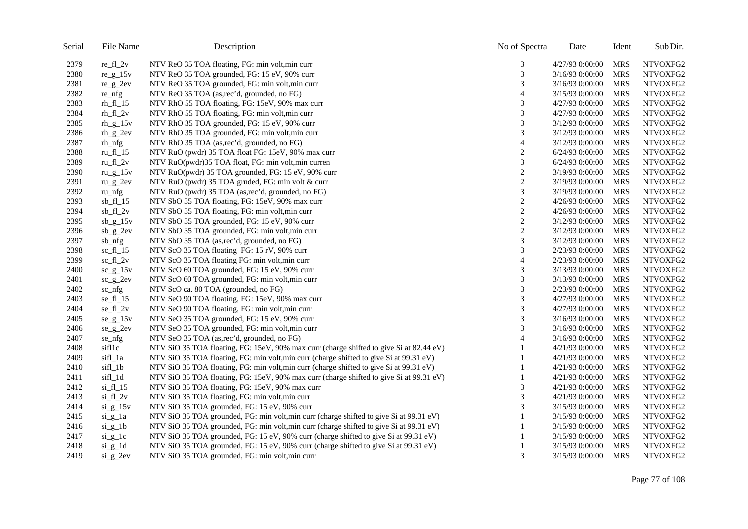| Serial | File Name | Description | No of Spectra | Date | Ident | Sub Dir. |
|---|---|---|---|---|---|---|
| 2379 | re_fl_2v | NTV ReO 35 TOA floating, FG: min volt,min curr | 3 | 4/27/93 0:00:00 | MRS | NTVOXFG2 |
| 2380 | re_g_15v | NTV ReO 35 TOA grounded, FG: 15 eV, 90% curr | 3 | 3/16/93 0:00:00 | MRS | NTVOXFG2 |
| 2381 | re_g_2ev | NTV ReO 35 TOA grounded, FG: min volt,min curr | 3 | 3/16/93 0:00:00 | MRS | NTVOXFG2 |
| 2382 | re_nfg | NTV ReO 35 TOA (as,rec'd, grounded, no FG) | 4 | 3/15/93 0:00:00 | MRS | NTVOXFG2 |
| 2383 | rh_fl_15 | NTV RhO 55 TOA floating, FG: 15eV, 90% max curr | 3 | 4/27/93 0:00:00 | MRS | NTVOXFG2 |
| 2384 | rh_fl_2v | NTV RhO 55 TOA floating, FG: min volt,min curr | 3 | 4/27/93 0:00:00 | MRS | NTVOXFG2 |
| 2385 | rh_g_15v | NTV RhO 35 TOA grounded, FG: 15 eV, 90% curr | 3 | 3/12/93 0:00:00 | MRS | NTVOXFG2 |
| 2386 | rh_g_2ev | NTV RhO 35 TOA grounded, FG: min volt,min curr | 3 | 3/12/93 0:00:00 | MRS | NTVOXFG2 |
| 2387 | rh_nfg | NTV RhO 35 TOA (as,rec'd, grounded, no FG) | 4 | 3/12/93 0:00:00 | MRS | NTVOXFG2 |
| 2388 | ru_fl_15 | NTV RuO (pwdr) 35 TOA float FG: 15eV, 90% max curr | 2 | 6/24/93 0:00:00 | MRS | NTVOXFG2 |
| 2389 | ru_fl_2v | NTV RuO(pwdr)35 TOA float, FG: min volt,min curren | 3 | 6/24/93 0:00:00 | MRS | NTVOXFG2 |
| 2390 | ru_g_15v | NTV RuO(pwdr) 35 TOA grounded, FG: 15 eV, 90% curr | 2 | 3/19/93 0:00:00 | MRS | NTVOXFG2 |
| 2391 | ru_g_2ev | NTV RuO (pwdr) 35 TOA grnded, FG: min volt & curr | 2 | 3/19/93 0:00:00 | MRS | NTVOXFG2 |
| 2392 | ru_nfg | NTV RuO (pwdr) 35 TOA (as,rec'd, grounded, no FG) | 3 | 3/19/93 0:00:00 | MRS | NTVOXFG2 |
| 2393 | sb_fl_15 | NTV SbO 35 TOA floating, FG: 15eV, 90% max curr | 2 | 4/26/93 0:00:00 | MRS | NTVOXFG2 |
| 2394 | sb_fl_2v | NTV SbO 35 TOA floating, FG: min volt,min curr | 2 | 4/26/93 0:00:00 | MRS | NTVOXFG2 |
| 2395 | sb_g_15v | NTV SbO 35 TOA grounded, FG: 15 eV, 90% curr | 2 | 3/12/93 0:00:00 | MRS | NTVOXFG2 |
| 2396 | sb_g_2ev | NTV SbO 35 TOA grounded, FG: min volt,min curr | 2 | 3/12/93 0:00:00 | MRS | NTVOXFG2 |
| 2397 | sb_nfg | NTV SbO 35 TOA (as,rec'd, grounded, no FG) | 3 | 3/12/93 0:00:00 | MRS | NTVOXFG2 |
| 2398 | sc_fl_15 | NTV ScO 35 TOA floating  FG: 15 rV, 90% curr | 3 | 2/23/93 0:00:00 | MRS | NTVOXFG2 |
| 2399 | sc_fl_2v | NTV ScO 35 TOA floating FG: min volt,min curr | 4 | 2/23/93 0:00:00 | MRS | NTVOXFG2 |
| 2400 | sc_g_15v | NTV ScO 60 TOA grounded, FG: 15 eV, 90% curr | 3 | 3/13/93 0:00:00 | MRS | NTVOXFG2 |
| 2401 | sc_g_2ev | NTV ScO 60 TOA grounded, FG: min volt,min curr | 3 | 3/13/93 0:00:00 | MRS | NTVOXFG2 |
| 2402 | sc_nfg | NTV ScO ca. 80 TOA (grounded, no FG) | 3 | 2/23/93 0:00:00 | MRS | NTVOXFG2 |
| 2403 | se_fl_15 | NTV SeO 90 TOA floating, FG: 15eV, 90% max curr | 3 | 4/27/93 0:00:00 | MRS | NTVOXFG2 |
| 2404 | se_fl_2v | NTV SeO 90 TOA floating, FG: min volt,min curr | 3 | 4/27/93 0:00:00 | MRS | NTVOXFG2 |
| 2405 | se_g_15v | NTV SeO 35 TOA grounded, FG: 15 eV, 90% curr | 3 | 3/16/93 0:00:00 | MRS | NTVOXFG2 |
| 2406 | se_g_2ev | NTV SeO 35 TOA grounded, FG: min volt,min curr | 3 | 3/16/93 0:00:00 | MRS | NTVOXFG2 |
| 2407 | se_nfg | NTV SeO 35 TOA (as,rec'd, grounded, no FG) | 4 | 3/16/93 0:00:00 | MRS | NTVOXFG2 |
| 2408 | sifl1c | NTV SiO 35 TOA floating, FG: 15eV, 90% max curr (charge shifted to give Si at 82.44 eV) | 1 | 4/21/93 0:00:00 | MRS | NTVOXFG2 |
| 2409 | sifl_1a | NTV SiO 35 TOA floating, FG: min volt,min curr (charge shifted to give Si at 99.31 eV) | 1 | 4/21/93 0:00:00 | MRS | NTVOXFG2 |
| 2410 | sifl_1b | NTV SiO 35 TOA floating, FG: min volt,min curr (charge shifted to give Si at 99.31 eV) | 1 | 4/21/93 0:00:00 | MRS | NTVOXFG2 |
| 2411 | sifl_1d | NTV SiO 35 TOA floating, FG: 15eV, 90% max curr (charge shifted to give Si at 99.31 eV) | 1 | 4/21/93 0:00:00 | MRS | NTVOXFG2 |
| 2412 | si_fl_15 | NTV SiO 35 TOA floating, FG: 15eV, 90% max curr | 3 | 4/21/93 0:00:00 | MRS | NTVOXFG2 |
| 2413 | si_fl_2v | NTV SiO 35 TOA floating, FG: min volt,min curr | 3 | 4/21/93 0:00:00 | MRS | NTVOXFG2 |
| 2414 | si_g_15v | NTV SiO 35 TOA grounded, FG: 15 eV, 90% curr | 3 | 3/15/93 0:00:00 | MRS | NTVOXFG2 |
| 2415 | si_g_1a | NTV SiO 35 TOA grounded, FG: min volt,min curr (charge shifted to give Si at 99.31 eV) | 1 | 3/15/93 0:00:00 | MRS | NTVOXFG2 |
| 2416 | si_g_1b | NTV SiO 35 TOA grounded, FG: min volt,min curr (charge shifted to give Si at 99.31 eV) | 1 | 3/15/93 0:00:00 | MRS | NTVOXFG2 |
| 2417 | si_g_1c | NTV SiO 35 TOA grounded, FG: 15 eV, 90% curr (charge shifted to give Si at 99.31 eV) | 1 | 3/15/93 0:00:00 | MRS | NTVOXFG2 |
| 2418 | si_g_1d | NTV SiO 35 TOA grounded, FG: 15 eV, 90% curr (charge shifted to give Si at 99.31 eV) | 1 | 3/15/93 0:00:00 | MRS | NTVOXFG2 |
| 2419 | si_g_2ev | NTV SiO 35 TOA grounded, FG: min volt,min curr | 3 | 3/15/93 0:00:00 | MRS | NTVOXFG2 |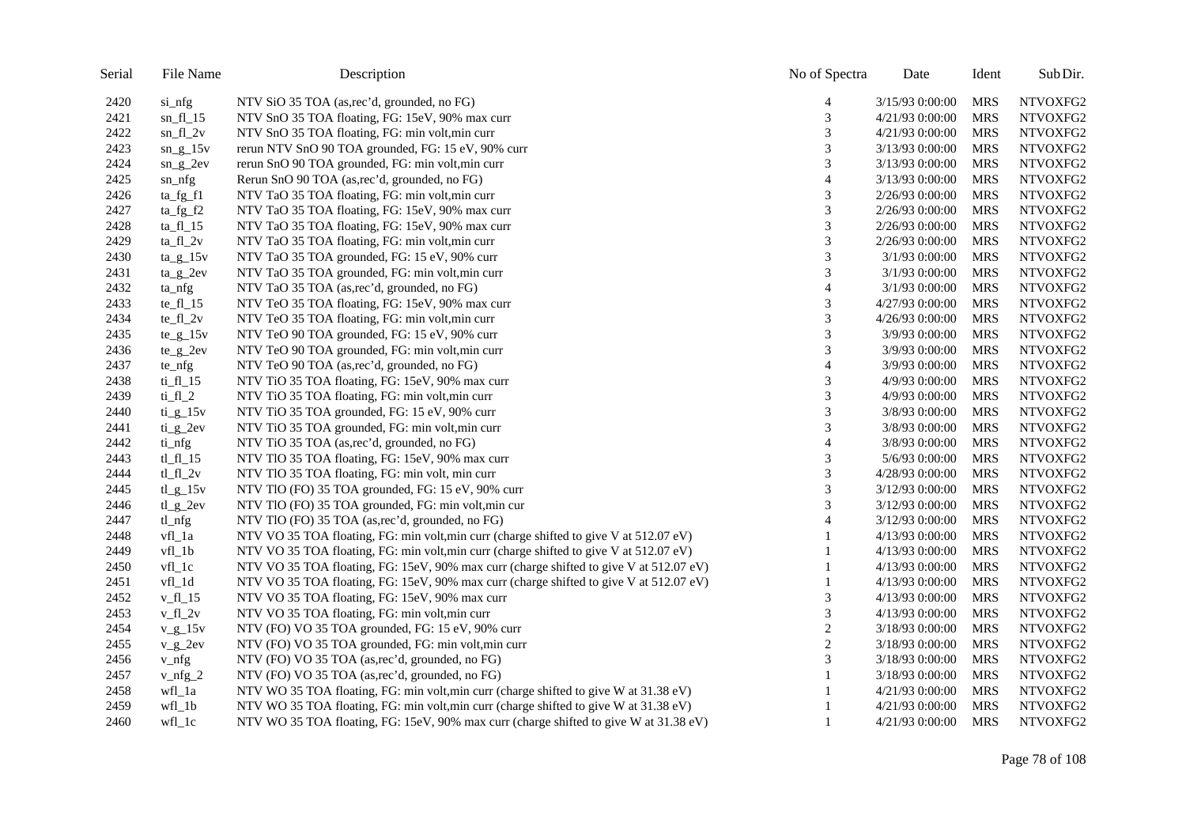| Serial | File Name | Description | No of Spectra | Date | Ident | Sub Dir. |
|---|---|---|---|---|---|---|
| 2420 | si_nfg | NTV SiO 35 TOA (as,rec'd, grounded, no FG) | 4 | 3/15/93 0:00:00 | MRS | NTVOXFG2 |
| 2421 | sn_fl_15 | NTV SnO 35 TOA floating, FG: 15eV, 90% max curr | 3 | 4/21/93 0:00:00 | MRS | NTVOXFG2 |
| 2422 | sn_fl_2v | NTV SnO 35 TOA floating, FG: min volt,min curr | 3 | 4/21/93 0:00:00 | MRS | NTVOXFG2 |
| 2423 | sn_g_15v | rerun NTV SnO 90 TOA grounded, FG: 15 eV, 90% curr | 3 | 3/13/93 0:00:00 | MRS | NTVOXFG2 |
| 2424 | sn_g_2ev | rerun SnO 90 TOA grounded, FG: min volt,min curr | 3 | 3/13/93 0:00:00 | MRS | NTVOXFG2 |
| 2425 | sn_nfg | Rerun SnO 90 TOA (as,rec'd, grounded, no FG) | 4 | 3/13/93 0:00:00 | MRS | NTVOXFG2 |
| 2426 | ta_fg_f1 | NTV TaO 35 TOA floating, FG: min volt,min curr | 3 | 2/26/93 0:00:00 | MRS | NTVOXFG2 |
| 2427 | ta_fg_f2 | NTV TaO 35 TOA floating, FG: 15eV, 90% max curr | 3 | 2/26/93 0:00:00 | MRS | NTVOXFG2 |
| 2428 | ta_fl_15 | NTV TaO 35 TOA floating, FG: 15eV, 90% max curr | 3 | 2/26/93 0:00:00 | MRS | NTVOXFG2 |
| 2429 | ta_fl_2v | NTV TaO 35 TOA floating, FG: min volt,min curr | 3 | 2/26/93 0:00:00 | MRS | NTVOXFG2 |
| 2430 | ta_g_15v | NTV TaO 35 TOA grounded, FG: 15 eV, 90% curr | 3 | 3/1/93 0:00:00 | MRS | NTVOXFG2 |
| 2431 | ta_g_2ev | NTV TaO 35 TOA grounded, FG: min volt,min curr | 3 | 3/1/93 0:00:00 | MRS | NTVOXFG2 |
| 2432 | ta_nfg | NTV TaO 35 TOA (as,rec'd, grounded, no FG) | 4 | 3/1/93 0:00:00 | MRS | NTVOXFG2 |
| 2433 | te_fl_15 | NTV TeO 35 TOA floating, FG: 15eV, 90% max curr | 3 | 4/27/93 0:00:00 | MRS | NTVOXFG2 |
| 2434 | te_fl_2v | NTV TeO 35 TOA floating, FG: min volt,min curr | 3 | 4/26/93 0:00:00 | MRS | NTVOXFG2 |
| 2435 | te_g_15v | NTV TeO 90 TOA grounded, FG: 15 eV, 90% curr | 3 | 3/9/93 0:00:00 | MRS | NTVOXFG2 |
| 2436 | te_g_2ev | NTV TeO 90 TOA grounded, FG: min volt,min curr | 3 | 3/9/93 0:00:00 | MRS | NTVOXFG2 |
| 2437 | te_nfg | NTV TeO 90 TOA (as,rec'd, grounded, no FG) | 4 | 3/9/93 0:00:00 | MRS | NTVOXFG2 |
| 2438 | ti_fl_15 | NTV TiO 35 TOA floating, FG: 15eV, 90% max curr | 3 | 4/9/93 0:00:00 | MRS | NTVOXFG2 |
| 2439 | ti_fl_2 | NTV TiO 35 TOA floating, FG: min volt,min curr | 3 | 4/9/93 0:00:00 | MRS | NTVOXFG2 |
| 2440 | ti_g_15v | NTV TiO 35 TOA grounded, FG: 15 eV, 90% curr | 3 | 3/8/93 0:00:00 | MRS | NTVOXFG2 |
| 2441 | ti_g_2ev | NTV TiO 35 TOA grounded, FG: min volt,min curr | 3 | 3/8/93 0:00:00 | MRS | NTVOXFG2 |
| 2442 | ti_nfg | NTV TiO 35 TOA (as,rec'd, grounded, no FG) | 4 | 3/8/93 0:00:00 | MRS | NTVOXFG2 |
| 2443 | tl_fl_15 | NTV TlO 35 TOA floating, FG: 15eV, 90% max curr | 3 | 5/6/93 0:00:00 | MRS | NTVOXFG2 |
| 2444 | tl_fl_2v | NTV TlO 35 TOA floating, FG: min volt, min curr | 3 | 4/28/93 0:00:00 | MRS | NTVOXFG2 |
| 2445 | tl_g_15v | NTV TlO (FO) 35 TOA grounded, FG: 15 eV, 90% curr | 3 | 3/12/93 0:00:00 | MRS | NTVOXFG2 |
| 2446 | tl_g_2ev | NTV TlO (FO) 35 TOA grounded, FG: min volt,min cur | 3 | 3/12/93 0:00:00 | MRS | NTVOXFG2 |
| 2447 | tl_nfg | NTV TlO (FO) 35 TOA (as,rec'd, grounded, no FG) | 4 | 3/12/93 0:00:00 | MRS | NTVOXFG2 |
| 2448 | vfl_1a | NTV VO 35 TOA floating, FG: min volt,min curr (charge shifted to give V at 512.07 eV) | 1 | 4/13/93 0:00:00 | MRS | NTVOXFG2 |
| 2449 | vfl_1b | NTV VO 35 TOA floating, FG: min volt,min curr (charge shifted to give V at 512.07 eV) | 1 | 4/13/93 0:00:00 | MRS | NTVOXFG2 |
| 2450 | vfl_1c | NTV VO 35 TOA floating, FG: 15eV, 90% max curr (charge shifted to give V at 512.07 eV) | 1 | 4/13/93 0:00:00 | MRS | NTVOXFG2 |
| 2451 | vfl_1d | NTV VO 35 TOA floating, FG: 15eV, 90% max curr (charge shifted to give V at 512.07 eV) | 1 | 4/13/93 0:00:00 | MRS | NTVOXFG2 |
| 2452 | v_fl_15 | NTV VO 35 TOA floating, FG: 15eV, 90% max curr | 3 | 4/13/93 0:00:00 | MRS | NTVOXFG2 |
| 2453 | v_fl_2v | NTV VO 35 TOA floating, FG: min volt,min curr | 3 | 4/13/93 0:00:00 | MRS | NTVOXFG2 |
| 2454 | v_g_15v | NTV (FO) VO 35 TOA grounded, FG: 15 eV, 90% curr | 2 | 3/18/93 0:00:00 | MRS | NTVOXFG2 |
| 2455 | v_g_2ev | NTV (FO) VO 35 TOA grounded, FG: min volt,min curr | 2 | 3/18/93 0:00:00 | MRS | NTVOXFG2 |
| 2456 | v_nfg | NTV (FO) VO 35 TOA (as,rec'd, grounded, no FG) | 3 | 3/18/93 0:00:00 | MRS | NTVOXFG2 |
| 2457 | v_nfg_2 | NTV (FO) VO 35 TOA (as,rec'd, grounded, no FG) | 1 | 3/18/93 0:00:00 | MRS | NTVOXFG2 |
| 2458 | wfl_1a | NTV WO 35 TOA floating, FG: min volt,min curr (charge shifted to give W at 31.38 eV) | 1 | 4/21/93 0:00:00 | MRS | NTVOXFG2 |
| 2459 | wfl_1b | NTV WO 35 TOA floating, FG: min volt,min curr (charge shifted to give W at 31.38 eV) | 1 | 4/21/93 0:00:00 | MRS | NTVOXFG2 |
| 2460 | wfl_1c | NTV WO 35 TOA floating, FG: 15eV, 90% max curr (charge shifted to give W at 31.38 eV) | 1 | 4/21/93 0:00:00 | MRS | NTVOXFG2 |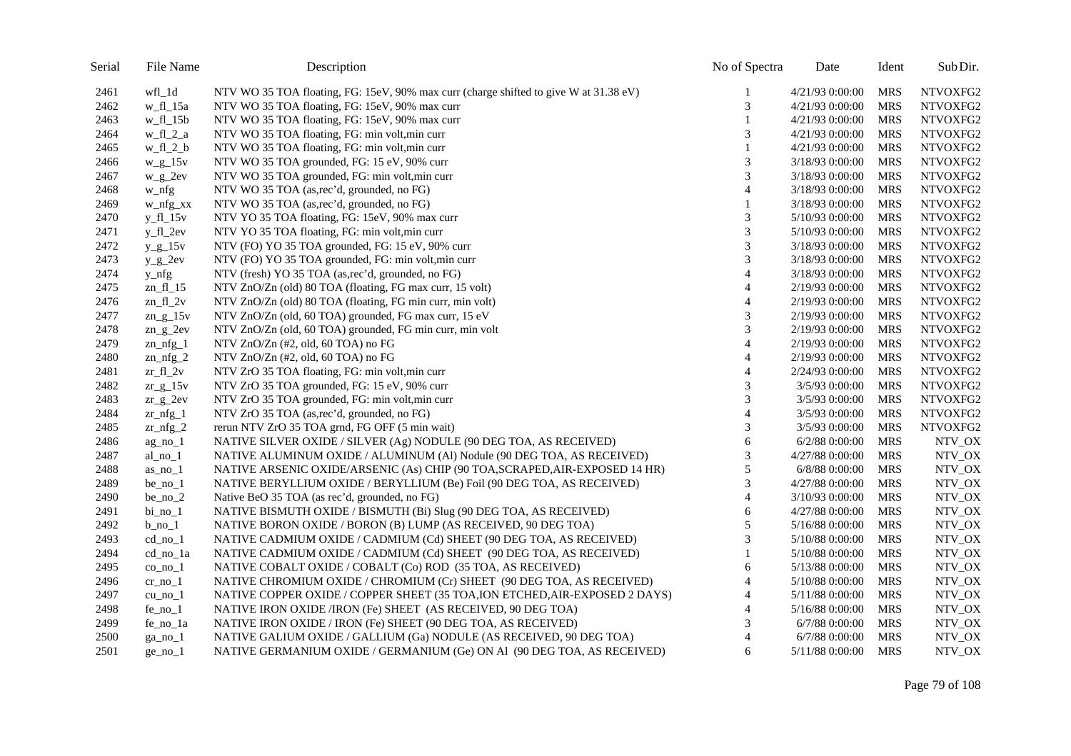| Serial | File Name | Description | No of Spectra | Date | Ident | Sub Dir. |
|---|---|---|---|---|---|---|
| 2461 | wfl_1d | NTV WO 35 TOA floating, FG: 15eV, 90% max curr (charge shifted to give W at 31.38 eV) | 1 | 4/21/93 0:00:00 | MRS | NTVOXFG2 |
| 2462 | w_fl_15a | NTV WO 35 TOA floating, FG: 15eV, 90% max curr | 3 | 4/21/93 0:00:00 | MRS | NTVOXFG2 |
| 2463 | w_fl_15b | NTV WO 35 TOA floating, FG: 15eV, 90% max curr | 1 | 4/21/93 0:00:00 | MRS | NTVOXFG2 |
| 2464 | w_fl_2_a | NTV WO 35 TOA floating, FG: min volt,min curr | 3 | 4/21/93 0:00:00 | MRS | NTVOXFG2 |
| 2465 | w_fl_2_b | NTV WO 35 TOA floating, FG: min volt,min curr | 1 | 4/21/93 0:00:00 | MRS | NTVOXFG2 |
| 2466 | w_g_15v | NTV WO 35 TOA grounded, FG: 15 eV, 90% curr | 3 | 3/18/93 0:00:00 | MRS | NTVOXFG2 |
| 2467 | w_g_2ev | NTV WO 35 TOA grounded, FG: min volt,min curr | 3 | 3/18/93 0:00:00 | MRS | NTVOXFG2 |
| 2468 | w_nfg | NTV WO 35 TOA (as,rec'd, grounded, no FG) | 4 | 3/18/93 0:00:00 | MRS | NTVOXFG2 |
| 2469 | w_nfg_xx | NTV WO 35 TOA (as,rec'd, grounded, no FG) | 1 | 3/18/93 0:00:00 | MRS | NTVOXFG2 |
| 2470 | y_fl_15v | NTV YO 35 TOA floating, FG: 15eV, 90% max curr | 3 | 5/10/93 0:00:00 | MRS | NTVOXFG2 |
| 2471 | y_fl_2ev | NTV YO 35 TOA floating, FG: min volt,min curr | 3 | 5/10/93 0:00:00 | MRS | NTVOXFG2 |
| 2472 | y_g_15v | NTV (FO) YO 35 TOA grounded, FG: 15 eV, 90% curr | 3 | 3/18/93 0:00:00 | MRS | NTVOXFG2 |
| 2473 | y_g_2ev | NTV (FO) YO 35 TOA grounded, FG: min volt,min curr | 3 | 3/18/93 0:00:00 | MRS | NTVOXFG2 |
| 2474 | y_nfg | NTV (fresh) YO 35 TOA (as,rec'd, grounded, no FG) | 4 | 3/18/93 0:00:00 | MRS | NTVOXFG2 |
| 2475 | zn_fl_15 | NTV ZnO/Zn (old) 80 TOA (floating, FG max curr, 15 volt) | 4 | 2/19/93 0:00:00 | MRS | NTVOXFG2 |
| 2476 | zn_fl_2v | NTV ZnO/Zn (old) 80 TOA (floating, FG min curr, min volt) | 4 | 2/19/93 0:00:00 | MRS | NTVOXFG2 |
| 2477 | zn_g_15v | NTV ZnO/Zn (old, 60 TOA) grounded, FG max curr, 15 eV | 3 | 2/19/93 0:00:00 | MRS | NTVOXFG2 |
| 2478 | zn_g_2ev | NTV ZnO/Zn (old, 60 TOA) grounded, FG min curr, min volt | 3 | 2/19/93 0:00:00 | MRS | NTVOXFG2 |
| 2479 | zn_nfg_1 | NTV ZnO/Zn (#2, old, 60 TOA) no FG | 4 | 2/19/93 0:00:00 | MRS | NTVOXFG2 |
| 2480 | zn_nfg_2 | NTV ZnO/Zn (#2, old, 60 TOA) no FG | 4 | 2/19/93 0:00:00 | MRS | NTVOXFG2 |
| 2481 | zr_fl_2v | NTV ZrO 35 TOA floating, FG: min volt,min curr | 4 | 2/24/93 0:00:00 | MRS | NTVOXFG2 |
| 2482 | zr_g_15v | NTV ZrO 35 TOA grounded, FG: 15 eV, 90% curr | 3 | 3/5/93 0:00:00 | MRS | NTVOXFG2 |
| 2483 | zr_g_2ev | NTV ZrO 35 TOA grounded, FG: min volt,min curr | 3 | 3/5/93 0:00:00 | MRS | NTVOXFG2 |
| 2484 | zr_nfg_1 | NTV ZrO 35 TOA (as,rec'd, grounded, no FG) | 4 | 3/5/93 0:00:00 | MRS | NTVOXFG2 |
| 2485 | zr_nfg_2 | rerun NTV ZrO 35 TOA grnd, FG OFF (5 min wait) | 3 | 3/5/93 0:00:00 | MRS | NTVOXFG2 |
| 2486 | ag_no_1 | NATIVE SILVER OXIDE / SILVER (Ag) NODULE (90 DEG TOA, AS RECEIVED) | 6 | 6/2/88 0:00:00 | MRS | NTV_OX |
| 2487 | al_no_1 | NATIVE ALUMINUM OXIDE / ALUMINUM (Al) Nodule (90 DEG TOA, AS RECEIVED) | 3 | 4/27/88 0:00:00 | MRS | NTV_OX |
| 2488 | as_no_1 | NATIVE ARSENIC OXIDE/ARSENIC (As) CHIP (90 TOA,SCRAPED,AIR-EXPOSED 14 HR) | 5 | 6/8/88 0:00:00 | MRS | NTV_OX |
| 2489 | be_no_1 | NATIVE BERYLLIUM OXIDE / BERYLLIUM (Be) Foil (90 DEG TOA, AS RECEIVED) | 3 | 4/27/88 0:00:00 | MRS | NTV_OX |
| 2490 | be_no_2 | Native BeO 35 TOA (as rec'd, grounded, no FG) | 4 | 3/10/93 0:00:00 | MRS | NTV_OX |
| 2491 | bi_no_1 | NATIVE BISMUTH OXIDE / BISMUTH (Bi) Slug (90 DEG TOA, AS RECEIVED) | 6 | 4/27/88 0:00:00 | MRS | NTV_OX |
| 2492 | b_no_1 | NATIVE BORON OXIDE / BORON (B) LUMP (AS RECEIVED, 90 DEG TOA) | 5 | 5/16/88 0:00:00 | MRS | NTV_OX |
| 2493 | cd_no_1 | NATIVE CADMIUM OXIDE / CADMIUM (Cd) SHEET (90 DEG TOA, AS RECEIVED) | 3 | 5/10/88 0:00:00 | MRS | NTV_OX |
| 2494 | cd_no_1a | NATIVE CADMIUM OXIDE / CADMIUM (Cd) SHEET (90 DEG TOA, AS RECEIVED) | 1 | 5/10/88 0:00:00 | MRS | NTV_OX |
| 2495 | co_no_1 | NATIVE COBALT OXIDE / COBALT (Co) ROD (35 TOA, AS RECEIVED) | 6 | 5/13/88 0:00:00 | MRS | NTV_OX |
| 2496 | cr_no_1 | NATIVE CHROMIUM OXIDE / CHROMIUM (Cr) SHEET (90 DEG TOA, AS RECEIVED) | 4 | 5/10/88 0:00:00 | MRS | NTV_OX |
| 2497 | cu_no_1 | NATIVE COPPER OXIDE / COPPER SHEET (35 TOA,ION ETCHED,AIR-EXPOSED 2 DAYS) | 4 | 5/11/88 0:00:00 | MRS | NTV_OX |
| 2498 | fe_no_1 | NATIVE IRON OXIDE /IRON (Fe) SHEET (AS RECEIVED, 90 DEG TOA) | 4 | 5/16/88 0:00:00 | MRS | NTV_OX |
| 2499 | fe_no_1a | NATIVE IRON OXIDE / IRON (Fe) SHEET (90 DEG TOA, AS RECEIVED) | 3 | 6/7/88 0:00:00 | MRS | NTV_OX |
| 2500 | ga_no_1 | NATIVE GALIUM OXIDE / GALLIUM (Ga) NODULE (AS RECEIVED, 90 DEG TOA) | 4 | 6/7/88 0:00:00 | MRS | NTV_OX |
| 2501 | ge_no_1 | NATIVE GERMANIUM OXIDE / GERMANIUM (Ge) ON Al (90 DEG TOA, AS RECEIVED) | 6 | 5/11/88 0:00:00 | MRS | NTV_OX |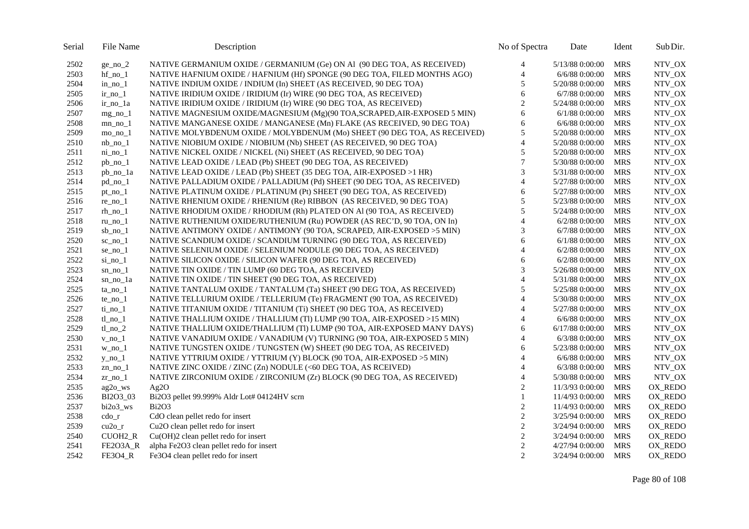| Serial | File Name | Description | No of Spectra | Date | Ident | Sub Dir. |
|---|---|---|---|---|---|---|
| 2502 | ge_no_2 | NATIVE GERMANIUM OXIDE / GERMANIUM (Ge) ON Al (90 DEG TOA, AS RECEIVED) | 4 | 5/13/88 0:00:00 | MRS | NTV_OX |
| 2503 | hf_no_1 | NATIVE HAFNIUM OXIDE / HAFNIUM (Hf) SPONGE (90 DEG TOA, FILED MONTHS AGO) | 4 | 6/6/88 0:00:00 | MRS | NTV_OX |
| 2504 | in_no_1 | NATIVE INDIUM OXIDE / INDIUM (In) SHEET (AS RECEIVED, 90 DEG TOA) | 5 | 5/20/88 0:00:00 | MRS | NTV_OX |
| 2505 | ir_no_1 | NATIVE IRIDIUM OXIDE / IRIDIUM (Ir) WIRE (90 DEG TOA, AS RECEIVED) | 6 | 6/7/88 0:00:00 | MRS | NTV_OX |
| 2506 | ir_no_1a | NATIVE IRIDIUM OXIDE / IRIDIUM (Ir) WIRE (90 DEG TOA, AS RECEIVED) | 2 | 5/24/88 0:00:00 | MRS | NTV_OX |
| 2507 | mg_no_1 | NATIVE MAGNESIUM OXIDE/MAGNESIUM (Mg)(90 TOA,SCRAPED,AIR-EXPOSED 5 MIN) | 6 | 6/1/88 0:00:00 | MRS | NTV_OX |
| 2508 | mn_no_1 | NATIVE MANGANESE OXIDE / MANGANESE (Mn) FLAKE (AS RECEIVED, 90 DEG TOA) | 6 | 6/6/88 0:00:00 | MRS | NTV_OX |
| 2509 | mo_no_1 | NATIVE MOLYBDENUM OXIDE / MOLYBDENUM (Mo) SHEET (90 DEG TOA, AS RECEIVED) | 5 | 5/20/88 0:00:00 | MRS | NTV_OX |
| 2510 | nb_no_1 | NATIVE NIOBIUM OXIDE / NIOBIUM (Nb) SHEET (AS RECEIVED, 90 DEG TOA) | 4 | 5/20/88 0:00:00 | MRS | NTV_OX |
| 2511 | ni_no_1 | NATIVE NICKEL OXIDE / NICKEL (Ni) SHEET (AS RECEIVED, 90 DEG TOA) | 5 | 5/20/88 0:00:00 | MRS | NTV_OX |
| 2512 | pb_no_1 | NATIVE LEAD OXIDE / LEAD (Pb) SHEET (90 DEG TOA, AS RECEIVED) | 7 | 5/30/88 0:00:00 | MRS | NTV_OX |
| 2513 | pb_no_1a | NATIVE LEAD OXIDE / LEAD (Pb) SHEET (35 DEG TOA, AIR-EXPOSED >1 HR) | 3 | 5/31/88 0:00:00 | MRS | NTV_OX |
| 2514 | pd_no_1 | NATIVE PALLADIUM OXIDE / PALLADIUM (Pd) SHEET (90 DEG TOA, AS RECEIVED) | 4 | 5/27/88 0:00:00 | MRS | NTV_OX |
| 2515 | pt_no_1 | NATIVE PLATINUM OXIDE / PLATINUM (Pt) SHEET (90 DEG TOA, AS RECEIVED) | 6 | 5/27/88 0:00:00 | MRS | NTV_OX |
| 2516 | re_no_1 | NATIVE RHENIUM OXIDE / RHENIUM (Re) RIBBON (AS RECEIVED, 90 DEG TOA) | 5 | 5/23/88 0:00:00 | MRS | NTV_OX |
| 2517 | rh_no_1 | NATIVE RHODIUM OXIDE / RHODIUM (Rh) PLATED ON Al (90 TOA, AS RECEIVED) | 5 | 5/24/88 0:00:00 | MRS | NTV_OX |
| 2518 | ru_no_1 | NATIVE RUTHENIUM OXIDE/RUTHENIUM (Ru) POWDER (AS REC'D, 90 TOA, ON In) | 4 | 6/2/88 0:00:00 | MRS | NTV_OX |
| 2519 | sb_no_1 | NATIVE ANTIMONY OXIDE / ANTIMONY (90 TOA, SCRAPED, AIR-EXPOSED >5 MIN) | 3 | 6/7/88 0:00:00 | MRS | NTV_OX |
| 2520 | sc_no_1 | NATIVE SCANDIUM OXIDE / SCANDIUM TURNING (90 DEG TOA, AS RECEIVED) | 6 | 6/1/88 0:00:00 | MRS | NTV_OX |
| 2521 | se_no_1 | NATIVE SELENIUM OXIDE / SELENIUM NODULE (90 DEG TOA, AS RECEIVED) | 4 | 6/2/88 0:00:00 | MRS | NTV_OX |
| 2522 | si_no_1 | NATIVE SILICON OXIDE / SILICON WAFER (90 DEG TOA, AS RECEIVED) | 6 | 6/2/88 0:00:00 | MRS | NTV_OX |
| 2523 | sn_no_1 | NATIVE TIN OXIDE / TIN LUMP (60 DEG TOA, AS RECEIVED) | 3 | 5/26/88 0:00:00 | MRS | NTV_OX |
| 2524 | sn_no_1a | NATIVE TIN OXIDE / TIN SHEET (90 DEG TOA, AS RECEIVED) | 4 | 5/31/88 0:00:00 | MRS | NTV_OX |
| 2525 | ta_no_1 | NATIVE TANTALUM OXIDE / TANTALUM (Ta) SHEET (90 DEG TOA, AS RECEIVED) | 5 | 5/25/88 0:00:00 | MRS | NTV_OX |
| 2526 | te_no_1 | NATIVE TELLURIUM OXIDE / TELLERIUM (Te) FRAGMENT (90 TOA, AS RECEIVED) | 4 | 5/30/88 0:00:00 | MRS | NTV_OX |
| 2527 | ti_no_1 | NATIVE TITANIUM OXIDE / TITANIUM (Ti) SHEET (90 DEG TOA, AS RECEIVED) | 4 | 5/27/88 0:00:00 | MRS | NTV_OX |
| 2528 | tl_no_1 | NATIVE THALLIUM OXIDE / THALLIUM (Tl) LUMP (90 TOA, AIR-EXPOSED >15 MIN) | 4 | 6/6/88 0:00:00 | MRS | NTV_OX |
| 2529 | tl_no_2 | NATIVE THALLIUM OXIDE/THALLIUM (Tl) LUMP (90 TOA, AIR-EXPOSED MANY DAYS) | 6 | 6/17/88 0:00:00 | MRS | NTV_OX |
| 2530 | v_no_1 | NATIVE VANADIUM OXIDE / VANADIUM (V) TURNING (90 TOA, AIR-EXPOSED 5 MIN) | 4 | 6/3/88 0:00:00 | MRS | NTV_OX |
| 2531 | w_no_1 | NATIVE TUNGSTEN OXIDE / TUNGSTEN (W) SHEET (90 DEG TOA, AS RECEIVED) | 6 | 5/23/88 0:00:00 | MRS | NTV_OX |
| 2532 | y_no_1 | NATIVE YTTRIUM OXIDE / YTTRIUM (Y) BLOCK (90 TOA, AIR-EXPOSED >5 MIN) | 4 | 6/6/88 0:00:00 | MRS | NTV_OX |
| 2533 | zn_no_1 | NATIVE ZINC OXIDE / ZINC (Zn) NODULE (<60 DEG TOA, AS RCEIVED) | 4 | 6/3/88 0:00:00 | MRS | NTV_OX |
| 2534 | zr_no_1 | NATIVE ZIRCONIUM OXIDE / ZIRCONIUM (Zr) BLOCK (90 DEG TOA, AS RECEIVED) | 4 | 5/30/88 0:00:00 | MRS | NTV_OX |
| 2535 | ag2o_ws | Ag2O | 2 | 11/3/93 0:00:00 | MRS | OX_REDO |
| 2536 | BI2O3_03 | Bi2O3 pellet 99.999% Aldr Lot# 04124HV scrn | 1 | 11/4/93 0:00:00 | MRS | OX_REDO |
| 2537 | bi2o3_ws | Bi2O3 | 2 | 11/4/93 0:00:00 | MRS | OX_REDO |
| 2538 | cdo_r | CdO clean pellet redo for insert | 2 | 3/25/94 0:00:00 | MRS | OX_REDO |
| 2539 | cu2o_r | Cu2O clean pellet redo for insert | 2 | 3/24/94 0:00:00 | MRS | OX_REDO |
| 2540 | CUOH2_R | Cu(OH)2 clean pellet redo for insert | 2 | 3/24/94 0:00:00 | MRS | OX_REDO |
| 2541 | FE2O3A_R | alpha Fe2O3 clean pellet redo for insert | 2 | 4/27/94 0:00:00 | MRS | OX_REDO |
| 2542 | FE3O4_R | Fe3O4 clean pellet redo for insert | 2 | 3/24/94 0:00:00 | MRS | OX_REDO |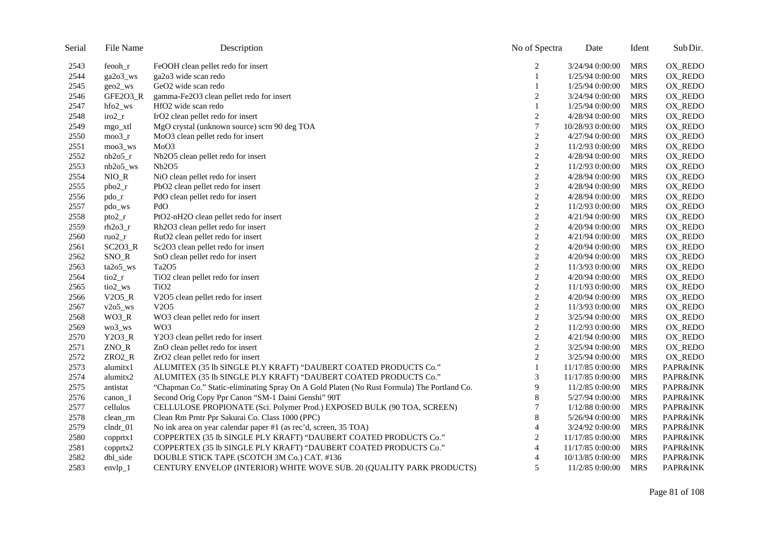| Serial | File Name | Description | No of Spectra | Date | Ident | Sub Dir. |
|---|---|---|---|---|---|---|
| 2543 | feooh_r | FeOOH clean pellet redo for insert | 2 | 3/24/94 0:00:00 | MRS | OX_REDO |
| 2544 | ga2o3_ws | ga2o3 wide scan redo | 1 | 1/25/94 0:00:00 | MRS | OX_REDO |
| 2545 | geo2_ws | GeO2 wide scan redo | 1 | 1/25/94 0:00:00 | MRS | OX_REDO |
| 2546 | GFE2O3_R | gamma-Fe2O3 clean pellet redo for insert | 2 | 3/24/94 0:00:00 | MRS | OX_REDO |
| 2547 | hfo2_ws | HfO2 wide scan redo | 1 | 1/25/94 0:00:00 | MRS | OX_REDO |
| 2548 | iro2_r | IrO2 clean pellet redo for insert | 2 | 4/28/94 0:00:00 | MRS | OX_REDO |
| 2549 | mgo_xtl | MgO crystal (unknown source) scrn 90 deg TOA | 7 | 10/28/93 0:00:00 | MRS | OX_REDO |
| 2550 | moo3_r | MoO3 clean pellet redo for insert | 2 | 4/27/94 0:00:00 | MRS | OX_REDO |
| 2551 | moo3_ws | MoO3 | 2 | 11/2/93 0:00:00 | MRS | OX_REDO |
| 2552 | nb2o5_r | Nb2O5 clean pellet redo for insert | 2 | 4/28/94 0:00:00 | MRS | OX_REDO |
| 2553 | nb2o5_ws | Nb2O5 | 2 | 11/2/93 0:00:00 | MRS | OX_REDO |
| 2554 | NIO_R | NiO clean pellet redo for insert | 2 | 4/28/94 0:00:00 | MRS | OX_REDO |
| 2555 | pbo2_r | PbO2 clean pellet redo for insert | 2 | 4/28/94 0:00:00 | MRS | OX_REDO |
| 2556 | pdo_r | PdO clean pellet redo for insert | 2 | 4/28/94 0:00:00 | MRS | OX_REDO |
| 2557 | pdo_ws | PdO | 2 | 11/2/93 0:00:00 | MRS | OX_REDO |
| 2558 | pto2_r | PtO2-nH2O clean pellet redo for insert | 2 | 4/21/94 0:00:00 | MRS | OX_REDO |
| 2559 | rh2o3_r | Rh2O3 clean pellet redo for insert | 2 | 4/20/94 0:00:00 | MRS | OX_REDO |
| 2560 | ruo2_r | RuO2 clean pellet redo for insert | 2 | 4/21/94 0:00:00 | MRS | OX_REDO |
| 2561 | SC2O3_R | Sc2O3 clean pellet redo for insert | 2 | 4/20/94 0:00:00 | MRS | OX_REDO |
| 2562 | SNO_R | SnO clean pellet redo for insert | 2 | 4/20/94 0:00:00 | MRS | OX_REDO |
| 2563 | ta2o5_ws | Ta2O5 | 2 | 11/3/93 0:00:00 | MRS | OX_REDO |
| 2564 | tio2_r | TiO2 clean pellet redo for insert | 2 | 4/20/94 0:00:00 | MRS | OX_REDO |
| 2565 | tio2_ws | TiO2 | 2 | 11/1/93 0:00:00 | MRS | OX_REDO |
| 2566 | V2O5_R | V2O5 clean pellet redo for insert | 2 | 4/20/94 0:00:00 | MRS | OX_REDO |
| 2567 | v2o5_ws | V2O5 | 2 | 11/3/93 0:00:00 | MRS | OX_REDO |
| 2568 | WO3_R | WO3 clean pellet redo for insert | 2 | 3/25/94 0:00:00 | MRS | OX_REDO |
| 2569 | wo3_ws | WO3 | 2 | 11/2/93 0:00:00 | MRS | OX_REDO |
| 2570 | Y2O3_R | Y2O3 clean pellet redo for insert | 2 | 4/21/94 0:00:00 | MRS | OX_REDO |
| 2571 | ZNO_R | ZnO clean pellet redo for insert | 2 | 3/25/94 0:00:00 | MRS | OX_REDO |
| 2572 | ZRO2_R | ZrO2 clean pellet redo for insert | 2 | 3/25/94 0:00:00 | MRS | OX_REDO |
| 2573 | alumitx1 | ALUMITEX (35 lb SINGLE PLY KRAFT) "DAUBERT COATED PRODUCTS Co." | 1 | 11/17/85 0:00:00 | MRS | PAPR&INK |
| 2574 | alumitx2 | ALUMITEX (35 lb SINGLE PLY KRAFT) "DAUBERT COATED PRODUCTS Co." | 3 | 11/17/85 0:00:00 | MRS | PAPR&INK |
| 2575 | antistat | "Chapman Co." Static-eliminating Spray On A Gold Platen (No Rust Formula) The Portland Co. | 9 | 11/2/85 0:00:00 | MRS | PAPR&INK |
| 2576 | canon_1 | Second Orig Copy Ppr Canon "SM-1 Daini Genshi" 90T | 8 | 5/27/94 0:00:00 | MRS | PAPR&INK |
| 2577 | cellulos | CELLULOSE PROPIONATE (Sci. Polymer Prod.) EXPOSED BULK (90 TOA, SCREEN) | 7 | 1/12/88 0:00:00 | MRS | PAPR&INK |
| 2578 | clean_rm | Clean Rm Prntr Ppr Sakurai Co. Class 1000 (PPC) | 8 | 5/26/94 0:00:00 | MRS | PAPR&INK |
| 2579 | clndr_01 | No ink area on year calendar paper #1 (as rec'd, screen, 35 TOA) | 4 | 3/24/92 0:00:00 | MRS | PAPR&INK |
| 2580 | copprtx1 | COPPERTEX (35 lb SINGLE PLY KRAFT) "DAUBERT COATED PRODUCTS Co." | 2 | 11/17/85 0:00:00 | MRS | PAPR&INK |
| 2581 | copprtx2 | COPPERTEX (35 lb SINGLE PLY KRAFT) "DAUBERT COATED PRODUCTS Co." | 4 | 11/17/85 0:00:00 | MRS | PAPR&INK |
| 2582 | dbl_side | DOUBLE STICK TAPE (SCOTCH 3M Co.) CAT. #136 | 4 | 10/13/85 0:00:00 | MRS | PAPR&INK |
| 2583 | envlp_1 | CENTURY ENVELOP (INTERIOR) WHITE WOVE SUB. 20 (QUALITY PARK PRODUCTS) | 5 | 11/2/85 0:00:00 | MRS | PAPR&INK |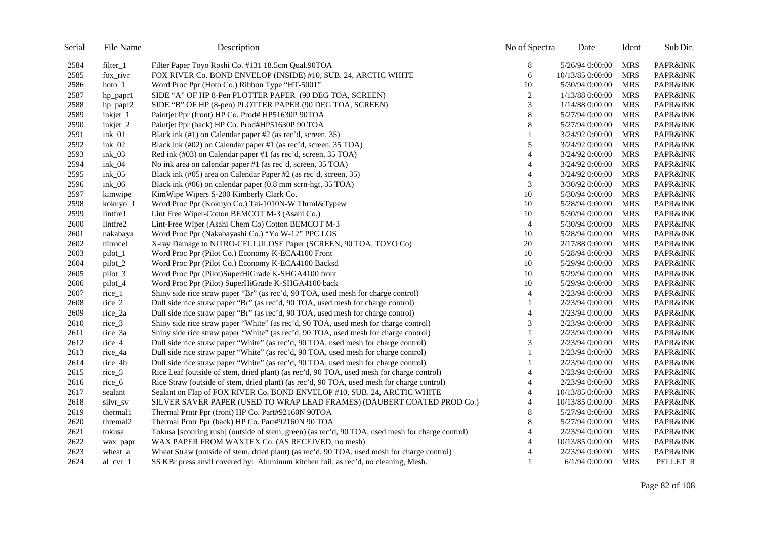| Serial | File Name | Description | No of Spectra | Date | Ident | Sub Dir. |
|---|---|---|---|---|---|---|
| 2584 | filter_1 | Filter Paper Toyo Roshi Co. #131 18.5cm Qual.90TOA | 8 | 5/26/94 0:00:00 | MRS | PAPR&INK |
| 2585 | fox_rivr | FOX RIVER Co. BOND ENVELOP (INSIDE) #10, SUB. 24, ARCTIC WHITE | 6 | 10/13/85 0:00:00 | MRS | PAPR&INK |
| 2586 | hoto_1 | Word Proc Ppr (Hoto Co.) Ribbon Type "HT-5001" | 10 | 5/30/94 0:00:00 | MRS | PAPR&INK |
| 2587 | hp_papr1 | SIDE "A" OF HP 8-Pen PLOTTER PAPER (90 DEG TOA, SCREEN) | 2 | 1/13/88 0:00:00 | MRS | PAPR&INK |
| 2588 | hp_papr2 | SIDE "B" OF HP (8-pen) PLOTTER PAPER (90 DEG TOA, SCREEN) | 3 | 1/14/88 0:00:00 | MRS | PAPR&INK |
| 2589 | inkjet_1 | Paintjet Ppr (front) HP Co. Prod# HP51630P 90TOA | 8 | 5/27/94 0:00:00 | MRS | PAPR&INK |
| 2590 | inkjet_2 | Paintjet Ppr (back) HP Co. Prod#HP51630P 90 TOA | 8 | 5/27/94 0:00:00 | MRS | PAPR&INK |
| 2591 | ink_01 | Black ink (#1) on Calendar paper #2 (as rec'd, screen, 35) | 1 | 3/24/92 0:00:00 | MRS | PAPR&INK |
| 2592 | ink_02 | Black ink (#02) on Calendar paper #1 (as rec'd, screen, 35 TOA) | 5 | 3/24/92 0:00:00 | MRS | PAPR&INK |
| 2593 | ink_03 | Red ink (#03) on Calendar paper #1 (as rec'd, screen, 35 TOA) | 4 | 3/24/92 0:00:00 | MRS | PAPR&INK |
| 2594 | ink_04 | No ink area on calendar paper #1 (as rec'd, screen, 35 TOA) | 4 | 3/24/92 0:00:00 | MRS | PAPR&INK |
| 2595 | ink_05 | Black ink (#05) area on Calendar Paper #2 (as rec'd, screen, 35) | 4 | 3/24/92 0:00:00 | MRS | PAPR&INK |
| 2596 | ink_06 | Black ink (#06) on calendar paper (0.8 mm scrn-hgt, 35 TOA) | 3 | 3/30/92 0:00:00 | MRS | PAPR&INK |
| 2597 | kimwipe | KimWipe Wipers S-200 Kimberly Clark Co. | 10 | 5/30/94 0:00:00 | MRS | PAPR&INK |
| 2598 | kokuyo_1 | Word Proc Ppr (Kokuyo Co.) Tai-1010N-W Thrml&Typew | 10 | 5/28/94 0:00:00 | MRS | PAPR&INK |
| 2599 | lintfre1 | Lint Free Wiper-Cotton BEMCOT M-3 (Asahi Co.) | 10 | 5/30/94 0:00:00 | MRS | PAPR&INK |
| 2600 | lintfre2 | Lint-Free Wiper (Asahi Chem Co) Cotton BEMCOT M-3 | 4 | 5/30/94 0:00:00 | MRS | PAPR&INK |
| 2601 | nakabaya | Word Proc Ppr (Nakabayashi Co.) "Yo W-12" PPC LOS | 10 | 5/28/94 0:00:00 | MRS | PAPR&INK |
| 2602 | nitrocel | X-ray Damage to NITRO-CELLULOSE Paper (SCREEN, 90 TOA, TOYO Co) | 20 | 2/17/88 0:00:00 | MRS | PAPR&INK |
| 2603 | pilot_1 | Word Proc Ppr (Pilot Co.) Economy K-ECA4100 Front | 10 | 5/28/94 0:00:00 | MRS | PAPR&INK |
| 2604 | pilot_2 | Word Proc Ppr (Pilot Co.) Economy K-ECA4100 Backsd | 10 | 5/29/94 0:00:00 | MRS | PAPR&INK |
| 2605 | pilot_3 | Word Proc Ppr (Pilot)SuperHiGrade K-SHGA4100 front | 10 | 5/29/94 0:00:00 | MRS | PAPR&INK |
| 2606 | pilot_4 | Word Proc Ppr (Pilot) SuperHiGrade K-SHGA4100 back | 10 | 5/29/94 0:00:00 | MRS | PAPR&INK |
| 2607 | rice_1 | Shiny side rice straw paper "Br" (as rec'd, 90 TOA, used mesh for charge control) | 4 | 2/23/94 0:00:00 | MRS | PAPR&INK |
| 2608 | rice_2 | Dull side rice straw paper "Br" (as rec'd, 90 TOA, used mesh for charge control) | 1 | 2/23/94 0:00:00 | MRS | PAPR&INK |
| 2609 | rice_2a | Dull side rice straw paper "Br" (as rec'd, 90 TOA, used mesh for charge control) | 4 | 2/23/94 0:00:00 | MRS | PAPR&INK |
| 2610 | rice_3 | Shiny side rice straw paper "White" (as rec'd, 90 TOA, used mesh for charge control) | 3 | 2/23/94 0:00:00 | MRS | PAPR&INK |
| 2611 | rice_3a | Shiny side rice straw paper "White" (as rec'd, 90 TOA, used mesh for charge control) | 1 | 2/23/94 0:00:00 | MRS | PAPR&INK |
| 2612 | rice_4 | Dull side rice straw paper "White" (as rec'd, 90 TOA, used mesh for charge control) | 3 | 2/23/94 0:00:00 | MRS | PAPR&INK |
| 2613 | rice_4a | Dull side rice straw paper "White" (as rec'd, 90 TOA, used mesh for charge control) | 1 | 2/23/94 0:00:00 | MRS | PAPR&INK |
| 2614 | rice_4b | Dull side rice straw paper "White" (as rec'd, 90 TOA, used mesh for charge control) | 1 | 2/23/94 0:00:00 | MRS | PAPR&INK |
| 2615 | rice_5 | Rice Leaf (outside of stem, dried plant) (as rec'd, 90 TOA, used mesh for charge control) | 4 | 2/23/94 0:00:00 | MRS | PAPR&INK |
| 2616 | rice_6 | Rice Straw (outside of stem, dried plant) (as rec'd, 90 TOA, used mesh for charge control) | 4 | 2/23/94 0:00:00 | MRS | PAPR&INK |
| 2617 | sealant | Sealant on Flap of FOX RIVER Co. BOND ENVELOP #10, SUB. 24, ARCTIC WHITE | 4 | 10/13/85 0:00:00 | MRS | PAPR&INK |
| 2618 | silvr_sv | SILVER SAVER PAPER (USED TO WRAP LEAD FRAMES) (DAUBERT COATED PROD Co.) | 4 | 10/13/85 0:00:00 | MRS | PAPR&INK |
| 2619 | thermal1 | Thermal Prntr Ppr (front) HP Co. Part#92160N 90TOA | 8 | 5/27/94 0:00:00 | MRS | PAPR&INK |
| 2620 | thremal2 | Thermal Prntr Ppr (back) HP Co. Part#92160N 90 TOA | 8 | 5/27/94 0:00:00 | MRS | PAPR&INK |
| 2621 | tokusa | Tokusa [scouring rush] (outside of stem, green) (as rec'd, 90 TOA, used mesh for charge control) | 4 | 2/23/94 0:00:00 | MRS | PAPR&INK |
| 2622 | wax_papr | WAX PAPER FROM WAXTEX Co. (AS RECEIVED, no mesh) | 4 | 10/13/85 0:00:00 | MRS | PAPR&INK |
| 2623 | wheat_a | Wheat Straw (outside of stem, dried plant) (as rec'd, 90 TOA, used mesh for charge control) | 4 | 2/23/94 0:00:00 | MRS | PAPR&INK |
| 2624 | al_cvr_1 | SS KBr press anvil covered by: Aluminum kitchen foil, as rec'd, no cleaning, Mesh. | 1 | 6/1/94 0:00:00 | MRS | PELLET_R |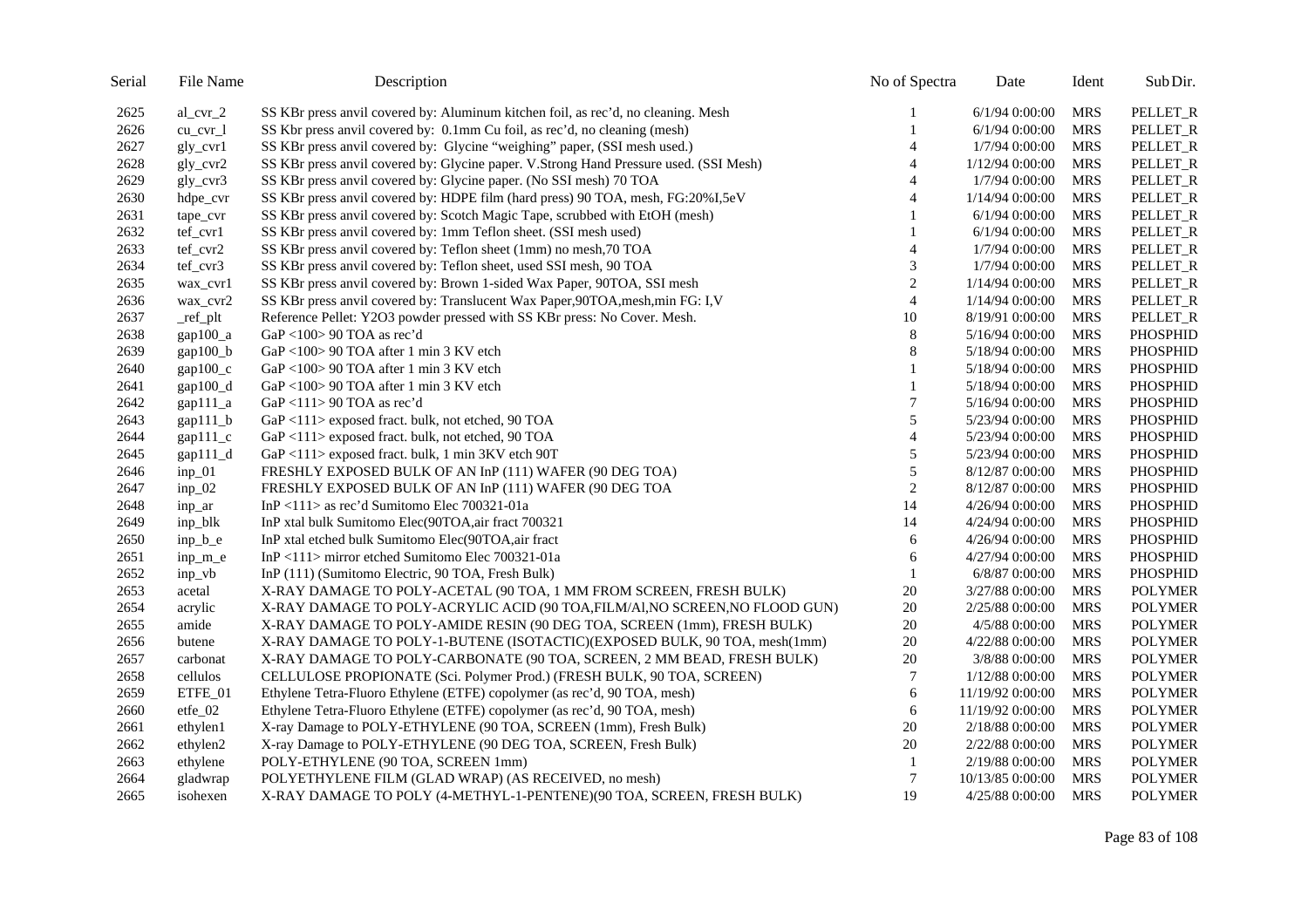| Serial | File Name | Description | No of Spectra | Date | Ident | Sub Dir. |
|---|---|---|---|---|---|---|
| 2625 | al_cvr_2 | SS KBr press anvil covered by: Aluminum kitchen foil, as rec'd, no cleaning. Mesh | 1 | 6/1/94 0:00:00 | MRS | PELLET_R |
| 2626 | cu_cvr_l | SS Kbr press anvil covered by: 0.1mm Cu foil, as rec'd, no cleaning (mesh) | 1 | 6/1/94 0:00:00 | MRS | PELLET_R |
| 2627 | gly_cvr1 | SS KBr press anvil covered by: Glycine "weighing" paper, (SSI mesh used.) | 4 | 1/7/94 0:00:00 | MRS | PELLET_R |
| 2628 | gly_cvr2 | SS KBr press anvil covered by: Glycine paper. V.Strong Hand Pressure used. (SSI Mesh) | 4 | 1/12/94 0:00:00 | MRS | PELLET_R |
| 2629 | gly_cvr3 | SS KBr press anvil covered by: Glycine paper. (No SSI mesh) 70 TOA | 4 | 1/7/94 0:00:00 | MRS | PELLET_R |
| 2630 | hdpe_cvr | SS KBr press anvil covered by: HDPE film (hard press) 90 TOA, mesh, FG:20%I,5eV | 4 | 1/14/94 0:00:00 | MRS | PELLET_R |
| 2631 | tape_cvr | SS KBr press anvil covered by: Scotch Magic Tape, scrubbed with EtOH (mesh) | 1 | 6/1/94 0:00:00 | MRS | PELLET_R |
| 2632 | tef_cvr1 | SS KBr press anvil covered by: 1mm Teflon sheet. (SSI mesh used) | 1 | 6/1/94 0:00:00 | MRS | PELLET_R |
| 2633 | tef_cvr2 | SS KBr press anvil covered by: Teflon sheet (1mm) no mesh,70 TOA | 4 | 1/7/94 0:00:00 | MRS | PELLET_R |
| 2634 | tef_cvr3 | SS KBr press anvil covered by: Teflon sheet, used SSI mesh, 90 TOA | 3 | 1/7/94 0:00:00 | MRS | PELLET_R |
| 2635 | wax_cvr1 | SS KBr press anvil covered by: Brown 1-sided Wax Paper, 90TOA, SSI mesh | 2 | 1/14/94 0:00:00 | MRS | PELLET_R |
| 2636 | wax_cvr2 | SS KBr press anvil covered by: Translucent Wax Paper,90TOA,mesh,min FG: I,V | 4 | 1/14/94 0:00:00 | MRS | PELLET_R |
| 2637 | _ref_plt | Reference Pellet: Y2O3 powder pressed with SS KBr press: No Cover. Mesh. | 10 | 8/19/91 0:00:00 | MRS | PELLET_R |
| 2638 | gap100_a | GaP <100> 90 TOA as rec'd | 8 | 5/16/94 0:00:00 | MRS | PHOSPHID |
| 2639 | gap100_b | GaP <100> 90 TOA after 1 min 3 KV etch | 8 | 5/18/94 0:00:00 | MRS | PHOSPHID |
| 2640 | gap100_c | GaP <100> 90 TOA after 1 min 3 KV etch | 1 | 5/18/94 0:00:00 | MRS | PHOSPHID |
| 2641 | gap100_d | GaP <100> 90 TOA after 1 min 3 KV etch | 1 | 5/18/94 0:00:00 | MRS | PHOSPHID |
| 2642 | gap111_a | GaP <111> 90 TOA as rec'd | 7 | 5/16/94 0:00:00 | MRS | PHOSPHID |
| 2643 | gap111_b | GaP <111> exposed fract. bulk, not etched, 90 TOA | 5 | 5/23/94 0:00:00 | MRS | PHOSPHID |
| 2644 | gap111_c | GaP <111> exposed fract. bulk, not etched, 90 TOA | 4 | 5/23/94 0:00:00 | MRS | PHOSPHID |
| 2645 | gap111_d | GaP <111> exposed fract. bulk, 1 min 3KV etch 90T | 5 | 5/23/94 0:00:00 | MRS | PHOSPHID |
| 2646 | inp_01 | FRESHLY EXPOSED BULK OF AN InP (111) WAFER (90 DEG TOA) | 5 | 8/12/87 0:00:00 | MRS | PHOSPHID |
| 2647 | inp_02 | FRESHLY EXPOSED BULK OF AN InP (111) WAFER (90 DEG TOA | 2 | 8/12/87 0:00:00 | MRS | PHOSPHID |
| 2648 | inp_ar | InP <111> as rec'd Sumitomo Elec 700321-01a | 14 | 4/26/94 0:00:00 | MRS | PHOSPHID |
| 2649 | inp_blk | InP xtal bulk Sumitomo Elec(90TOA,air fract 700321 | 14 | 4/24/94 0:00:00 | MRS | PHOSPHID |
| 2650 | inp_b_e | InP xtal etched bulk Sumitomo Elec(90TOA,air fract | 6 | 4/26/94 0:00:00 | MRS | PHOSPHID |
| 2651 | inp_m_e | InP <111> mirror etched Sumitomo Elec 700321-01a | 6 | 4/27/94 0:00:00 | MRS | PHOSPHID |
| 2652 | inp_vb | InP (111) (Sumitomo Electric, 90 TOA, Fresh Bulk) | 1 | 6/8/87 0:00:00 | MRS | PHOSPHID |
| 2653 | acetal | X-RAY DAMAGE TO POLY-ACETAL (90 TOA, 1 MM FROM SCREEN, FRESH BULK) | 20 | 3/27/88 0:00:00 | MRS | POLYMER |
| 2654 | acrylic | X-RAY DAMAGE TO POLY-ACRYLIC ACID (90 TOA,FILM/Al,NO SCREEN,NO FLOOD GUN) | 20 | 2/25/88 0:00:00 | MRS | POLYMER |
| 2655 | amide | X-RAY DAMAGE TO POLY-AMIDE RESIN (90 DEG TOA, SCREEN (1mm), FRESH BULK) | 20 | 4/5/88 0:00:00 | MRS | POLYMER |
| 2656 | butene | X-RAY DAMAGE TO POLY-1-BUTENE (ISOTACTIC)(EXPOSED BULK, 90 TOA, mesh(1mm) | 20 | 4/22/88 0:00:00 | MRS | POLYMER |
| 2657 | carbonat | X-RAY DAMAGE TO POLY-CARBONATE (90 TOA, SCREEN, 2 MM BEAD, FRESH BULK) | 20 | 3/8/88 0:00:00 | MRS | POLYMER |
| 2658 | cellulos | CELLULOSE PROPIONATE (Sci. Polymer Prod.) (FRESH BULK, 90 TOA, SCREEN) | 7 | 1/12/88 0:00:00 | MRS | POLYMER |
| 2659 | ETFE_01 | Ethylene Tetra-Fluoro Ethylene (ETFE) copolymer (as rec'd, 90 TOA, mesh) | 6 | 11/19/92 0:00:00 | MRS | POLYMER |
| 2660 | etfe_02 | Ethylene Tetra-Fluoro Ethylene (ETFE) copolymer (as rec'd, 90 TOA, mesh) | 6 | 11/19/92 0:00:00 | MRS | POLYMER |
| 2661 | ethylen1 | X-ray Damage to POLY-ETHYLENE (90 TOA, SCREEN (1mm), Fresh Bulk) | 20 | 2/18/88 0:00:00 | MRS | POLYMER |
| 2662 | ethylen2 | X-ray Damage to POLY-ETHYLENE (90 DEG TOA, SCREEN, Fresh Bulk) | 20 | 2/22/88 0:00:00 | MRS | POLYMER |
| 2663 | ethylene | POLY-ETHYLENE (90 TOA, SCREEN 1mm) | 1 | 2/19/88 0:00:00 | MRS | POLYMER |
| 2664 | gladwrap | POLYETHYLENE FILM (GLAD WRAP) (AS RECEIVED, no mesh) | 7 | 10/13/85 0:00:00 | MRS | POLYMER |
| 2665 | isohexen | X-RAY DAMAGE TO POLY (4-METHYL-1-PENTENE)(90 TOA, SCREEN, FRESH BULK) | 19 | 4/25/88 0:00:00 | MRS | POLYMER |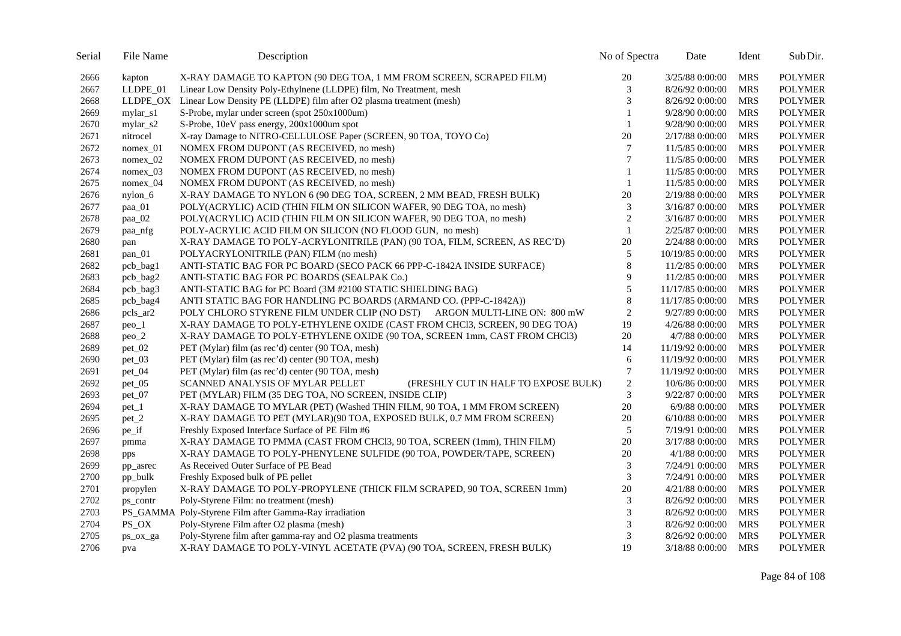| Serial | File Name | Description | No of Spectra | Date | Ident | Sub Dir. |
|---|---|---|---|---|---|---|
| 2666 | kapton | X-RAY DAMAGE TO KAPTON (90 DEG TOA, 1 MM FROM SCREEN, SCRAPED FILM) | 20 | 3/25/88 0:00:00 | MRS | POLYMER |
| 2667 | LLDPE_01 | Linear Low Density Poly-Ethylnene (LLDPE) film, No Treatment, mesh | 3 | 8/26/92 0:00:00 | MRS | POLYMER |
| 2668 | LLDPE_OX | Linear Low Density PE (LLDPE) film after O2 plasma treatment (mesh) | 3 | 8/26/92 0:00:00 | MRS | POLYMER |
| 2669 | mylar_s1 | S-Probe, mylar under screen (spot 250x1000um) | 1 | 9/28/90 0:00:00 | MRS | POLYMER |
| 2670 | mylar_s2 | S-Probe, 10eV pass energy, 200x1000um spot | 1 | 9/28/90 0:00:00 | MRS | POLYMER |
| 2671 | nitrocel | X-ray Damage to NITRO-CELLULOSE Paper (SCREEN, 90 TOA, TOYO Co) | 20 | 2/17/88 0:00:00 | MRS | POLYMER |
| 2672 | nomex_01 | NOMEX FROM DUPONT (AS RECEIVED, no mesh) | 7 | 11/5/85 0:00:00 | MRS | POLYMER |
| 2673 | nomex_02 | NOMEX FROM DUPONT (AS RECEIVED, no mesh) | 7 | 11/5/85 0:00:00 | MRS | POLYMER |
| 2674 | nomex_03 | NOMEX FROM DUPONT (AS RECEIVED, no mesh) | 1 | 11/5/85 0:00:00 | MRS | POLYMER |
| 2675 | nomex_04 | NOMEX FROM DUPONT (AS RECEIVED, no mesh) | 1 | 11/5/85 0:00:00 | MRS | POLYMER |
| 2676 | nylon_6 | X-RAY DAMAGE TO NYLON 6 (90 DEG TOA, SCREEN, 2 MM BEAD, FRESH BULK) | 20 | 2/19/88 0:00:00 | MRS | POLYMER |
| 2677 | paa_01 | POLY(ACRYLIC) ACID (THIN FILM ON SILICON WAFER, 90 DEG TOA, no mesh) | 3 | 3/16/87 0:00:00 | MRS | POLYMER |
| 2678 | paa_02 | POLY(ACRYLIC) ACID (THIN FILM ON SILICON WAFER, 90 DEG TOA, no mesh) | 2 | 3/16/87 0:00:00 | MRS | POLYMER |
| 2679 | paa_nfg | POLY-ACRYLIC ACID FILM ON SILICON (NO FLOOD GUN, no mesh) | 1 | 2/25/87 0:00:00 | MRS | POLYMER |
| 2680 | pan | X-RAY DAMAGE TO POLY-ACRYLONITRILE (PAN) (90 TOA, FILM, SCREEN, AS REC'D) | 20 | 2/24/88 0:00:00 | MRS | POLYMER |
| 2681 | pan_01 | POLYACRYLONITRILE (PAN) FILM (no mesh) | 5 | 10/19/85 0:00:00 | MRS | POLYMER |
| 2682 | pcb_bag1 | ANTI-STATIC BAG FOR PC BOARD (SECO PACK 66 PPP-C-1842A INSIDE SURFACE) | 8 | 11/2/85 0:00:00 | MRS | POLYMER |
| 2683 | pcb_bag2 | ANTI-STATIC BAG FOR PC BOARDS (SEALPAK Co.) | 9 | 11/2/85 0:00:00 | MRS | POLYMER |
| 2684 | pcb_bag3 | ANTI-STATIC BAG for PC Board (3M #2100 STATIC SHIELDING BAG) | 5 | 11/17/85 0:00:00 | MRS | POLYMER |
| 2685 | pcb_bag4 | ANTI STATIC BAG FOR HANDLING PC BOARDS (ARMAND CO. (PPP-C-1842A)) | 8 | 11/17/85 0:00:00 | MRS | POLYMER |
| 2686 | pcls_ar2 | POLY CHLORO STYRENE FILM UNDER CLIP (NO DST) ARGON MULTI-LINE ON: 800 mW | 2 | 9/27/89 0:00:00 | MRS | POLYMER |
| 2687 | peo_1 | X-RAY DAMAGE TO POLY-ETHYLENE OXIDE (CAST FROM CHCl3, SCREEN, 90 DEG TOA) | 19 | 4/26/88 0:00:00 | MRS | POLYMER |
| 2688 | peo_2 | X-RAY DAMAGE TO POLY-ETHYLENE OXIDE (90 TOA, SCREEN 1mm, CAST FROM CHCl3) | 20 | 4/7/88 0:00:00 | MRS | POLYMER |
| 2689 | pet_02 | PET (Mylar) film (as rec'd) center (90 TOA, mesh) | 14 | 11/19/92 0:00:00 | MRS | POLYMER |
| 2690 | pet_03 | PET (Mylar) film (as rec'd) center (90 TOA, mesh) | 6 | 11/19/92 0:00:00 | MRS | POLYMER |
| 2691 | pet_04 | PET (Mylar) film (as rec'd) center (90 TOA, mesh) | 7 | 11/19/92 0:00:00 | MRS | POLYMER |
| 2692 | pet_05 | SCANNED ANALYSIS OF MYLAR PELLET (FRESHLY CUT IN HALF TO EXPOSE BULK) | 2 | 10/6/86 0:00:00 | MRS | POLYMER |
| 2693 | pet_07 | PET (MYLAR) FILM (35 DEG TOA, NO SCREEN, INSIDE CLIP) | 3 | 9/22/87 0:00:00 | MRS | POLYMER |
| 2694 | pet_1 | X-RAY DAMAGE TO MYLAR (PET) (Washed THIN FILM, 90 TOA, 1 MM FROM SCREEN) | 20 | 6/9/88 0:00:00 | MRS | POLYMER |
| 2695 | pet_2 | X-RAY DAMAGE TO PET (MYLAR)(90 TOA, EXPOSED BULK, 0.7 MM FROM SCREEN) | 20 | 6/10/88 0:00:00 | MRS | POLYMER |
| 2696 | pe_if | Freshly Exposed Interface Surface of PE Film #6 | 5 | 7/19/91 0:00:00 | MRS | POLYMER |
| 2697 | pmma | X-RAY DAMAGE TO PMMA (CAST FROM CHCl3, 90 TOA, SCREEN (1mm), THIN FILM) | 20 | 3/17/88 0:00:00 | MRS | POLYMER |
| 2698 | pps | X-RAY DAMAGE TO POLY-PHENYLENE SULFIDE (90 TOA, POWDER/TAPE, SCREEN) | 20 | 4/1/88 0:00:00 | MRS | POLYMER |
| 2699 | pp_asrec | As Received Outer Surface of PE Bead | 3 | 7/24/91 0:00:00 | MRS | POLYMER |
| 2700 | pp_bulk | Freshly Exposed bulk of PE pellet | 3 | 7/24/91 0:00:00 | MRS | POLYMER |
| 2701 | propylen | X-RAY DAMAGE TO POLY-PROPYLENE (THICK FILM SCRAPED, 90 TOA, SCREEN 1mm) | 20 | 4/21/88 0:00:00 | MRS | POLYMER |
| 2702 | ps_contr | Poly-Styrene Film: no treatment (mesh) | 3 | 8/26/92 0:00:00 | MRS | POLYMER |
| 2703 | PS_GAMMA | Poly-Styrene Film after Gamma-Ray irradiation | 3 | 8/26/92 0:00:00 | MRS | POLYMER |
| 2704 | PS_OX | Poly-Styrene Film after O2 plasma (mesh) | 3 | 8/26/92 0:00:00 | MRS | POLYMER |
| 2705 | ps_ox_ga | Poly-Styrene film after gamma-ray and O2 plasma treatments | 3 | 8/26/92 0:00:00 | MRS | POLYMER |
| 2706 | pva | X-RAY DAMAGE TO POLY-VINYL ACETATE (PVA) (90 TOA, SCREEN, FRESH BULK) | 19 | 3/18/88 0:00:00 | MRS | POLYMER |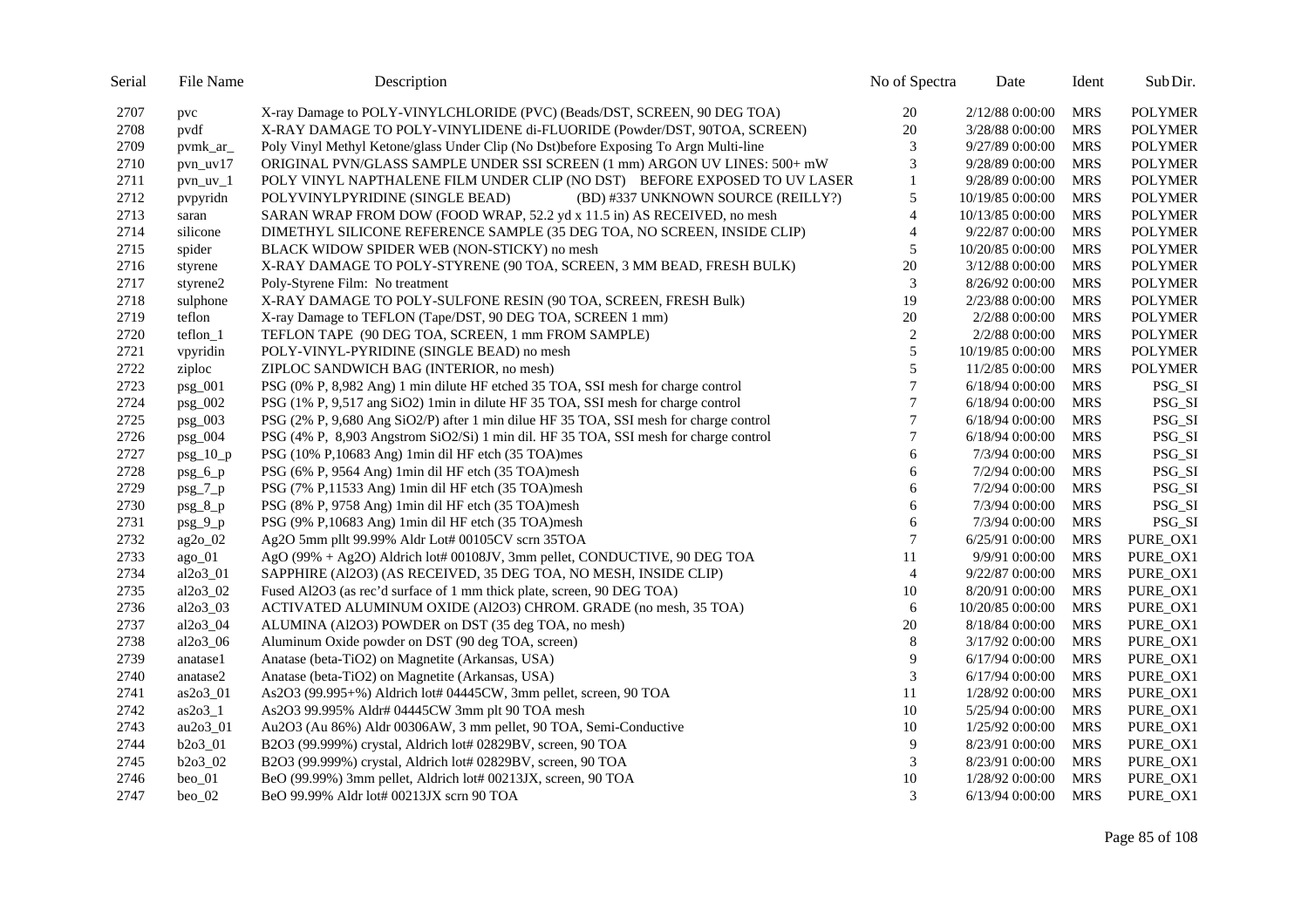| Serial | File Name | Description | No of Spectra | Date | Ident | Sub Dir. |
|---|---|---|---|---|---|---|
| 2707 | pvc | X-ray Damage to POLY-VINYLCHLORIDE (PVC) (Beads/DST, SCREEN, 90 DEG TOA) | 20 | 2/12/88 0:00:00 | MRS | POLYMER |
| 2708 | pvdf | X-RAY DAMAGE TO POLY-VINYLIDENE di-FLUORIDE (Powder/DST, 90TOA, SCREEN) | 20 | 3/28/88 0:00:00 | MRS | POLYMER |
| 2709 | pvmk_ar_ | Poly Vinyl Methyl Ketone/glass Under Clip (No Dst)before Exposing To Argn Multi-line | 3 | 9/27/89 0:00:00 | MRS | POLYMER |
| 2710 | pvn_uv17 | ORIGINAL PVN/GLASS SAMPLE UNDER SSI SCREEN (1 mm) ARGON UV LINES: 500+ mW | 3 | 9/28/89 0:00:00 | MRS | POLYMER |
| 2711 | pvn_uv_1 | POLY VINYL NAPTHALENE FILM UNDER CLIP (NO DST) BEFORE EXPOSED TO UV LASER | 1 | 9/28/89 0:00:00 | MRS | POLYMER |
| 2712 | pvpyridn | POLYVINYLPYRIDINE (SINGLE BEAD) (BD) #337 UNKNOWN SOURCE (REILLY?) | 5 | 10/19/85 0:00:00 | MRS | POLYMER |
| 2713 | saran | SARAN WRAP FROM DOW (FOOD WRAP, 52.2 yd x 11.5 in) AS RECEIVED, no mesh | 4 | 10/13/85 0:00:00 | MRS | POLYMER |
| 2714 | silicone | DIMETHYL SILICONE REFERENCE SAMPLE (35 DEG TOA, NO SCREEN, INSIDE CLIP) | 4 | 9/22/87 0:00:00 | MRS | POLYMER |
| 2715 | spider | BLACK WIDOW SPIDER WEB (NON-STICKY) no mesh | 5 | 10/20/85 0:00:00 | MRS | POLYMER |
| 2716 | styrene | X-RAY DAMAGE TO POLY-STYRENE (90 TOA, SCREEN, 3 MM BEAD, FRESH BULK) | 20 | 3/12/88 0:00:00 | MRS | POLYMER |
| 2717 | styrene2 | Poly-Styrene Film: No treatment | 3 | 8/26/92 0:00:00 | MRS | POLYMER |
| 2718 | sulphone | X-RAY DAMAGE TO POLY-SULFONE RESIN (90 TOA, SCREEN, FRESH Bulk) | 19 | 2/23/88 0:00:00 | MRS | POLYMER |
| 2719 | teflon | X-ray Damage to TEFLON (Tape/DST, 90 DEG TOA, SCREEN 1 mm) | 20 | 2/2/88 0:00:00 | MRS | POLYMER |
| 2720 | teflon_1 | TEFLON TAPE (90 DEG TOA, SCREEN, 1 mm FROM SAMPLE) | 2 | 2/2/88 0:00:00 | MRS | POLYMER |
| 2721 | vpyridin | POLY-VINYL-PYRIDINE (SINGLE BEAD) no mesh | 5 | 10/19/85 0:00:00 | MRS | POLYMER |
| 2722 | ziploc | ZIPLOC SANDWICH BAG (INTERIOR, no mesh) | 5 | 11/2/85 0:00:00 | MRS | POLYMER |
| 2723 | psg_001 | PSG (0% P, 8,982 Ang) 1 min dilute HF etched 35 TOA, SSI mesh for charge control | 7 | 6/18/94 0:00:00 | MRS | PSG_SI |
| 2724 | psg_002 | PSG (1% P, 9,517 ang SiO2) 1min in dilute HF 35 TOA, SSI mesh for charge control | 7 | 6/18/94 0:00:00 | MRS | PSG_SI |
| 2725 | psg_003 | PSG (2% P, 9,680 Ang SiO2/P) after 1 min dilue HF 35 TOA, SSI mesh for charge control | 7 | 6/18/94 0:00:00 | MRS | PSG_SI |
| 2726 | psg_004 | PSG (4% P, 8,903 Angstrom SiO2/Si) 1 min dil. HF 35 TOA, SSI mesh for charge control | 7 | 6/18/94 0:00:00 | MRS | PSG_SI |
| 2727 | psg_10_p | PSG (10% P,10683 Ang) 1min dil HF etch (35 TOA)mes | 6 | 7/3/94 0:00:00 | MRS | PSG_SI |
| 2728 | psg_6_p | PSG (6% P, 9564 Ang) 1min dil HF etch (35 TOA)mesh | 6 | 7/2/94 0:00:00 | MRS | PSG_SI |
| 2729 | psg_7_p | PSG (7% P,11533 Ang) 1min dil HF etch (35 TOA)mesh | 6 | 7/2/94 0:00:00 | MRS | PSG_SI |
| 2730 | psg_8_p | PSG (8% P, 9758 Ang) 1min dil HF etch (35 TOA)mesh | 6 | 7/3/94 0:00:00 | MRS | PSG_SI |
| 2731 | psg_9_p | PSG (9% P,10683 Ang) 1min dil HF etch (35 TOA)mesh | 6 | 7/3/94 0:00:00 | MRS | PSG_SI |
| 2732 | ag2o_02 | Ag2O 5mm pllt 99.99% Aldr Lot# 00105CV scrn 35TOA | 7 | 6/25/91 0:00:00 | MRS | PURE_OX1 |
| 2733 | ago_01 | AgO (99% + Ag2O) Aldrich lot# 00108JV, 3mm pellet, CONDUCTIVE, 90 DEG TOA | 11 | 9/9/91 0:00:00 | MRS | PURE_OX1 |
| 2734 | al2o3_01 | SAPPHIRE (Al2O3) (AS RECEIVED, 35 DEG TOA, NO MESH, INSIDE CLIP) | 4 | 9/22/87 0:00:00 | MRS | PURE_OX1 |
| 2735 | al2o3_02 | Fused Al2O3 (as rec'd surface of 1 mm thick plate, screen, 90 DEG TOA) | 10 | 8/20/91 0:00:00 | MRS | PURE_OX1 |
| 2736 | al2o3_03 | ACTIVATED ALUMINUM OXIDE (Al2O3) CHROM. GRADE (no mesh, 35 TOA) | 6 | 10/20/85 0:00:00 | MRS | PURE_OX1 |
| 2737 | al2o3_04 | ALUMINA (Al2O3) POWDER on DST (35 deg TOA, no mesh) | 20 | 8/18/84 0:00:00 | MRS | PURE_OX1 |
| 2738 | al2o3_06 | Aluminum Oxide powder on DST (90 deg TOA, screen) | 8 | 3/17/92 0:00:00 | MRS | PURE_OX1 |
| 2739 | anatase1 | Anatase (beta-TiO2) on Magnetite (Arkansas, USA) | 9 | 6/17/94 0:00:00 | MRS | PURE_OX1 |
| 2740 | anatase2 | Anatase (beta-TiO2) on Magnetite (Arkansas, USA) | 3 | 6/17/94 0:00:00 | MRS | PURE_OX1 |
| 2741 | as2o3_01 | As2O3 (99.995+%) Aldrich lot# 04445CW, 3mm pellet, screen, 90 TOA | 11 | 1/28/92 0:00:00 | MRS | PURE_OX1 |
| 2742 | as2o3_1 | As2O3 99.995% Aldr# 04445CW 3mm plt 90 TOA mesh | 10 | 5/25/94 0:00:00 | MRS | PURE_OX1 |
| 2743 | au2o3_01 | Au2O3 (Au 86%) Aldr 00306AW, 3 mm pellet, 90 TOA, Semi-Conductive | 10 | 1/25/92 0:00:00 | MRS | PURE_OX1 |
| 2744 | b2o3_01 | B2O3 (99.999%) crystal, Aldrich lot# 02829BV, screen, 90 TOA | 9 | 8/23/91 0:00:00 | MRS | PURE_OX1 |
| 2745 | b2o3_02 | B2O3 (99.999%) crystal, Aldrich lot# 02829BV, screen, 90 TOA | 3 | 8/23/91 0:00:00 | MRS | PURE_OX1 |
| 2746 | beo_01 | BeO (99.99%) 3mm pellet, Aldrich lot# 00213JX, screen, 90 TOA | 10 | 1/28/92 0:00:00 | MRS | PURE_OX1 |
| 2747 | beo_02 | BeO 99.99% Aldr lot# 00213JX scrn 90 TOA | 3 | 6/13/94 0:00:00 | MRS | PURE_OX1 |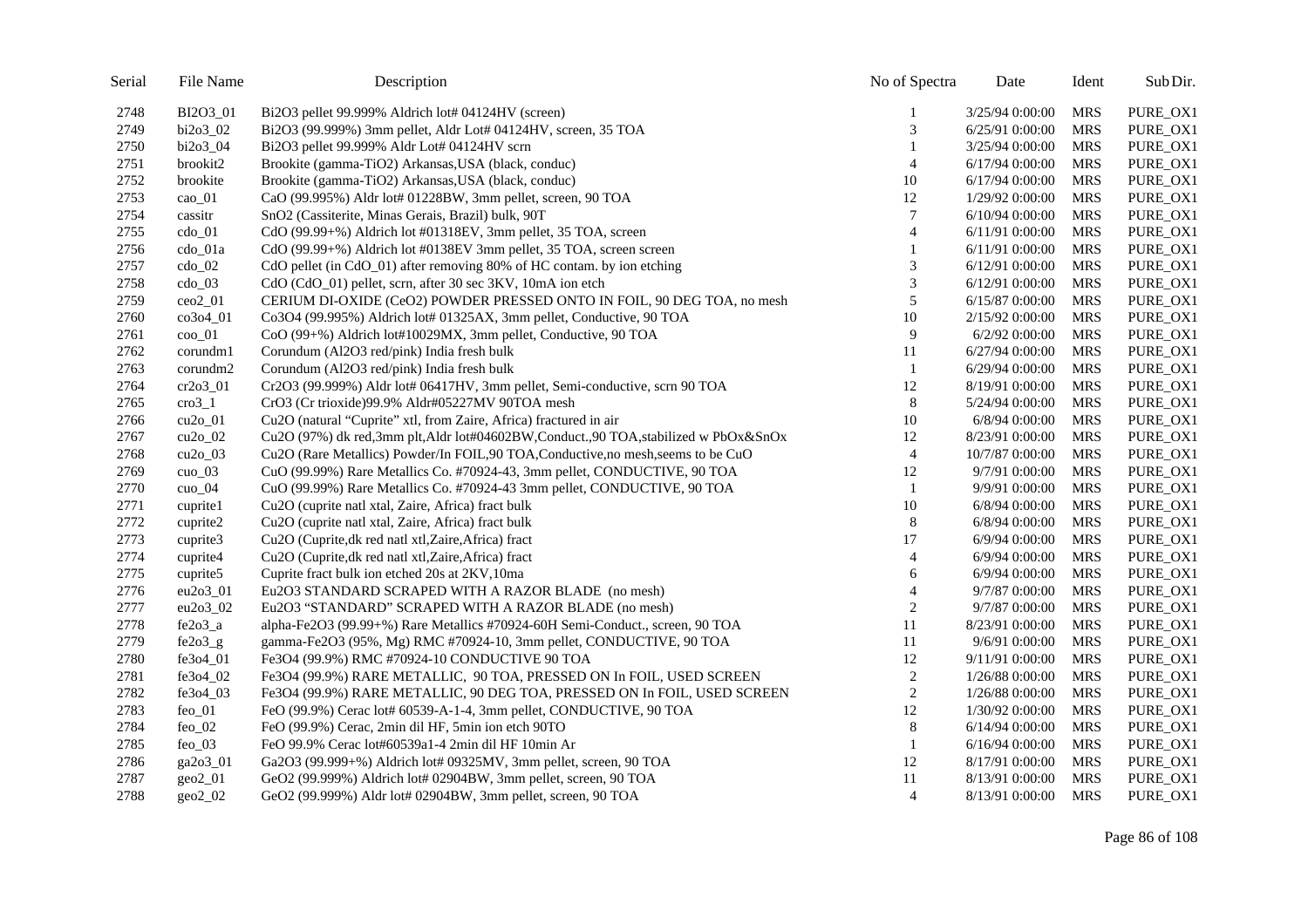| Serial | File Name | Description | No of Spectra | Date | Ident | Sub Dir. |
|---|---|---|---|---|---|---|
| 2748 | BI2O3_01 | Bi2O3 pellet 99.999% Aldrich lot# 04124HV (screen) | 1 | 3/25/94 0:00:00 | MRS | PURE_OX1 |
| 2749 | bi2o3_02 | Bi2O3 (99.999%) 3mm pellet, Aldr Lot# 04124HV, screen, 35 TOA | 3 | 6/25/91 0:00:00 | MRS | PURE_OX1 |
| 2750 | bi2o3_04 | Bi2O3 pellet 99.999% Aldr Lot# 04124HV scrn | 1 | 3/25/94 0:00:00 | MRS | PURE_OX1 |
| 2751 | brookit2 | Brookite (gamma-TiO2) Arkansas,USA (black, conduc) | 4 | 6/17/94 0:00:00 | MRS | PURE_OX1 |
| 2752 | brookite | Brookite (gamma-TiO2) Arkansas,USA (black, conduc) | 10 | 6/17/94 0:00:00 | MRS | PURE_OX1 |
| 2753 | cao_01 | CaO (99.995%) Aldr lot# 01228BW, 3mm pellet, screen, 90 TOA | 12 | 1/29/92 0:00:00 | MRS | PURE_OX1 |
| 2754 | cassitr | SnO2 (Cassiterite, Minas Gerais, Brazil) bulk, 90T | 7 | 6/10/94 0:00:00 | MRS | PURE_OX1 |
| 2755 | cdo_01 | CdO (99.99+%) Aldrich lot #01318EV, 3mm pellet, 35 TOA, screen | 4 | 6/11/91 0:00:00 | MRS | PURE_OX1 |
| 2756 | cdo_01a | CdO (99.99+%) Aldrich lot #0138EV 3mm pellet, 35 TOA, screen screen | 1 | 6/11/91 0:00:00 | MRS | PURE_OX1 |
| 2757 | cdo_02 | CdO pellet (in CdO_01) after removing 80% of HC contam. by ion etching | 3 | 6/12/91 0:00:00 | MRS | PURE_OX1 |
| 2758 | cdo_03 | CdO (CdO_01) pellet, scrn, after 30 sec 3KV, 10mA ion etch | 3 | 6/12/91 0:00:00 | MRS | PURE_OX1 |
| 2759 | ceo2_01 | CERIUM DI-OXIDE (CeO2) POWDER PRESSED ONTO IN FOIL, 90 DEG TOA, no mesh | 5 | 6/15/87 0:00:00 | MRS | PURE_OX1 |
| 2760 | co3o4_01 | Co3O4 (99.995%) Aldrich lot# 01325AX, 3mm pellet, Conductive, 90 TOA | 10 | 2/15/92 0:00:00 | MRS | PURE_OX1 |
| 2761 | coo_01 | CoO (99+%) Aldrich lot#10029MX, 3mm pellet, Conductive, 90 TOA | 9 | 6/2/92 0:00:00 | MRS | PURE_OX1 |
| 2762 | corundm1 | Corundum (Al2O3 red/pink) India fresh bulk | 11 | 6/27/94 0:00:00 | MRS | PURE_OX1 |
| 2763 | corundm2 | Corundum (Al2O3 red/pink) India fresh bulk | 1 | 6/29/94 0:00:00 | MRS | PURE_OX1 |
| 2764 | cr2o3_01 | Cr2O3 (99.999%) Aldr lot# 06417HV, 3mm pellet, Semi-conductive, scrn 90 TOA | 12 | 8/19/91 0:00:00 | MRS | PURE_OX1 |
| 2765 | cro3_1 | CrO3 (Cr trioxide)99.9% Aldr#05227MV 90TOA mesh | 8 | 5/24/94 0:00:00 | MRS | PURE_OX1 |
| 2766 | cu2o_01 | Cu2O (natural "Cuprite" xtl, from Zaire, Africa) fractured in air | 10 | 6/8/94 0:00:00 | MRS | PURE_OX1 |
| 2767 | cu2o_02 | Cu2O (97%) dk red,3mm plt,Aldr lot#04602BW,Conduct.,90 TOA,stabilized w PbOx&SnOx | 12 | 8/23/91 0:00:00 | MRS | PURE_OX1 |
| 2768 | cu2o_03 | Cu2O (Rare Metallics) Powder/In FOIL,90 TOA,Conductive,no mesh,seems to be CuO | 4 | 10/7/87 0:00:00 | MRS | PURE_OX1 |
| 2769 | cuo_03 | CuO (99.99%) Rare Metallics Co. #70924-43, 3mm pellet, CONDUCTIVE, 90 TOA | 12 | 9/7/91 0:00:00 | MRS | PURE_OX1 |
| 2770 | cuo_04 | CuO (99.99%) Rare Metallics Co. #70924-43 3mm pellet, CONDUCTIVE, 90 TOA | 1 | 9/9/91 0:00:00 | MRS | PURE_OX1 |
| 2771 | cuprite1 | Cu2O (cuprite natl xtal, Zaire, Africa) fract bulk | 10 | 6/8/94 0:00:00 | MRS | PURE_OX1 |
| 2772 | cuprite2 | Cu2O (cuprite natl xtal, Zaire, Africa) fract bulk | 8 | 6/8/94 0:00:00 | MRS | PURE_OX1 |
| 2773 | cuprite3 | Cu2O (Cuprite,dk red natl xtl,Zaire,Africa) fract | 17 | 6/9/94 0:00:00 | MRS | PURE_OX1 |
| 2774 | cuprite4 | Cu2O (Cuprite,dk red natl xtl,Zaire,Africa) fract | 4 | 6/9/94 0:00:00 | MRS | PURE_OX1 |
| 2775 | cuprite5 | Cuprite fract bulk ion etched 20s at 2KV,10ma | 6 | 6/9/94 0:00:00 | MRS | PURE_OX1 |
| 2776 | eu2o3_01 | Eu2O3 STANDARD SCRAPED WITH A RAZOR BLADE (no mesh) | 4 | 9/7/87 0:00:00 | MRS | PURE_OX1 |
| 2777 | eu2o3_02 | Eu2O3 "STANDARD" SCRAPED WITH A RAZOR BLADE (no mesh) | 2 | 9/7/87 0:00:00 | MRS | PURE_OX1 |
| 2778 | fe2o3_a | alpha-Fe2O3 (99.99+%) Rare Metallics #70924-60H Semi-Conduct., screen, 90 TOA | 11 | 8/23/91 0:00:00 | MRS | PURE_OX1 |
| 2779 | fe2o3_g | gamma-Fe2O3 (95%, Mg) RMC #70924-10, 3mm pellet, CONDUCTIVE, 90 TOA | 11 | 9/6/91 0:00:00 | MRS | PURE_OX1 |
| 2780 | fe3o4_01 | Fe3O4 (99.9%) RMC #70924-10 CONDUCTIVE 90 TOA | 12 | 9/11/91 0:00:00 | MRS | PURE_OX1 |
| 2781 | fe3o4_02 | Fe3O4 (99.9%) RARE METALLIC, 90 TOA, PRESSED ON In FOIL, USED SCREEN | 2 | 1/26/88 0:00:00 | MRS | PURE_OX1 |
| 2782 | fe3o4_03 | Fe3O4 (99.9%) RARE METALLIC, 90 DEG TOA, PRESSED ON In FOIL, USED SCREEN | 2 | 1/26/88 0:00:00 | MRS | PURE_OX1 |
| 2783 | feo_01 | FeO (99.9%) Cerac lot# 60539-A-1-4, 3mm pellet, CONDUCTIVE, 90 TOA | 12 | 1/30/92 0:00:00 | MRS | PURE_OX1 |
| 2784 | feo_02 | FeO (99.9%) Cerac, 2min dil HF, 5min ion etch 90TO | 8 | 6/14/94 0:00:00 | MRS | PURE_OX1 |
| 2785 | feo_03 | FeO 99.9% Cerac lot#60539a1-4 2min dil HF 10min Ar | 1 | 6/16/94 0:00:00 | MRS | PURE_OX1 |
| 2786 | ga2o3_01 | Ga2O3 (99.999+%) Aldrich lot# 09325MV, 3mm pellet, screen, 90 TOA | 12 | 8/17/91 0:00:00 | MRS | PURE_OX1 |
| 2787 | geo2_01 | GeO2 (99.999%) Aldrich lot# 02904BW, 3mm pellet, screen, 90 TOA | 11 | 8/13/91 0:00:00 | MRS | PURE_OX1 |
| 2788 | geo2_02 | GeO2 (99.999%) Aldr lot# 02904BW, 3mm pellet, screen, 90 TOA | 4 | 8/13/91 0:00:00 | MRS | PURE_OX1 |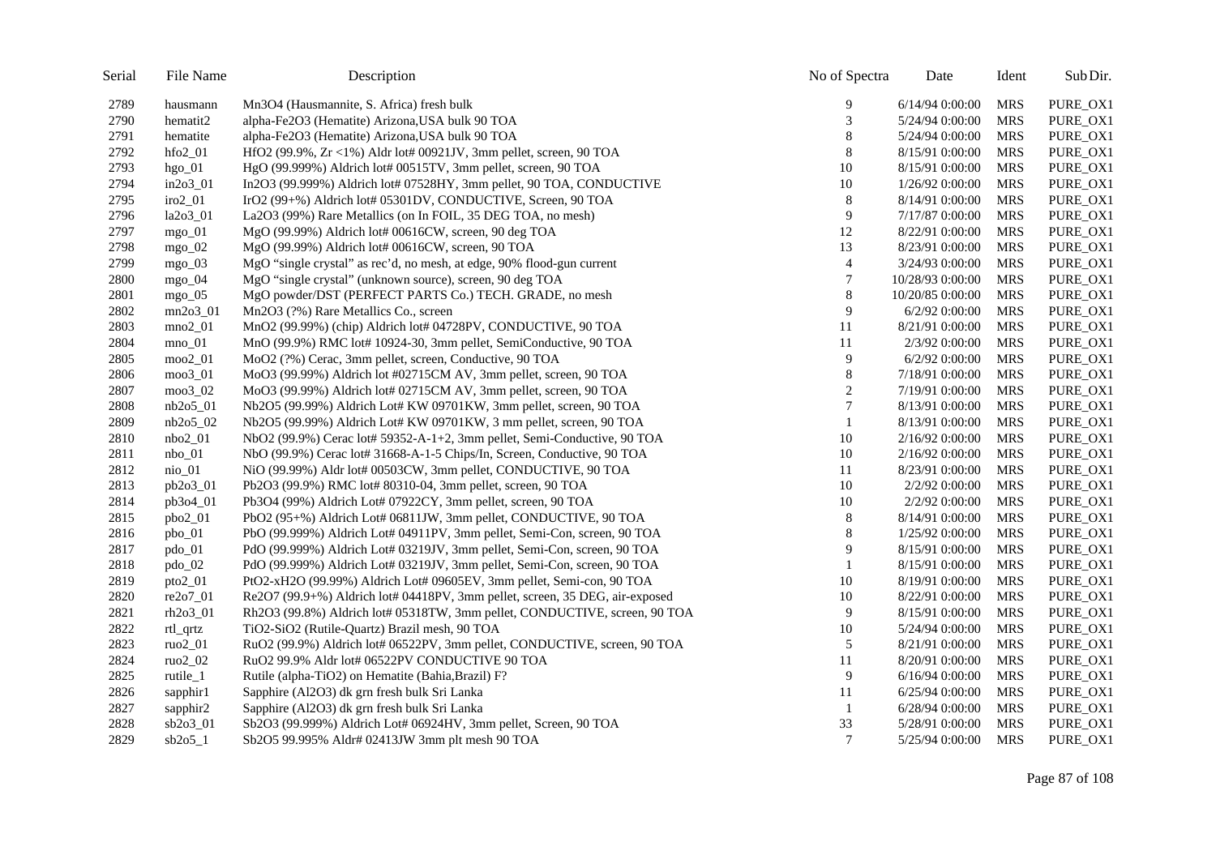| Serial | File Name | Description | No of Spectra | Date | Ident | Sub Dir. |
|---|---|---|---|---|---|---|
| 2789 | hausmann | Mn3O4 (Hausmannite, S. Africa) fresh bulk | 9 | 6/14/94 0:00:00 | MRS | PURE_OX1 |
| 2790 | hematit2 | alpha-Fe2O3 (Hematite) Arizona,USA bulk 90 TOA | 3 | 5/24/94 0:00:00 | MRS | PURE_OX1 |
| 2791 | hematite | alpha-Fe2O3 (Hematite) Arizona,USA bulk 90 TOA | 8 | 5/24/94 0:00:00 | MRS | PURE_OX1 |
| 2792 | hfo2_01 | HfO2 (99.9%, Zr <1%) Aldr lot# 00921JV, 3mm pellet, screen, 90 TOA | 8 | 8/15/91 0:00:00 | MRS | PURE_OX1 |
| 2793 | hgo_01 | HgO (99.999%) Aldrich lot# 00515TV, 3mm pellet, screen, 90 TOA | 10 | 8/15/91 0:00:00 | MRS | PURE_OX1 |
| 2794 | in2o3_01 | In2O3 (99.999%) Aldrich lot# 07528HY, 3mm pellet, 90 TOA, CONDUCTIVE | 10 | 1/26/92 0:00:00 | MRS | PURE_OX1 |
| 2795 | iro2_01 | IrO2 (99+%) Aldrich lot# 05301DV, CONDUCTIVE, Screen, 90 TOA | 8 | 8/14/91 0:00:00 | MRS | PURE_OX1 |
| 2796 | la2o3_01 | La2O3 (99%) Rare Metallics (on In FOIL, 35 DEG TOA, no mesh) | 9 | 7/17/87 0:00:00 | MRS | PURE_OX1 |
| 2797 | mgo_01 | MgO (99.99%) Aldrich lot# 00616CW, screen, 90 deg TOA | 12 | 8/22/91 0:00:00 | MRS | PURE_OX1 |
| 2798 | mgo_02 | MgO (99.99%) Aldrich lot# 00616CW, screen, 90 TOA | 13 | 8/23/91 0:00:00 | MRS | PURE_OX1 |
| 2799 | mgo_03 | MgO “single crystal” as rec’d, no mesh, at edge, 90% flood-gun current | 4 | 3/24/93 0:00:00 | MRS | PURE_OX1 |
| 2800 | mgo_04 | MgO “single crystal” (unknown source), screen, 90 deg TOA | 7 | 10/28/93 0:00:00 | MRS | PURE_OX1 |
| 2801 | mgo_05 | MgO powder/DST (PERFECT PARTS Co.) TECH. GRADE, no mesh | 8 | 10/20/85 0:00:00 | MRS | PURE_OX1 |
| 2802 | mn2o3_01 | Mn2O3 (?%) Rare Metallics Co., screen | 9 | 6/2/92 0:00:00 | MRS | PURE_OX1 |
| 2803 | mno2_01 | MnO2 (99.99%) (chip) Aldrich lot# 04728PV, CONDUCTIVE, 90 TOA | 11 | 8/21/91 0:00:00 | MRS | PURE_OX1 |
| 2804 | mno_01 | MnO (99.9%) RMC lot# 10924-30, 3mm pellet, SemiConductive, 90 TOA | 11 | 2/3/92 0:00:00 | MRS | PURE_OX1 |
| 2805 | moo2_01 | MoO2 (?%) Cerac, 3mm pellet, screen, Conductive, 90 TOA | 9 | 6/2/92 0:00:00 | MRS | PURE_OX1 |
| 2806 | moo3_01 | MoO3 (99.99%) Aldrich lot #02715CM AV, 3mm pellet, screen, 90 TOA | 8 | 7/18/91 0:00:00 | MRS | PURE_OX1 |
| 2807 | moo3_02 | MoO3 (99.99%) Aldrich lot# 02715CM AV, 3mm pellet, screen, 90 TOA | 2 | 7/19/91 0:00:00 | MRS | PURE_OX1 |
| 2808 | nb2o5_01 | Nb2O5 (99.99%) Aldrich Lot# KW 09701KW, 3mm pellet, screen, 90 TOA | 7 | 8/13/91 0:00:00 | MRS | PURE_OX1 |
| 2809 | nb2o5_02 | Nb2O5 (99.99%) Aldrich Lot# KW 09701KW, 3 mm pellet, screen, 90 TOA | 1 | 8/13/91 0:00:00 | MRS | PURE_OX1 |
| 2810 | nbo2_01 | NbO2 (99.9%) Cerac lot# 59352-A-1+2, 3mm pellet, Semi-Conductive, 90 TOA | 10 | 2/16/92 0:00:00 | MRS | PURE_OX1 |
| 2811 | nbo_01 | NbO (99.9%) Cerac lot# 31668-A-1-5 Chips/In, Screen, Conductive, 90 TOA | 10 | 2/16/92 0:00:00 | MRS | PURE_OX1 |
| 2812 | nio_01 | NiO (99.99%) Aldr lot# 00503CW, 3mm pellet, CONDUCTIVE, 90 TOA | 11 | 8/23/91 0:00:00 | MRS | PURE_OX1 |
| 2813 | pb2o3_01 | Pb2O3 (99.9%) RMC lot# 80310-04, 3mm pellet, screen, 90 TOA | 10 | 2/2/92 0:00:00 | MRS | PURE_OX1 |
| 2814 | pb3o4_01 | Pb3O4 (99%) Aldrich Lot# 07922CY, 3mm pellet, screen, 90 TOA | 10 | 2/2/92 0:00:00 | MRS | PURE_OX1 |
| 2815 | pbo2_01 | PbO2 (95+%) Aldrich Lot# 06811JW, 3mm pellet, CONDUCTIVE, 90 TOA | 8 | 8/14/91 0:00:00 | MRS | PURE_OX1 |
| 2816 | pbo_01 | PbO (99.999%) Aldrich Lot# 04911PV, 3mm pellet, Semi-Con, screen, 90 TOA | 8 | 1/25/92 0:00:00 | MRS | PURE_OX1 |
| 2817 | pdo_01 | PdO (99.999%) Aldrich Lot# 03219JV, 3mm pellet, Semi-Con, screen, 90 TOA | 9 | 8/15/91 0:00:00 | MRS | PURE_OX1 |
| 2818 | pdo_02 | PdO (99.999%) Aldrich Lot# 03219JV, 3mm pellet, Semi-Con, screen, 90 TOA | 1 | 8/15/91 0:00:00 | MRS | PURE_OX1 |
| 2819 | pto2_01 | PtO2-xH2O (99.99%) Aldrich Lot# 09605EV, 3mm pellet, Semi-con, 90 TOA | 10 | 8/19/91 0:00:00 | MRS | PURE_OX1 |
| 2820 | re2o7_01 | Re2O7 (99.9+%) Aldrich lot# 04418PV, 3mm pellet, screen, 35 DEG, air-exposed | 10 | 8/22/91 0:00:00 | MRS | PURE_OX1 |
| 2821 | rh2o3_01 | Rh2O3 (99.8%) Aldrich lot# 05318TW, 3mm pellet, CONDUCTIVE, screen, 90 TOA | 9 | 8/15/91 0:00:00 | MRS | PURE_OX1 |
| 2822 | rtl_qrtz | TiO2-SiO2 (Rutile-Quartz) Brazil mesh, 90 TOA | 10 | 5/24/94 0:00:00 | MRS | PURE_OX1 |
| 2823 | ruo2_01 | RuO2 (99.9%) Aldrich lot# 06522PV, 3mm pellet, CONDUCTIVE, screen, 90 TOA | 5 | 8/21/91 0:00:00 | MRS | PURE_OX1 |
| 2824 | ruo2_02 | RuO2 99.9% Aldr lot# 06522PV CONDUCTIVE 90 TOA | 11 | 8/20/91 0:00:00 | MRS | PURE_OX1 |
| 2825 | rutile_1 | Rutile (alpha-TiO2) on Hematite (Bahia,Brazil) F? | 9 | 6/16/94 0:00:00 | MRS | PURE_OX1 |
| 2826 | sapphir1 | Sapphire (Al2O3) dk grn fresh bulk Sri Lanka | 11 | 6/25/94 0:00:00 | MRS | PURE_OX1 |
| 2827 | sapphir2 | Sapphire (Al2O3) dk grn fresh bulk Sri Lanka | 1 | 6/28/94 0:00:00 | MRS | PURE_OX1 |
| 2828 | sb2o3_01 | Sb2O3 (99.999%) Aldrich Lot# 06924HV, 3mm pellet, Screen, 90 TOA | 33 | 5/28/91 0:00:00 | MRS | PURE_OX1 |
| 2829 | sb2o5_1 | Sb2O5 99.995% Aldr# 02413JW 3mm plt mesh 90 TOA | 7 | 5/25/94 0:00:00 | MRS | PURE_OX1 |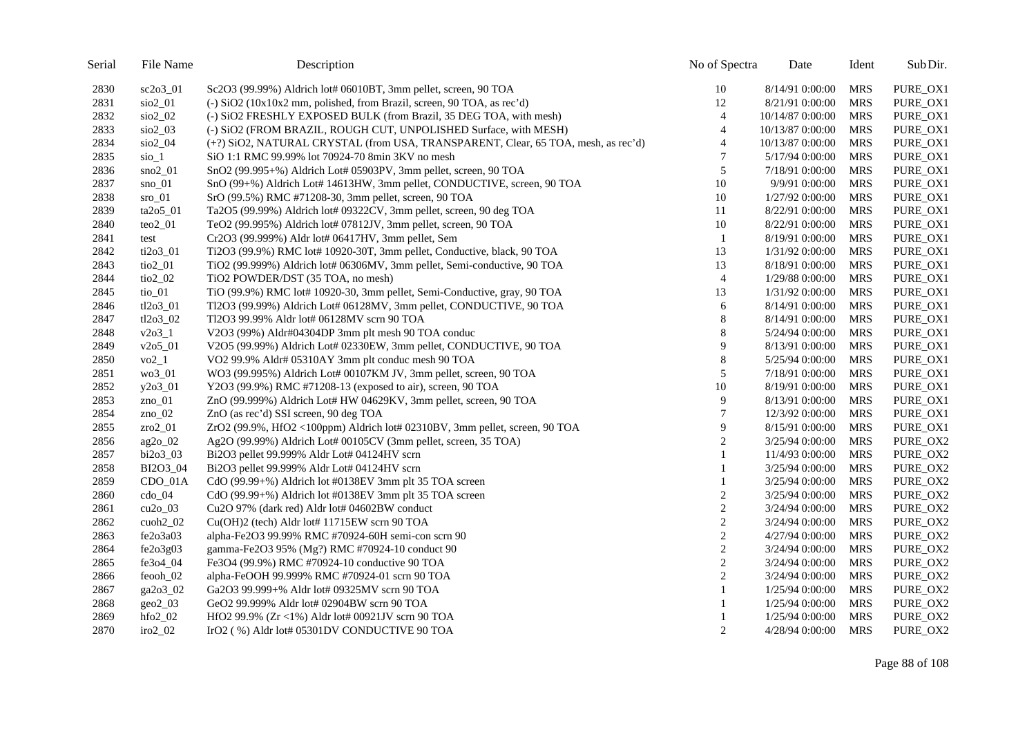| Serial | File Name | Description | No of Spectra | Date | Ident | Sub Dir. |
|---|---|---|---|---|---|---|
| 2830 | sc2o3_01 | $Sc_2O_3$ (99.99%) Aldrich lot# 06010BT, 3mm pellet, screen, 90 TOA | 10 | 8/14/91 0:00:00 | MRS | PURE_OX1 |
| 2831 | sio2_01 | (-) $SiO_2$ (10x10x2 mm, polished, from Brazil, screen, 90 TOA, as rec'd) | 12 | 8/21/91 0:00:00 | MRS | PURE_OX1 |
| 2832 | sio2_02 | (-) $SiO_2$ FRESHLY EXPOSED BULK (from Brazil, 35 DEG TOA, with mesh) | 4 | 10/14/87 0:00:00 | MRS | PURE_OX1 |
| 2833 | sio2_03 | (-) $SiO_2$ (FROM BRAZIL, ROUGH CUT, UNPOLISHED Surface, with MESH) | 4 | 10/13/87 0:00:00 | MRS | PURE_OX1 |
| 2834 | sio2_04 | (+?) $SiO_2$, NATURAL CRYSTAL (from USA, TRANSPARENT, Clear, 65 TOA, mesh, as rec'd) | 4 | 10/13/87 0:00:00 | MRS | PURE_OX1 |
| 2835 | sio_1 | SiO 1:1 RMC 99.99% lot 70924-70 8min 3KV no mesh | 7 | 5/17/94 0:00:00 | MRS | PURE_OX1 |
| 2836 | sno2_01 | $SnO_2$ (99.995+%) Aldrich Lot# 05903PV, 3mm pellet, screen, 90 TOA | 5 | 7/18/91 0:00:00 | MRS | PURE_OX1 |
| 2837 | sno_01 | SnO (99+%) Aldrich Lot# 14613HW, 3mm pellet, CONDUCTIVE, screen, 90 TOA | 10 | 9/9/91 0:00:00 | MRS | PURE_OX1 |
| 2838 | sro_01 | SrO (99.5%) RMC #71208-30, 3mm pellet, screen, 90 TOA | 10 | 1/27/92 0:00:00 | MRS | PURE_OX1 |
| 2839 | ta2o5_01 | $Ta_2O_5$ (99.99%) Aldrich lot# 09322CV, 3mm pellet, screen, 90 deg TOA | 11 | 8/22/91 0:00:00 | MRS | PURE_OX1 |
| 2840 | teo2_01 | $TeO_2$ (99.995%) Aldrich lot# 07812JV, 3mm pellet, screen, 90 TOA | 10 | 8/22/91 0:00:00 | MRS | PURE_OX1 |
| 2841 | test | $Cr_2O_3$ (99.999%) Aldr lot# 06417HV, 3mm pellet, Sem | 1 | 8/19/91 0:00:00 | MRS | PURE_OX1 |
| 2842 | ti2o3_01 | $Ti_2O_3$ (99.9%) RMC lot# 10920-30T, 3mm pellet, Conductive, black, 90 TOA | 13 | 1/31/92 0:00:00 | MRS | PURE_OX1 |
| 2843 | tio2_01 | $TiO_2$ (99.999%) Aldrich lot# 06306MV, 3mm pellet, Semi-conductive, 90 TOA | 13 | 8/18/91 0:00:00 | MRS | PURE_OX1 |
| 2844 | tio2_02 | $TiO_2$ POWDER/DST (35 TOA, no mesh) | 4 | 1/29/88 0:00:00 | MRS | PURE_OX1 |
| 2845 | tio_01 | TiO (99.9%) RMC lot# 10920-30, 3mm pellet, Semi-Conductive, gray, 90 TOA | 13 | 1/31/92 0:00:00 | MRS | PURE_OX1 |
| 2846 | tl2o3_01 | $Tl_2O_3$ (99.99%) Aldrich Lot# 06128MV, 3mm pellet, CONDUCTIVE, 90 TOA | 6 | 8/14/91 0:00:00 | MRS | PURE_OX1 |
| 2847 | tl2o3_02 | $Tl_2O_3$ 99.99% Aldr lot# 06128MV scrn 90 TOA | 8 | 8/14/91 0:00:00 | MRS | PURE_OX1 |
| 2848 | v2o3_1 | $V_2O_3$ (99%) Aldr#04304DP 3mm plt mesh 90 TOA conduc | 8 | 5/24/94 0:00:00 | MRS | PURE_OX1 |
| 2849 | v2o5_01 | $V_2O_5$ (99.99%) Aldrich Lot# 02330EW, 3mm pellet, CONDUCTIVE, 90 TOA | 9 | 8/13/91 0:00:00 | MRS | PURE_OX1 |
| 2850 | vo2_1 | $VO_2$ 99.9% Aldr# 05310AY 3mm plt conduc mesh 90 TOA | 8 | 5/25/94 0:00:00 | MRS | PURE_OX1 |
| 2851 | wo3_01 | $WO_3$ (99.995%) Aldrich Lot# 00107KM JV, 3mm pellet, screen, 90 TOA | 5 | 7/18/91 0:00:00 | MRS | PURE_OX1 |
| 2852 | y2o3_01 | $Y_2O_3$ (99.9%) RMC #71208-13 (exposed to air), screen, 90 TOA | 10 | 8/19/91 0:00:00 | MRS | PURE_OX1 |
| 2853 | zno_01 | ZnO (99.999%) Aldrich Lot# HW 04629KV, 3mm pellet, screen, 90 TOA | 9 | 8/13/91 0:00:00 | MRS | PURE_OX1 |
| 2854 | zno_02 | ZnO (as rec'd) SSI screen, 90 deg TOA | 7 | 12/3/92 0:00:00 | MRS | PURE_OX1 |
| 2855 | zro2_01 | $ZrO_2$ (99.9%, $HfO_2$ <100ppm) Aldrich lot# 02310BV, 3mm pellet, screen, 90 TOA | 9 | 8/15/91 0:00:00 | MRS | PURE_OX1 |
| 2856 | ag2o_02 | $Ag_2O$ (99.99%) Aldrich Lot# 00105CV (3mm pellet, screen, 35 TOA) | 2 | 3/25/94 0:00:00 | MRS | PURE_OX2 |
| 2857 | bi2o3_03 | $Bi_2O_3$ pellet 99.999% Aldr Lot# 04124HV scrn | 1 | 11/4/93 0:00:00 | MRS | PURE_OX2 |
| 2858 | BI2O3_04 | $Bi_2O_3$ pellet 99.999% Aldr Lot# 04124HV scrn | 1 | 3/25/94 0:00:00 | MRS | PURE_OX2 |
| 2859 | CDO_01A | CdO (99.99+%) Aldrich lot #0138EV 3mm plt 35 TOA screen | 1 | 3/25/94 0:00:00 | MRS | PURE_OX2 |
| 2860 | cdo_04 | CdO (99.99+%) Aldrich lot #0138EV 3mm plt 35 TOA screen | 2 | 3/25/94 0:00:00 | MRS | PURE_OX2 |
| 2861 | cu2o_03 | $Cu_2O$ 97% (dark red) Aldr lot# 04602BW conduct | 2 | 3/24/94 0:00:00 | MRS | PURE_OX2 |
| 2862 | cuoh2_02 | $Cu(OH)_2$ (tech) Aldr lot# 11715EW scrn 90 TOA | 2 | 3/24/94 0:00:00 | MRS | PURE_OX2 |
| 2863 | fe2o3a03 | alpha-$Fe_2O_3$ 99.99% RMC #70924-60H semi-con scrn 90 | 2 | 4/27/94 0:00:00 | MRS | PURE_OX2 |
| 2864 | fe2o3g03 | gamma-$Fe_2O_3$ 95% (Mg?) RMC #70924-10 conduct 90 | 2 | 3/24/94 0:00:00 | MRS | PURE_OX2 |
| 2865 | fe3o4_04 | $Fe_3O_4$ (99.9%) RMC #70924-10 conductive 90 TOA | 2 | 3/24/94 0:00:00 | MRS | PURE_OX2 |
| 2866 | feooh_02 | alpha-FeOOH 99.999% RMC #70924-01 scrn 90 TOA | 2 | 3/24/94 0:00:00 | MRS | PURE_OX2 |
| 2867 | ga2o3_02 | $Ga_2O_3$ 99.999+% Aldr lot# 09325MV scrn 90 TOA | 1 | 1/25/94 0:00:00 | MRS | PURE_OX2 |
| 2868 | geo2_03 | $GeO_2$ 99.999% Aldr lot# 02904BW scrn 90 TOA | 1 | 1/25/94 0:00:00 | MRS | PURE_OX2 |
| 2869 | hfo2_02 | $HfO_2$ 99.9% (Zr <1%) Aldr lot# 00921JV scrn 90 TOA | 1 | 1/25/94 0:00:00 | MRS | PURE_OX2 |
| 2870 | iro2_02 | $IrO_2$ ( %) Aldr lot# 05301DV CONDUCTIVE 90 TOA | 2 | 4/28/94 0:00:00 | MRS | PURE_OX2 |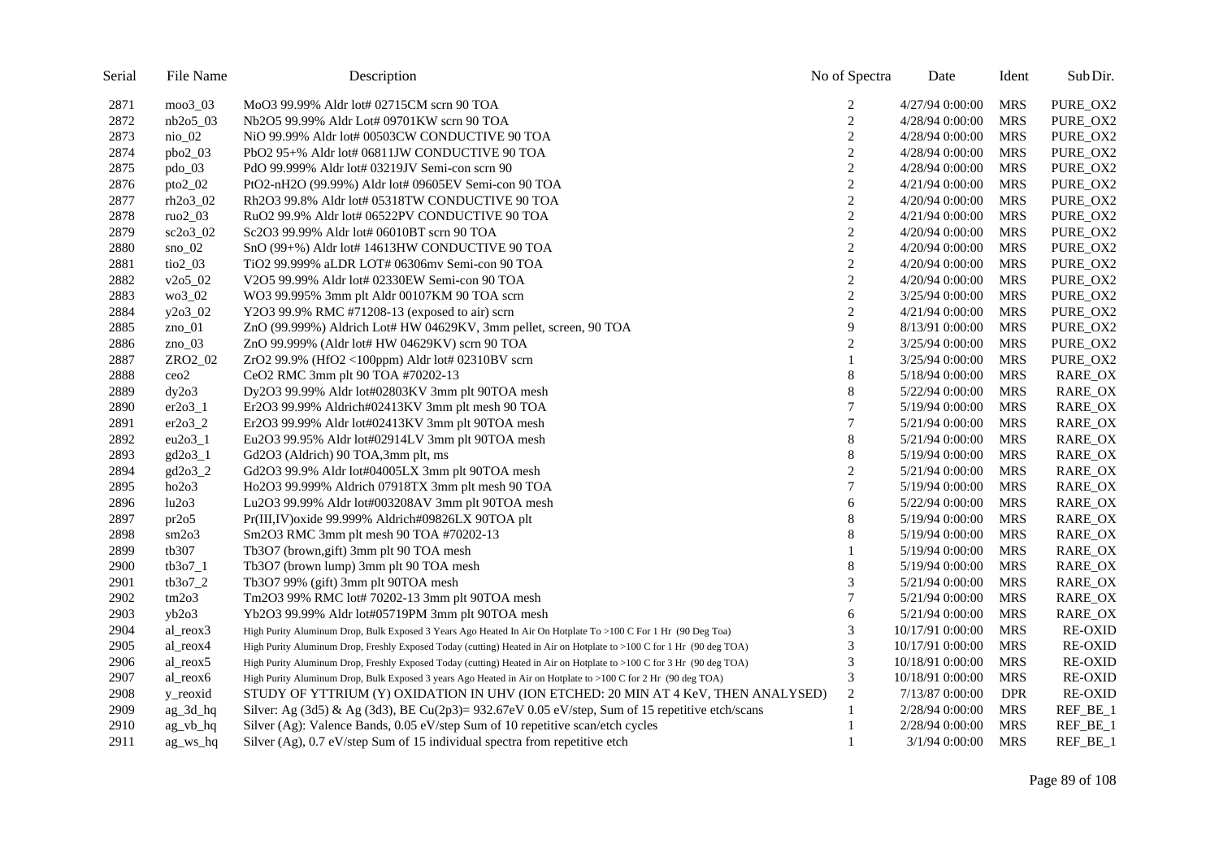| Serial | File Name | Description | No of Spectra | Date | Ident | Sub Dir. |
|---|---|---|---|---|---|---|
| 2871 | moo3_03 | MoO3 99.99% Aldr lot# 02715CM scrn 90 TOA | 2 | 4/27/94 0:00:00 | MRS | PURE_OX2 |
| 2872 | nb2o5_03 | Nb2O5 99.99% Aldr Lot# 09701KW scrn 90 TOA | 2 | 4/28/94 0:00:00 | MRS | PURE_OX2 |
| 2873 | nio_02 | NiO 99.99% Aldr lot# 00503CW CONDUCTIVE 90 TOA | 2 | 4/28/94 0:00:00 | MRS | PURE_OX2 |
| 2874 | pbo2_03 | PbO2 95+% Aldr lot# 06811JW CONDUCTIVE 90 TOA | 2 | 4/28/94 0:00:00 | MRS | PURE_OX2 |
| 2875 | pdo_03 | PdO 99.999% Aldr lot# 03219JV Semi-con scrn 90 | 2 | 4/28/94 0:00:00 | MRS | PURE_OX2 |
| 2876 | pto2_02 | PtO2-nH2O (99.99%) Aldr lot# 09605EV Semi-con 90 TOA | 2 | 4/21/94 0:00:00 | MRS | PURE_OX2 |
| 2877 | rh2o3_02 | Rh2O3 99.8% Aldr lot# 05318TW CONDUCTIVE 90 TOA | 2 | 4/20/94 0:00:00 | MRS | PURE_OX2 |
| 2878 | ruo2_03 | RuO2 99.9% Aldr lot# 06522PV CONDUCTIVE 90 TOA | 2 | 4/21/94 0:00:00 | MRS | PURE_OX2 |
| 2879 | sc2o3_02 | Sc2O3 99.99% Aldr lot# 06010BT scrn 90 TOA | 2 | 4/20/94 0:00:00 | MRS | PURE_OX2 |
| 2880 | sno_02 | SnO (99+%) Aldr lot# 14613HW CONDUCTIVE 90 TOA | 2 | 4/20/94 0:00:00 | MRS | PURE_OX2 |
| 2881 | tio2_03 | TiO2 99.999% aLDR LOT# 06306mv Semi-con 90 TOA | 2 | 4/20/94 0:00:00 | MRS | PURE_OX2 |
| 2882 | v2o5_02 | V2O5 99.99% Aldr lot# 02330EW Semi-con 90 TOA | 2 | 4/20/94 0:00:00 | MRS | PURE_OX2 |
| 2883 | wo3_02 | WO3 99.995% 3mm plt Aldr 00107KM 90 TOA scrn | 2 | 3/25/94 0:00:00 | MRS | PURE_OX2 |
| 2884 | y2o3_02 | Y2O3 99.9% RMC #71208-13 (exposed to air) scrn | 2 | 4/21/94 0:00:00 | MRS | PURE_OX2 |
| 2885 | zno_01 | ZnO (99.999%) Aldrich Lot# HW 04629KV, 3mm pellet, screen, 90 TOA | 9 | 8/13/91 0:00:00 | MRS | PURE_OX2 |
| 2886 | zno_03 | ZnO 99.999% (Aldr lot# HW 04629KV) scrn 90 TOA | 2 | 3/25/94 0:00:00 | MRS | PURE_OX2 |
| 2887 | ZRO2_02 | ZrO2 99.9% (HfO2 <100ppm) Aldr lot# 02310BV scrn | 1 | 3/25/94 0:00:00 | MRS | PURE_OX2 |
| 2888 | ceo2 | CeO2 RMC 3mm plt 90 TOA #70202-13 | 8 | 5/18/94 0:00:00 | MRS | RARE_OX |
| 2889 | dy2o3 | Dy2O3 99.99% Aldr lot#02803KV 3mm plt 90TOA mesh | 8 | 5/22/94 0:00:00 | MRS | RARE_OX |
| 2890 | er2o3_1 | Er2O3 99.99% Aldrich#02413KV 3mm plt mesh 90 TOA | 7 | 5/19/94 0:00:00 | MRS | RARE_OX |
| 2891 | er2o3_2 | Er2O3 99.99% Aldr lot#02413KV 3mm plt 90TOA mesh | 7 | 5/21/94 0:00:00 | MRS | RARE_OX |
| 2892 | eu2o3_1 | Eu2O3 99.95% Aldr lot#02914LV 3mm plt 90TOA mesh | 8 | 5/21/94 0:00:00 | MRS | RARE_OX |
| 2893 | gd2o3_1 | Gd2O3 (Aldrich) 90 TOA,3mm plt, ms | 8 | 5/19/94 0:00:00 | MRS | RARE_OX |
| 2894 | gd2o3_2 | Gd2O3 99.9% Aldr lot#04005LX 3mm plt 90TOA mesh | 2 | 5/21/94 0:00:00 | MRS | RARE_OX |
| 2895 | ho2o3 | Ho2O3 99.999% Aldrich 07918TX 3mm plt mesh 90 TOA | 7 | 5/19/94 0:00:00 | MRS | RARE_OX |
| 2896 | lu2o3 | Lu2O3 99.99% Aldr lot#003208AV 3mm plt 90TOA mesh | 6 | 5/22/94 0:00:00 | MRS | RARE_OX |
| 2897 | pr2o5 | Pr(III,IV)oxide 99.999% Aldrich#09826LX 90TOA plt | 8 | 5/19/94 0:00:00 | MRS | RARE_OX |
| 2898 | sm2o3 | Sm2O3 RMC 3mm plt mesh 90 TOA #70202-13 | 8 | 5/19/94 0:00:00 | MRS | RARE_OX |
| 2899 | tb307 | Tb3O7 (brown,gift) 3mm plt 90 TOA mesh | 1 | 5/19/94 0:00:00 | MRS | RARE_OX |
| 2900 | tb3o7_1 | Tb3O7 (brown lump) 3mm plt 90 TOA mesh | 8 | 5/19/94 0:00:00 | MRS | RARE_OX |
| 2901 | tb3o7_2 | Tb3O7 99% (gift) 3mm plt 90TOA mesh | 3 | 5/21/94 0:00:00 | MRS | RARE_OX |
| 2902 | tm2o3 | Tm2O3 99% RMC lot# 70202-13 3mm plt 90TOA mesh | 7 | 5/21/94 0:00:00 | MRS | RARE_OX |
| 2903 | yb2o3 | Yb2O3 99.99% Aldr lot#05719PM 3mm plt 90TOA mesh | 6 | 5/21/94 0:00:00 | MRS | RARE_OX |
| 2904 | al_reox3 | High Purity Aluminum Drop, Bulk Exposed 3 Years Ago Heated In Air On Hotplate To >100 C For 1 Hr (90 Deg Toa) | 3 | 10/17/91 0:00:00 | MRS | RE-OXID |
| 2905 | al_reox4 | High Purity Aluminum Drop, Freshly Exposed Today (cutting) Heated in Air on Hotplate to >100 C for 1 Hr (90 deg TOA) | 3 | 10/17/91 0:00:00 | MRS | RE-OXID |
| 2906 | al_reox5 | High Purity Aluminum Drop, Freshly Exposed Today (cutting) Heated in Air on Hotplate to >100 C for 3 Hr (90 deg TOA) | 3 | 10/18/91 0:00:00 | MRS | RE-OXID |
| 2907 | al_reox6 | High Purity Aluminum Drop, Bulk Exposed 3 years Ago Heated in Air on Hotplate to >100 C for 2 Hr (90 deg TOA) | 3 | 10/18/91 0:00:00 | MRS | RE-OXID |
| 2908 | y_reoxid | STUDY OF YTTRIUM (Y) OXIDATION IN UHV (ION ETCHED: 20 MIN AT 4 KeV, THEN ANALYSED) | 2 | 7/13/87 0:00:00 | DPR | RE-OXID |
| 2909 | ag_3d_hq | Silver: Ag (3d5) & Ag (3d3), BE Cu(2p3)= 932.67eV 0.05 eV/step, Sum of 15 repetitive etch/scans | 1 | 2/28/94 0:00:00 | MRS | REF_BE_1 |
| 2910 | ag_vb_hq | Silver (Ag): Valence Bands, 0.05 eV/step Sum of 10 repetitive scan/etch cycles | 1 | 2/28/94 0:00:00 | MRS | REF_BE_1 |
| 2911 | ag_ws_hq | Silver (Ag), 0.7 eV/step Sum of 15 individual spectra from repetitive etch | 1 | 3/1/94 0:00:00 | MRS | REF_BE_1 |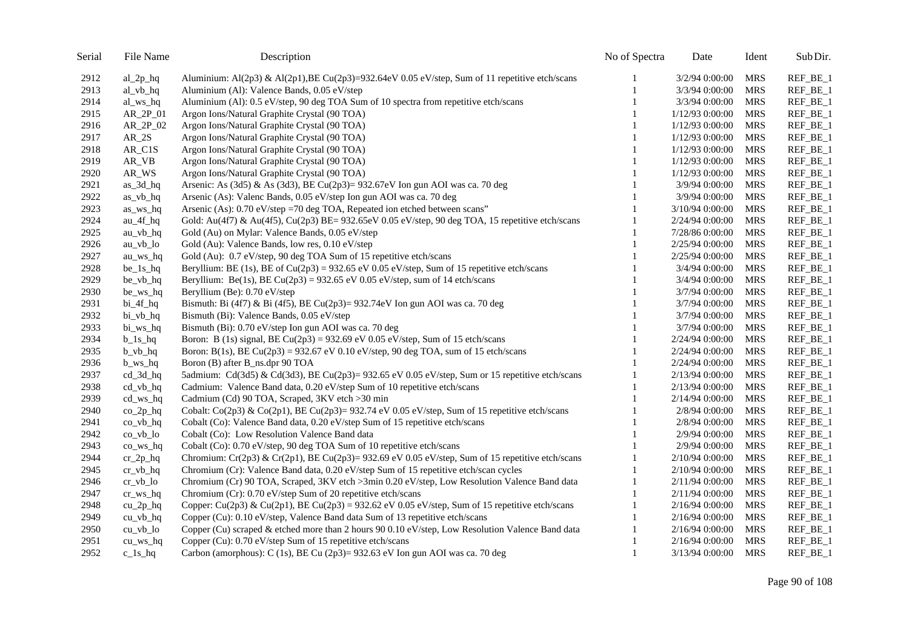| Serial | File Name | Description | No of Spectra | Date | Ident | Sub Dir. |
|---|---|---|---|---|---|---|
| 2912 | al_2p_hq | Aluminium: Al(2p3) & Al(2p1),BE Cu(2p3)=932.64eV 0.05 eV/step, Sum of 11 repetitive etch/scans | 1 | 3/2/94 0:00:00 | MRS | REF_BE_1 |
| 2913 | al_vb_hq | Aluminium (Al): Valence Bands, 0.05 eV/step | 1 | 3/3/94 0:00:00 | MRS | REF_BE_1 |
| 2914 | al_ws_hq | Aluminium (Al): 0.5 eV/step, 90 deg TOA Sum of 10 spectra from repetitive etch/scans | 1 | 3/3/94 0:00:00 | MRS | REF_BE_1 |
| 2915 | AR_2P_01 | Argon Ions/Natural Graphite Crystal (90 TOA) | 1 | 1/12/93 0:00:00 | MRS | REF_BE_1 |
| 2916 | AR_2P_02 | Argon Ions/Natural Graphite Crystal (90 TOA) | 1 | 1/12/93 0:00:00 | MRS | REF_BE_1 |
| 2917 | AR_2S | Argon Ions/Natural Graphite Crystal (90 TOA) | 1 | 1/12/93 0:00:00 | MRS | REF_BE_1 |
| 2918 | AR_C1S | Argon Ions/Natural Graphite Crystal (90 TOA) | 1 | 1/12/93 0:00:00 | MRS | REF_BE_1 |
| 2919 | AR_VB | Argon Ions/Natural Graphite Crystal (90 TOA) | 1 | 1/12/93 0:00:00 | MRS | REF_BE_1 |
| 2920 | AR_WS | Argon Ions/Natural Graphite Crystal (90 TOA) | 1 | 1/12/93 0:00:00 | MRS | REF_BE_1 |
| 2921 | as_3d_hq | Arsenic: As (3d5) & As (3d3), BE Cu(2p3)= 932.67eV Ion gun AOI was ca. 70 deg | 1 | 3/9/94 0:00:00 | MRS | REF_BE_1 |
| 2922 | as_vb_hq | Arsenic (As): Valenc Bands, 0.05 eV/step Ion gun AOI was ca. 70 deg | 1 | 3/9/94 0:00:00 | MRS | REF_BE_1 |
| 2923 | as_ws_hq | Arsenic (As): 0.70 eV/step =70 deg TOA, Repeated ion etched between scans" | 1 | 3/10/94 0:00:00 | MRS | REF_BE_1 |
| 2924 | au_4f_hq | Gold: Au(4f7) & Au(4f5), Cu(2p3) BE= 932.65eV 0.05 eV/step, 90 deg TOA, 15 repetitive etch/scans | 1 | 2/24/94 0:00:00 | MRS | REF_BE_1 |
| 2925 | au_vb_hq | Gold (Au) on Mylar: Valence Bands, 0.05 eV/step | 1 | 7/28/86 0:00:00 | MRS | REF_BE_1 |
| 2926 | au_vb_lo | Gold (Au): Valence Bands, low res, 0.10 eV/step | 1 | 2/25/94 0:00:00 | MRS | REF_BE_1 |
| 2927 | au_ws_hq | Gold (Au): 0.7 eV/step, 90 deg TOA Sum of 15 repetitive etch/scans | 1 | 2/25/94 0:00:00 | MRS | REF_BE_1 |
| 2928 | be_1s_hq | Beryllium: BE (1s), BE of Cu(2p3) = 932.65 eV 0.05 eV/step, Sum of 15 repetitive etch/scans | 1 | 3/4/94 0:00:00 | MRS | REF_BE_1 |
| 2929 | be_vb_hq | Beryllium: Be(1s), BE Cu(2p3) = 932.65 eV 0.05 eV/step, sum of 14 etch/scans | 1 | 3/4/94 0:00:00 | MRS | REF_BE_1 |
| 2930 | be_ws_hq | Beryllium (Be): 0.70 eV/step | 1 | 3/7/94 0:00:00 | MRS | REF_BE_1 |
| 2931 | bi_4f_hq | Bismuth: Bi (4f7) & Bi (4f5), BE Cu(2p3)= 932.74eV Ion gun AOI was ca. 70 deg | 1 | 3/7/94 0:00:00 | MRS | REF_BE_1 |
| 2932 | bi_vb_hq | Bismuth (Bi): Valence Bands, 0.05 eV/step | 1 | 3/7/94 0:00:00 | MRS | REF_BE_1 |
| 2933 | bi_ws_hq | Bismuth (Bi): 0.70 eV/step Ion gun AOI was ca. 70 deg | 1 | 3/7/94 0:00:00 | MRS | REF_BE_1 |
| 2934 | b_1s_hq | Boron: B (1s) signal, BE Cu(2p3) = 932.69 eV 0.05 eV/step, Sum of 15 etch/scans | 1 | 2/24/94 0:00:00 | MRS | REF_BE_1 |
| 2935 | b_vb_hq | Boron: B(1s), BE Cu(2p3) = 932.67 eV 0.10 eV/step, 90 deg TOA, sum of 15 etch/scans | 1 | 2/24/94 0:00:00 | MRS | REF_BE_1 |
| 2936 | b_ws_hq | Boron (B) after B_ns.dpr 90 TOA | 1 | 2/24/94 0:00:00 | MRS | REF_BE_1 |
| 2937 | cd_3d_hq | 5admium: Cd(3d5) & Cd(3d3), BE Cu(2p3)= 932.65 eV 0.05 eV/step, Sum or 15 repetitive etch/scans | 1 | 2/13/94 0:00:00 | MRS | REF_BE_1 |
| 2938 | cd_vb_hq | Cadmium: Valence Band data, 0.20 eV/step Sum of 10 repetitive etch/scans | 1 | 2/13/94 0:00:00 | MRS | REF_BE_1 |
| 2939 | cd_ws_hq | Cadmium (Cd) 90 TOA, Scraped, 3KV etch >30 min | 1 | 2/14/94 0:00:00 | MRS | REF_BE_1 |
| 2940 | co_2p_hq | Cobalt: Co(2p3) & Co(2p1), BE Cu(2p3)= 932.74 eV 0.05 eV/step, Sum of 15 repetitive etch/scans | 1 | 2/8/94 0:00:00 | MRS | REF_BE_1 |
| 2941 | co_vb_hq | Cobalt (Co): Valence Band data, 0.20 eV/step Sum of 15 repetitive etch/scans | 1 | 2/8/94 0:00:00 | MRS | REF_BE_1 |
| 2942 | co_vb_lo | Cobalt (Co): Low Resolution Valence Band data | 1 | 2/9/94 0:00:00 | MRS | REF_BE_1 |
| 2943 | co_ws_hq | Cobalt (Co): 0.70 eV/step, 90 deg TOA Sum of 10 repetitive etch/scans | 1 | 2/9/94 0:00:00 | MRS | REF_BE_1 |
| 2944 | cr_2p_hq | Chromium: Cr(2p3) & Cr(2p1), BE Cu(2p3)= 932.69 eV 0.05 eV/step, Sum of 15 repetitive etch/scans | 1 | 2/10/94 0:00:00 | MRS | REF_BE_1 |
| 2945 | cr_vb_hq | Chromium (Cr): Valence Band data, 0.20 eV/step Sum of 15 repetitive etch/scan cycles | 1 | 2/10/94 0:00:00 | MRS | REF_BE_1 |
| 2946 | cr_vb_lo | Chromium (Cr) 90 TOA, Scraped, 3KV etch >3min 0.20 eV/step, Low Resolution Valence Band data | 1 | 2/11/94 0:00:00 | MRS | REF_BE_1 |
| 2947 | cr_ws_hq | Chromium (Cr): 0.70 eV/step Sum of 20 repetitive etch/scans | 1 | 2/11/94 0:00:00 | MRS | REF_BE_1 |
| 2948 | cu_2p_hq | Copper: Cu(2p3) & Cu(2p1), BE Cu(2p3) = 932.62 eV 0.05 eV/step, Sum of 15 repetitive etch/scans | 1 | 2/16/94 0:00:00 | MRS | REF_BE_1 |
| 2949 | cu_vb_hq | Copper (Cu): 0.10 eV/step, Valence Band data Sum of 13 repetitive etch/scans | 1 | 2/16/94 0:00:00 | MRS | REF_BE_1 |
| 2950 | cu_vb_lo | Copper (Cu) scraped & etched more than 2 hours 90 0.10 eV/step, Low Resolution Valence Band data | 1 | 2/16/94 0:00:00 | MRS | REF_BE_1 |
| 2951 | cu_ws_hq | Copper (Cu): 0.70 eV/step Sum of 15 repetitive etch/scans | 1 | 2/16/94 0:00:00 | MRS | REF_BE_1 |
| 2952 | c_1s_hq | Carbon (amorphous): C (1s), BE Cu (2p3)= 932.63 eV Ion gun AOI was ca. 70 deg | 1 | 3/13/94 0:00:00 | MRS | REF_BE_1 |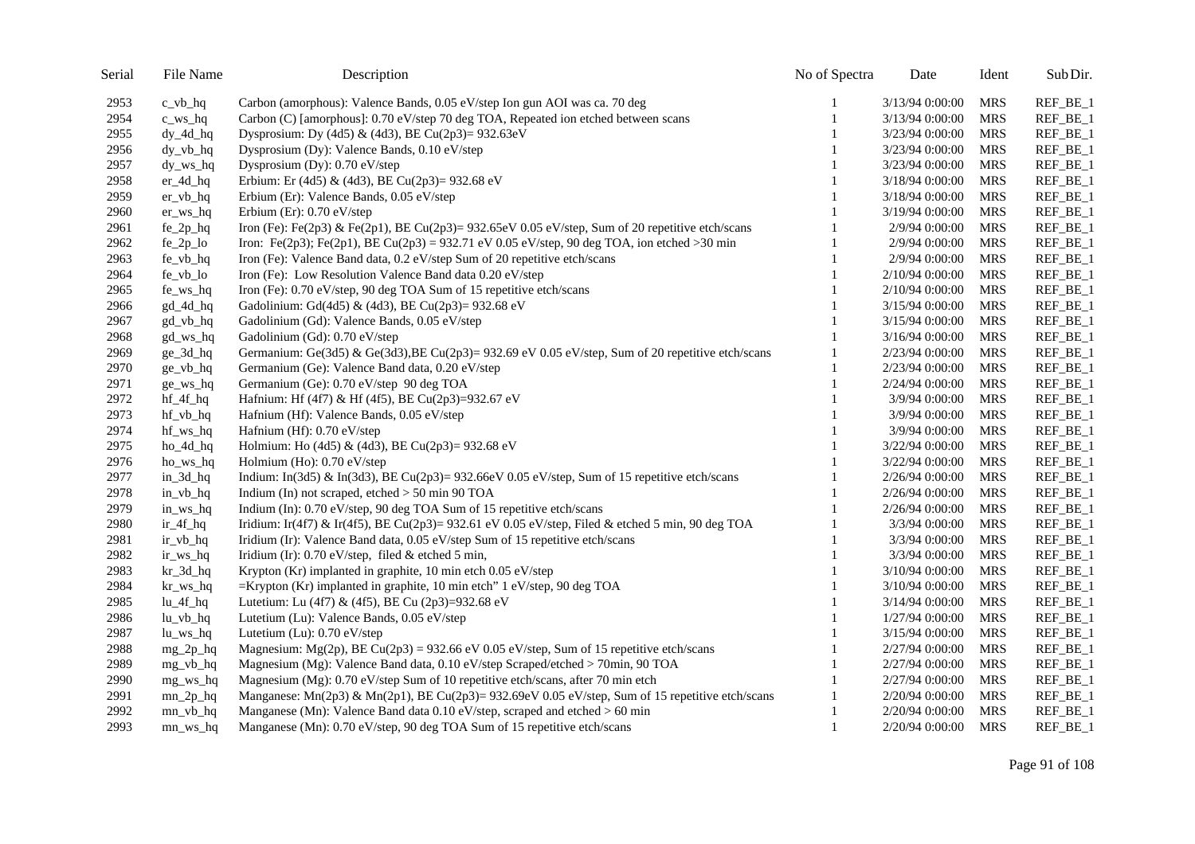| Serial | File Name | Description | No of Spectra | Date | Ident | Sub Dir. |
|---|---|---|---|---|---|---|
| 2953 | c_vb_hq | Carbon (amorphous): Valence Bands, 0.05 eV/step Ion gun AOI was ca. 70 deg | 1 | 3/13/94 0:00:00 | MRS | REF_BE_1 |
| 2954 | c_ws_hq | Carbon (C) [amorphous]: 0.70 eV/step 70 deg TOA, Repeated ion etched between scans | 1 | 3/13/94 0:00:00 | MRS | REF_BE_1 |
| 2955 | dy_4d_hq | Dysprosium: Dy (4d5) & (4d3), BE Cu(2p3)= 932.63eV | 1 | 3/23/94 0:00:00 | MRS | REF_BE_1 |
| 2956 | dy_vb_hq | Dysprosium (Dy): Valence Bands, 0.10 eV/step | 1 | 3/23/94 0:00:00 | MRS | REF_BE_1 |
| 2957 | dy_ws_hq | Dysprosium (Dy): 0.70 eV/step | 1 | 3/23/94 0:00:00 | MRS | REF_BE_1 |
| 2958 | er_4d_hq | Erbium: Er (4d5) & (4d3), BE Cu(2p3)= 932.68 eV | 1 | 3/18/94 0:00:00 | MRS | REF_BE_1 |
| 2959 | er_vb_hq | Erbium (Er): Valence Bands, 0.05 eV/step | 1 | 3/18/94 0:00:00 | MRS | REF_BE_1 |
| 2960 | er_ws_hq | Erbium (Er): 0.70 eV/step | 1 | 3/19/94 0:00:00 | MRS | REF_BE_1 |
| 2961 | fe_2p_hq | Iron (Fe): Fe(2p3) & Fe(2p1), BE Cu(2p3)= 932.65eV 0.05 eV/step, Sum of 20 repetitive etch/scans | 1 | 2/9/94 0:00:00 | MRS | REF_BE_1 |
| 2962 | fe_2p_lo | Iron: Fe(2p3); Fe(2p1), BE Cu(2p3) = 932.71 eV 0.05 eV/step, 90 deg TOA, ion etched >30 min | 1 | 2/9/94 0:00:00 | MRS | REF_BE_1 |
| 2963 | fe_vb_hq | Iron (Fe): Valence Band data, 0.2 eV/step Sum of 20 repetitive etch/scans | 1 | 2/9/94 0:00:00 | MRS | REF_BE_1 |
| 2964 | fe_vb_lo | Iron (Fe): Low Resolution Valence Band data 0.20 eV/step | 1 | 2/10/94 0:00:00 | MRS | REF_BE_1 |
| 2965 | fe_ws_hq | Iron (Fe): 0.70 eV/step, 90 deg TOA Sum of 15 repetitive etch/scans | 1 | 2/10/94 0:00:00 | MRS | REF_BE_1 |
| 2966 | gd_4d_hq | Gadolinium: Gd(4d5) & (4d3), BE Cu(2p3)= 932.68 eV | 1 | 3/15/94 0:00:00 | MRS | REF_BE_1 |
| 2967 | gd_vb_hq | Gadolinium (Gd): Valence Bands, 0.05 eV/step | 1 | 3/15/94 0:00:00 | MRS | REF_BE_1 |
| 2968 | gd_ws_hq | Gadolinium (Gd): 0.70 eV/step | 1 | 3/16/94 0:00:00 | MRS | REF_BE_1 |
| 2969 | ge_3d_hq | Germanium: Ge(3d5) & Ge(3d3),BE Cu(2p3)= 932.69 eV 0.05 eV/step, Sum of 20 repetitive etch/scans | 1 | 2/23/94 0:00:00 | MRS | REF_BE_1 |
| 2970 | ge_vb_hq | Germanium (Ge): Valence Band data, 0.20 eV/step | 1 | 2/23/94 0:00:00 | MRS | REF_BE_1 |
| 2971 | ge_ws_hq | Germanium (Ge): 0.70 eV/step 90 deg TOA | 1 | 2/24/94 0:00:00 | MRS | REF_BE_1 |
| 2972 | hf_4f_hq | Hafnium: Hf (4f7) & Hf (4f5), BE Cu(2p3)=932.67 eV | 1 | 3/9/94 0:00:00 | MRS | REF_BE_1 |
| 2973 | hf_vb_hq | Hafnium (Hf): Valence Bands, 0.05 eV/step | 1 | 3/9/94 0:00:00 | MRS | REF_BE_1 |
| 2974 | hf_ws_hq | Hafnium (Hf): 0.70 eV/step | 1 | 3/9/94 0:00:00 | MRS | REF_BE_1 |
| 2975 | ho_4d_hq | Holmium: Ho (4d5) & (4d3), BE Cu(2p3)= 932.68 eV | 1 | 3/22/94 0:00:00 | MRS | REF_BE_1 |
| 2976 | ho_ws_hq | Holmium (Ho): 0.70 eV/step | 1 | 3/22/94 0:00:00 | MRS | REF_BE_1 |
| 2977 | in_3d_hq | Indium: In(3d5) & In(3d3), BE Cu(2p3)= 932.66eV 0.05 eV/step, Sum of 15 repetitive etch/scans | 1 | 2/26/94 0:00:00 | MRS | REF_BE_1 |
| 2978 | in_vb_hq | Indium (In) not scraped, etched > 50 min 90 TOA | 1 | 2/26/94 0:00:00 | MRS | REF_BE_1 |
| 2979 | in_ws_hq | Indium (In): 0.70 eV/step, 90 deg TOA Sum of 15 repetitive etch/scans | 1 | 2/26/94 0:00:00 | MRS | REF_BE_1 |
| 2980 | ir_4f_hq | Iridium: Ir(4f7) & Ir(4f5), BE Cu(2p3)= 932.61 eV 0.05 eV/step, Filed & etched 5 min, 90 deg TOA | 1 | 3/3/94 0:00:00 | MRS | REF_BE_1 |
| 2981 | ir_vb_hq | Iridium (Ir): Valence Band data, 0.05 eV/step Sum of 15 repetitive etch/scans | 1 | 3/3/94 0:00:00 | MRS | REF_BE_1 |
| 2982 | ir_ws_hq | Iridium (Ir): 0.70 eV/step, filed & etched 5 min, | 1 | 3/3/94 0:00:00 | MRS | REF_BE_1 |
| 2983 | kr_3d_hq | Krypton (Kr) implanted in graphite, 10 min etch 0.05 eV/step | 1 | 3/10/94 0:00:00 | MRS | REF_BE_1 |
| 2984 | kr_ws_hq | =Krypton (Kr) implanted in graphite, 10 min etch" 1 eV/step, 90 deg TOA | 1 | 3/10/94 0:00:00 | MRS | REF_BE_1 |
| 2985 | lu_4f_hq | Lutetium: Lu (4f7) & (4f5), BE Cu (2p3)=932.68 eV | 1 | 3/14/94 0:00:00 | MRS | REF_BE_1 |
| 2986 | lu_vb_hq | Lutetium (Lu): Valence Bands, 0.05 eV/step | 1 | 1/27/94 0:00:00 | MRS | REF_BE_1 |
| 2987 | lu_ws_hq | Lutetium (Lu): 0.70 eV/step | 1 | 3/15/94 0:00:00 | MRS | REF_BE_1 |
| 2988 | mg_2p_hq | Magnesium: Mg(2p), BE Cu(2p3) = 932.66 eV 0.05 eV/step, Sum of 15 repetitive etch/scans | 1 | 2/27/94 0:00:00 | MRS | REF_BE_1 |
| 2989 | mg_vb_hq | Magnesium (Mg): Valence Band data, 0.10 eV/step Scraped/etched > 70min, 90 TOA | 1 | 2/27/94 0:00:00 | MRS | REF_BE_1 |
| 2990 | mg_ws_hq | Magnesium (Mg): 0.70 eV/step Sum of 10 repetitive etch/scans, after 70 min etch | 1 | 2/27/94 0:00:00 | MRS | REF_BE_1 |
| 2991 | mn_2p_hq | Manganese: Mn(2p3) & Mn(2p1), BE Cu(2p3)= 932.69eV 0.05 eV/step, Sum of 15 repetitive etch/scans | 1 | 2/20/94 0:00:00 | MRS | REF_BE_1 |
| 2992 | mn_vb_hq | Manganese (Mn): Valence Band data 0.10 eV/step, scraped and etched > 60 min | 1 | 2/20/94 0:00:00 | MRS | REF_BE_1 |
| 2993 | mn_ws_hq | Manganese (Mn): 0.70 eV/step, 90 deg TOA Sum of 15 repetitive etch/scans | 1 | 2/20/94 0:00:00 | MRS | REF_BE_1 |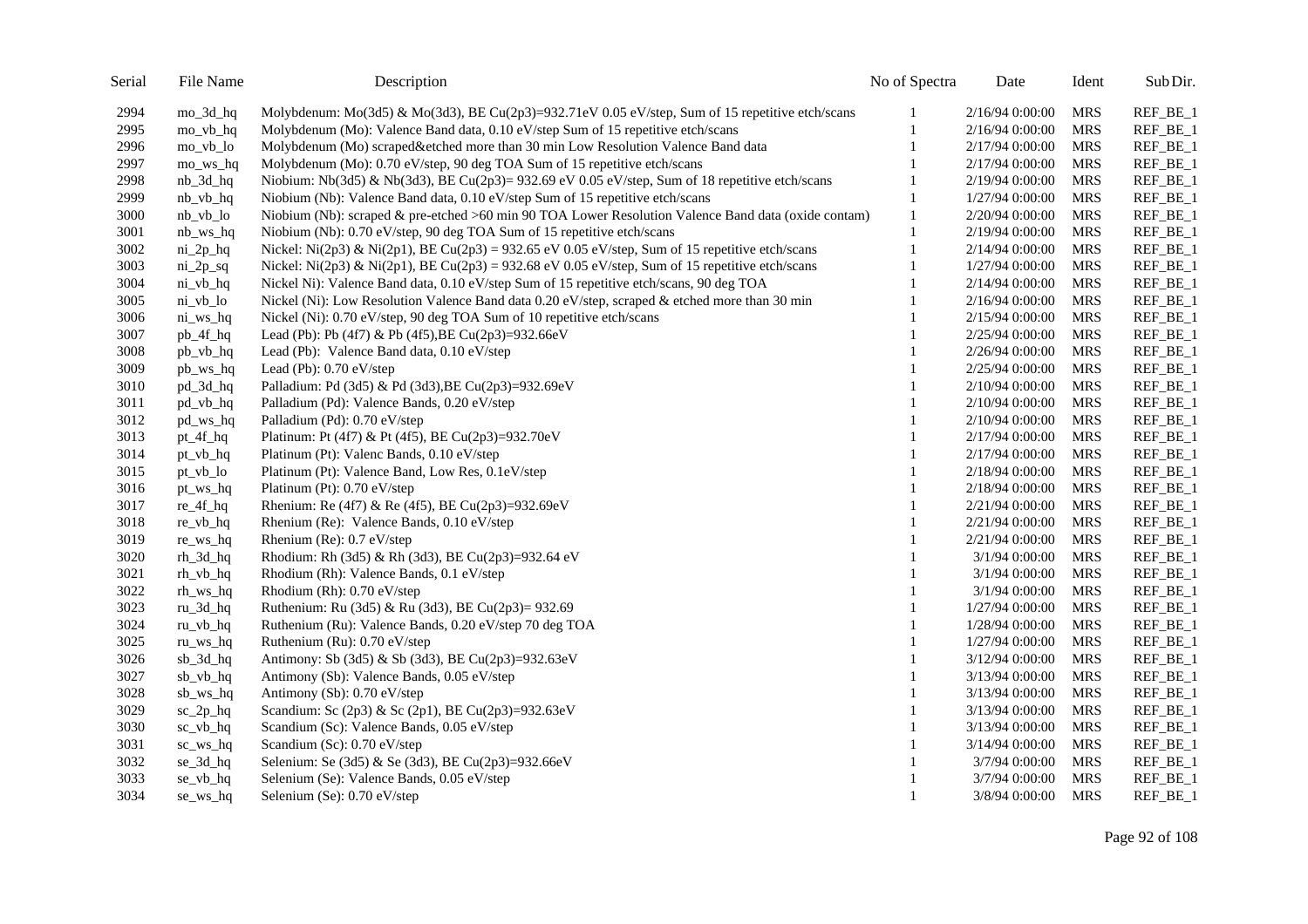| Serial | File Name | Description | No of Spectra | Date | Ident | Sub Dir. |
|---|---|---|---|---|---|---|
| 2994 | mo_3d_hq | Molybdenum: Mo(3d5) & Mo(3d3), BE Cu(2p3)=932.71eV 0.05 eV/step, Sum of 15 repetitive etch/scans | 1 | 2/16/94 0:00:00 | MRS | REF_BE_1 |
| 2995 | mo_vb_hq | Molybdenum (Mo): Valence Band data, 0.10 eV/step Sum of 15 repetitive etch/scans | 1 | 2/16/94 0:00:00 | MRS | REF_BE_1 |
| 2996 | mo_vb_lo | Molybdenum (Mo) scraped&etched more than 30 min Low Resolution Valence Band data | 1 | 2/17/94 0:00:00 | MRS | REF_BE_1 |
| 2997 | mo_ws_hq | Molybdenum (Mo): 0.70 eV/step, 90 deg TOA Sum of 15 repetitive etch/scans | 1 | 2/17/94 0:00:00 | MRS | REF_BE_1 |
| 2998 | nb_3d_hq | Niobium: Nb(3d5) & Nb(3d3), BE Cu(2p3)= 932.69 eV 0.05 eV/step, Sum of 18 repetitive etch/scans | 1 | 2/19/94 0:00:00 | MRS | REF_BE_1 |
| 2999 | nb_vb_hq | Niobium (Nb): Valence Band data, 0.10 eV/step Sum of 15 repetitive etch/scans | 1 | 1/27/94 0:00:00 | MRS | REF_BE_1 |
| 3000 | nb_vb_lo | Niobium (Nb): scraped & pre-etched >60 min 90 TOA Lower Resolution Valence Band data (oxide contam) | 1 | 2/20/94 0:00:00 | MRS | REF_BE_1 |
| 3001 | nb_ws_hq | Niobium (Nb): 0.70 eV/step, 90 deg TOA Sum of 15 repetitive etch/scans | 1 | 2/19/94 0:00:00 | MRS | REF_BE_1 |
| 3002 | ni_2p_hq | Nickel: Ni(2p3) & Ni(2p1), BE Cu(2p3) = 932.65 eV 0.05 eV/step, Sum of 15 repetitive etch/scans | 1 | 2/14/94 0:00:00 | MRS | REF_BE_1 |
| 3003 | ni_2p_sq | Nickel: Ni(2p3) & Ni(2p1), BE Cu(2p3) = 932.68 eV 0.05 eV/step, Sum of 15 repetitive etch/scans | 1 | 1/27/94 0:00:00 | MRS | REF_BE_1 |
| 3004 | ni_vb_hq | Nickel Ni): Valence Band data, 0.10 eV/step Sum of 15 repetitive etch/scans, 90 deg TOA | 1 | 2/14/94 0:00:00 | MRS | REF_BE_1 |
| 3005 | ni_vb_lo | Nickel (Ni): Low Resolution Valence Band data 0.20 eV/step, scraped & etched more than 30 min | 1 | 2/16/94 0:00:00 | MRS | REF_BE_1 |
| 3006 | ni_ws_hq | Nickel (Ni): 0.70 eV/step, 90 deg TOA Sum of 10 repetitive etch/scans | 1 | 2/15/94 0:00:00 | MRS | REF_BE_1 |
| 3007 | pb_4f_hq | Lead (Pb): Pb (4f7) & Pb (4f5),BE Cu(2p3)=932.66eV | 1 | 2/25/94 0:00:00 | MRS | REF_BE_1 |
| 3008 | pb_vb_hq | Lead (Pb): Valence Band data, 0.10 eV/step | 1 | 2/26/94 0:00:00 | MRS | REF_BE_1 |
| 3009 | pb_ws_hq | Lead (Pb): 0.70 eV/step | 1 | 2/25/94 0:00:00 | MRS | REF_BE_1 |
| 3010 | pd_3d_hq | Palladium: Pd (3d5) & Pd (3d3),BE Cu(2p3)=932.69eV | 1 | 2/10/94 0:00:00 | MRS | REF_BE_1 |
| 3011 | pd_vb_hq | Palladium (Pd): Valence Bands, 0.20 eV/step | 1 | 2/10/94 0:00:00 | MRS | REF_BE_1 |
| 3012 | pd_ws_hq | Palladium (Pd): 0.70 eV/step | 1 | 2/10/94 0:00:00 | MRS | REF_BE_1 |
| 3013 | pt_4f_hq | Platinum: Pt (4f7) & Pt (4f5), BE Cu(2p3)=932.70eV | 1 | 2/17/94 0:00:00 | MRS | REF_BE_1 |
| 3014 | pt_vb_hq | Platinum (Pt): Valenc Bands, 0.10 eV/step | 1 | 2/17/94 0:00:00 | MRS | REF_BE_1 |
| 3015 | pt_vb_lo | Platinum (Pt): Valence Band, Low Res, 0.1eV/step | 1 | 2/18/94 0:00:00 | MRS | REF_BE_1 |
| 3016 | pt_ws_hq | Platinum (Pt): 0.70 eV/step | 1 | 2/18/94 0:00:00 | MRS | REF_BE_1 |
| 3017 | re_4f_hq | Rhenium: Re (4f7) & Re (4f5), BE Cu(2p3)=932.69eV | 1 | 2/21/94 0:00:00 | MRS | REF_BE_1 |
| 3018 | re_vb_hq | Rhenium (Re): Valence Bands, 0.10 eV/step | 1 | 2/21/94 0:00:00 | MRS | REF_BE_1 |
| 3019 | re_ws_hq | Rhenium (Re): 0.7 eV/step | 1 | 2/21/94 0:00:00 | MRS | REF_BE_1 |
| 3020 | rh_3d_hq | Rhodium: Rh (3d5) & Rh (3d3), BE Cu(2p3)=932.64 eV | 1 | 3/1/94 0:00:00 | MRS | REF_BE_1 |
| 3021 | rh_vb_hq | Rhodium (Rh): Valence Bands, 0.1 eV/step | 1 | 3/1/94 0:00:00 | MRS | REF_BE_1 |
| 3022 | rh_ws_hq | Rhodium (Rh): 0.70 eV/step | 1 | 3/1/94 0:00:00 | MRS | REF_BE_1 |
| 3023 | ru_3d_hq | Ruthenium: Ru (3d5) & Ru (3d3), BE Cu(2p3)= 932.69 | 1 | 1/27/94 0:00:00 | MRS | REF_BE_1 |
| 3024 | ru_vb_hq | Ruthenium (Ru): Valence Bands, 0.20 eV/step 70 deg TOA | 1 | 1/28/94 0:00:00 | MRS | REF_BE_1 |
| 3025 | ru_ws_hq | Ruthenium (Ru): 0.70 eV/step | 1 | 1/27/94 0:00:00 | MRS | REF_BE_1 |
| 3026 | sb_3d_hq | Antimony: Sb (3d5) & Sb (3d3), BE Cu(2p3)=932.63eV | 1 | 3/12/94 0:00:00 | MRS | REF_BE_1 |
| 3027 | sb_vb_hq | Antimony (Sb): Valence Bands, 0.05 eV/step | 1 | 3/13/94 0:00:00 | MRS | REF_BE_1 |
| 3028 | sb_ws_hq | Antimony (Sb): 0.70 eV/step | 1 | 3/13/94 0:00:00 | MRS | REF_BE_1 |
| 3029 | sc_2p_hq | Scandium: Sc (2p3) & Sc (2p1), BE Cu(2p3)=932.63eV | 1 | 3/13/94 0:00:00 | MRS | REF_BE_1 |
| 3030 | sc_vb_hq | Scandium (Sc): Valence Bands, 0.05 eV/step | 1 | 3/13/94 0:00:00 | MRS | REF_BE_1 |
| 3031 | sc_ws_hq | Scandium (Sc): 0.70 eV/step | 1 | 3/14/94 0:00:00 | MRS | REF_BE_1 |
| 3032 | se_3d_hq | Selenium: Se (3d5) & Se (3d3), BE Cu(2p3)=932.66eV | 1 | 3/7/94 0:00:00 | MRS | REF_BE_1 |
| 3033 | se_vb_hq | Selenium (Se): Valence Bands, 0.05 eV/step | 1 | 3/7/94 0:00:00 | MRS | REF_BE_1 |
| 3034 | se_ws_hq | Selenium (Se): 0.70 eV/step | 1 | 3/8/94 0:00:00 | MRS | REF_BE_1 |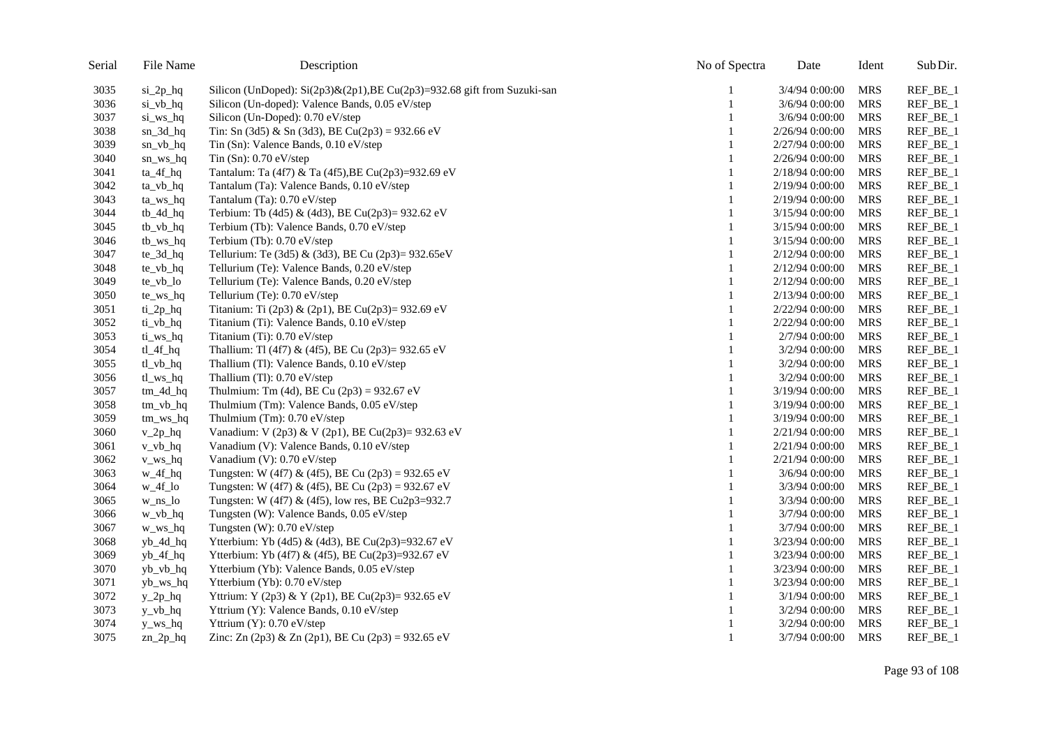| Serial | File Name | Description | No of Spectra | Date | Ident | Sub Dir. |
|---|---|---|---|---|---|---|
| 3035 | si_2p_hq | Silicon (UnDoped): Si(2p3)&(2p1),BE Cu(2p3)=932.68 gift from Suzuki-san | 1 | 3/4/94 0:00:00 | MRS | REF_BE_1 |
| 3036 | si_vb_hq | Silicon (Un-doped): Valence Bands, 0.05 eV/step | 1 | 3/6/94 0:00:00 | MRS | REF_BE_1 |
| 3037 | si_ws_hq | Silicon (Un-Doped): 0.70 eV/step | 1 | 3/6/94 0:00:00 | MRS | REF_BE_1 |
| 3038 | sn_3d_hq | Tin: Sn (3d5) & Sn (3d3), BE Cu(2p3) = 932.66 eV | 1 | 2/26/94 0:00:00 | MRS | REF_BE_1 |
| 3039 | sn_vb_hq | Tin (Sn): Valence Bands, 0.10 eV/step | 1 | 2/27/94 0:00:00 | MRS | REF_BE_1 |
| 3040 | sn_ws_hq | Tin (Sn): 0.70 eV/step | 1 | 2/26/94 0:00:00 | MRS | REF_BE_1 |
| 3041 | ta_4f_hq | Tantalum: Ta (4f7) & Ta (4f5),BE Cu(2p3)=932.69 eV | 1 | 2/18/94 0:00:00 | MRS | REF_BE_1 |
| 3042 | ta_vb_hq | Tantalum (Ta): Valence Bands, 0.10 eV/step | 1 | 2/19/94 0:00:00 | MRS | REF_BE_1 |
| 3043 | ta_ws_hq | Tantalum (Ta): 0.70 eV/step | 1 | 2/19/94 0:00:00 | MRS | REF_BE_1 |
| 3044 | tb_4d_hq | Terbium: Tb (4d5) & (4d3), BE Cu(2p3)= 932.62 eV | 1 | 3/15/94 0:00:00 | MRS | REF_BE_1 |
| 3045 | tb_vb_hq | Terbium (Tb): Valence Bands, 0.70 eV/step | 1 | 3/15/94 0:00:00 | MRS | REF_BE_1 |
| 3046 | tb_ws_hq | Terbium (Tb): 0.70 eV/step | 1 | 3/15/94 0:00:00 | MRS | REF_BE_1 |
| 3047 | te_3d_hq | Tellurium: Te (3d5) & (3d3), BE Cu (2p3)= 932.65eV | 1 | 2/12/94 0:00:00 | MRS | REF_BE_1 |
| 3048 | te_vb_hq | Tellurium (Te): Valence Bands, 0.20 eV/step | 1 | 2/12/94 0:00:00 | MRS | REF_BE_1 |
| 3049 | te_vb_lo | Tellurium (Te): Valence Bands, 0.20 eV/step | 1 | 2/12/94 0:00:00 | MRS | REF_BE_1 |
| 3050 | te_ws_hq | Tellurium (Te): 0.70 eV/step | 1 | 2/13/94 0:00:00 | MRS | REF_BE_1 |
| 3051 | ti_2p_hq | Titanium: Ti (2p3) & (2p1), BE Cu(2p3)= 932.69 eV | 1 | 2/22/94 0:00:00 | MRS | REF_BE_1 |
| 3052 | ti_vb_hq | Titanium (Ti): Valence Bands, 0.10 eV/step | 1 | 2/22/94 0:00:00 | MRS | REF_BE_1 |
| 3053 | ti_ws_hq | Titanium (Ti): 0.70 eV/step | 1 | 2/7/94 0:00:00 | MRS | REF_BE_1 |
| 3054 | tl_4f_hq | Thallium: Tl (4f7) & (4f5), BE Cu (2p3)= 932.65 eV | 1 | 3/2/94 0:00:00 | MRS | REF_BE_1 |
| 3055 | tl_vb_hq | Thallium (Tl): Valence Bands, 0.10 eV/step | 1 | 3/2/94 0:00:00 | MRS | REF_BE_1 |
| 3056 | tl_ws_hq | Thallium (Tl): 0.70 eV/step | 1 | 3/2/94 0:00:00 | MRS | REF_BE_1 |
| 3057 | tm_4d_hq | Thulmium: Tm (4d), BE Cu (2p3) = 932.67 eV | 1 | 3/19/94 0:00:00 | MRS | REF_BE_1 |
| 3058 | tm_vb_hq | Thulmium (Tm): Valence Bands, 0.05 eV/step | 1 | 3/19/94 0:00:00 | MRS | REF_BE_1 |
| 3059 | tm_ws_hq | Thulmium (Tm): 0.70 eV/step | 1 | 3/19/94 0:00:00 | MRS | REF_BE_1 |
| 3060 | v_2p_hq | Vanadium: V (2p3) & V (2p1), BE Cu(2p3)= 932.63 eV | 1 | 2/21/94 0:00:00 | MRS | REF_BE_1 |
| 3061 | v_vb_hq | Vanadium (V): Valence Bands, 0.10 eV/step | 1 | 2/21/94 0:00:00 | MRS | REF_BE_1 |
| 3062 | v_ws_hq | Vanadium (V): 0.70 eV/step | 1 | 2/21/94 0:00:00 | MRS | REF_BE_1 |
| 3063 | w_4f_hq | Tungsten: W (4f7) & (4f5), BE Cu (2p3) = 932.65 eV | 1 | 3/6/94 0:00:00 | MRS | REF_BE_1 |
| 3064 | w_4f_lo | Tungsten: W (4f7) & (4f5), BE Cu (2p3) = 932.67 eV | 1 | 3/3/94 0:00:00 | MRS | REF_BE_1 |
| 3065 | w_ns_lo | Tungsten: W (4f7) & (4f5), low res, BE Cu2p3=932.7 | 1 | 3/3/94 0:00:00 | MRS | REF_BE_1 |
| 3066 | w_vb_hq | Tungsten (W): Valence Bands, 0.05 eV/step | 1 | 3/7/94 0:00:00 | MRS | REF_BE_1 |
| 3067 | w_ws_hq | Tungsten (W): 0.70 eV/step | 1 | 3/7/94 0:00:00 | MRS | REF_BE_1 |
| 3068 | yb_4d_hq | Ytterbium: Yb (4d5) & (4d3), BE Cu(2p3)=932.67 eV | 1 | 3/23/94 0:00:00 | MRS | REF_BE_1 |
| 3069 | yb_4f_hq | Ytterbium: Yb (4f7) & (4f5), BE Cu(2p3)=932.67 eV | 1 | 3/23/94 0:00:00 | MRS | REF_BE_1 |
| 3070 | yb_vb_hq | Ytterbium (Yb): Valence Bands, 0.05 eV/step | 1 | 3/23/94 0:00:00 | MRS | REF_BE_1 |
| 3071 | yb_ws_hq | Ytterbium (Yb): 0.70 eV/step | 1 | 3/23/94 0:00:00 | MRS | REF_BE_1 |
| 3072 | y_2p_hq | Yttrium: Y (2p3) & Y (2p1), BE Cu(2p3)= 932.65 eV | 1 | 3/1/94 0:00:00 | MRS | REF_BE_1 |
| 3073 | y_vb_hq | Yttrium (Y): Valence Bands, 0.10 eV/step | 1 | 3/2/94 0:00:00 | MRS | REF_BE_1 |
| 3074 | y_ws_hq | Yttrium (Y): 0.70 eV/step | 1 | 3/2/94 0:00:00 | MRS | REF_BE_1 |
| 3075 | zn_2p_hq | Zinc: Zn (2p3) & Zn (2p1), BE Cu (2p3) = 932.65 eV | 1 | 3/7/94 0:00:00 | MRS | REF_BE_1 |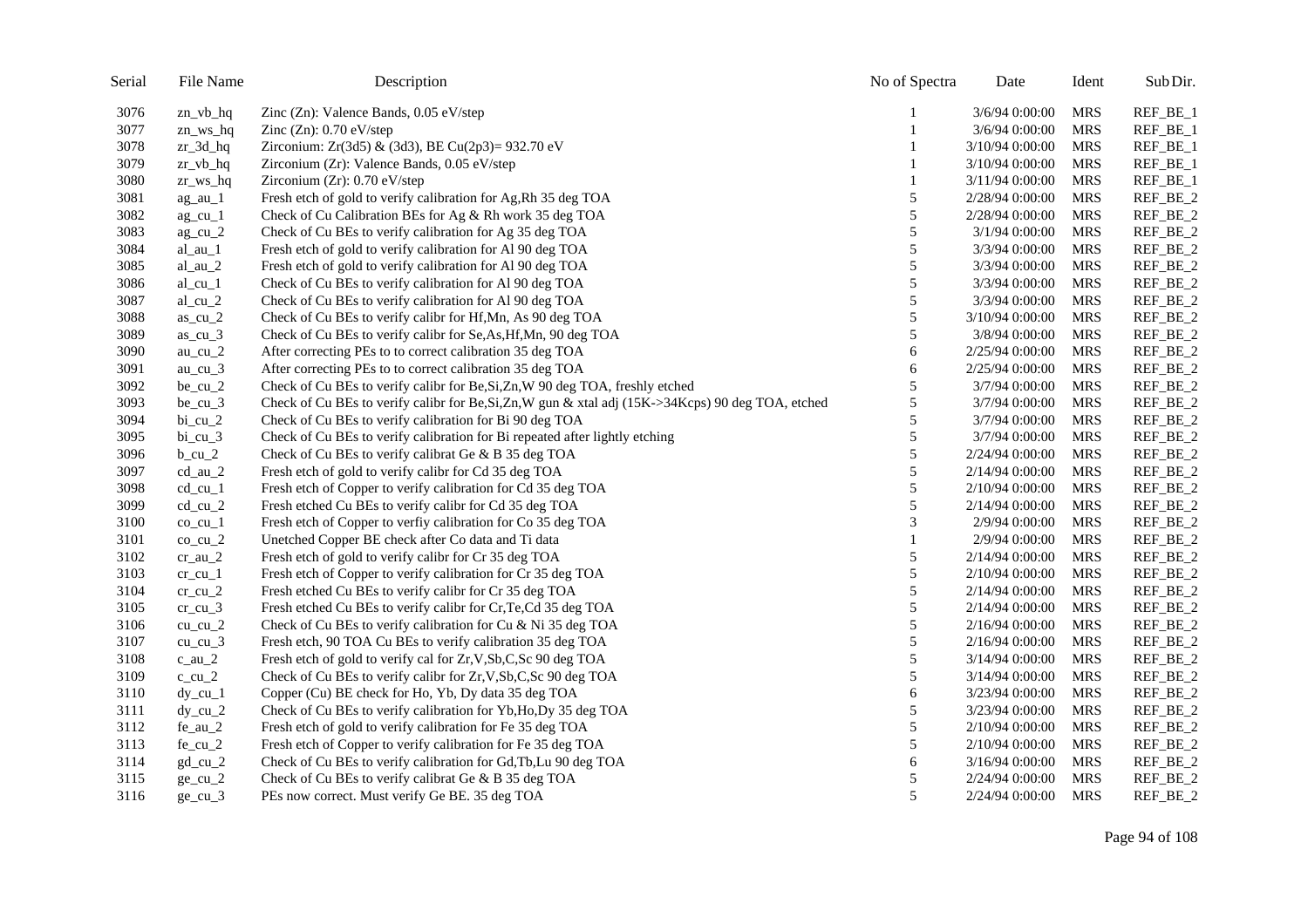| Serial | File Name | Description | No of Spectra | Date | Ident | Sub Dir. |
|---|---|---|---|---|---|---|
| 3076 | zn_vb_hq | Zinc (Zn): Valence Bands, 0.05 eV/step | 1 | 3/6/94 0:00:00 | MRS | REF_BE_1 |
| 3077 | zn_ws_hq | Zinc (Zn): 0.70 eV/step | 1 | 3/6/94 0:00:00 | MRS | REF_BE_1 |
| 3078 | zr_3d_hq | Zirconium: Zr(3d5) & (3d3), BE Cu(2p3)= 932.70 eV | 1 | 3/10/94 0:00:00 | MRS | REF_BE_1 |
| 3079 | zr_vb_hq | Zirconium (Zr): Valence Bands, 0.05 eV/step | 1 | 3/10/94 0:00:00 | MRS | REF_BE_1 |
| 3080 | zr_ws_hq | Zirconium (Zr): 0.70 eV/step | 1 | 3/11/94 0:00:00 | MRS | REF_BE_1 |
| 3081 | ag_au_1 | Fresh etch of gold to verify calibration for Ag,Rh 35 deg TOA | 5 | 2/28/94 0:00:00 | MRS | REF_BE_2 |
| 3082 | ag_cu_1 | Check of Cu Calibration BEs for Ag & Rh work 35 deg TOA | 5 | 2/28/94 0:00:00 | MRS | REF_BE_2 |
| 3083 | ag_cu_2 | Check of Cu BEs to verify calibration for Ag 35 deg TOA | 5 | 3/1/94 0:00:00 | MRS | REF_BE_2 |
| 3084 | al_au_1 | Fresh etch of gold to verify calibration for Al 90 deg TOA | 5 | 3/3/94 0:00:00 | MRS | REF_BE_2 |
| 3085 | al_au_2 | Fresh etch of gold to verify calibration for Al 90 deg TOA | 5 | 3/3/94 0:00:00 | MRS | REF_BE_2 |
| 3086 | al_cu_1 | Check of Cu BEs to verify calibration for Al 90 deg TOA | 5 | 3/3/94 0:00:00 | MRS | REF_BE_2 |
| 3087 | al_cu_2 | Check of Cu BEs to verify calibration for Al 90 deg TOA | 5 | 3/3/94 0:00:00 | MRS | REF_BE_2 |
| 3088 | as_cu_2 | Check of Cu BEs to verify calibr for Hf,Mn, As 90 deg TOA | 5 | 3/10/94 0:00:00 | MRS | REF_BE_2 |
| 3089 | as_cu_3 | Check of Cu BEs to verify calibr for Se,As,Hf,Mn, 90 deg TOA | 5 | 3/8/94 0:00:00 | MRS | REF_BE_2 |
| 3090 | au_cu_2 | After correcting PEs to to correct calibration 35 deg TOA | 6 | 2/25/94 0:00:00 | MRS | REF_BE_2 |
| 3091 | au_cu_3 | After correcting PEs to to correct calibration 35 deg TOA | 6 | 2/25/94 0:00:00 | MRS | REF_BE_2 |
| 3092 | be_cu_2 | Check of Cu BEs to verify calibr for Be,Si,Zn,W 90 deg TOA, freshly etched | 5 | 3/7/94 0:00:00 | MRS | REF_BE_2 |
| 3093 | be_cu_3 | Check of Cu BEs to verify calibr for Be,Si,Zn,W gun & xtal adj (15K->34Kcps) 90 deg TOA, etched | 5 | 3/7/94 0:00:00 | MRS | REF_BE_2 |
| 3094 | bi_cu_2 | Check of Cu BEs to verify calibration for Bi 90 deg TOA | 5 | 3/7/94 0:00:00 | MRS | REF_BE_2 |
| 3095 | bi_cu_3 | Check of Cu BEs to verify calibration for Bi repeated after lightly etching | 5 | 3/7/94 0:00:00 | MRS | REF_BE_2 |
| 3096 | b_cu_2 | Check of Cu BEs to verify calibrat Ge & B 35 deg TOA | 5 | 2/24/94 0:00:00 | MRS | REF_BE_2 |
| 3097 | cd_au_2 | Fresh etch of gold to verify calibr for Cd 35 deg TOA | 5 | 2/14/94 0:00:00 | MRS | REF_BE_2 |
| 3098 | cd_cu_1 | Fresh etch of Copper to verify calibration for Cd 35 deg TOA | 5 | 2/10/94 0:00:00 | MRS | REF_BE_2 |
| 3099 | cd_cu_2 | Fresh etched Cu BEs to verify calibr for Cd 35 deg TOA | 5 | 2/14/94 0:00:00 | MRS | REF_BE_2 |
| 3100 | co_cu_1 | Fresh etch of Copper to verfiy calibration for Co 35 deg TOA | 3 | 2/9/94 0:00:00 | MRS | REF_BE_2 |
| 3101 | co_cu_2 | Unetched Copper BE check after Co data and Ti data | 1 | 2/9/94 0:00:00 | MRS | REF_BE_2 |
| 3102 | cr_au_2 | Fresh etch of gold to verify calibr for Cr 35 deg TOA | 5 | 2/14/94 0:00:00 | MRS | REF_BE_2 |
| 3103 | cr_cu_1 | Fresh etch of Copper to verify calibration for Cr 35 deg TOA | 5 | 2/10/94 0:00:00 | MRS | REF_BE_2 |
| 3104 | cr_cu_2 | Fresh etched Cu BEs to verify calibr for Cr 35 deg TOA | 5 | 2/14/94 0:00:00 | MRS | REF_BE_2 |
| 3105 | cr_cu_3 | Fresh etched Cu BEs to verify calibr for Cr,Te,Cd 35 deg TOA | 5 | 2/14/94 0:00:00 | MRS | REF_BE_2 |
| 3106 | cu_cu_2 | Check of Cu BEs to verify calibration for Cu & Ni 35 deg TOA | 5 | 2/16/94 0:00:00 | MRS | REF_BE_2 |
| 3107 | cu_cu_3 | Fresh etch, 90 TOA Cu BEs to verify calibration 35 deg TOA | 5 | 2/16/94 0:00:00 | MRS | REF_BE_2 |
| 3108 | c_au_2 | Fresh etch of gold to verify cal for Zr,V,Sb,C,Sc 90 deg TOA | 5 | 3/14/94 0:00:00 | MRS | REF_BE_2 |
| 3109 | c_cu_2 | Check of Cu BEs to verify calibr for Zr,V,Sb,C,Sc 90 deg TOA | 5 | 3/14/94 0:00:00 | MRS | REF_BE_2 |
| 3110 | dy_cu_1 | Copper (Cu) BE check for Ho, Yb, Dy data 35 deg TOA | 6 | 3/23/94 0:00:00 | MRS | REF_BE_2 |
| 3111 | dy_cu_2 | Check of Cu BEs to verify calibration for Yb,Ho,Dy 35 deg TOA | 5 | 3/23/94 0:00:00 | MRS | REF_BE_2 |
| 3112 | fe_au_2 | Fresh etch of gold to verify calibration for Fe 35 deg TOA | 5 | 2/10/94 0:00:00 | MRS | REF_BE_2 |
| 3113 | fe_cu_2 | Fresh etch of Copper to verify calibration for Fe 35 deg TOA | 5 | 2/10/94 0:00:00 | MRS | REF_BE_2 |
| 3114 | gd_cu_2 | Check of Cu BEs to verify calibration for Gd,Tb,Lu 90 deg TOA | 6 | 3/16/94 0:00:00 | MRS | REF_BE_2 |
| 3115 | ge_cu_2 | Check of Cu BEs to verify calibrat Ge & B 35 deg TOA | 5 | 2/24/94 0:00:00 | MRS | REF_BE_2 |
| 3116 | ge_cu_3 | PEs now correct. Must verify Ge BE. 35 deg TOA | 5 | 2/24/94 0:00:00 | MRS | REF_BE_2 |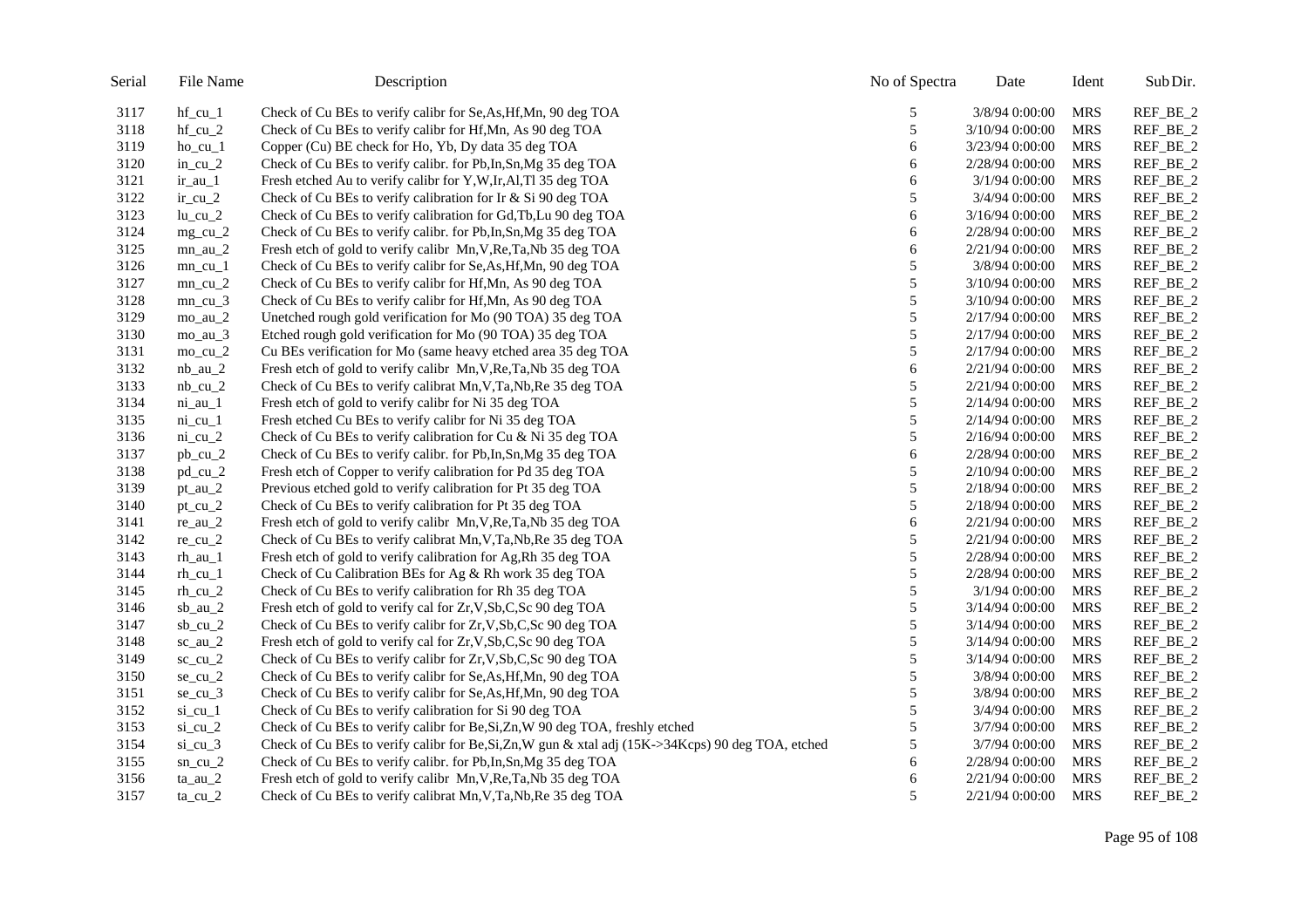| Serial | File Name | Description | No of Spectra | Date | Ident | Sub Dir. |
|---|---|---|---|---|---|---|
| 3117 | hf_cu_1 | Check of Cu BEs to verify calibr for Se,As,Hf,Mn, 90 deg TOA | 5 | 3/8/94 0:00:00 | MRS | REF_BE_2 |
| 3118 | hf_cu_2 | Check of Cu BEs to verify calibr for Hf,Mn, As 90 deg TOA | 5 | 3/10/94 0:00:00 | MRS | REF_BE_2 |
| 3119 | ho_cu_1 | Copper (Cu) BE check for Ho, Yb, Dy data 35 deg TOA | 6 | 3/23/94 0:00:00 | MRS | REF_BE_2 |
| 3120 | in_cu_2 | Check of Cu BEs to verify calibr. for Pb,In,Sn,Mg 35 deg TOA | 6 | 2/28/94 0:00:00 | MRS | REF_BE_2 |
| 3121 | ir_au_1 | Fresh etched Au to verify calibr for Y,W,Ir,Al,Tl 35 deg TOA | 6 | 3/1/94 0:00:00 | MRS | REF_BE_2 |
| 3122 | ir_cu_2 | Check of Cu BEs to verify calibration for Ir & Si 90 deg TOA | 5 | 3/4/94 0:00:00 | MRS | REF_BE_2 |
| 3123 | lu_cu_2 | Check of Cu BEs to verify calibration for Gd,Tb,Lu 90 deg TOA | 6 | 3/16/94 0:00:00 | MRS | REF_BE_2 |
| 3124 | mg_cu_2 | Check of Cu BEs to verify calibr. for Pb,In,Sn,Mg 35 deg TOA | 6 | 2/28/94 0:00:00 | MRS | REF_BE_2 |
| 3125 | mn_au_2 | Fresh etch of gold to verify calibr Mn,V,Re,Ta,Nb 35 deg TOA | 6 | 2/21/94 0:00:00 | MRS | REF_BE_2 |
| 3126 | mn_cu_1 | Check of Cu BEs to verify calibr for Se,As,Hf,Mn, 90 deg TOA | 5 | 3/8/94 0:00:00 | MRS | REF_BE_2 |
| 3127 | mn_cu_2 | Check of Cu BEs to verify calibr for Hf,Mn, As 90 deg TOA | 5 | 3/10/94 0:00:00 | MRS | REF_BE_2 |
| 3128 | mn_cu_3 | Check of Cu BEs to verify calibr for Hf,Mn, As 90 deg TOA | 5 | 3/10/94 0:00:00 | MRS | REF_BE_2 |
| 3129 | mo_au_2 | Unetched rough gold verification for Mo (90 TOA) 35 deg TOA | 5 | 2/17/94 0:00:00 | MRS | REF_BE_2 |
| 3130 | mo_au_3 | Etched rough gold verification for Mo (90 TOA) 35 deg TOA | 5 | 2/17/94 0:00:00 | MRS | REF_BE_2 |
| 3131 | mo_cu_2 | Cu BEs verification for Mo (same heavy etched area 35 deg TOA | 5 | 2/17/94 0:00:00 | MRS | REF_BE_2 |
| 3132 | nb_au_2 | Fresh etch of gold to verify calibr Mn,V,Re,Ta,Nb 35 deg TOA | 6 | 2/21/94 0:00:00 | MRS | REF_BE_2 |
| 3133 | nb_cu_2 | Check of Cu BEs to verify calibrat Mn,V,Ta,Nb,Re 35 deg TOA | 5 | 2/21/94 0:00:00 | MRS | REF_BE_2 |
| 3134 | ni_au_1 | Fresh etch of gold to verify calibr for Ni 35 deg TOA | 5 | 2/14/94 0:00:00 | MRS | REF_BE_2 |
| 3135 | ni_cu_1 | Fresh etched Cu BEs to verify calibr for Ni 35 deg TOA | 5 | 2/14/94 0:00:00 | MRS | REF_BE_2 |
| 3136 | ni_cu_2 | Check of Cu BEs to verify calibration for Cu & Ni 35 deg TOA | 5 | 2/16/94 0:00:00 | MRS | REF_BE_2 |
| 3137 | pb_cu_2 | Check of Cu BEs to verify calibr. for Pb,In,Sn,Mg 35 deg TOA | 6 | 2/28/94 0:00:00 | MRS | REF_BE_2 |
| 3138 | pd_cu_2 | Fresh etch of Copper to verify calibration for Pd 35 deg TOA | 5 | 2/10/94 0:00:00 | MRS | REF_BE_2 |
| 3139 | pt_au_2 | Previous etched gold to verify calibration for Pt 35 deg TOA | 5 | 2/18/94 0:00:00 | MRS | REF_BE_2 |
| 3140 | pt_cu_2 | Check of Cu BEs to verify calibration for Pt 35 deg TOA | 5 | 2/18/94 0:00:00 | MRS | REF_BE_2 |
| 3141 | re_au_2 | Fresh etch of gold to verify calibr Mn,V,Re,Ta,Nb 35 deg TOA | 6 | 2/21/94 0:00:00 | MRS | REF_BE_2 |
| 3142 | re_cu_2 | Check of Cu BEs to verify calibrat Mn,V,Ta,Nb,Re 35 deg TOA | 5 | 2/21/94 0:00:00 | MRS | REF_BE_2 |
| 3143 | rh_au_1 | Fresh etch of gold to verify calibration for Ag,Rh 35 deg TOA | 5 | 2/28/94 0:00:00 | MRS | REF_BE_2 |
| 3144 | rh_cu_1 | Check of Cu Calibration BEs for Ag & Rh work 35 deg TOA | 5 | 2/28/94 0:00:00 | MRS | REF_BE_2 |
| 3145 | rh_cu_2 | Check of Cu BEs to verify calibration for Rh 35 deg TOA | 5 | 3/1/94 0:00:00 | MRS | REF_BE_2 |
| 3146 | sb_au_2 | Fresh etch of gold to verify cal for Zr,V,Sb,C,Sc 90 deg TOA | 5 | 3/14/94 0:00:00 | MRS | REF_BE_2 |
| 3147 | sb_cu_2 | Check of Cu BEs to verify calibr for Zr,V,Sb,C,Sc 90 deg TOA | 5 | 3/14/94 0:00:00 | MRS | REF_BE_2 |
| 3148 | sc_au_2 | Fresh etch of gold to verify cal for Zr,V,Sb,C,Sc 90 deg TOA | 5 | 3/14/94 0:00:00 | MRS | REF_BE_2 |
| 3149 | sc_cu_2 | Check of Cu BEs to verify calibr for Zr,V,Sb,C,Sc 90 deg TOA | 5 | 3/14/94 0:00:00 | MRS | REF_BE_2 |
| 3150 | se_cu_2 | Check of Cu BEs to verify calibr for Se,As,Hf,Mn, 90 deg TOA | 5 | 3/8/94 0:00:00 | MRS | REF_BE_2 |
| 3151 | se_cu_3 | Check of Cu BEs to verify calibr for Se,As,Hf,Mn, 90 deg TOA | 5 | 3/8/94 0:00:00 | MRS | REF_BE_2 |
| 3152 | si_cu_1 | Check of Cu BEs to verify calibration for Si 90 deg TOA | 5 | 3/4/94 0:00:00 | MRS | REF_BE_2 |
| 3153 | si_cu_2 | Check of Cu BEs to verify calibr for Be,Si,Zn,W 90 deg TOA, freshly etched | 5 | 3/7/94 0:00:00 | MRS | REF_BE_2 |
| 3154 | si_cu_3 | Check of Cu BEs to verify calibr for Be,Si,Zn,W gun & xtal adj (15K->34Kcps) 90 deg TOA, etched | 5 | 3/7/94 0:00:00 | MRS | REF_BE_2 |
| 3155 | sn_cu_2 | Check of Cu BEs to verify calibr. for Pb,In,Sn,Mg 35 deg TOA | 6 | 2/28/94 0:00:00 | MRS | REF_BE_2 |
| 3156 | ta_au_2 | Fresh etch of gold to verify calibr Mn,V,Re,Ta,Nb 35 deg TOA | 6 | 2/21/94 0:00:00 | MRS | REF_BE_2 |
| 3157 | ta_cu_2 | Check of Cu BEs to verify calibrat Mn,V,Ta,Nb,Re 35 deg TOA | 5 | 2/21/94 0:00:00 | MRS | REF_BE_2 |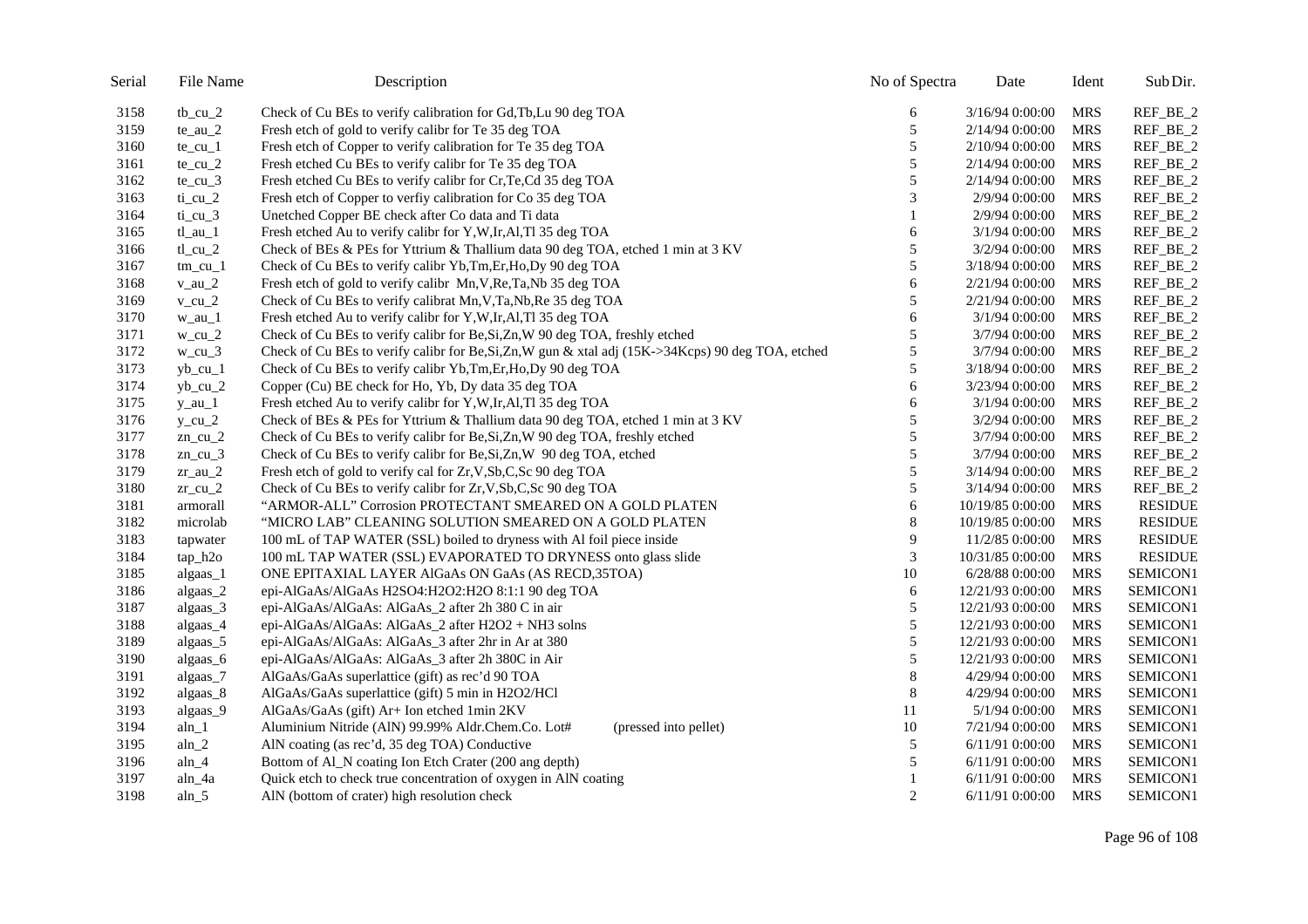| Serial | File Name | Description | No of Spectra | Date | Ident | Sub Dir. |
|---|---|---|---|---|---|---|
| 3158 | tb_cu_2 | Check of Cu BEs to verify calibration for Gd,Tb,Lu 90 deg TOA | 6 | 3/16/94 0:00:00 | MRS | REF_BE_2 |
| 3159 | te_au_2 | Fresh etch of gold to verify calibr for Te 35 deg TOA | 5 | 2/14/94 0:00:00 | MRS | REF_BE_2 |
| 3160 | te_cu_1 | Fresh etch of Copper to verify calibration for Te 35 deg TOA | 5 | 2/10/94 0:00:00 | MRS | REF_BE_2 |
| 3161 | te_cu_2 | Fresh etched Cu BEs to verify calibr for Te 35 deg TOA | 5 | 2/14/94 0:00:00 | MRS | REF_BE_2 |
| 3162 | te_cu_3 | Fresh etched Cu BEs to verify calibr for Cr,Te,Cd 35 deg TOA | 5 | 2/14/94 0:00:00 | MRS | REF_BE_2 |
| 3163 | ti_cu_2 | Fresh etch of Copper to verfiy calibration for Co 35 deg TOA | 3 | 2/9/94 0:00:00 | MRS | REF_BE_2 |
| 3164 | ti_cu_3 | Unetched Copper BE check after Co data and Ti data | 1 | 2/9/94 0:00:00 | MRS | REF_BE_2 |
| 3165 | tl_au_1 | Fresh etched Au to verify calibr for Y,W,Ir,Al,Tl 35 deg TOA | 6 | 3/1/94 0:00:00 | MRS | REF_BE_2 |
| 3166 | tl_cu_2 | Check of BEs & PEs for Yttrium & Thallium data 90 deg TOA, etched 1 min at 3 KV | 5 | 3/2/94 0:00:00 | MRS | REF_BE_2 |
| 3167 | tm_cu_1 | Check of Cu BEs to verify calibr Yb,Tm,Er,Ho,Dy 90 deg TOA | 5 | 3/18/94 0:00:00 | MRS | REF_BE_2 |
| 3168 | v_au_2 | Fresh etch of gold to verify calibr Mn,V,Re,Ta,Nb 35 deg TOA | 6 | 2/21/94 0:00:00 | MRS | REF_BE_2 |
| 3169 | v_cu_2 | Check of Cu BEs to verify calibrat Mn,V,Ta,Nb,Re 35 deg TOA | 5 | 2/21/94 0:00:00 | MRS | REF_BE_2 |
| 3170 | w_au_1 | Fresh etched Au to verify calibr for Y,W,Ir,Al,Tl 35 deg TOA | 6 | 3/1/94 0:00:00 | MRS | REF_BE_2 |
| 3171 | w_cu_2 | Check of Cu BEs to verify calibr for Be,Si,Zn,W 90 deg TOA, freshly etched | 5 | 3/7/94 0:00:00 | MRS | REF_BE_2 |
| 3172 | w_cu_3 | Check of Cu BEs to verify calibr for Be,Si,Zn,W gun & xtal adj (15K->34Kcps) 90 deg TOA, etched | 5 | 3/7/94 0:00:00 | MRS | REF_BE_2 |
| 3173 | yb_cu_1 | Check of Cu BEs to verify calibr Yb,Tm,Er,Ho,Dy 90 deg TOA | 5 | 3/18/94 0:00:00 | MRS | REF_BE_2 |
| 3174 | yb_cu_2 | Copper (Cu) BE check for Ho, Yb, Dy data 35 deg TOA | 6 | 3/23/94 0:00:00 | MRS | REF_BE_2 |
| 3175 | y_au_1 | Fresh etched Au to verify calibr for Y,W,Ir,Al,Tl 35 deg TOA | 6 | 3/1/94 0:00:00 | MRS | REF_BE_2 |
| 3176 | y_cu_2 | Check of BEs & PEs for Yttrium & Thallium data 90 deg TOA, etched 1 min at 3 KV | 5 | 3/2/94 0:00:00 | MRS | REF_BE_2 |
| 3177 | zn_cu_2 | Check of Cu BEs to verify calibr for Be,Si,Zn,W 90 deg TOA, freshly etched | 5 | 3/7/94 0:00:00 | MRS | REF_BE_2 |
| 3178 | zn_cu_3 | Check of Cu BEs to verify calibr for Be,Si,Zn,W  90 deg TOA, etched | 5 | 3/7/94 0:00:00 | MRS | REF_BE_2 |
| 3179 | zr_au_2 | Fresh etch of gold to verify cal for Zr,V,Sb,C,Sc 90 deg TOA | 5 | 3/14/94 0:00:00 | MRS | REF_BE_2 |
| 3180 | zr_cu_2 | Check of Cu BEs to verify calibr for Zr,V,Sb,C,Sc 90 deg TOA | 5 | 3/14/94 0:00:00 | MRS | REF_BE_2 |
| 3181 | armorall | "ARMOR-ALL" Corrosion PROTECTANT SMEARED ON A GOLD PLATEN | 6 | 10/19/85 0:00:00 | MRS | RESIDUE |
| 3182 | microlab | "MICRO LAB" CLEANING SOLUTION SMEARED ON A GOLD PLATEN | 8 | 10/19/85 0:00:00 | MRS | RESIDUE |
| 3183 | tapwater | 100 mL of TAP WATER (SSL) boiled to dryness with Al foil piece inside | 9 | 11/2/85 0:00:00 | MRS | RESIDUE |
| 3184 | tap_h2o | 100 mL TAP WATER (SSL) EVAPORATED TO DRYNESS onto glass slide | 3 | 10/31/85 0:00:00 | MRS | RESIDUE |
| 3185 | algaas_1 | ONE EPITAXIAL LAYER AlGaAs ON GaAs (AS RECD,35TOA) | 10 | 6/28/88 0:00:00 | MRS | SEMICON1 |
| 3186 | algaas_2 | epi-AlGaAs/AlGaAs H2SO4:H2O2:H2O 8:1:1 90 deg TOA | 6 | 12/21/93 0:00:00 | MRS | SEMICON1 |
| 3187 | algaas_3 | epi-AlGaAs/AlGaAs: AlGaAs_2 after 2h 380 C in air | 5 | 12/21/93 0:00:00 | MRS | SEMICON1 |
| 3188 | algaas_4 | epi-AlGaAs/AlGaAs: AlGaAs_2 after H2O2 + NH3 solns | 5 | 12/21/93 0:00:00 | MRS | SEMICON1 |
| 3189 | algaas_5 | epi-AlGaAs/AlGaAs: AlGaAs_3 after 2hr in Ar at 380 | 5 | 12/21/93 0:00:00 | MRS | SEMICON1 |
| 3190 | algaas_6 | epi-AlGaAs/AlGaAs: AlGaAs_3 after 2h 380C in Air | 5 | 12/21/93 0:00:00 | MRS | SEMICON1 |
| 3191 | algaas_7 | AlGaAs/GaAs superlattice (gift) as rec'd 90 TOA | 8 | 4/29/94 0:00:00 | MRS | SEMICON1 |
| 3192 | algaas_8 | AlGaAs/GaAs superlattice (gift) 5 min in H2O2/HCl | 8 | 4/29/94 0:00:00 | MRS | SEMICON1 |
| 3193 | algaas_9 | AlGaAs/GaAs (gift) Ar+ Ion etched 1min 2KV | 11 | 5/1/94 0:00:00 | MRS | SEMICON1 |
| 3194 | aln_1 | Aluminium Nitride (AlN) 99.99% Aldr.Chem.Co. Lot#      (pressed into pellet) | 10 | 7/21/94 0:00:00 | MRS | SEMICON1 |
| 3195 | aln_2 | AlN coating (as rec'd, 35 deg TOA) Conductive | 5 | 6/11/91 0:00:00 | MRS | SEMICON1 |
| 3196 | aln_4 | Bottom of Al_N coating Ion Etch Crater (200 ang depth) | 5 | 6/11/91 0:00:00 | MRS | SEMICON1 |
| 3197 | aln_4a | Quick etch to check true concentration of oxygen in AlN coating | 1 | 6/11/91 0:00:00 | MRS | SEMICON1 |
| 3198 | aln_5 | AlN (bottom of crater) high resolution check | 2 | 6/11/91 0:00:00 | MRS | SEMICON1 |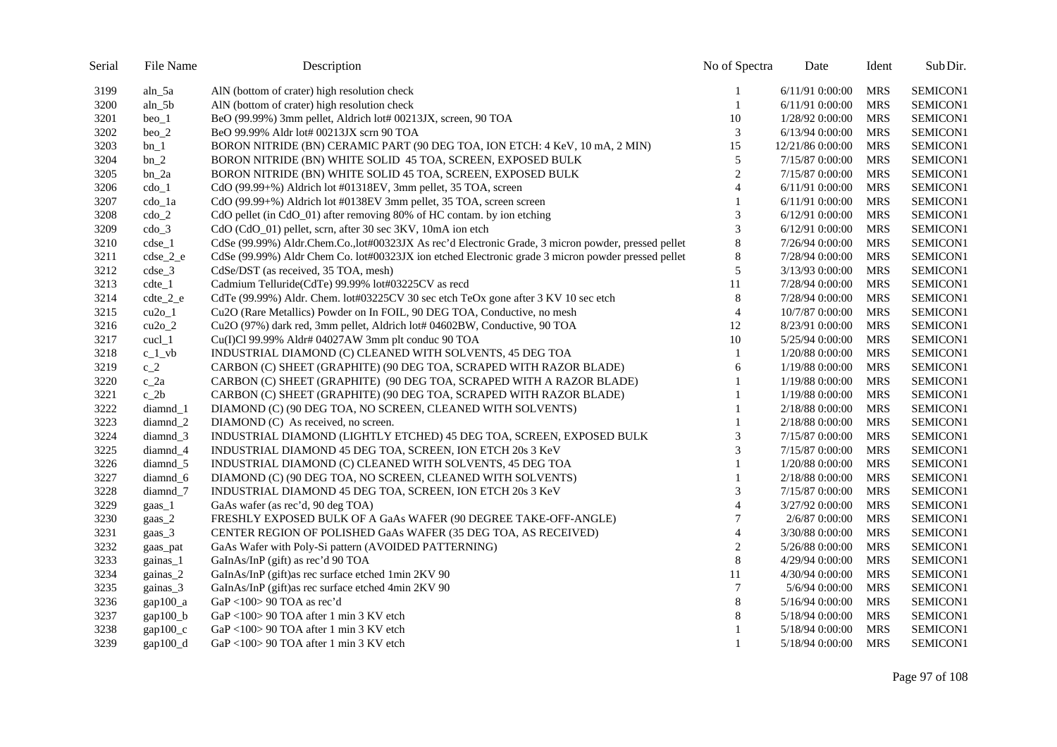| Serial | File Name | Description | No of Spectra | Date | Ident | Sub Dir. |
|---|---|---|---|---|---|---|
| 3199 | aln_5a | AlN (bottom of crater) high resolution check | 1 | 6/11/91 0:00:00 | MRS | SEMICON1 |
| 3200 | aln_5b | AlN (bottom of crater) high resolution check | 1 | 6/11/91 0:00:00 | MRS | SEMICON1 |
| 3201 | beo_1 | BeO (99.99%) 3mm pellet, Aldrich lot# 00213JX, screen, 90 TOA | 10 | 1/28/92 0:00:00 | MRS | SEMICON1 |
| 3202 | beo_2 | BeO 99.99% Aldr lot# 00213JX scrn 90 TOA | 3 | 6/13/94 0:00:00 | MRS | SEMICON1 |
| 3203 | bn_1 | BORON NITRIDE (BN) CERAMIC PART (90 DEG TOA, ION ETCH: 4 KeV, 10 mA, 2 MIN) | 15 | 12/21/86 0:00:00 | MRS | SEMICON1 |
| 3204 | bn_2 | BORON NITRIDE (BN) WHITE SOLID 45 TOA, SCREEN, EXPOSED BULK | 5 | 7/15/87 0:00:00 | MRS | SEMICON1 |
| 3205 | bn_2a | BORON NITRIDE (BN) WHITE SOLID 45 TOA, SCREEN, EXPOSED BULK | 2 | 7/15/87 0:00:00 | MRS | SEMICON1 |
| 3206 | cdo_1 | CdO (99.99+%) Aldrich lot #01318EV, 3mm pellet, 35 TOA, screen | 4 | 6/11/91 0:00:00 | MRS | SEMICON1 |
| 3207 | cdo_1a | CdO (99.99+%) Aldrich lot #0138EV 3mm pellet, 35 TOA, screen screen | 1 | 6/11/91 0:00:00 | MRS | SEMICON1 |
| 3208 | cdo_2 | CdO pellet (in CdO_01) after removing 80% of HC contam. by ion etching | 3 | 6/12/91 0:00:00 | MRS | SEMICON1 |
| 3209 | cdo_3 | CdO (CdO_01) pellet, scrn, after 30 sec 3KV, 10mA ion etch | 3 | 6/12/91 0:00:00 | MRS | SEMICON1 |
| 3210 | cdse_1 | CdSe (99.99%) Aldr.Chem.Co.,lot#00323JX As rec'd Electronic Grade, 3 micron powder, pressed pellet | 8 | 7/26/94 0:00:00 | MRS | SEMICON1 |
| 3211 | cdse_2_e | CdSe (99.99%) Aldr Chem Co. lot#00323JX ion etched Electronic grade 3 micron powder pressed pellet | 8 | 7/28/94 0:00:00 | MRS | SEMICON1 |
| 3212 | cdse_3 | CdSe/DST (as received, 35 TOA, mesh) | 5 | 3/13/93 0:00:00 | MRS | SEMICON1 |
| 3213 | cdte_1 | Cadmium Telluride(CdTe) 99.99% lot#03225CV as recd | 11 | 7/28/94 0:00:00 | MRS | SEMICON1 |
| 3214 | cdte_2_e | CdTe (99.99%) Aldr. Chem. lot#03225CV 30 sec etch TeOx gone after 3 KV 10 sec etch | 8 | 7/28/94 0:00:00 | MRS | SEMICON1 |
| 3215 | cu2o_1 | Cu2O (Rare Metallics) Powder on In FOIL, 90 DEG TOA, Conductive, no mesh | 4 | 10/7/87 0:00:00 | MRS | SEMICON1 |
| 3216 | cu2o_2 | Cu2O (97%) dark red, 3mm pellet, Aldrich lot# 04602BW, Conductive, 90 TOA | 12 | 8/23/91 0:00:00 | MRS | SEMICON1 |
| 3217 | cucl_1 | Cu(I)Cl 99.99% Aldr# 04027AW 3mm plt conduc 90 TOA | 10 | 5/25/94 0:00:00 | MRS | SEMICON1 |
| 3218 | c_1_vb | INDUSTRIAL DIAMOND (C) CLEANED WITH SOLVENTS, 45 DEG TOA | 1 | 1/20/88 0:00:00 | MRS | SEMICON1 |
| 3219 | c_2 | CARBON (C) SHEET (GRAPHITE) (90 DEG TOA, SCRAPED WITH RAZOR BLADE) | 6 | 1/19/88 0:00:00 | MRS | SEMICON1 |
| 3220 | c_2a | CARBON (C) SHEET (GRAPHITE) (90 DEG TOA, SCRAPED WITH A RAZOR BLADE) | 1 | 1/19/88 0:00:00 | MRS | SEMICON1 |
| 3221 | c_2b | CARBON (C) SHEET (GRAPHITE) (90 DEG TOA, SCRAPED WITH RAZOR BLADE) | 1 | 1/19/88 0:00:00 | MRS | SEMICON1 |
| 3222 | diamnd_1 | DIAMOND (C) (90 DEG TOA, NO SCREEN, CLEANED WITH SOLVENTS) | 1 | 2/18/88 0:00:00 | MRS | SEMICON1 |
| 3223 | diamnd_2 | DIAMOND (C) As received, no screen. | 1 | 2/18/88 0:00:00 | MRS | SEMICON1 |
| 3224 | diamnd_3 | INDUSTRIAL DIAMOND (LIGHTLY ETCHED) 45 DEG TOA, SCREEN, EXPOSED BULK | 3 | 7/15/87 0:00:00 | MRS | SEMICON1 |
| 3225 | diamnd_4 | INDUSTRIAL DIAMOND 45 DEG TOA, SCREEN, ION ETCH 20s 3 KeV | 3 | 7/15/87 0:00:00 | MRS | SEMICON1 |
| 3226 | diamnd_5 | INDUSTRIAL DIAMOND (C) CLEANED WITH SOLVENTS, 45 DEG TOA | 1 | 1/20/88 0:00:00 | MRS | SEMICON1 |
| 3227 | diamnd_6 | DIAMOND (C) (90 DEG TOA, NO SCREEN, CLEANED WITH SOLVENTS) | 1 | 2/18/88 0:00:00 | MRS | SEMICON1 |
| 3228 | diamnd_7 | INDUSTRIAL DIAMOND 45 DEG TOA, SCREEN, ION ETCH 20s 3 KeV | 3 | 7/15/87 0:00:00 | MRS | SEMICON1 |
| 3229 | gaas_1 | GaAs wafer (as rec'd, 90 deg TOA) | 4 | 3/27/92 0:00:00 | MRS | SEMICON1 |
| 3230 | gaas_2 | FRESHLY EXPOSED BULK OF A GaAs WAFER (90 DEGREE TAKE-OFF-ANGLE) | 7 | 2/6/87 0:00:00 | MRS | SEMICON1 |
| 3231 | gaas_3 | CENTER REGION OF POLISHED GaAs WAFER (35 DEG TOA, AS RECEIVED) | 4 | 3/30/88 0:00:00 | MRS | SEMICON1 |
| 3232 | gaas_pat | GaAs Wafer with Poly-Si pattern (AVOIDED PATTERNING) | 2 | 5/26/88 0:00:00 | MRS | SEMICON1 |
| 3233 | gainas_1 | GaInAs/InP (gift) as rec'd 90 TOA | 8 | 4/29/94 0:00:00 | MRS | SEMICON1 |
| 3234 | gainas_2 | GaInAs/InP (gift)as rec surface etched 1min 2KV 90 | 11 | 4/30/94 0:00:00 | MRS | SEMICON1 |
| 3235 | gainas_3 | GaInAs/InP (gift)as rec surface etched 4min 2KV 90 | 7 | 5/6/94 0:00:00 | MRS | SEMICON1 |
| 3236 | gap100_a | GaP <100> 90 TOA as rec'd | 8 | 5/16/94 0:00:00 | MRS | SEMICON1 |
| 3237 | gap100_b | GaP <100> 90 TOA after 1 min 3 KV etch | 8 | 5/18/94 0:00:00 | MRS | SEMICON1 |
| 3238 | gap100_c | GaP <100> 90 TOA after 1 min 3 KV etch | 1 | 5/18/94 0:00:00 | MRS | SEMICON1 |
| 3239 | gap100_d | GaP <100> 90 TOA after 1 min 3 KV etch | 1 | 5/18/94 0:00:00 | MRS | SEMICON1 |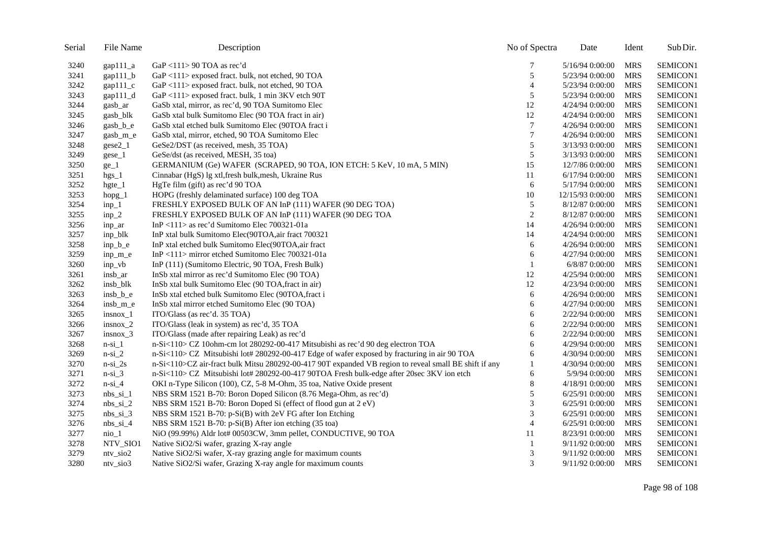| Serial | File Name | Description | No of Spectra | Date | Ident | Sub Dir. |
|---|---|---|---|---|---|---|
| 3240 | gap111_a | GaP <111> 90 TOA as rec'd | 7 | 5/16/94 0:00:00 | MRS | SEMICON1 |
| 3241 | gap111_b | GaP <111> exposed fract. bulk, not etched, 90 TOA | 5 | 5/23/94 0:00:00 | MRS | SEMICON1 |
| 3242 | gap111_c | GaP <111> exposed fract. bulk, not etched, 90 TOA | 4 | 5/23/94 0:00:00 | MRS | SEMICON1 |
| 3243 | gap111_d | GaP <111> exposed fract. bulk, 1 min 3KV etch 90T | 5 | 5/23/94 0:00:00 | MRS | SEMICON1 |
| 3244 | gasb_ar | GaSb xtal, mirror, as rec'd, 90 TOA Sumitomo Elec | 12 | 4/24/94 0:00:00 | MRS | SEMICON1 |
| 3245 | gasb_blk | GaSb xtal bulk Sumitomo Elec (90 TOA fract in air) | 12 | 4/24/94 0:00:00 | MRS | SEMICON1 |
| 3246 | gasb_b_e | GaSb xtal etched bulk Sumitomo Elec (90TOA fract i | 7 | 4/26/94 0:00:00 | MRS | SEMICON1 |
| 3247 | gasb_m_e | GaSb xtal, mirror, etched, 90 TOA Sumitomo Elec | 7 | 4/26/94 0:00:00 | MRS | SEMICON1 |
| 3248 | gese2_1 | GeSe2/DST (as received, mesh, 35 TOA) | 5 | 3/13/93 0:00:00 | MRS | SEMICON1 |
| 3249 | gese_1 | GeSe/dst (as received, MESH, 35 toa) | 5 | 3/13/93 0:00:00 | MRS | SEMICON1 |
| 3250 | ge_1 | GERMANIUM (Ge) WAFER (SCRAPED, 90 TOA, ION ETCH: 5 KeV, 10 mA, 5 MIN) | 15 | 12/7/86 0:00:00 | MRS | SEMICON1 |
| 3251 | hgs_1 | Cinnabar (HgS) lg xtl,fresh bulk,mesh, Ukraine Rus | 11 | 6/17/94 0:00:00 | MRS | SEMICON1 |
| 3252 | hgte_1 | HgTe film (gift) as rec'd 90 TOA | 6 | 5/17/94 0:00:00 | MRS | SEMICON1 |
| 3253 | hopg_1 | HOPG (freshly delaminated surface) 100 deg TOA | 10 | 12/15/93 0:00:00 | MRS | SEMICON1 |
| 3254 | inp_1 | FRESHLY EXPOSED BULK OF AN InP (111) WAFER (90 DEG TOA) | 5 | 8/12/87 0:00:00 | MRS | SEMICON1 |
| 3255 | inp_2 | FRESHLY EXPOSED BULK OF AN InP (111) WAFER (90 DEG TOA | 2 | 8/12/87 0:00:00 | MRS | SEMICON1 |
| 3256 | inp_ar | InP <111> as rec'd Sumitomo Elec 700321-01a | 14 | 4/26/94 0:00:00 | MRS | SEMICON1 |
| 3257 | inp_blk | InP xtal bulk Sumitomo Elec(90TOA,air fract 700321 | 14 | 4/24/94 0:00:00 | MRS | SEMICON1 |
| 3258 | inp_b_e | InP xtal etched bulk Sumitomo Elec(90TOA,air fract | 6 | 4/26/94 0:00:00 | MRS | SEMICON1 |
| 3259 | inp_m_e | InP <111> mirror etched Sumitomo Elec 700321-01a | 6 | 4/27/94 0:00:00 | MRS | SEMICON1 |
| 3260 | inp_vb | InP (111) (Sumitomo Electric, 90 TOA, Fresh Bulk) | 1 | 6/8/87 0:00:00 | MRS | SEMICON1 |
| 3261 | insb_ar | InSb xtal mirror as rec'd Sumitomo Elec (90 TOA) | 12 | 4/25/94 0:00:00 | MRS | SEMICON1 |
| 3262 | insb_blk | InSb xtal bulk Sumitomo Elec (90 TOA,fract in air) | 12 | 4/23/94 0:00:00 | MRS | SEMICON1 |
| 3263 | insb_b_e | InSb xtal etched bulk Sumitomo Elec (90TOA,fract i | 6 | 4/26/94 0:00:00 | MRS | SEMICON1 |
| 3264 | insb_m_e | InSb xtal mirror etched Sumitomo Elec (90 TOA) | 6 | 4/27/94 0:00:00 | MRS | SEMICON1 |
| 3265 | insnox_1 | ITO/Glass (as rec'd. 35 TOA) | 6 | 2/22/94 0:00:00 | MRS | SEMICON1 |
| 3266 | insnox_2 | ITO/Glass (leak in system) as rec'd, 35 TOA | 6 | 2/22/94 0:00:00 | MRS | SEMICON1 |
| 3267 | insnox_3 | ITO/Glass (made after repairing Leak) as rec'd | 6 | 2/22/94 0:00:00 | MRS | SEMICON1 |
| 3268 | n-si_1 | n-Si<110> CZ 10ohm-cm lot 280292-00-417 Mitsubishi as rec'd 90 deg electron TOA | 6 | 4/29/94 0:00:00 | MRS | SEMICON1 |
| 3269 | n-si_2 | n-Si<110> CZ Mitsubishi lot# 280292-00-417 Edge of wafer exposed by fracturing in air 90 TOA | 6 | 4/30/94 0:00:00 | MRS | SEMICON1 |
| 3270 | n-si_2s | n-Si<110>CZ air-fract bulk Mitsu 280292-00-417 90T expanded VB region to reveal small BE shift if any | 1 | 4/30/94 0:00:00 | MRS | SEMICON1 |
| 3271 | n-si_3 | n-Si<110> CZ Mitsubishi lot# 280292-00-417 90TOA Fresh bulk-edge after 20sec 3KV ion etch | 6 | 5/9/94 0:00:00 | MRS | SEMICON1 |
| 3272 | n-si_4 | OKI n-Type Silicon (100), CZ, 5-8 M-Ohm, 35 toa, Native Oxide present | 8 | 4/18/91 0:00:00 | MRS | SEMICON1 |
| 3273 | nbs_si_1 | NBS SRM 1521 B-70: Boron Doped Silicon (8.76 Mega-Ohm, as rec'd) | 5 | 6/25/91 0:00:00 | MRS | SEMICON1 |
| 3274 | nbs_si_2 | NBS SRM 1521 B-70: Boron Doped Si (effect of flood gun at 2 eV) | 3 | 6/25/91 0:00:00 | MRS | SEMICON1 |
| 3275 | nbs_si_3 | NBS SRM 1521 B-70: p-Si(B) with 2eV FG after Ion Etching | 3 | 6/25/91 0:00:00 | MRS | SEMICON1 |
| 3276 | nbs_si_4 | NBS SRM 1521 B-70: p-Si(B) After ion etching (35 toa) | 4 | 6/25/91 0:00:00 | MRS | SEMICON1 |
| 3277 | nio_1 | NiO (99.99%) Aldr lot# 00503CW, 3mm pellet, CONDUCTIVE, 90 TOA | 11 | 8/23/91 0:00:00 | MRS | SEMICON1 |
| 3278 | NTV_SIO1 | Native SiO2/Si wafer, grazing X-ray angle | 1 | 9/11/92 0:00:00 | MRS | SEMICON1 |
| 3279 | ntv_sio2 | Native SiO2/Si wafer, X-ray grazing angle for maximum counts | 3 | 9/11/92 0:00:00 | MRS | SEMICON1 |
| 3280 | ntv_sio3 | Native SiO2/Si wafer, Grazing X-ray angle for maximum counts | 3 | 9/11/92 0:00:00 | MRS | SEMICON1 |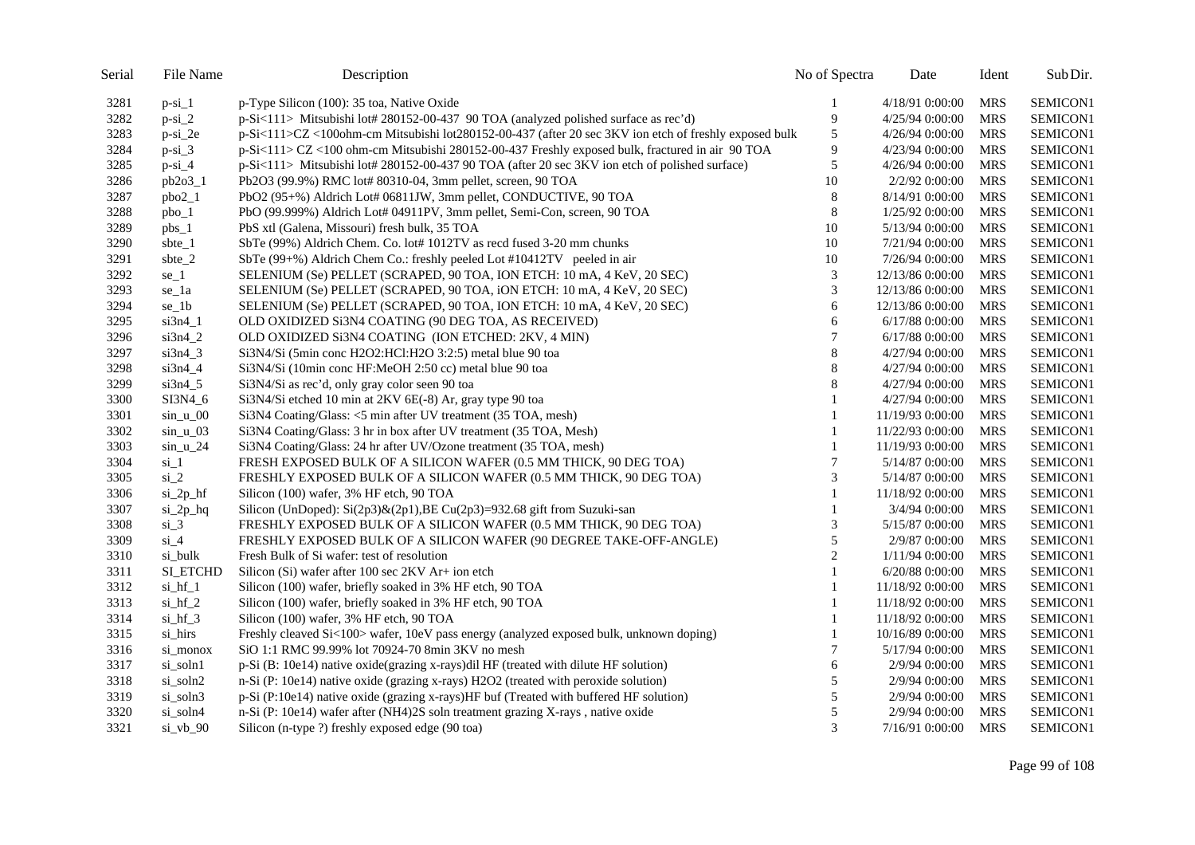| Serial | File Name | Description | No of Spectra | Date | Ident | Sub Dir. |
| --- | --- | --- | --- | --- | --- | --- |
| 3281 | p-si_1 | p-Type Silicon (100): 35 toa, Native Oxide | 1 | 4/18/91 0:00:00 | MRS | SEMICON1 |
| 3282 | p-si_2 | p-Si<111> Mitsubishi lot# 280152-00-437 90 TOA (analyzed polished surface as rec'd) | 9 | 4/25/94 0:00:00 | MRS | SEMICON1 |
| 3283 | p-si_2e | p-Si<111>CZ <100ohm-cm Mitsubishi lot280152-00-437 (after 20 sec 3KV ion etch of freshly exposed bulk | 5 | 4/26/94 0:00:00 | MRS | SEMICON1 |
| 3284 | p-si_3 | p-Si<111> CZ <100 ohm-cm Mitsubishi 280152-00-437 Freshly exposed bulk, fractured in air 90 TOA | 9 | 4/23/94 0:00:00 | MRS | SEMICON1 |
| 3285 | p-si_4 | p-Si<111> Mitsubishi lot# 280152-00-437 90 TOA (after 20 sec 3KV ion etch of polished surface) | 5 | 4/26/94 0:00:00 | MRS | SEMICON1 |
| 3286 | pb2o3_1 | Pb2O3 (99.9%) RMC lot# 80310-04, 3mm pellet, screen, 90 TOA | 10 | 2/2/92 0:00:00 | MRS | SEMICON1 |
| 3287 | pbo2_1 | PbO2 (95+%) Aldrich Lot# 06811JW, 3mm pellet, CONDUCTIVE, 90 TOA | 8 | 8/14/91 0:00:00 | MRS | SEMICON1 |
| 3288 | pbo_1 | PbO (99.999%) Aldrich Lot# 04911PV, 3mm pellet, Semi-Con, screen, 90 TOA | 8 | 1/25/92 0:00:00 | MRS | SEMICON1 |
| 3289 | pbs_1 | PbS xtl (Galena, Missouri) fresh bulk, 35 TOA | 10 | 5/13/94 0:00:00 | MRS | SEMICON1 |
| 3290 | sbte_1 | SbTe (99%) Aldrich Chem. Co. lot# 1012TV as recd fused 3-20 mm chunks | 10 | 7/21/94 0:00:00 | MRS | SEMICON1 |
| 3291 | sbte_2 | SbTe (99+%) Aldrich Chem Co.: freshly peeled Lot #10412TV peeled in air | 10 | 7/26/94 0:00:00 | MRS | SEMICON1 |
| 3292 | se_1 | SELENIUM (Se) PELLET (SCRAPED, 90 TOA, ION ETCH: 10 mA, 4 KeV, 20 SEC) | 3 | 12/13/86 0:00:00 | MRS | SEMICON1 |
| 3293 | se_1a | SELENIUM (Se) PELLET (SCRAPED, 90 TOA, iON ETCH: 10 mA, 4 KeV, 20 SEC) | 3 | 12/13/86 0:00:00 | MRS | SEMICON1 |
| 3294 | se_1b | SELENIUM (Se) PELLET (SCRAPED, 90 TOA, ION ETCH: 10 mA, 4 KeV, 20 SEC) | 6 | 12/13/86 0:00:00 | MRS | SEMICON1 |
| 3295 | si3n4_1 | OLD OXIDIZED Si3N4 COATING (90 DEG TOA, AS RECEIVED) | 6 | 6/17/88 0:00:00 | MRS | SEMICON1 |
| 3296 | si3n4_2 | OLD OXIDIZED Si3N4 COATING (ION ETCHED: 2KV, 4 MIN) | 7 | 6/17/88 0:00:00 | MRS | SEMICON1 |
| 3297 | si3n4_3 | Si3N4/Si (5min conc H2O2:HCl:H2O 3:2:5) metal blue 90 toa | 8 | 4/27/94 0:00:00 | MRS | SEMICON1 |
| 3298 | si3n4_4 | Si3N4/Si (10min conc HF:MeOH 2:50 cc) metal blue 90 toa | 8 | 4/27/94 0:00:00 | MRS | SEMICON1 |
| 3299 | si3n4_5 | Si3N4/Si as rec'd, only gray color seen 90 toa | 8 | 4/27/94 0:00:00 | MRS | SEMICON1 |
| 3300 | SI3N4_6 | Si3N4/Si etched 10 min at 2KV 6E(-8) Ar, gray type 90 toa | 1 | 4/27/94 0:00:00 | MRS | SEMICON1 |
| 3301 | sin_u_00 | Si3N4 Coating/Glass: <5 min after UV treatment (35 TOA, mesh) | 1 | 11/19/93 0:00:00 | MRS | SEMICON1 |
| 3302 | sin_u_03 | Si3N4 Coating/Glass: 3 hr in box after UV treatment (35 TOA, Mesh) | 1 | 11/22/93 0:00:00 | MRS | SEMICON1 |
| 3303 | sin_u_24 | Si3N4 Coating/Glass: 24 hr after UV/Ozone treatment (35 TOA, mesh) | 1 | 11/19/93 0:00:00 | MRS | SEMICON1 |
| 3304 | si_1 | FRESH EXPOSED BULK OF A SILICON WAFER (0.5 MM THICK, 90 DEG TOA) | 7 | 5/14/87 0:00:00 | MRS | SEMICON1 |
| 3305 | si_2 | FRESHLY EXPOSED BULK OF A SILICON WAFER (0.5 MM THICK, 90 DEG TOA) | 3 | 5/14/87 0:00:00 | MRS | SEMICON1 |
| 3306 | si_2p_hf | Silicon (100) wafer, 3% HF etch, 90 TOA | 1 | 11/18/92 0:00:00 | MRS | SEMICON1 |
| 3307 | si_2p_hq | Silicon (UnDoped): Si(2p3)&(2p1),BE Cu(2p3)=932.68 gift from Suzuki-san | 1 | 3/4/94 0:00:00 | MRS | SEMICON1 |
| 3308 | si_3 | FRESHLY EXPOSED BULK OF A SILICON WAFER (0.5 MM THICK, 90 DEG TOA) | 3 | 5/15/87 0:00:00 | MRS | SEMICON1 |
| 3309 | si_4 | FRESHLY EXPOSED BULK OF A SILICON WAFER (90 DEGREE TAKE-OFF-ANGLE) | 5 | 2/9/87 0:00:00 | MRS | SEMICON1 |
| 3310 | si_bulk | Fresh Bulk of Si wafer: test of resolution | 2 | 1/11/94 0:00:00 | MRS | SEMICON1 |
| 3311 | SI_ETCHD | Silicon (Si) wafer after 100 sec 2KV Ar+ ion etch | 1 | 6/20/88 0:00:00 | MRS | SEMICON1 |
| 3312 | si_hf_1 | Silicon (100) wafer, briefly soaked in 3% HF etch, 90 TOA | 1 | 11/18/92 0:00:00 | MRS | SEMICON1 |
| 3313 | si_hf_2 | Silicon (100) wafer, briefly soaked in 3% HF etch, 90 TOA | 1 | 11/18/92 0:00:00 | MRS | SEMICON1 |
| 3314 | si_hf_3 | Silicon (100) wafer, 3% HF etch, 90 TOA | 1 | 11/18/92 0:00:00 | MRS | SEMICON1 |
| 3315 | si_hirs | Freshly cleaved Si<100> wafer, 10eV pass energy (analyzed exposed bulk, unknown doping) | 1 | 10/16/89 0:00:00 | MRS | SEMICON1 |
| 3316 | si_monox | SiO 1:1 RMC 99.99% lot 70924-70 8min 3KV no mesh | 7 | 5/17/94 0:00:00 | MRS | SEMICON1 |
| 3317 | si_soln1 | p-Si (B: 10e14) native oxide(grazing x-rays)dil HF (treated with dilute HF solution) | 6 | 2/9/94 0:00:00 | MRS | SEMICON1 |
| 3318 | si_soln2 | n-Si (P: 10e14) native oxide (grazing x-rays) H2O2 (treated with peroxide solution) | 5 | 2/9/94 0:00:00 | MRS | SEMICON1 |
| 3319 | si_soln3 | p-Si (P:10e14) native oxide (grazing x-rays)HF buf (Treated with buffered HF solution) | 5 | 2/9/94 0:00:00 | MRS | SEMICON1 |
| 3320 | si_soln4 | n-Si (P: 10e14) wafer after (NH4)2S soln treatment grazing X-rays , native oxide | 5 | 2/9/94 0:00:00 | MRS | SEMICON1 |
| 3321 | si_vb_90 | Silicon (n-type ?) freshly exposed edge (90 toa) | 3 | 7/16/91 0:00:00 | MRS | SEMICON1 |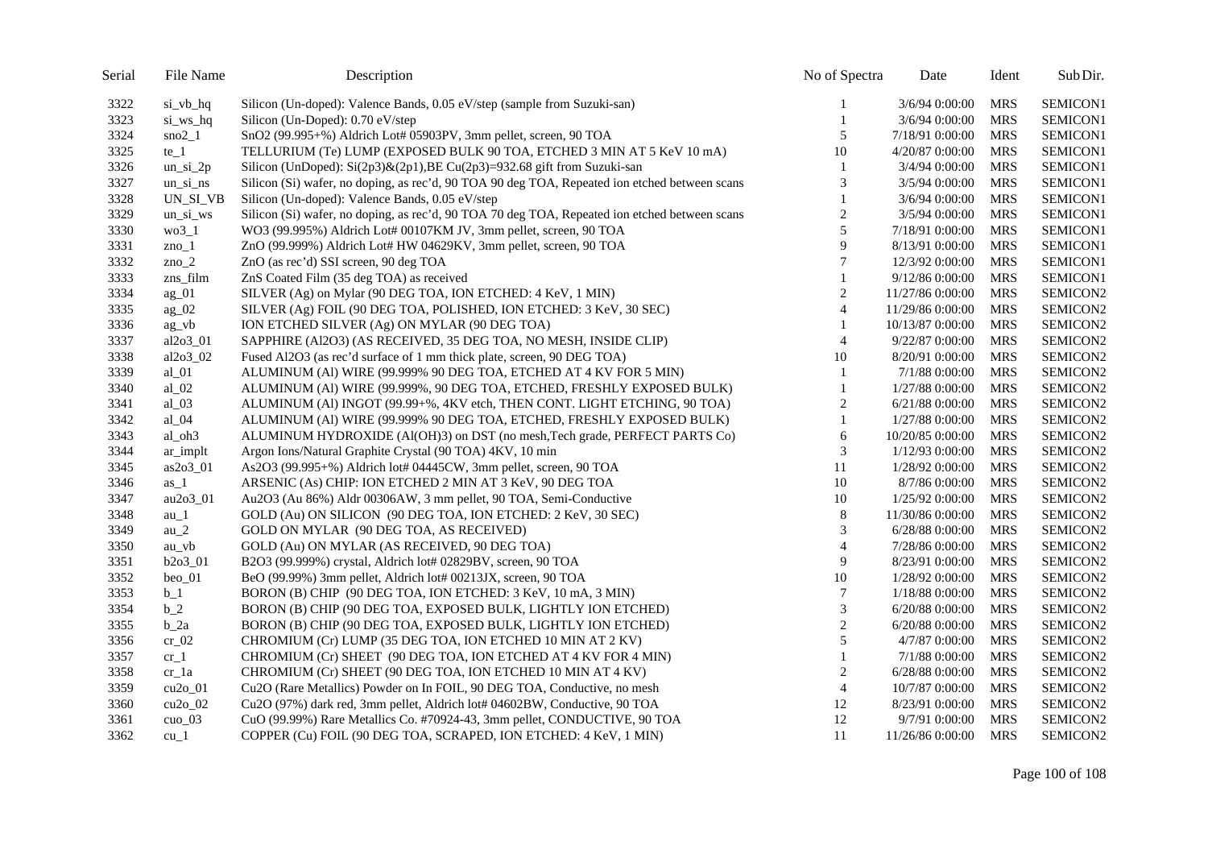| Serial | File Name | Description | No of Spectra | Date | Ident | Sub Dir. |
|---|---|---|---|---|---|---|
| 3322 | si_vb_hq | Silicon (Un-doped): Valence Bands, 0.05 eV/step (sample from Suzuki-san) | 1 | 3/6/94 0:00:00 | MRS | SEMICON1 |
| 3323 | si_ws_hq | Silicon (Un-Doped): 0.70 eV/step | 1 | 3/6/94 0:00:00 | MRS | SEMICON1 |
| 3324 | sno2_1 | SnO2 (99.995+%) Aldrich Lot# 05903PV, 3mm pellet, screen, 90 TOA | 5 | 7/18/91 0:00:00 | MRS | SEMICON1 |
| 3325 | te_1 | TELLURIUM (Te) LUMP (EXPOSED BULK 90 TOA, ETCHED 3 MIN AT 5 KeV 10 mA) | 10 | 4/20/87 0:00:00 | MRS | SEMICON1 |
| 3326 | un_si_2p | Silicon (UnDoped): Si(2p3)&(2p1),BE Cu(2p3)=932.68 gift from Suzuki-san | 1 | 3/4/94 0:00:00 | MRS | SEMICON1 |
| 3327 | un_si_ns | Silicon (Si) wafer, no doping, as rec'd, 90 TOA 90 deg TOA, Repeated ion etched between scans | 3 | 3/5/94 0:00:00 | MRS | SEMICON1 |
| 3328 | UN_SI_VB | Silicon (Un-doped): Valence Bands, 0.05 eV/step | 1 | 3/6/94 0:00:00 | MRS | SEMICON1 |
| 3329 | un_si_ws | Silicon (Si) wafer, no doping, as rec'd, 90 TOA 70 deg TOA, Repeated ion etched between scans | 2 | 3/5/94 0:00:00 | MRS | SEMICON1 |
| 3330 | wo3_1 | WO3 (99.995%) Aldrich Lot# 00107KM JV, 3mm pellet, screen, 90 TOA | 5 | 7/18/91 0:00:00 | MRS | SEMICON1 |
| 3331 | zno_1 | ZnO (99.999%) Aldrich Lot# HW 04629KV, 3mm pellet, screen, 90 TOA | 9 | 8/13/91 0:00:00 | MRS | SEMICON1 |
| 3332 | zno_2 | ZnO (as rec'd) SSI screen, 90 deg TOA | 7 | 12/3/92 0:00:00 | MRS | SEMICON1 |
| 3333 | zns_film | ZnS Coated Film (35 deg TOA) as received | 1 | 9/12/86 0:00:00 | MRS | SEMICON1 |
| 3334 | ag_01 | SILVER (Ag) on Mylar (90 DEG TOA, ION ETCHED: 4 KeV, 1 MIN) | 2 | 11/27/86 0:00:00 | MRS | SEMICON2 |
| 3335 | ag_02 | SILVER (Ag) FOIL (90 DEG TOA, POLISHED, ION ETCHED: 3 KeV, 30 SEC) | 4 | 11/29/86 0:00:00 | MRS | SEMICON2 |
| 3336 | ag_vb | ION ETCHED SILVER (Ag) ON MYLAR (90 DEG TOA) | 1 | 10/13/87 0:00:00 | MRS | SEMICON2 |
| 3337 | al2o3_01 | SAPPHIRE (Al2O3) (AS RECEIVED, 35 DEG TOA, NO MESH, INSIDE CLIP) | 4 | 9/22/87 0:00:00 | MRS | SEMICON2 |
| 3338 | al2o3_02 | Fused Al2O3 (as rec'd surface of 1 mm thick plate, screen, 90 DEG TOA) | 10 | 8/20/91 0:00:00 | MRS | SEMICON2 |
| 3339 | al_01 | ALUMINUM (Al) WIRE (99.999% 90 DEG TOA, ETCHED AT 4 KV FOR 5 MIN) | 1 | 7/1/88 0:00:00 | MRS | SEMICON2 |
| 3340 | al_02 | ALUMINUM (Al) WIRE (99.999%, 90 DEG TOA, ETCHED, FRESHLY EXPOSED BULK) | 1 | 1/27/88 0:00:00 | MRS | SEMICON2 |
| 3341 | al_03 | ALUMINUM (Al) INGOT (99.99+%, 4KV etch, THEN CONT. LIGHT ETCHING, 90 TOA) | 2 | 6/21/88 0:00:00 | MRS | SEMICON2 |
| 3342 | al_04 | ALUMINUM (Al) WIRE (99.999% 90 DEG TOA, ETCHED, FRESHLY EXPOSED BULK) | 1 | 1/27/88 0:00:00 | MRS | SEMICON2 |
| 3343 | al_oh3 | ALUMINUM HYDROXIDE (Al(OH)3) on DST (no mesh,Tech grade, PERFECT PARTS Co) | 6 | 10/20/85 0:00:00 | MRS | SEMICON2 |
| 3344 | ar_implt | Argon Ions/Natural Graphite Crystal (90 TOA) 4KV, 10 min | 3 | 1/12/93 0:00:00 | MRS | SEMICON2 |
| 3345 | as2o3_01 | As2O3 (99.995+%) Aldrich lot# 04445CW, 3mm pellet, screen, 90 TOA | 11 | 1/28/92 0:00:00 | MRS | SEMICON2 |
| 3346 | as_1 | ARSENIC (As) CHIP: ION ETCHED 2 MIN AT 3 KeV, 90 DEG TOA | 10 | 8/7/86 0:00:00 | MRS | SEMICON2 |
| 3347 | au2o3_01 | Au2O3 (Au 86%) Aldr 00306AW, 3 mm pellet, 90 TOA, Semi-Conductive | 10 | 1/25/92 0:00:00 | MRS | SEMICON2 |
| 3348 | au_1 | GOLD (Au) ON SILICON (90 DEG TOA, ION ETCHED: 2 KeV, 30 SEC) | 8 | 11/30/86 0:00:00 | MRS | SEMICON2 |
| 3349 | au_2 | GOLD ON MYLAR (90 DEG TOA, AS RECEIVED) | 3 | 6/28/88 0:00:00 | MRS | SEMICON2 |
| 3350 | au_vb | GOLD (Au) ON MYLAR (AS RECEIVED, 90 DEG TOA) | 4 | 7/28/86 0:00:00 | MRS | SEMICON2 |
| 3351 | b2o3_01 | B2O3 (99.999%) crystal, Aldrich lot# 02829BV, screen, 90 TOA | 9 | 8/23/91 0:00:00 | MRS | SEMICON2 |
| 3352 | beo_01 | BeO (99.99%) 3mm pellet, Aldrich lot# 00213JX, screen, 90 TOA | 10 | 1/28/92 0:00:00 | MRS | SEMICON2 |
| 3353 | b_1 | BORON (B) CHIP (90 DEG TOA, ION ETCHED: 3 KeV, 10 mA, 3 MIN) | 7 | 1/18/88 0:00:00 | MRS | SEMICON2 |
| 3354 | b_2 | BORON (B) CHIP (90 DEG TOA, EXPOSED BULK, LIGHTLY ION ETCHED) | 3 | 6/20/88 0:00:00 | MRS | SEMICON2 |
| 3355 | b_2a | BORON (B) CHIP (90 DEG TOA, EXPOSED BULK, LIGHTLY ION ETCHED) | 2 | 6/20/88 0:00:00 | MRS | SEMICON2 |
| 3356 | cr_02 | CHROMIUM (Cr) LUMP (35 DEG TOA, ION ETCHED 10 MIN AT 2 KV) | 5 | 4/7/87 0:00:00 | MRS | SEMICON2 |
| 3357 | cr_1 | CHROMIUM (Cr) SHEET (90 DEG TOA, ION ETCHED AT 4 KV FOR 4 MIN) | 1 | 7/1/88 0:00:00 | MRS | SEMICON2 |
| 3358 | cr_1a | CHROMIUM (Cr) SHEET (90 DEG TOA, ION ETCHED 10 MIN AT 4 KV) | 2 | 6/28/88 0:00:00 | MRS | SEMICON2 |
| 3359 | cu2o_01 | Cu2O (Rare Metallics) Powder on In FOIL, 90 DEG TOA, Conductive, no mesh | 4 | 10/7/87 0:00:00 | MRS | SEMICON2 |
| 3360 | cu2o_02 | Cu2O (97%) dark red, 3mm pellet, Aldrich lot# 04602BW, Conductive, 90 TOA | 12 | 8/23/91 0:00:00 | MRS | SEMICON2 |
| 3361 | cuo_03 | CuO (99.99%) Rare Metallics Co. #70924-43, 3mm pellet, CONDUCTIVE, 90 TOA | 12 | 9/7/91 0:00:00 | MRS | SEMICON2 |
| 3362 | cu_1 | COPPER (Cu) FOIL (90 DEG TOA, SCRAPED, ION ETCHED: 4 KeV, 1 MIN) | 11 | 11/26/86 0:00:00 | MRS | SEMICON2 |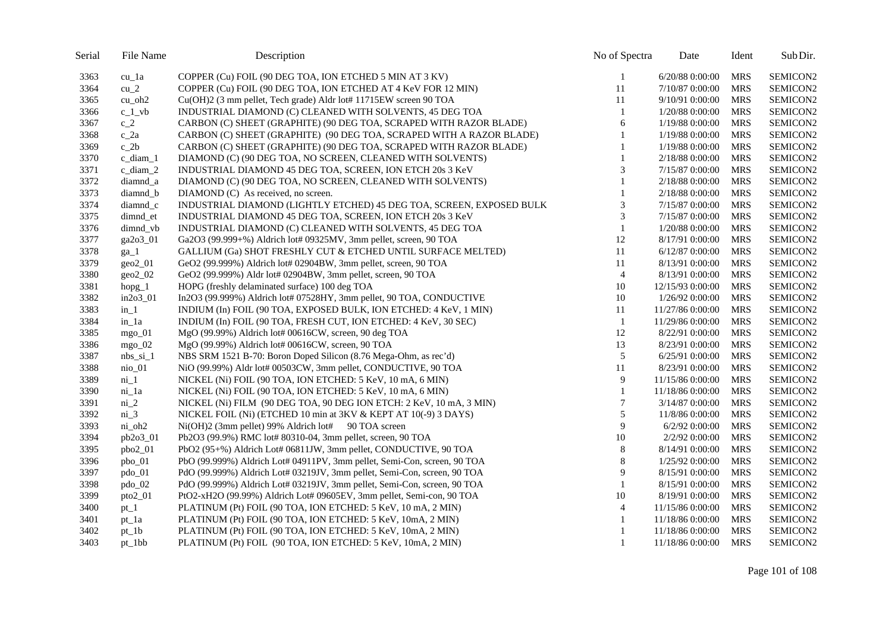| Serial | File Name | Description | No of Spectra | Date | Ident | Sub Dir. |
|---|---|---|---|---|---|---|
| 3363 | cu_1a | COPPER (Cu) FOIL (90 DEG TOA, ION ETCHED 5 MIN AT 3 KV) | 1 | 6/20/88 0:00:00 | MRS | SEMICON2 |
| 3364 | cu_2 | COPPER (Cu) FOIL (90 DEG TOA, ION ETCHED AT 4 KeV FOR 12 MIN) | 11 | 7/10/87 0:00:00 | MRS | SEMICON2 |
| 3365 | cu_oh2 | Cu(OH)2 (3 mm pellet, Tech grade) Aldr lot# 11715EW screen 90 TOA | 11 | 9/10/91 0:00:00 | MRS | SEMICON2 |
| 3366 | c_1_vb | INDUSTRIAL DIAMOND (C) CLEANED WITH SOLVENTS, 45 DEG TOA | 1 | 1/20/88 0:00:00 | MRS | SEMICON2 |
| 3367 | c_2 | CARBON (C) SHEET (GRAPHITE) (90 DEG TOA, SCRAPED WITH RAZOR BLADE) | 6 | 1/19/88 0:00:00 | MRS | SEMICON2 |
| 3368 | c_2a | CARBON (C) SHEET (GRAPHITE) (90 DEG TOA, SCRAPED WITH A RAZOR BLADE) | 1 | 1/19/88 0:00:00 | MRS | SEMICON2 |
| 3369 | c_2b | CARBON (C) SHEET (GRAPHITE) (90 DEG TOA, SCRAPED WITH RAZOR BLADE) | 1 | 1/19/88 0:00:00 | MRS | SEMICON2 |
| 3370 | c_diam_1 | DIAMOND (C) (90 DEG TOA, NO SCREEN, CLEANED WITH SOLVENTS) | 1 | 2/18/88 0:00:00 | MRS | SEMICON2 |
| 3371 | c_diam_2 | INDUSTRIAL DIAMOND 45 DEG TOA, SCREEN, ION ETCH 20s 3 KeV | 3 | 7/15/87 0:00:00 | MRS | SEMICON2 |
| 3372 | diamnd_a | DIAMOND (C) (90 DEG TOA, NO SCREEN, CLEANED WITH SOLVENTS) | 1 | 2/18/88 0:00:00 | MRS | SEMICON2 |
| 3373 | diamnd_b | DIAMOND (C) As received, no screen. | 1 | 2/18/88 0:00:00 | MRS | SEMICON2 |
| 3374 | diamnd_c | INDUSTRIAL DIAMOND (LIGHTLY ETCHED) 45 DEG TOA, SCREEN, EXPOSED BULK | 3 | 7/15/87 0:00:00 | MRS | SEMICON2 |
| 3375 | dimnd_et | INDUSTRIAL DIAMOND 45 DEG TOA, SCREEN, ION ETCH 20s 3 KeV | 3 | 7/15/87 0:00:00 | MRS | SEMICON2 |
| 3376 | dimnd_vb | INDUSTRIAL DIAMOND (C) CLEANED WITH SOLVENTS, 45 DEG TOA | 1 | 1/20/88 0:00:00 | MRS | SEMICON2 |
| 3377 | ga2o3_01 | Ga2O3 (99.999+%) Aldrich lot# 09325MV, 3mm pellet, screen, 90 TOA | 12 | 8/17/91 0:00:00 | MRS | SEMICON2 |
| 3378 | ga_1 | GALLIUM (Ga) SHOT FRESHLY CUT & ETCHED UNTIL SURFACE MELTED) | 11 | 6/12/87 0:00:00 | MRS | SEMICON2 |
| 3379 | geo2_01 | GeO2 (99.999%) Aldrich lot# 02904BW, 3mm pellet, screen, 90 TOA | 11 | 8/13/91 0:00:00 | MRS | SEMICON2 |
| 3380 | geo2_02 | GeO2 (99.999%) Aldr lot# 02904BW, 3mm pellet, screen, 90 TOA | 4 | 8/13/91 0:00:00 | MRS | SEMICON2 |
| 3381 | hopg_1 | HOPG (freshly delaminated surface) 100 deg TOA | 10 | 12/15/93 0:00:00 | MRS | SEMICON2 |
| 3382 | in2o3_01 | In2O3 (99.999%) Aldrich lot# 07528HY, 3mm pellet, 90 TOA, CONDUCTIVE | 10 | 1/26/92 0:00:00 | MRS | SEMICON2 |
| 3383 | in_1 | INDIUM (In) FOIL (90 TOA, EXPOSED BULK, ION ETCHED: 4 KeV, 1 MIN) | 11 | 11/27/86 0:00:00 | MRS | SEMICON2 |
| 3384 | in_1a | INDIUM (In) FOIL (90 TOA, FRESH CUT, ION ETCHED: 4 KeV, 30 SEC) | 1 | 11/29/86 0:00:00 | MRS | SEMICON2 |
| 3385 | mgo_01 | MgO (99.99%) Aldrich lot# 00616CW, screen, 90 deg TOA | 12 | 8/22/91 0:00:00 | MRS | SEMICON2 |
| 3386 | mgo_02 | MgO (99.99%) Aldrich lot# 00616CW, screen, 90 TOA | 13 | 8/23/91 0:00:00 | MRS | SEMICON2 |
| 3387 | nbs_si_1 | NBS SRM 1521 B-70: Boron Doped Silicon (8.76 Mega-Ohm, as rec'd) | 5 | 6/25/91 0:00:00 | MRS | SEMICON2 |
| 3388 | nio_01 | NiO (99.99%) Aldr lot# 00503CW, 3mm pellet, CONDUCTIVE, 90 TOA | 11 | 8/23/91 0:00:00 | MRS | SEMICON2 |
| 3389 | ni_1 | NICKEL (Ni) FOIL (90 TOA, ION ETCHED: 5 KeV, 10 mA, 6 MIN) | 9 | 11/15/86 0:00:00 | MRS | SEMICON2 |
| 3390 | ni_1a | NICKEL (Ni) FOIL (90 TOA, ION ETCHED: 5 KeV, 10 mA, 6 MIN) | 1 | 11/18/86 0:00:00 | MRS | SEMICON2 |
| 3391 | ni_2 | NICKEL (Ni) FILM (90 DEG TOA, 90 DEG ION ETCH: 2 KeV, 10 mA, 3 MIN) | 7 | 3/14/87 0:00:00 | MRS | SEMICON2 |
| 3392 | ni_3 | NICKEL FOIL (Ni) (ETCHED 10 min at 3KV & KEPT AT 10(-9) 3 DAYS) | 5 | 11/8/86 0:00:00 | MRS | SEMICON2 |
| 3393 | ni_oh2 | Ni(OH)2 (3mm pellet) 99% Aldrich lot# 90 TOA screen | 9 | 6/2/92 0:00:00 | MRS | SEMICON2 |
| 3394 | pb2o3_01 | Pb2O3 (99.9%) RMC lot# 80310-04, 3mm pellet, screen, 90 TOA | 10 | 2/2/92 0:00:00 | MRS | SEMICON2 |
| 3395 | pbo2_01 | PbO2 (95+%) Aldrich Lot# 06811JW, 3mm pellet, CONDUCTIVE, 90 TOA | 8 | 8/14/91 0:00:00 | MRS | SEMICON2 |
| 3396 | pbo_01 | PbO (99.999%) Aldrich Lot# 04911PV, 3mm pellet, Semi-Con, screen, 90 TOA | 8 | 1/25/92 0:00:00 | MRS | SEMICON2 |
| 3397 | pdo_01 | PdO (99.999%) Aldrich Lot# 03219JV, 3mm pellet, Semi-Con, screen, 90 TOA | 9 | 8/15/91 0:00:00 | MRS | SEMICON2 |
| 3398 | pdo_02 | PdO (99.999%) Aldrich Lot# 03219JV, 3mm pellet, Semi-Con, screen, 90 TOA | 1 | 8/15/91 0:00:00 | MRS | SEMICON2 |
| 3399 | pto2_01 | PtO2-xH2O (99.99%) Aldrich Lot# 09605EV, 3mm pellet, Semi-con, 90 TOA | 10 | 8/19/91 0:00:00 | MRS | SEMICON2 |
| 3400 | pt_1 | PLATINUM (Pt) FOIL (90 TOA, ION ETCHED: 5 KeV, 10 mA, 2 MIN) | 4 | 11/15/86 0:00:00 | MRS | SEMICON2 |
| 3401 | pt_1a | PLATINUM (Pt) FOIL (90 TOA, ION ETCHED: 5 KeV, 10mA, 2 MIN) | 1 | 11/18/86 0:00:00 | MRS | SEMICON2 |
| 3402 | pt_1b | PLATINUM (Pt) FOIL (90 TOA, ION ETCHED: 5 KeV, 10mA, 2 MIN) | 1 | 11/18/86 0:00:00 | MRS | SEMICON2 |
| 3403 | pt_1bb | PLATINUM (Pt) FOIL (90 TOA, ION ETCHED: 5 KeV, 10mA, 2 MIN) | 1 | 11/18/86 0:00:00 | MRS | SEMICON2 |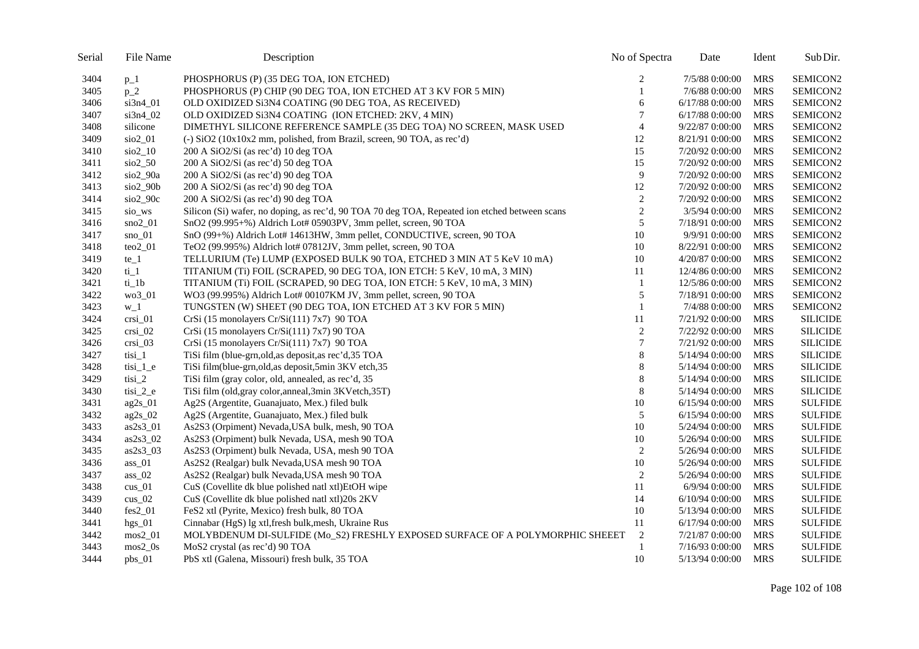| Serial | File Name | Description | No of Spectra | Date | Ident | Sub Dir. |
|---|---|---|---|---|---|---|
| 3404 | p_1 | PHOSPHORUS (P) (35 DEG TOA, ION ETCHED) | 2 | 7/5/88 0:00:00 | MRS | SEMICON2 |
| 3405 | p_2 | PHOSPHORUS (P) CHIP (90 DEG TOA, ION ETCHED AT 3 KV FOR 5 MIN) | 1 | 7/6/88 0:00:00 | MRS | SEMICON2 |
| 3406 | si3n4_01 | OLD OXIDIZED Si3N4 COATING (90 DEG TOA, AS RECEIVED) | 6 | 6/17/88 0:00:00 | MRS | SEMICON2 |
| 3407 | si3n4_02 | OLD OXIDIZED Si3N4 COATING (ION ETCHED: 2KV, 4 MIN) | 7 | 6/17/88 0:00:00 | MRS | SEMICON2 |
| 3408 | silicone | DIMETHYL SILICONE REFERENCE SAMPLE (35 DEG TOA) NO SCREEN, MASK USED | 4 | 9/22/87 0:00:00 | MRS | SEMICON2 |
| 3409 | sio2_01 | (-) SiO2 (10x10x2 mm, polished, from Brazil, screen, 90 TOA, as rec'd) | 12 | 8/21/91 0:00:00 | MRS | SEMICON2 |
| 3410 | sio2_10 | 200 A SiO2/Si (as rec'd) 10 deg TOA | 15 | 7/20/92 0:00:00 | MRS | SEMICON2 |
| 3411 | sio2_50 | 200 A SiO2/Si (as rec'd) 50 deg TOA | 15 | 7/20/92 0:00:00 | MRS | SEMICON2 |
| 3412 | sio2_90a | 200 A SiO2/Si (as rec'd) 90 deg TOA | 9 | 7/20/92 0:00:00 | MRS | SEMICON2 |
| 3413 | sio2_90b | 200 A SiO2/Si (as rec'd) 90 deg TOA | 12 | 7/20/92 0:00:00 | MRS | SEMICON2 |
| 3414 | sio2_90c | 200 A SiO2/Si (as rec'd) 90 deg TOA | 2 | 7/20/92 0:00:00 | MRS | SEMICON2 |
| 3415 | sio_ws | Silicon (Si) wafer, no doping, as rec'd, 90 TOA 70 deg TOA, Repeated ion etched between scans | 2 | 3/5/94 0:00:00 | MRS | SEMICON2 |
| 3416 | sno2_01 | SnO2 (99.995+%) Aldrich Lot# 05903PV, 3mm pellet, screen, 90 TOA | 5 | 7/18/91 0:00:00 | MRS | SEMICON2 |
| 3417 | sno_01 | SnO (99+%) Aldrich Lot# 14613HW, 3mm pellet, CONDUCTIVE, screen, 90 TOA | 10 | 9/9/91 0:00:00 | MRS | SEMICON2 |
| 3418 | teo2_01 | TeO2 (99.995%) Aldrich lot# 07812JV, 3mm pellet, screen, 90 TOA | 10 | 8/22/91 0:00:00 | MRS | SEMICON2 |
| 3419 | te_1 | TELLURIUM (Te) LUMP (EXPOSED BULK 90 TOA, ETCHED 3 MIN AT 5 KeV 10 mA) | 10 | 4/20/87 0:00:00 | MRS | SEMICON2 |
| 3420 | ti_1 | TITANIUM (Ti) FOIL (SCRAPED, 90 DEG TOA, ION ETCH: 5 KeV, 10 mA, 3 MIN) | 11 | 12/4/86 0:00:00 | MRS | SEMICON2 |
| 3421 | ti_1b | TITANIUM (Ti) FOIL (SCRAPED, 90 DEG TOA, ION ETCH: 5 KeV, 10 mA, 3 MIN) | 1 | 12/5/86 0:00:00 | MRS | SEMICON2 |
| 3422 | wo3_01 | WO3 (99.995%) Aldrich Lot# 00107KM JV, 3mm pellet, screen, 90 TOA | 5 | 7/18/91 0:00:00 | MRS | SEMICON2 |
| 3423 | w_1 | TUNGSTEN (W) SHEET (90 DEG TOA, ION ETCHED AT 3 KV FOR 5 MIN) | 1 | 7/4/88 0:00:00 | MRS | SEMICON2 |
| 3424 | crsi_01 | CrSi (15 monolayers Cr/Si(111) 7x7) 90 TOA | 11 | 7/21/92 0:00:00 | MRS | SILICIDE |
| 3425 | crsi_02 | CrSi (15 monolayers Cr/Si(111) 7x7) 90 TOA | 2 | 7/22/92 0:00:00 | MRS | SILICIDE |
| 3426 | crsi_03 | CrSi (15 monolayers Cr/Si(111) 7x7) 90 TOA | 7 | 7/21/92 0:00:00 | MRS | SILICIDE |
| 3427 | tisi_1 | TiSi film (blue-grn,old,as deposit,as rec'd,35 TOA | 8 | 5/14/94 0:00:00 | MRS | SILICIDE |
| 3428 | tisi_1_e | TiSi film(blue-grn,old,as deposit,5min 3KV etch,35 | 8 | 5/14/94 0:00:00 | MRS | SILICIDE |
| 3429 | tisi_2 | TiSi film (gray color, old, annealed, as rec'd, 35 | 8 | 5/14/94 0:00:00 | MRS | SILICIDE |
| 3430 | tisi_2_e | TiSi film (old,gray color,anneal,3min 3KVetch,35T) | 8 | 5/14/94 0:00:00 | MRS | SILICIDE |
| 3431 | ag2s_01 | Ag2S (Argentite, Guanajuato, Mex.) filed bulk | 10 | 6/15/94 0:00:00 | MRS | SULFIDE |
| 3432 | ag2s_02 | Ag2S (Argentite, Guanajuato, Mex.) filed bulk | 5 | 6/15/94 0:00:00 | MRS | SULFIDE |
| 3433 | as2s3_01 | As2S3 (Orpiment) Nevada,USA bulk, mesh, 90 TOA | 10 | 5/24/94 0:00:00 | MRS | SULFIDE |
| 3434 | as2s3_02 | As2S3 (Orpiment) bulk Nevada, USA, mesh 90 TOA | 10 | 5/26/94 0:00:00 | MRS | SULFIDE |
| 3435 | as2s3_03 | As2S3 (Orpiment) bulk Nevada, USA, mesh 90 TOA | 2 | 5/26/94 0:00:00 | MRS | SULFIDE |
| 3436 | ass_01 | As2S2 (Realgar) bulk Nevada,USA mesh 90 TOA | 10 | 5/26/94 0:00:00 | MRS | SULFIDE |
| 3437 | ass_02 | As2S2 (Realgar) bulk Nevada,USA mesh 90 TOA | 2 | 5/26/94 0:00:00 | MRS | SULFIDE |
| 3438 | cus_01 | CuS (Covellite dk blue polished natl xtl)EtOH wipe | 11 | 6/9/94 0:00:00 | MRS | SULFIDE |
| 3439 | cus_02 | CuS (Covellite dk blue polished natl xtl)20s 2KV | 14 | 6/10/94 0:00:00 | MRS | SULFIDE |
| 3440 | fes2_01 | FeS2 xtl (Pyrite, Mexico) fresh bulk, 80 TOA | 10 | 5/13/94 0:00:00 | MRS | SULFIDE |
| 3441 | hgs_01 | Cinnabar (HgS) lg xtl,fresh bulk,mesh, Ukraine Rus | 11 | 6/17/94 0:00:00 | MRS | SULFIDE |
| 3442 | mos2_01 | MOLYBDENUM DI-SULFIDE (Mo_S2) FRESHLY EXPOSED SURFACE OF A POLYMORPHIC SHEEET | 2 | 7/21/87 0:00:00 | MRS | SULFIDE |
| 3443 | mos2_0s | MoS2 crystal (as rec'd) 90 TOA | 1 | 7/16/93 0:00:00 | MRS | SULFIDE |
| 3444 | pbs_01 | PbS xtl (Galena, Missouri) fresh bulk, 35 TOA | 10 | 5/13/94 0:00:00 | MRS | SULFIDE |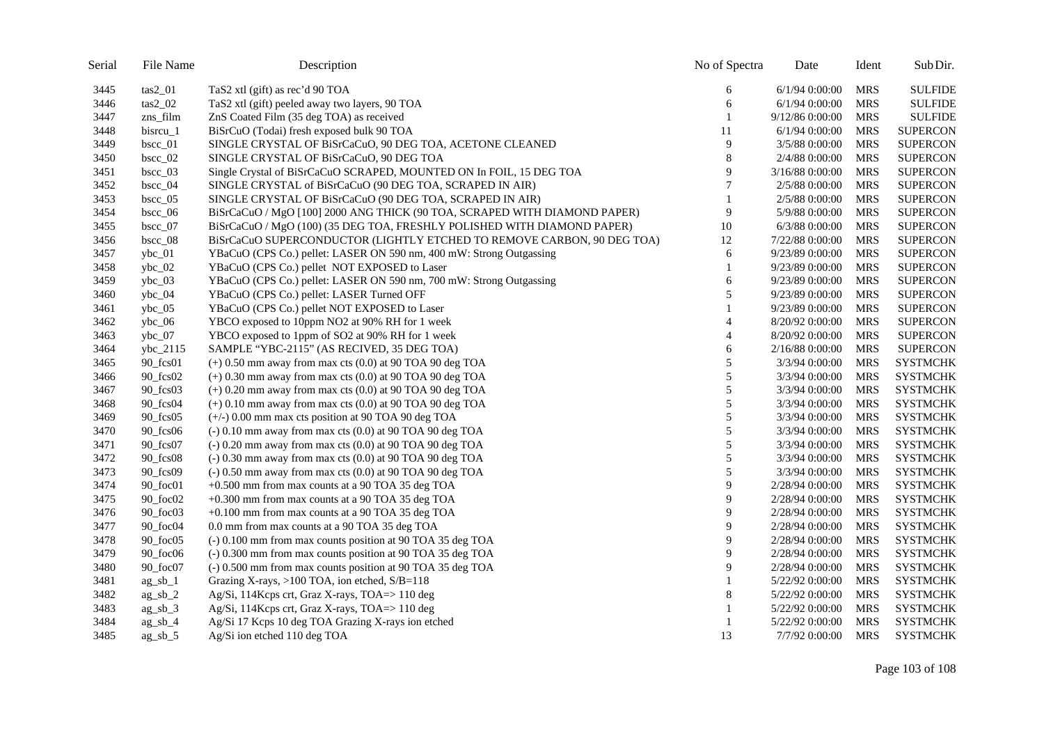| Serial | File Name | Description | No of Spectra | Date | Ident | Sub Dir. |
|---|---|---|---|---|---|---|
| 3445 | tas2_01 | TaS2 xtl (gift) as rec'd 90 TOA | 6 | 6/1/94 0:00:00 | MRS | SULFIDE |
| 3446 | tas2_02 | TaS2 xtl (gift) peeled away two layers, 90 TOA | 6 | 6/1/94 0:00:00 | MRS | SULFIDE |
| 3447 | zns_film | ZnS Coated Film (35 deg TOA) as received | 1 | 9/12/86 0:00:00 | MRS | SULFIDE |
| 3448 | bisrcu_1 | BiSrCuO (Todai) fresh exposed bulk 90 TOA | 11 | 6/1/94 0:00:00 | MRS | SUPERCON |
| 3449 | bscc_01 | SINGLE CRYSTAL OF BiSrCaCuO, 90 DEG TOA, ACETONE CLEANED | 9 | 3/5/88 0:00:00 | MRS | SUPERCON |
| 3450 | bscc_02 | SINGLE CRYSTAL OF BiSrCaCuO, 90 DEG TOA | 8 | 2/4/88 0:00:00 | MRS | SUPERCON |
| 3451 | bscc_03 | Single Crystal of BiSrCaCuO SCRAPED, MOUNTED ON In FOIL, 15 DEG TOA | 9 | 3/16/88 0:00:00 | MRS | SUPERCON |
| 3452 | bscc_04 | SINGLE CRYSTAL of BiSrCaCuO (90 DEG TOA, SCRAPED IN AIR) | 7 | 2/5/88 0:00:00 | MRS | SUPERCON |
| 3453 | bscc_05 | SINGLE CRYSTAL OF BiSrCaCuO (90 DEG TOA, SCRAPED IN AIR) | 1 | 2/5/88 0:00:00 | MRS | SUPERCON |
| 3454 | bscc_06 | BiSrCaCuO / MgO [100] 2000 ANG THICK (90 TOA, SCRAPED WITH DIAMOND PAPER) | 9 | 5/9/88 0:00:00 | MRS | SUPERCON |
| 3455 | bscc_07 | BiSrCaCuO / MgO (100) (35 DEG TOA, FRESHLY POLISHED WITH DIAMOND PAPER) | 10 | 6/3/88 0:00:00 | MRS | SUPERCON |
| 3456 | bscc_08 | BiSrCaCuO SUPERCONDUCTOR (LIGHTLY ETCHED TO REMOVE CARBON, 90 DEG TOA) | 12 | 7/22/88 0:00:00 | MRS | SUPERCON |
| 3457 | ybc_01 | YBaCuO (CPS Co.) pellet: LASER ON 590 nm, 400 mW: Strong Outgassing | 6 | 9/23/89 0:00:00 | MRS | SUPERCON |
| 3458 | ybc_02 | YBaCuO (CPS Co.) pellet NOT EXPOSED to Laser | 1 | 9/23/89 0:00:00 | MRS | SUPERCON |
| 3459 | ybc_03 | YBaCuO (CPS Co.) pellet: LASER ON 590 nm, 700 mW: Strong Outgassing | 6 | 9/23/89 0:00:00 | MRS | SUPERCON |
| 3460 | ybc_04 | YBaCuO (CPS Co.) pellet: LASER Turned OFF | 5 | 9/23/89 0:00:00 | MRS | SUPERCON |
| 3461 | ybc_05 | YBaCuO (CPS Co.) pellet NOT EXPOSED to Laser | 1 | 9/23/89 0:00:00 | MRS | SUPERCON |
| 3462 | ybc_06 | YBCO exposed to 10ppm NO2 at 90% RH for 1 week | 4 | 8/20/92 0:00:00 | MRS | SUPERCON |
| 3463 | ybc_07 | YBCO exposed to 1ppm of SO2 at 90% RH for 1 week | 4 | 8/20/92 0:00:00 | MRS | SUPERCON |
| 3464 | ybc_2115 | SAMPLE "YBC-2115" (AS RECIVED, 35 DEG TOA) | 6 | 2/16/88 0:00:00 | MRS | SUPERCON |
| 3465 | 90_fcs01 | (+) 0.50 mm away from max cts (0.0) at 90 TOA 90 deg TOA | 5 | 3/3/94 0:00:00 | MRS | SYSTMCHK |
| 3466 | 90_fcs02 | (+) 0.30 mm away from max cts (0.0) at 90 TOA 90 deg TOA | 5 | 3/3/94 0:00:00 | MRS | SYSTMCHK |
| 3467 | 90_fcs03 | (+) 0.20 mm away from max cts (0.0) at 90 TOA 90 deg TOA | 5 | 3/3/94 0:00:00 | MRS | SYSTMCHK |
| 3468 | 90_fcs04 | (+) 0.10 mm away from max cts (0.0) at 90 TOA 90 deg TOA | 5 | 3/3/94 0:00:00 | MRS | SYSTMCHK |
| 3469 | 90_fcs05 | (+/-) 0.00 mm max cts position at 90 TOA 90 deg TOA | 5 | 3/3/94 0:00:00 | MRS | SYSTMCHK |
| 3470 | 90_fcs06 | (-) 0.10 mm away from max cts (0.0) at 90 TOA 90 deg TOA | 5 | 3/3/94 0:00:00 | MRS | SYSTMCHK |
| 3471 | 90_fcs07 | (-) 0.20 mm away from max cts (0.0) at 90 TOA 90 deg TOA | 5 | 3/3/94 0:00:00 | MRS | SYSTMCHK |
| 3472 | 90_fcs08 | (-) 0.30 mm away from max cts (0.0) at 90 TOA 90 deg TOA | 5 | 3/3/94 0:00:00 | MRS | SYSTMCHK |
| 3473 | 90_fcs09 | (-) 0.50 mm away from max cts (0.0) at 90 TOA 90 deg TOA | 5 | 3/3/94 0:00:00 | MRS | SYSTMCHK |
| 3474 | 90_foc01 | +0.500 mm from max counts at a 90 TOA 35 deg TOA | 9 | 2/28/94 0:00:00 | MRS | SYSTMCHK |
| 3475 | 90_foc02 | +0.300 mm from max counts at a 90 TOA 35 deg TOA | 9 | 2/28/94 0:00:00 | MRS | SYSTMCHK |
| 3476 | 90_foc03 | +0.100 mm from max counts at a 90 TOA 35 deg TOA | 9 | 2/28/94 0:00:00 | MRS | SYSTMCHK |
| 3477 | 90_foc04 | 0.0 mm from max counts at a 90 TOA 35 deg TOA | 9 | 2/28/94 0:00:00 | MRS | SYSTMCHK |
| 3478 | 90_foc05 | (-) 0.100 mm from max counts position at 90 TOA 35 deg TOA | 9 | 2/28/94 0:00:00 | MRS | SYSTMCHK |
| 3479 | 90_foc06 | (-) 0.300 mm from max counts position at 90 TOA 35 deg TOA | 9 | 2/28/94 0:00:00 | MRS | SYSTMCHK |
| 3480 | 90_foc07 | (-) 0.500 mm from max counts position at 90 TOA 35 deg TOA | 9 | 2/28/94 0:00:00 | MRS | SYSTMCHK |
| 3481 | ag_sb_1 | Grazing X-rays, >100 TOA, ion etched, S/B=118 | 1 | 5/22/92 0:00:00 | MRS | SYSTMCHK |
| 3482 | ag_sb_2 | Ag/Si, 114Kcps crt, Graz X-rays, TOA=> 110 deg | 8 | 5/22/92 0:00:00 | MRS | SYSTMCHK |
| 3483 | ag_sb_3 | Ag/Si, 114Kcps crt, Graz X-rays, TOA=> 110 deg | 1 | 5/22/92 0:00:00 | MRS | SYSTMCHK |
| 3484 | ag_sb_4 | Ag/Si 17 Kcps 10 deg TOA Grazing X-rays ion etched | 1 | 5/22/92 0:00:00 | MRS | SYSTMCHK |
| 3485 | ag_sb_5 | Ag/Si ion etched 110 deg TOA | 13 | 7/7/92 0:00:00 | MRS | SYSTMCHK |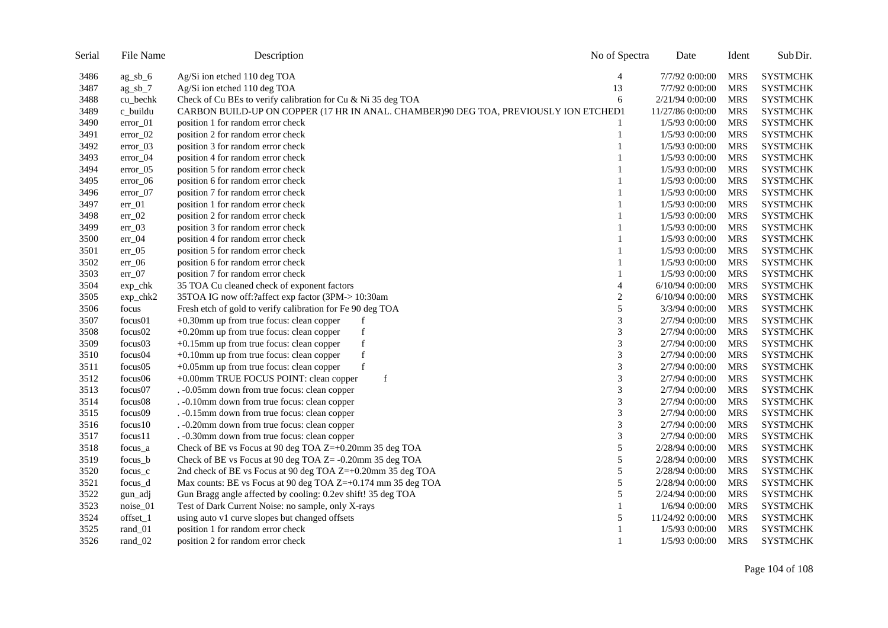| Serial | File Name | Description | No of Spectra | Date | Ident | Sub Dir. |
|---|---|---|---|---|---|---|
| 3486 | ag_sb_6 | Ag/Si ion etched 110 deg TOA | 4 | 7/7/92 0:00:00 | MRS | SYSTMCHK |
| 3487 | ag_sb_7 | Ag/Si ion etched 110 deg TOA | 13 | 7/7/92 0:00:00 | MRS | SYSTMCHK |
| 3488 | cu_bechk | Check of Cu BEs to verify calibration for Cu & Ni 35 deg TOA | 6 | 2/21/94 0:00:00 | MRS | SYSTMCHK |
| 3489 | c_buildu | CARBON BUILD-UP ON COPPER (17 HR IN ANAL. CHAMBER)90 DEG TOA, PREVIOUSLY ION ETCHED | 1 | 11/27/86 0:00:00 | MRS | SYSTMCHK |
| 3490 | error_01 | position 1 for random error check | 1 | 1/5/93 0:00:00 | MRS | SYSTMCHK |
| 3491 | error_02 | position 2 for random error check | 1 | 1/5/93 0:00:00 | MRS | SYSTMCHK |
| 3492 | error_03 | position 3 for random error check | 1 | 1/5/93 0:00:00 | MRS | SYSTMCHK |
| 3493 | error_04 | position 4 for random error check | 1 | 1/5/93 0:00:00 | MRS | SYSTMCHK |
| 3494 | error_05 | position 5 for random error check | 1 | 1/5/93 0:00:00 | MRS | SYSTMCHK |
| 3495 | error_06 | position 6 for random error check | 1 | 1/5/93 0:00:00 | MRS | SYSTMCHK |
| 3496 | error_07 | position 7 for random error check | 1 | 1/5/93 0:00:00 | MRS | SYSTMCHK |
| 3497 | err_01 | position 1 for random error check | 1 | 1/5/93 0:00:00 | MRS | SYSTMCHK |
| 3498 | err_02 | position 2 for random error check | 1 | 1/5/93 0:00:00 | MRS | SYSTMCHK |
| 3499 | err_03 | position 3 for random error check | 1 | 1/5/93 0:00:00 | MRS | SYSTMCHK |
| 3500 | err_04 | position 4 for random error check | 1 | 1/5/93 0:00:00 | MRS | SYSTMCHK |
| 3501 | err_05 | position 5 for random error check | 1 | 1/5/93 0:00:00 | MRS | SYSTMCHK |
| 3502 | err_06 | position 6 for random error check | 1 | 1/5/93 0:00:00 | MRS | SYSTMCHK |
| 3503 | err_07 | position 7 for random error check | 1 | 1/5/93 0:00:00 | MRS | SYSTMCHK |
| 3504 | exp_chk | 35 TOA Cu cleaned check of exponent factors | 4 | 6/10/94 0:00:00 | MRS | SYSTMCHK |
| 3505 | exp_chk2 | 35TOA IG now off:?affect exp factor (3PM-> 10:30am | 2 | 6/10/94 0:00:00 | MRS | SYSTMCHK |
| 3506 | focus | Fresh etch of gold to verify calibration for Fe 90 deg TOA | 5 | 3/3/94 0:00:00 | MRS | SYSTMCHK |
| 3507 | focus01 | +0.30mm up from true focus: clean copper f | 3 | 2/7/94 0:00:00 | MRS | SYSTMCHK |
| 3508 | focus02 | +0.20mm up from true focus: clean copper f | 3 | 2/7/94 0:00:00 | MRS | SYSTMCHK |
| 3509 | focus03 | +0.15mm up from true focus: clean copper f | 3 | 2/7/94 0:00:00 | MRS | SYSTMCHK |
| 3510 | focus04 | +0.10mm up from true focus: clean copper f | 3 | 2/7/94 0:00:00 | MRS | SYSTMCHK |
| 3511 | focus05 | +0.05mm up from true focus: clean copper f | 3 | 2/7/94 0:00:00 | MRS | SYSTMCHK |
| 3512 | focus06 | +0.00mm TRUE FOCUS POINT: clean copper f | 3 | 2/7/94 0:00:00 | MRS | SYSTMCHK |
| 3513 | focus07 | . -0.05mm down from true focus: clean copper | 3 | 2/7/94 0:00:00 | MRS | SYSTMCHK |
| 3514 | focus08 | . -0.10mm down from true focus: clean copper | 3 | 2/7/94 0:00:00 | MRS | SYSTMCHK |
| 3515 | focus09 | . -0.15mm down from true focus: clean copper | 3 | 2/7/94 0:00:00 | MRS | SYSTMCHK |
| 3516 | focus10 | . -0.20mm down from true focus: clean copper | 3 | 2/7/94 0:00:00 | MRS | SYSTMCHK |
| 3517 | focus11 | . -0.30mm down from true focus: clean copper | 3 | 2/7/94 0:00:00 | MRS | SYSTMCHK |
| 3518 | focus_a | Check of BE vs Focus at 90 deg TOA Z=+0.20mm 35 deg TOA | 5 | 2/28/94 0:00:00 | MRS | SYSTMCHK |
| 3519 | focus_b | Check of BE vs Focus at 90 deg TOA Z= -0.20mm 35 deg TOA | 5 | 2/28/94 0:00:00 | MRS | SYSTMCHK |
| 3520 | focus_c | 2nd check of BE vs Focus at 90 deg TOA Z=+0.20mm 35 deg TOA | 5 | 2/28/94 0:00:00 | MRS | SYSTMCHK |
| 3521 | focus_d | Max counts: BE vs Focus at 90 deg TOA Z=+0.174 mm 35 deg TOA | 5 | 2/28/94 0:00:00 | MRS | SYSTMCHK |
| 3522 | gun_adj | Gun Bragg angle affected by cooling: 0.2ev shift! 35 deg TOA | 5 | 2/24/94 0:00:00 | MRS | SYSTMCHK |
| 3523 | noise_01 | Test of Dark Current Noise: no sample, only X-rays | 1 | 1/6/94 0:00:00 | MRS | SYSTMCHK |
| 3524 | offset_1 | using auto v1 curve slopes but changed offsets | 5 | 11/24/92 0:00:00 | MRS | SYSTMCHK |
| 3525 | rand_01 | position 1 for random error check | 1 | 1/5/93 0:00:00 | MRS | SYSTMCHK |
| 3526 | rand_02 | position 2 for random error check | 1 | 1/5/93 0:00:00 | MRS | SYSTMCHK |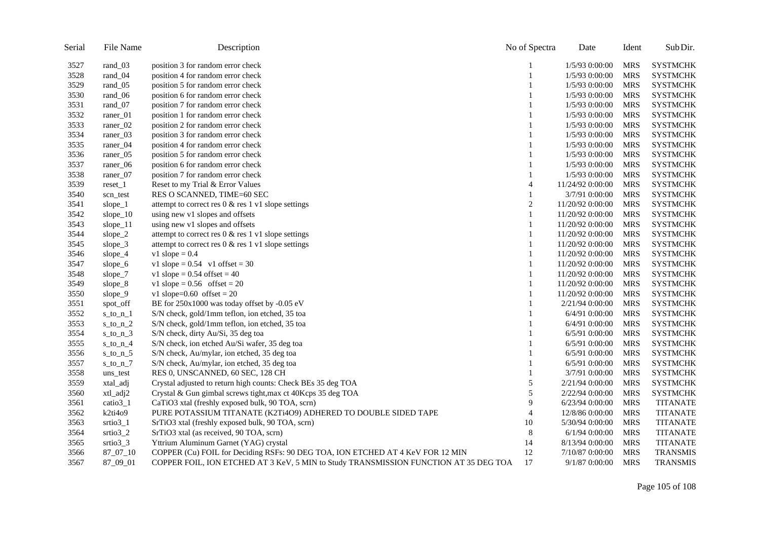| Serial | File Name | Description | No of Spectra | Date | Ident | Sub Dir. |
|---|---|---|---|---|---|---|
| 3527 | rand_03 | position 3 for random error check | 1 | 1/5/93 0:00:00 | MRS | SYSTMCHK |
| 3528 | rand_04 | position 4 for random error check | 1 | 1/5/93 0:00:00 | MRS | SYSTMCHK |
| 3529 | rand_05 | position 5 for random error check | 1 | 1/5/93 0:00:00 | MRS | SYSTMCHK |
| 3530 | rand_06 | position 6 for random error check | 1 | 1/5/93 0:00:00 | MRS | SYSTMCHK |
| 3531 | rand_07 | position 7 for random error check | 1 | 1/5/93 0:00:00 | MRS | SYSTMCHK |
| 3532 | raner_01 | position 1 for random error check | 1 | 1/5/93 0:00:00 | MRS | SYSTMCHK |
| 3533 | raner_02 | position 2 for random error check | 1 | 1/5/93 0:00:00 | MRS | SYSTMCHK |
| 3534 | raner_03 | position 3 for random error check | 1 | 1/5/93 0:00:00 | MRS | SYSTMCHK |
| 3535 | raner_04 | position 4 for random error check | 1 | 1/5/93 0:00:00 | MRS | SYSTMCHK |
| 3536 | raner_05 | position 5 for random error check | 1 | 1/5/93 0:00:00 | MRS | SYSTMCHK |
| 3537 | raner_06 | position 6 for random error check | 1 | 1/5/93 0:00:00 | MRS | SYSTMCHK |
| 3538 | raner_07 | position 7 for random error check | 1 | 1/5/93 0:00:00 | MRS | SYSTMCHK |
| 3539 | reset_1 | Reset to my Trial & Error Values | 4 | 11/24/92 0:00:00 | MRS | SYSTMCHK |
| 3540 | scn_test | RES O SCANNED, TIME=60 SEC | 1 | 3/7/91 0:00:00 | MRS | SYSTMCHK |
| 3541 | slope_1 | attempt to correct res 0 & res 1 v1 slope settings | 2 | 11/20/92 0:00:00 | MRS | SYSTMCHK |
| 3542 | slope_10 | using new v1 slopes and offsets | 1 | 11/20/92 0:00:00 | MRS | SYSTMCHK |
| 3543 | slope_11 | using new v1 slopes and offsets | 1 | 11/20/92 0:00:00 | MRS | SYSTMCHK |
| 3544 | slope_2 | attempt to correct res 0 & res 1 v1 slope settings | 1 | 11/20/92 0:00:00 | MRS | SYSTMCHK |
| 3545 | slope_3 | attempt to correct res 0 & res 1 v1 slope settings | 1 | 11/20/92 0:00:00 | MRS | SYSTMCHK |
| 3546 | slope_4 | v1 slope = 0.4 | 1 | 11/20/92 0:00:00 | MRS | SYSTMCHK |
| 3547 | slope_6 | v1 slope = 0.54 v1 offset = 30 | 1 | 11/20/92 0:00:00 | MRS | SYSTMCHK |
| 3548 | slope_7 | v1 slope = 0.54 offset = 40 | 1 | 11/20/92 0:00:00 | MRS | SYSTMCHK |
| 3549 | slope_8 | v1 slope = 0.56 offset = 20 | 1 | 11/20/92 0:00:00 | MRS | SYSTMCHK |
| 3550 | slope_9 | v1 slope=0.60 offset = 20 | 1 | 11/20/92 0:00:00 | MRS | SYSTMCHK |
| 3551 | spot_off | BE for 250x1000 was today offset by -0.05 eV | 1 | 2/21/94 0:00:00 | MRS | SYSTMCHK |
| 3552 | s_to_n_1 | S/N check, gold/1mm teflon, ion etched, 35 toa | 1 | 6/4/91 0:00:00 | MRS | SYSTMCHK |
| 3553 | s_to_n_2 | S/N check, gold/1mm teflon, ion etched, 35 toa | 1 | 6/4/91 0:00:00 | MRS | SYSTMCHK |
| 3554 | s_to_n_3 | S/N check, dirty Au/Si, 35 deg toa | 1 | 6/5/91 0:00:00 | MRS | SYSTMCHK |
| 3555 | s_to_n_4 | S/N check, ion etched Au/Si wafer, 35 deg toa | 1 | 6/5/91 0:00:00 | MRS | SYSTMCHK |
| 3556 | s_to_n_5 | S/N check, Au/mylar, ion etched, 35 deg toa | 1 | 6/5/91 0:00:00 | MRS | SYSTMCHK |
| 3557 | s_to_n_7 | S/N check, Au/mylar, ion etched, 35 deg toa | 1 | 6/5/91 0:00:00 | MRS | SYSTMCHK |
| 3558 | uns_test | RES 0, UNSCANNED, 60 SEC, 128 CH | 1 | 3/7/91 0:00:00 | MRS | SYSTMCHK |
| 3559 | xtal_adj | Crystal adjusted to return high counts: Check BEs 35 deg TOA | 5 | 2/21/94 0:00:00 | MRS | SYSTMCHK |
| 3560 | xtl_adj2 | Crystal & Gun gimbal screws tight,max ct 40Kcps 35 deg TOA | 5 | 2/22/94 0:00:00 | MRS | SYSTMCHK |
| 3561 | catio3_1 | CaTiO3 xtal (freshly exposed bulk, 90 TOA, scrn) | 9 | 6/23/94 0:00:00 | MRS | TITANATE |
| 3562 | k2ti4o9 | PURE POTASSIUM TITANATE (K2Ti4O9) ADHERED TO DOUBLE SIDED TAPE | 4 | 12/8/86 0:00:00 | MRS | TITANATE |
| 3563 | srtio3_1 | SrTiO3 xtal (freshly exposed bulk, 90 TOA, scrn) | 10 | 5/30/94 0:00:00 | MRS | TITANATE |
| 3564 | srtio3_2 | SrTiO3 xtal (as received, 90 TOA, scrn) | 8 | 6/1/94 0:00:00 | MRS | TITANATE |
| 3565 | srtio3_3 | Yttrium Aluminum Garnet (YAG) crystal | 14 | 8/13/94 0:00:00 | MRS | TITANATE |
| 3566 | 87_07_10 | COPPER (Cu) FOIL for Deciding RSFs: 90 DEG TOA, ION ETCHED AT 4 KeV FOR 12 MIN | 12 | 7/10/87 0:00:00 | MRS | TRANSMIS |
| 3567 | 87_09_01 | COPPER FOIL, ION ETCHED AT 3 KeV, 5 MIN to Study TRANSMISSION FUNCTION AT 35 DEG TOA | 17 | 9/1/87 0:00:00 | MRS | TRANSMIS |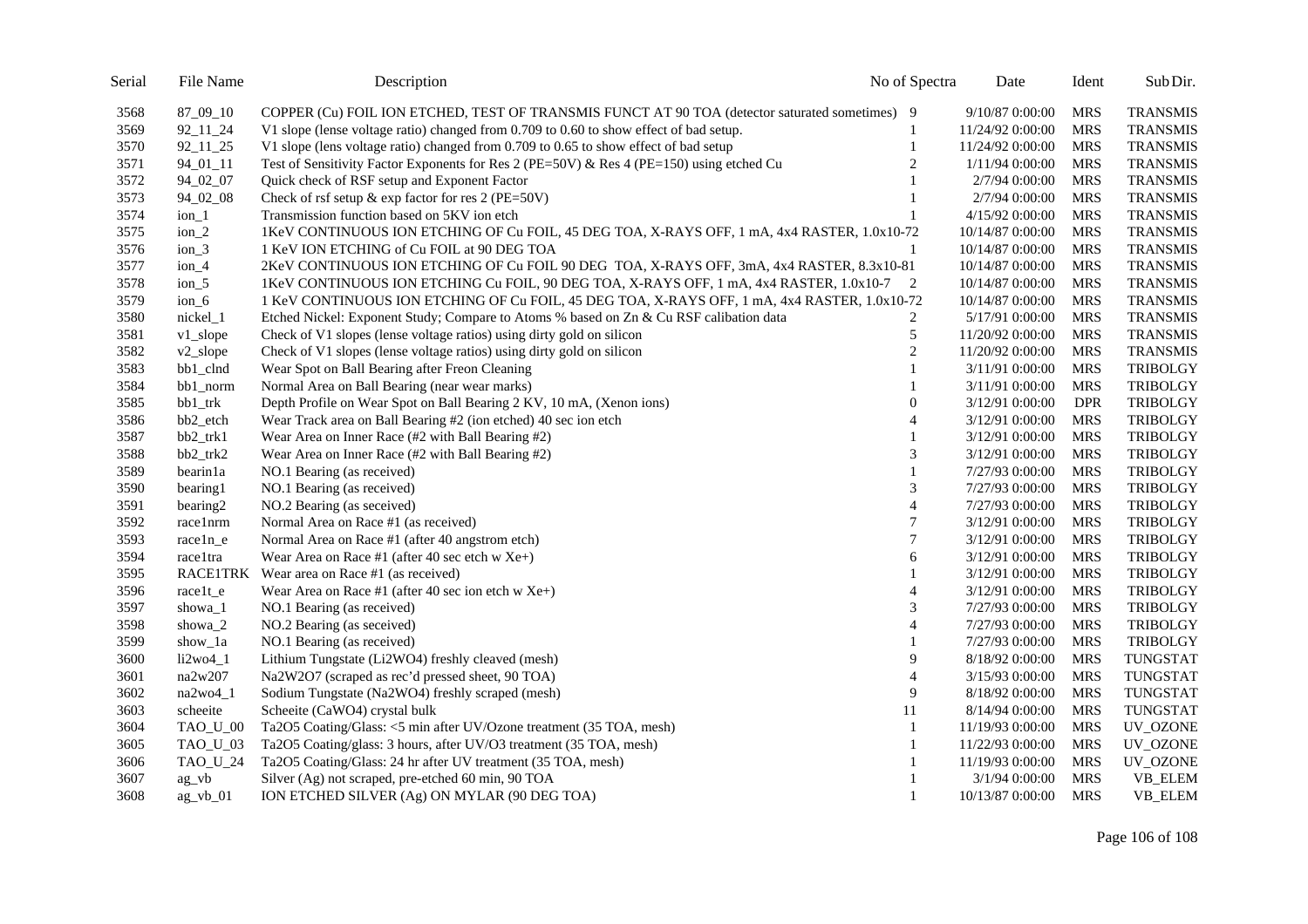| Serial | File Name | Description | No of Spectra | Date | Ident | Sub Dir. |
|---|---|---|---|---|---|---|
| 3568 | 87_09_10 | COPPER (Cu) FOIL ION ETCHED, TEST OF TRANSMIS FUNCT AT 90 TOA (detector saturated sometimes) | 9 | 9/10/87 0:00:00 | MRS | TRANSMIS |
| 3569 | 92_11_24 | V1 slope (lense voltage ratio) changed from 0.709 to 0.60 to show effect of bad setup. | 1 | 11/24/92 0:00:00 | MRS | TRANSMIS |
| 3570 | 92_11_25 | V1 slope (lens voltage ratio) changed from 0.709 to 0.65 to show effect of bad setup | 1 | 11/24/92 0:00:00 | MRS | TRANSMIS |
| 3571 | 94_01_11 | Test of Sensitivity Factor Exponents for Res 2 (PE=50V) & Res 4 (PE=150) using etched Cu | 2 | 1/11/94 0:00:00 | MRS | TRANSMIS |
| 3572 | 94_02_07 | Quick check of RSF setup and Exponent Factor | 1 | 2/7/94 0:00:00 | MRS | TRANSMIS |
| 3573 | 94_02_08 | Check of rsf setup & exp factor for res 2 (PE=50V) | 1 | 2/7/94 0:00:00 | MRS | TRANSMIS |
| 3574 | ion_1 | Transmission function based on 5KV ion etch | 1 | 4/15/92 0:00:00 | MRS | TRANSMIS |
| 3575 | ion_2 | 1KeV CONTINUOUS ION ETCHING of Cu FOIL, 45 DEG TOA, X-RAYS OFF, 1 mA, 4x4 RASTER, 1.0x10-7 | 2 | 10/14/87 0:00:00 | MRS | TRANSMIS |
| 3576 | ion_3 | 1 KeV ION ETCHING of Cu FOIL at 90 DEG TOA | 1 | 10/14/87 0:00:00 | MRS | TRANSMIS |
| 3577 | ion_4 | 2KeV CONTINUOUS ION ETCHING OF Cu FOIL 90 DEG TOA, X-RAYS OFF, 3mA, 4x4 RASTER, 8.3x10-8 | 1 | 10/14/87 0:00:00 | MRS | TRANSMIS |
| 3578 | ion_5 | 1KeV CONTINUOUS ION ETCHING Cu FOIL, 90 DEG TOA, X-RAYS OFF, 1 mA, 4x4 RASTER, 1.0x10-7 | 2 | 10/14/87 0:00:00 | MRS | TRANSMIS |
| 3579 | ion_6 | 1 KeV CONTINUOUS ION ETCHING OF Cu FOIL, 45 DEG TOA, X-RAYS OFF, 1 mA, 4x4 RASTER, 1.0x10-7 | 2 | 10/14/87 0:00:00 | MRS | TRANSMIS |
| 3580 | nickel_1 | Etched Nickel: Exponent Study; Compare to Atoms % based on Zn & Cu RSF calibation data | 2 | 5/17/91 0:00:00 | MRS | TRANSMIS |
| 3581 | v1_slope | Check of V1 slopes (lense voltage ratios) using dirty gold on silicon | 5 | 11/20/92 0:00:00 | MRS | TRANSMIS |
| 3582 | v2_slope | Check of V1 slopes (lense voltage ratios) using dirty gold on silicon | 2 | 11/20/92 0:00:00 | MRS | TRANSMIS |
| 3583 | bb1_clnd | Wear Spot on Ball Bearing after Freon Cleaning | 1 | 3/11/91 0:00:00 | MRS | TRIBOLGY |
| 3584 | bb1_norm | Normal Area on Ball Bearing (near wear marks) | 1 | 3/11/91 0:00:00 | MRS | TRIBOLGY |
| 3585 | bb1_trk | Depth Profile on Wear Spot on Ball Bearing 2 KV, 10 mA, (Xenon ions) | 0 | 3/12/91 0:00:00 | DPR | TRIBOLGY |
| 3586 | bb2_etch | Wear Track area on Ball Bearing #2 (ion etched) 40 sec ion etch | 4 | 3/12/91 0:00:00 | MRS | TRIBOLGY |
| 3587 | bb2_trk1 | Wear Area on Inner Race (#2 with Ball Bearing #2) | 1 | 3/12/91 0:00:00 | MRS | TRIBOLGY |
| 3588 | bb2_trk2 | Wear Area on Inner Race (#2 with Ball Bearing #2) | 3 | 3/12/91 0:00:00 | MRS | TRIBOLGY |
| 3589 | bearin1a | NO.1 Bearing (as received) | 1 | 7/27/93 0:00:00 | MRS | TRIBOLGY |
| 3590 | bearing1 | NO.1 Bearing (as received) | 3 | 7/27/93 0:00:00 | MRS | TRIBOLGY |
| 3591 | bearing2 | NO.2 Bearing (as seceived) | 4 | 7/27/93 0:00:00 | MRS | TRIBOLGY |
| 3592 | race1nrm | Normal Area on Race #1 (as received) | 7 | 3/12/91 0:00:00 | MRS | TRIBOLGY |
| 3593 | race1n_e | Normal Area on Race #1 (after 40 angstrom etch) | 7 | 3/12/91 0:00:00 | MRS | TRIBOLGY |
| 3594 | race1tra | Wear Area on Race #1 (after 40 sec etch w Xe+) | 6 | 3/12/91 0:00:00 | MRS | TRIBOLGY |
| 3595 | RACE1TRK | Wear area on Race #1 (as received) | 1 | 3/12/91 0:00:00 | MRS | TRIBOLGY |
| 3596 | race1t_e | Wear Area on Race #1 (after 40 sec ion etch w Xe+) | 4 | 3/12/91 0:00:00 | MRS | TRIBOLGY |
| 3597 | showa_1 | NO.1 Bearing (as received) | 3 | 7/27/93 0:00:00 | MRS | TRIBOLGY |
| 3598 | showa_2 | NO.2 Bearing (as seceived) | 4 | 7/27/93 0:00:00 | MRS | TRIBOLGY |
| 3599 | show_1a | NO.1 Bearing (as received) | 1 | 7/27/93 0:00:00 | MRS | TRIBOLGY |
| 3600 | li2wo4_1 | Lithium Tungstate (Li2WO4) freshly cleaved (mesh) | 9 | 8/18/92 0:00:00 | MRS | TUNGSTAT |
| 3601 | na2w207 | Na2W2O7 (scraped as rec'd pressed sheet, 90 TOA) | 4 | 3/15/93 0:00:00 | MRS | TUNGSTAT |
| 3602 | na2wo4_1 | Sodium Tungstate (Na2WO4) freshly scraped (mesh) | 9 | 8/18/92 0:00:00 | MRS | TUNGSTAT |
| 3603 | scheeite | Scheeite (CaWO4) crystal bulk | 11 | 8/14/94 0:00:00 | MRS | TUNGSTAT |
| 3604 | TAO_U_00 | Ta2O5 Coating/Glass: <5 min after UV/Ozone treatment (35 TOA, mesh) | 1 | 11/19/93 0:00:00 | MRS | UV_OZONE |
| 3605 | TAO_U_03 | Ta2O5 Coating/glass: 3 hours, after UV/O3 treatment (35 TOA, mesh) | 1 | 11/22/93 0:00:00 | MRS | UV_OZONE |
| 3606 | TAO_U_24 | Ta2O5 Coating/Glass: 24 hr after UV treatment (35 TOA, mesh) | 1 | 11/19/93 0:00:00 | MRS | UV_OZONE |
| 3607 | ag_vb | Silver (Ag) not scraped, pre-etched 60 min, 90 TOA | 1 | 3/1/94 0:00:00 | MRS | VB_ELEM |
| 3608 | ag_vb_01 | ION ETCHED SILVER (Ag) ON MYLAR (90 DEG TOA) | 1 | 10/13/87 0:00:00 | MRS | VB_ELEM |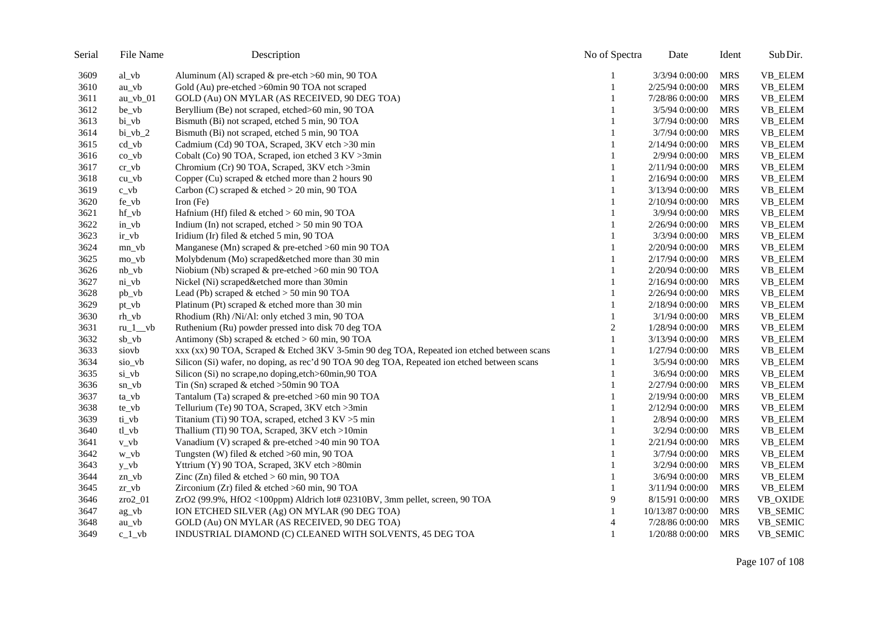| Serial | File Name | Description | No of Spectra | Date | Ident | Sub Dir. |
|---|---|---|---|---|---|---|
| 3609 | al_vb | Aluminum (Al) scraped & pre-etch >60 min, 90 TOA | 1 | 3/3/94 0:00:00 | MRS | VB_ELEM |
| 3610 | au_vb | Gold (Au) pre-etched >60min 90 TOA not scraped | 1 | 2/25/94 0:00:00 | MRS | VB_ELEM |
| 3611 | au_vb_01 | GOLD (Au) ON MYLAR (AS RECEIVED, 90 DEG TOA) | 1 | 7/28/86 0:00:00 | MRS | VB_ELEM |
| 3612 | be_vb | Beryllium (Be) not scraped, etched>60 min, 90 TOA | 1 | 3/5/94 0:00:00 | MRS | VB_ELEM |
| 3613 | bi_vb | Bismuth (Bi) not scraped, etched 5 min, 90 TOA | 1 | 3/7/94 0:00:00 | MRS | VB_ELEM |
| 3614 | bi_vb_2 | Bismuth (Bi) not scraped, etched 5 min, 90 TOA | 1 | 3/7/94 0:00:00 | MRS | VB_ELEM |
| 3615 | cd_vb | Cadmium (Cd) 90 TOA, Scraped, 3KV etch >30 min | 1 | 2/14/94 0:00:00 | MRS | VB_ELEM |
| 3616 | co_vb | Cobalt (Co) 90 TOA, Scraped, ion etched 3 KV >3min | 1 | 2/9/94 0:00:00 | MRS | VB_ELEM |
| 3617 | cr_vb | Chromium (Cr) 90 TOA, Scraped, 3KV etch >3min | 1 | 2/11/94 0:00:00 | MRS | VB_ELEM |
| 3618 | cu_vb | Copper (Cu) scraped & etched more than 2 hours 90 | 1 | 2/16/94 0:00:00 | MRS | VB_ELEM |
| 3619 | c_vb | Carbon (C) scraped & etched > 20 min, 90 TOA | 1 | 3/13/94 0:00:00 | MRS | VB_ELEM |
| 3620 | fe_vb | Iron (Fe) | 1 | 2/10/94 0:00:00 | MRS | VB_ELEM |
| 3621 | hf_vb | Hafnium (Hf) filed & etched > 60 min, 90 TOA | 1 | 3/9/94 0:00:00 | MRS | VB_ELEM |
| 3622 | in_vb | Indium (In) not scraped, etched > 50 min 90 TOA | 1 | 2/26/94 0:00:00 | MRS | VB_ELEM |
| 3623 | ir_vb | Iridium (Ir) filed & etched 5 min, 90 TOA | 1 | 3/3/94 0:00:00 | MRS | VB_ELEM |
| 3624 | mn_vb | Manganese (Mn) scraped & pre-etched >60 min 90 TOA | 1 | 2/20/94 0:00:00 | MRS | VB_ELEM |
| 3625 | mo_vb | Molybdenum (Mo) scraped&etched more than 30 min | 1 | 2/17/94 0:00:00 | MRS | VB_ELEM |
| 3626 | nb_vb | Niobium (Nb) scraped & pre-etched >60 min 90 TOA | 1 | 2/20/94 0:00:00 | MRS | VB_ELEM |
| 3627 | ni_vb | Nickel (Ni) scraped&etched more than 30min | 1 | 2/16/94 0:00:00 | MRS | VB_ELEM |
| 3628 | pb_vb | Lead (Pb) scraped & etched > 50 min 90 TOA | 1 | 2/26/94 0:00:00 | MRS | VB_ELEM |
| 3629 | pt_vb | Platinum (Pt) scraped & etched more than 30 min | 1 | 2/18/94 0:00:00 | MRS | VB_ELEM |
| 3630 | rh_vb | Rhodium (Rh) /Ni/Al: only etched 3 min, 90 TOA | 1 | 3/1/94 0:00:00 | MRS | VB_ELEM |
| 3631 | ru_1__vb | Ruthenium (Ru) powder pressed into disk 70 deg TOA | 2 | 1/28/94 0:00:00 | MRS | VB_ELEM |
| 3632 | sb_vb | Antimony (Sb) scraped & etched > 60 min, 90 TOA | 1 | 3/13/94 0:00:00 | MRS | VB_ELEM |
| 3633 | siovb | xxx (xx) 90 TOA, Scraped & Etched 3KV 3-5min 90 deg TOA, Repeated ion etched between scans | 1 | 1/27/94 0:00:00 | MRS | VB_ELEM |
| 3634 | sio_vb | Silicon (Si) wafer, no doping, as rec'd 90 TOA 90 deg TOA, Repeated ion etched between scans | 1 | 3/5/94 0:00:00 | MRS | VB_ELEM |
| 3635 | si_vb | Silicon (Si) no scrape,no doping,etch>60min,90 TOA | 1 | 3/6/94 0:00:00 | MRS | VB_ELEM |
| 3636 | sn_vb | Tin (Sn) scraped & etched >50min 90 TOA | 1 | 2/27/94 0:00:00 | MRS | VB_ELEM |
| 3637 | ta_vb | Tantalum (Ta) scraped & pre-etched >60 min 90 TOA | 1 | 2/19/94 0:00:00 | MRS | VB_ELEM |
| 3638 | te_vb | Tellurium (Te) 90 TOA, Scraped, 3KV etch >3min | 1 | 2/12/94 0:00:00 | MRS | VB_ELEM |
| 3639 | ti_vb | Titanium (Ti) 90 TOA, scraped, etched 3 KV >5 min | 1 | 2/8/94 0:00:00 | MRS | VB_ELEM |
| 3640 | tl_vb | Thallium (Tl) 90 TOA, Scraped, 3KV etch >10min | 1 | 3/2/94 0:00:00 | MRS | VB_ELEM |
| 3641 | v_vb | Vanadium (V) scraped & pre-etched >40 min 90 TOA | 1 | 2/21/94 0:00:00 | MRS | VB_ELEM |
| 3642 | w_vb | Tungsten (W) filed & etched >60 min, 90 TOA | 1 | 3/7/94 0:00:00 | MRS | VB_ELEM |
| 3643 | y_vb | Yttrium (Y) 90 TOA, Scraped, 3KV etch >80min | 1 | 3/2/94 0:00:00 | MRS | VB_ELEM |
| 3644 | zn_vb | Zinc (Zn) filed & etched > 60 min, 90 TOA | 1 | 3/6/94 0:00:00 | MRS | VB_ELEM |
| 3645 | zr_vb | Zirconium (Zr) filed & etched >60 min, 90 TOA | 1 | 3/11/94 0:00:00 | MRS | VB_ELEM |
| 3646 | zro2_01 | ZrO2 (99.9%, HfO2 <100ppm) Aldrich lot# 02310BV, 3mm pellet, screen, 90 TOA | 9 | 8/15/91 0:00:00 | MRS | VB_OXIDE |
| 3647 | ag_vb | ION ETCHED SILVER (Ag) ON MYLAR (90 DEG TOA) | 1 | 10/13/87 0:00:00 | MRS | VB_SEMIC |
| 3648 | au_vb | GOLD (Au) ON MYLAR (AS RECEIVED, 90 DEG TOA) | 4 | 7/28/86 0:00:00 | MRS | VB_SEMIC |
| 3649 | c_1_vb | INDUSTRIAL DIAMOND (C) CLEANED WITH SOLVENTS, 45 DEG TOA | 1 | 1/20/88 0:00:00 | MRS | VB_SEMIC |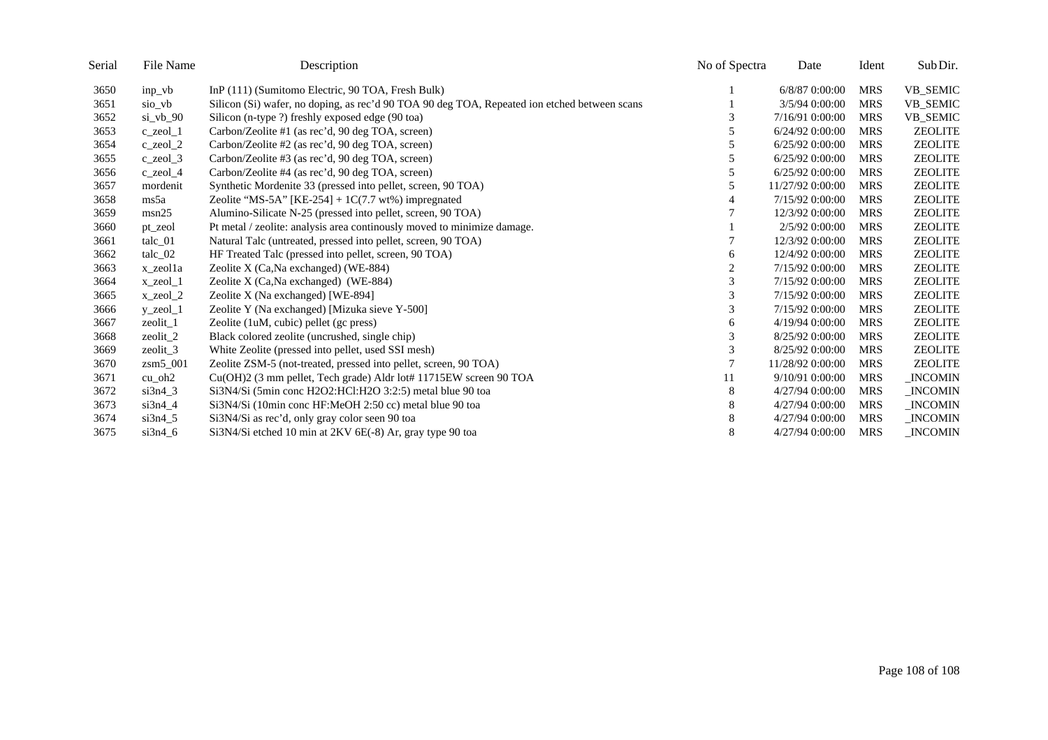| Serial | File Name | Description | No of Spectra | Date | Ident | Sub Dir. |
|---|---|---|---|---|---|---|
| 3650 | inp_vb | InP (111) (Sumitomo Electric, 90 TOA, Fresh Bulk) | 1 | 6/8/87 0:00:00 | MRS | VB_SEMIC |
| 3651 | sio_vb | Silicon (Si) wafer, no doping, as rec'd 90 TOA 90 deg TOA, Repeated ion etched between scans | 1 | 3/5/94 0:00:00 | MRS | VB_SEMIC |
| 3652 | si_vb_90 | Silicon (n-type ?) freshly exposed edge (90 toa) | 3 | 7/16/91 0:00:00 | MRS | VB_SEMIC |
| 3653 | c_zeol_1 | Carbon/Zeolite #1 (as rec'd, 90 deg TOA, screen) | 5 | 6/24/92 0:00:00 | MRS | ZEOLITE |
| 3654 | c_zeol_2 | Carbon/Zeolite #2 (as rec'd, 90 deg TOA, screen) | 5 | 6/25/92 0:00:00 | MRS | ZEOLITE |
| 3655 | c_zeol_3 | Carbon/Zeolite #3 (as rec'd, 90 deg TOA, screen) | 5 | 6/25/92 0:00:00 | MRS | ZEOLITE |
| 3656 | c_zeol_4 | Carbon/Zeolite #4 (as rec'd, 90 deg TOA, screen) | 5 | 6/25/92 0:00:00 | MRS | ZEOLITE |
| 3657 | mordenit | Synthetic Mordenite 33 (pressed into pellet, screen, 90 TOA) | 5 | 11/27/92 0:00:00 | MRS | ZEOLITE |
| 3658 | ms5a | Zeolite "MS-5A" [KE-254] + 1C(7.7 wt%) impregnated | 4 | 7/15/92 0:00:00 | MRS | ZEOLITE |
| 3659 | msn25 | Alumino-Silicate N-25 (pressed into pellet, screen, 90 TOA) | 7 | 12/3/92 0:00:00 | MRS | ZEOLITE |
| 3660 | pt_zeol | Pt metal / zeolite: analysis area continously moved to minimize damage. | 1 | 2/5/92 0:00:00 | MRS | ZEOLITE |
| 3661 | talc_01 | Natural Talc (untreated, pressed into pellet, screen, 90 TOA) | 7 | 12/3/92 0:00:00 | MRS | ZEOLITE |
| 3662 | talc_02 | HF Treated Talc (pressed into pellet, screen, 90 TOA) | 6 | 12/4/92 0:00:00 | MRS | ZEOLITE |
| 3663 | x_zeol1a | Zeolite X (Ca,Na exchanged) (WE-884) | 2 | 7/15/92 0:00:00 | MRS | ZEOLITE |
| 3664 | x_zeol_1 | Zeolite X (Ca,Na exchanged) (WE-884) | 3 | 7/15/92 0:00:00 | MRS | ZEOLITE |
| 3665 | x_zeol_2 | Zeolite X (Na exchanged) [WE-894] | 3 | 7/15/92 0:00:00 | MRS | ZEOLITE |
| 3666 | y_zeol_1 | Zeolite Y (Na exchanged) [Mizuka sieve Y-500] | 3 | 7/15/92 0:00:00 | MRS | ZEOLITE |
| 3667 | zeolit_1 | Zeolite (1uM, cubic) pellet (gc press) | 6 | 4/19/94 0:00:00 | MRS | ZEOLITE |
| 3668 | zeolit_2 | Black colored zeolite (uncrushed, single chip) | 3 | 8/25/92 0:00:00 | MRS | ZEOLITE |
| 3669 | zeolit_3 | White Zeolite (pressed into pellet, used SSI mesh) | 3 | 8/25/92 0:00:00 | MRS | ZEOLITE |
| 3670 | zsm5_001 | Zeolite ZSM-5 (not-treated, pressed into pellet, screen, 90 TOA) | 7 | 11/28/92 0:00:00 | MRS | ZEOLITE |
| 3671 | cu_oh2 | Cu(OH)2 (3 mm pellet, Tech grade) Aldr lot# 11715EW screen 90 TOA | 11 | 9/10/91 0:00:00 | MRS | _INCOMIN |
| 3672 | si3n4_3 | Si3N4/Si (5min conc H2O2:HCl:H2O 3:2:5) metal blue 90 toa | 8 | 4/27/94 0:00:00 | MRS | _INCOMIN |
| 3673 | si3n4_4 | Si3N4/Si (10min conc HF:MeOH 2:50 cc) metal blue 90 toa | 8 | 4/27/94 0:00:00 | MRS | _INCOMIN |
| 3674 | si3n4_5 | Si3N4/Si as rec'd, only gray color seen 90 toa | 8 | 4/27/94 0:00:00 | MRS | _INCOMIN |
| 3675 | si3n4_6 | Si3N4/Si etched 10 min at 2KV 6E(-8) Ar, gray type 90 toa | 8 | 4/27/94 0:00:00 | MRS | _INCOMIN |